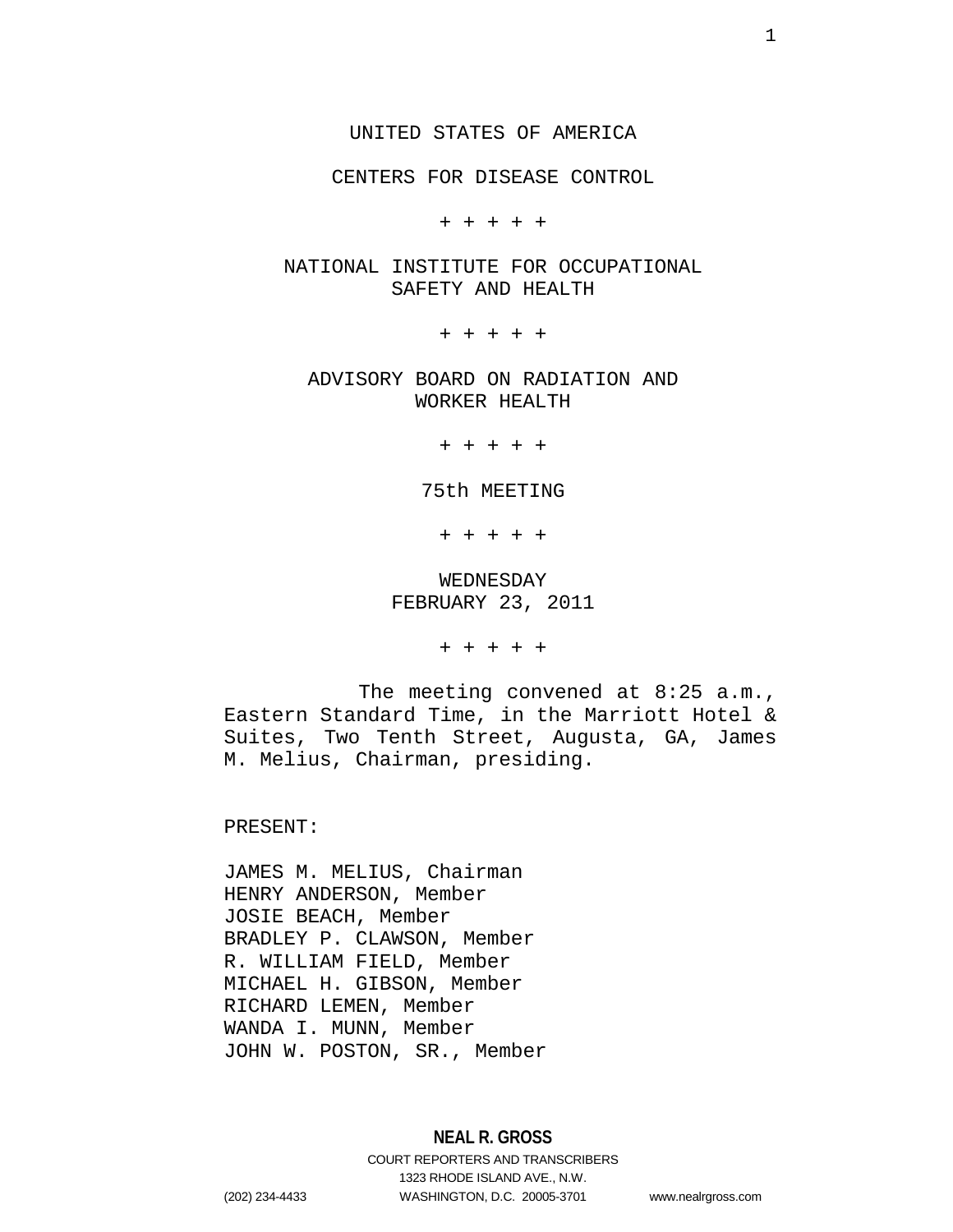UNITED STATES OF AMERICA

CENTERS FOR DISEASE CONTROL

\+ + + + +

NATIONAL INSTITUTE FOR OCCUPATIONAL SAFETY AND HEALTH

\+ + + + +

ADVISORY BOARD ON RADIATION AND WORKER HEALTH

\+ + + + +

75th MEETING

\+ + + + +

WEDNESDAY
FEBRUARY 23, 2011

\+ + + + +

The meeting convened at 8:25 a.m., Eastern Standard Time, in the Marriott Hotel & Suites, Two Tenth Street, Augusta, GA, James M. Melius, Chairman, presiding.

PRESENT:

JAMES M. MELIUS, Chairman
HENRY ANDERSON, Member
JOSIE BEACH, Member
BRADLEY P. CLAWSON, Member
R. WILLIAM FIELD, Member
MICHAEL H. GIBSON, Member
RICHARD LEMEN, Member
WANDA I. MUNN, Member
JOHN W. POSTON, SR., Member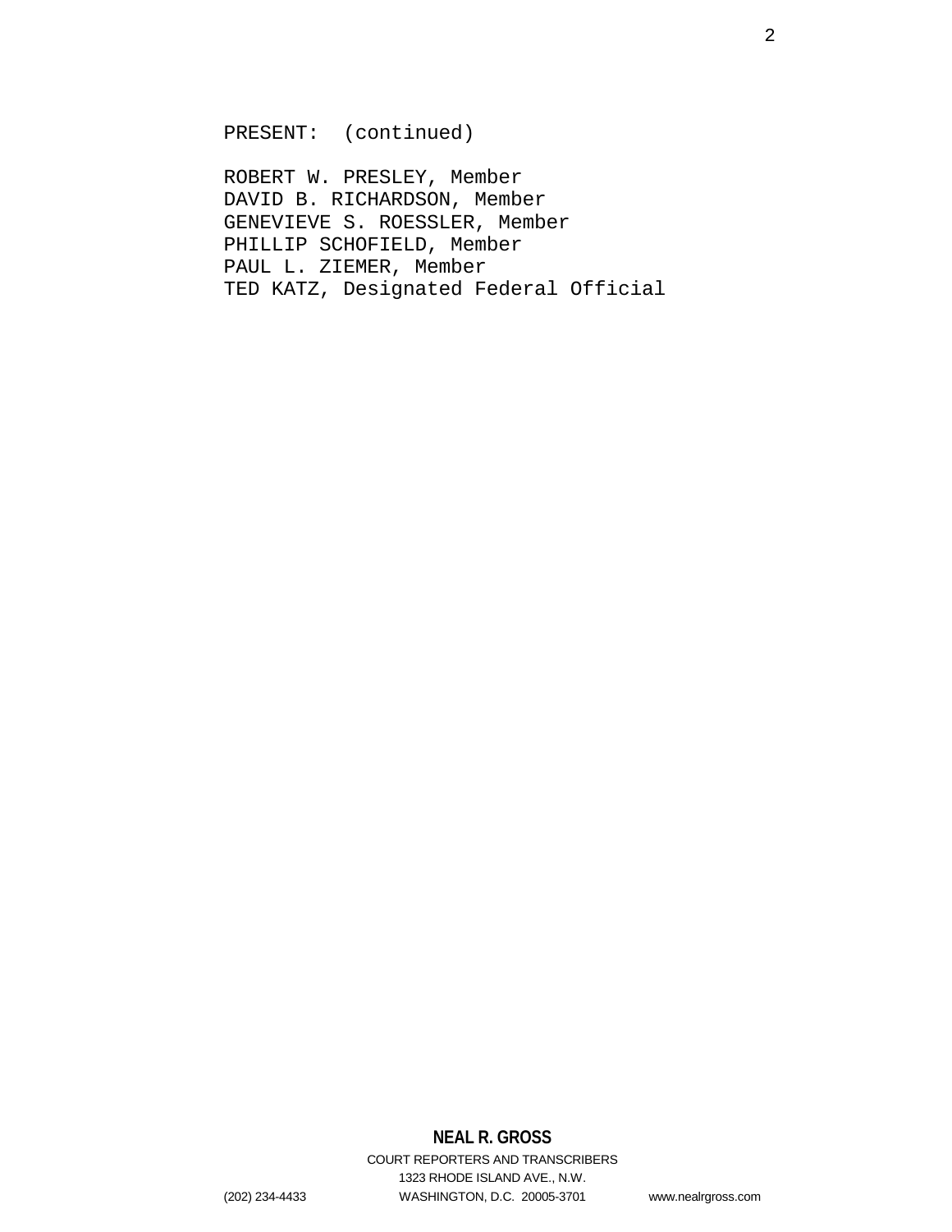PRESENT: (continued)

ROBERT W. PRESLEY, Member
DAVID B. RICHARDSON, Member
GENEVIEVE S. ROESSLER, Member
PHILLIP SCHOFIELD, Member
PAUL L. ZIEMER, Member
TED KATZ, Designated Federal Official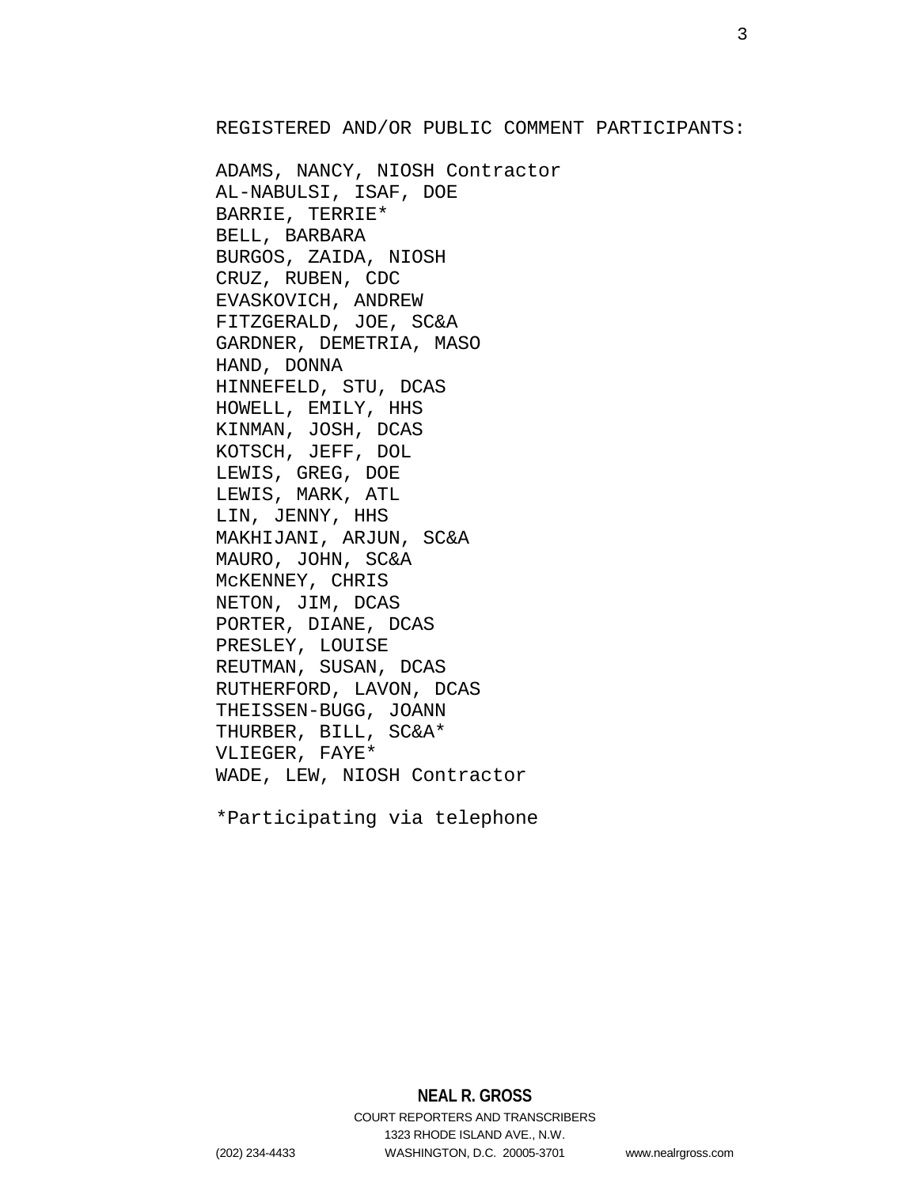REGISTERED AND/OR PUBLIC COMMENT PARTICIPANTS:

ADAMS, NANCY, NIOSH Contractor
AL-NABULSI, ISAF, DOE
BARRIE, TERRIE*
BELL, BARBARA
BURGOS, ZAIDA, NIOSH
CRUZ, RUBEN, CDC
EVASKOVICH, ANDREW
FITZGERALD, JOE, SC&A
GARDNER, DEMETRIA, MASO
HAND, DONNA
HINNEFELD, STU, DCAS
HOWELL, EMILY, HHS
KINMAN, JOSH, DCAS
KOTSCH, JEFF, DOL
LEWIS, GREG, DOE
LEWIS, MARK, ATL
LIN, JENNY, HHS
MAKHIJANI, ARJUN, SC&A
MAURO, JOHN, SC&A
McKENNEY, CHRIS
NETON, JIM, DCAS
PORTER, DIANE, DCAS
PRESLEY, LOUISE
REUTMAN, SUSAN, DCAS
RUTHERFORD, LAVON, DCAS
THEISSEN-BUGG, JOANN
THURBER, BILL, SC&A*
VLIEGER, FAYE*
WADE, LEW, NIOSH Contractor

*Participating via telephone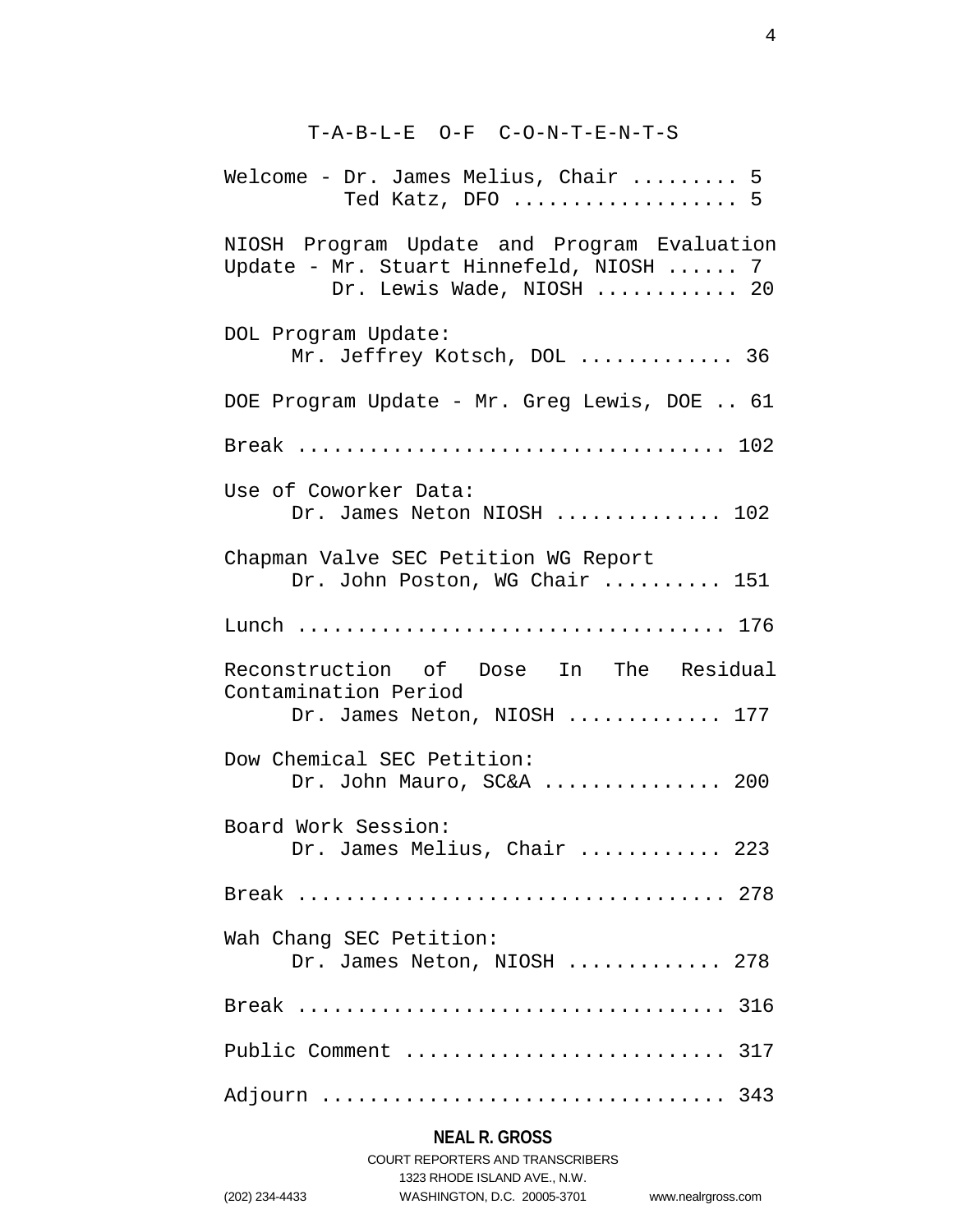# T-A-B-L-E O-F C-O-N-T-E-N-T-S

Welcome - Dr. James Melius, Chair ......... 5
Ted Katz, DFO .................. 5

NIOSH Program Update and Program Evaluation Update - Mr. Stuart Hinnefeld, NIOSH ...... 7
Dr. Lewis Wade, NIOSH ........... 20

DOL Program Update:
Mr. Jeffrey Kotsch, DOL ............. 36

DOE Program Update - Mr. Greg Lewis, DOE .. 61

Break .................................. 102

Use of Coworker Data:
Dr. James Neton NIOSH .............. 102

Chapman Valve SEC Petition WG Report
Dr. John Poston, WG Chair .......... 151

Lunch .................................. 176

Reconstruction of Dose In The Residual Contamination Period
Dr. James Neton, NIOSH ............. 177

Dow Chemical SEC Petition:
Dr. John Mauro, SC&A ............... 200

Board Work Session:
Dr. James Melius, Chair ............ 223

Break .................................. 278

Wah Chang SEC Petition:
Dr. James Neton, NIOSH ............. 278

Break .................................. 316

Public Comment ......................... 317

Adjourn ................................ 343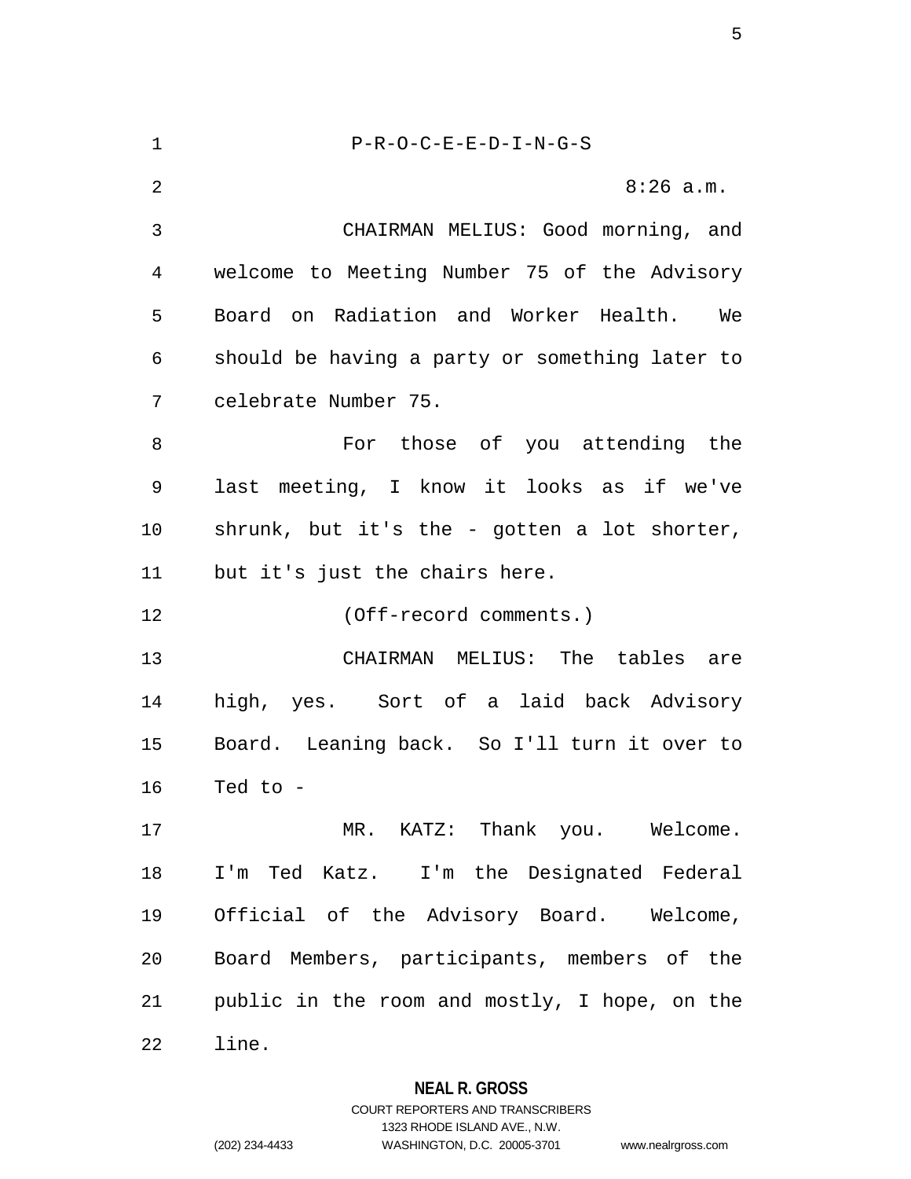P-R-O-C-E-E-D-I-N-G-S

8:26 a.m.

CHAIRMAN MELIUS: Good morning, and welcome to Meeting Number 75 of the Advisory Board on Radiation and Worker Health. We should be having a party or something later to celebrate Number 75.

For those of you attending the last meeting, I know it looks as if we've shrunk, but it's the - gotten a lot shorter, but it's just the chairs here.

(Off-record comments.)

CHAIRMAN MELIUS: The tables are high, yes. Sort of a laid back Advisory Board. Leaning back. So I'll turn it over to Ted to -

MR. KATZ: Thank you. Welcome. I'm Ted Katz. I'm the Designated Federal Official of the Advisory Board. Welcome, Board Members, participants, members of the public in the room and mostly, I hope, on the line.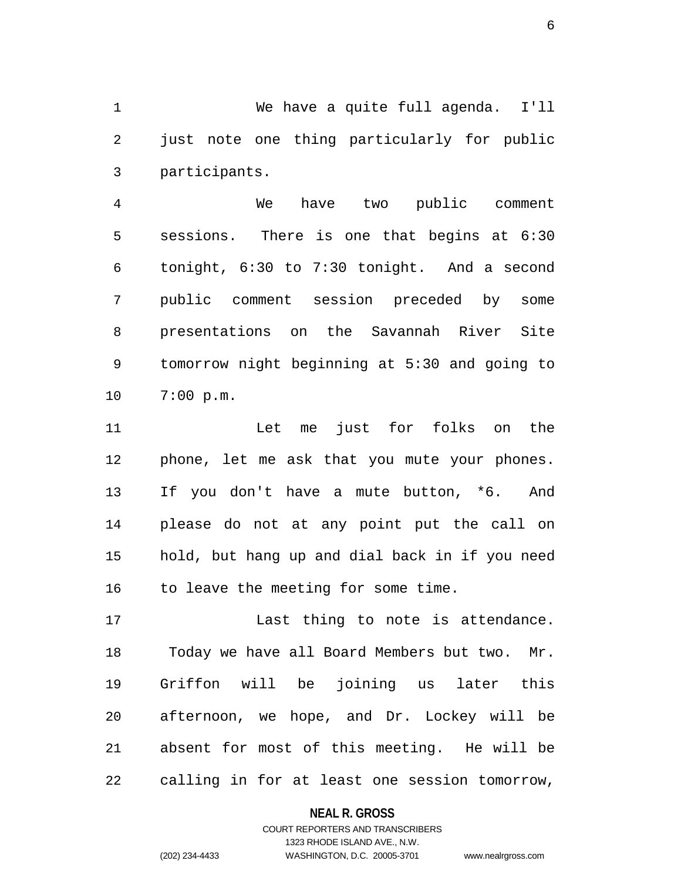We have a quite full agenda. I'll just note one thing particularly for public participants.

We have two public comment sessions. There is one that begins at 6:30 tonight, 6:30 to 7:30 tonight. And a second public comment session preceded by some presentations on the Savannah River Site tomorrow night beginning at 5:30 and going to 7:00 p.m.

Let me just for folks on the phone, let me ask that you mute your phones. If you don't have a mute button, *6. And please do not at any point put the call on hold, but hang up and dial back in if you need to leave the meeting for some time.

Last thing to note is attendance. Today we have all Board Members but two. Mr. Griffon will be joining us later this afternoon, we hope, and Dr. Lockey will be absent for most of this meeting. He will be calling in for at least one session tomorrow,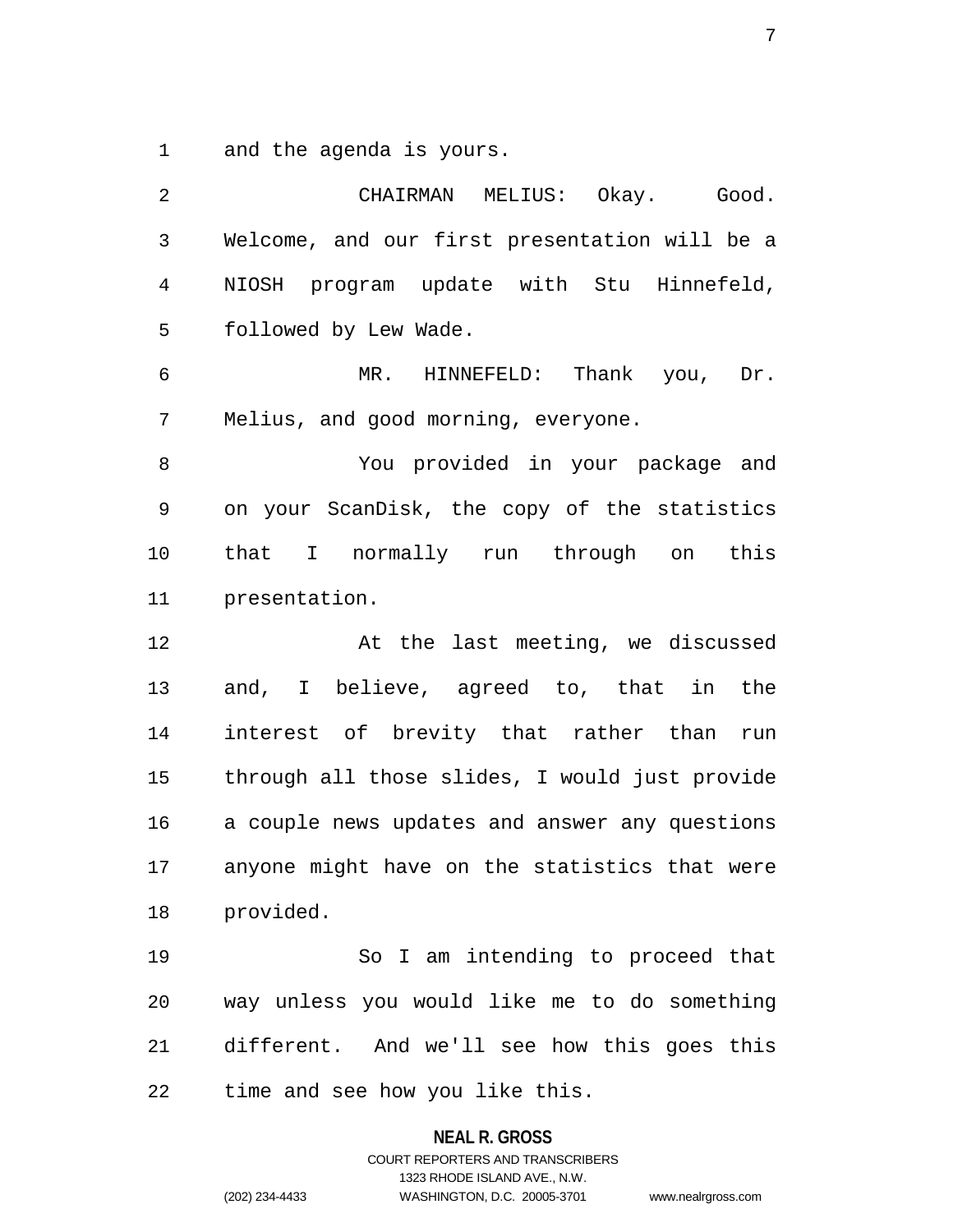and the agenda is yours.

CHAIRMAN MELIUS: Okay. Good. Welcome, and our first presentation will be a NIOSH program update with Stu Hinnefeld, followed by Lew Wade.

MR. HINNEFELD: Thank you, Dr. Melius, and good morning, everyone.

You provided in your package and on your ScanDisk, the copy of the statistics that I normally run through on this presentation.

At the last meeting, we discussed and, I believe, agreed to, that in the interest of brevity that rather than run through all those slides, I would just provide a couple news updates and answer any questions anyone might have on the statistics that were provided.

So I am intending to proceed that way unless you would like me to do something different. And we'll see how this goes this time and see how you like this.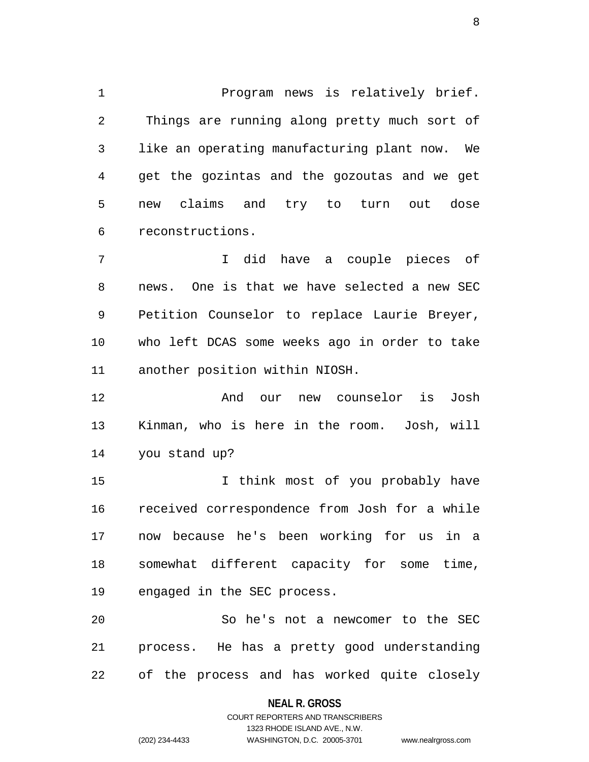Program news is relatively brief. Things are running along pretty much sort of like an operating manufacturing plant now. We get the gozintas and the gozoutas and we get new claims and try to turn out dose reconstructions.

I did have a couple pieces of news. One is that we have selected a new SEC Petition Counselor to replace Laurie Breyer, who left DCAS some weeks ago in order to take another position within NIOSH.

And our new counselor is Josh Kinman, who is here in the room. Josh, will you stand up?

I think most of you probably have received correspondence from Josh for a while now because he's been working for us in a somewhat different capacity for some time, engaged in the SEC process.

So he's not a newcomer to the SEC process. He has a pretty good understanding of the process and has worked quite closely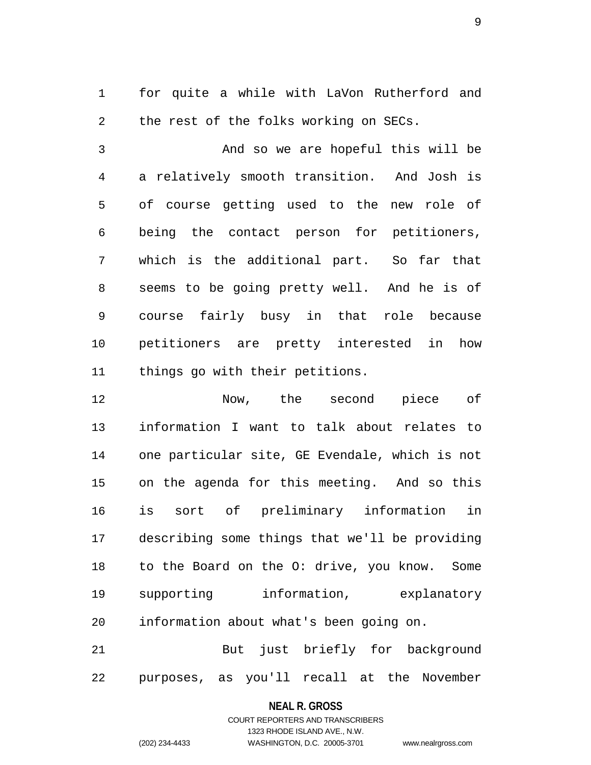for quite a while with LaVon Rutherford and the rest of the folks working on SECs.

And so we are hopeful this will be a relatively smooth transition. And Josh is of course getting used to the new role of being the contact person for petitioners, which is the additional part. So far that seems to be going pretty well. And he is of course fairly busy in that role because petitioners are pretty interested in how things go with their petitions.

Now, the second piece of information I want to talk about relates to one particular site, GE Evendale, which is not on the agenda for this meeting. And so this is sort of preliminary information in describing some things that we'll be providing to the Board on the O: drive, you know. Some supporting information, explanatory information about what's been going on.

But just briefly for background purposes, as you'll recall at the November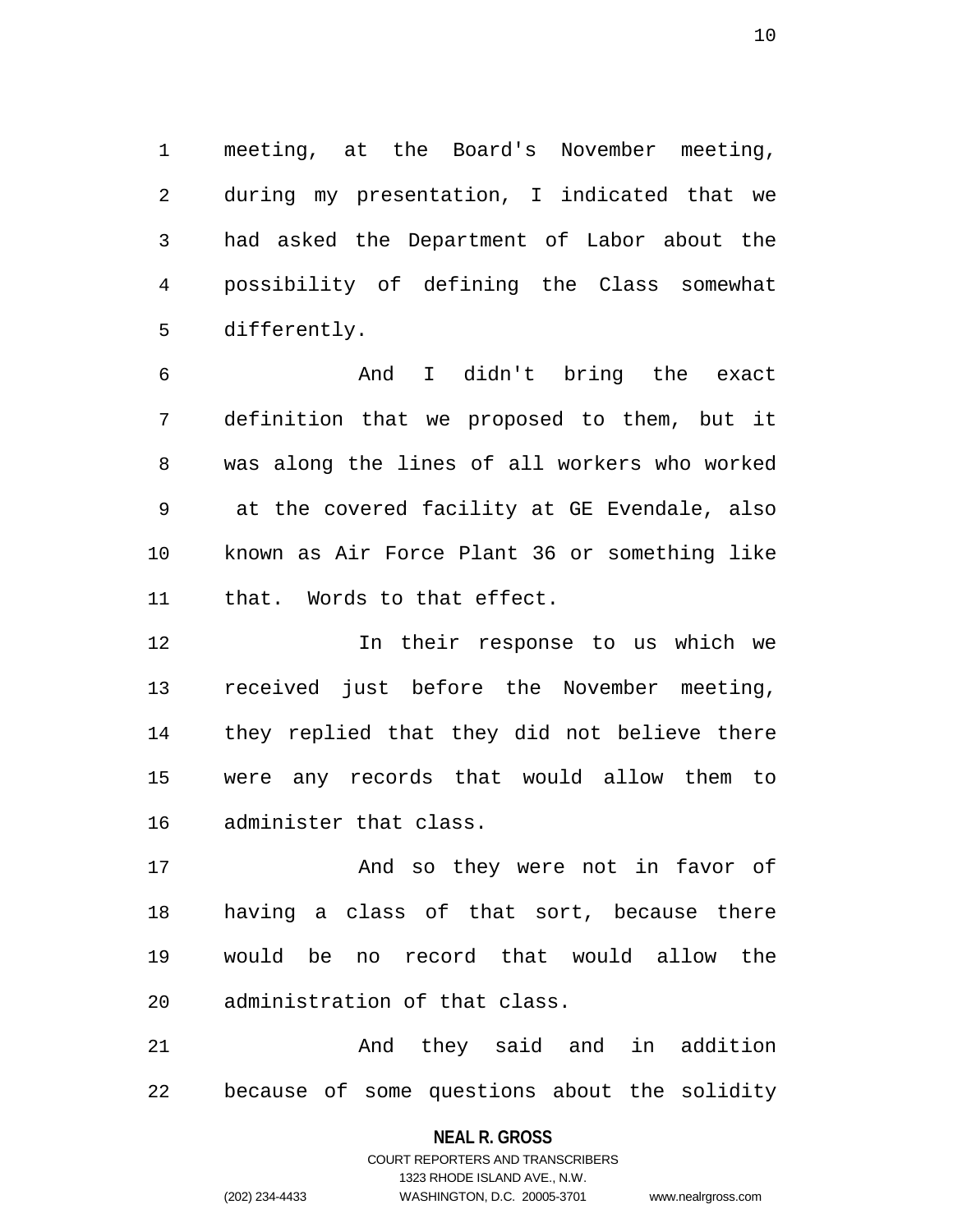meeting, at the Board's November meeting, during my presentation, I indicated that we had asked the Department of Labor about the possibility of defining the Class somewhat differently.

And I didn't bring the exact definition that we proposed to them, but it was along the lines of all workers who worked at the covered facility at GE Evendale, also known as Air Force Plant 36 or something like that. Words to that effect.

In their response to us which we received just before the November meeting, they replied that they did not believe there were any records that would allow them to administer that class.

And so they were not in favor of having a class of that sort, because there would be no record that would allow the administration of that class.

And they said and in addition because of some questions about the solidity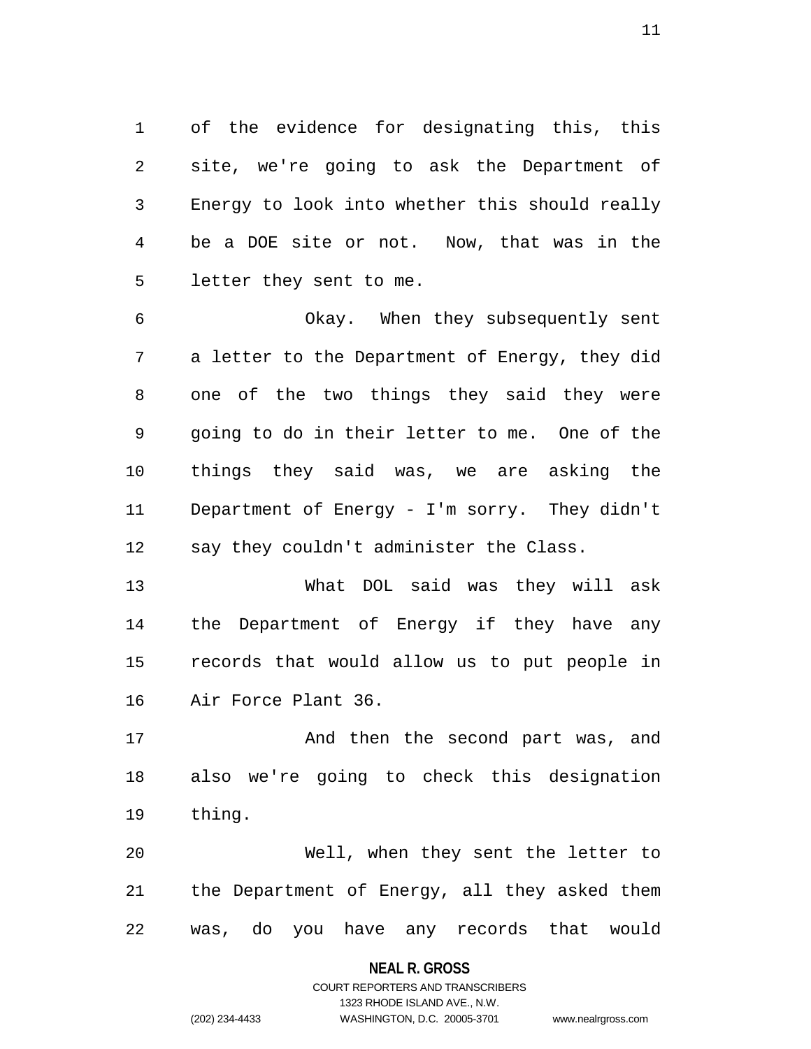of the evidence for designating this, this site, we're going to ask the Department of Energy to look into whether this should really be a DOE site or not. Now, that was in the letter they sent to me.

Okay. When they subsequently sent a letter to the Department of Energy, they did one of the two things they said they were going to do in their letter to me. One of the things they said was, we are asking the Department of Energy - I'm sorry. They didn't say they couldn't administer the Class.

What DOL said was they will ask the Department of Energy if they have any records that would allow us to put people in Air Force Plant 36.

And then the second part was, and also we're going to check this designation thing.

Well, when they sent the letter to the Department of Energy, all they asked them was, do you have any records that would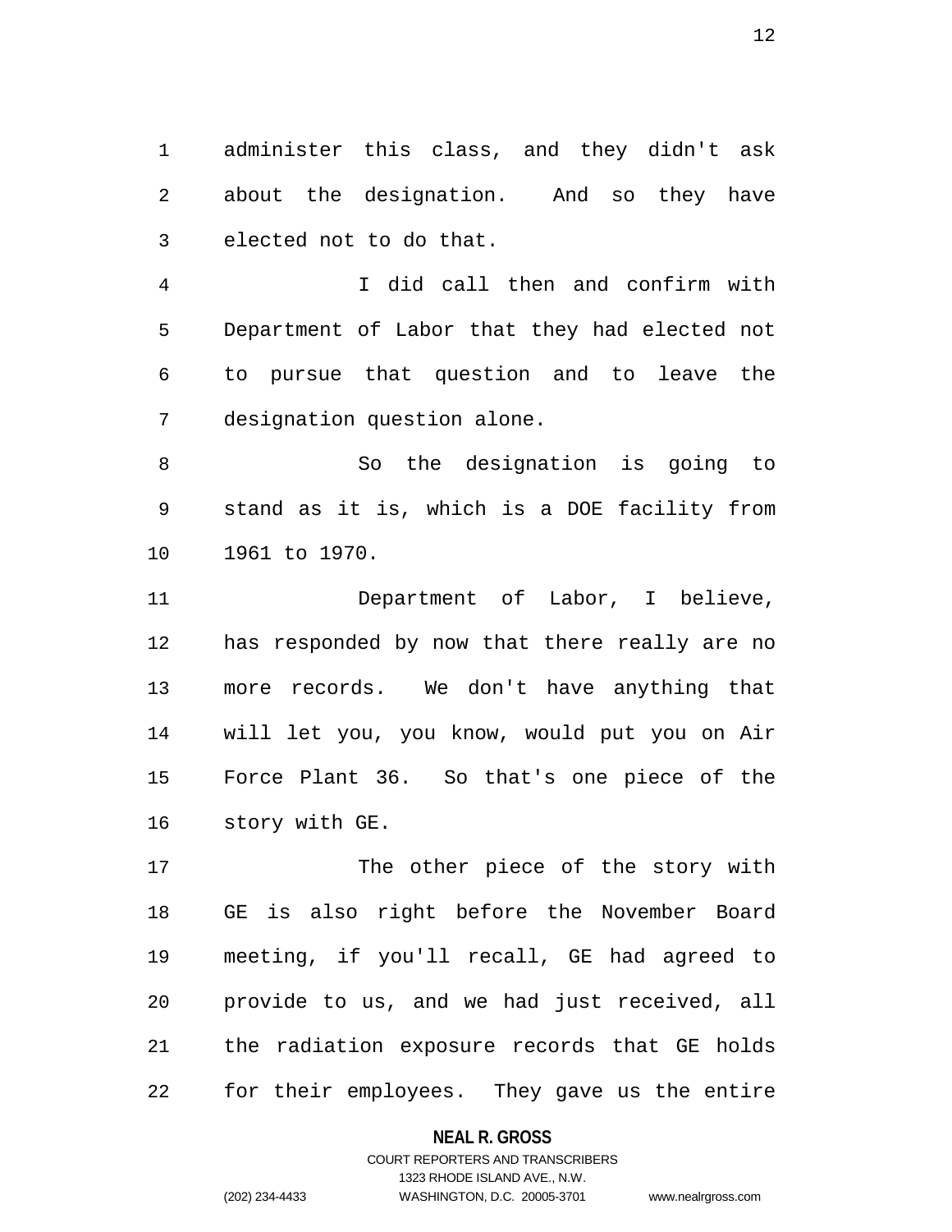administer this class, and they didn't ask about the designation. And so they have elected not to do that.

I did call then and confirm with Department of Labor that they had elected not to pursue that question and to leave the designation question alone.

So the designation is going to stand as it is, which is a DOE facility from 1961 to 1970.

Department of Labor, I believe, has responded by now that there really are no more records. We don't have anything that will let you, you know, would put you on Air Force Plant 36. So that's one piece of the story with GE.

The other piece of the story with GE is also right before the November Board meeting, if you'll recall, GE had agreed to provide to us, and we had just received, all the radiation exposure records that GE holds for their employees. They gave us the entire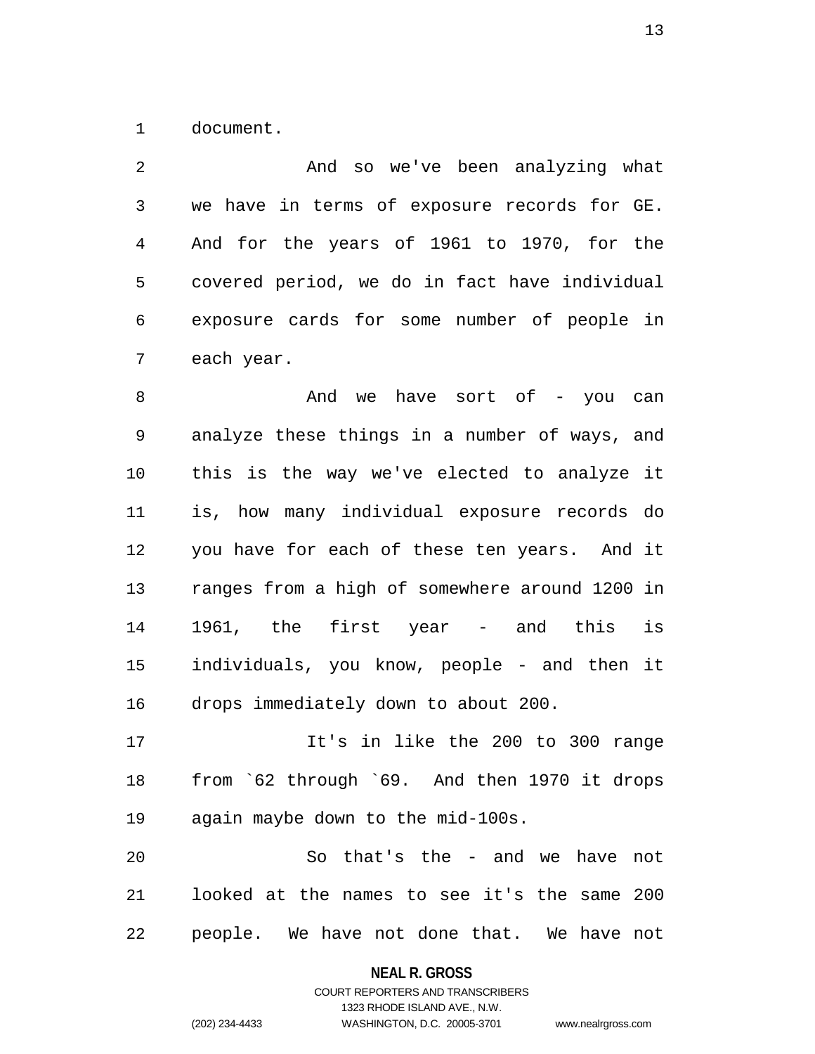document.

And so we've been analyzing what we have in terms of exposure records for GE. And for the years of 1961 to 1970, for the covered period, we do in fact have individual exposure cards for some number of people in each year.

And we have sort of - you can analyze these things in a number of ways, and this is the way we've elected to analyze it is, how many individual exposure records do you have for each of these ten years. And it ranges from a high of somewhere around 1200 in 1961, the first year - and this is individuals, you know, people - and then it drops immediately down to about 200.

It's in like the 200 to 300 range from `62 through `69. And then 1970 it drops again maybe down to the mid-100s.

So that's the - and we have not looked at the names to see it's the same 200 people. We have not done that. We have not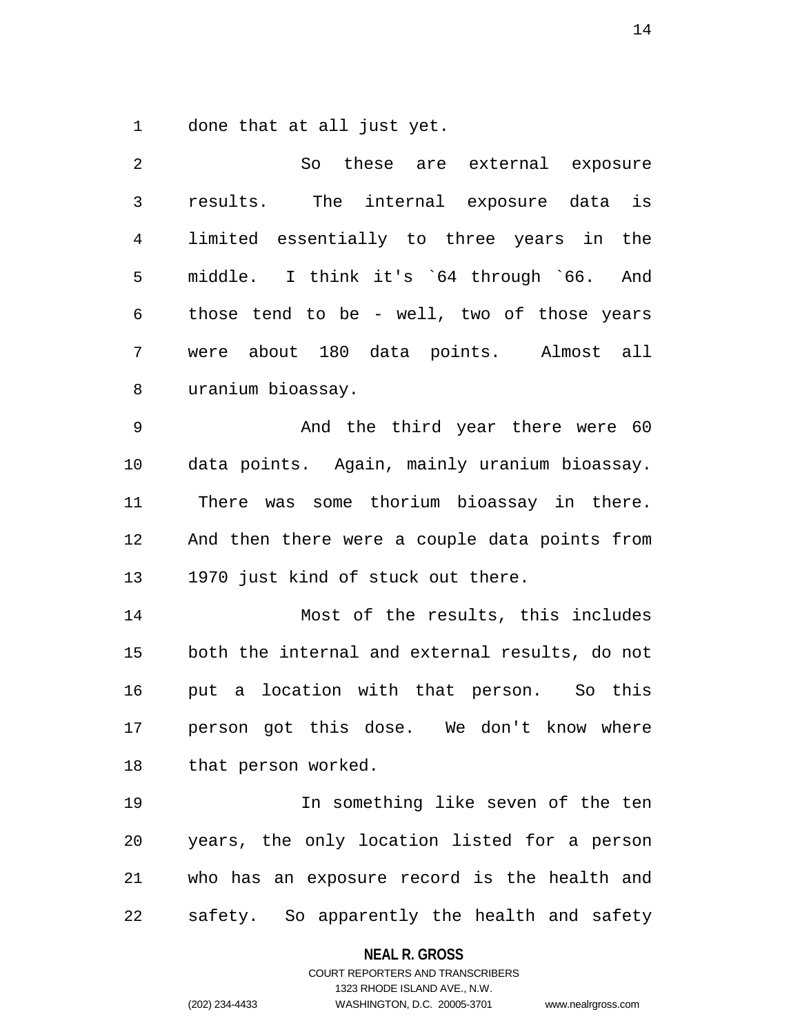done that at all just yet.

So these are external exposure results. The internal exposure data is limited essentially to three years in the middle. I think it's `64 through `66. And those tend to be - well, two of those years were about 180 data points. Almost all uranium bioassay.

And the third year there were 60 data points. Again, mainly uranium bioassay. There was some thorium bioassay in there. And then there were a couple data points from 1970 just kind of stuck out there.

Most of the results, this includes both the internal and external results, do not put a location with that person. So this person got this dose. We don't know where that person worked.

In something like seven of the ten years, the only location listed for a person who has an exposure record is the health and safety. So apparently the health and safety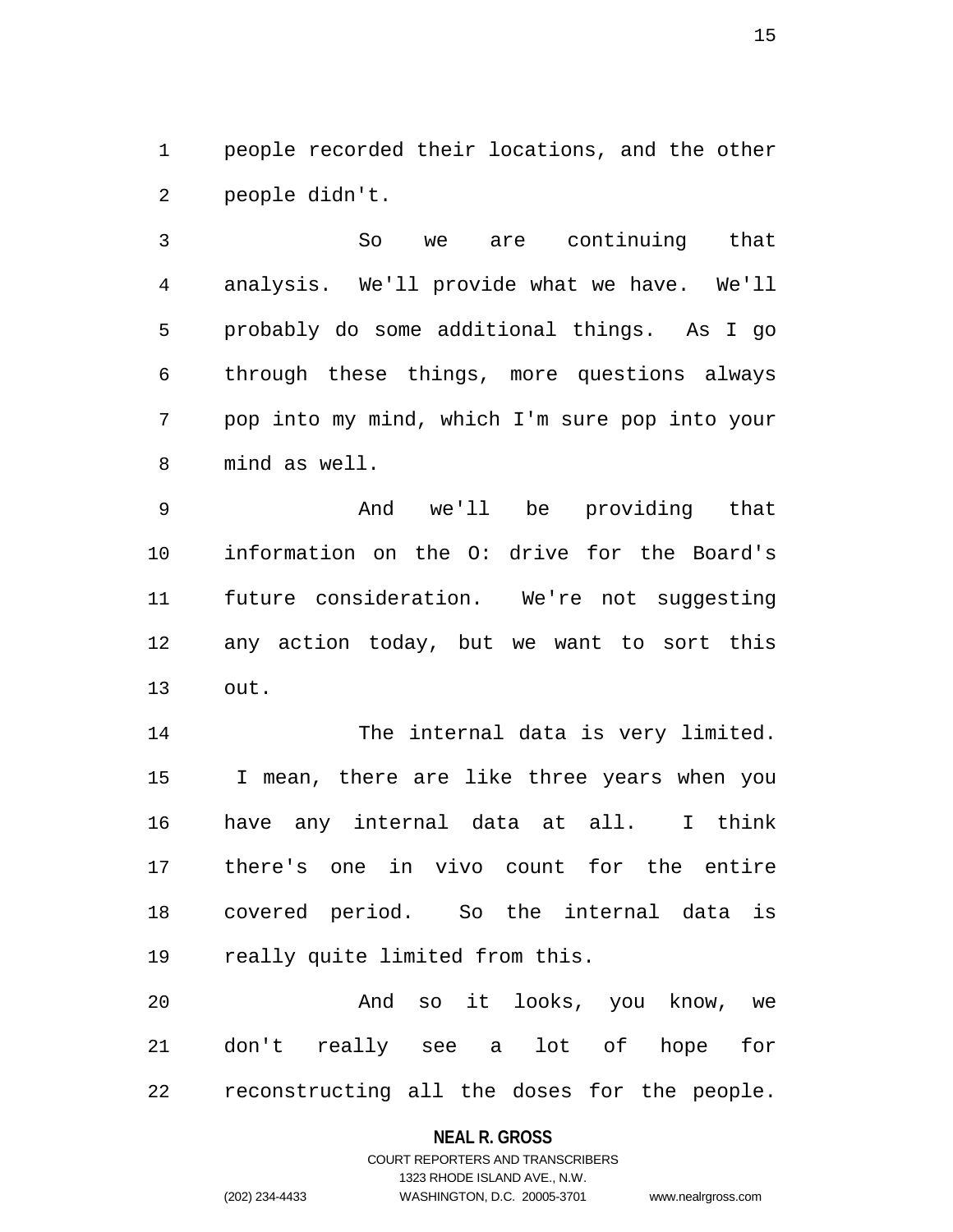people recorded their locations, and the other people didn't.

So we are continuing that analysis. We'll provide what we have. We'll probably do some additional things. As I go through these things, more questions always pop into my mind, which I'm sure pop into your mind as well.

And we'll be providing that information on the O: drive for the Board's future consideration. We're not suggesting any action today, but we want to sort this out.

The internal data is very limited. I mean, there are like three years when you have any internal data at all. I think there's one in vivo count for the entire covered period. So the internal data is really quite limited from this.

And so it looks, you know, we don't really see a lot of hope for reconstructing all the doses for the people.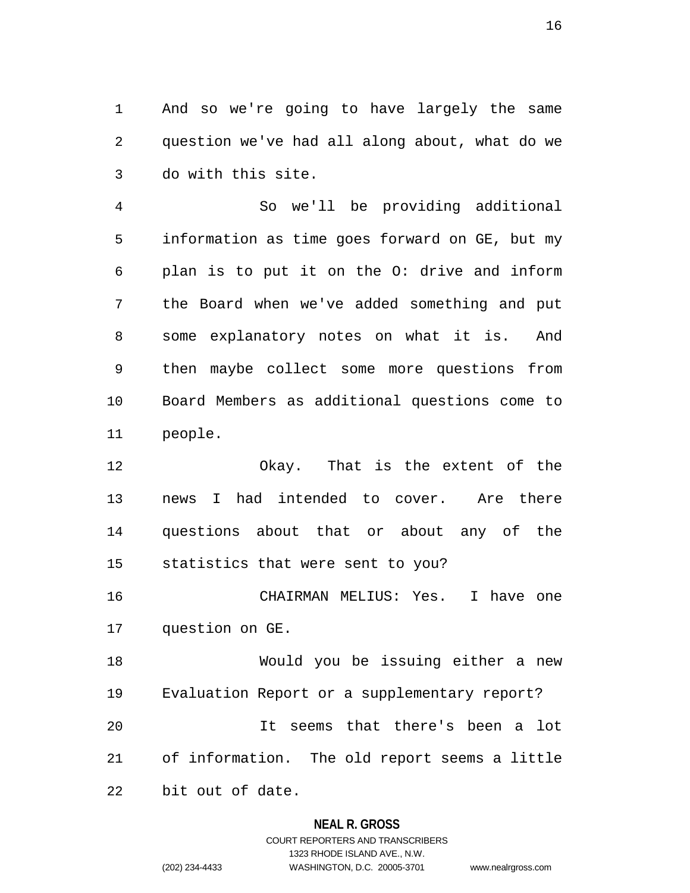And so we're going to have largely the same question we've had all along about, what do we do with this site.

So we'll be providing additional information as time goes forward on GE, but my plan is to put it on the O: drive and inform the Board when we've added something and put some explanatory notes on what it is. And then maybe collect some more questions from Board Members as additional questions come to people.

Okay. That is the extent of the news I had intended to cover. Are there questions about that or about any of the statistics that were sent to you?

CHAIRMAN MELIUS: Yes. I have one question on GE.

Would you be issuing either a new Evaluation Report or a supplementary report?

It seems that there's been a lot of information. The old report seems a little bit out of date.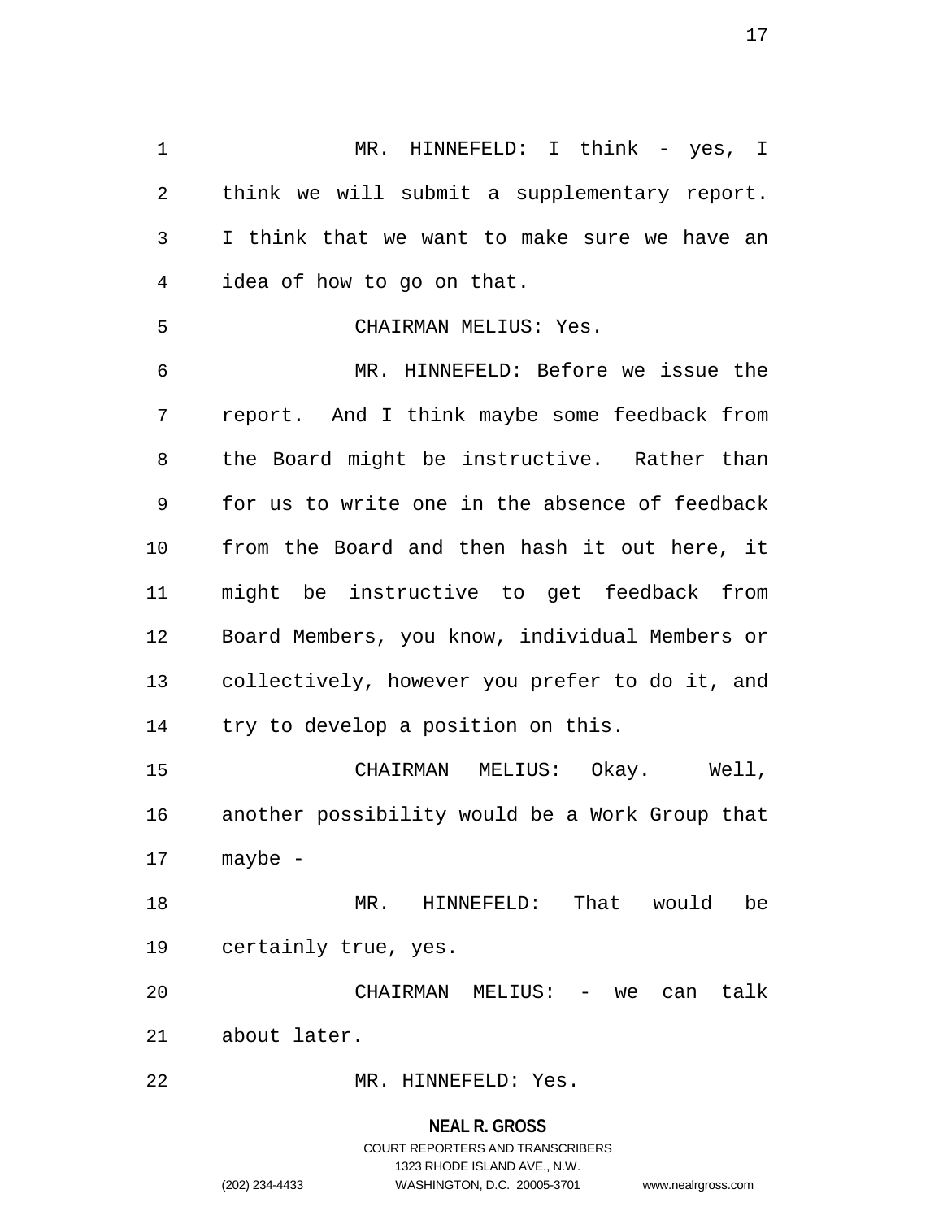MR. HINNEFELD: I think - yes, I think we will submit a supplementary report. I think that we want to make sure we have an idea of how to go on that.

CHAIRMAN MELIUS: Yes.

MR. HINNEFELD: Before we issue the report. And I think maybe some feedback from the Board might be instructive. Rather than for us to write one in the absence of feedback from the Board and then hash it out here, it might be instructive to get feedback from Board Members, you know, individual Members or collectively, however you prefer to do it, and try to develop a position on this.

CHAIRMAN MELIUS: Okay. Well, another possibility would be a Work Group that maybe -

MR. HINNEFELD: That would be certainly true, yes.

CHAIRMAN MELIUS: - we can talk about later.

MR. HINNEFELD: Yes.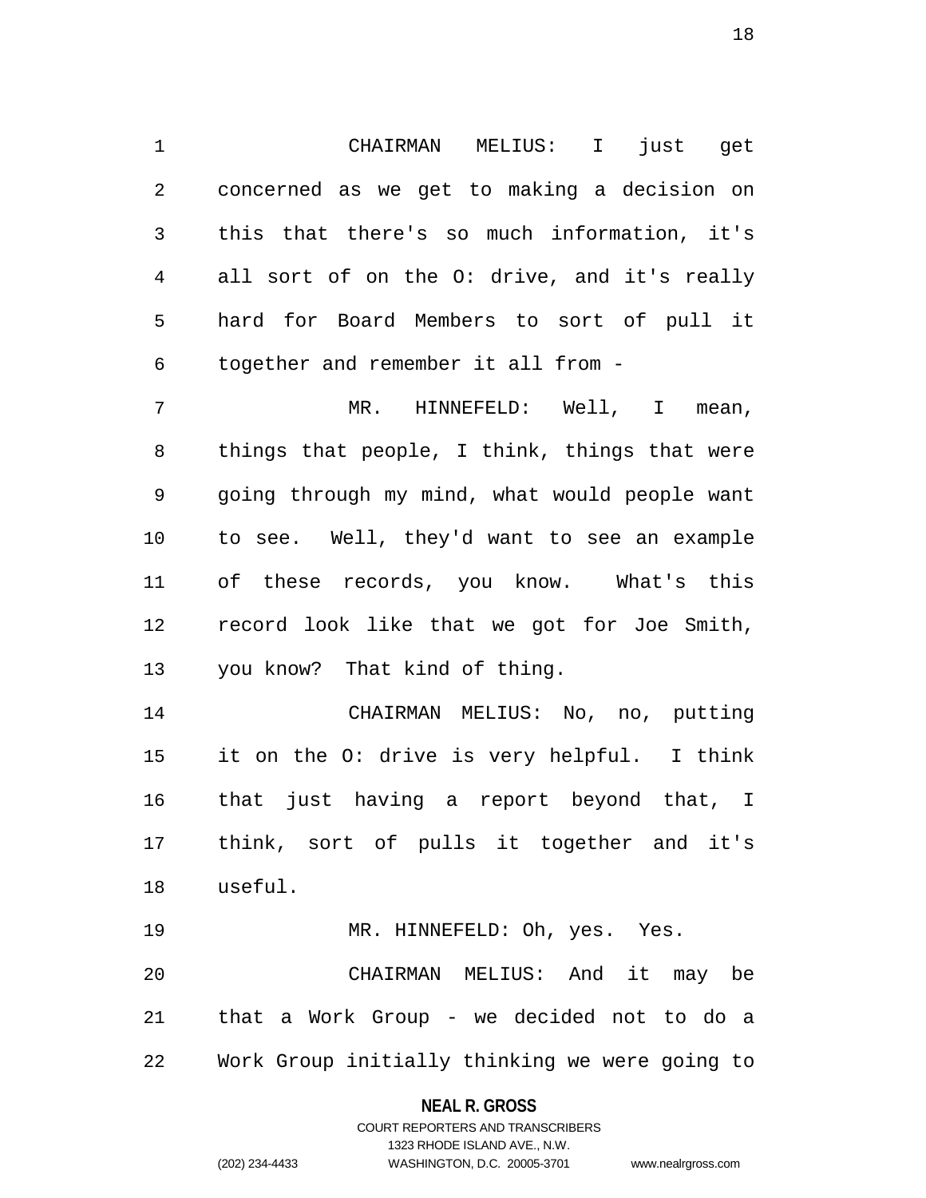CHAIRMAN MELIUS: I just get concerned as we get to making a decision on this that there's so much information, it's all sort of on the O: drive, and it's really hard for Board Members to sort of pull it together and remember it all from -

MR. HINNEFELD: Well, I mean, things that people, I think, things that were going through my mind, what would people want to see. Well, they'd want to see an example of these records, you know. What's this record look like that we got for Joe Smith, you know? That kind of thing.

CHAIRMAN MELIUS: No, no, putting it on the O: drive is very helpful. I think that just having a report beyond that, I think, sort of pulls it together and it's useful.

MR. HINNEFELD: Oh, yes. Yes.

CHAIRMAN MELIUS: And it may be that a Work Group - we decided not to do a Work Group initially thinking we were going to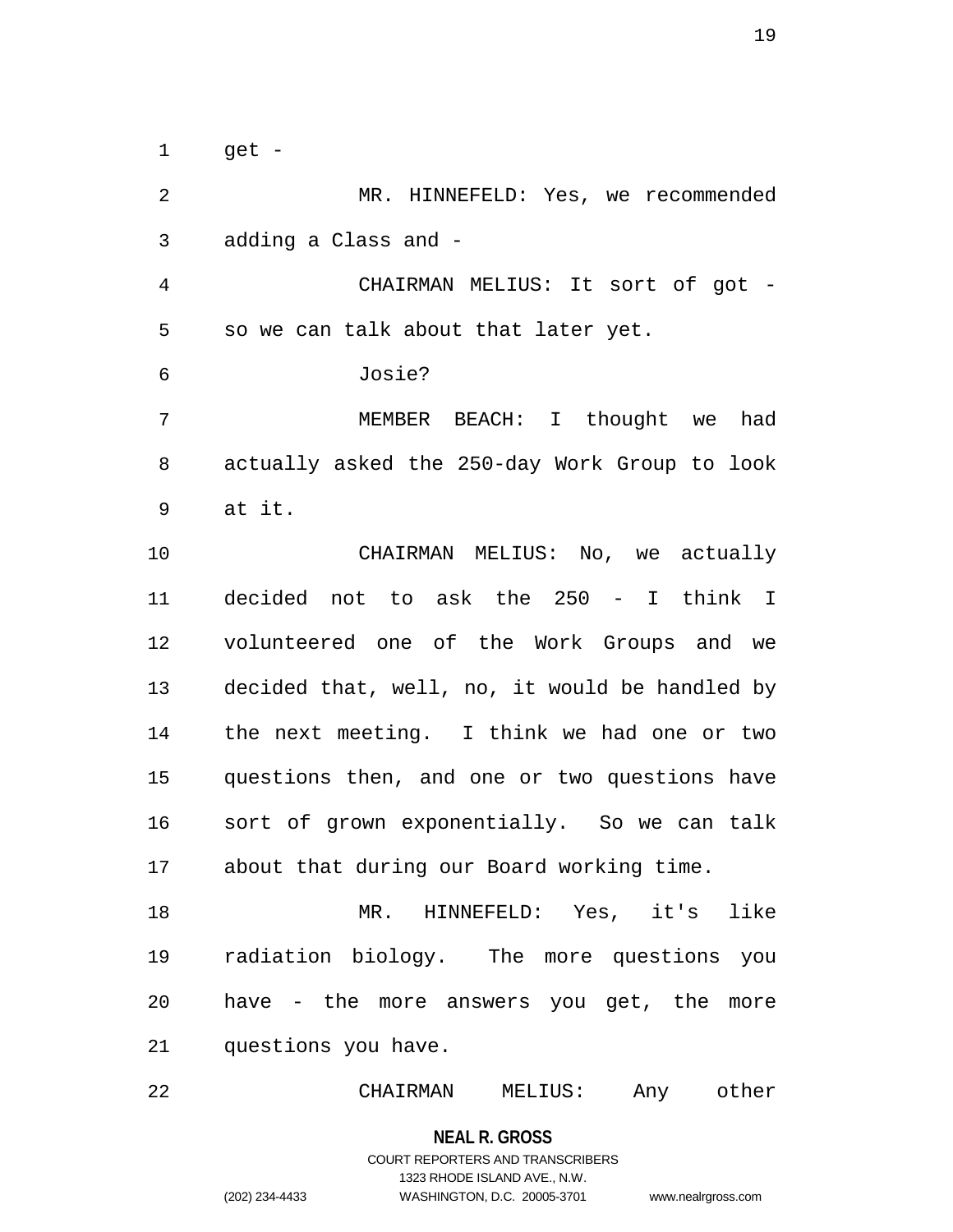get -

MR. HINNEFELD: Yes, we recommended adding a Class and -

CHAIRMAN MELIUS: It sort of got - so we can talk about that later yet.

Josie?

MEMBER BEACH: I thought we had actually asked the 250-day Work Group to look at it.

CHAIRMAN MELIUS: No, we actually decided not to ask the 250 - I think I volunteered one of the Work Groups and we decided that, well, no, it would be handled by the next meeting. I think we had one or two questions then, and one or two questions have sort of grown exponentially. So we can talk about that during our Board working time.

MR. HINNEFELD: Yes, it's like radiation biology. The more questions you have - the more answers you get, the more questions you have.

CHAIRMAN MELIUS: Any other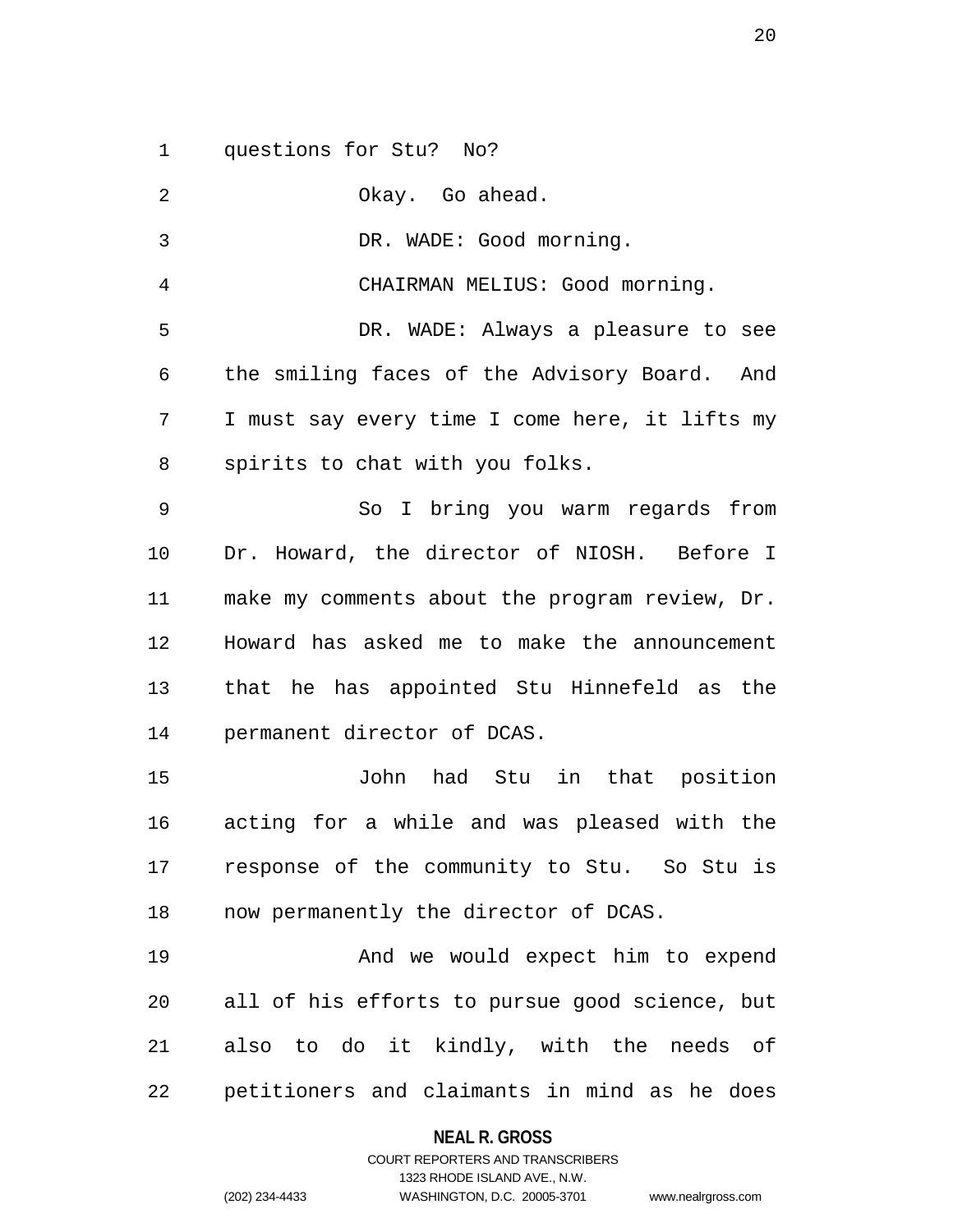questions for Stu? No?

Okay. Go ahead.

DR. WADE: Good morning.

CHAIRMAN MELIUS: Good morning.

DR. WADE: Always a pleasure to see the smiling faces of the Advisory Board. And I must say every time I come here, it lifts my spirits to chat with you folks.

So I bring you warm regards from Dr. Howard, the director of NIOSH. Before I make my comments about the program review, Dr. Howard has asked me to make the announcement that he has appointed Stu Hinnefeld as the permanent director of DCAS.

John had Stu in that position acting for a while and was pleased with the response of the community to Stu. So Stu is now permanently the director of DCAS.

And we would expect him to expend all of his efforts to pursue good science, but also to do it kindly, with the needs of petitioners and claimants in mind as he does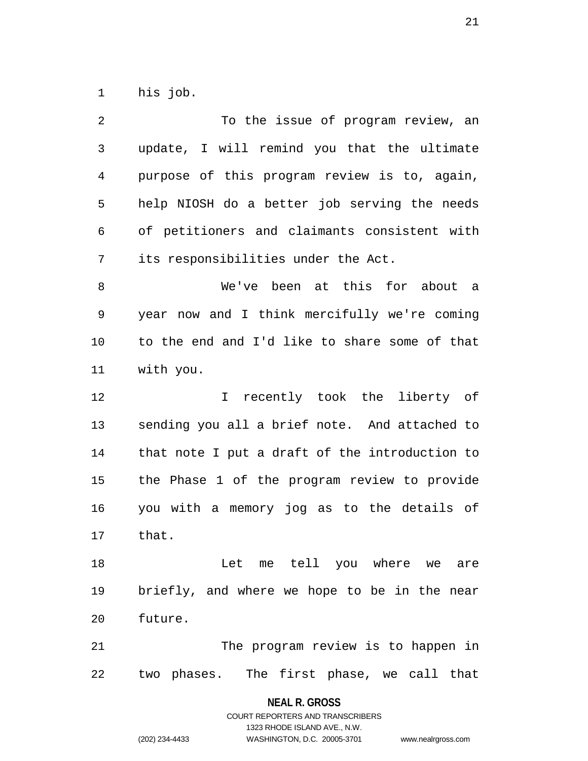his job.

To the issue of program review, an update, I will remind you that the ultimate purpose of this program review is to, again, help NIOSH do a better job serving the needs of petitioners and claimants consistent with its responsibilities under the Act.

We've been at this for about a year now and I think mercifully we're coming to the end and I'd like to share some of that with you.

I recently took the liberty of sending you all a brief note. And attached to that note I put a draft of the introduction to the Phase 1 of the program review to provide you with a memory jog as to the details of that.

Let me tell you where we are briefly, and where we hope to be in the near future.

The program review is to happen in two phases. The first phase, we call that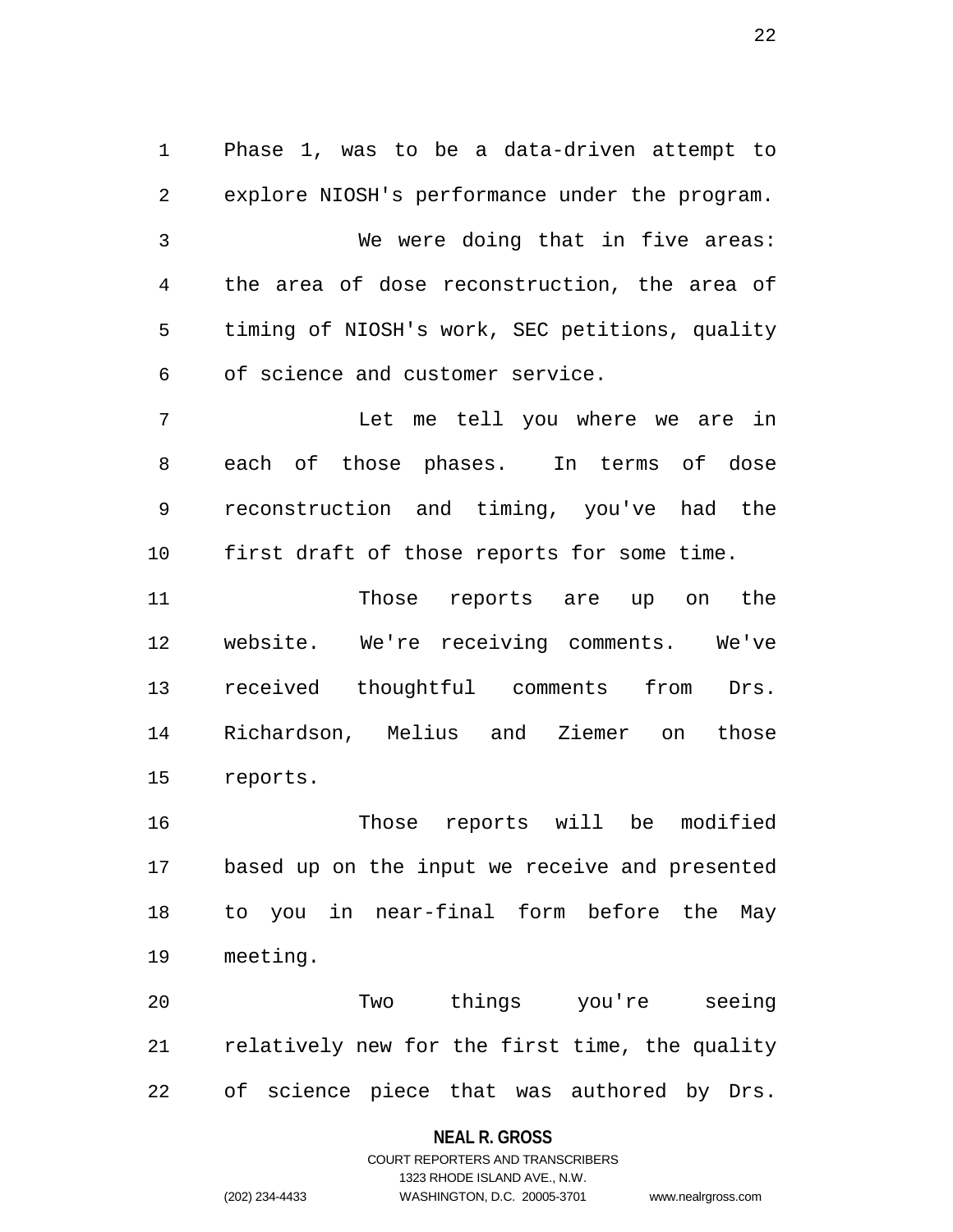Phase 1, was to be a data-driven attempt to explore NIOSH's performance under the program.

We were doing that in five areas: the area of dose reconstruction, the area of timing of NIOSH's work, SEC petitions, quality of science and customer service.

Let me tell you where we are in each of those phases. In terms of dose reconstruction and timing, you've had the first draft of those reports for some time.

Those reports are up on the website. We're receiving comments. We've received thoughtful comments from Drs. Richardson, Melius and Ziemer on those reports.

Those reports will be modified based up on the input we receive and presented to you in near-final form before the May meeting.

Two things you're seeing relatively new for the first time, the quality of science piece that was authored by Drs.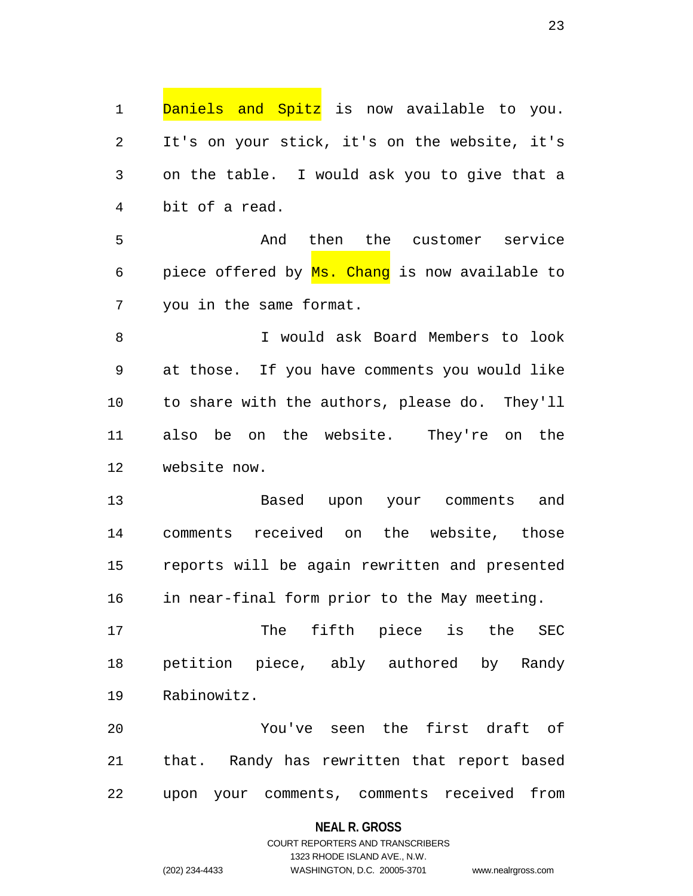Daniels and Spitz is now available to you. It's on your stick, it's on the website, it's on the table. I would ask you to give that a bit of a read.

And then the customer service piece offered by Ms. Chang is now available to you in the same format.

I would ask Board Members to look at those. If you have comments you would like to share with the authors, please do. They'll also be on the website. They're on the website now.

Based upon your comments and comments received on the website, those reports will be again rewritten and presented in near-final form prior to the May meeting.

The fifth piece is the SEC petition piece, ably authored by Randy Rabinowitz.

You've seen the first draft of that. Randy has rewritten that report based upon your comments, comments received from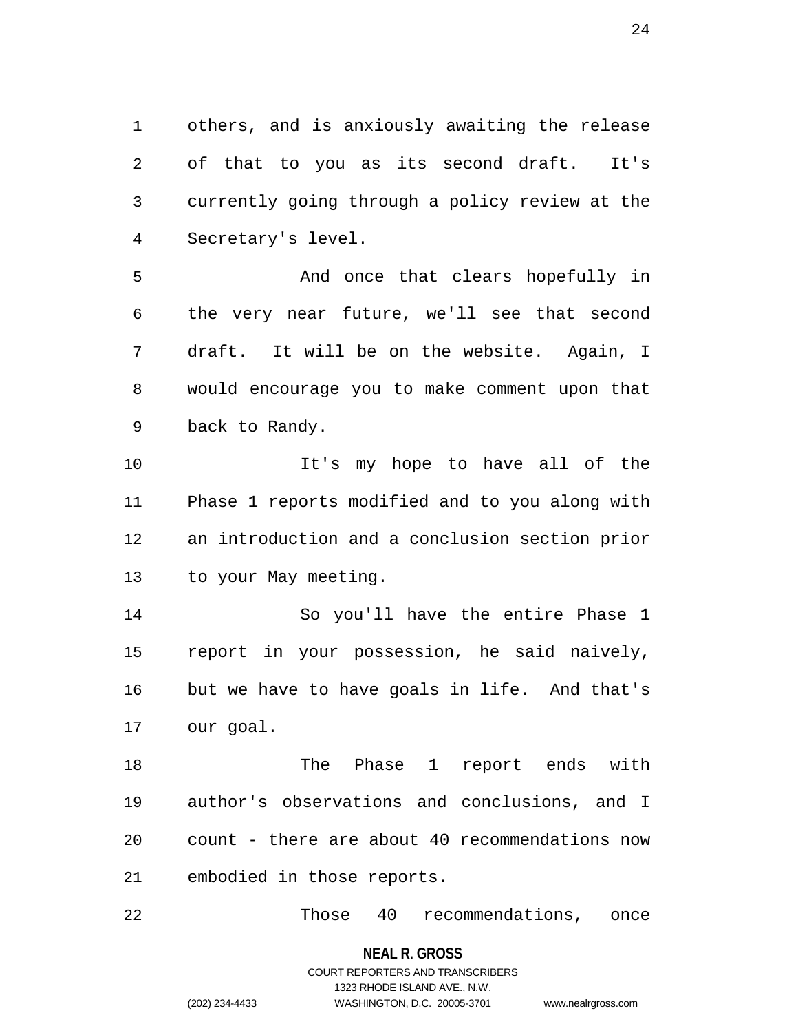others, and is anxiously awaiting the release of that to you as its second draft. It's currently going through a policy review at the Secretary's level.

And once that clears hopefully in the very near future, we'll see that second draft. It will be on the website. Again, I would encourage you to make comment upon that back to Randy.

It's my hope to have all of the Phase 1 reports modified and to you along with an introduction and a conclusion section prior to your May meeting.

So you'll have the entire Phase 1 report in your possession, he said naively, but we have to have goals in life. And that's our goal.

The Phase 1 report ends with author's observations and conclusions, and I count - there are about 40 recommendations now embodied in those reports.

Those 40 recommendations, once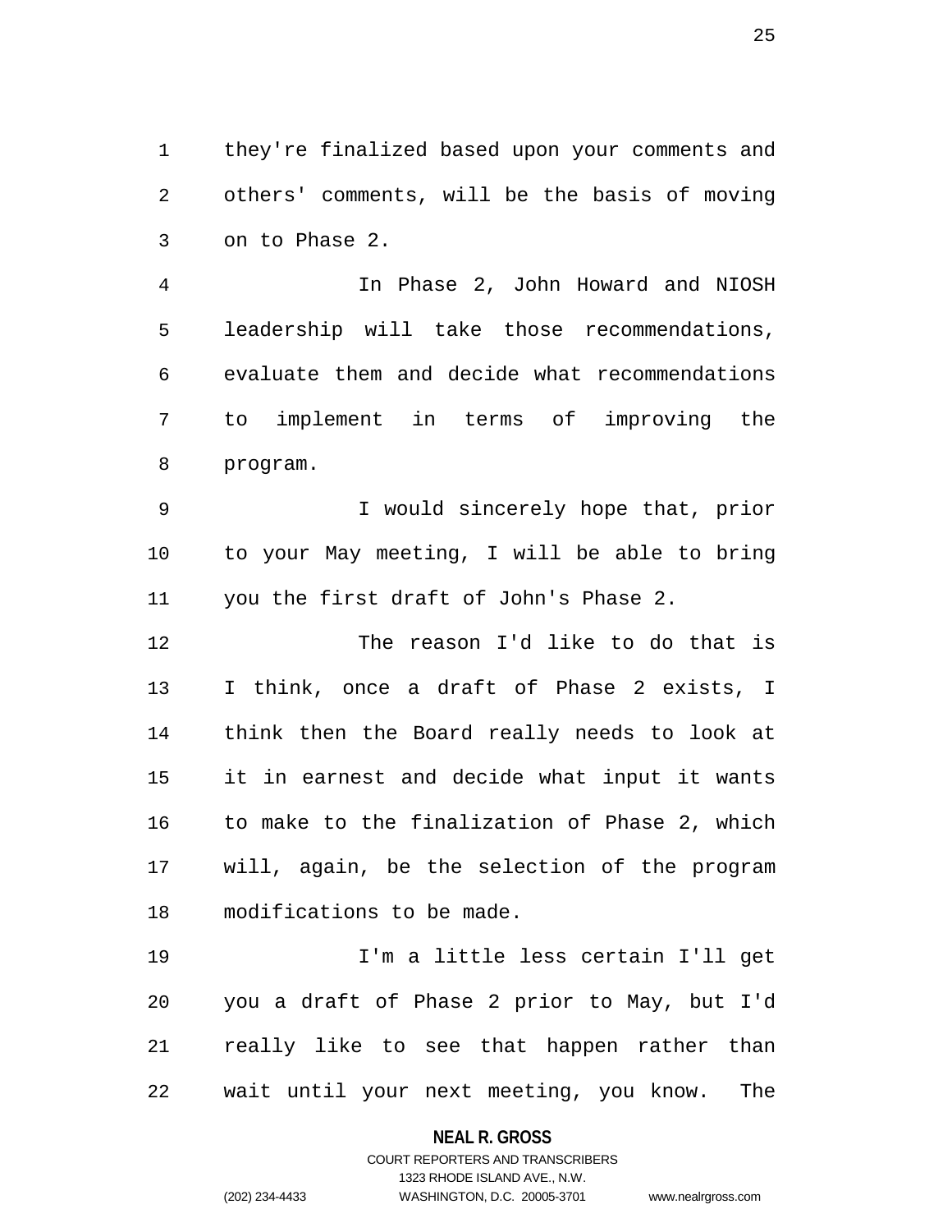they're finalized based upon your comments and others' comments, will be the basis of moving on to Phase 2.

In Phase 2, John Howard and NIOSH leadership will take those recommendations, evaluate them and decide what recommendations to implement in terms of improving the program.

I would sincerely hope that, prior to your May meeting, I will be able to bring you the first draft of John's Phase 2.

The reason I'd like to do that is I think, once a draft of Phase 2 exists, I think then the Board really needs to look at it in earnest and decide what input it wants to make to the finalization of Phase 2, which will, again, be the selection of the program modifications to be made.

I'm a little less certain I'll get you a draft of Phase 2 prior to May, but I'd really like to see that happen rather than wait until your next meeting, you know. The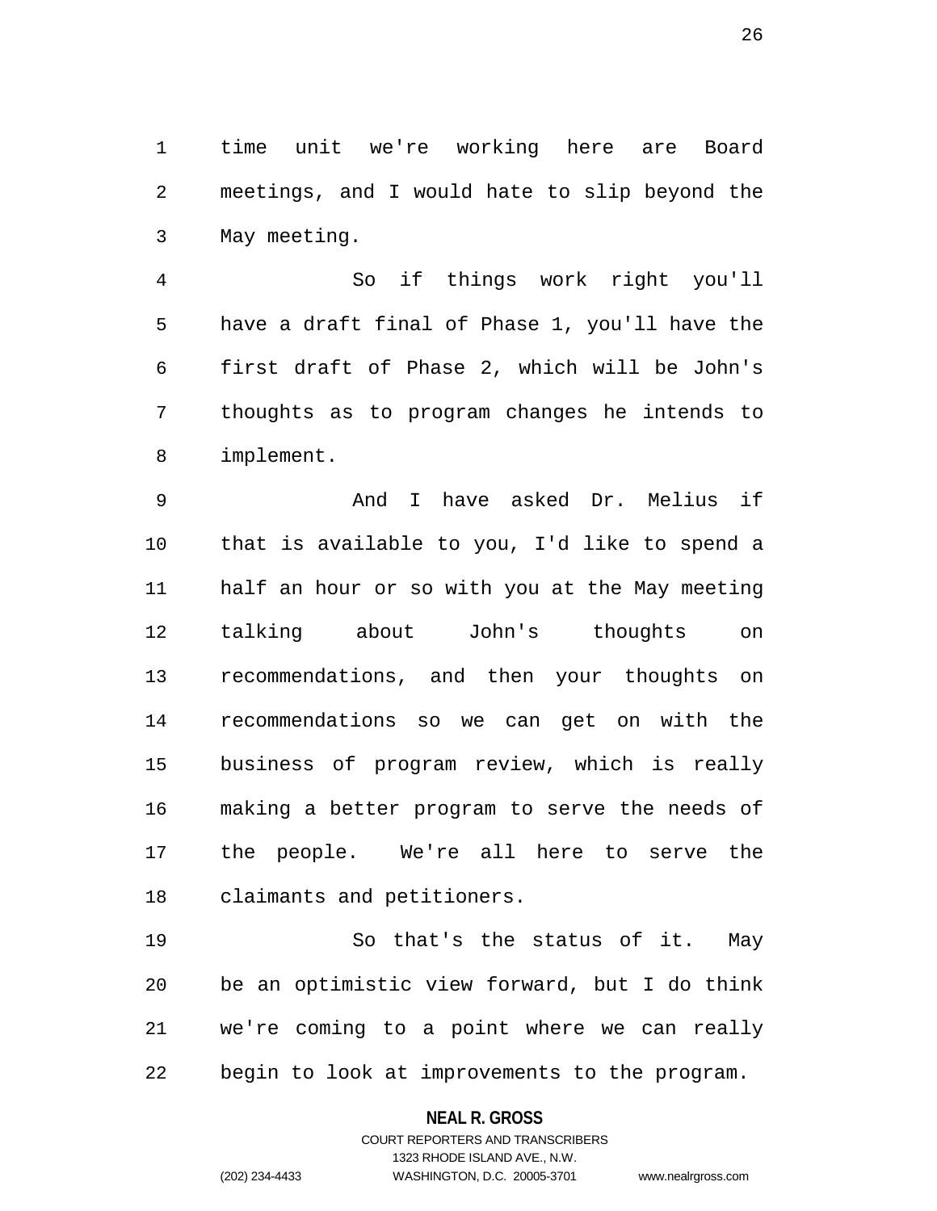time unit we're working here are Board meetings, and I would hate to slip beyond the May meeting.

So if things work right you'll have a draft final of Phase 1, you'll have the first draft of Phase 2, which will be John's thoughts as to program changes he intends to implement.

And I have asked Dr. Melius if that is available to you, I'd like to spend a half an hour or so with you at the May meeting talking about John's thoughts on recommendations, and then your thoughts on recommendations so we can get on with the business of program review, which is really making a better program to serve the needs of the people. We're all here to serve the claimants and petitioners.

So that's the status of it. May be an optimistic view forward, but I do think we're coming to a point where we can really begin to look at improvements to the program.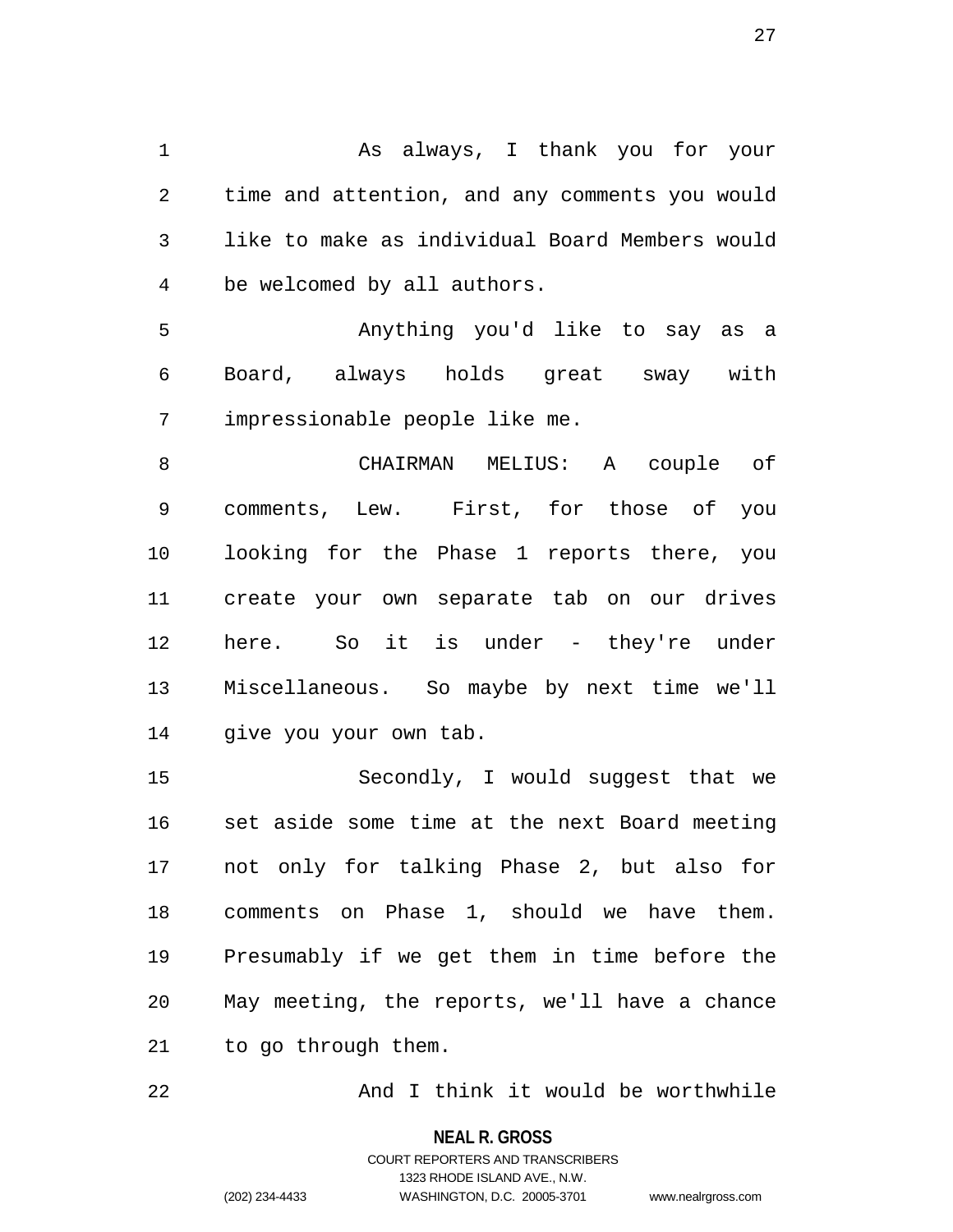As always, I thank you for your time and attention, and any comments you would like to make as individual Board Members would be welcomed by all authors.

Anything you'd like to say as a Board, always holds great sway with impressionable people like me.

CHAIRMAN MELIUS: A couple of comments, Lew. First, for those of you looking for the Phase 1 reports there, you create your own separate tab on our drives here. So it is under - they're under Miscellaneous. So maybe by next time we'll give you your own tab.

Secondly, I would suggest that we set aside some time at the next Board meeting not only for talking Phase 2, but also for comments on Phase 1, should we have them. Presumably if we get them in time before the May meeting, the reports, we'll have a chance to go through them.

And I think it would be worthwhile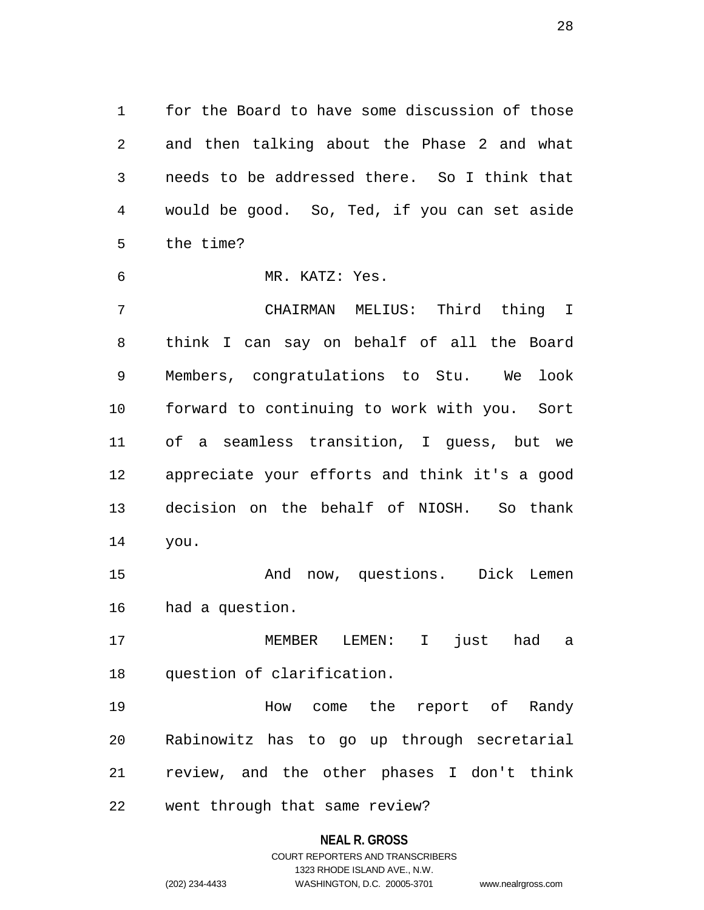for the Board to have some discussion of those and then talking about the Phase 2 and what needs to be addressed there. So I think that would be good. So, Ted, if you can set aside the time?

MR. KATZ: Yes.

CHAIRMAN MELIUS: Third thing I think I can say on behalf of all the Board Members, congratulations to Stu. We look forward to continuing to work with you. Sort of a seamless transition, I guess, but we appreciate your efforts and think it's a good decision on the behalf of NIOSH. So thank you.

And now, questions. Dick Lemen had a question.

MEMBER LEMEN: I just had a question of clarification.

How come the report of Randy Rabinowitz has to go up through secretarial review, and the other phases I don't think went through that same review?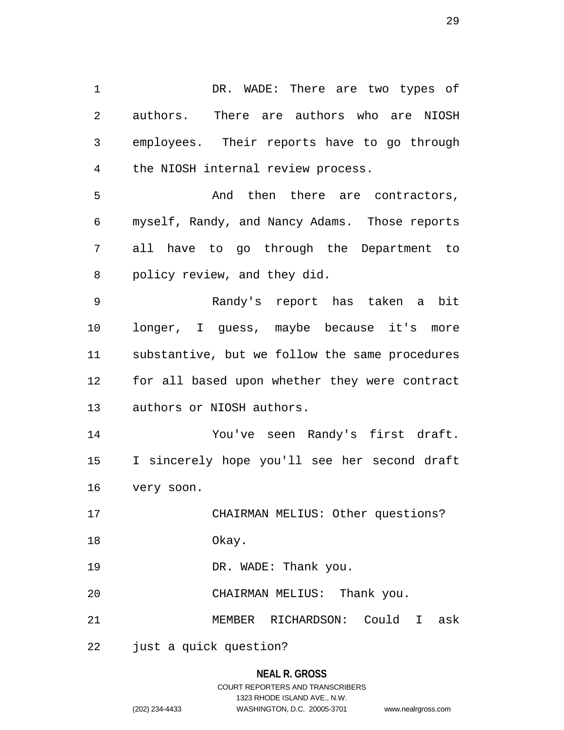DR. WADE: There are two types of authors. There are authors who are NIOSH employees. Their reports have to go through the NIOSH internal review process.

And then there are contractors, myself, Randy, and Nancy Adams. Those reports all have to go through the Department to policy review, and they did.

Randy's report has taken a bit longer, I guess, maybe because it's more substantive, but we follow the same procedures for all based upon whether they were contract authors or NIOSH authors.

You've seen Randy's first draft. I sincerely hope you'll see her second draft very soon.

CHAIRMAN MELIUS: Other questions?

Okay.

DR. WADE: Thank you.

CHAIRMAN MELIUS: Thank you.

MEMBER RICHARDSON: Could I ask just a quick question?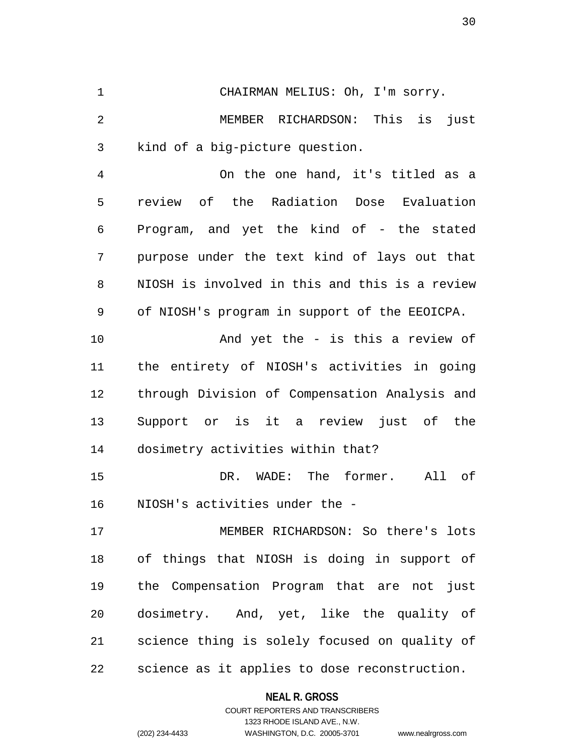CHAIRMAN MELIUS: Oh, I'm sorry.

MEMBER RICHARDSON: This is just kind of a big-picture question.

On the one hand, it's titled as a review of the Radiation Dose Evaluation Program, and yet the kind of - the stated purpose under the text kind of lays out that NIOSH is involved in this and this is a review of NIOSH's program in support of the EEOICPA.

And yet the - is this a review of the entirety of NIOSH's activities in going through Division of Compensation Analysis and Support or is it a review just of the dosimetry activities within that?

DR. WADE: The former. All of NIOSH's activities under the -

MEMBER RICHARDSON: So there's lots of things that NIOSH is doing in support of the Compensation Program that are not just dosimetry. And, yet, like the quality of science thing is solely focused on quality of science as it applies to dose reconstruction.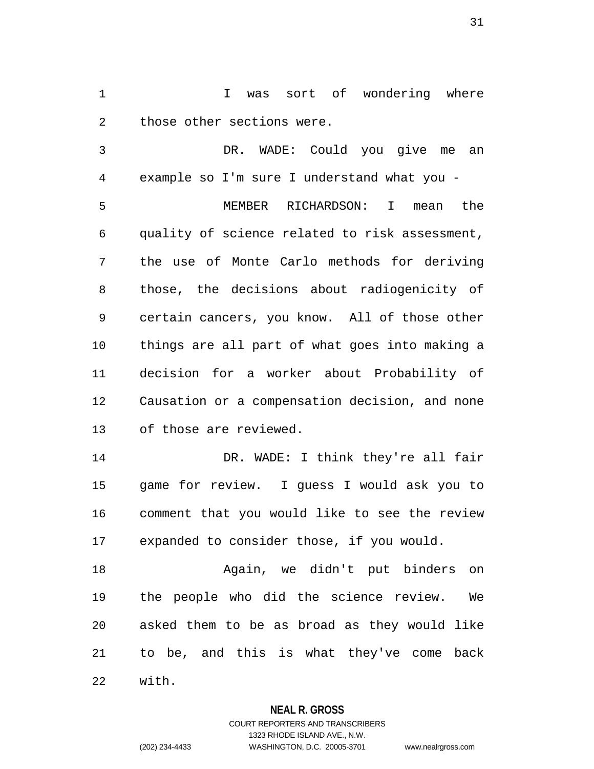I was sort of wondering where those other sections were.

DR. WADE: Could you give me an example so I'm sure I understand what you -

MEMBER RICHARDSON: I mean the quality of science related to risk assessment, the use of Monte Carlo methods for deriving those, the decisions about radiogenicity of certain cancers, you know. All of those other things are all part of what goes into making a decision for a worker about Probability of Causation or a compensation decision, and none of those are reviewed.

DR. WADE: I think they're all fair game for review. I guess I would ask you to comment that you would like to see the review expanded to consider those, if you would.

Again, we didn't put binders on the people who did the science review. We asked them to be as broad as they would like to be, and this is what they've come back with.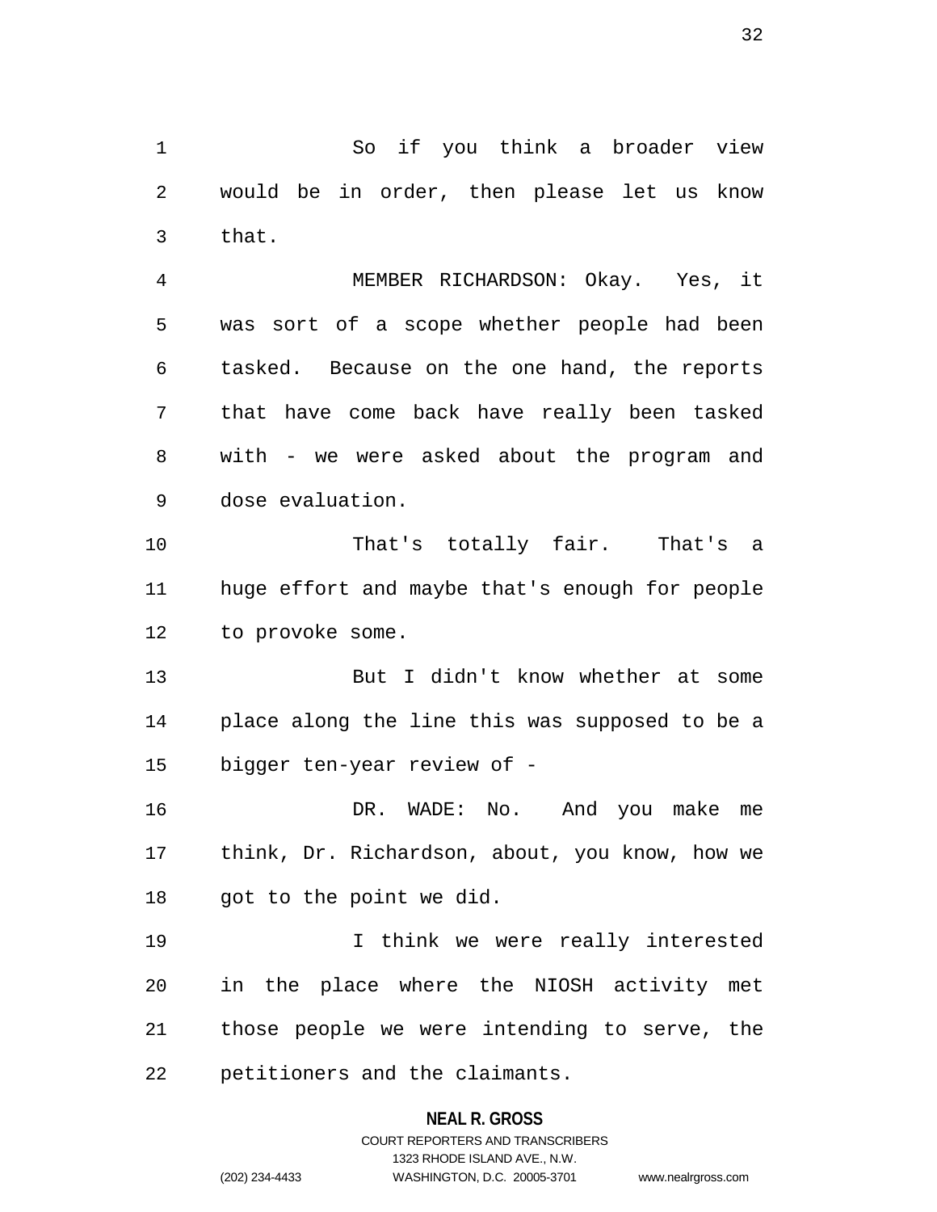So if you think a broader view would be in order, then please let us know that.

MEMBER RICHARDSON: Okay. Yes, it was sort of a scope whether people had been tasked. Because on the one hand, the reports that have come back have really been tasked with - we were asked about the program and dose evaluation.

That's totally fair. That's a huge effort and maybe that's enough for people to provoke some.

But I didn't know whether at some place along the line this was supposed to be a bigger ten-year review of -

DR. WADE: No. And you make me think, Dr. Richardson, about, you know, how we got to the point we did.

I think we were really interested in the place where the NIOSH activity met those people we were intending to serve, the petitioners and the claimants.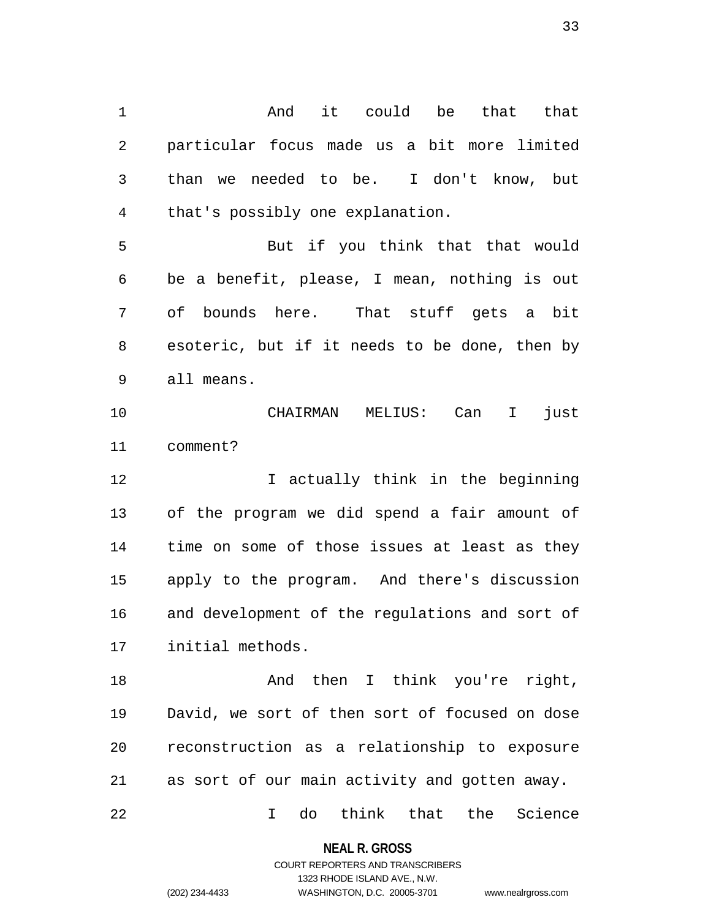And it could be that that particular focus made us a bit more limited than we needed to be. I don't know, but that's possibly one explanation.

But if you think that that would be a benefit, please, I mean, nothing is out of bounds here. That stuff gets a bit esoteric, but if it needs to be done, then by all means.

CHAIRMAN MELIUS: Can I just comment?

I actually think in the beginning of the program we did spend a fair amount of time on some of those issues at least as they apply to the program. And there's discussion and development of the regulations and sort of initial methods.

And then I think you're right, David, we sort of then sort of focused on dose reconstruction as a relationship to exposure as sort of our main activity and gotten away.

I do think that the Science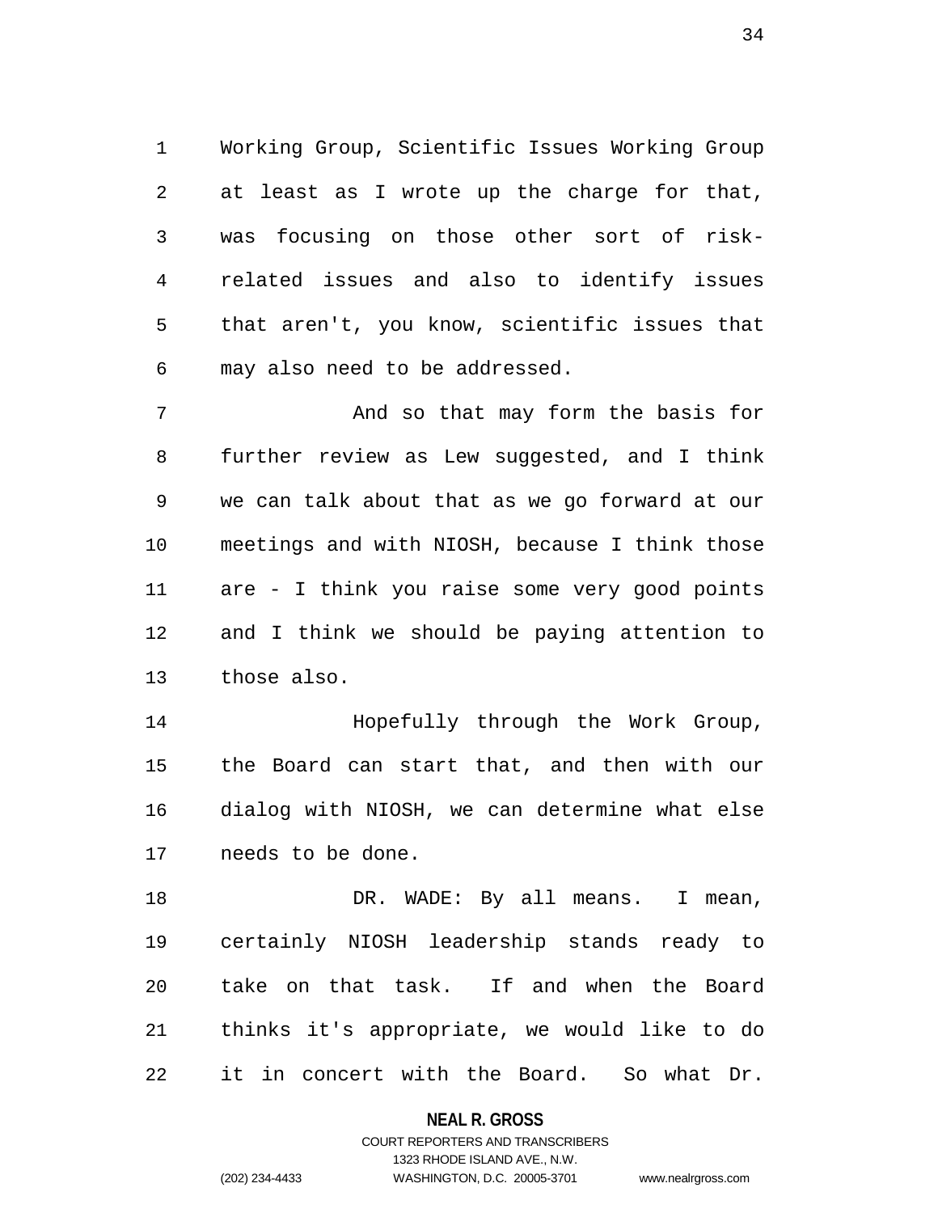Working Group, Scientific Issues Working Group at least as I wrote up the charge for that, was focusing on those other sort of risk-related issues and also to identify issues that aren't, you know, scientific issues that may also need to be addressed.

And so that may form the basis for further review as Lew suggested, and I think we can talk about that as we go forward at our meetings and with NIOSH, because I think those are - I think you raise some very good points and I think we should be paying attention to those also.

Hopefully through the Work Group, the Board can start that, and then with our dialog with NIOSH, we can determine what else needs to be done.

DR. WADE: By all means. I mean, certainly NIOSH leadership stands ready to take on that task. If and when the Board thinks it's appropriate, we would like to do it in concert with the Board. So what Dr.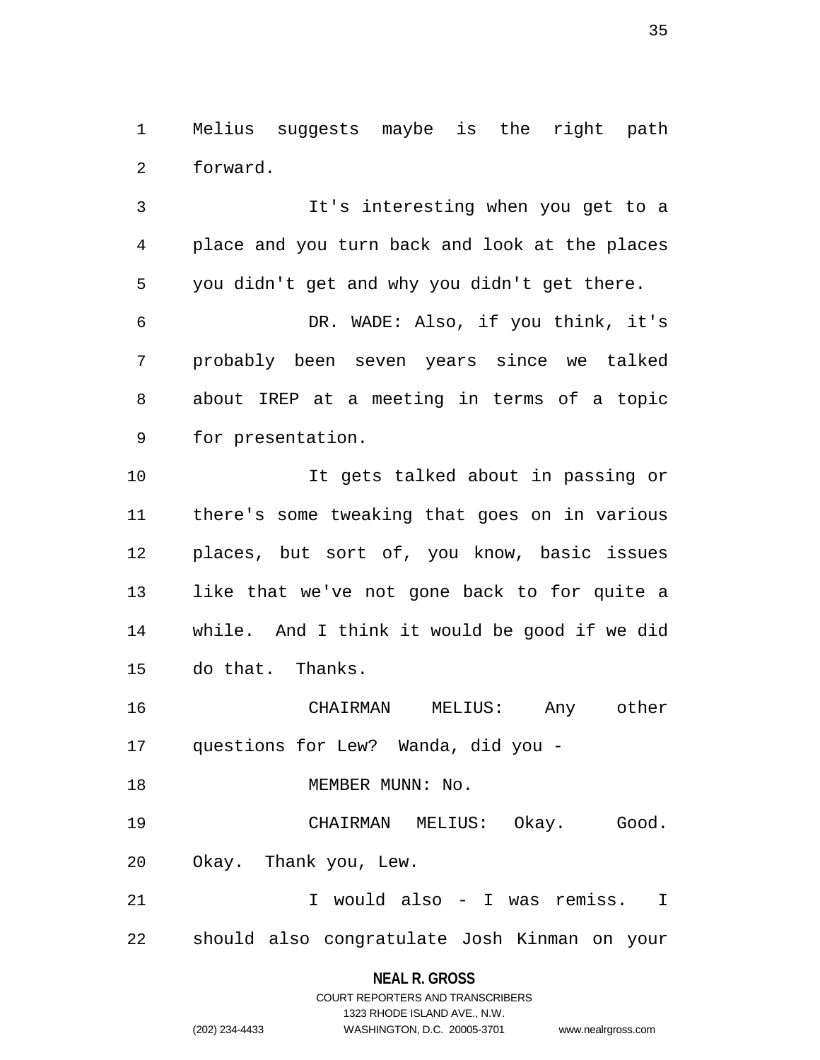Melius suggests maybe is the right path forward.

It's interesting when you get to a place and you turn back and look at the places you didn't get and why you didn't get there.

DR. WADE: Also, if you think, it's probably been seven years since we talked about IREP at a meeting in terms of a topic for presentation.

It gets talked about in passing or there's some tweaking that goes on in various places, but sort of, you know, basic issues like that we've not gone back to for quite a while. And I think it would be good if we did do that. Thanks.

CHAIRMAN MELIUS: Any other questions for Lew? Wanda, did you -

MEMBER MUNN: No.

CHAIRMAN MELIUS: Okay. Good. Okay. Thank you, Lew.

I would also - I was remiss. I should also congratulate Josh Kinman on your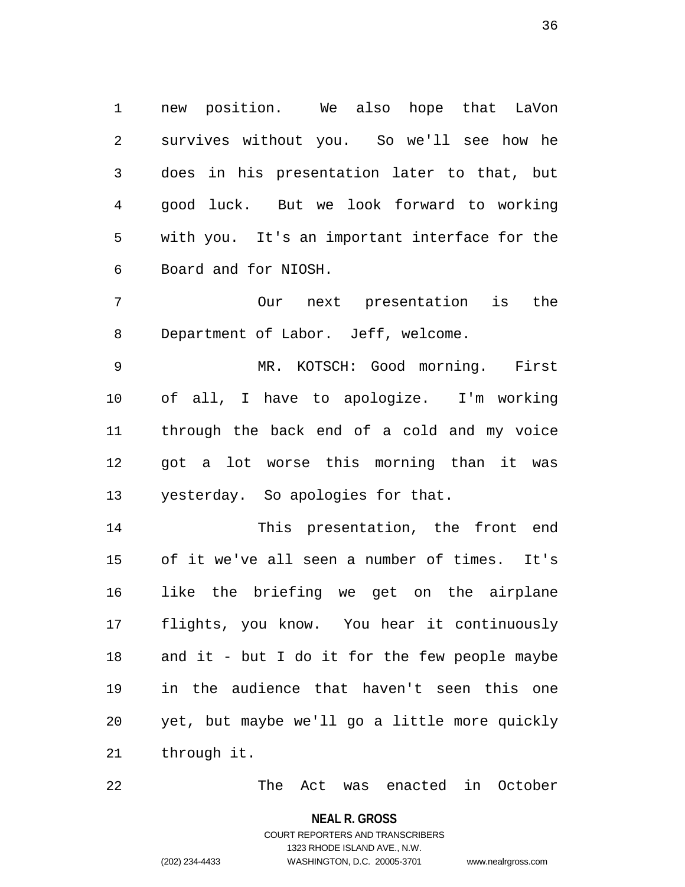new position. We also hope that LaVon survives without you. So we'll see how he does in his presentation later to that, but good luck. But we look forward to working with you. It's an important interface for the Board and for NIOSH.

Our next presentation is the Department of Labor. Jeff, welcome.

MR. KOTSCH: Good morning. First of all, I have to apologize. I'm working through the back end of a cold and my voice got a lot worse this morning than it was yesterday. So apologies for that.

This presentation, the front end of it we've all seen a number of times. It's like the briefing we get on the airplane flights, you know. You hear it continuously and it - but I do it for the few people maybe in the audience that haven't seen this one yet, but maybe we'll go a little more quickly through it.

The Act was enacted in October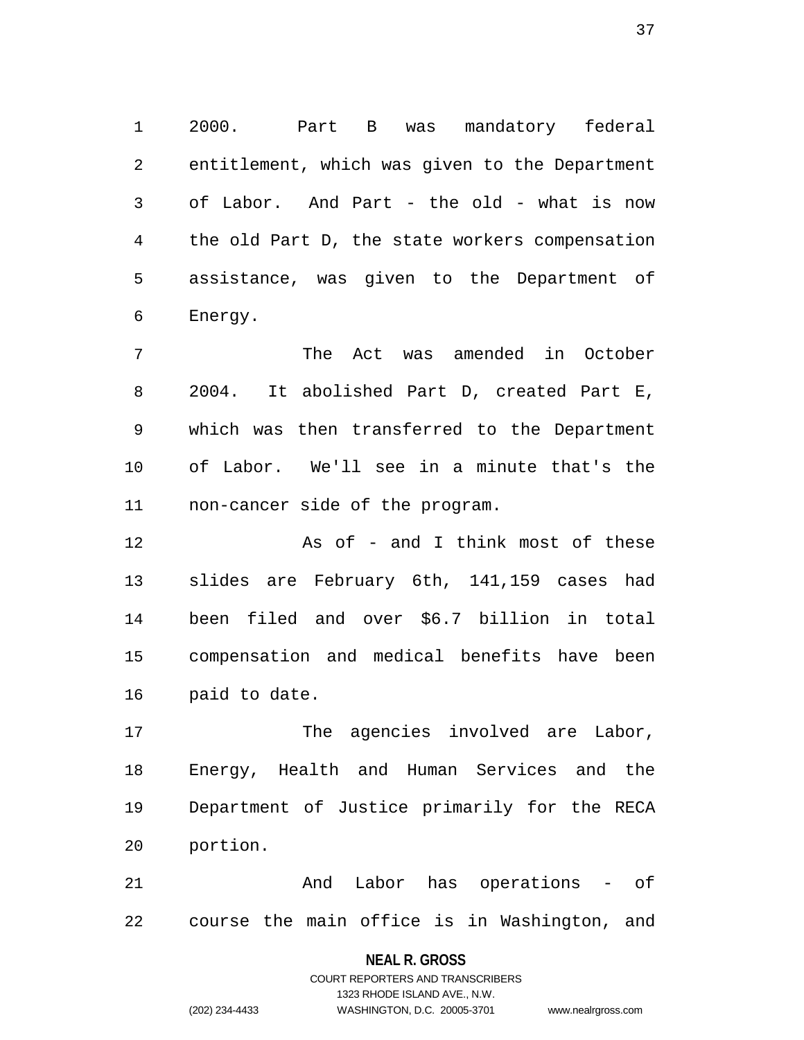2000. Part B was mandatory federal entitlement, which was given to the Department of Labor. And Part - the old - what is now the old Part D, the state workers compensation assistance, was given to the Department of Energy.

The Act was amended in October 2004. It abolished Part D, created Part E, which was then transferred to the Department of Labor. We'll see in a minute that's the non-cancer side of the program.

As of - and I think most of these slides are February 6th, 141,159 cases had been filed and over $6.7 billion in total compensation and medical benefits have been paid to date.

The agencies involved are Labor, Energy, Health and Human Services and the Department of Justice primarily for the RECA portion.

And Labor has operations - of course the main office is in Washington, and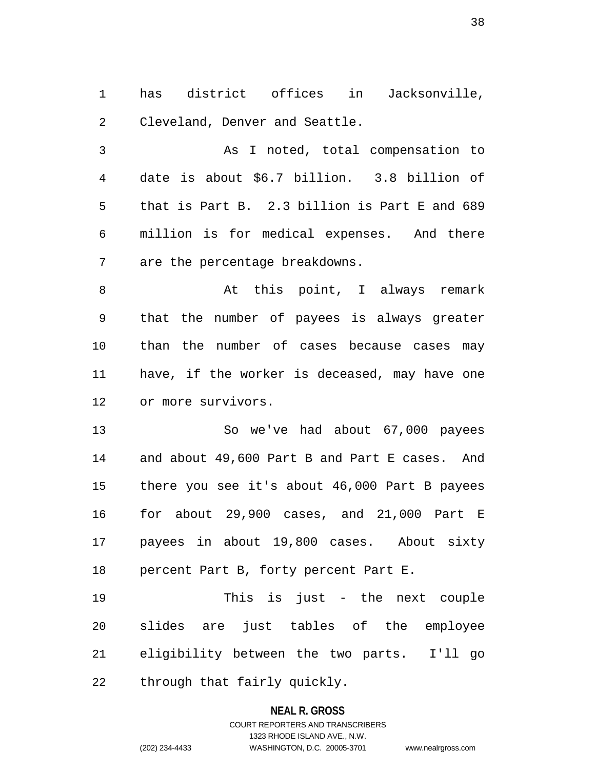has district offices in Jacksonville, Cleveland, Denver and Seattle.

As I noted, total compensation to date is about $6.7 billion. 3.8 billion of that is Part B. 2.3 billion is Part E and 689 million is for medical expenses. And there are the percentage breakdowns.

At this point, I always remark that the number of payees is always greater than the number of cases because cases may have, if the worker is deceased, may have one or more survivors.

So we've had about 67,000 payees and about 49,600 Part B and Part E cases. And there you see it's about 46,000 Part B payees for about 29,900 cases, and 21,000 Part E payees in about 19,800 cases. About sixty percent Part B, forty percent Part E.

This is just - the next couple slides are just tables of the employee eligibility between the two parts. I'll go through that fairly quickly.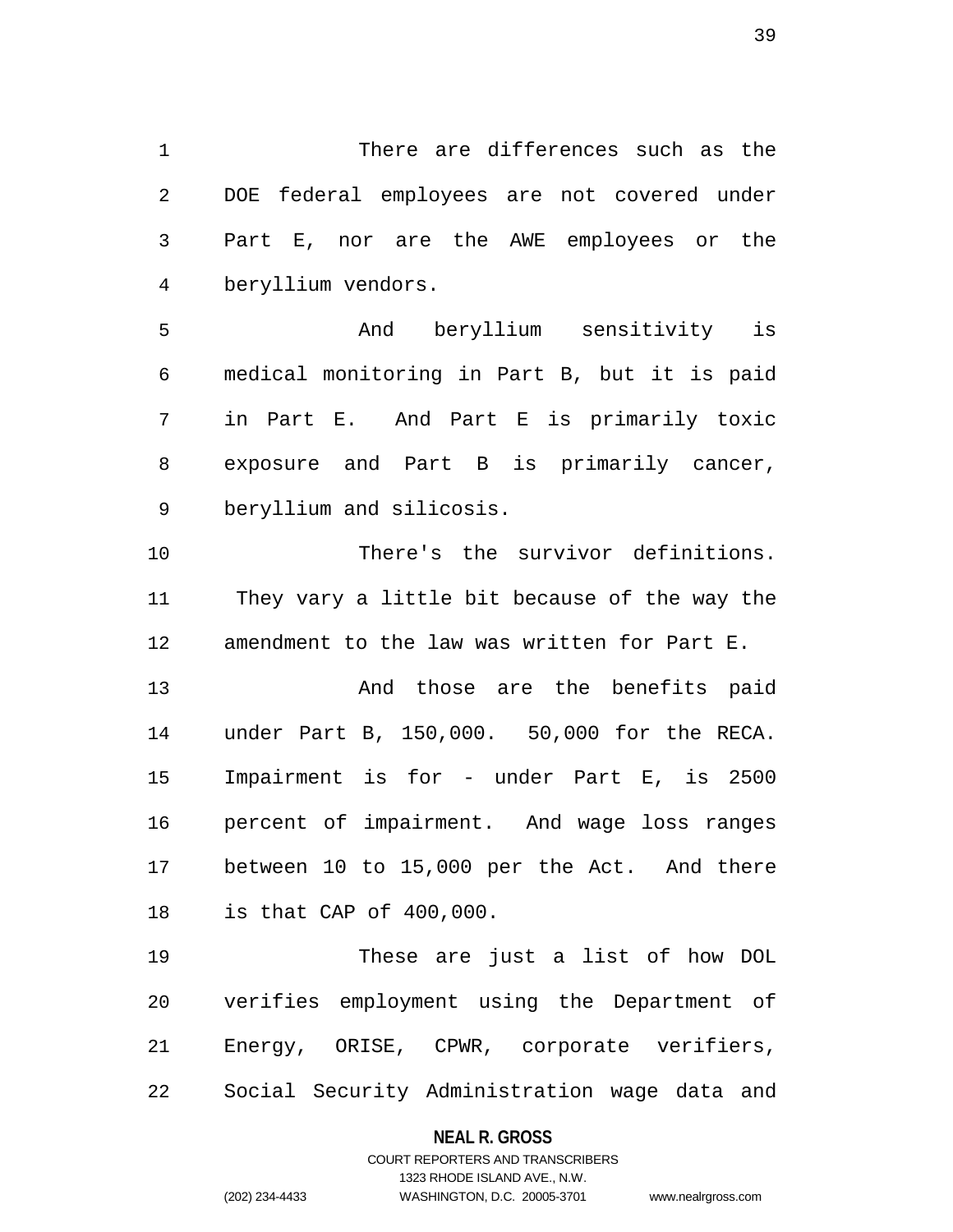There are differences such as the DOE federal employees are not covered under Part E, nor are the AWE employees or the beryllium vendors.

And beryllium sensitivity is medical monitoring in Part B, but it is paid in Part E. And Part E is primarily toxic exposure and Part B is primarily cancer, beryllium and silicosis.

There's the survivor definitions. They vary a little bit because of the way the amendment to the law was written for Part E.

And those are the benefits paid under Part B, 150,000. 50,000 for the RECA. Impairment is for - under Part E, is 2500 percent of impairment. And wage loss ranges between 10 to 15,000 per the Act. And there is that CAP of 400,000.

These are just a list of how DOL verifies employment using the Department of Energy, ORISE, CPWR, corporate verifiers, Social Security Administration wage data and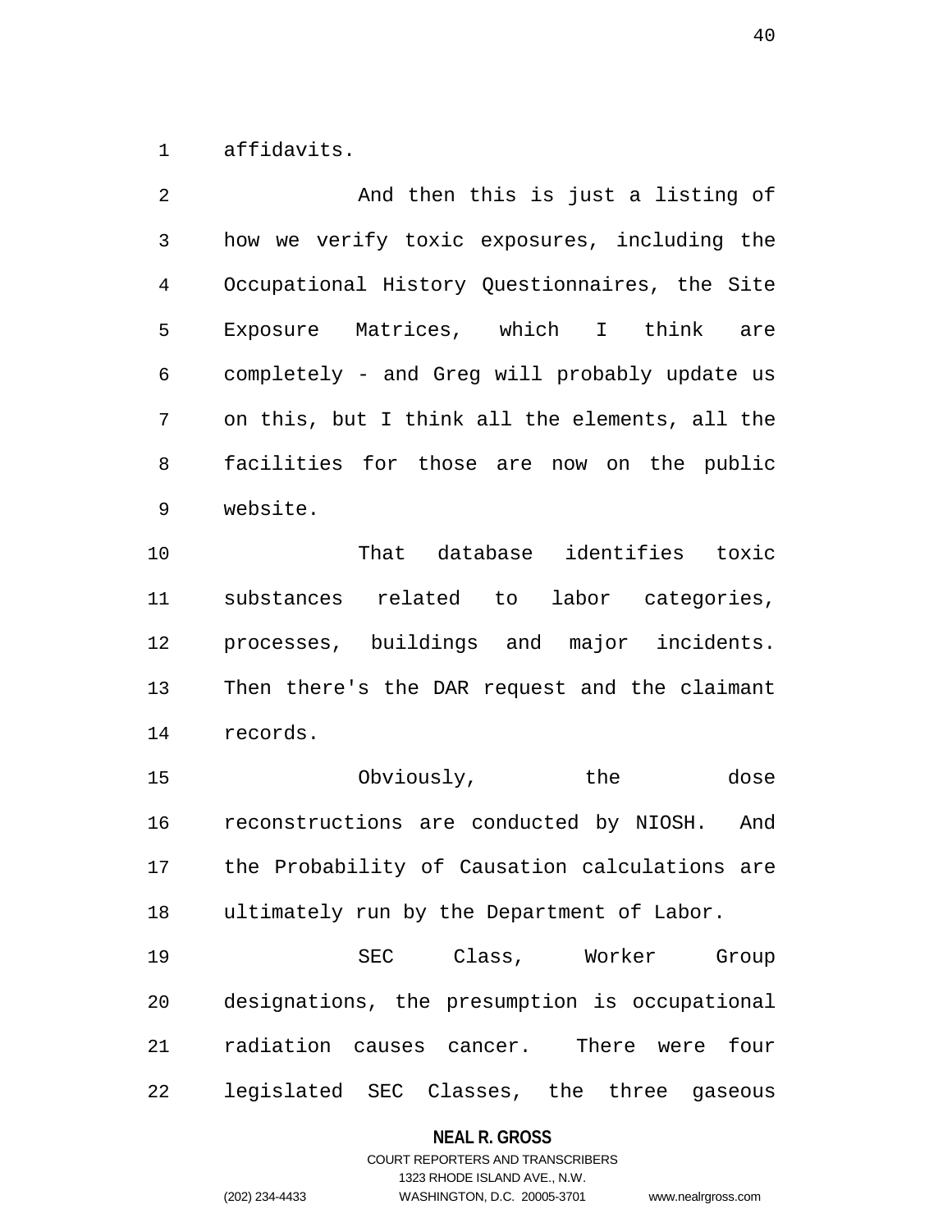affidavits.

And then this is just a listing of how we verify toxic exposures, including the Occupational History Questionnaires, the Site Exposure Matrices, which I think are completely - and Greg will probably update us on this, but I think all the elements, all the facilities for those are now on the public website.

That database identifies toxic substances related to labor categories, processes, buildings and major incidents. Then there's the DAR request and the claimant records.

Obviously, the dose reconstructions are conducted by NIOSH. And the Probability of Causation calculations are ultimately run by the Department of Labor.

SEC Class, Worker Group designations, the presumption is occupational radiation causes cancer. There were four legislated SEC Classes, the three gaseous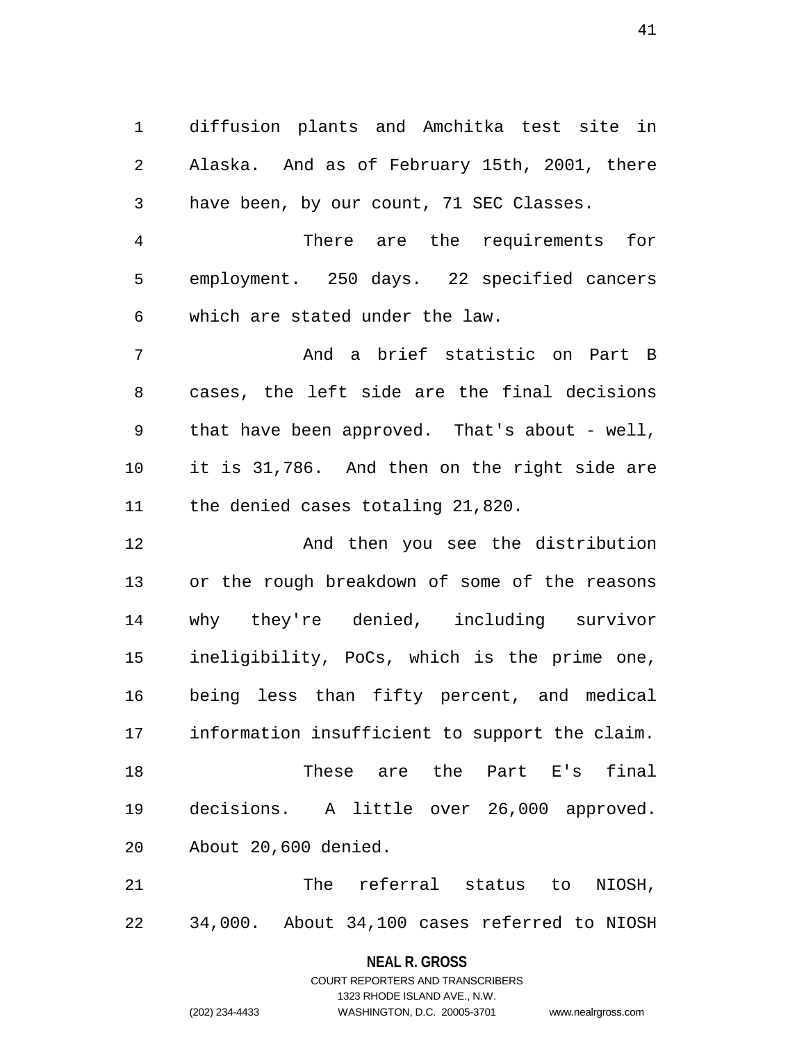diffusion plants and Amchitka test site in Alaska. And as of February 15th, 2001, there have been, by our count, 71 SEC Classes.

There are the requirements for employment. 250 days. 22 specified cancers which are stated under the law.

And a brief statistic on Part B cases, the left side are the final decisions that have been approved. That's about - well, it is 31,786. And then on the right side are the denied cases totaling 21,820.

And then you see the distribution or the rough breakdown of some of the reasons why they're denied, including survivor ineligibility, PoCs, which is the prime one, being less than fifty percent, and medical information insufficient to support the claim.

These are the Part E's final decisions. A little over 26,000 approved. About 20,600 denied.

The referral status to NIOSH, 34,000. About 34,100 cases referred to NIOSH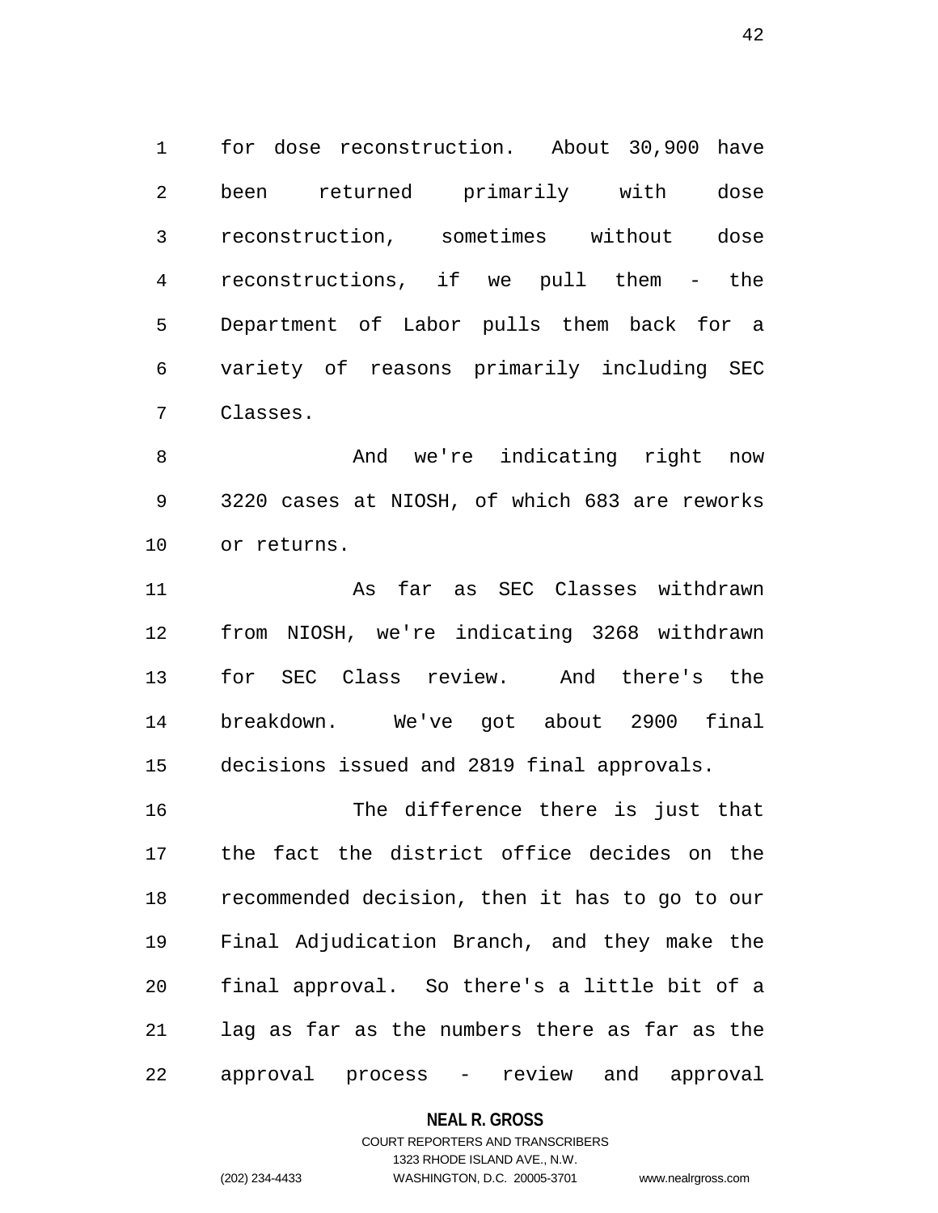for dose reconstruction. About 30,900 have been returned primarily with dose reconstruction, sometimes without dose reconstructions, if we pull them - the Department of Labor pulls them back for a variety of reasons primarily including SEC Classes.

And we're indicating right now 3220 cases at NIOSH, of which 683 are reworks or returns.

As far as SEC Classes withdrawn from NIOSH, we're indicating 3268 withdrawn for SEC Class review. And there's the breakdown. We've got about 2900 final decisions issued and 2819 final approvals.

The difference there is just that the fact the district office decides on the recommended decision, then it has to go to our Final Adjudication Branch, and they make the final approval. So there's a little bit of a lag as far as the numbers there as far as the approval process - review and approval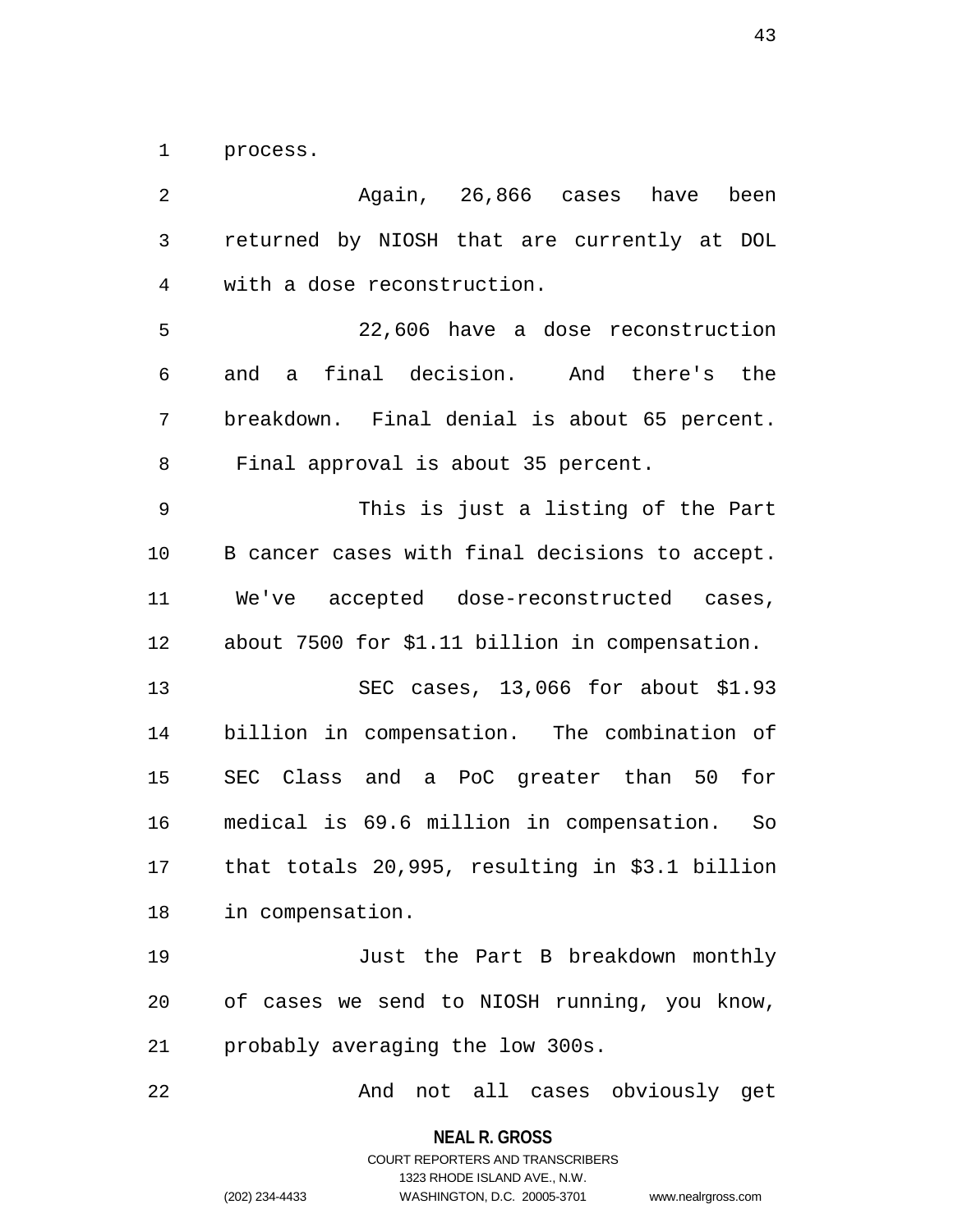process.

Again, 26,866 cases have been returned by NIOSH that are currently at DOL with a dose reconstruction.

22,606 have a dose reconstruction and a final decision. And there's the breakdown. Final denial is about 65 percent. Final approval is about 35 percent.

This is just a listing of the Part B cancer cases with final decisions to accept. We've accepted dose-reconstructed cases, about 7500 for $1.11 billion in compensation.

SEC cases, 13,066 for about $1.93 billion in compensation. The combination of SEC Class and a PoC greater than 50 for medical is 69.6 million in compensation. So that totals 20,995, resulting in $3.1 billion in compensation.

Just the Part B breakdown monthly of cases we send to NIOSH running, you know, probably averaging the low 300s.

And not all cases obviously get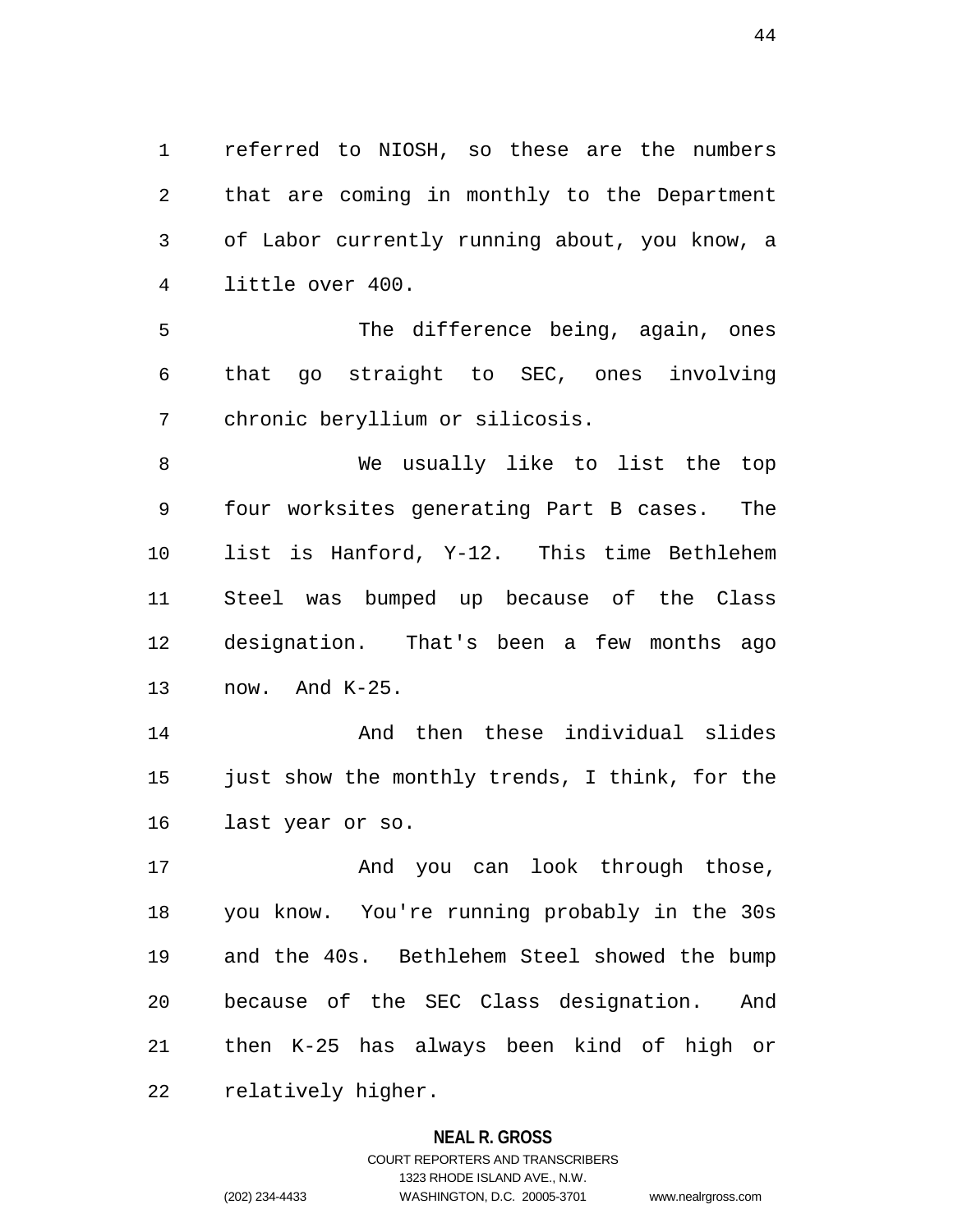referred to NIOSH, so these are the numbers that are coming in monthly to the Department of Labor currently running about, you know, a little over 400.

The difference being, again, ones that go straight to SEC, ones involving chronic beryllium or silicosis.

We usually like to list the top four worksites generating Part B cases. The list is Hanford, Y-12. This time Bethlehem Steel was bumped up because of the Class designation. That's been a few months ago now. And K-25.

And then these individual slides just show the monthly trends, I think, for the last year or so.

And you can look through those, you know. You're running probably in the 30s and the 40s. Bethlehem Steel showed the bump because of the SEC Class designation. And then K-25 has always been kind of high or relatively higher.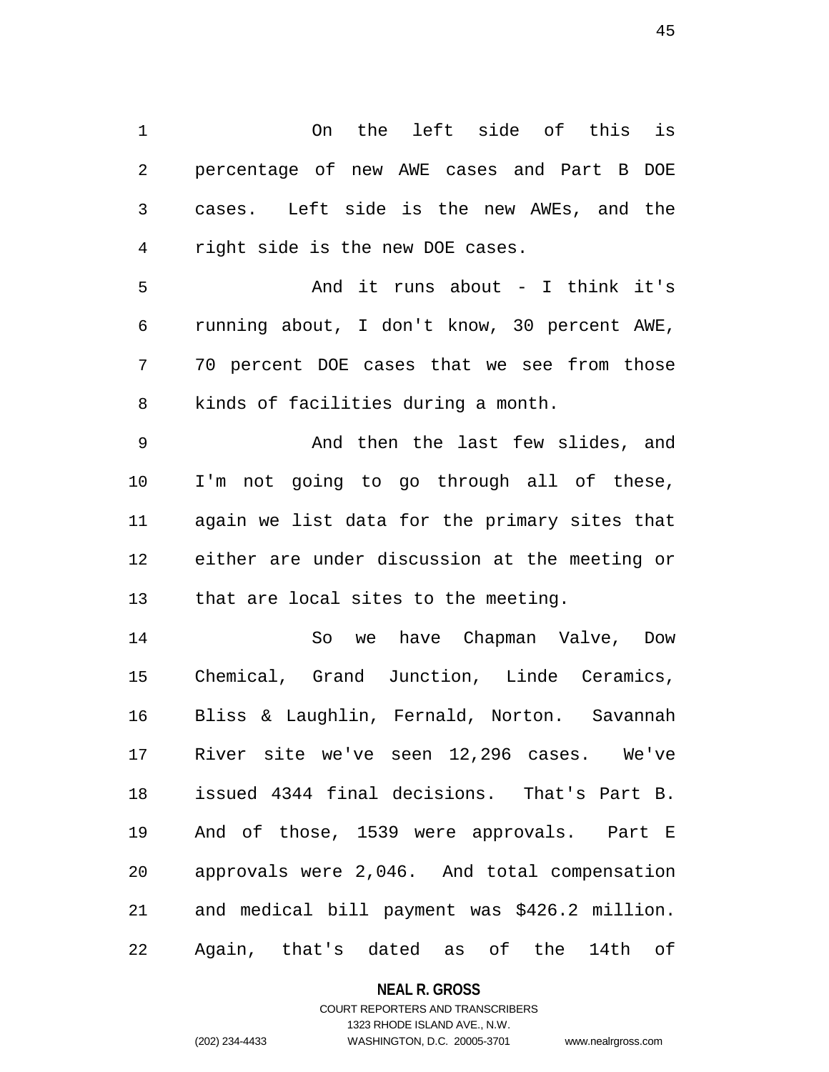On the left side of this is percentage of new AWE cases and Part B DOE cases. Left side is the new AWEs, and the right side is the new DOE cases.

And it runs about - I think it's running about, I don't know, 30 percent AWE, 70 percent DOE cases that we see from those kinds of facilities during a month.

And then the last few slides, and I'm not going to go through all of these, again we list data for the primary sites that either are under discussion at the meeting or that are local sites to the meeting.

So we have Chapman Valve, Dow Chemical, Grand Junction, Linde Ceramics, Bliss & Laughlin, Fernald, Norton. Savannah River site we've seen 12,296 cases. We've issued 4344 final decisions. That's Part B. And of those, 1539 were approvals. Part E approvals were 2,046. And total compensation and medical bill payment was $426.2 million. Again, that's dated as of the 14th of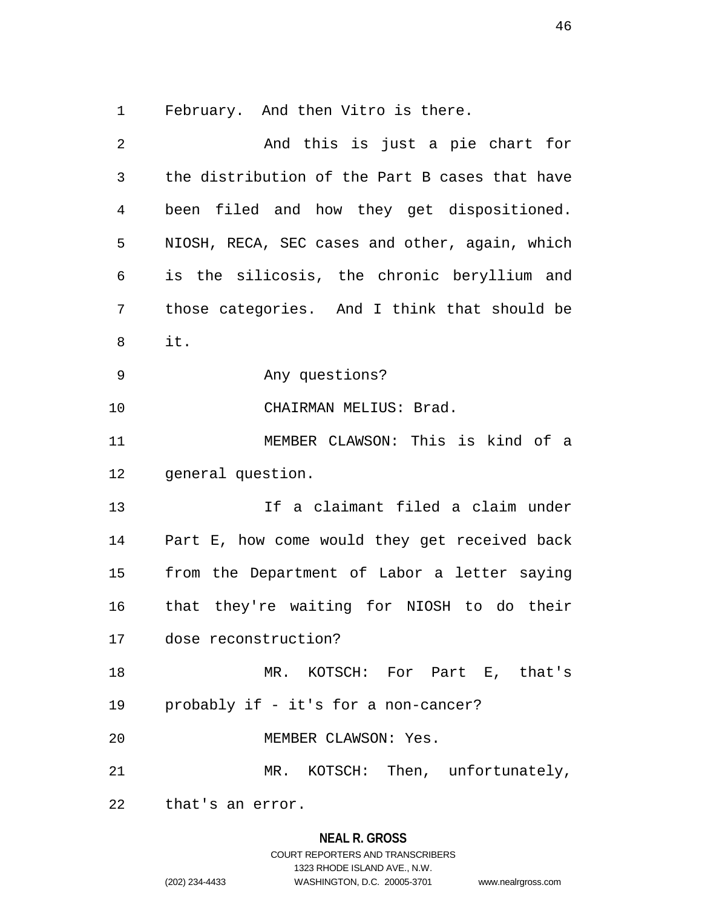February. And then Vitro is there.

And this is just a pie chart for the distribution of the Part B cases that have been filed and how they get dispositioned. NIOSH, RECA, SEC cases and other, again, which is the silicosis, the chronic beryllium and those categories. And I think that should be it.

Any questions?

CHAIRMAN MELIUS: Brad.

MEMBER CLAWSON: This is kind of a general question.

If a claimant filed a claim under Part E, how come would they get received back from the Department of Labor a letter saying that they're waiting for NIOSH to do their dose reconstruction?

MR. KOTSCH: For Part E, that's probably if - it's for a non-cancer?

MEMBER CLAWSON: Yes.

MR. KOTSCH: Then, unfortunately, that's an error.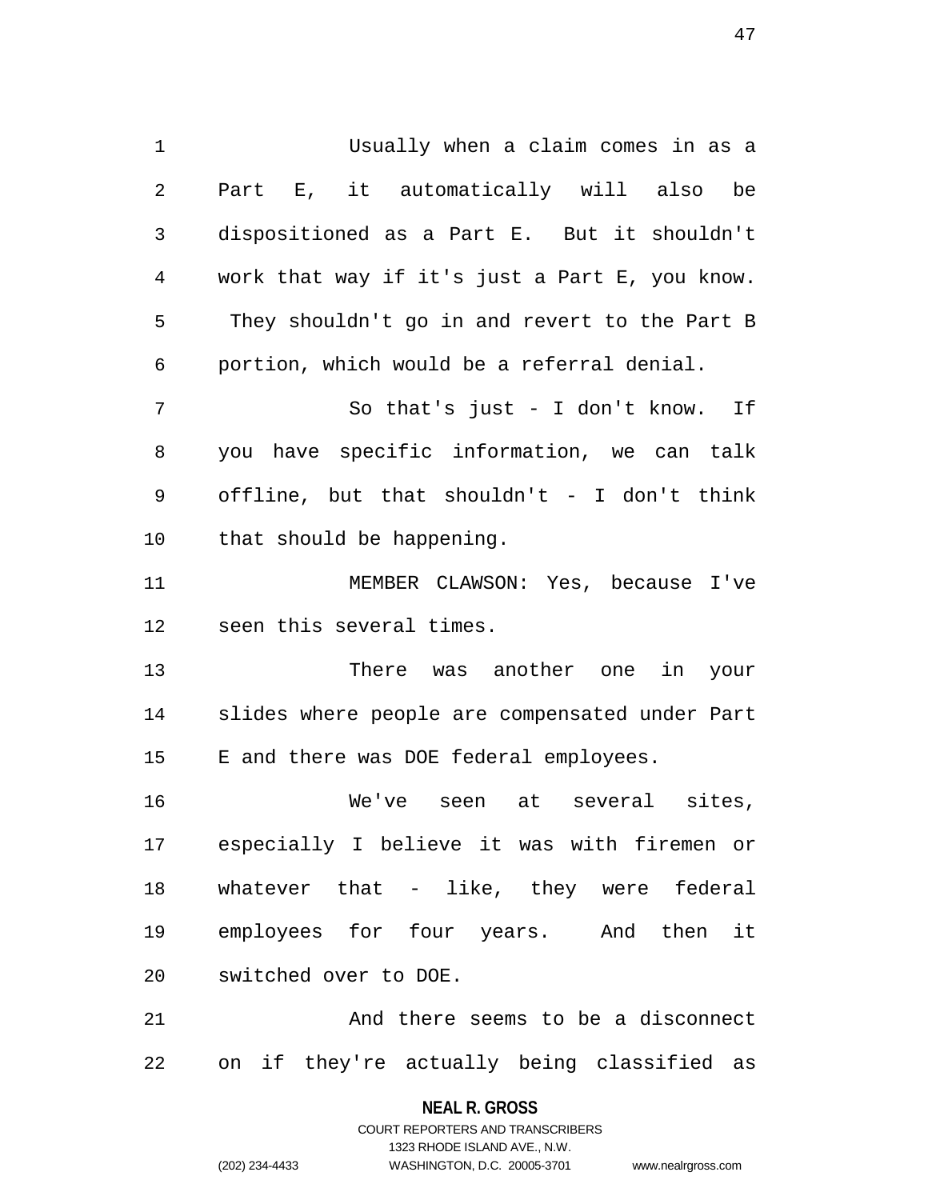Usually when a claim comes in as a Part E, it automatically will also be dispositioned as a Part E. But it shouldn't work that way if it's just a Part E, you know. They shouldn't go in and revert to the Part B portion, which would be a referral denial.

So that's just - I don't know. If you have specific information, we can talk offline, but that shouldn't - I don't think that should be happening.

MEMBER CLAWSON: Yes, because I've seen this several times.

There was another one in your slides where people are compensated under Part E and there was DOE federal employees.

We've seen at several sites, especially I believe it was with firemen or whatever that - like, they were federal employees for four years. And then it switched over to DOE.

And there seems to be a disconnect on if they're actually being classified as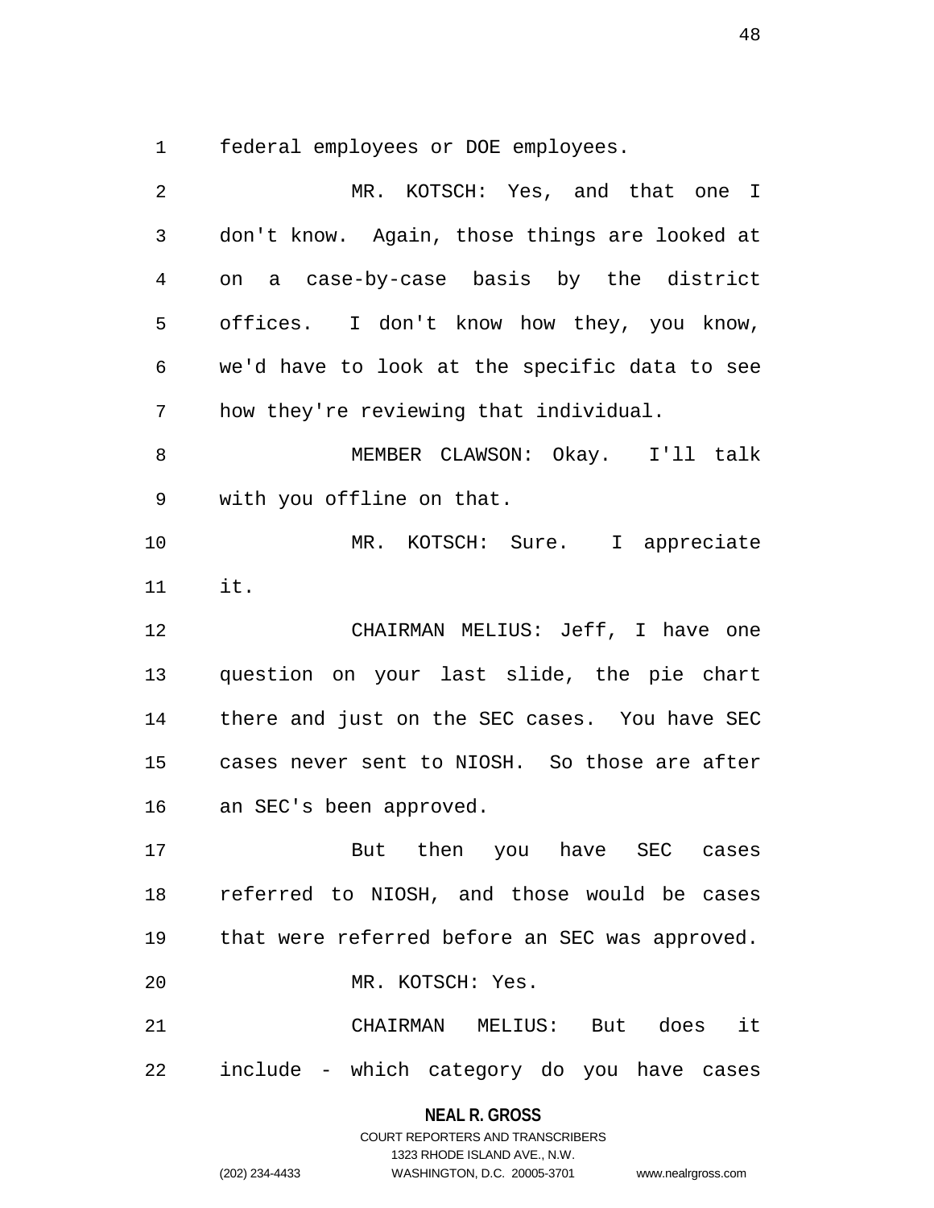federal employees or DOE employees.

MR. KOTSCH: Yes, and that one I don't know. Again, those things are looked at on a case-by-case basis by the district offices. I don't know how they, you know, we'd have to look at the specific data to see how they're reviewing that individual.

MEMBER CLAWSON: Okay. I'll talk with you offline on that.

MR. KOTSCH: Sure. I appreciate it.

CHAIRMAN MELIUS: Jeff, I have one question on your last slide, the pie chart there and just on the SEC cases. You have SEC cases never sent to NIOSH. So those are after an SEC's been approved.

But then you have SEC cases referred to NIOSH, and those would be cases that were referred before an SEC was approved.

MR. KOTSCH: Yes.

CHAIRMAN MELIUS: But does it include - which category do you have cases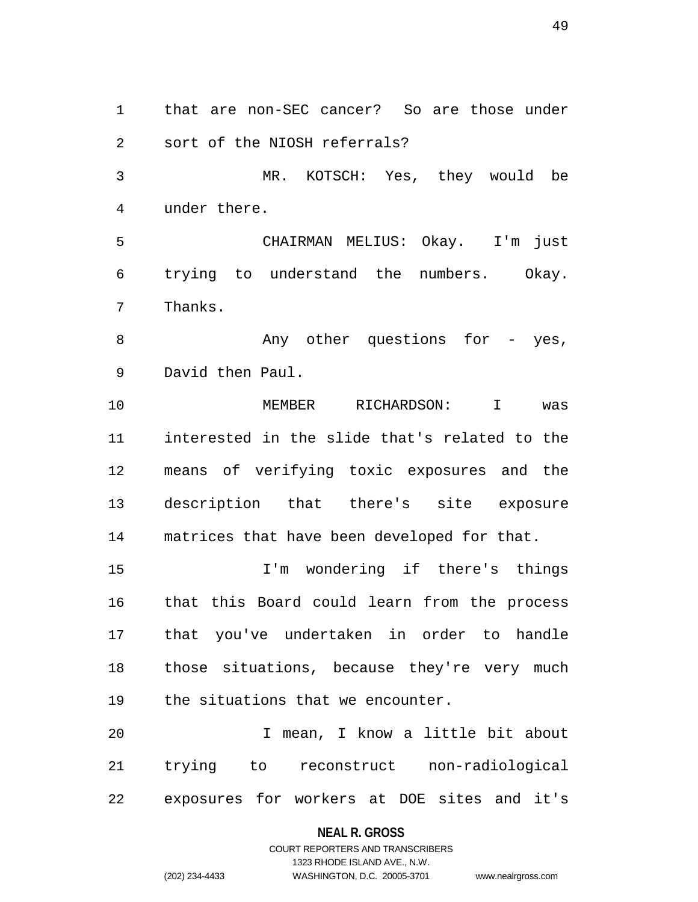that are non-SEC cancer? So are those under sort of the NIOSH referrals?

MR. KOTSCH: Yes, they would be under there.

CHAIRMAN MELIUS: Okay. I'm just trying to understand the numbers. Okay. Thanks.

Any other questions for - yes, David then Paul.

MEMBER RICHARDSON: I was interested in the slide that's related to the means of verifying toxic exposures and the description that there's site exposure matrices that have been developed for that.

I'm wondering if there's things that this Board could learn from the process that you've undertaken in order to handle those situations, because they're very much the situations that we encounter.

I mean, I know a little bit about trying to reconstruct non-radiological exposures for workers at DOE sites and it's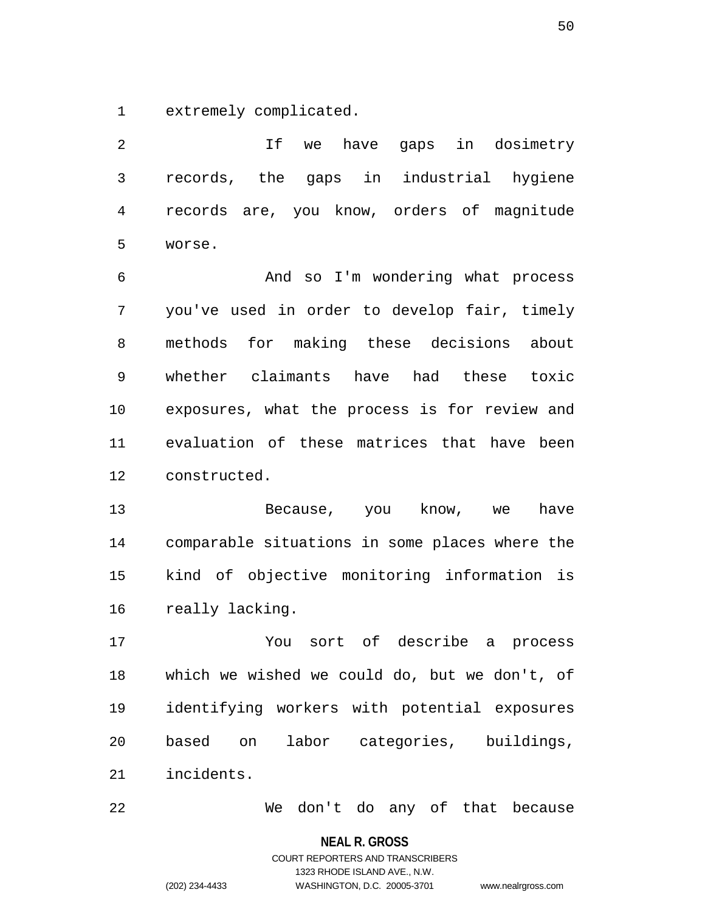extremely complicated.

If we have gaps in dosimetry records, the gaps in industrial hygiene records are, you know, orders of magnitude worse.

And so I'm wondering what process you've used in order to develop fair, timely methods for making these decisions about whether claimants have had these toxic exposures, what the process is for review and evaluation of these matrices that have been constructed.

Because, you know, we have comparable situations in some places where the kind of objective monitoring information is really lacking.

You sort of describe a process which we wished we could do, but we don't, of identifying workers with potential exposures based on labor categories, buildings, incidents.

We don't do any of that because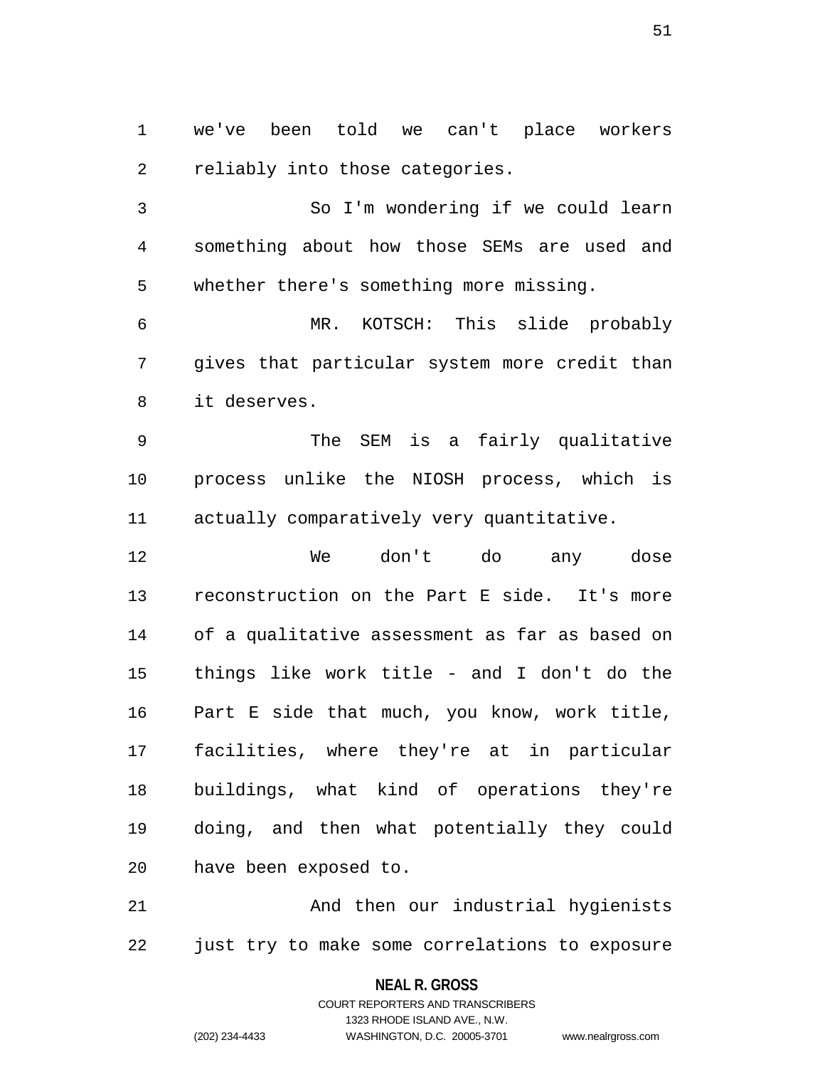we've been told we can't place workers reliably into those categories.

So I'm wondering if we could learn something about how those SEMs are used and whether there's something more missing.

MR. KOTSCH: This slide probably gives that particular system more credit than it deserves.

The SEM is a fairly qualitative process unlike the NIOSH process, which is actually comparatively very quantitative.

We don't do any dose reconstruction on the Part E side. It's more of a qualitative assessment as far as based on things like work title - and I don't do the Part E side that much, you know, work title, facilities, where they're at in particular buildings, what kind of operations they're doing, and then what potentially they could have been exposed to.

And then our industrial hygienists just try to make some correlations to exposure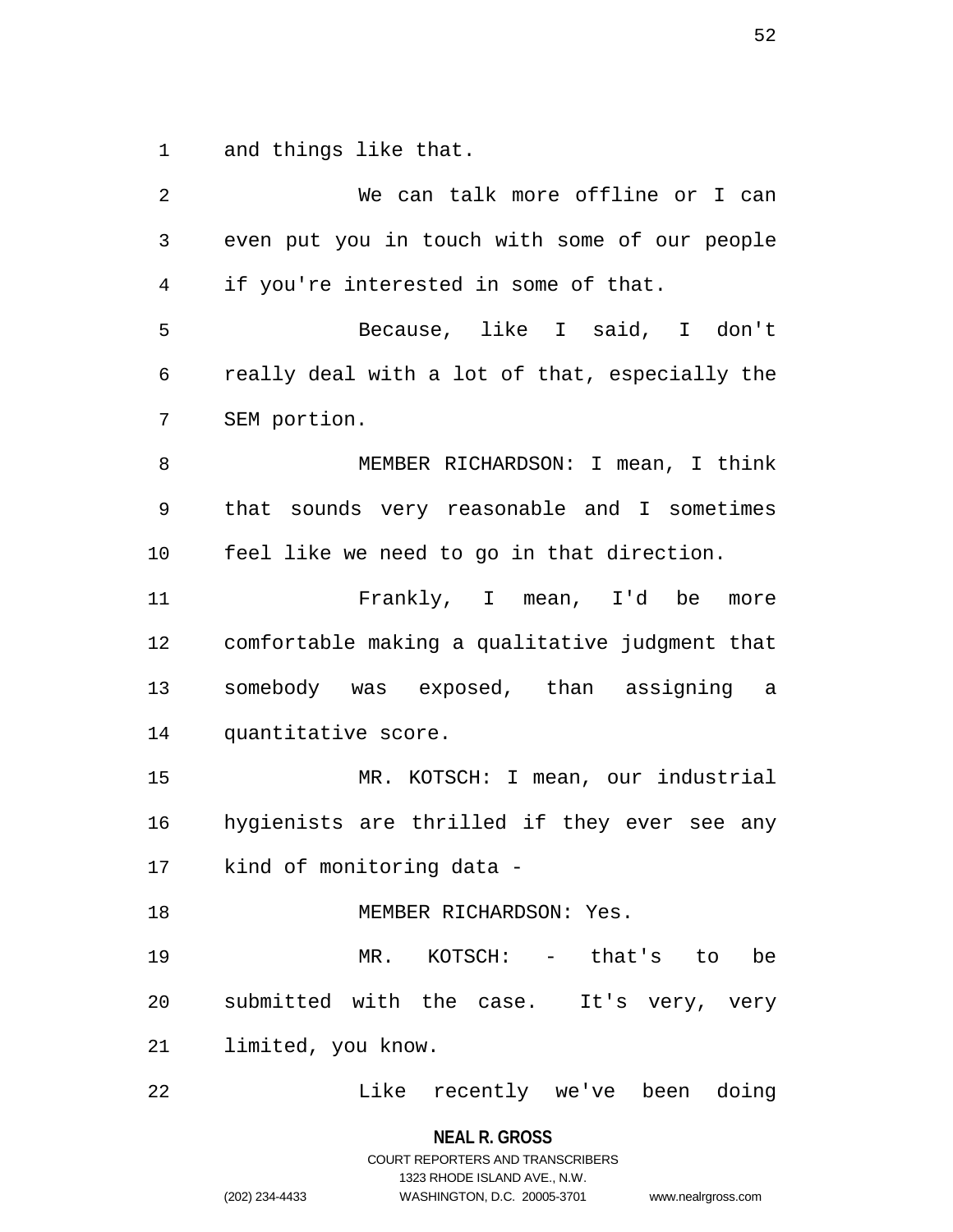and things like that.

We can talk more offline or I can even put you in touch with some of our people if you're interested in some of that.

Because, like I said, I don't really deal with a lot of that, especially the SEM portion.

MEMBER RICHARDSON: I mean, I think that sounds very reasonable and I sometimes feel like we need to go in that direction.

Frankly, I mean, I'd be more comfortable making a qualitative judgment that somebody was exposed, than assigning a quantitative score.

MR. KOTSCH: I mean, our industrial hygienists are thrilled if they ever see any kind of monitoring data -

MEMBER RICHARDSON: Yes.

MR. KOTSCH: - that's to be submitted with the case. It's very, very limited, you know.

Like recently we've been doing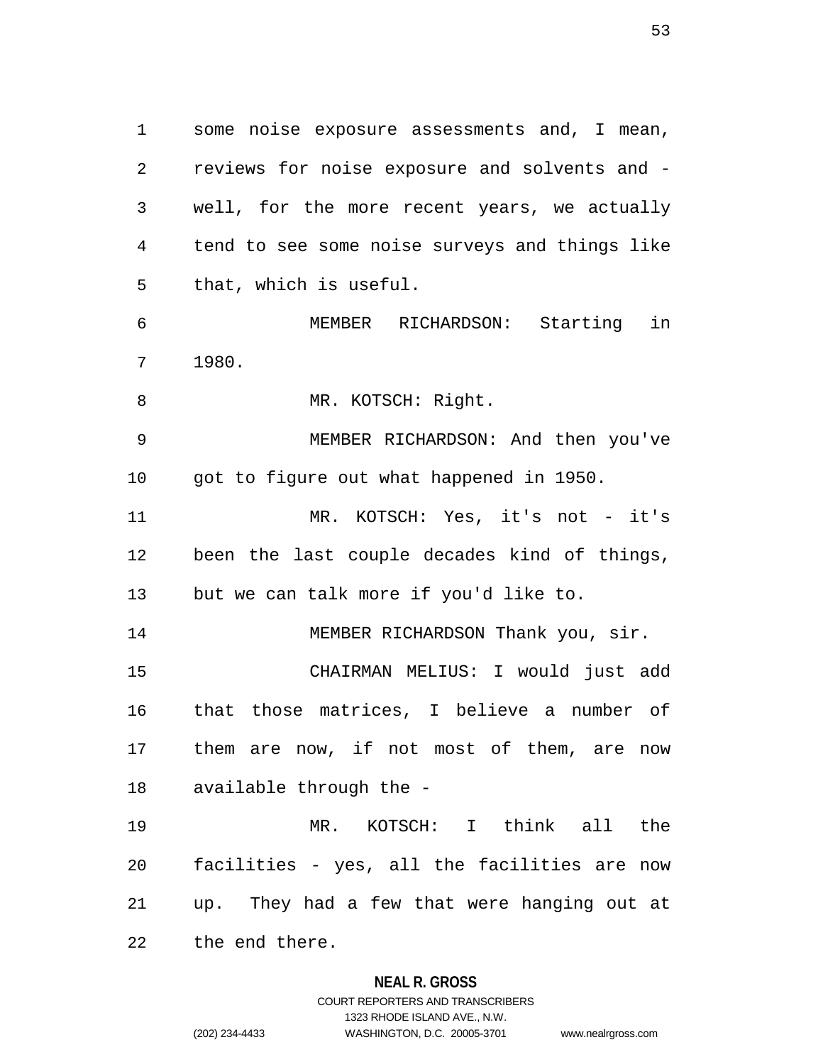some noise exposure assessments and, I mean, reviews for noise exposure and solvents and - well, for the more recent years, we actually tend to see some noise surveys and things like that, which is useful.

MEMBER RICHARDSON: Starting in 1980.

MR. KOTSCH: Right.

MEMBER RICHARDSON: And then you've got to figure out what happened in 1950.

MR. KOTSCH: Yes, it's not - it's been the last couple decades kind of things, but we can talk more if you'd like to.

MEMBER RICHARDSON Thank you, sir.

CHAIRMAN MELIUS: I would just add that those matrices, I believe a number of them are now, if not most of them, are now available through the -

MR. KOTSCH: I think all the facilities - yes, all the facilities are now up. They had a few that were hanging out at the end there.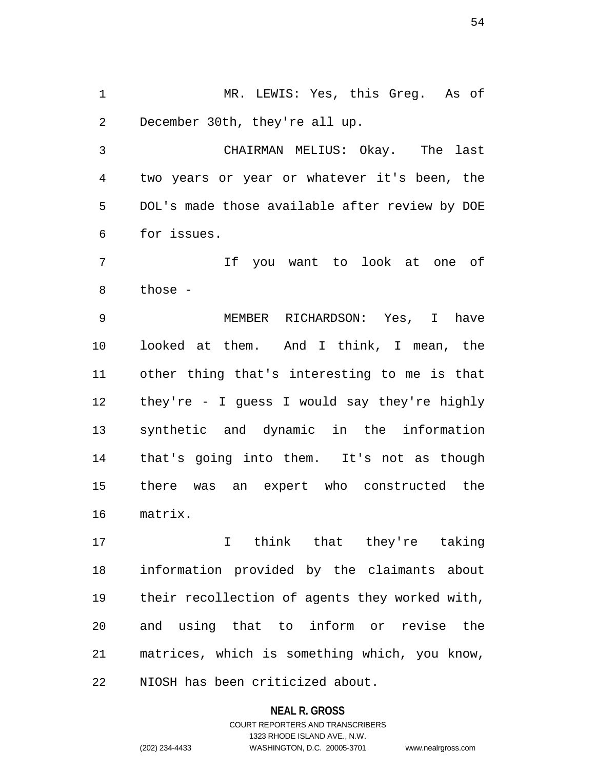MR. LEWIS: Yes, this Greg. As of December 30th, they're all up.

CHAIRMAN MELIUS: Okay. The last two years or year or whatever it's been, the DOL's made those available after review by DOE for issues.

If you want to look at one of those -

MEMBER RICHARDSON: Yes, I have looked at them. And I think, I mean, the other thing that's interesting to me is that they're - I guess I would say they're highly synthetic and dynamic in the information that's going into them. It's not as though there was an expert who constructed the matrix.

I think that they're taking information provided by the claimants about their recollection of agents they worked with, and using that to inform or revise the matrices, which is something which, you know, NIOSH has been criticized about.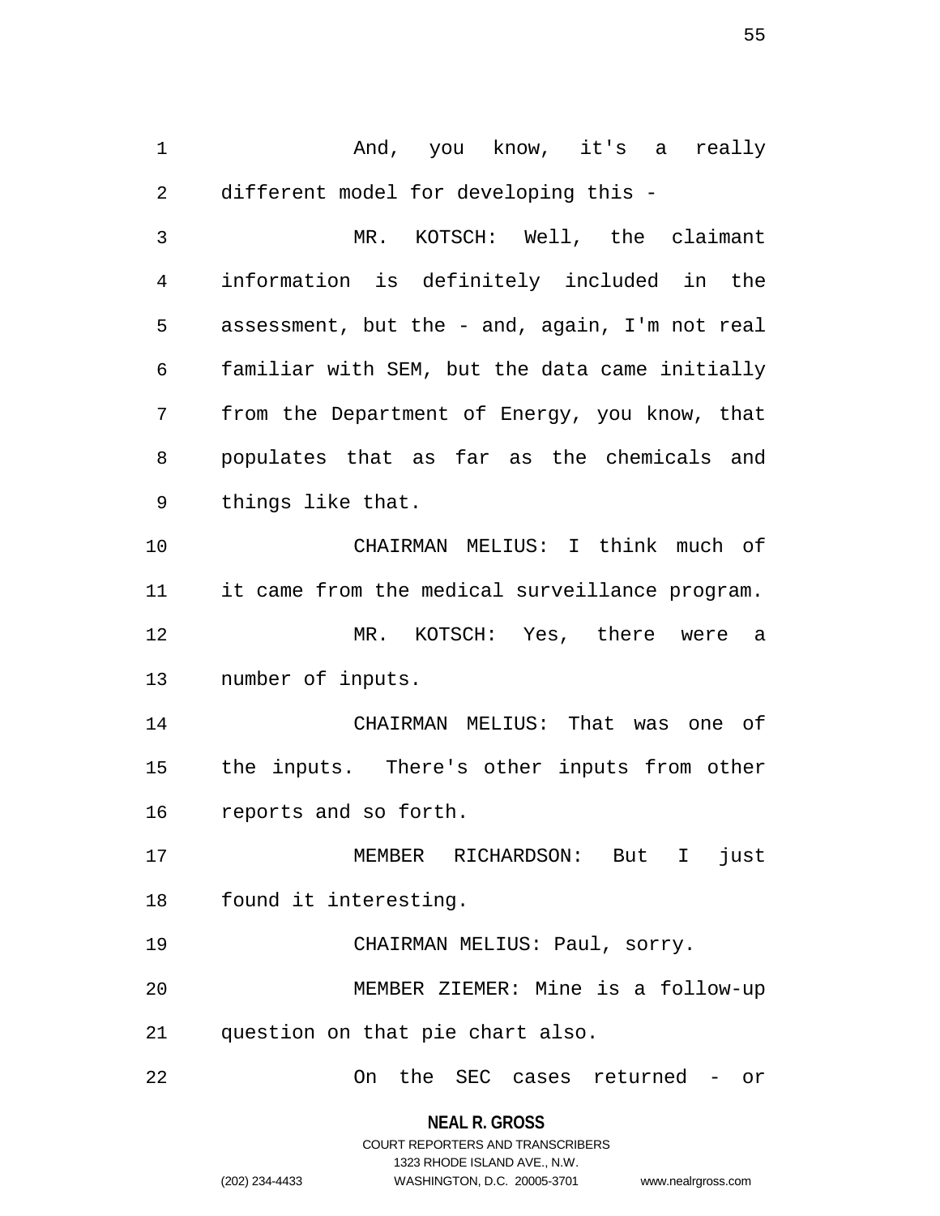And, you know, it's a really different model for developing this -

MR. KOTSCH: Well, the claimant information is definitely included in the assessment, but the - and, again, I'm not real familiar with SEM, but the data came initially from the Department of Energy, you know, that populates that as far as the chemicals and things like that.

CHAIRMAN MELIUS: I think much of it came from the medical surveillance program.

MR. KOTSCH: Yes, there were a number of inputs.

CHAIRMAN MELIUS: That was one of the inputs. There's other inputs from other reports and so forth.

MEMBER RICHARDSON: But I just found it interesting.

CHAIRMAN MELIUS: Paul, sorry.

MEMBER ZIEMER: Mine is a follow-up question on that pie chart also.

On the SEC cases returned - or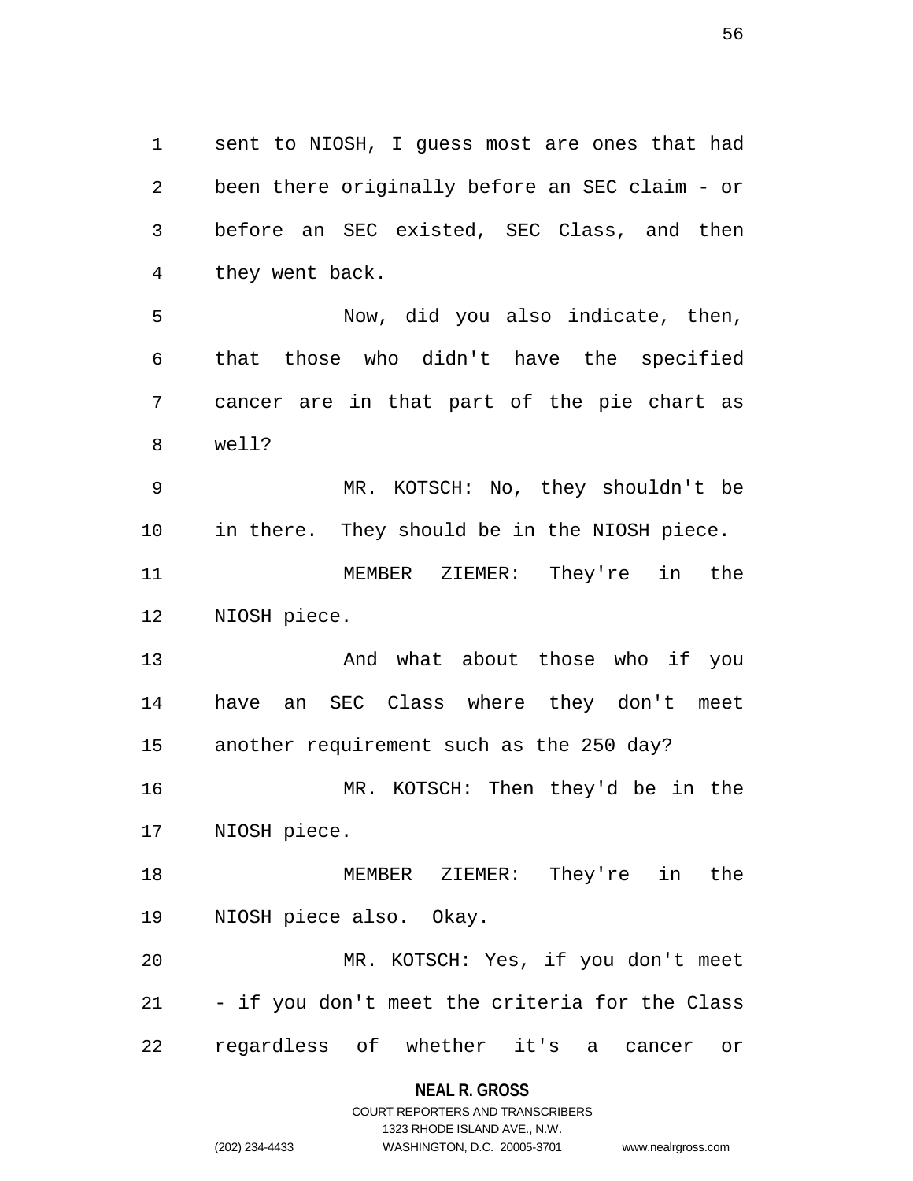sent to NIOSH, I guess most are ones that had been there originally before an SEC claim - or before an SEC existed, SEC Class, and then they went back.

Now, did you also indicate, then, that those who didn't have the specified cancer are in that part of the pie chart as well?

MR. KOTSCH: No, they shouldn't be in there. They should be in the NIOSH piece.

MEMBER ZIEMER: They're in the NIOSH piece.

And what about those who if you have an SEC Class where they don't meet another requirement such as the 250 day?

MR. KOTSCH: Then they'd be in the NIOSH piece.

MEMBER ZIEMER: They're in the NIOSH piece also. Okay.

MR. KOTSCH: Yes, if you don't meet - if you don't meet the criteria for the Class regardless of whether it's a cancer or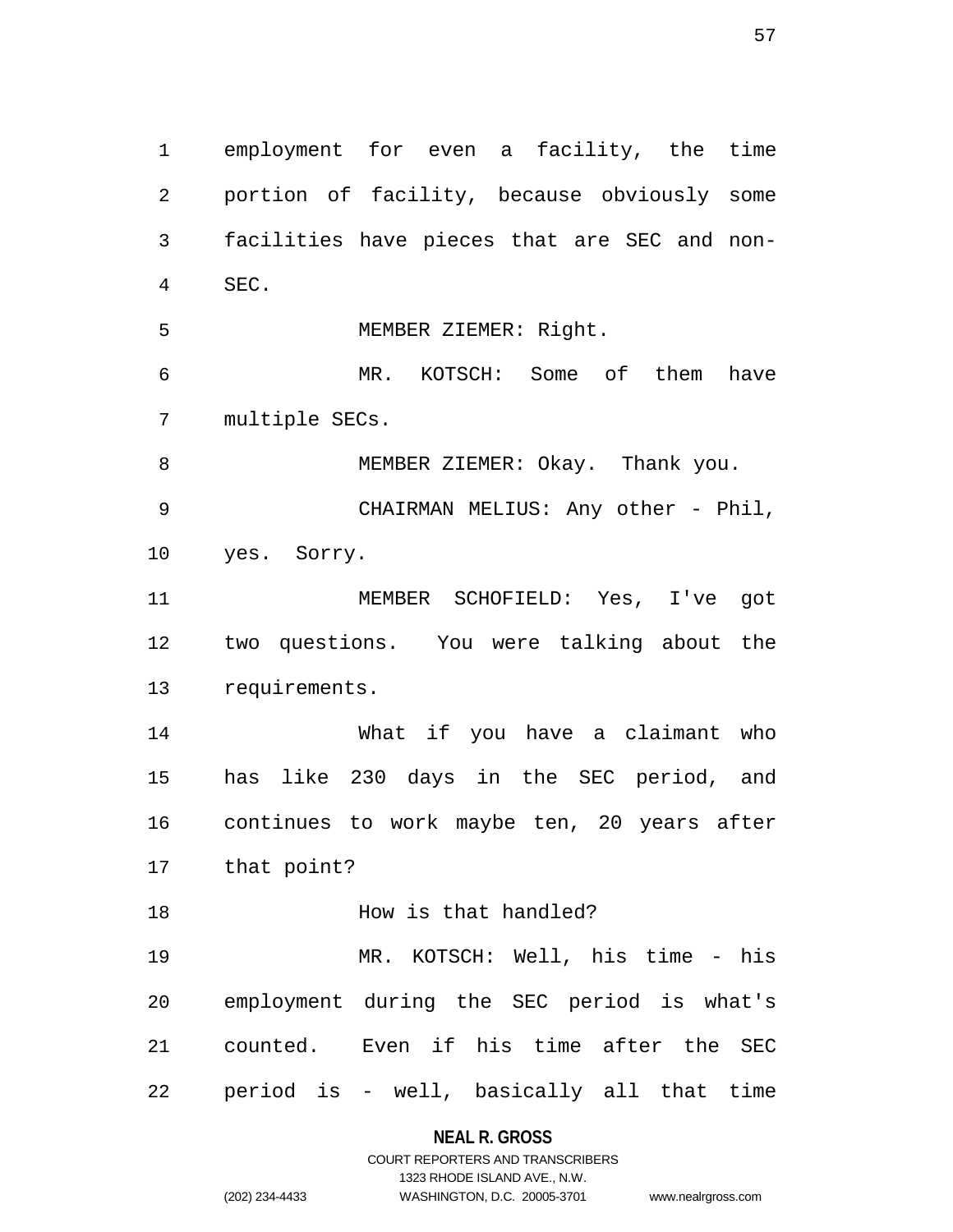employment for even a facility, the time portion of facility, because obviously some facilities have pieces that are SEC and non-SEC.

MEMBER ZIEMER: Right.

MR. KOTSCH: Some of them have multiple SECs.

MEMBER ZIEMER: Okay. Thank you.

CHAIRMAN MELIUS: Any other - Phil, yes. Sorry.

MEMBER SCHOFIELD: Yes, I've got two questions. You were talking about the requirements.

What if you have a claimant who has like 230 days in the SEC period, and continues to work maybe ten, 20 years after that point?

How is that handled?

MR. KOTSCH: Well, his time - his employment during the SEC period is what's counted. Even if his time after the SEC period is - well, basically all that time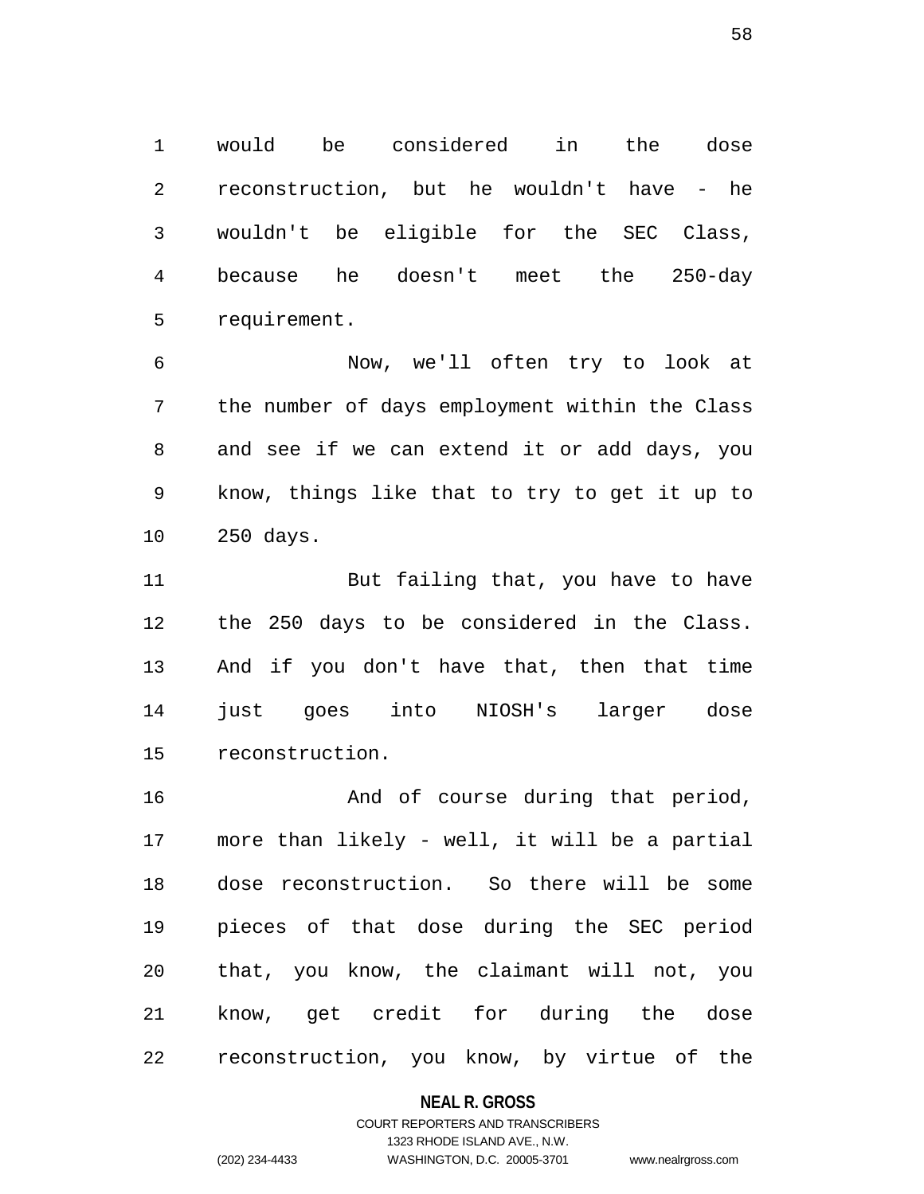would be considered in the dose reconstruction, but he wouldn't have - he wouldn't be eligible for the SEC Class, because he doesn't meet the 250-day requirement.

Now, we'll often try to look at the number of days employment within the Class and see if we can extend it or add days, you know, things like that to try to get it up to 250 days.

But failing that, you have to have the 250 days to be considered in the Class. And if you don't have that, then that time just goes into NIOSH's larger dose reconstruction.

And of course during that period, more than likely - well, it will be a partial dose reconstruction. So there will be some pieces of that dose during the SEC period that, you know, the claimant will not, you know, get credit for during the dose reconstruction, you know, by virtue of the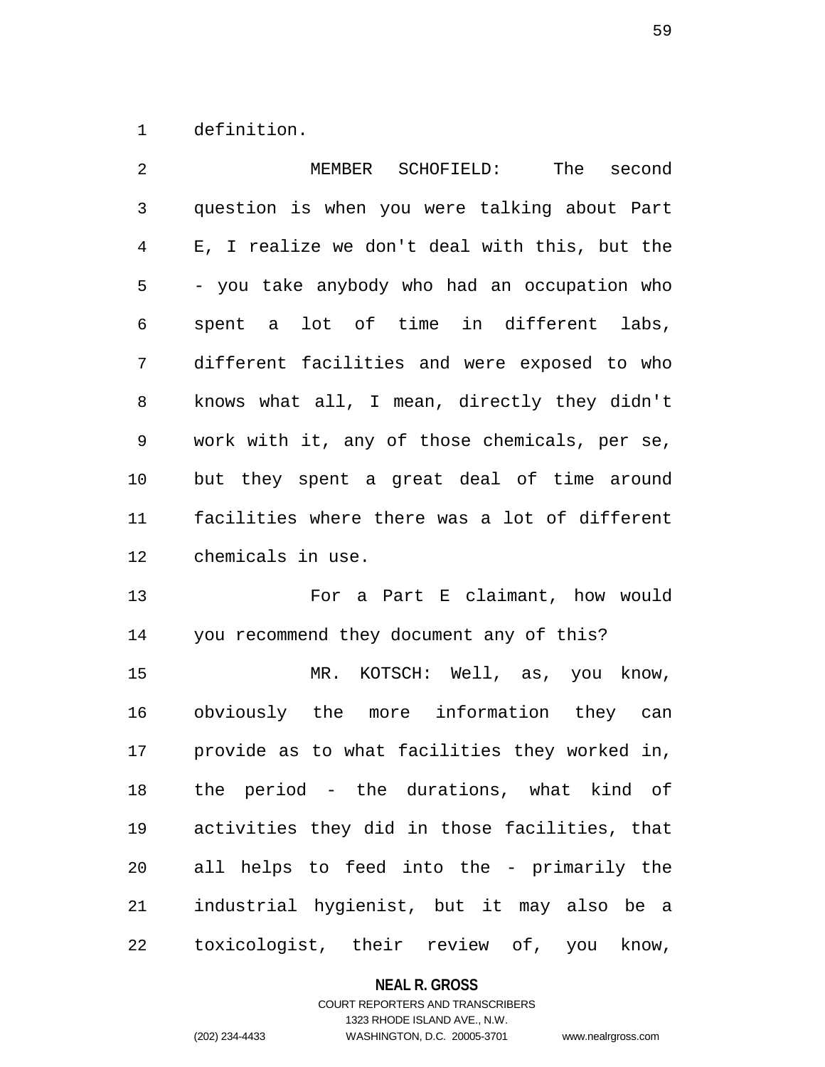definition.

MEMBER SCHOFIELD: The second question is when you were talking about Part E, I realize we don't deal with this, but the - you take anybody who had an occupation who spent a lot of time in different labs, different facilities and were exposed to who knows what all, I mean, directly they didn't work with it, any of those chemicals, per se, but they spent a great deal of time around facilities where there was a lot of different chemicals in use.

For a Part E claimant, how would you recommend they document any of this?

MR. KOTSCH: Well, as, you know, obviously the more information they can provide as to what facilities they worked in, the period - the durations, what kind of activities they did in those facilities, that all helps to feed into the - primarily the industrial hygienist, but it may also be a toxicologist, their review of, you know,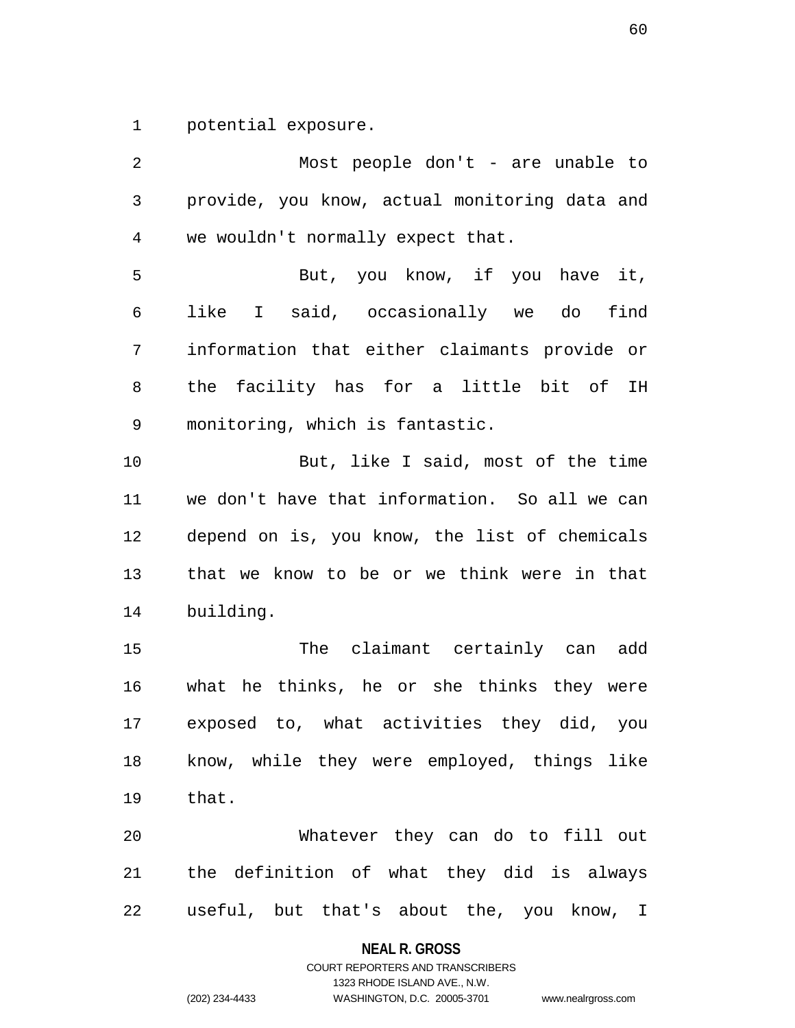potential exposure.

Most people don't - are unable to provide, you know, actual monitoring data and we wouldn't normally expect that.

But, you know, if you have it, like I said, occasionally we do find information that either claimants provide or the facility has for a little bit of IH monitoring, which is fantastic.

But, like I said, most of the time we don't have that information. So all we can depend on is, you know, the list of chemicals that we know to be or we think were in that building.

The claimant certainly can add what he thinks, he or she thinks they were exposed to, what activities they did, you know, while they were employed, things like that.

Whatever they can do to fill out the definition of what they did is always useful, but that's about the, you know, I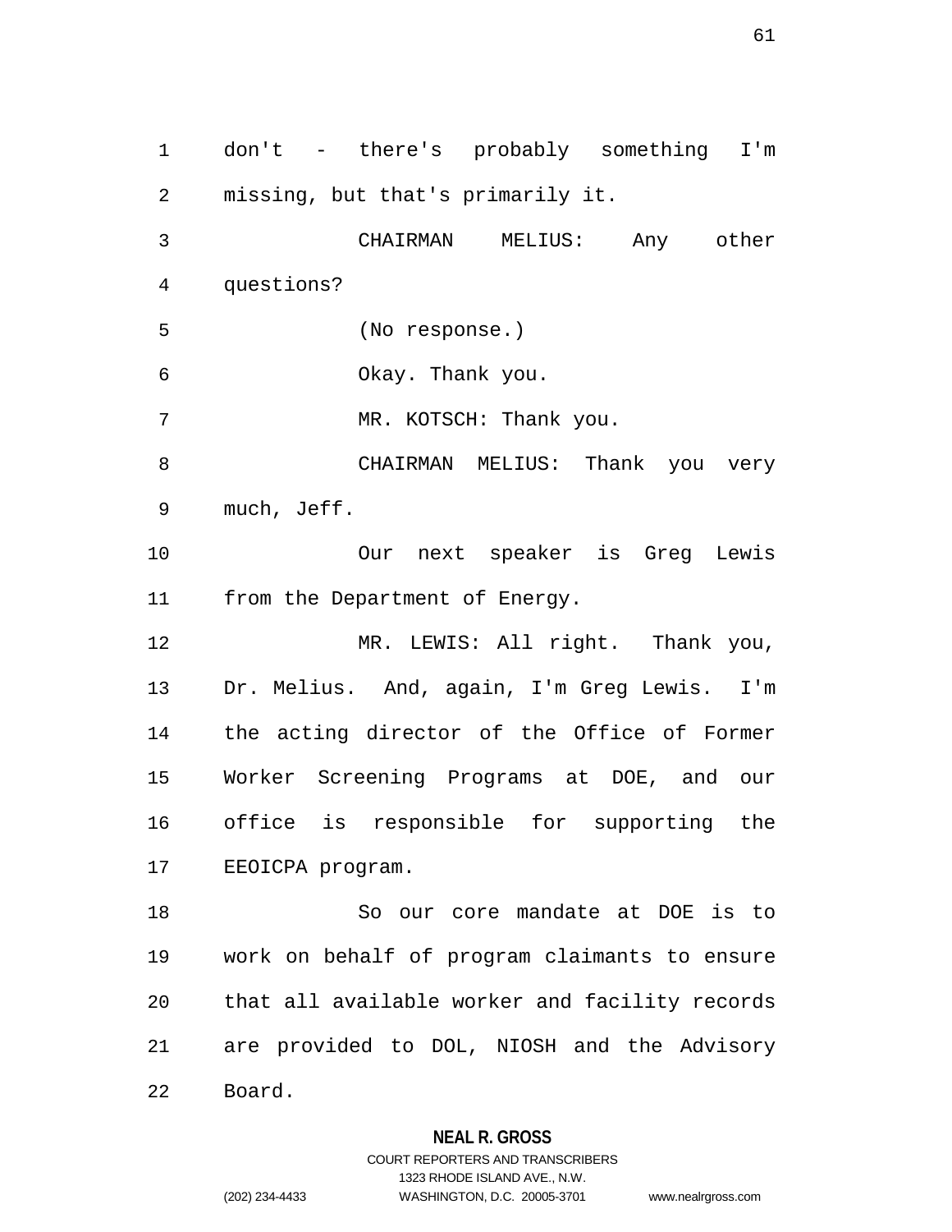don't - there's probably something I'm missing, but that's primarily it.

CHAIRMAN MELIUS: Any other questions?

(No response.)

Okay. Thank you.

MR. KOTSCH: Thank you.

CHAIRMAN MELIUS: Thank you very much, Jeff.

Our next speaker is Greg Lewis from the Department of Energy.

MR. LEWIS: All right. Thank you, Dr. Melius. And, again, I'm Greg Lewis. I'm the acting director of the Office of Former Worker Screening Programs at DOE, and our office is responsible for supporting the EEOICPA program.

So our core mandate at DOE is to work on behalf of program claimants to ensure that all available worker and facility records are provided to DOL, NIOSH and the Advisory Board.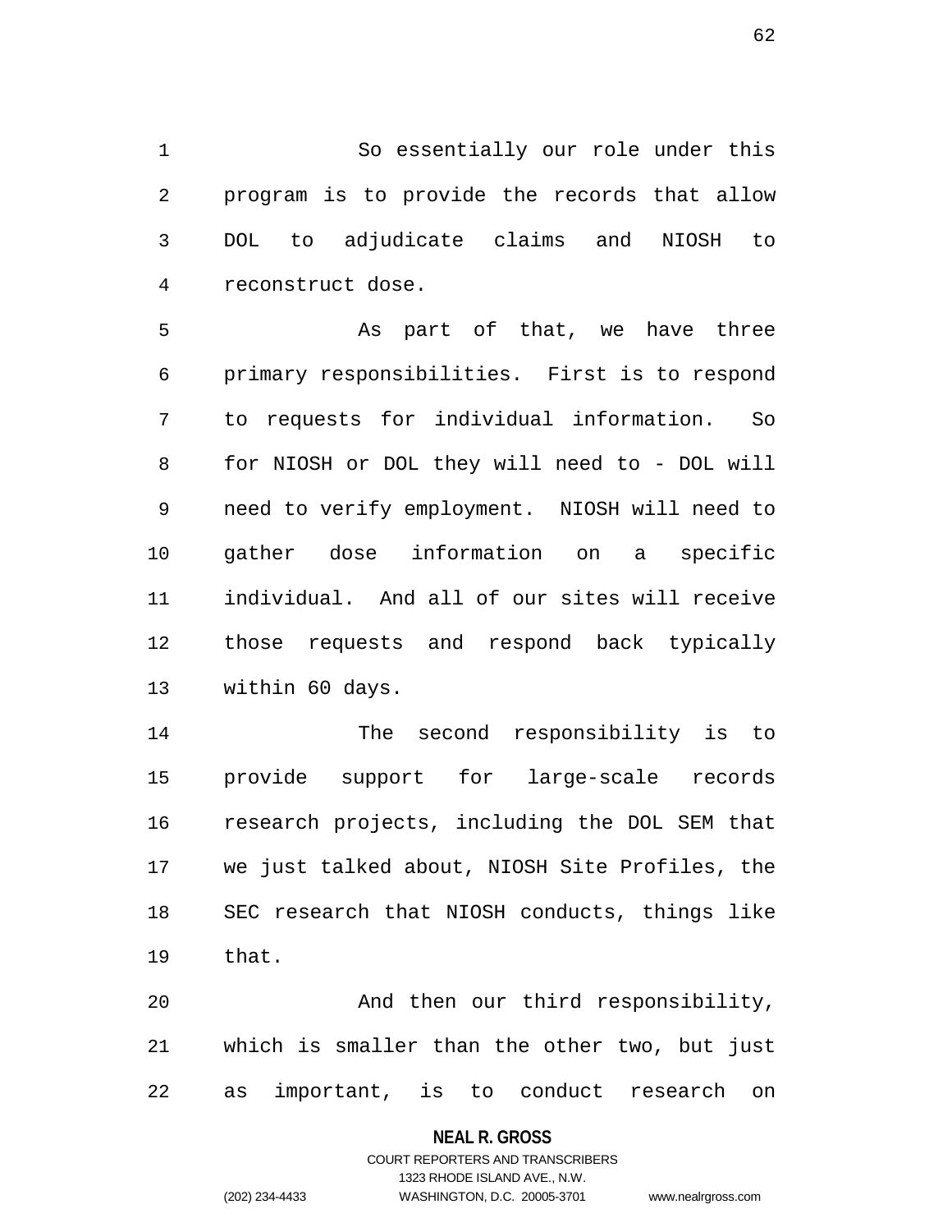So essentially our role under this program is to provide the records that allow DOL to adjudicate claims and NIOSH to reconstruct dose.

As part of that, we have three primary responsibilities. First is to respond to requests for individual information. So for NIOSH or DOL they will need to - DOL will need to verify employment. NIOSH will need to gather dose information on a specific individual. And all of our sites will receive those requests and respond back typically within 60 days.

The second responsibility is to provide support for large-scale records research projects, including the DOL SEM that we just talked about, NIOSH Site Profiles, the SEC research that NIOSH conducts, things like that.

And then our third responsibility, which is smaller than the other two, but just as important, is to conduct research on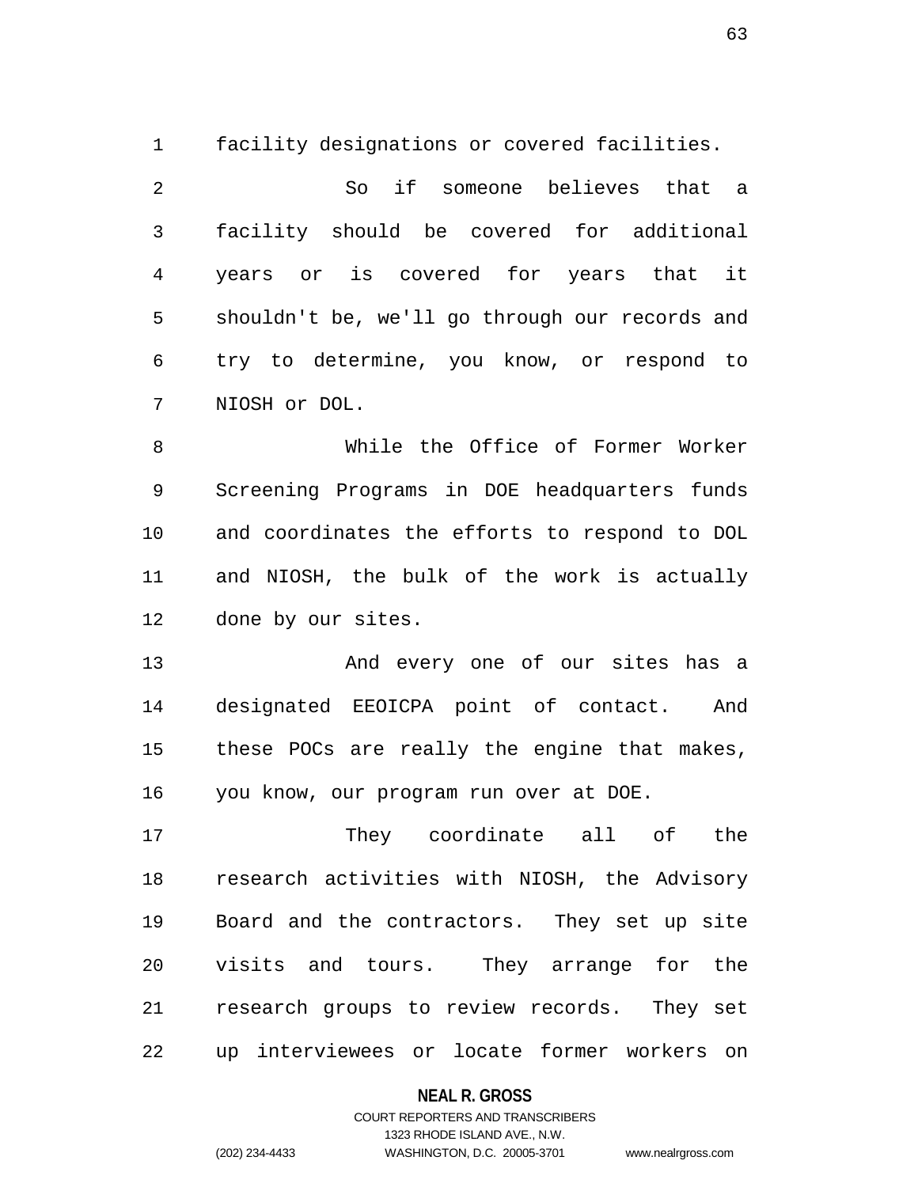facility designations or covered facilities.

So if someone believes that a facility should be covered for additional years or is covered for years that it shouldn't be, we'll go through our records and try to determine, you know, or respond to NIOSH or DOL.

While the Office of Former Worker Screening Programs in DOE headquarters funds and coordinates the efforts to respond to DOL and NIOSH, the bulk of the work is actually done by our sites.

And every one of our sites has a designated EEOICPA point of contact. And these POCs are really the engine that makes, you know, our program run over at DOE.

They coordinate all of the research activities with NIOSH, the Advisory Board and the contractors. They set up site visits and tours. They arrange for the research groups to review records. They set up interviewees or locate former workers on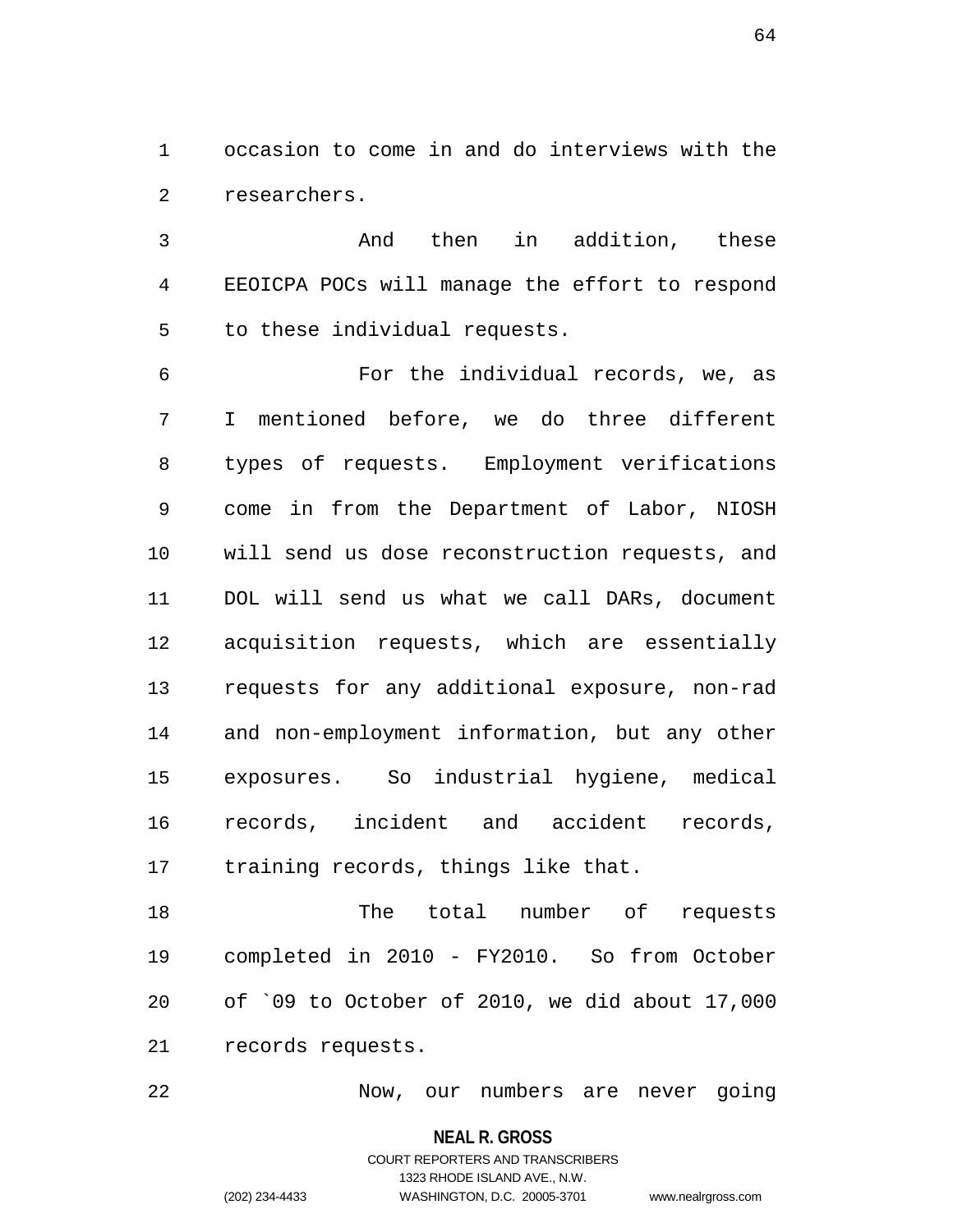occasion to come in and do interviews with the researchers.

And then in addition, these EEOICPA POCs will manage the effort to respond to these individual requests.

For the individual records, we, as I mentioned before, we do three different types of requests. Employment verifications come in from the Department of Labor, NIOSH will send us dose reconstruction requests, and DOL will send us what we call DARs, document acquisition requests, which are essentially requests for any additional exposure, non-rad and non-employment information, but any other exposures. So industrial hygiene, medical records, incident and accident records, training records, things like that.

The total number of requests completed in 2010 - FY2010. So from October of `09 to October of 2010, we did about 17,000 records requests.

Now, our numbers are never going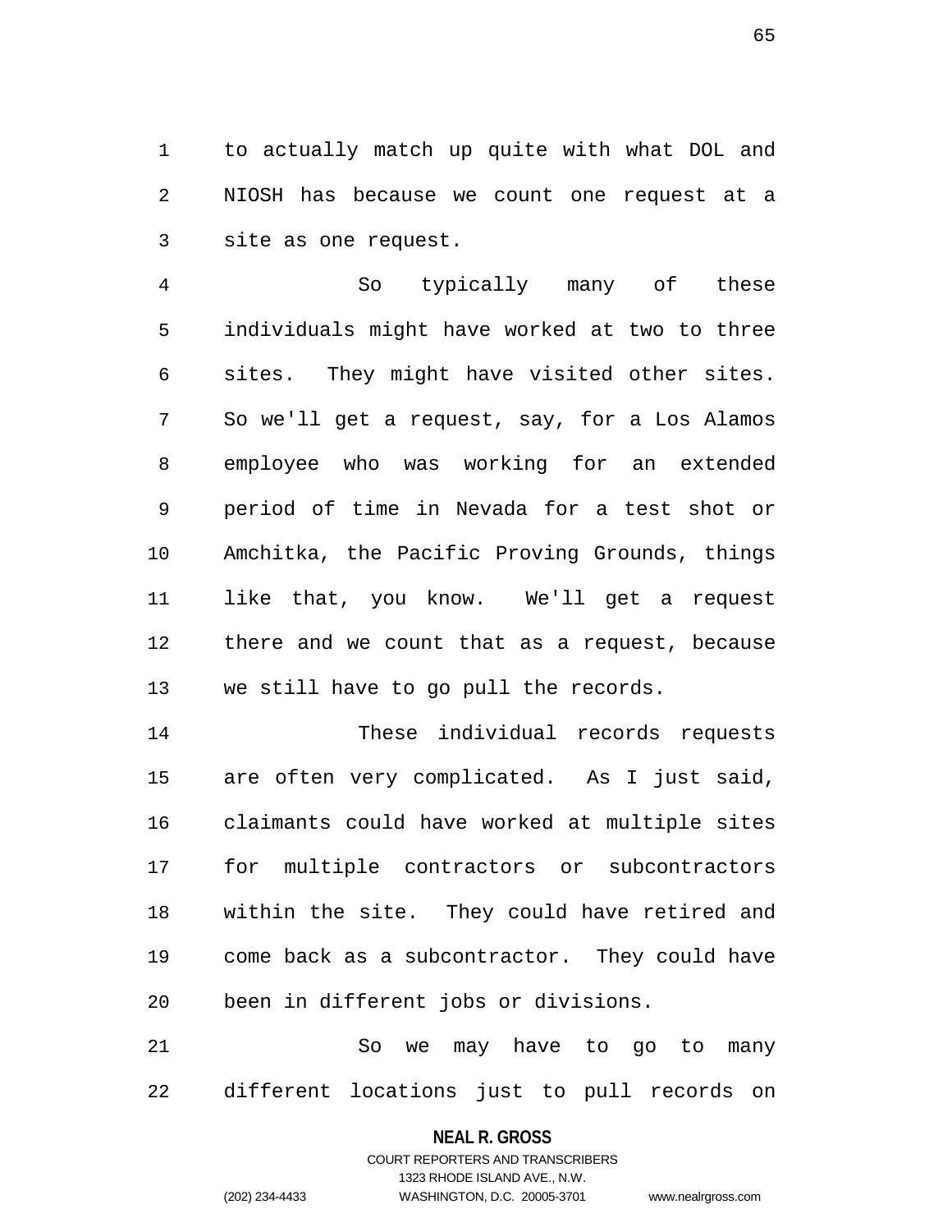to actually match up quite with what DOL and NIOSH has because we count one request at a site as one request.

So typically many of these individuals might have worked at two to three sites. They might have visited other sites. So we'll get a request, say, for a Los Alamos employee who was working for an extended period of time in Nevada for a test shot or Amchitka, the Pacific Proving Grounds, things like that, you know. We'll get a request there and we count that as a request, because we still have to go pull the records.

These individual records requests are often very complicated. As I just said, claimants could have worked at multiple sites for multiple contractors or subcontractors within the site. They could have retired and come back as a subcontractor. They could have been in different jobs or divisions.

So we may have to go to many different locations just to pull records on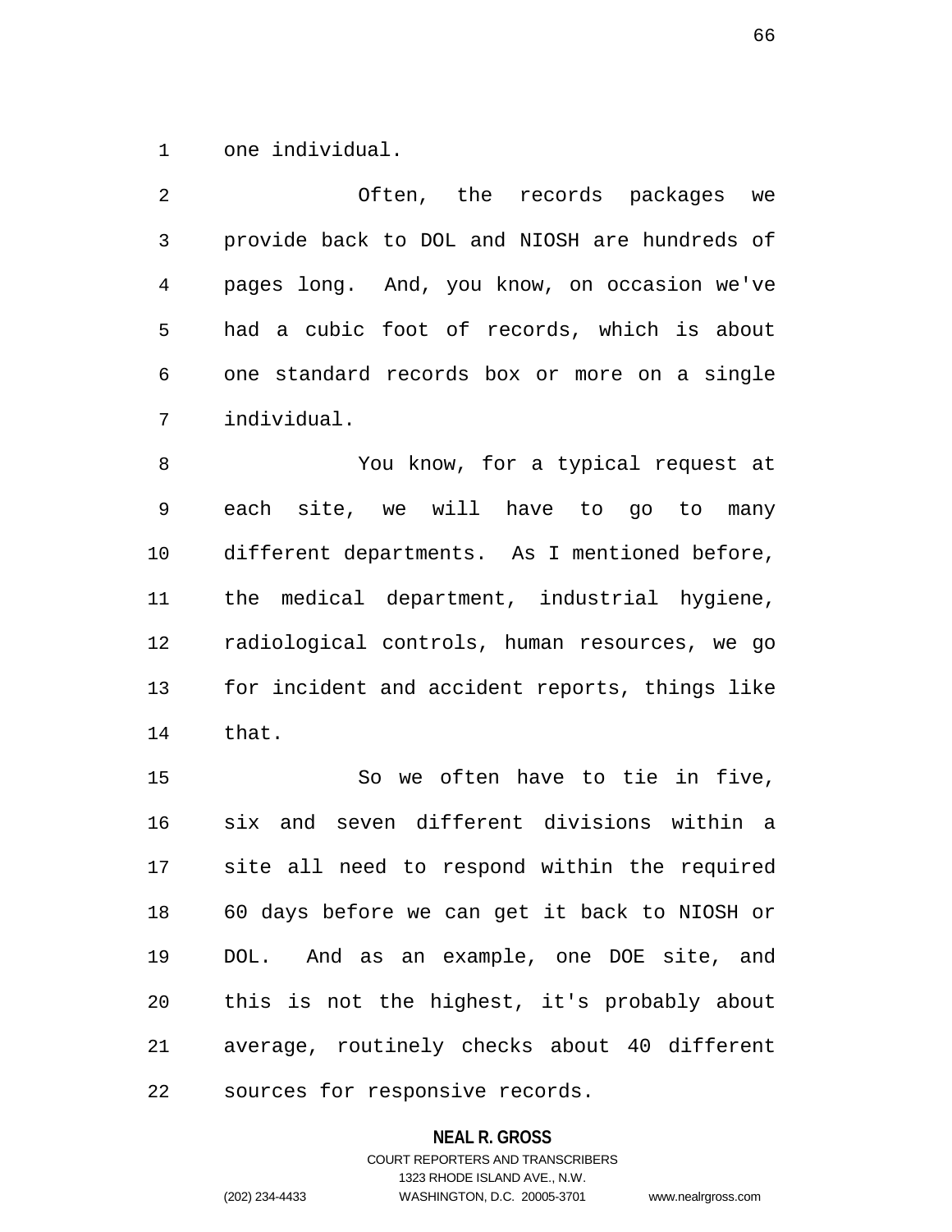one individual.

Often, the records packages we provide back to DOL and NIOSH are hundreds of pages long. And, you know, on occasion we've had a cubic foot of records, which is about one standard records box or more on a single individual.

You know, for a typical request at each site, we will have to go to many different departments. As I mentioned before, the medical department, industrial hygiene, radiological controls, human resources, we go for incident and accident reports, things like that.

So we often have to tie in five, six and seven different divisions within a site all need to respond within the required 60 days before we can get it back to NIOSH or DOL. And as an example, one DOE site, and this is not the highest, it's probably about average, routinely checks about 40 different sources for responsive records.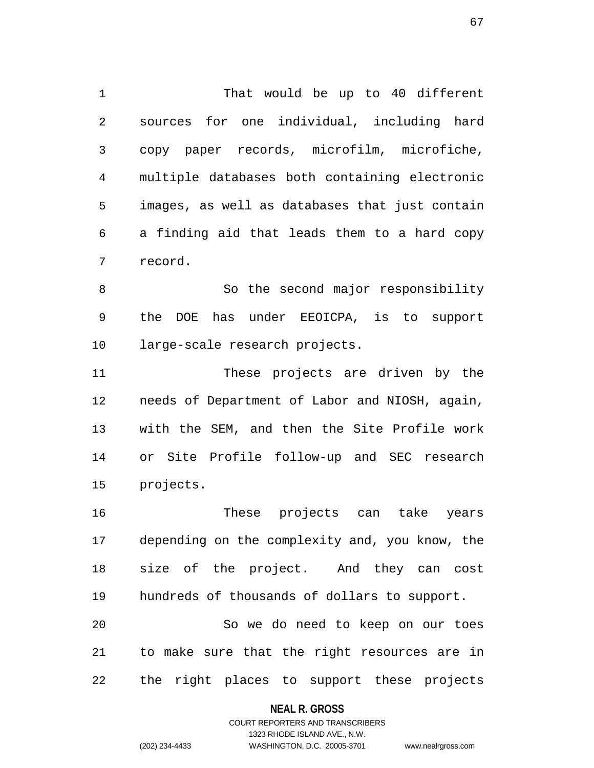That would be up to 40 different sources for one individual, including hard copy paper records, microfilm, microfiche, multiple databases both containing electronic images, as well as databases that just contain a finding aid that leads them to a hard copy record.

So the second major responsibility the DOE has under EEOICPA, is to support large-scale research projects.

These projects are driven by the needs of Department of Labor and NIOSH, again, with the SEM, and then the Site Profile work or Site Profile follow-up and SEC research projects.

These projects can take years depending on the complexity and, you know, the size of the project. And they can cost hundreds of thousands of dollars to support.

So we do need to keep on our toes to make sure that the right resources are in the right places to support these projects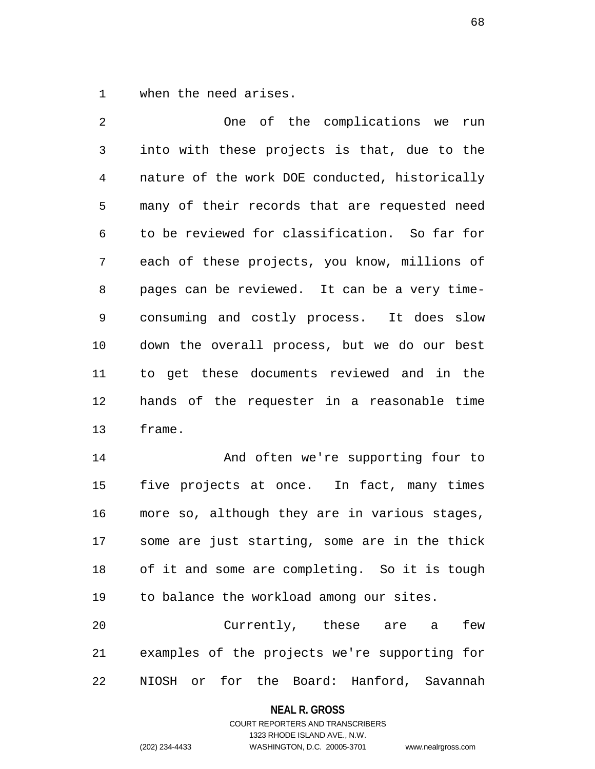when the need arises.

One of the complications we run into with these projects is that, due to the nature of the work DOE conducted, historically many of their records that are requested need to be reviewed for classification. So far for each of these projects, you know, millions of pages can be reviewed. It can be a very time-consuming and costly process. It does slow down the overall process, but we do our best to get these documents reviewed and in the hands of the requester in a reasonable time frame.

And often we're supporting four to five projects at once. In fact, many times more so, although they are in various stages, some are just starting, some are in the thick of it and some are completing. So it is tough to balance the workload among our sites.

Currently, these are a few examples of the projects we're supporting for NIOSH or for the Board: Hanford, Savannah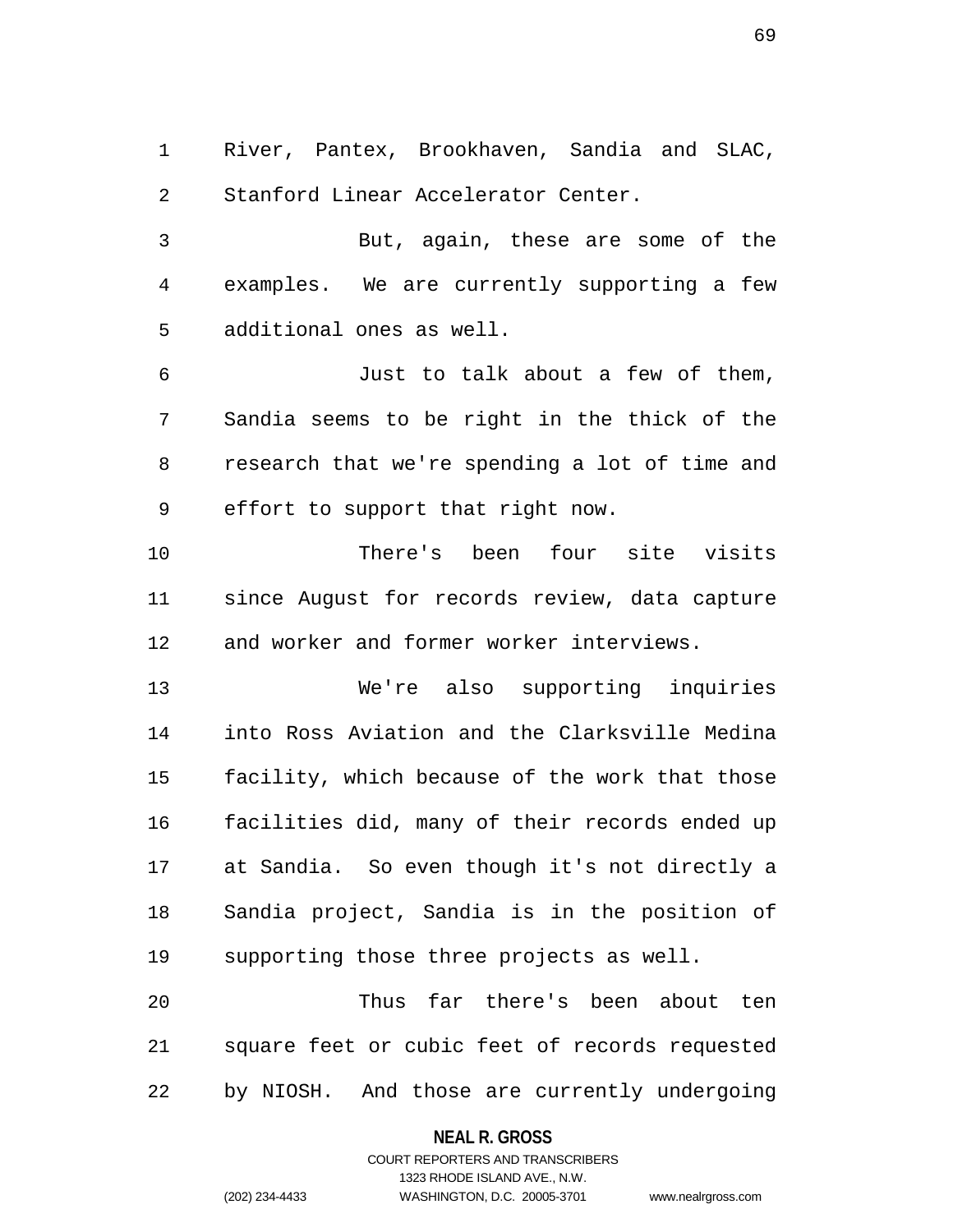River, Pantex, Brookhaven, Sandia and SLAC, Stanford Linear Accelerator Center.

But, again, these are some of the examples. We are currently supporting a few additional ones as well.

Just to talk about a few of them, Sandia seems to be right in the thick of the research that we're spending a lot of time and effort to support that right now.

There's been four site visits since August for records review, data capture and worker and former worker interviews.

We're also supporting inquiries into Ross Aviation and the Clarksville Medina facility, which because of the work that those facilities did, many of their records ended up at Sandia. So even though it's not directly a Sandia project, Sandia is in the position of supporting those three projects as well.

Thus far there's been about ten square feet or cubic feet of records requested by NIOSH. And those are currently undergoing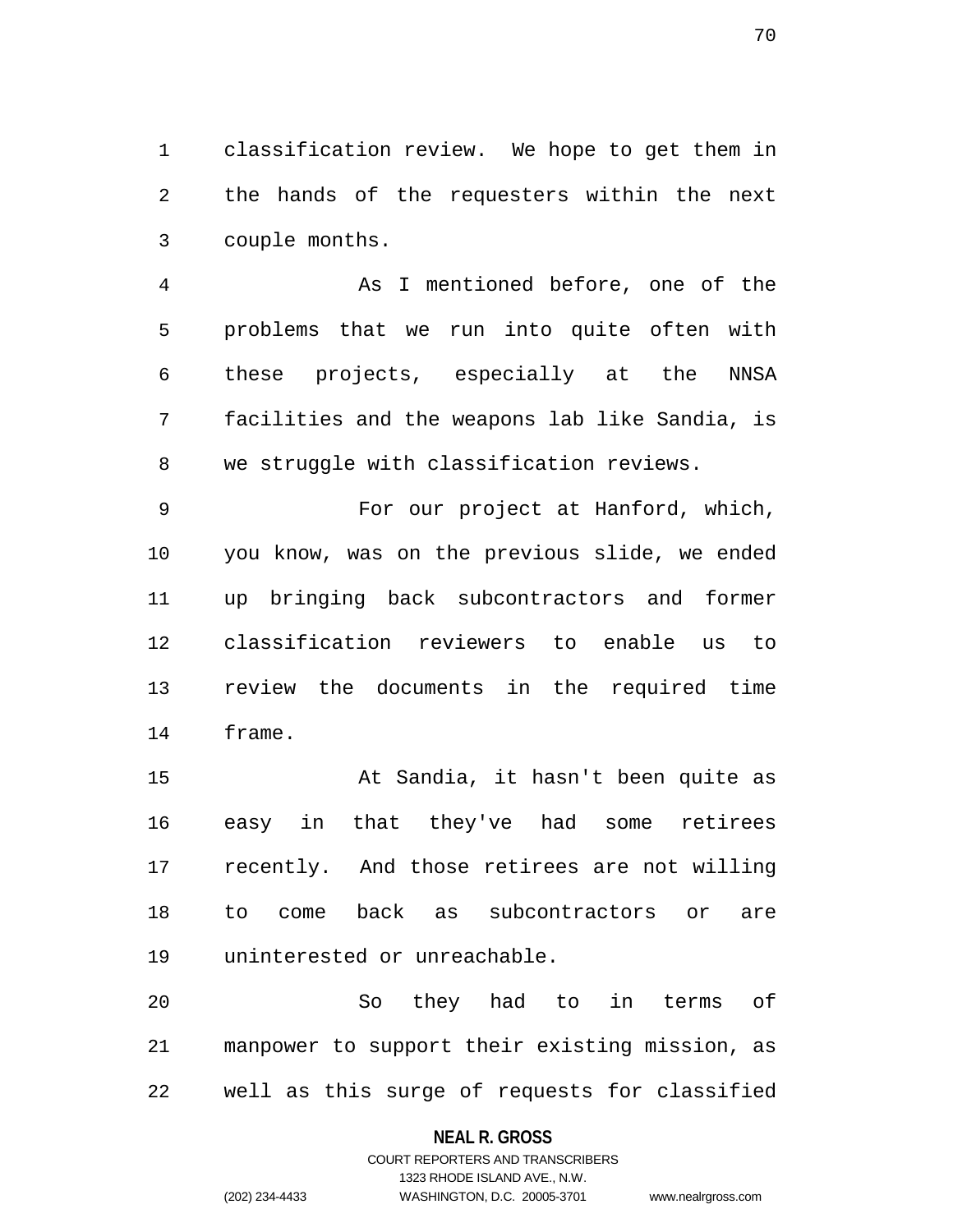classification review. We hope to get them in the hands of the requesters within the next couple months.

As I mentioned before, one of the problems that we run into quite often with these projects, especially at the NNSA facilities and the weapons lab like Sandia, is we struggle with classification reviews.

For our project at Hanford, which, you know, was on the previous slide, we ended up bringing back subcontractors and former classification reviewers to enable us to review the documents in the required time frame.

At Sandia, it hasn't been quite as easy in that they've had some retirees recently. And those retirees are not willing to come back as subcontractors or are uninterested or unreachable.

So they had to in terms of manpower to support their existing mission, as well as this surge of requests for classified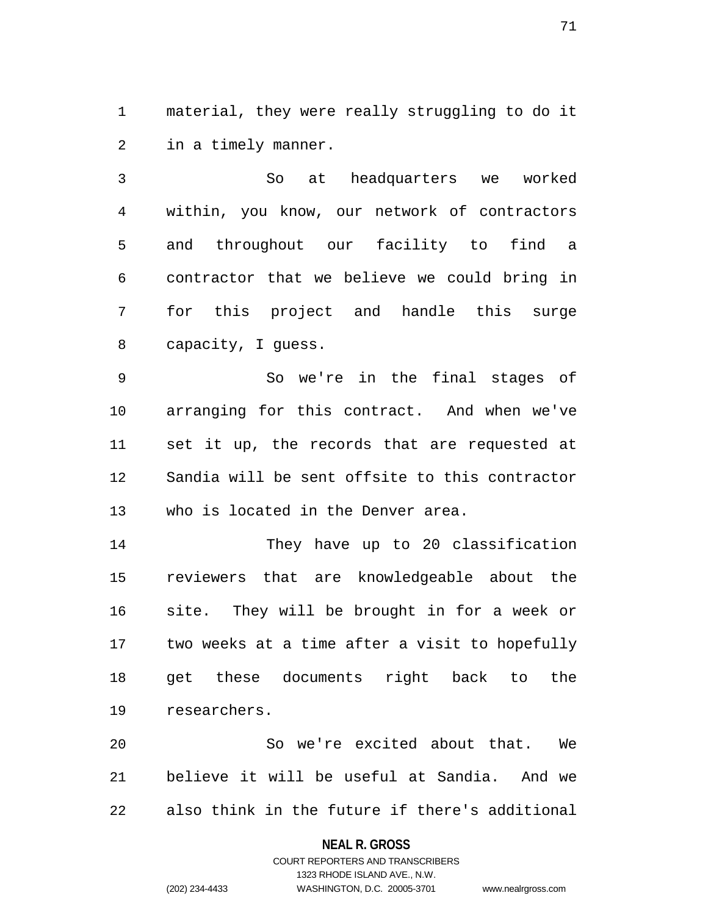material, they were really struggling to do it in a timely manner.

So at headquarters we worked within, you know, our network of contractors and throughout our facility to find a contractor that we believe we could bring in for this project and handle this surge capacity, I guess.

So we're in the final stages of arranging for this contract. And when we've set it up, the records that are requested at Sandia will be sent offsite to this contractor who is located in the Denver area.

They have up to 20 classification reviewers that are knowledgeable about the site. They will be brought in for a week or two weeks at a time after a visit to hopefully get these documents right back to the researchers.

So we're excited about that. We believe it will be useful at Sandia. And we also think in the future if there's additional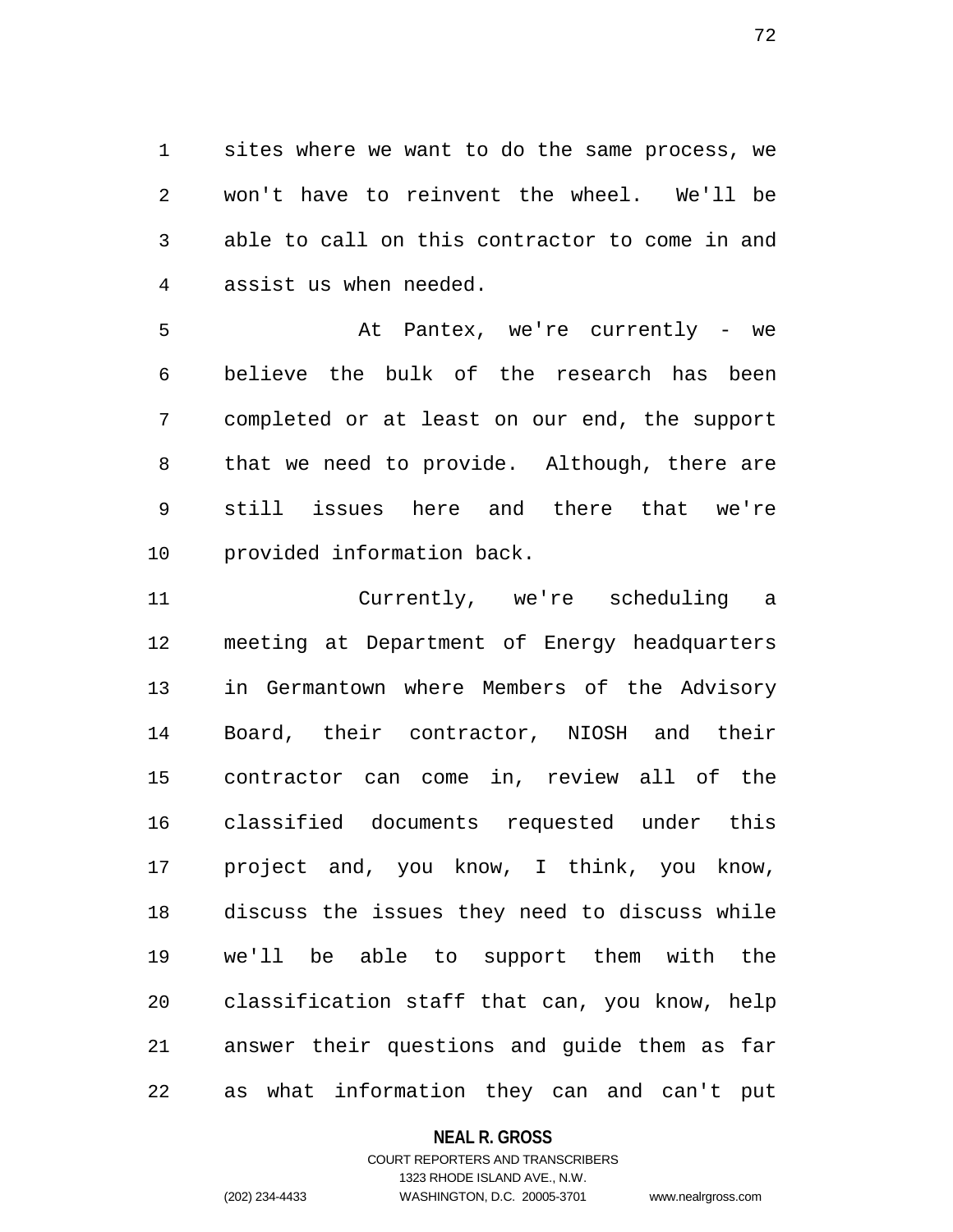sites where we want to do the same process, we won't have to reinvent the wheel. We'll be able to call on this contractor to come in and assist us when needed.

At Pantex, we're currently - we believe the bulk of the research has been completed or at least on our end, the support that we need to provide. Although, there are still issues here and there that we're provided information back.

Currently, we're scheduling a meeting at Department of Energy headquarters in Germantown where Members of the Advisory Board, their contractor, NIOSH and their contractor can come in, review all of the classified documents requested under this project and, you know, I think, you know, discuss the issues they need to discuss while we'll be able to support them with the classification staff that can, you know, help answer their questions and guide them as far as what information they can and can't put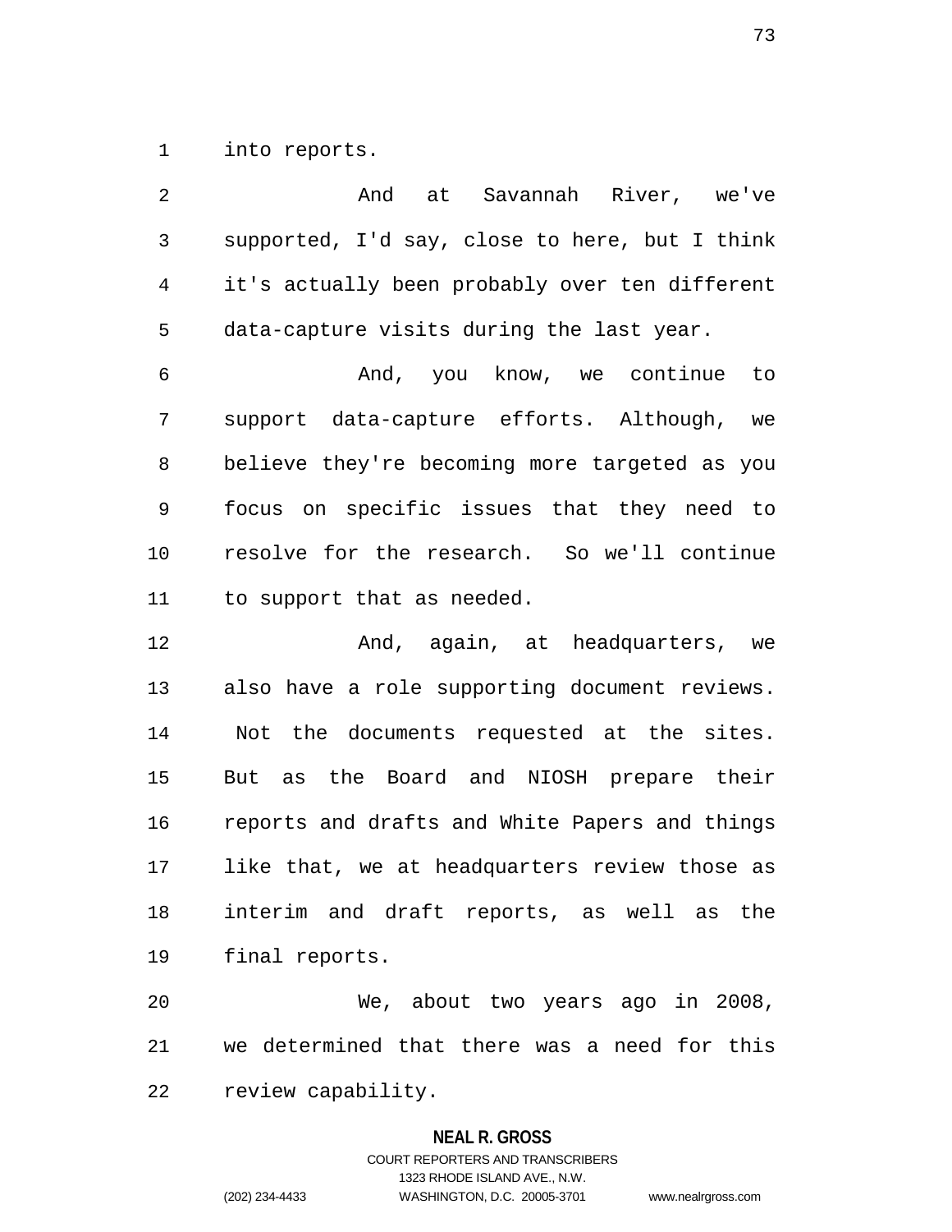into reports.

And at Savannah River, we've supported, I'd say, close to here, but I think it's actually been probably over ten different data-capture visits during the last year.

And, you know, we continue to support data-capture efforts. Although, we believe they're becoming more targeted as you focus on specific issues that they need to resolve for the research. So we'll continue to support that as needed.

And, again, at headquarters, we also have a role supporting document reviews. Not the documents requested at the sites. But as the Board and NIOSH prepare their reports and drafts and White Papers and things like that, we at headquarters review those as interim and draft reports, as well as the final reports.

We, about two years ago in 2008, we determined that there was a need for this review capability.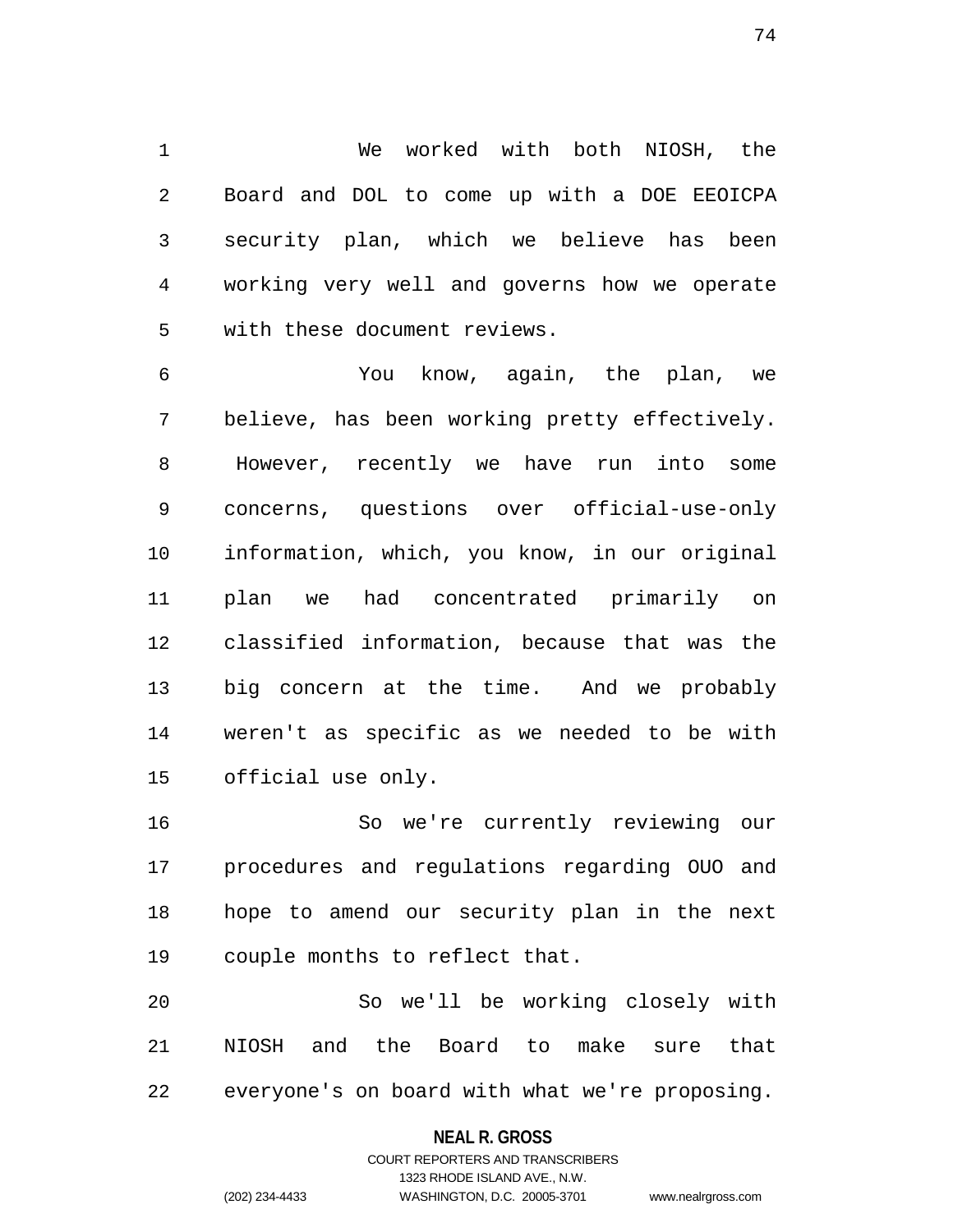We worked with both NIOSH, the Board and DOL to come up with a DOE EEOICPA security plan, which we believe has been working very well and governs how we operate with these document reviews.

You know, again, the plan, we believe, has been working pretty effectively. However, recently we have run into some concerns, questions over official-use-only information, which, you know, in our original plan we had concentrated primarily on classified information, because that was the big concern at the time. And we probably weren't as specific as we needed to be with official use only.

So we're currently reviewing our procedures and regulations regarding OUO and hope to amend our security plan in the next couple months to reflect that.

So we'll be working closely with NIOSH and the Board to make sure that everyone's on board with what we're proposing.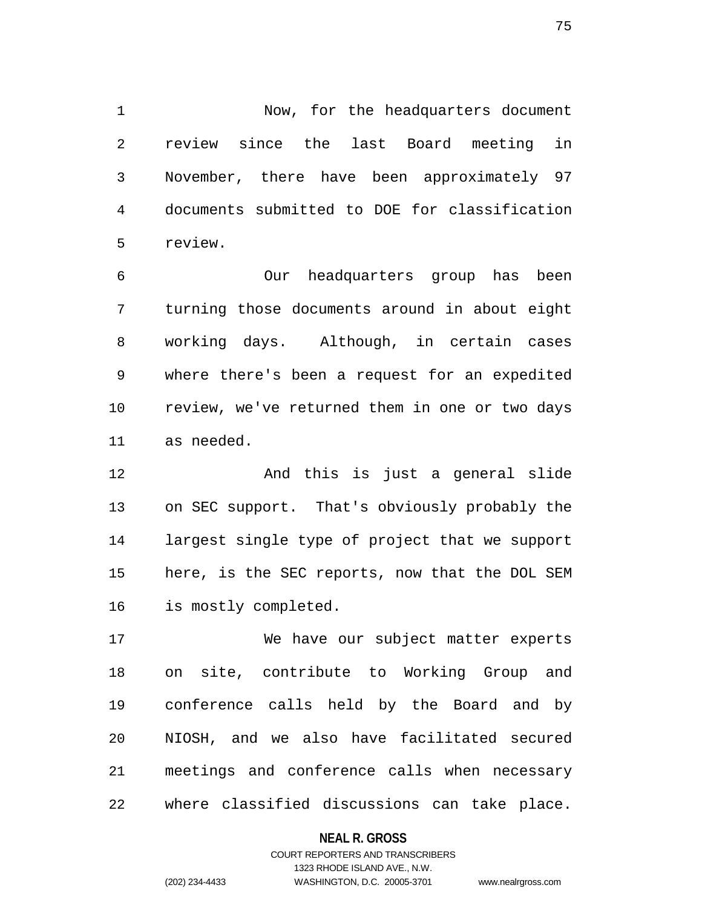Now, for the headquarters document review since the last Board meeting in November, there have been approximately 97 documents submitted to DOE for classification review.

Our headquarters group has been turning those documents around in about eight working days. Although, in certain cases where there's been a request for an expedited review, we've returned them in one or two days as needed.

And this is just a general slide on SEC support. That's obviously probably the largest single type of project that we support here, is the SEC reports, now that the DOL SEM is mostly completed.

We have our subject matter experts on site, contribute to Working Group and conference calls held by the Board and by NIOSH, and we also have facilitated secured meetings and conference calls when necessary where classified discussions can take place.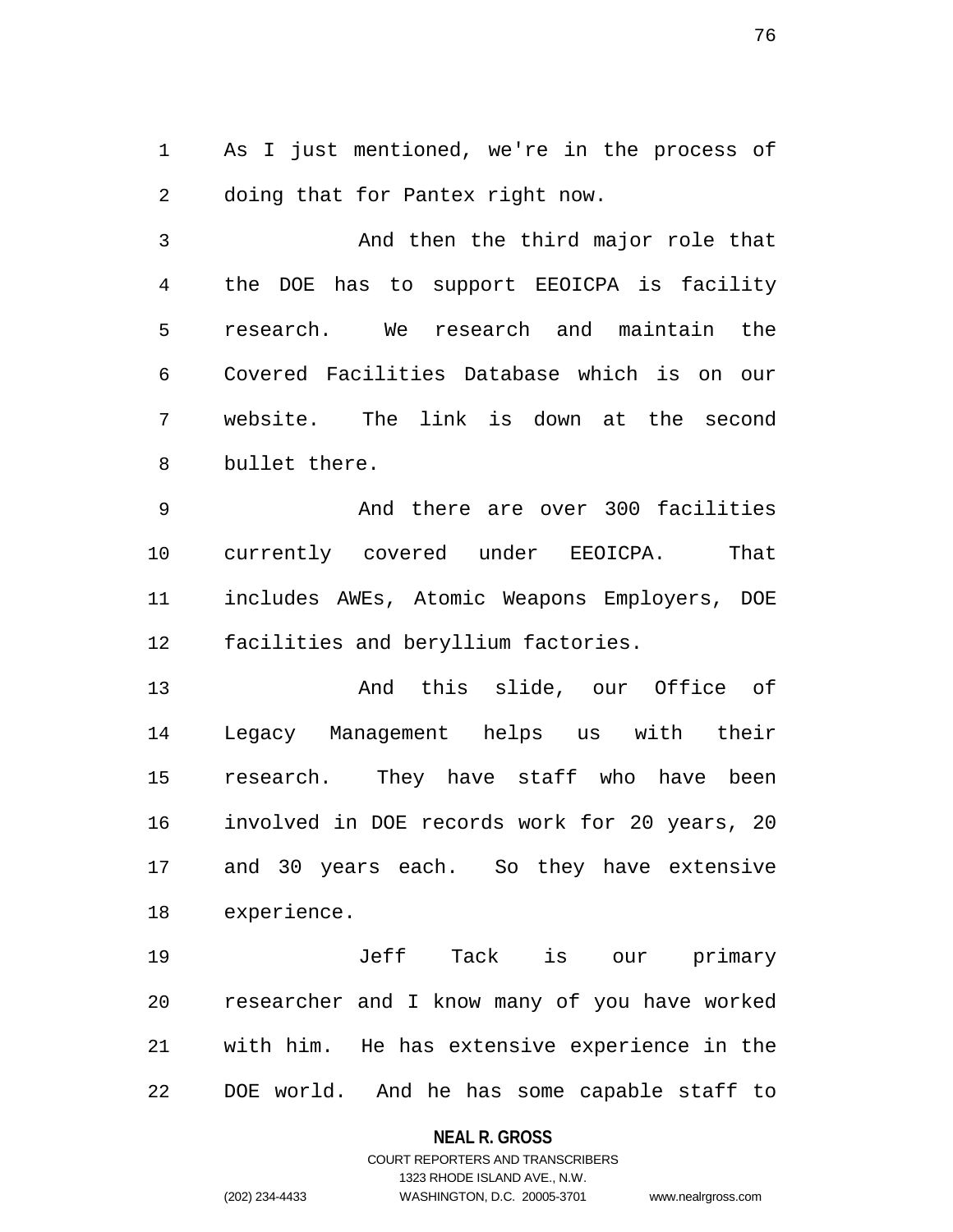As I just mentioned, we're in the process of doing that for Pantex right now.

And then the third major role that the DOE has to support EEOICPA is facility research. We research and maintain the Covered Facilities Database which is on our website. The link is down at the second bullet there.

And there are over 300 facilities currently covered under EEOICPA. That includes AWEs, Atomic Weapons Employers, DOE facilities and beryllium factories.

And this slide, our Office of Legacy Management helps us with their research. They have staff who have been involved in DOE records work for 20 years, 20 and 30 years each. So they have extensive experience.

Jeff Tack is our primary researcher and I know many of you have worked with him. He has extensive experience in the DOE world. And he has some capable staff to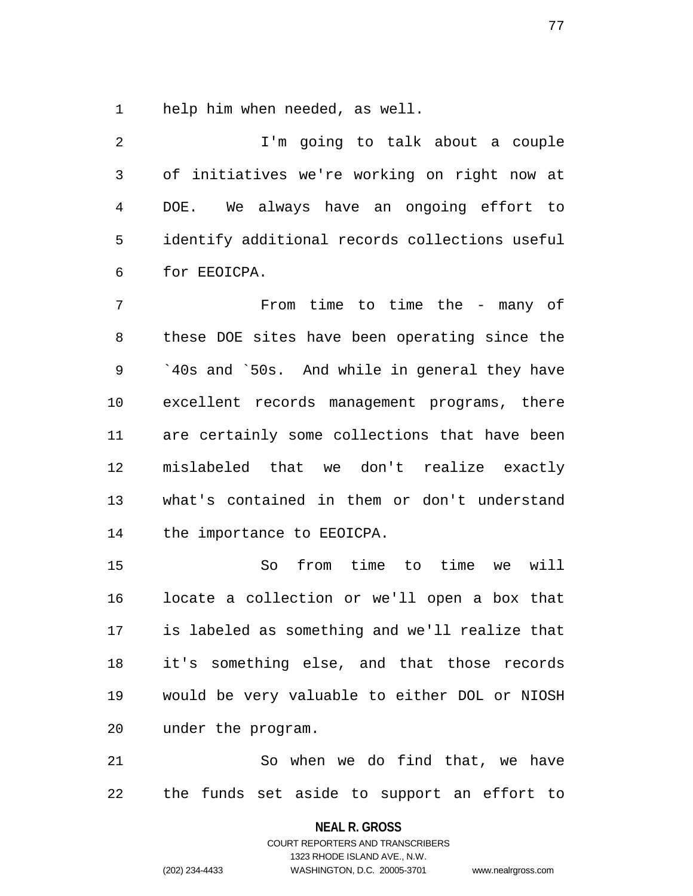help him when needed, as well.

I'm going to talk about a couple of initiatives we're working on right now at DOE. We always have an ongoing effort to identify additional records collections useful for EEOICPA.

From time to time the - many of these DOE sites have been operating since the `40s and `50s. And while in general they have excellent records management programs, there are certainly some collections that have been mislabeled that we don't realize exactly what's contained in them or don't understand the importance to EEOICPA.

So from time to time we will locate a collection or we'll open a box that is labeled as something and we'll realize that it's something else, and that those records would be very valuable to either DOL or NIOSH under the program.

So when we do find that, we have the funds set aside to support an effort to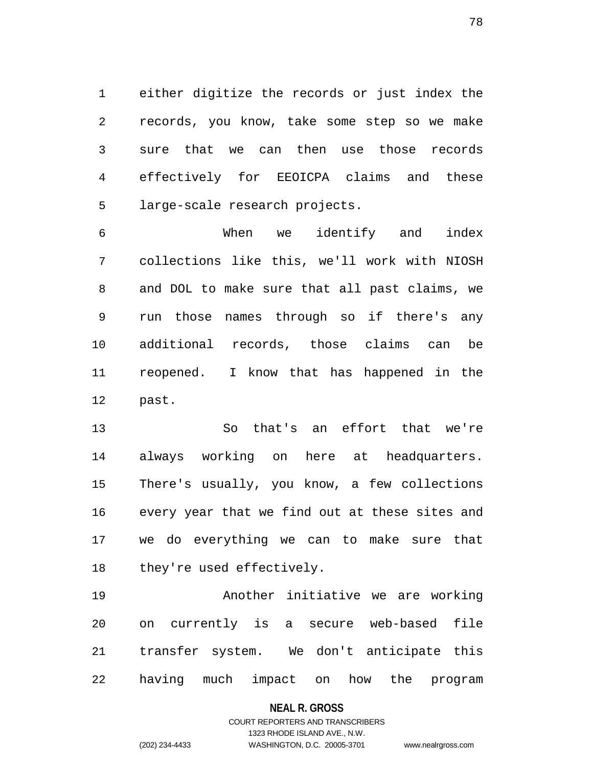either digitize the records or just index the records, you know, take some step so we make sure that we can then use those records effectively for EEOICPA claims and these large-scale research projects.

When we identify and index collections like this, we'll work with NIOSH and DOL to make sure that all past claims, we run those names through so if there's any additional records, those claims can be reopened. I know that has happened in the past.

So that's an effort that we're always working on here at headquarters. There's usually, you know, a few collections every year that we find out at these sites and we do everything we can to make sure that they're used effectively.

Another initiative we are working on currently is a secure web-based file transfer system. We don't anticipate this having much impact on how the program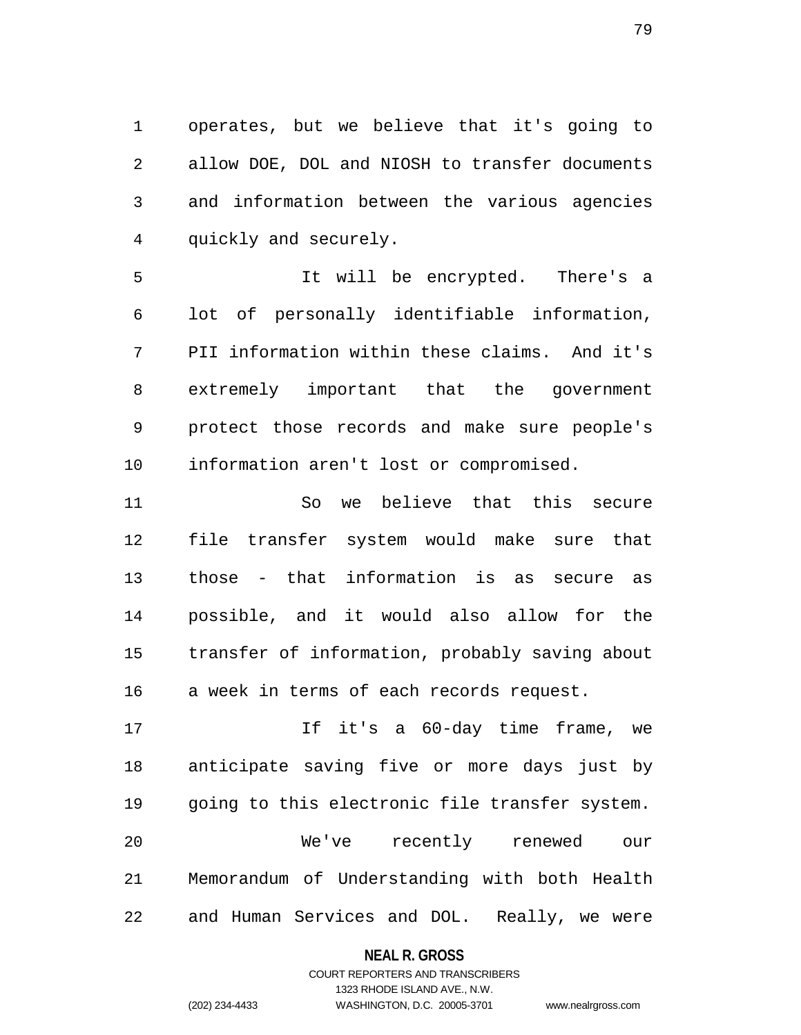operates, but we believe that it's going to allow DOE, DOL and NIOSH to transfer documents and information between the various agencies quickly and securely.

It will be encrypted. There's a lot of personally identifiable information, PII information within these claims. And it's extremely important that the government protect those records and make sure people's information aren't lost or compromised.

So we believe that this secure file transfer system would make sure that those - that information is as secure as possible, and it would also allow for the transfer of information, probably saving about a week in terms of each records request.

If it's a 60-day time frame, we anticipate saving five or more days just by going to this electronic file transfer system.

We've recently renewed our Memorandum of Understanding with both Health and Human Services and DOL. Really, we were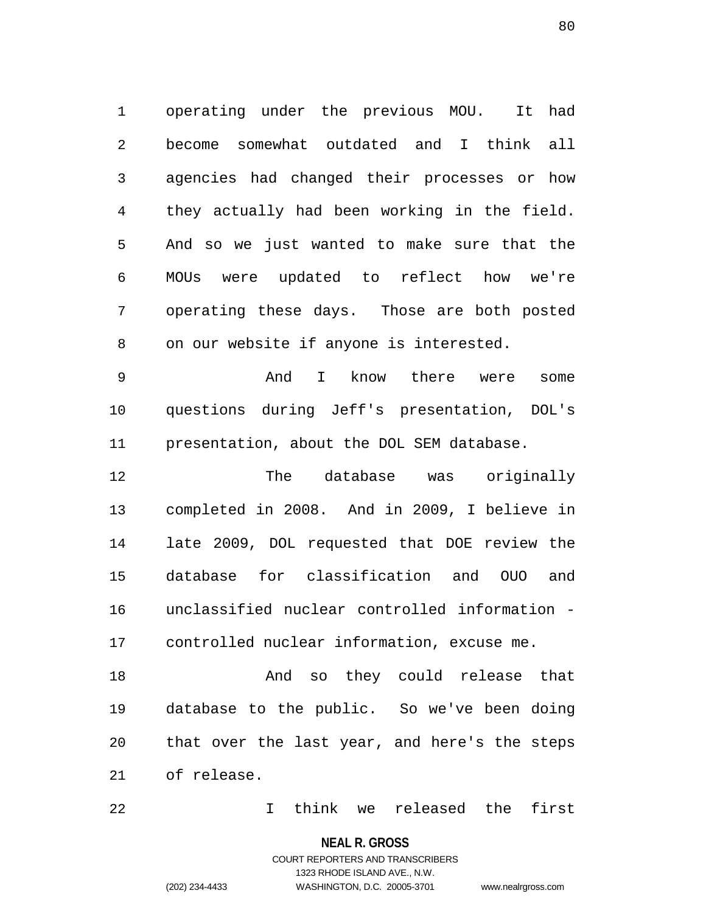operating under the previous MOU. It had become somewhat outdated and I think all agencies had changed their processes or how they actually had been working in the field. And so we just wanted to make sure that the MOUs were updated to reflect how we're operating these days. Those are both posted on our website if anyone is interested.

And I know there were some questions during Jeff's presentation, DOL's presentation, about the DOL SEM database.

The database was originally completed in 2008. And in 2009, I believe in late 2009, DOL requested that DOE review the database for classification and OUO and unclassified nuclear controlled information - controlled nuclear information, excuse me.

And so they could release that database to the public. So we've been doing that over the last year, and here's the steps of release.

I think we released the first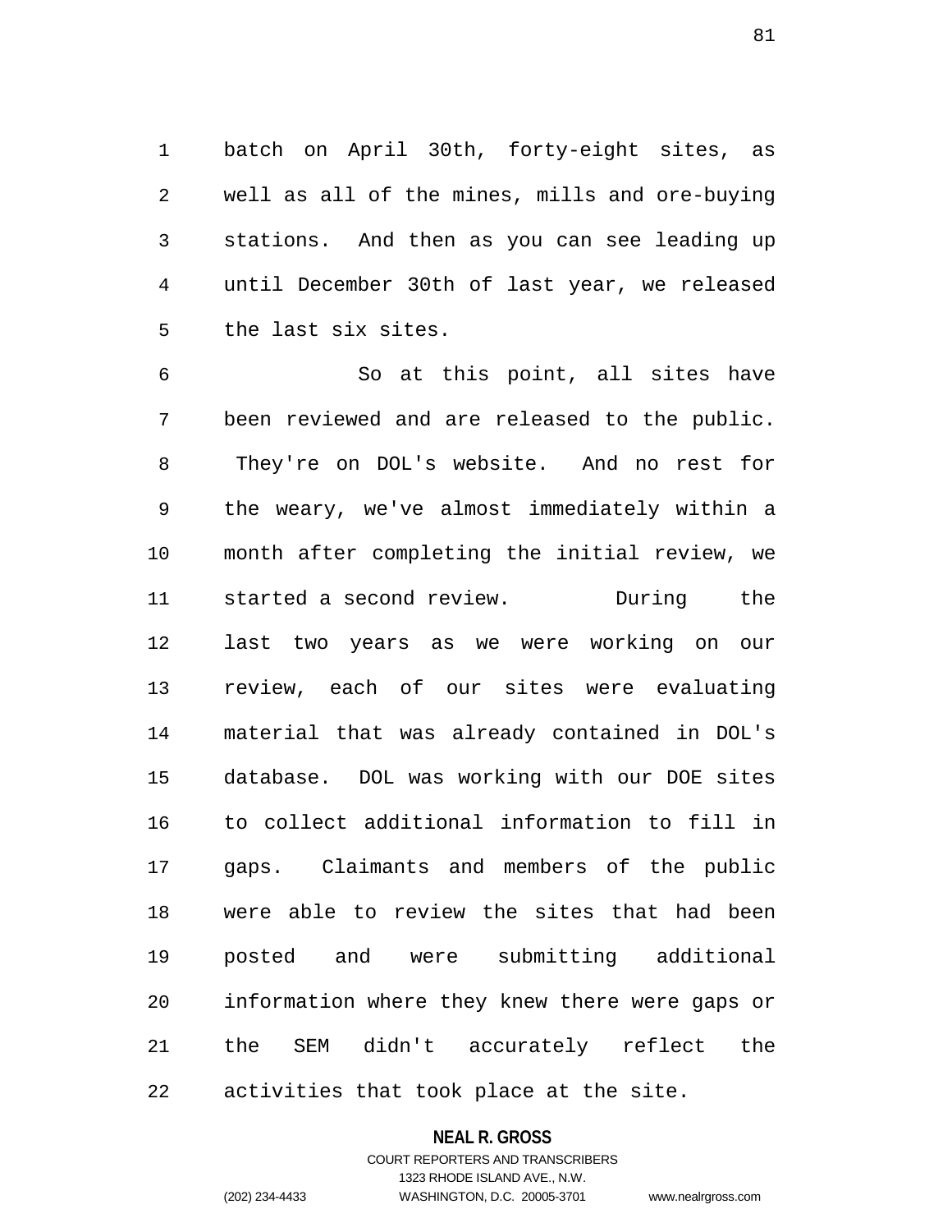batch on April 30th, forty-eight sites, as well as all of the mines, mills and ore-buying stations. And then as you can see leading up until December 30th of last year, we released the last six sites.

So at this point, all sites have been reviewed and are released to the public. They're on DOL's website. And no rest for the weary, we've almost immediately within a month after completing the initial review, we started a second review. During the last two years as we were working on our review, each of our sites were evaluating material that was already contained in DOL's database. DOL was working with our DOE sites to collect additional information to fill in gaps. Claimants and members of the public were able to review the sites that had been posted and were submitting additional information where they knew there were gaps or the SEM didn't accurately reflect the activities that took place at the site.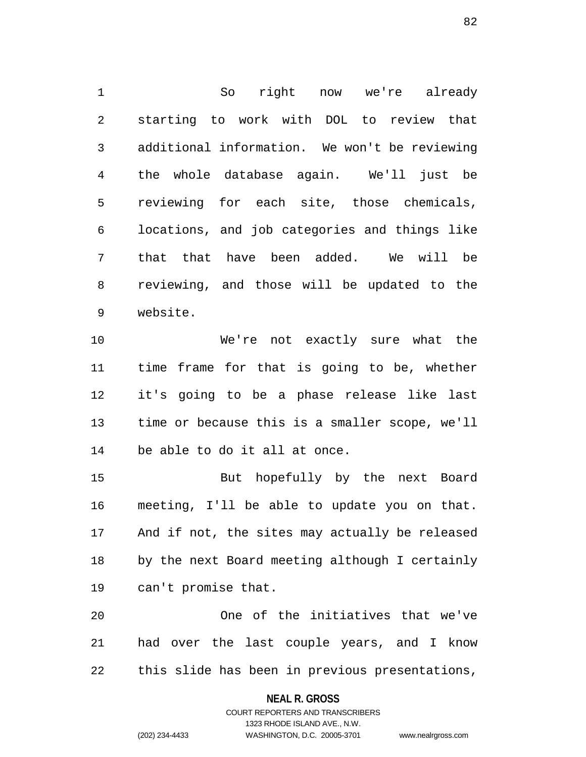So right now we're already starting to work with DOL to review that additional information. We won't be reviewing the whole database again. We'll just be reviewing for each site, those chemicals, locations, and job categories and things like that that have been added. We will be reviewing, and those will be updated to the website.

We're not exactly sure what the time frame for that is going to be, whether it's going to be a phase release like last time or because this is a smaller scope, we'll be able to do it all at once.

But hopefully by the next Board meeting, I'll be able to update you on that. And if not, the sites may actually be released by the next Board meeting although I certainly can't promise that.

One of the initiatives that we've had over the last couple years, and I know this slide has been in previous presentations,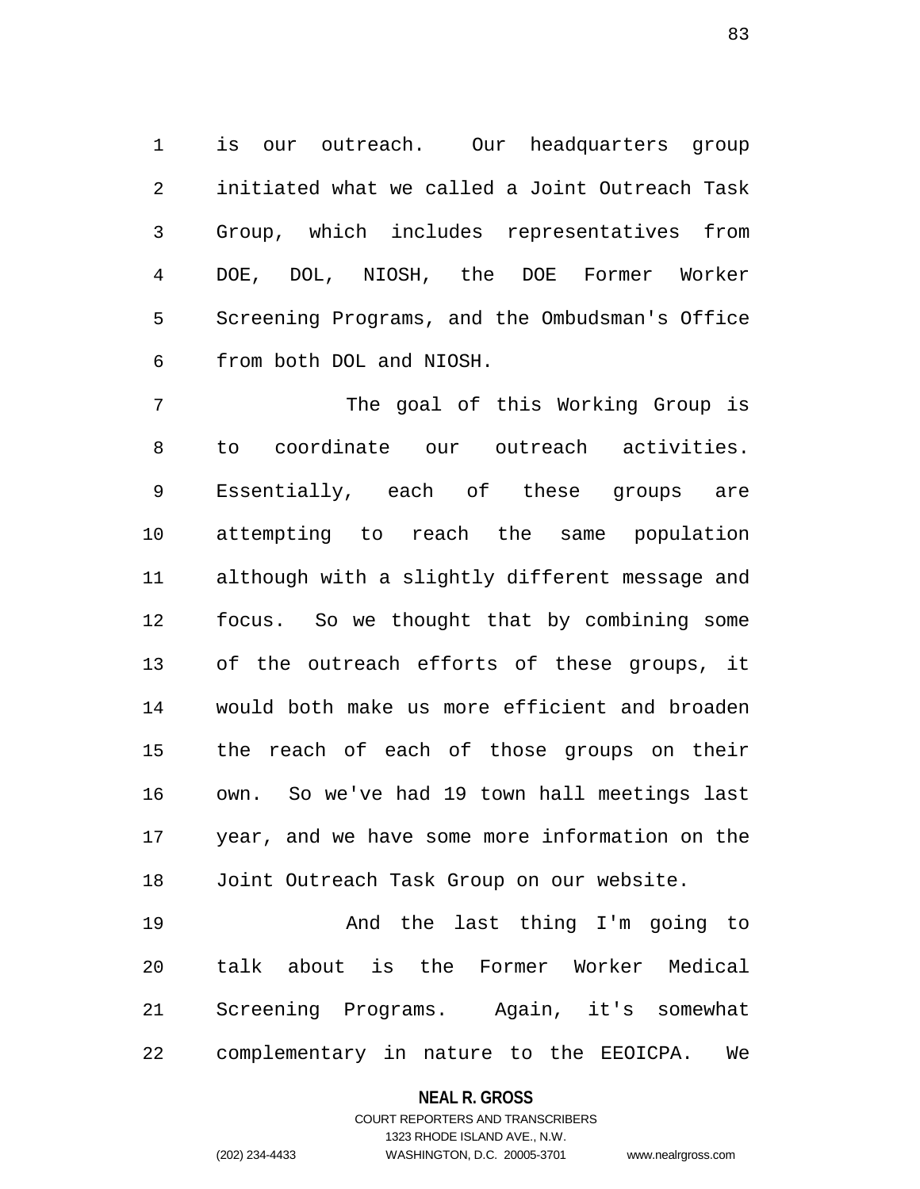is our outreach. Our headquarters group initiated what we called a Joint Outreach Task Group, which includes representatives from DOE, DOL, NIOSH, the DOE Former Worker Screening Programs, and the Ombudsman's Office from both DOL and NIOSH.

The goal of this Working Group is to coordinate our outreach activities. Essentially, each of these groups are attempting to reach the same population although with a slightly different message and focus. So we thought that by combining some of the outreach efforts of these groups, it would both make us more efficient and broaden the reach of each of those groups on their own. So we've had 19 town hall meetings last year, and we have some more information on the Joint Outreach Task Group on our website.

And the last thing I'm going to talk about is the Former Worker Medical Screening Programs. Again, it's somewhat complementary in nature to the EEOICPA. We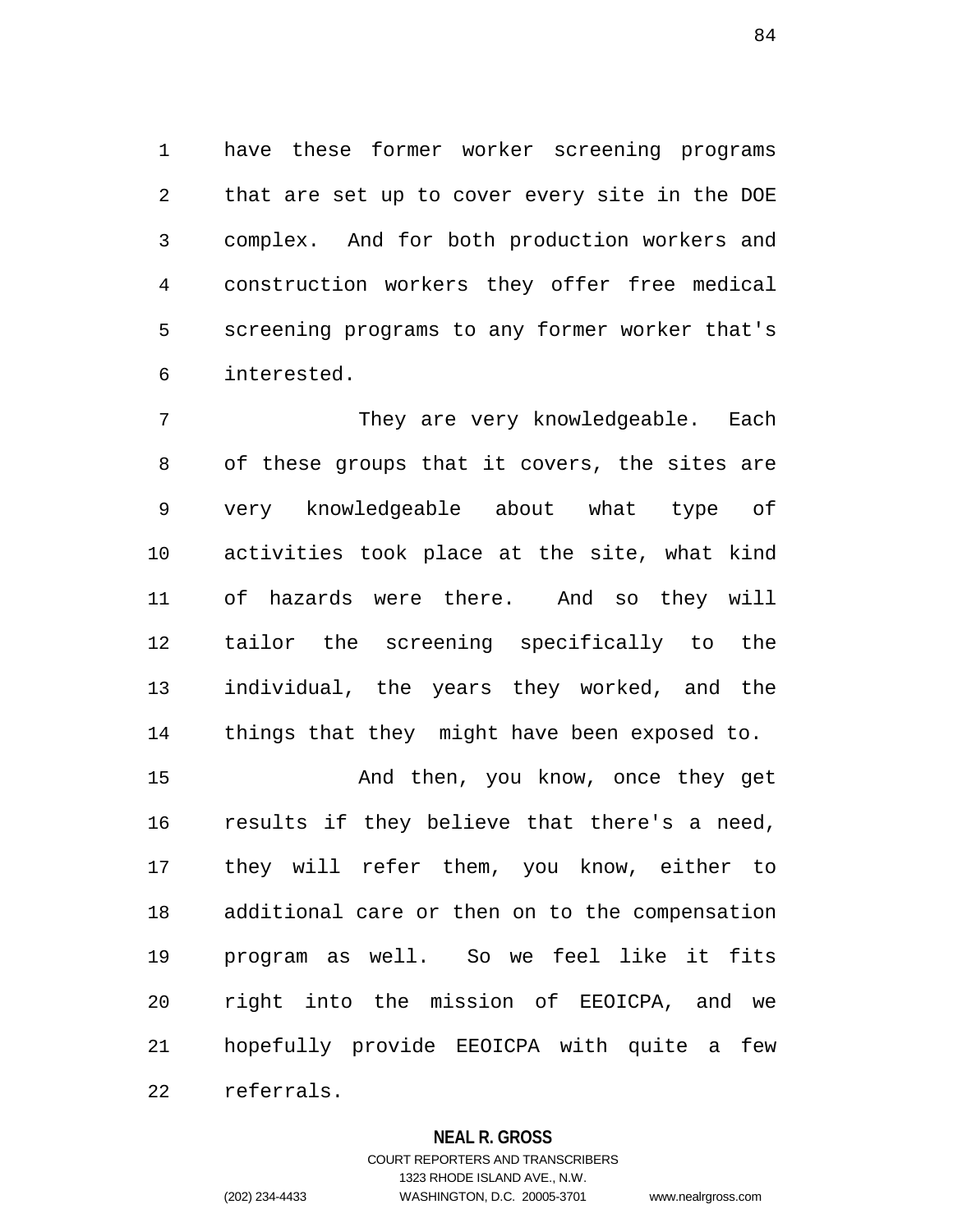have these former worker screening programs that are set up to cover every site in the DOE complex. And for both production workers and construction workers they offer free medical screening programs to any former worker that's interested.

They are very knowledgeable. Each of these groups that it covers, the sites are very knowledgeable about what type of activities took place at the site, what kind of hazards were there. And so they will tailor the screening specifically to the individual, the years they worked, and the things that they might have been exposed to.

And then, you know, once they get results if they believe that there's a need, they will refer them, you know, either to additional care or then on to the compensation program as well. So we feel like it fits right into the mission of EEOICPA, and we hopefully provide EEOICPA with quite a few referrals.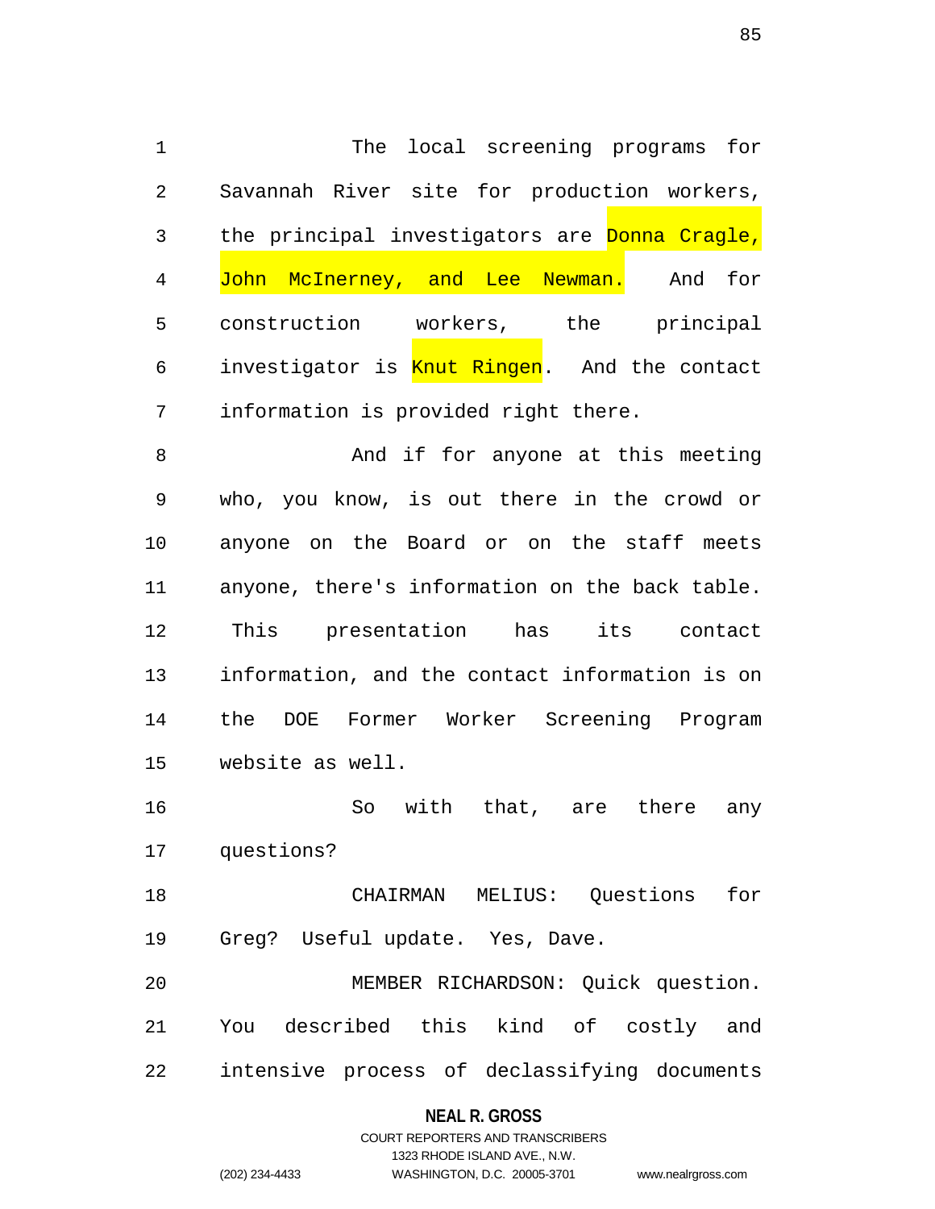The local screening programs for Savannah River site for production workers, the principal investigators are Donna Cragle, John McInerney, and Lee Newman. And for construction workers, the principal investigator is Knut Ringen. And the contact information is provided right there.

And if for anyone at this meeting who, you know, is out there in the crowd or anyone on the Board or on the staff meets anyone, there's information on the back table. This presentation has its contact information, and the contact information is on the DOE Former Worker Screening Program website as well.

So with that, are there any questions?

CHAIRMAN MELIUS: Questions for Greg? Useful update. Yes, Dave.

MEMBER RICHARDSON: Quick question. You described this kind of costly and intensive process of declassifying documents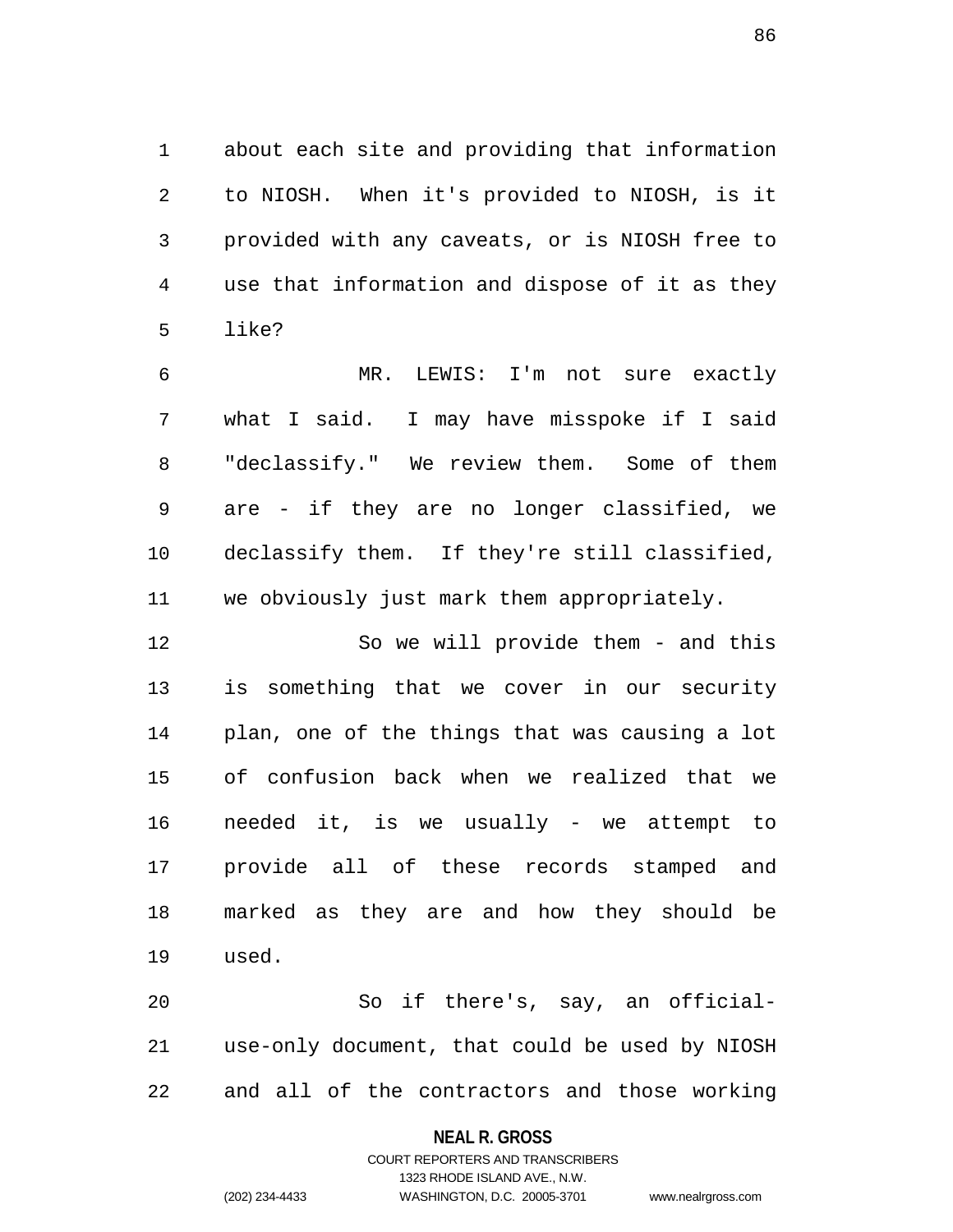about each site and providing that information to NIOSH. When it's provided to NIOSH, is it provided with any caveats, or is NIOSH free to use that information and dispose of it as they like?

MR. LEWIS: I'm not sure exactly what I said. I may have misspoke if I said "declassify." We review them. Some of them are - if they are no longer classified, we declassify them. If they're still classified, we obviously just mark them appropriately.

So we will provide them - and this is something that we cover in our security plan, one of the things that was causing a lot of confusion back when we realized that we needed it, is we usually - we attempt to provide all of these records stamped and marked as they are and how they should be used.

So if there's, say, an official-use-only document, that could be used by NIOSH and all of the contractors and those working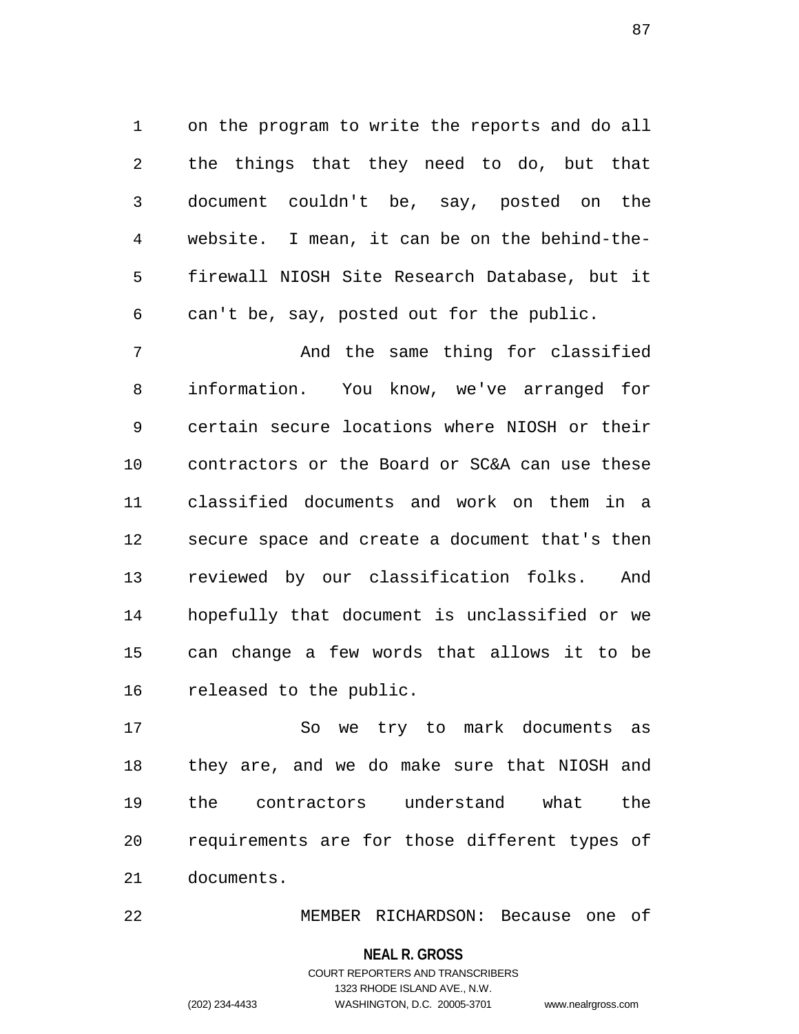on the program to write the reports and do all the things that they need to do, but that document couldn't be, say, posted on the website. I mean, it can be on the behind-the-firewall NIOSH Site Research Database, but it can't be, say, posted out for the public.

And the same thing for classified information. You know, we've arranged for certain secure locations where NIOSH or their contractors or the Board or SC&A can use these classified documents and work on them in a secure space and create a document that's then reviewed by our classification folks. And hopefully that document is unclassified or we can change a few words that allows it to be released to the public.

So we try to mark documents as they are, and we do make sure that NIOSH and the contractors understand what the requirements are for those different types of documents.

MEMBER RICHARDSON: Because one of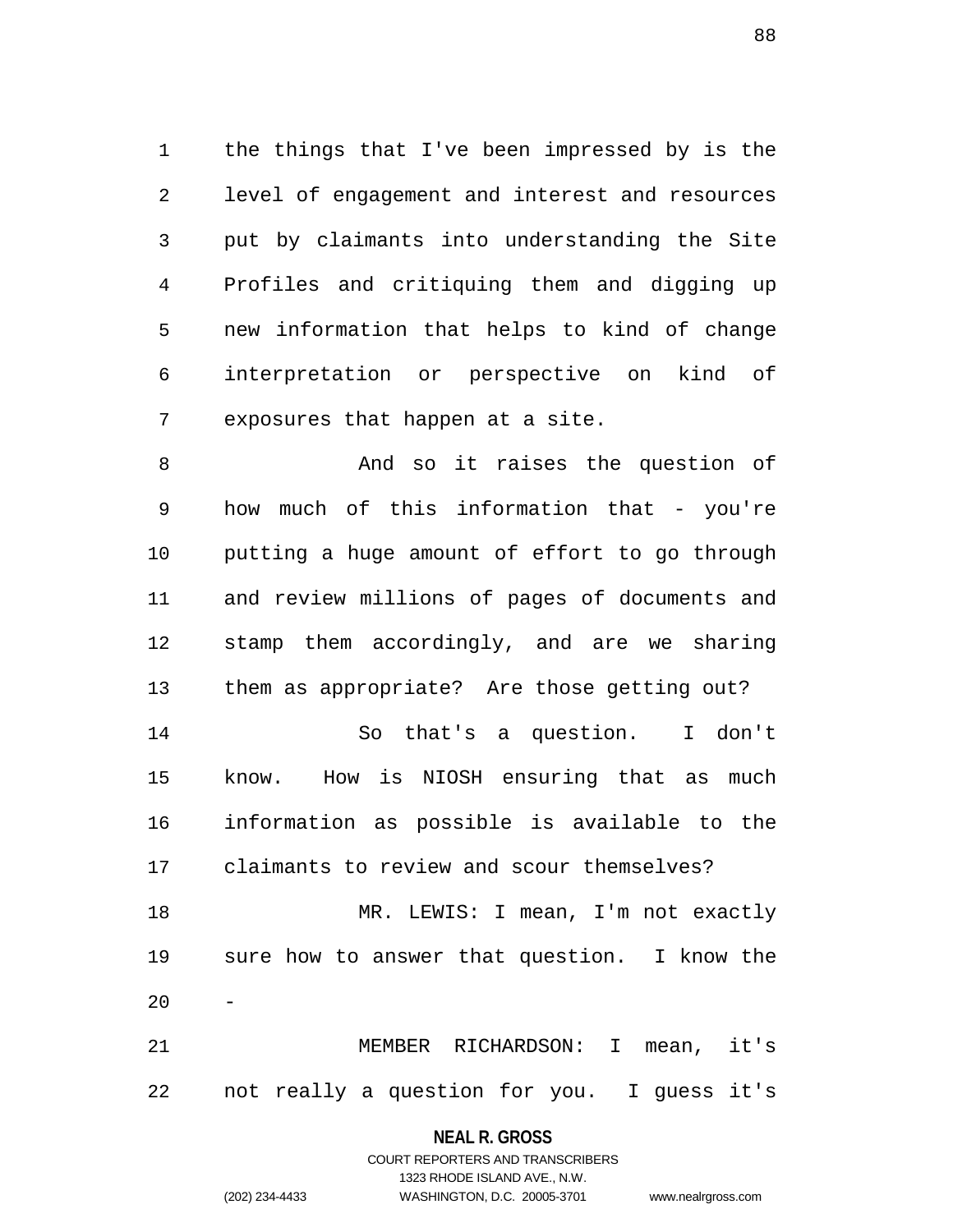the things that I've been impressed by is the level of engagement and interest and resources put by claimants into understanding the Site Profiles and critiquing them and digging up new information that helps to kind of change interpretation or perspective on kind of exposures that happen at a site.

And so it raises the question of how much of this information that - you're putting a huge amount of effort to go through and review millions of pages of documents and stamp them accordingly, and are we sharing them as appropriate? Are those getting out?

So that's a question. I don't know. How is NIOSH ensuring that as much information as possible is available to the claimants to review and scour themselves?

MR. LEWIS: I mean, I'm not exactly sure how to answer that question. I know the -

MEMBER RICHARDSON: I mean, it's not really a question for you. I guess it's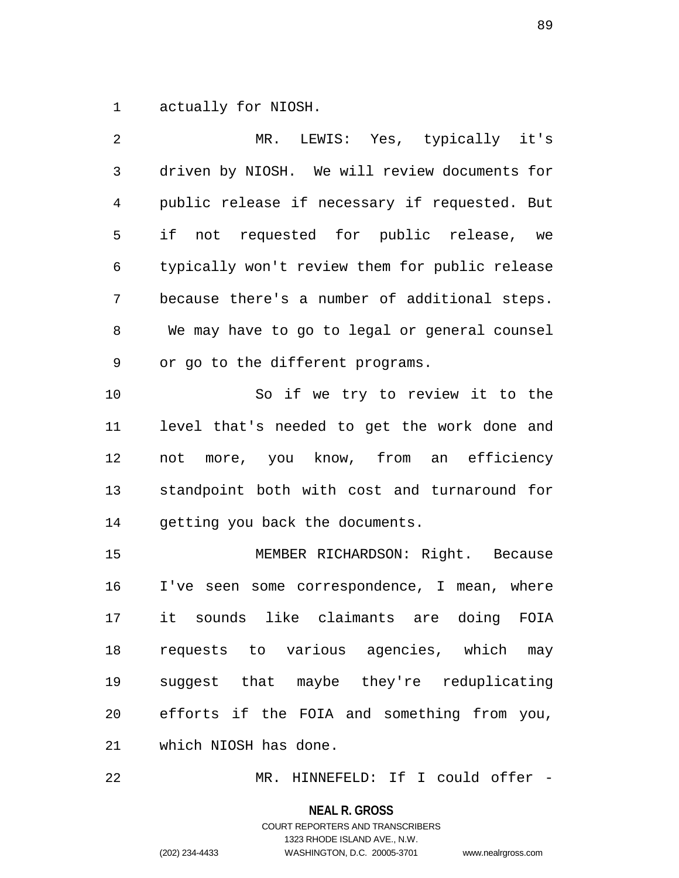actually for NIOSH.

MR. LEWIS: Yes, typically it's driven by NIOSH. We will review documents for public release if necessary if requested. But if not requested for public release, we typically won't review them for public release because there's a number of additional steps. We may have to go to legal or general counsel or go to the different programs.

So if we try to review it to the level that's needed to get the work done and not more, you know, from an efficiency standpoint both with cost and turnaround for getting you back the documents.

MEMBER RICHARDSON: Right. Because I've seen some correspondence, I mean, where it sounds like claimants are doing FOIA requests to various agencies, which may suggest that maybe they're reduplicating efforts if the FOIA and something from you, which NIOSH has done.

MR. HINNEFELD: If I could offer -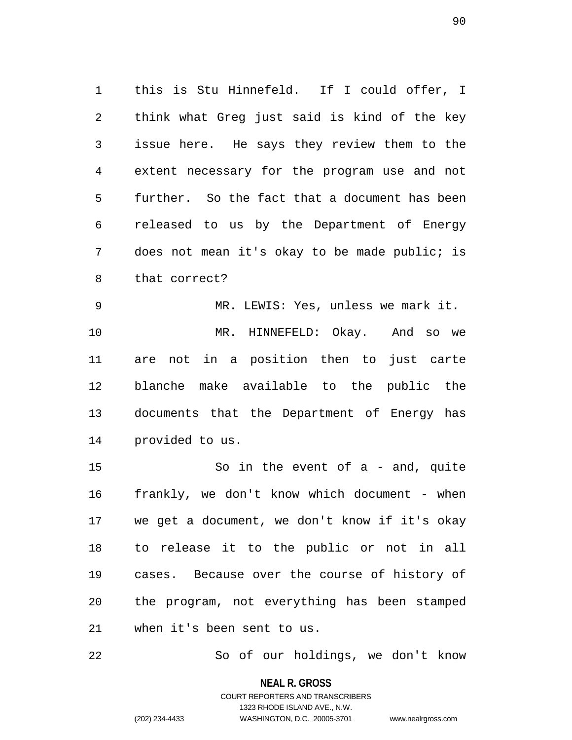this is Stu Hinnefeld. If I could offer, I think what Greg just said is kind of the key issue here. He says they review them to the extent necessary for the program use and not further. So the fact that a document has been released to us by the Department of Energy does not mean it's okay to be made public; is that correct?

MR. LEWIS: Yes, unless we mark it.

MR. HINNEFELD: Okay. And so we are not in a position then to just carte blanche make available to the public the documents that the Department of Energy has provided to us.

So in the event of a - and, quite frankly, we don't know which document - when we get a document, we don't know if it's okay to release it to the public or not in all cases. Because over the course of history of the program, not everything has been stamped when it's been sent to us.

So of our holdings, we don't know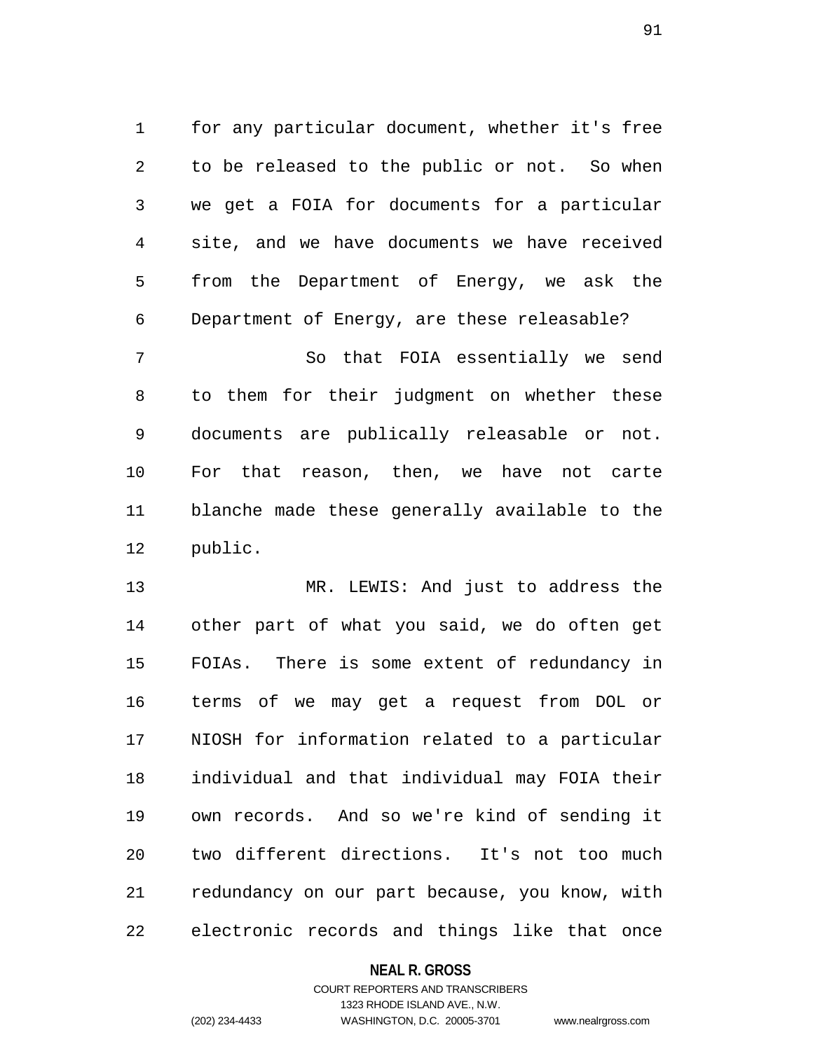for any particular document, whether it's free to be released to the public or not. So when we get a FOIA for documents for a particular site, and we have documents we have received from the Department of Energy, we ask the Department of Energy, are these releasable?

So that FOIA essentially we send to them for their judgment on whether these documents are publically releasable or not. For that reason, then, we have not carte blanche made these generally available to the public.

MR. LEWIS: And just to address the other part of what you said, we do often get FOIAs. There is some extent of redundancy in terms of we may get a request from DOL or NIOSH for information related to a particular individual and that individual may FOIA their own records. And so we're kind of sending it two different directions. It's not too much redundancy on our part because, you know, with electronic records and things like that once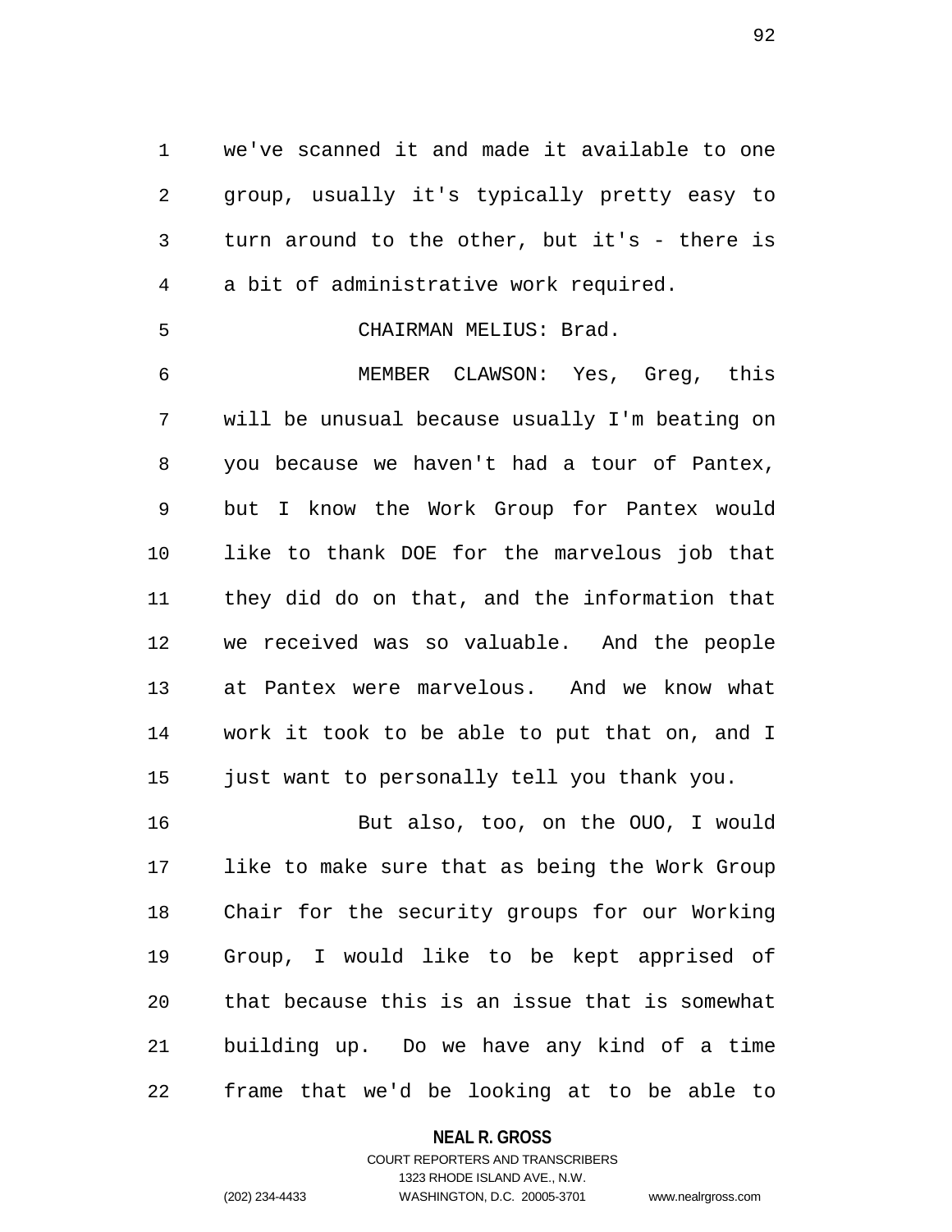we've scanned it and made it available to one group, usually it's typically pretty easy to turn around to the other, but it's - there is a bit of administrative work required.

CHAIRMAN MELIUS: Brad.

MEMBER CLAWSON: Yes, Greg, this will be unusual because usually I'm beating on you because we haven't had a tour of Pantex, but I know the Work Group for Pantex would like to thank DOE for the marvelous job that they did do on that, and the information that we received was so valuable. And the people at Pantex were marvelous. And we know what work it took to be able to put that on, and I just want to personally tell you thank you.

But also, too, on the OUO, I would like to make sure that as being the Work Group Chair for the security groups for our Working Group, I would like to be kept apprised of that because this is an issue that is somewhat building up. Do we have any kind of a time frame that we'd be looking at to be able to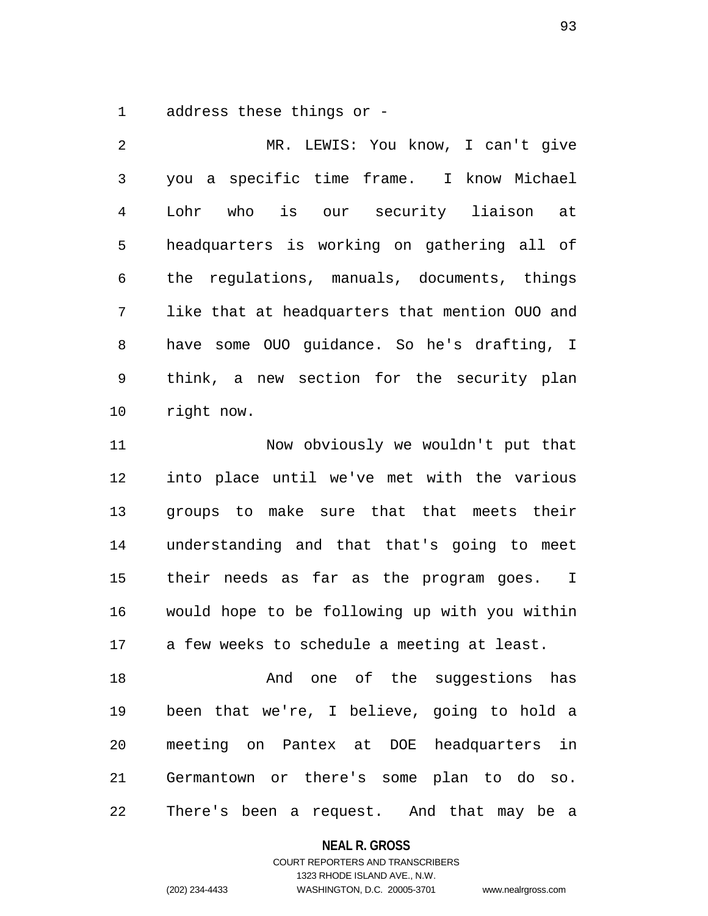address these things or -

MR. LEWIS: You know, I can't give you a specific time frame. I know Michael Lohr who is our security liaison at headquarters is working on gathering all of the regulations, manuals, documents, things like that at headquarters that mention OUO and have some OUO guidance. So he's drafting, I think, a new section for the security plan right now.

Now obviously we wouldn't put that into place until we've met with the various groups to make sure that that meets their understanding and that that's going to meet their needs as far as the program goes. I would hope to be following up with you within a few weeks to schedule a meeting at least.

And one of the suggestions has been that we're, I believe, going to hold a meeting on Pantex at DOE headquarters in Germantown or there's some plan to do so. There's been a request. And that may be a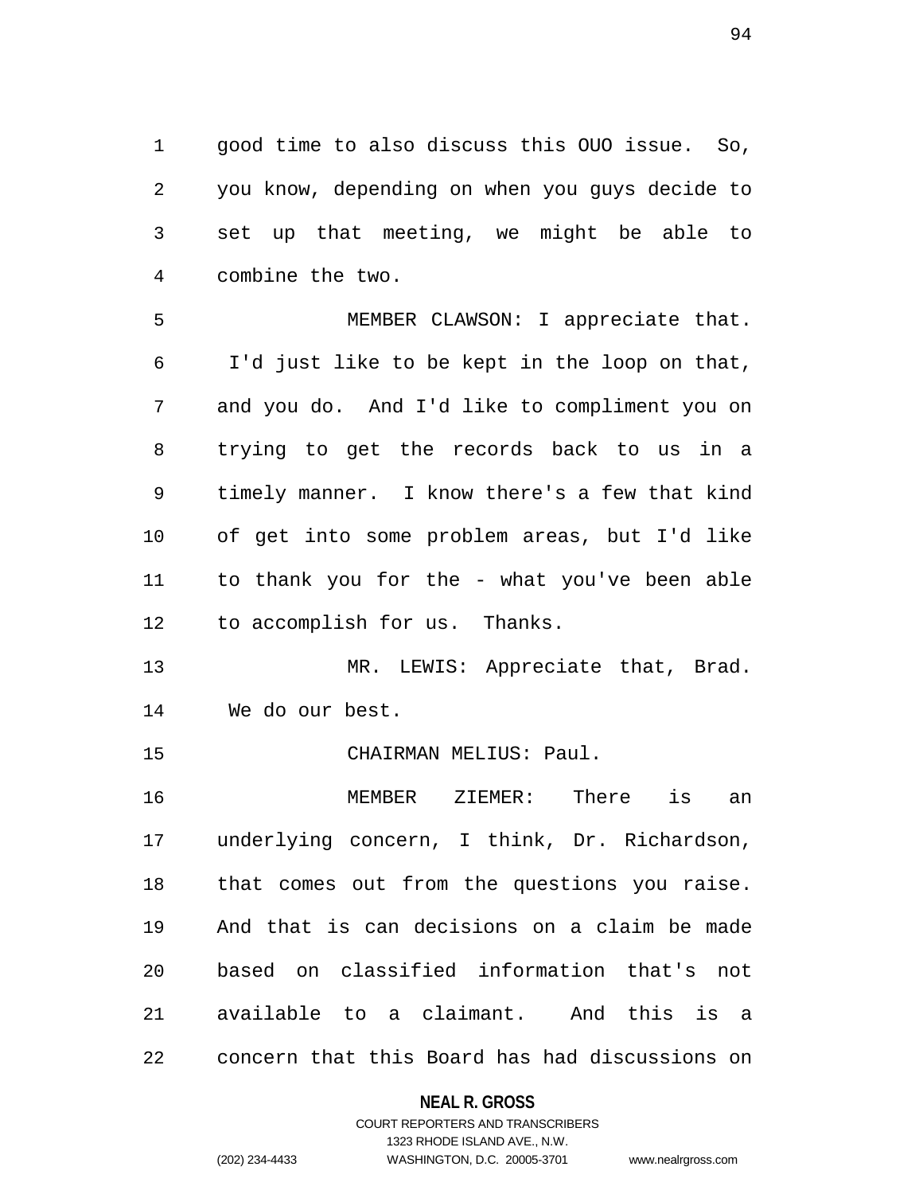good time to also discuss this OUO issue. So, you know, depending on when you guys decide to set up that meeting, we might be able to combine the two.

MEMBER CLAWSON: I appreciate that. I'd just like to be kept in the loop on that, and you do. And I'd like to compliment you on trying to get the records back to us in a timely manner. I know there's a few that kind of get into some problem areas, but I'd like to thank you for the - what you've been able to accomplish for us. Thanks.

MR. LEWIS: Appreciate that, Brad. We do our best.

CHAIRMAN MELIUS: Paul.

MEMBER ZIEMER: There is an underlying concern, I think, Dr. Richardson, that comes out from the questions you raise. And that is can decisions on a claim be made based on classified information that's not available to a claimant. And this is a concern that this Board has had discussions on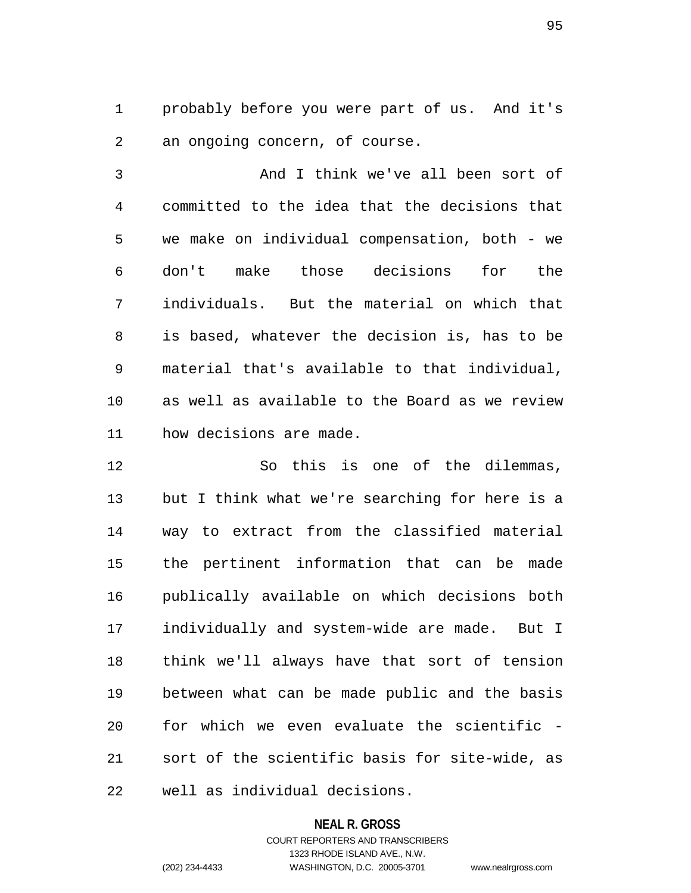probably before you were part of us. And it's an ongoing concern, of course.

And I think we've all been sort of committed to the idea that the decisions that we make on individual compensation, both - we don't make those decisions for the individuals. But the material on which that is based, whatever the decision is, has to be material that's available to that individual, as well as available to the Board as we review how decisions are made.

So this is one of the dilemmas, but I think what we're searching for here is a way to extract from the classified material the pertinent information that can be made publically available on which decisions both individually and system-wide are made. But I think we'll always have that sort of tension between what can be made public and the basis for which we even evaluate the scientific - sort of the scientific basis for site-wide, as well as individual decisions.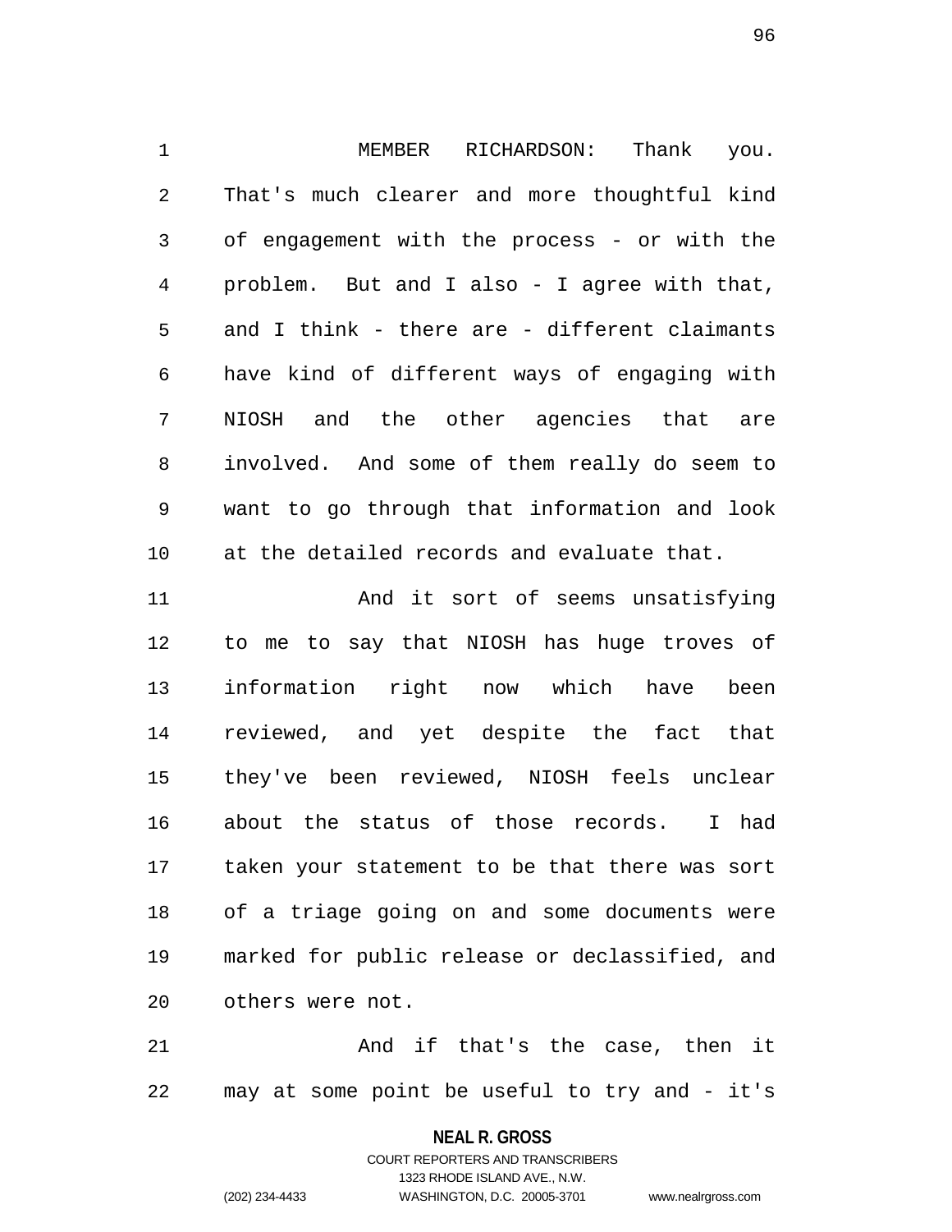MEMBER RICHARDSON: Thank you. That's much clearer and more thoughtful kind of engagement with the process - or with the problem. But and I also - I agree with that, and I think - there are - different claimants have kind of different ways of engaging with NIOSH and the other agencies that are involved. And some of them really do seem to want to go through that information and look at the detailed records and evaluate that.

And it sort of seems unsatisfying to me to say that NIOSH has huge troves of information right now which have been reviewed, and yet despite the fact that they've been reviewed, NIOSH feels unclear about the status of those records. I had taken your statement to be that there was sort of a triage going on and some documents were marked for public release or declassified, and others were not.

And if that's the case, then it may at some point be useful to try and - it's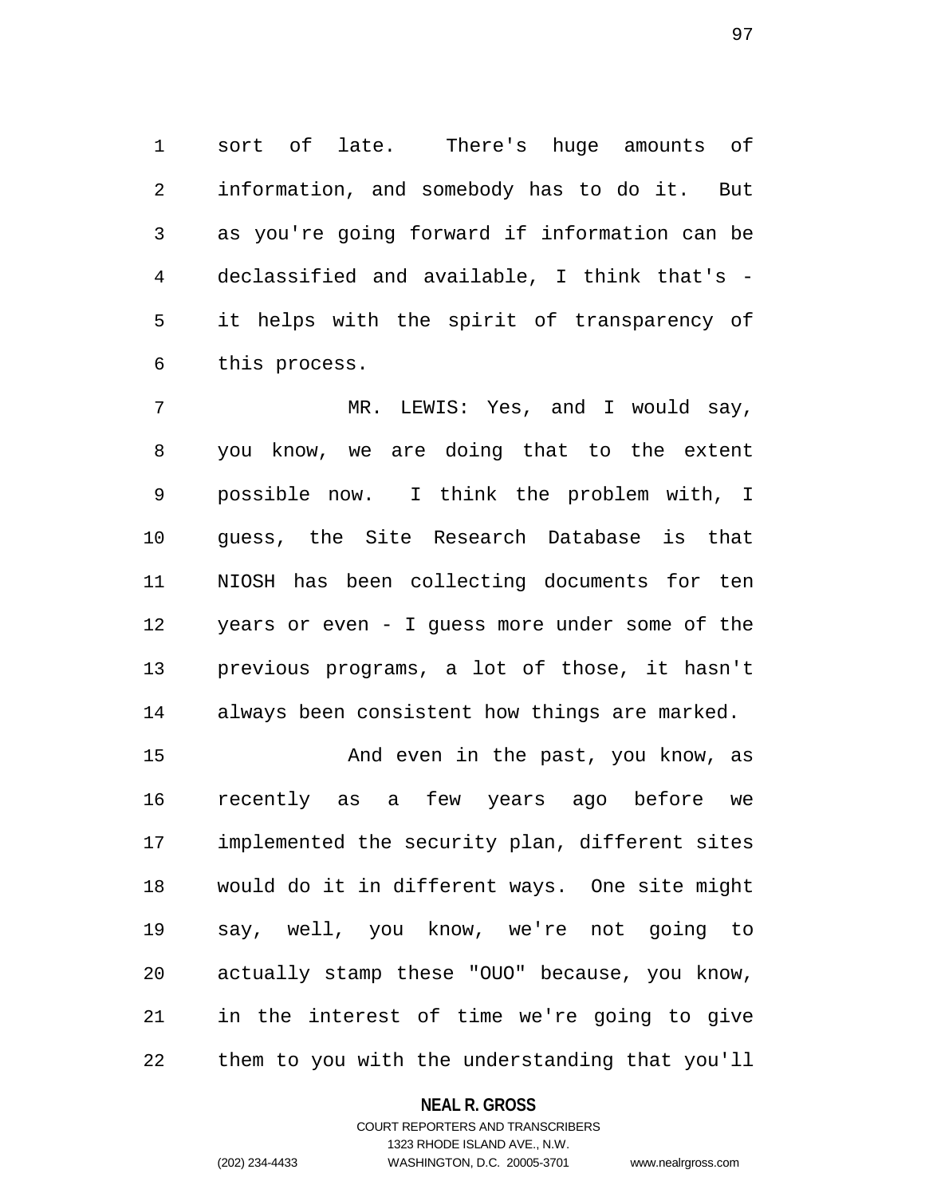sort of late. There's huge amounts of information, and somebody has to do it. But as you're going forward if information can be declassified and available, I think that's - it helps with the spirit of transparency of this process.

MR. LEWIS: Yes, and I would say, you know, we are doing that to the extent possible now. I think the problem with, I guess, the Site Research Database is that NIOSH has been collecting documents for ten years or even - I guess more under some of the previous programs, a lot of those, it hasn't always been consistent how things are marked.

And even in the past, you know, as recently as a few years ago before we implemented the security plan, different sites would do it in different ways. One site might say, well, you know, we're not going to actually stamp these "OUO" because, you know, in the interest of time we're going to give them to you with the understanding that you'll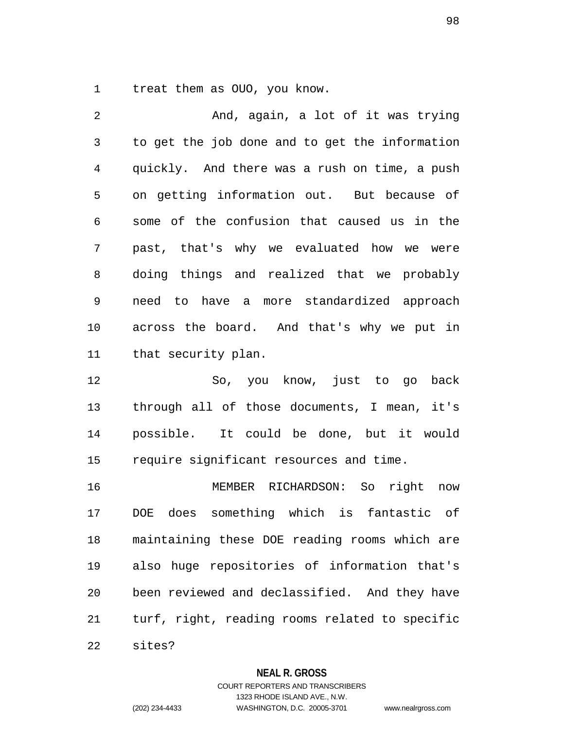treat them as OUO, you know.

And, again, a lot of it was trying to get the job done and to get the information quickly. And there was a rush on time, a push on getting information out. But because of some of the confusion that caused us in the past, that's why we evaluated how we were doing things and realized that we probably need to have a more standardized approach across the board. And that's why we put in that security plan.

So, you know, just to go back through all of those documents, I mean, it's possible. It could be done, but it would require significant resources and time.

MEMBER RICHARDSON: So right now DOE does something which is fantastic of maintaining these DOE reading rooms which are also huge repositories of information that's been reviewed and declassified. And they have turf, right, reading rooms related to specific sites?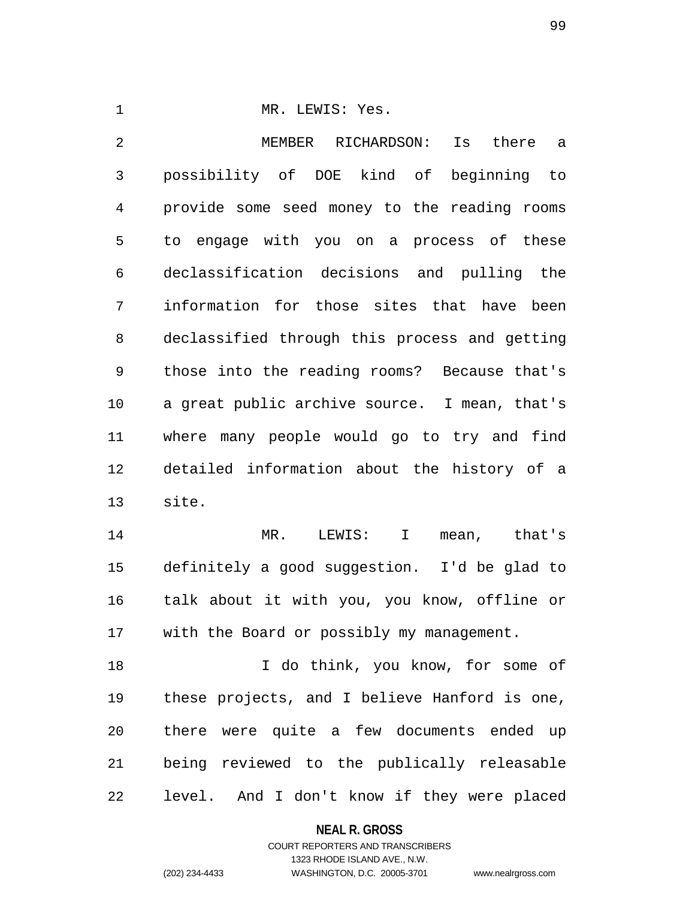MR. LEWIS: Yes.

MEMBER RICHARDSON: Is there a possibility of DOE kind of beginning to provide some seed money to the reading rooms to engage with you on a process of these declassification decisions and pulling the information for those sites that have been declassified through this process and getting those into the reading rooms? Because that's a great public archive source. I mean, that's where many people would go to try and find detailed information about the history of a site.

MR. LEWIS: I mean, that's definitely a good suggestion. I'd be glad to talk about it with you, you know, offline or with the Board or possibly my management.

I do think, you know, for some of these projects, and I believe Hanford is one, there were quite a few documents ended up being reviewed to the publically releasable level. And I don't know if they were placed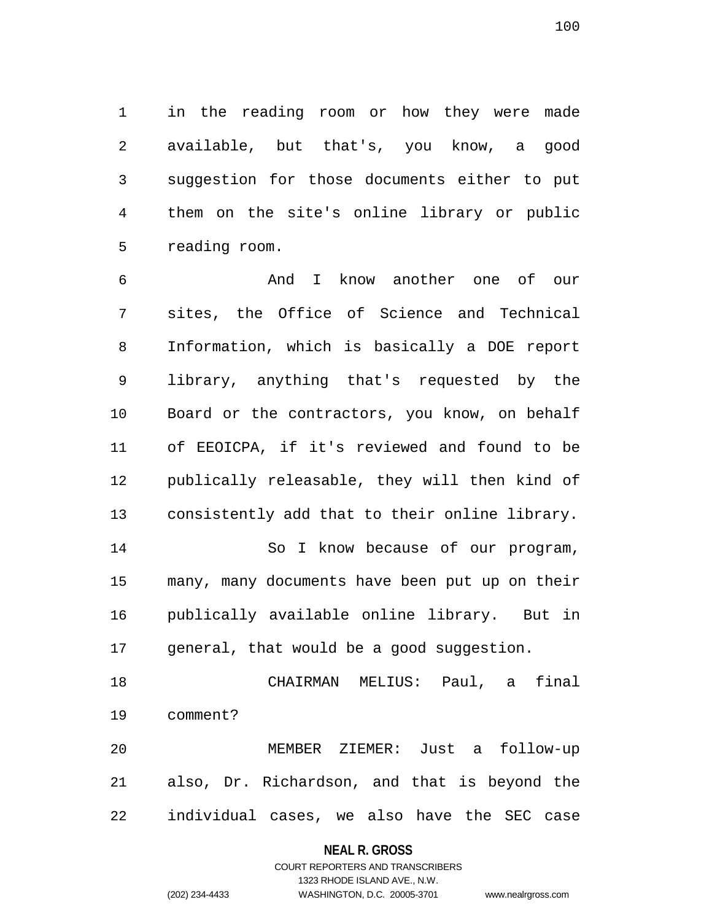in the reading room or how they were made available, but that's, you know, a good suggestion for those documents either to put them on the site's online library or public reading room.

And I know another one of our sites, the Office of Science and Technical Information, which is basically a DOE report library, anything that's requested by the Board or the contractors, you know, on behalf of EEOICPA, if it's reviewed and found to be publically releasable, they will then kind of consistently add that to their online library.

So I know because of our program, many, many documents have been put up on their publically available online library. But in general, that would be a good suggestion.

CHAIRMAN MELIUS: Paul, a final comment?

MEMBER ZIEMER: Just a follow-up also, Dr. Richardson, and that is beyond the individual cases, we also have the SEC case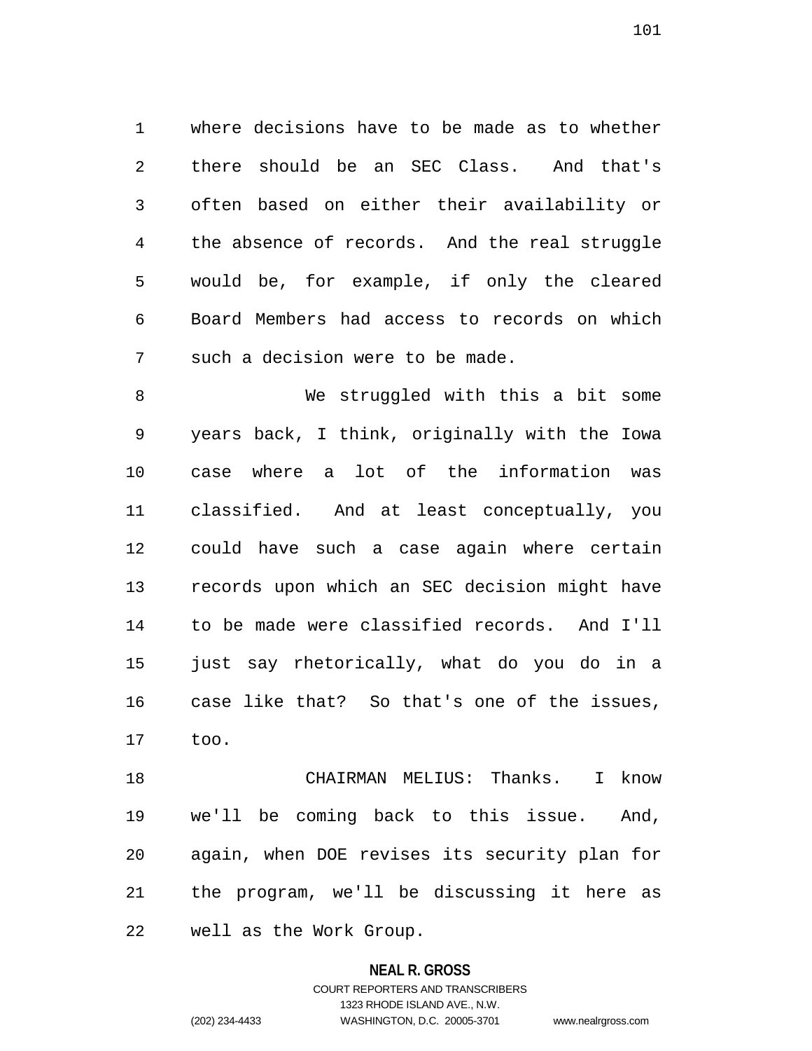where decisions have to be made as to whether there should be an SEC Class. And that's often based on either their availability or the absence of records. And the real struggle would be, for example, if only the cleared Board Members had access to records on which such a decision were to be made.

We struggled with this a bit some years back, I think, originally with the Iowa case where a lot of the information was classified. And at least conceptually, you could have such a case again where certain records upon which an SEC decision might have to be made were classified records. And I'll just say rhetorically, what do you do in a case like that? So that's one of the issues, too.

CHAIRMAN MELIUS: Thanks. I know we'll be coming back to this issue. And, again, when DOE revises its security plan for the program, we'll be discussing it here as well as the Work Group.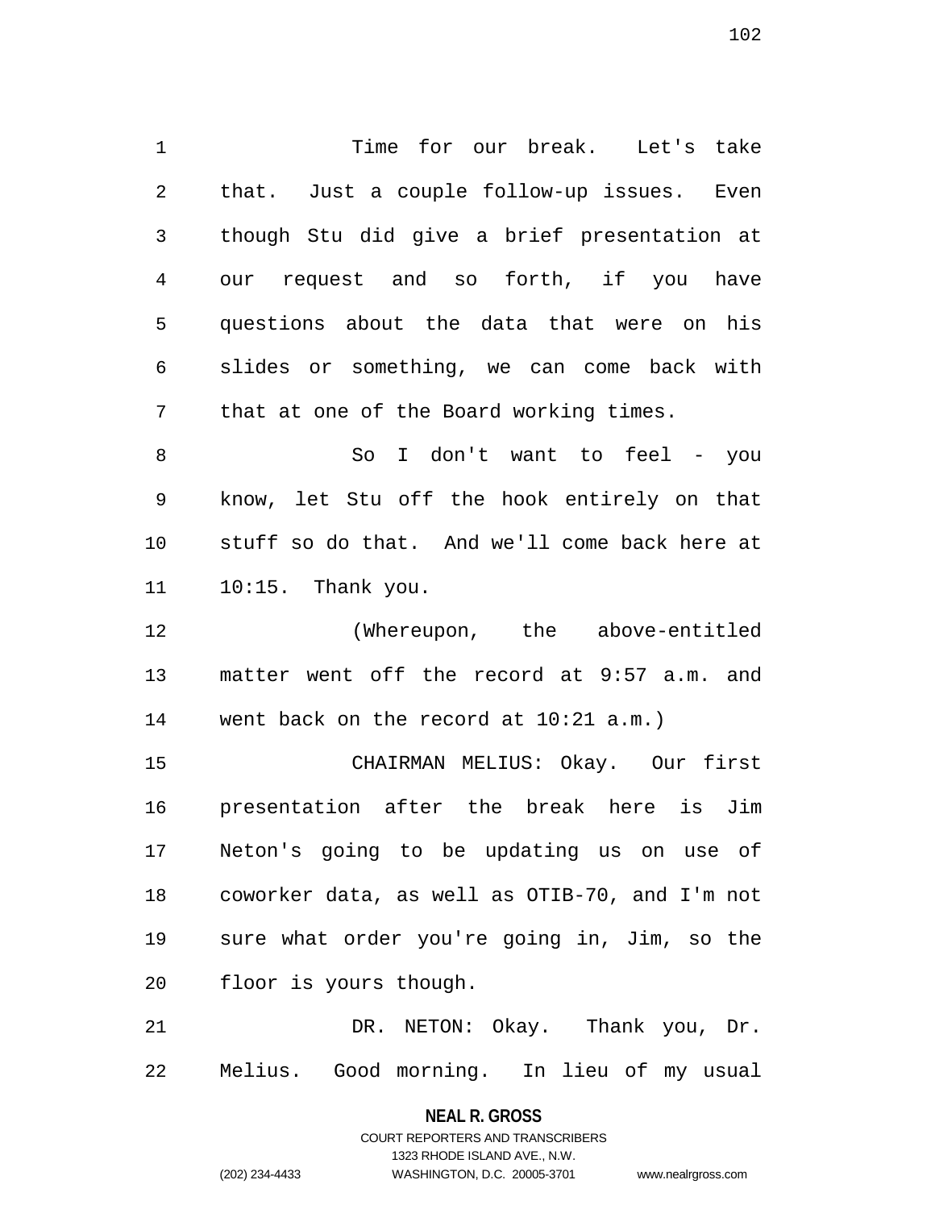Time for our break. Let's take that. Just a couple follow-up issues. Even though Stu did give a brief presentation at our request and so forth, if you have questions about the data that were on his slides or something, we can come back with that at one of the Board working times.

So I don't want to feel - you know, let Stu off the hook entirely on that stuff so do that. And we'll come back here at 10:15. Thank you.

(Whereupon, the above-entitled matter went off the record at 9:57 a.m. and went back on the record at 10:21 a.m.)

CHAIRMAN MELIUS: Okay. Our first presentation after the break here is Jim Neton's going to be updating us on use of coworker data, as well as OTIB-70, and I'm not sure what order you're going in, Jim, so the floor is yours though.

DR. NETON: Okay. Thank you, Dr. Melius. Good morning. In lieu of my usual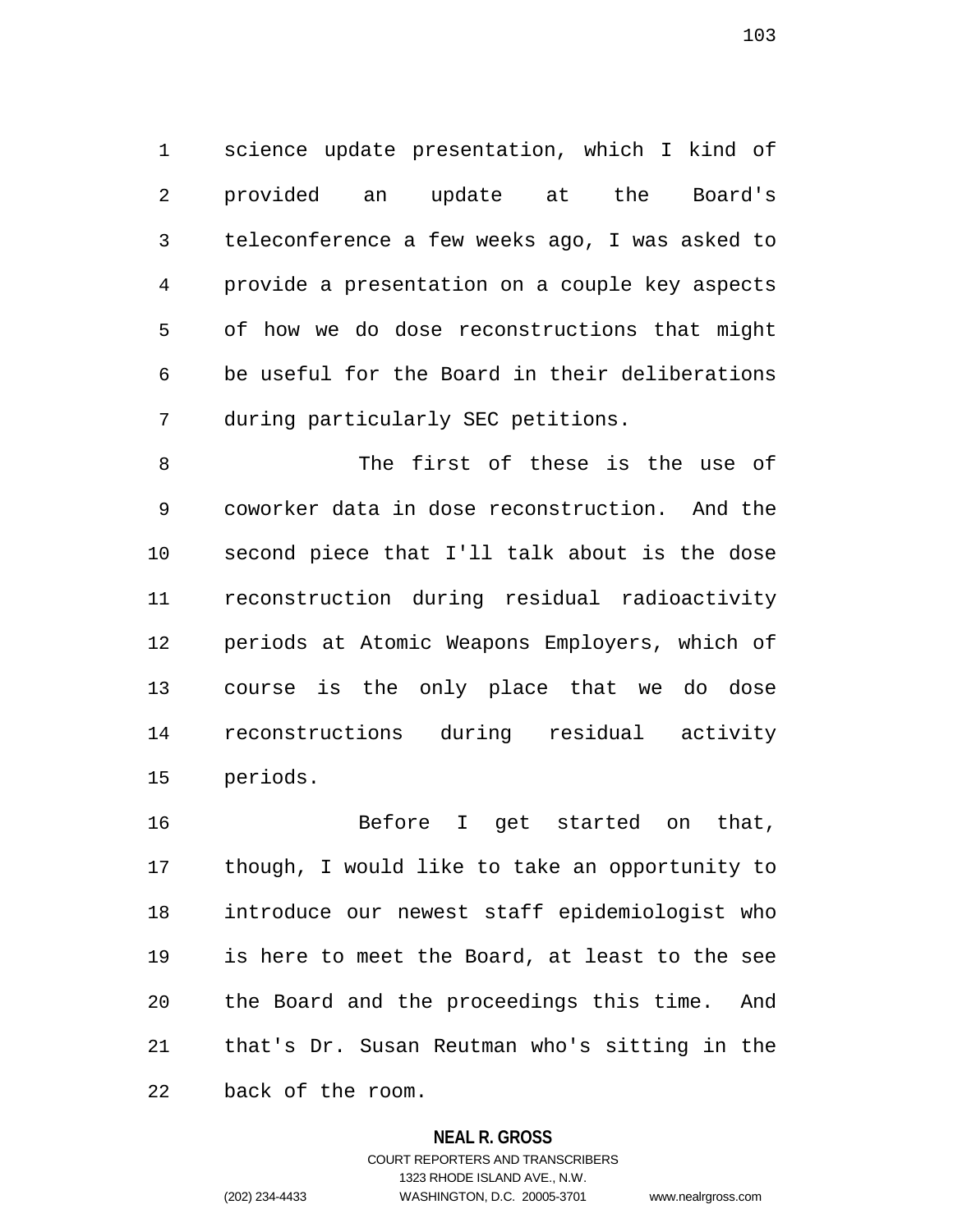science update presentation, which I kind of provided an update at the Board's teleconference a few weeks ago, I was asked to provide a presentation on a couple key aspects of how we do dose reconstructions that might be useful for the Board in their deliberations during particularly SEC petitions.

The first of these is the use of coworker data in dose reconstruction. And the second piece that I'll talk about is the dose reconstruction during residual radioactivity periods at Atomic Weapons Employers, which of course is the only place that we do dose reconstructions during residual activity periods.

Before I get started on that, though, I would like to take an opportunity to introduce our newest staff epidemiologist who is here to meet the Board, at least to the see the Board and the proceedings this time. And that's Dr. Susan Reutman who's sitting in the back of the room.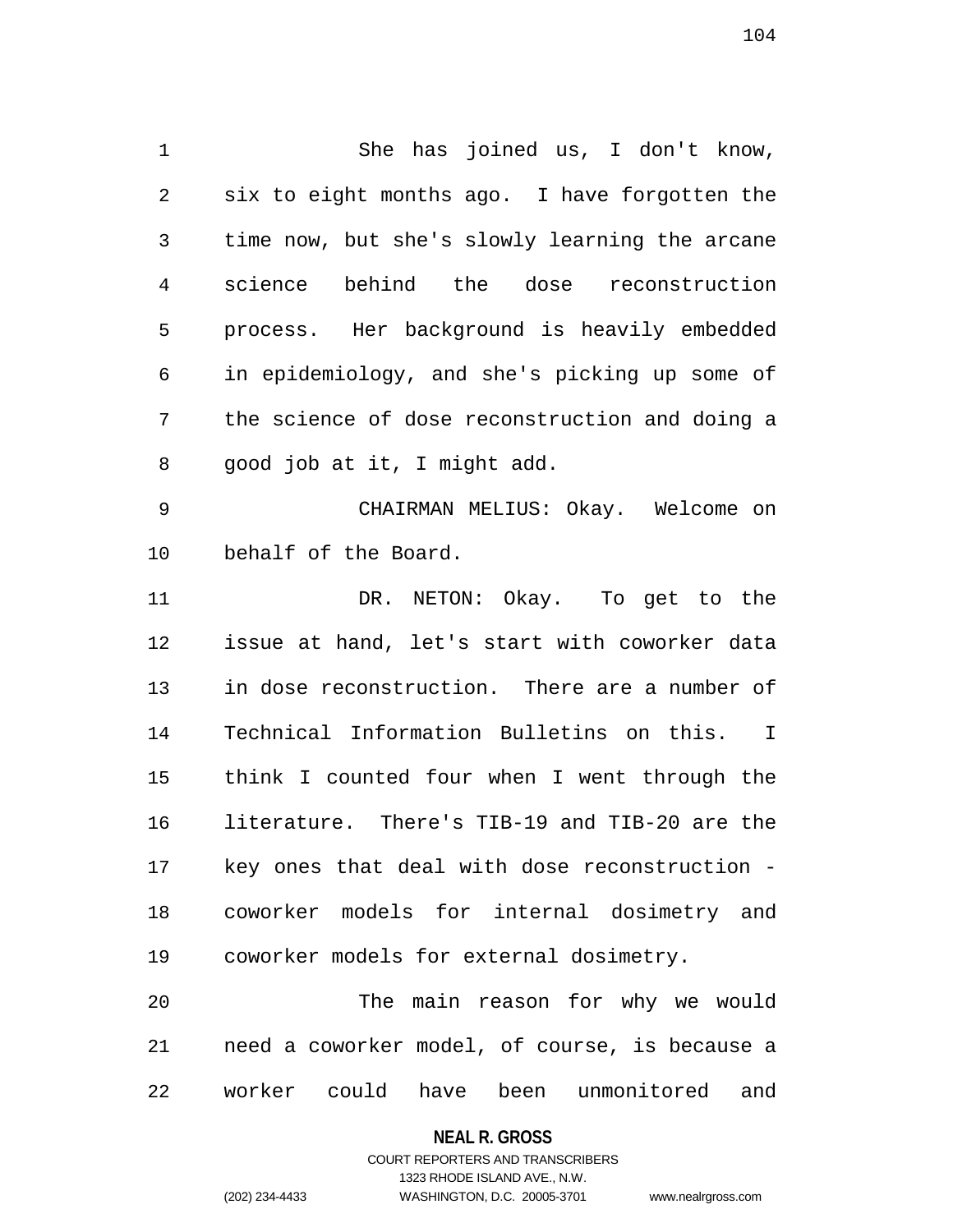She has joined us, I don't know, six to eight months ago. I have forgotten the time now, but she's slowly learning the arcane science behind the dose reconstruction process. Her background is heavily embedded in epidemiology, and she's picking up some of the science of dose reconstruction and doing a good job at it, I might add.

CHAIRMAN MELIUS: Okay. Welcome on behalf of the Board.

DR. NETON: Okay. To get to the issue at hand, let's start with coworker data in dose reconstruction. There are a number of Technical Information Bulletins on this. I think I counted four when I went through the literature. There's TIB-19 and TIB-20 are the key ones that deal with dose reconstruction - coworker models for internal dosimetry and coworker models for external dosimetry.

The main reason for why we would need a coworker model, of course, is because a worker could have been unmonitored and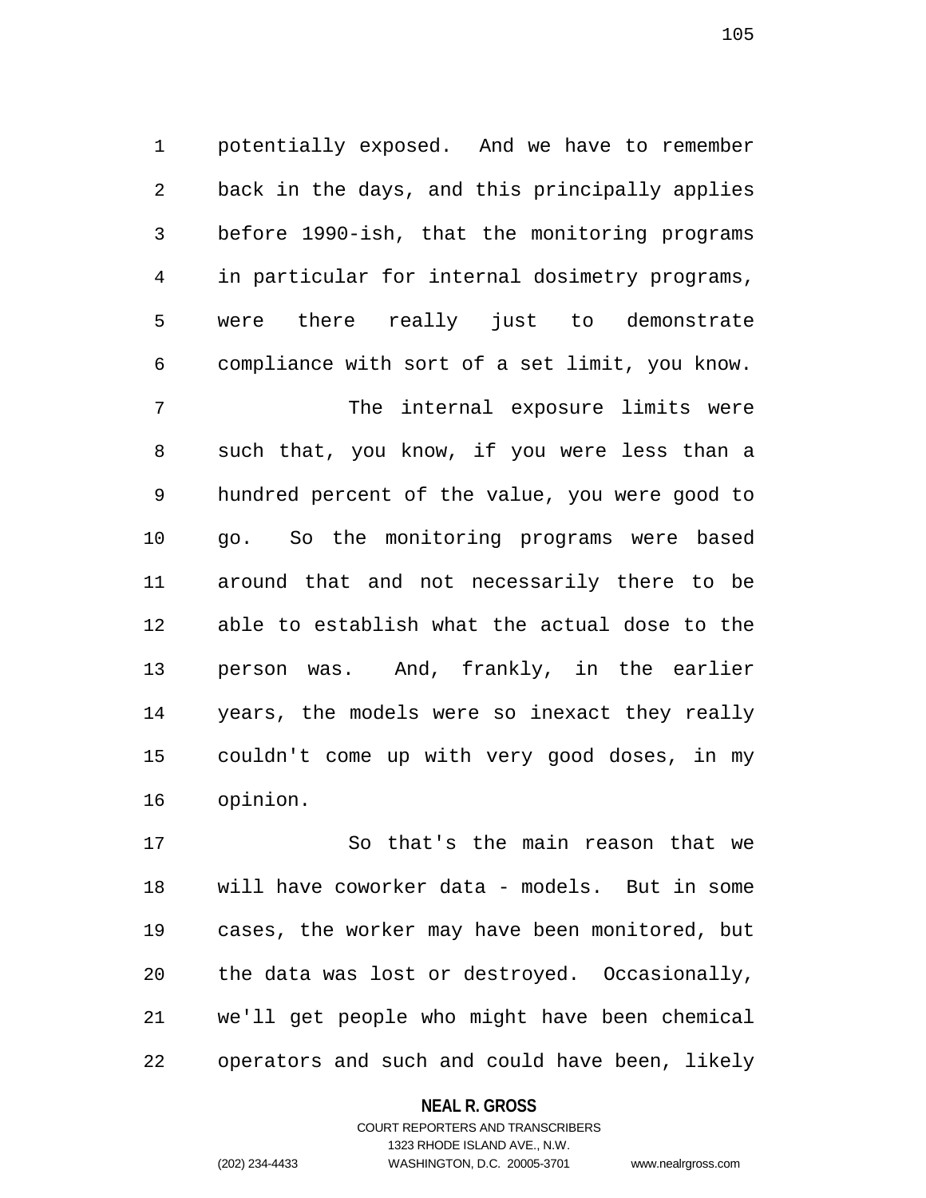potentially exposed. And we have to remember back in the days, and this principally applies before 1990-ish, that the monitoring programs in particular for internal dosimetry programs, were there really just to demonstrate compliance with sort of a set limit, you know.

The internal exposure limits were such that, you know, if you were less than a hundred percent of the value, you were good to go. So the monitoring programs were based around that and not necessarily there to be able to establish what the actual dose to the person was. And, frankly, in the earlier years, the models were so inexact they really couldn't come up with very good doses, in my opinion.

So that's the main reason that we will have coworker data - models. But in some cases, the worker may have been monitored, but the data was lost or destroyed. Occasionally, we'll get people who might have been chemical operators and such and could have been, likely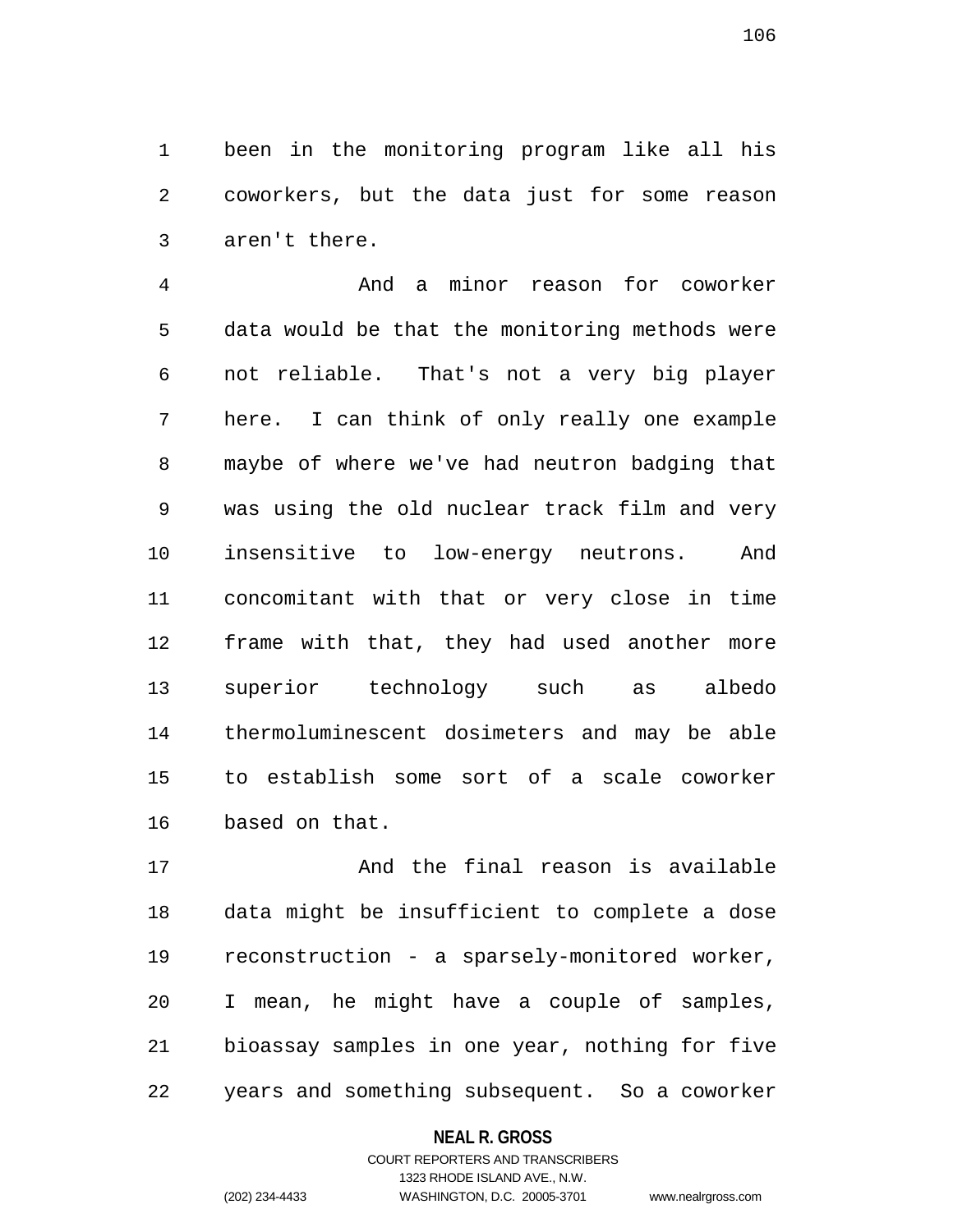been in the monitoring program like all his coworkers, but the data just for some reason aren't there.

And a minor reason for coworker data would be that the monitoring methods were not reliable. That's not a very big player here. I can think of only really one example maybe of where we've had neutron badging that was using the old nuclear track film and very insensitive to low-energy neutrons. And concomitant with that or very close in time frame with that, they had used another more superior technology such as albedo thermoluminescent dosimeters and may be able to establish some sort of a scale coworker based on that.

And the final reason is available data might be insufficient to complete a dose reconstruction - a sparsely-monitored worker, I mean, he might have a couple of samples, bioassay samples in one year, nothing for five years and something subsequent. So a coworker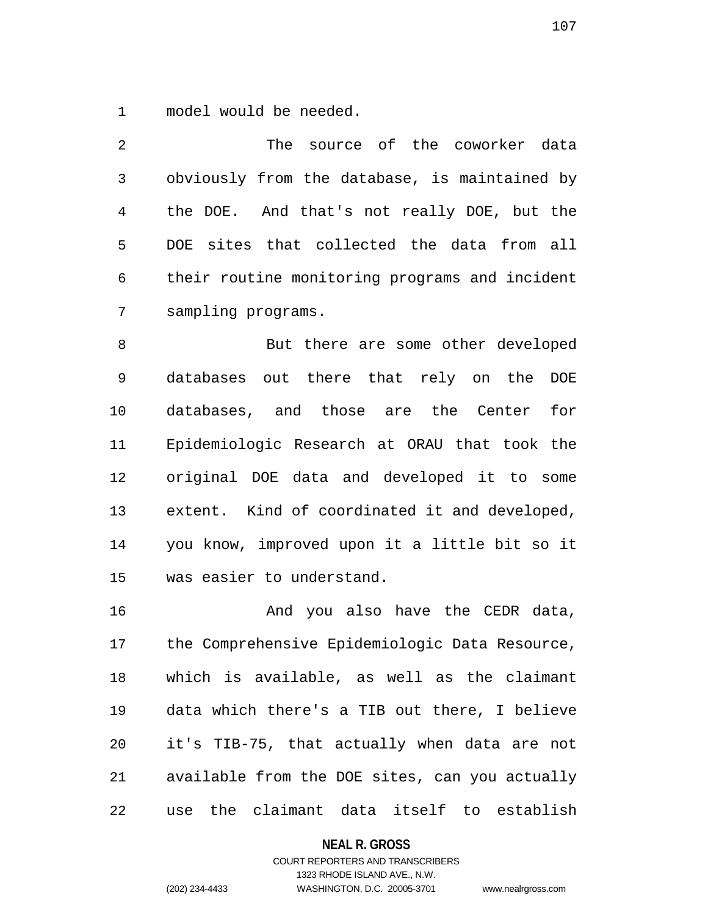model would be needed.

The source of the coworker data obviously from the database, is maintained by the DOE. And that's not really DOE, but the DOE sites that collected the data from all their routine monitoring programs and incident sampling programs.

But there are some other developed databases out there that rely on the DOE databases, and those are the Center for Epidemiologic Research at ORAU that took the original DOE data and developed it to some extent. Kind of coordinated it and developed, you know, improved upon it a little bit so it was easier to understand.

And you also have the CEDR data, the Comprehensive Epidemiologic Data Resource, which is available, as well as the claimant data which there's a TIB out there, I believe it's TIB-75, that actually when data are not available from the DOE sites, can you actually use the claimant data itself to establish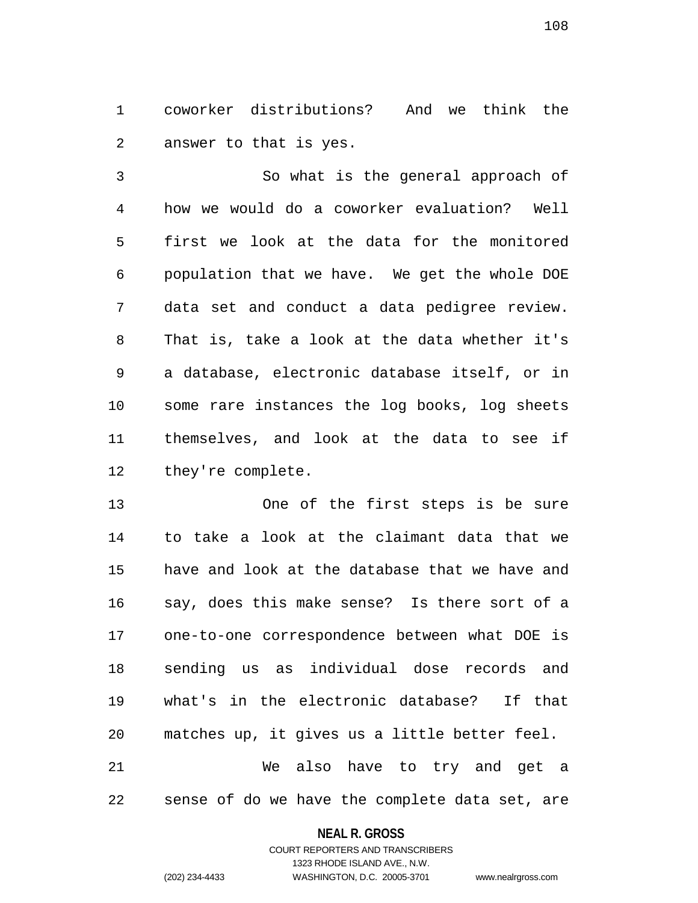coworker distributions? And we think the answer to that is yes.

So what is the general approach of how we would do a coworker evaluation? Well first we look at the data for the monitored population that we have. We get the whole DOE data set and conduct a data pedigree review. That is, take a look at the data whether it's a database, electronic database itself, or in some rare instances the log books, log sheets themselves, and look at the data to see if they're complete.

One of the first steps is be sure to take a look at the claimant data that we have and look at the database that we have and say, does this make sense? Is there sort of a one-to-one correspondence between what DOE is sending us as individual dose records and what's in the electronic database? If that matches up, it gives us a little better feel.

We also have to try and get a sense of do we have the complete data set, are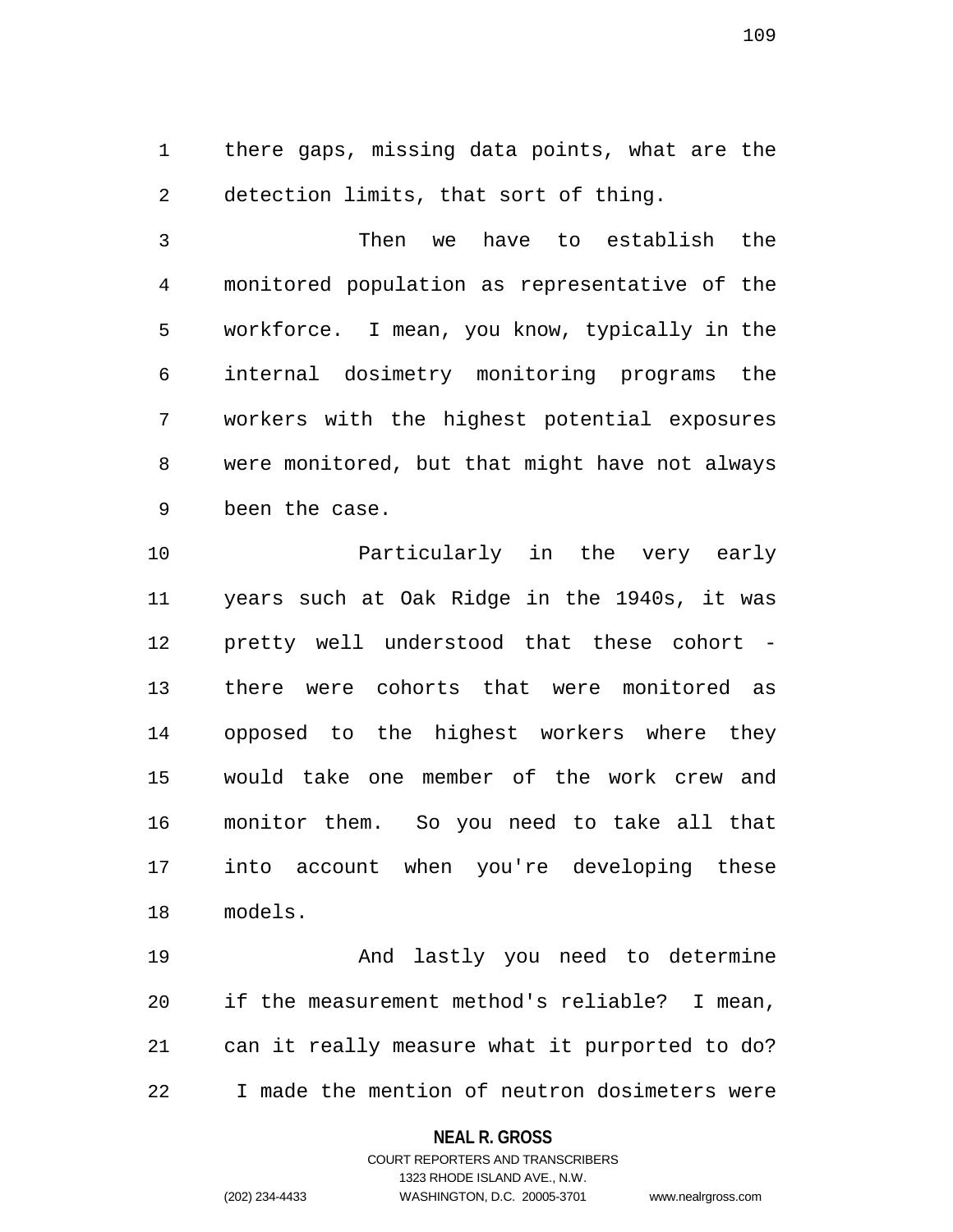there gaps, missing data points, what are the detection limits, that sort of thing.

Then we have to establish the monitored population as representative of the workforce. I mean, you know, typically in the internal dosimetry monitoring programs the workers with the highest potential exposures were monitored, but that might have not always been the case.

Particularly in the very early years such at Oak Ridge in the 1940s, it was pretty well understood that these cohort - there were cohorts that were monitored as opposed to the highest workers where they would take one member of the work crew and monitor them. So you need to take all that into account when you're developing these models.

And lastly you need to determine if the measurement method's reliable? I mean, can it really measure what it purported to do? I made the mention of neutron dosimeters were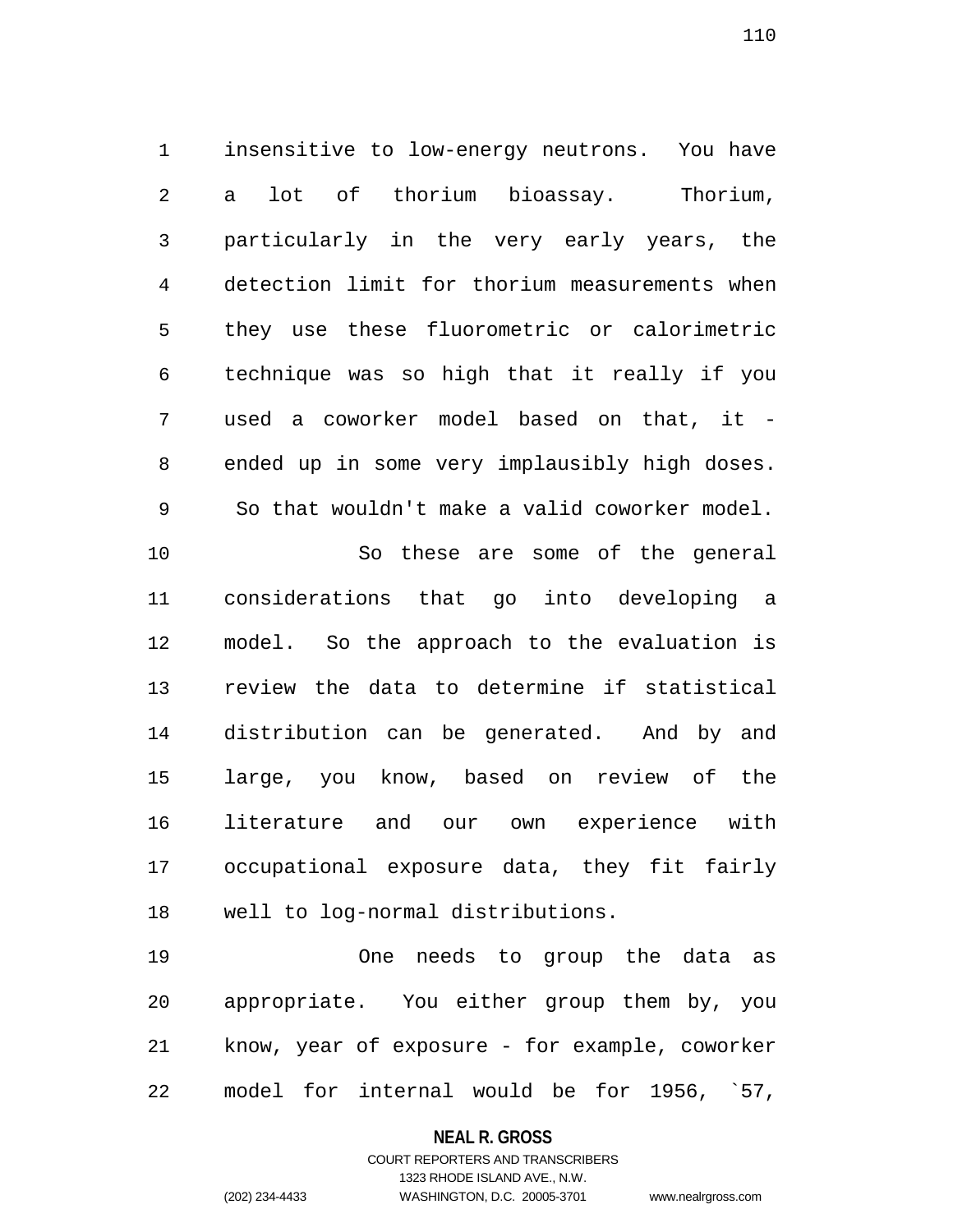insensitive to low-energy neutrons. You have a lot of thorium bioassay. Thorium, particularly in the very early years, the detection limit for thorium measurements when they use these fluorometric or calorimetric technique was so high that it really if you used a coworker model based on that, it - ended up in some very implausibly high doses. So that wouldn't make a valid coworker model.

So these are some of the general considerations that go into developing a model. So the approach to the evaluation is review the data to determine if statistical distribution can be generated. And by and large, you know, based on review of the literature and our own experience with occupational exposure data, they fit fairly well to log-normal distributions.

One needs to group the data as appropriate. You either group them by, you know, year of exposure - for example, coworker model for internal would be for 1956, `57,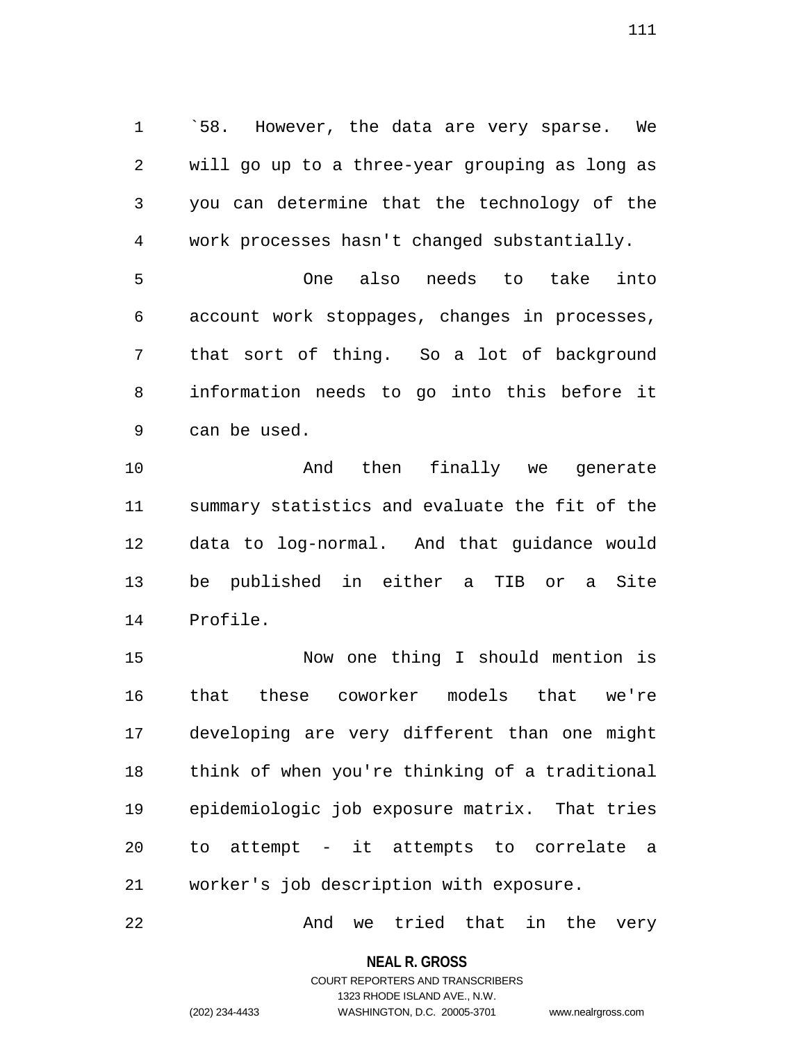`58. However, the data are very sparse. We will go up to a three-year grouping as long as you can determine that the technology of the work processes hasn't changed substantially.

One also needs to take into account work stoppages, changes in processes, that sort of thing. So a lot of background information needs to go into this before it can be used.

And then finally we generate summary statistics and evaluate the fit of the data to log-normal. And that guidance would be published in either a TIB or a Site Profile.

Now one thing I should mention is that these coworker models that we're developing are very different than one might think of when you're thinking of a traditional epidemiologic job exposure matrix. That tries to attempt - it attempts to correlate a worker's job description with exposure.

And we tried that in the very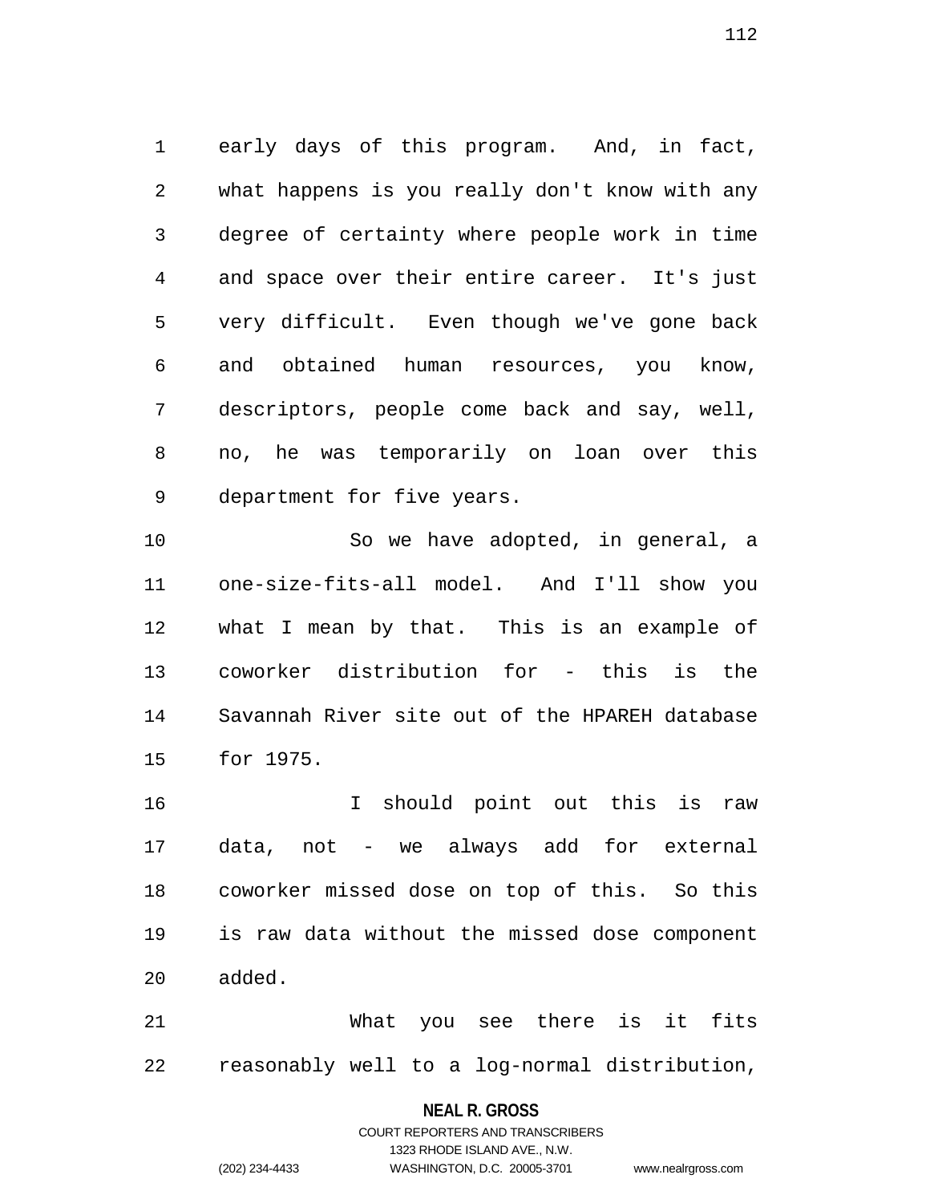early days of this program. And, in fact, what happens is you really don't know with any degree of certainty where people work in time and space over their entire career. It's just very difficult. Even though we've gone back and obtained human resources, you know, descriptors, people come back and say, well, no, he was temporarily on loan over this department for five years.

So we have adopted, in general, a one-size-fits-all model. And I'll show you what I mean by that. This is an example of coworker distribution for - this is the Savannah River site out of the HPAREH database for 1975.

I should point out this is raw data, not - we always add for external coworker missed dose on top of this. So this is raw data without the missed dose component added.

What you see there is it fits reasonably well to a log-normal distribution,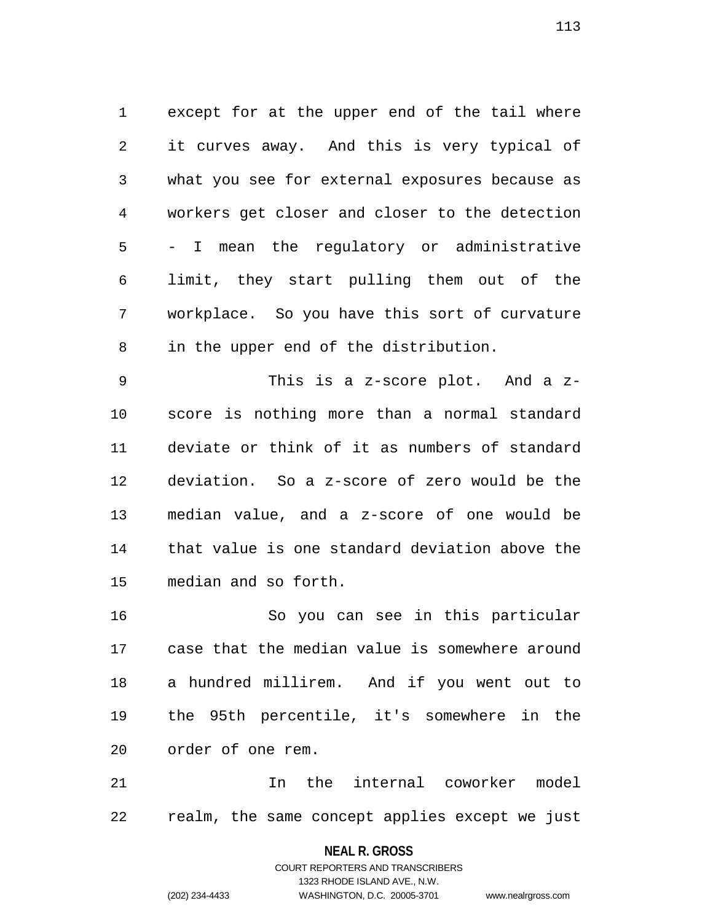except for at the upper end of the tail where it curves away. And this is very typical of what you see for external exposures because as workers get closer and closer to the detection - I mean the regulatory or administrative limit, they start pulling them out of the workplace. So you have this sort of curvature in the upper end of the distribution.

This is a z-score plot. And a z-score is nothing more than a normal standard deviate or think of it as numbers of standard deviation. So a z-score of zero would be the median value, and a z-score of one would be that value is one standard deviation above the median and so forth.

So you can see in this particular case that the median value is somewhere around a hundred millirem. And if you went out to the 95th percentile, it's somewhere in the order of one rem.

In the internal coworker model realm, the same concept applies except we just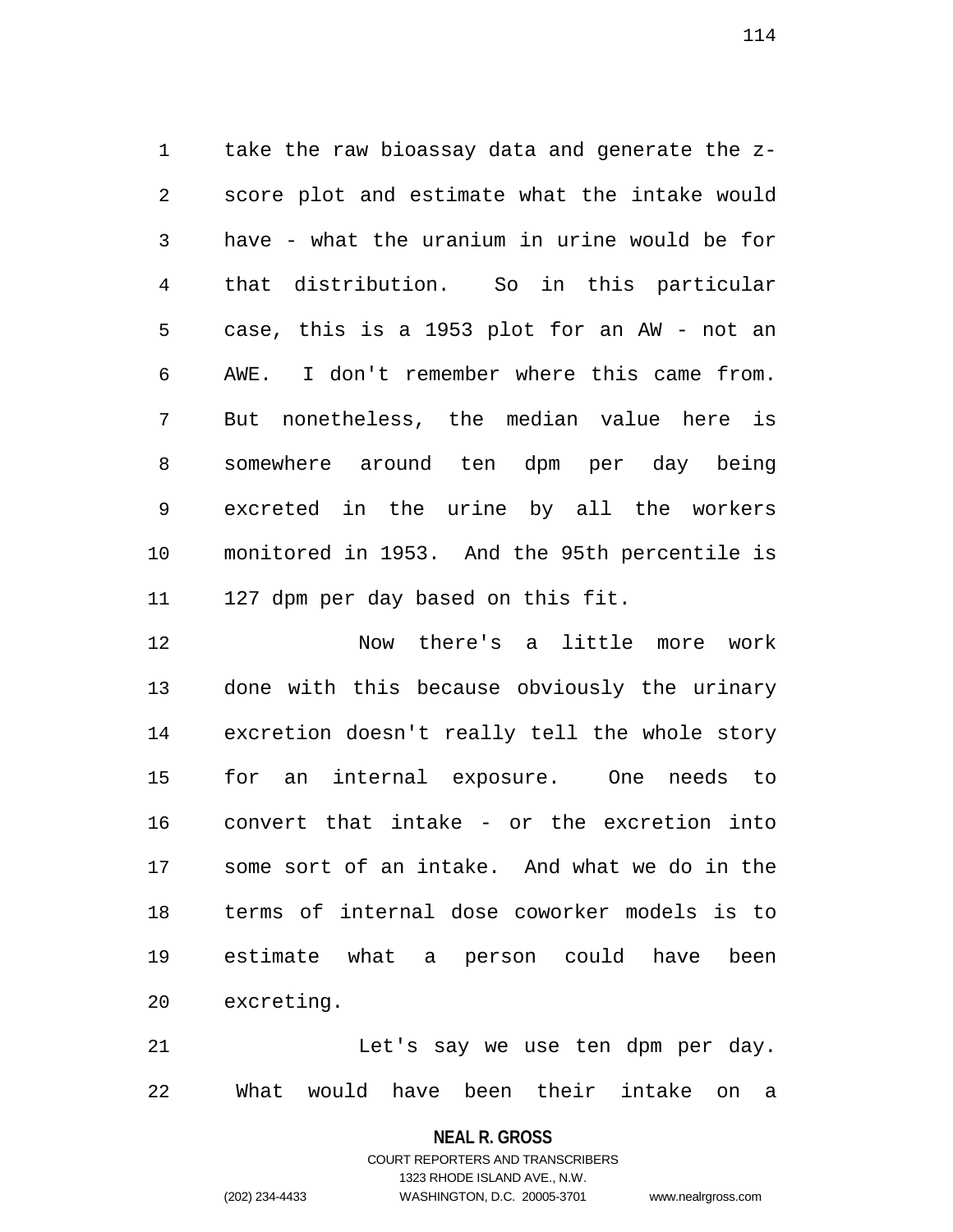take the raw bioassay data and generate the z-score plot and estimate what the intake would have - what the uranium in urine would be for that distribution. So in this particular case, this is a 1953 plot for an AW - not an AWE. I don't remember where this came from. But nonetheless, the median value here is somewhere around ten dpm per day being excreted in the urine by all the workers monitored in 1953. And the 95th percentile is 127 dpm per day based on this fit.

Now there's a little more work done with this because obviously the urinary excretion doesn't really tell the whole story for an internal exposure. One needs to convert that intake - or the excretion into some sort of an intake. And what we do in the terms of internal dose coworker models is to estimate what a person could have been excreting.

Let's say we use ten dpm per day. What would have been their intake on a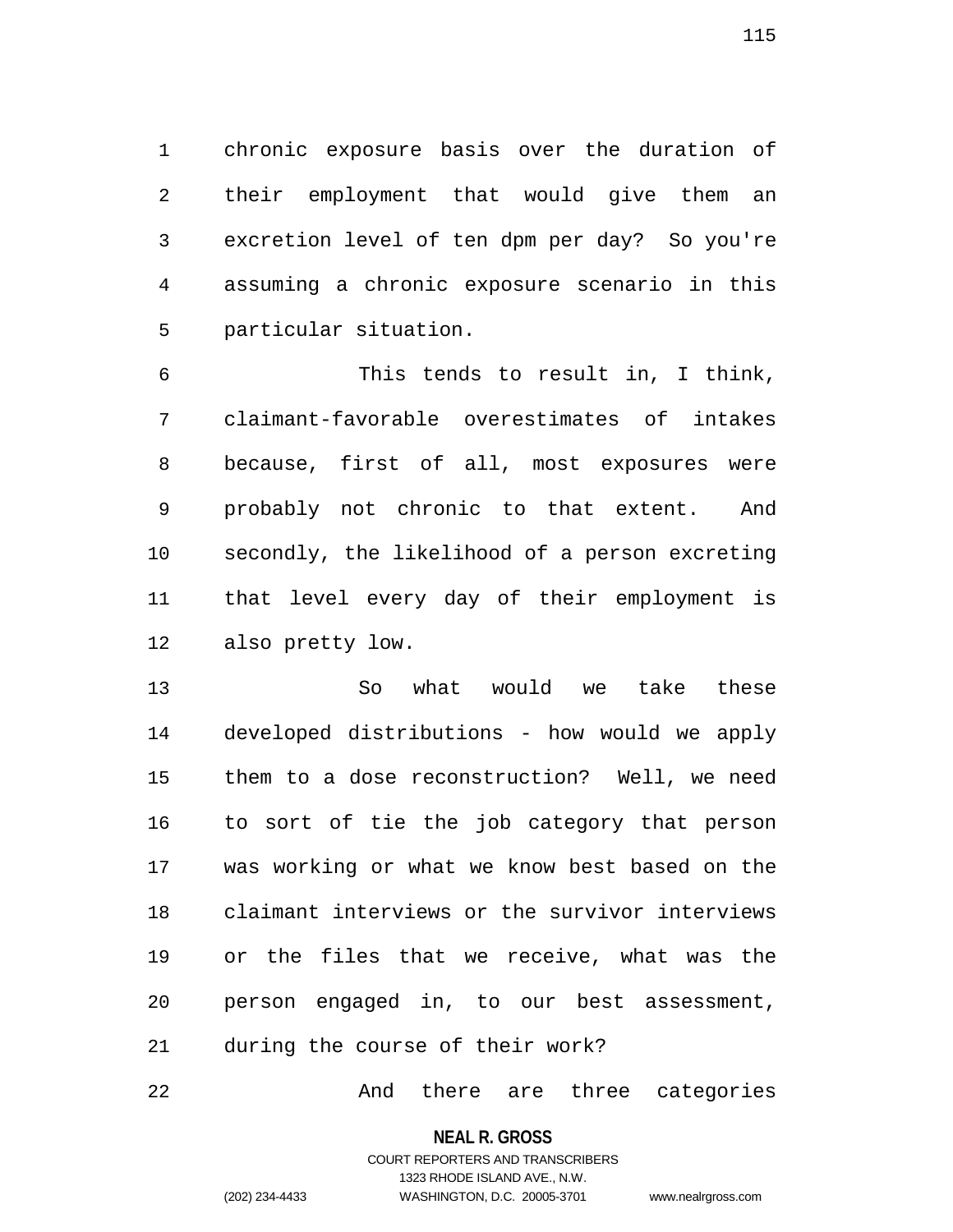chronic exposure basis over the duration of their employment that would give them an excretion level of ten dpm per day? So you're assuming a chronic exposure scenario in this particular situation.

This tends to result in, I think, claimant-favorable overestimates of intakes because, first of all, most exposures were probably not chronic to that extent. And secondly, the likelihood of a person excreting that level every day of their employment is also pretty low.

So what would we take these developed distributions - how would we apply them to a dose reconstruction? Well, we need to sort of tie the job category that person was working or what we know best based on the claimant interviews or the survivor interviews or the files that we receive, what was the person engaged in, to our best assessment, during the course of their work?

And there are three categories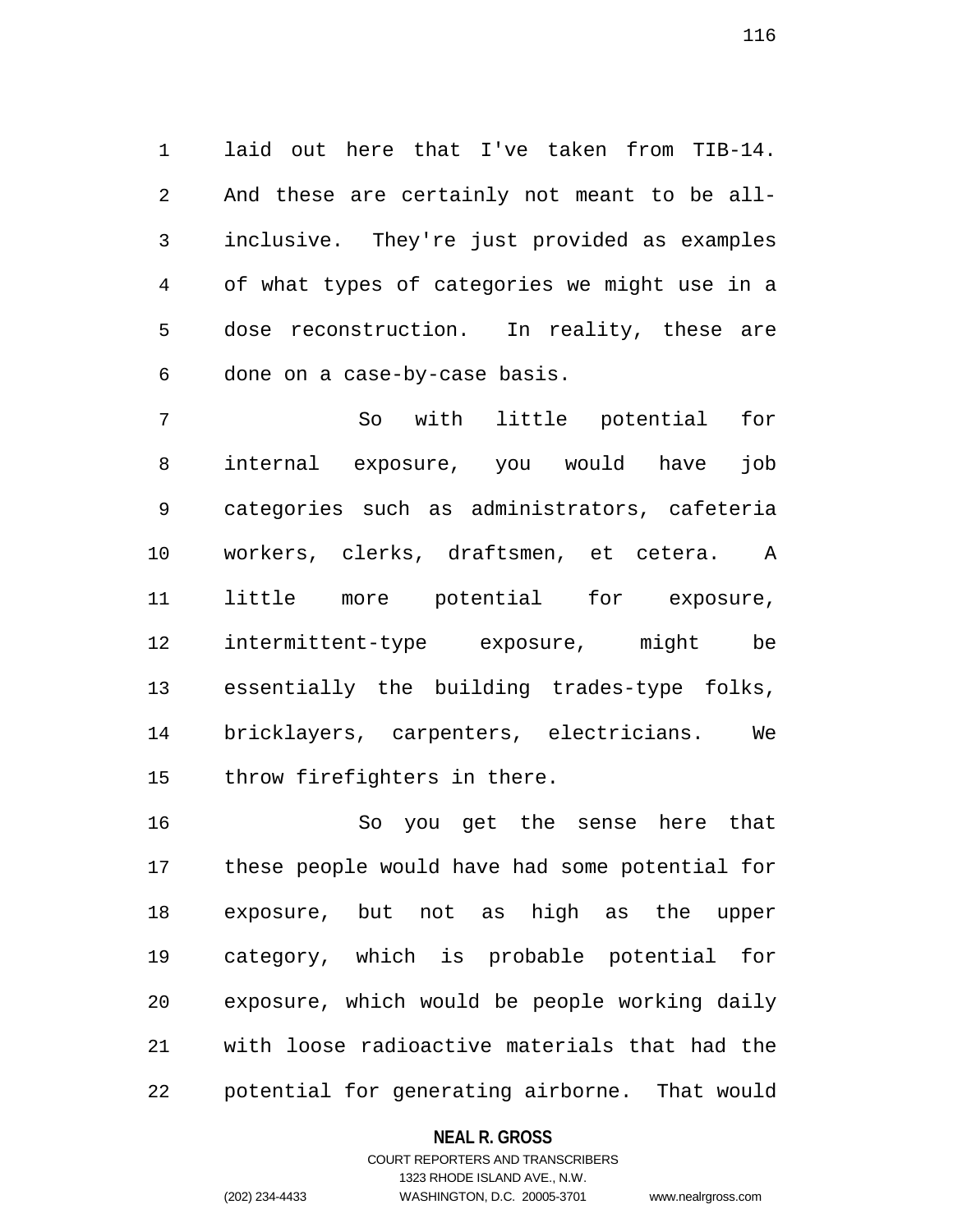laid out here that I've taken from TIB-14. And these are certainly not meant to be all-inclusive. They're just provided as examples of what types of categories we might use in a dose reconstruction. In reality, these are done on a case-by-case basis.

So with little potential for internal exposure, you would have job categories such as administrators, cafeteria workers, clerks, draftsmen, et cetera. A little more potential for exposure, intermittent-type exposure, might be essentially the building trades-type folks, bricklayers, carpenters, electricians. We throw firefighters in there.

So you get the sense here that these people would have had some potential for exposure, but not as high as the upper category, which is probable potential for exposure, which would be people working daily with loose radioactive materials that had the potential for generating airborne. That would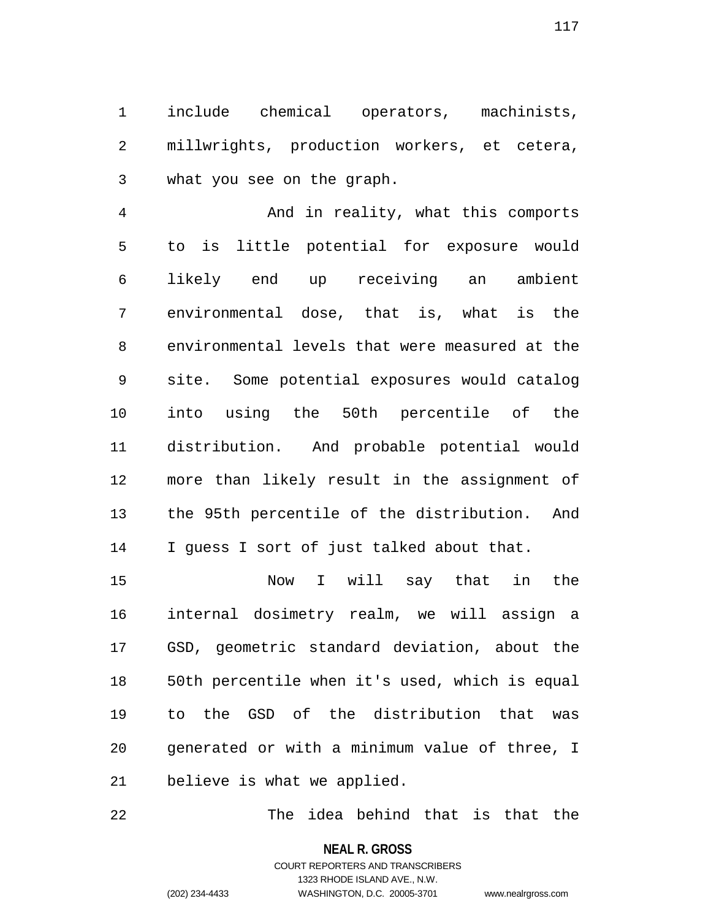include chemical operators, machinists, millwrights, production workers, et cetera, what you see on the graph.

And in reality, what this comports to is little potential for exposure would likely end up receiving an ambient environmental dose, that is, what is the environmental levels that were measured at the site. Some potential exposures would catalog into using the 50th percentile of the distribution. And probable potential would more than likely result in the assignment of the 95th percentile of the distribution. And I guess I sort of just talked about that.

Now I will say that in the internal dosimetry realm, we will assign a GSD, geometric standard deviation, about the 50th percentile when it's used, which is equal to the GSD of the distribution that was generated or with a minimum value of three, I believe is what we applied.

The idea behind that is that the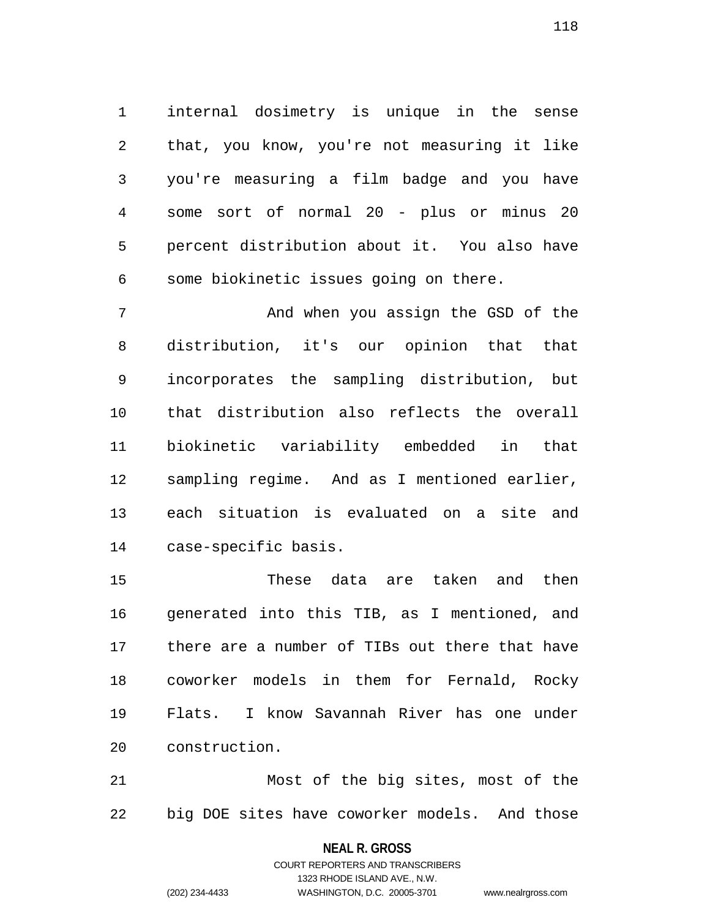internal dosimetry is unique in the sense that, you know, you're not measuring it like you're measuring a film badge and you have some sort of normal 20 - plus or minus 20 percent distribution about it. You also have some biokinetic issues going on there.

And when you assign the GSD of the distribution, it's our opinion that that incorporates the sampling distribution, but that distribution also reflects the overall biokinetic variability embedded in that sampling regime. And as I mentioned earlier, each situation is evaluated on a site and case-specific basis.

These data are taken and then generated into this TIB, as I mentioned, and there are a number of TIBs out there that have coworker models in them for Fernald, Rocky Flats. I know Savannah River has one under construction.

Most of the big sites, most of the big DOE sites have coworker models. And those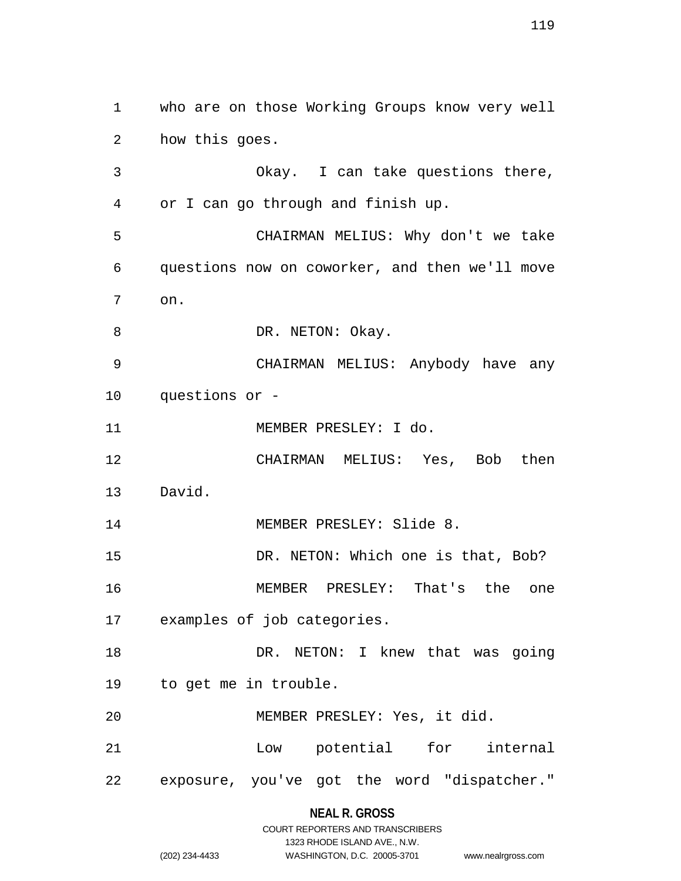who are on those Working Groups know very well how this goes.

Okay. I can take questions there, or I can go through and finish up.

CHAIRMAN MELIUS: Why don't we take questions now on coworker, and then we'll move on.

DR. NETON: Okay.

CHAIRMAN MELIUS: Anybody have any questions or -

MEMBER PRESLEY: I do.

CHAIRMAN MELIUS: Yes, Bob then David.

MEMBER PRESLEY: Slide 8.

DR. NETON: Which one is that, Bob?

MEMBER PRESLEY: That's the one examples of job categories.

DR. NETON: I knew that was going to get me in trouble.

MEMBER PRESLEY: Yes, it did.

Low potential for internal exposure, you've got the word "dispatcher."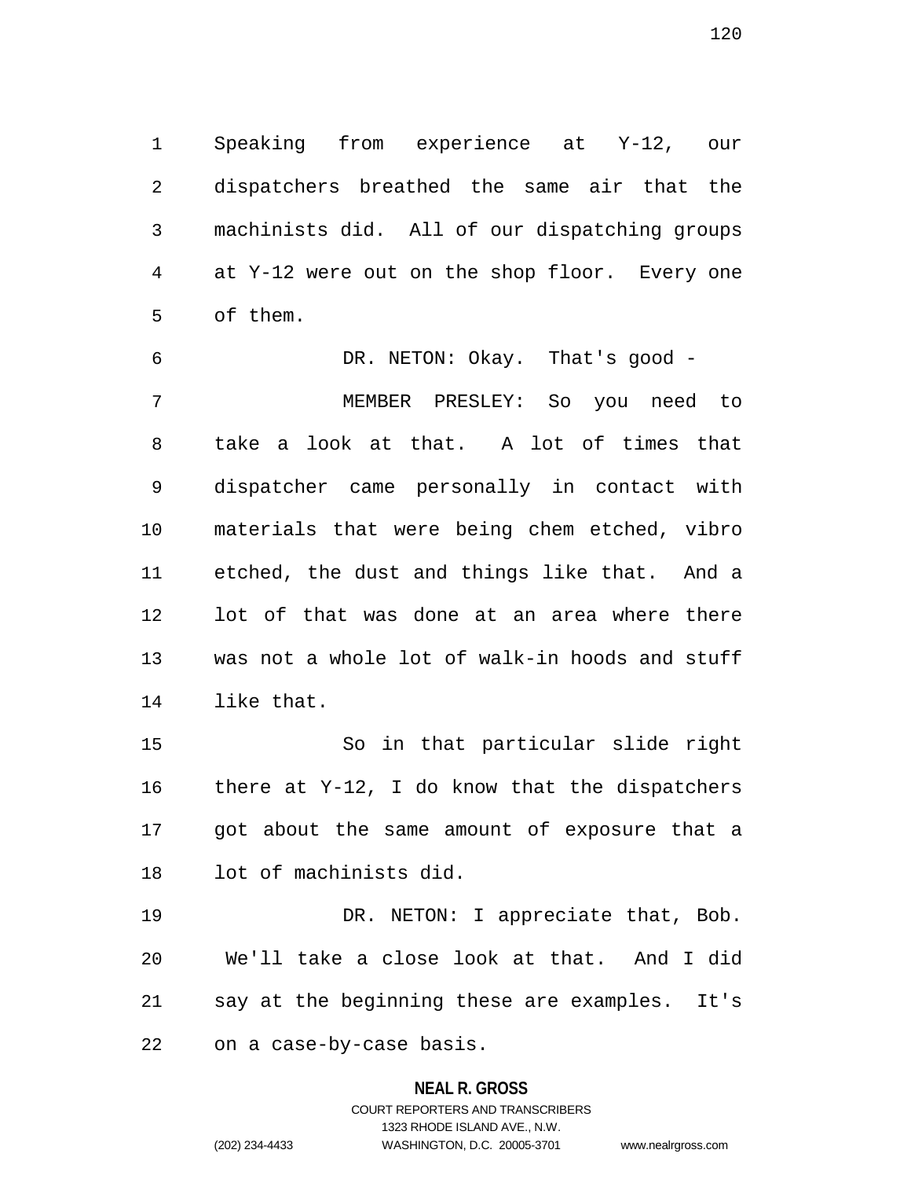Speaking from experience at Y-12, our dispatchers breathed the same air that the machinists did. All of our dispatching groups at Y-12 were out on the shop floor. Every one of them.

DR. NETON: Okay. That's good -

MEMBER PRESLEY: So you need to take a look at that. A lot of times that dispatcher came personally in contact with materials that were being chem etched, vibro etched, the dust and things like that. And a lot of that was done at an area where there was not a whole lot of walk-in hoods and stuff like that.

So in that particular slide right there at Y-12, I do know that the dispatchers got about the same amount of exposure that a lot of machinists did.

DR. NETON: I appreciate that, Bob. We'll take a close look at that. And I did say at the beginning these are examples. It's on a case-by-case basis.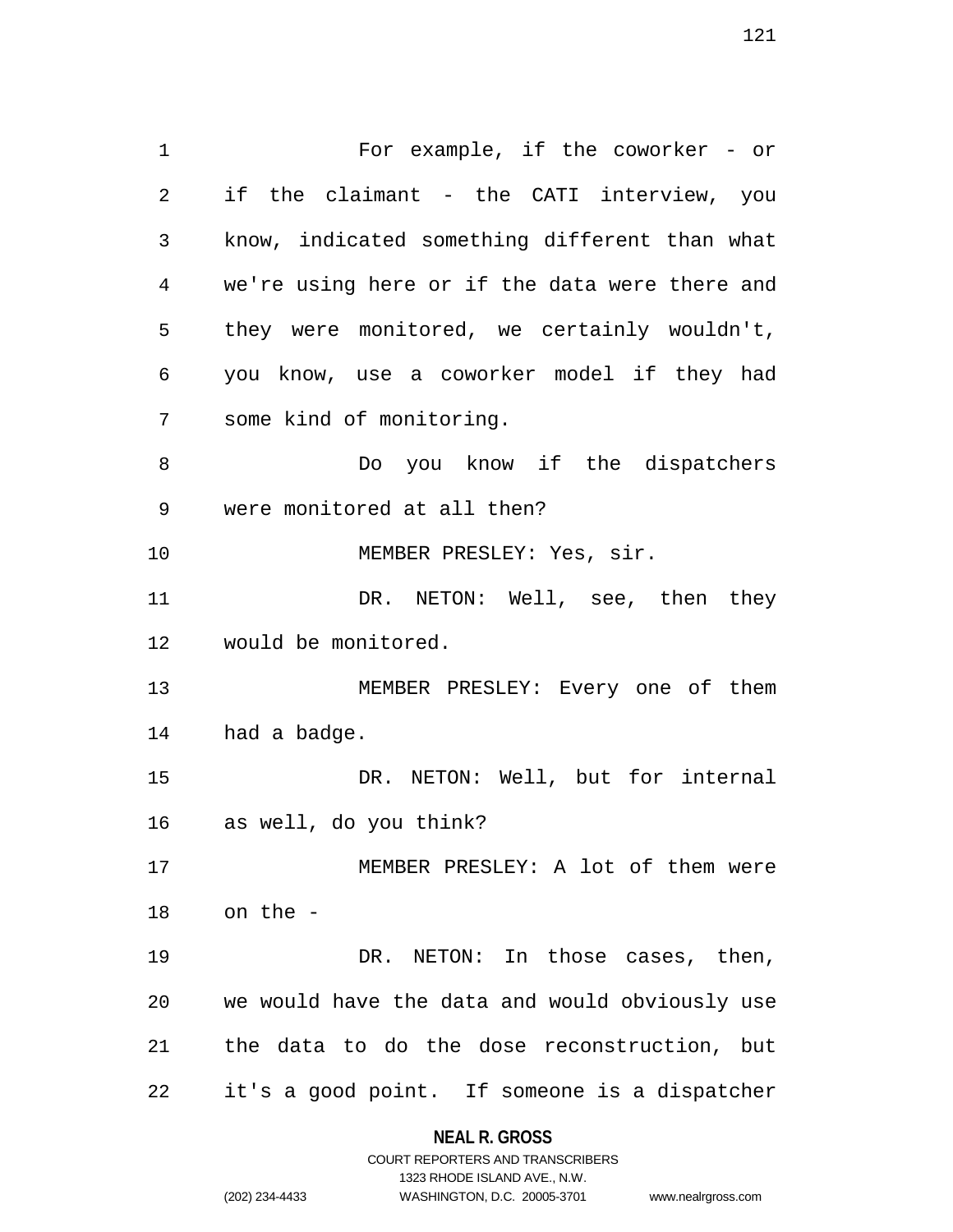For example, if the coworker - or if the claimant - the CATI interview, you know, indicated something different than what we're using here or if the data were there and they were monitored, we certainly wouldn't, you know, use a coworker model if they had some kind of monitoring.

Do you know if the dispatchers were monitored at all then?

MEMBER PRESLEY: Yes, sir.

DR. NETON: Well, see, then they would be monitored.

MEMBER PRESLEY: Every one of them had a badge.

DR. NETON: Well, but for internal as well, do you think?

MEMBER PRESLEY: A lot of them were on the -

DR. NETON: In those cases, then, we would have the data and would obviously use the data to do the dose reconstruction, but it's a good point. If someone is a dispatcher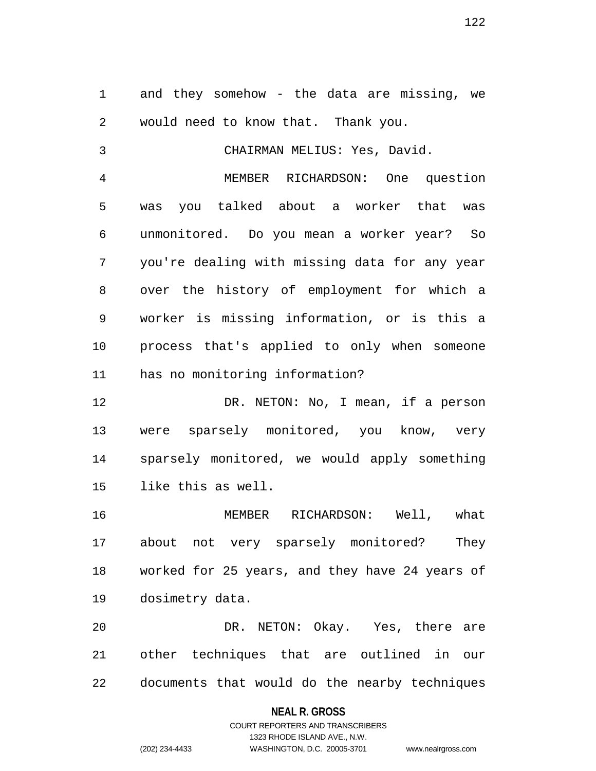and they somehow - the data are missing, we would need to know that. Thank you.

CHAIRMAN MELIUS: Yes, David.

MEMBER RICHARDSON: One question was you talked about a worker that was unmonitored. Do you mean a worker year? So you're dealing with missing data for any year over the history of employment for which a worker is missing information, or is this a process that's applied to only when someone has no monitoring information?

DR. NETON: No, I mean, if a person were sparsely monitored, you know, very sparsely monitored, we would apply something like this as well.

MEMBER RICHARDSON: Well, what about not very sparsely monitored? They worked for 25 years, and they have 24 years of dosimetry data.

DR. NETON: Okay. Yes, there are other techniques that are outlined in our documents that would do the nearby techniques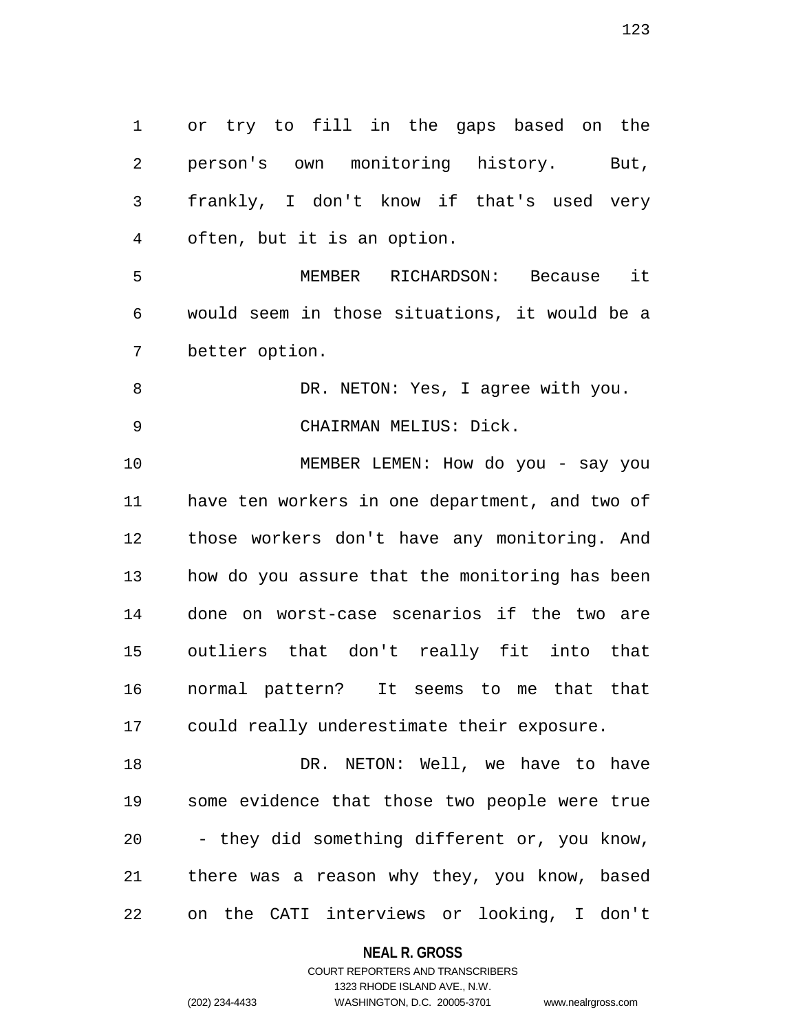or try to fill in the gaps based on the person's own monitoring history. But, frankly, I don't know if that's used very often, but it is an option.

MEMBER RICHARDSON: Because it would seem in those situations, it would be a better option.

DR. NETON: Yes, I agree with you.

CHAIRMAN MELIUS: Dick.

MEMBER LEMEN: How do you - say you have ten workers in one department, and two of those workers don't have any monitoring. And how do you assure that the monitoring has been done on worst-case scenarios if the two are outliers that don't really fit into that normal pattern? It seems to me that that could really underestimate their exposure.

DR. NETON: Well, we have to have some evidence that those two people were true - they did something different or, you know, there was a reason why they, you know, based on the CATI interviews or looking, I don't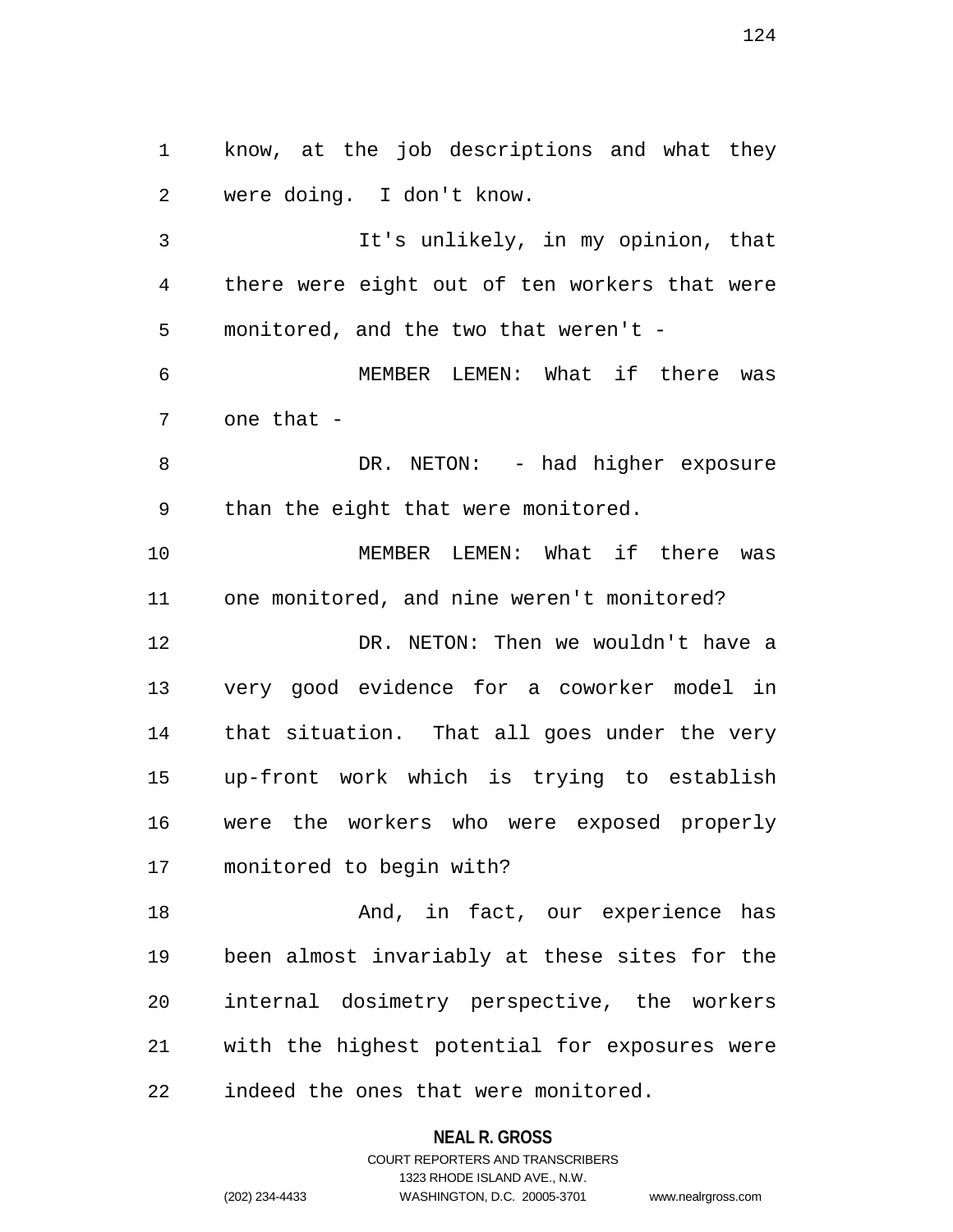know, at the job descriptions and what they were doing. I don't know.

It's unlikely, in my opinion, that there were eight out of ten workers that were monitored, and the two that weren't -

MEMBER LEMEN: What if there was one that -

DR. NETON: - had higher exposure than the eight that were monitored.

MEMBER LEMEN: What if there was one monitored, and nine weren't monitored?

DR. NETON: Then we wouldn't have a very good evidence for a coworker model in that situation. That all goes under the very up-front work which is trying to establish were the workers who were exposed properly monitored to begin with?

And, in fact, our experience has been almost invariably at these sites for the internal dosimetry perspective, the workers with the highest potential for exposures were indeed the ones that were monitored.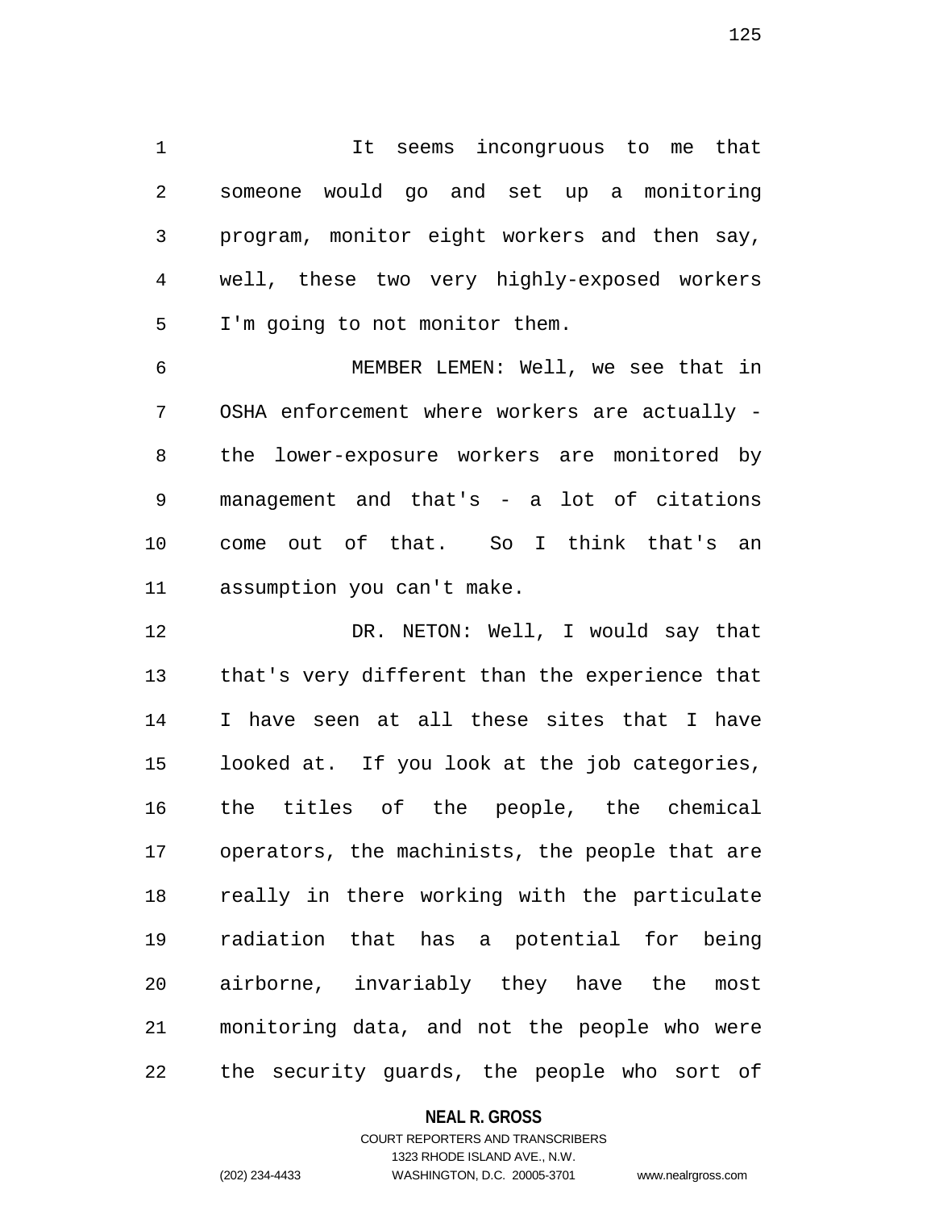It seems incongruous to me that someone would go and set up a monitoring program, monitor eight workers and then say, well, these two very highly-exposed workers I'm going to not monitor them.

MEMBER LEMEN: Well, we see that in OSHA enforcement where workers are actually - the lower-exposure workers are monitored by management and that's - a lot of citations come out of that. So I think that's an assumption you can't make.

DR. NETON: Well, I would say that that's very different than the experience that I have seen at all these sites that I have looked at. If you look at the job categories, the titles of the people, the chemical operators, the machinists, the people that are really in there working with the particulate radiation that has a potential for being airborne, invariably they have the most monitoring data, and not the people who were the security guards, the people who sort of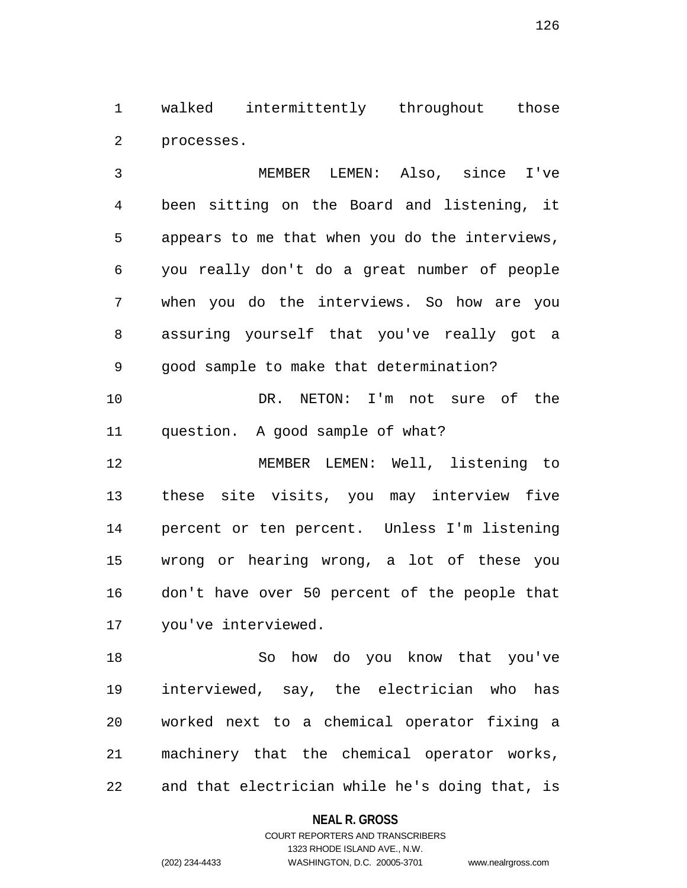walked intermittently throughout those processes.

MEMBER LEMEN: Also, since I've been sitting on the Board and listening, it appears to me that when you do the interviews, you really don't do a great number of people when you do the interviews. So how are you assuring yourself that you've really got a good sample to make that determination?

DR. NETON: I'm not sure of the question. A good sample of what?

MEMBER LEMEN: Well, listening to these site visits, you may interview five percent or ten percent. Unless I'm listening wrong or hearing wrong, a lot of these you don't have over 50 percent of the people that you've interviewed.

So how do you know that you've interviewed, say, the electrician who has worked next to a chemical operator fixing a machinery that the chemical operator works, and that electrician while he's doing that, is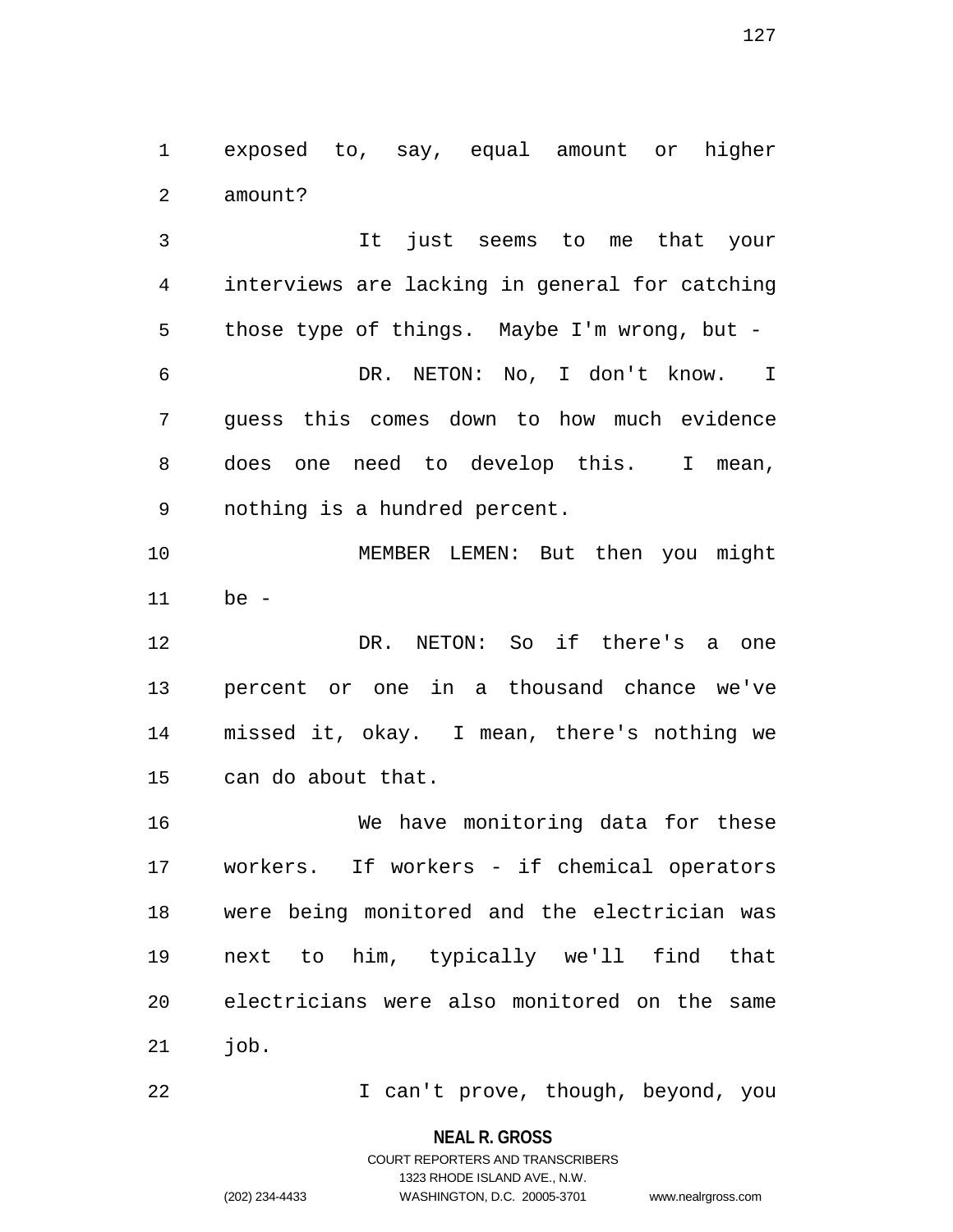exposed to, say, equal amount or higher amount?

It just seems to me that your interviews are lacking in general for catching those type of things. Maybe I'm wrong, but -

DR. NETON: No, I don't know. I guess this comes down to how much evidence does one need to develop this. I mean, nothing is a hundred percent.

MEMBER LEMEN: But then you might be -

DR. NETON: So if there's a one percent or one in a thousand chance we've missed it, okay. I mean, there's nothing we can do about that.

We have monitoring data for these workers. If workers - if chemical operators were being monitored and the electrician was next to him, typically we'll find that electricians were also monitored on the same job.

I can't prove, though, beyond, you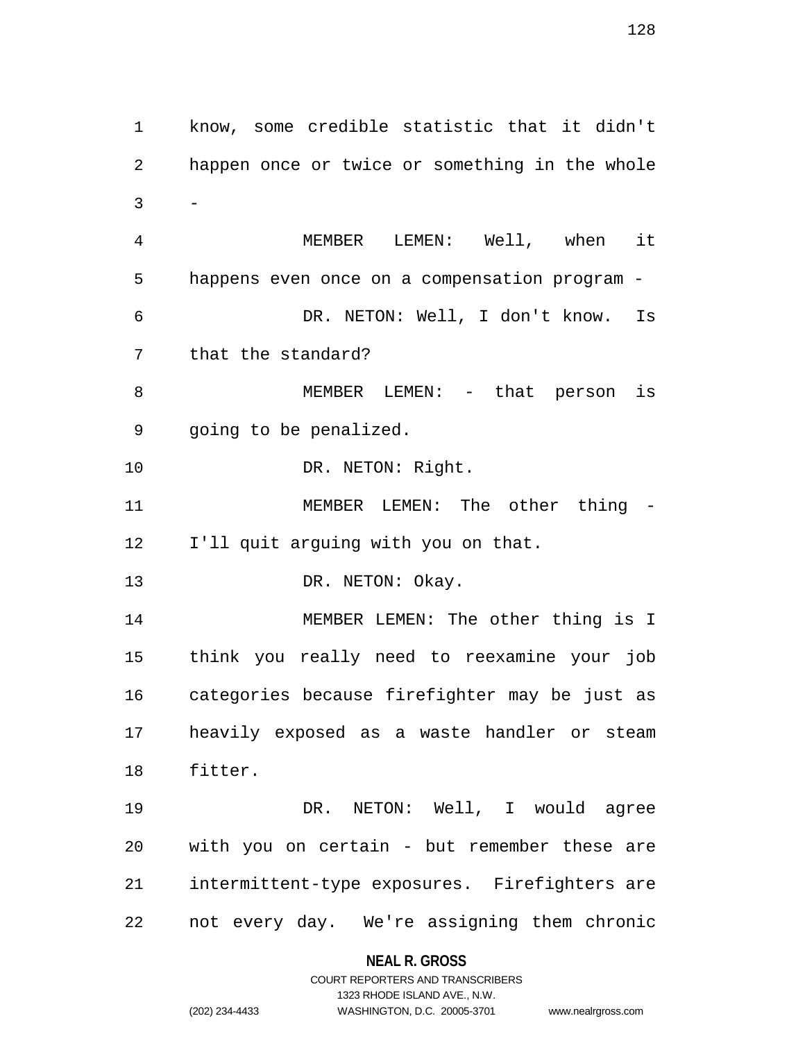know, some credible statistic that it didn't happen once or twice or something in the whole -

MEMBER LEMEN: Well, when it happens even once on a compensation program -

DR. NETON: Well, I don't know. Is that the standard?

MEMBER LEMEN: - that person is going to be penalized.

DR. NETON: Right.

MEMBER LEMEN: The other thing - I'll quit arguing with you on that.

DR. NETON: Okay.

MEMBER LEMEN: The other thing is I think you really need to reexamine your job categories because firefighter may be just as heavily exposed as a waste handler or steam fitter.

DR. NETON: Well, I would agree with you on certain - but remember these are intermittent-type exposures. Firefighters are not every day. We're assigning them chronic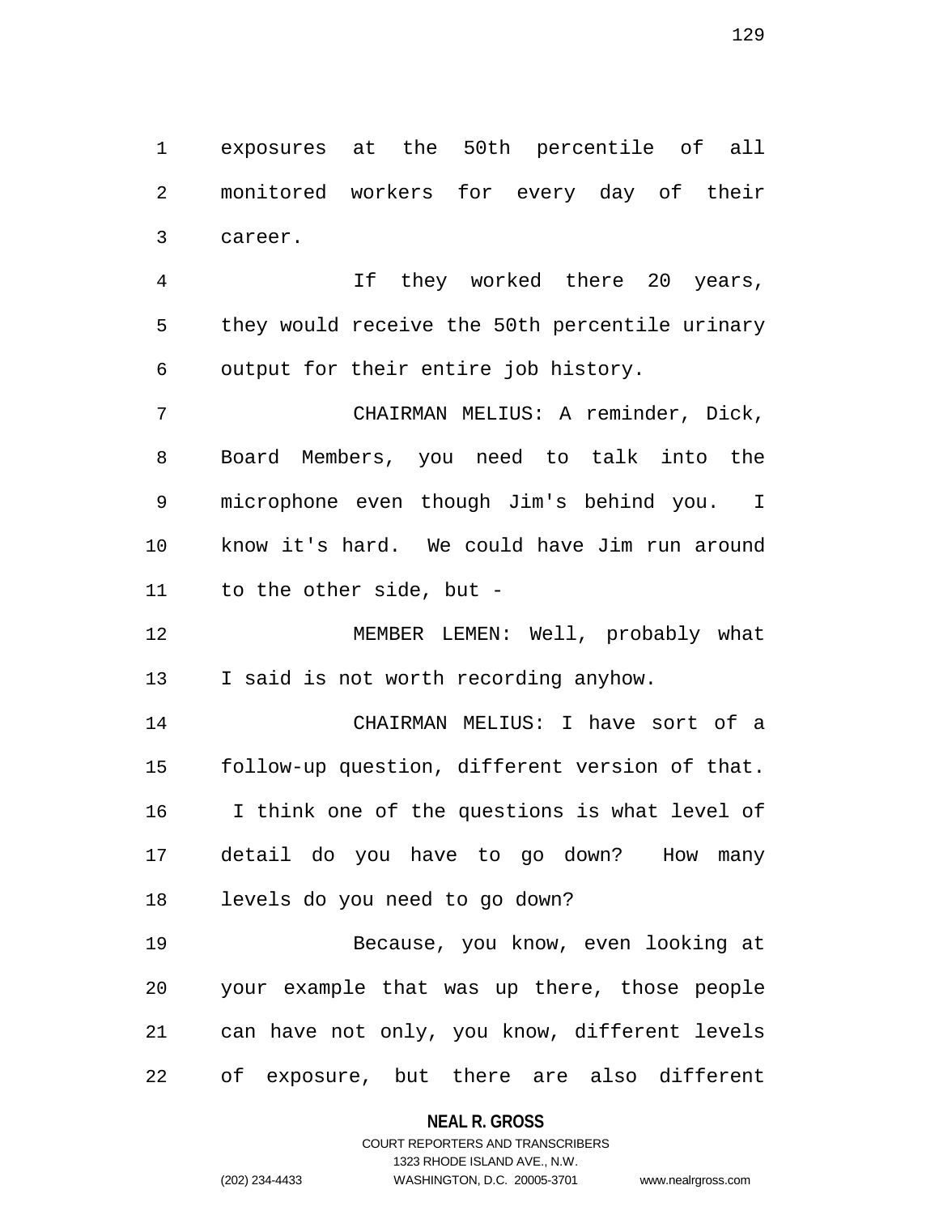exposures at the 50th percentile of all monitored workers for every day of their career.

If they worked there 20 years, they would receive the 50th percentile urinary output for their entire job history.

CHAIRMAN MELIUS: A reminder, Dick, Board Members, you need to talk into the microphone even though Jim's behind you. I know it's hard. We could have Jim run around to the other side, but -

MEMBER LEMEN: Well, probably what I said is not worth recording anyhow.

CHAIRMAN MELIUS: I have sort of a follow-up question, different version of that. I think one of the questions is what level of detail do you have to go down? How many levels do you need to go down?

Because, you know, even looking at your example that was up there, those people can have not only, you know, different levels of exposure, but there are also different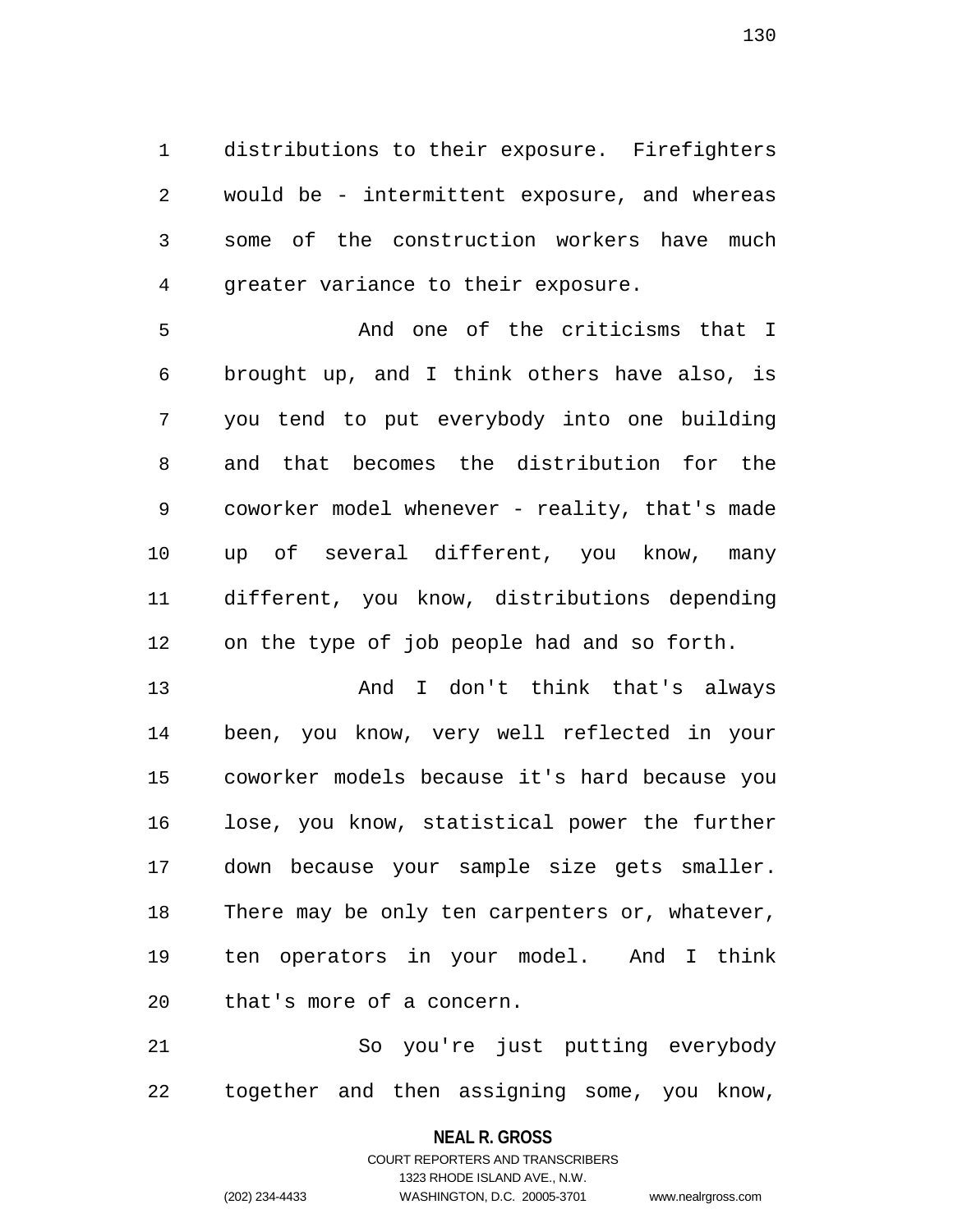distributions to their exposure. Firefighters would be - intermittent exposure, and whereas some of the construction workers have much greater variance to their exposure.

And one of the criticisms that I brought up, and I think others have also, is you tend to put everybody into one building and that becomes the distribution for the coworker model whenever - reality, that's made up of several different, you know, many different, you know, distributions depending on the type of job people had and so forth.

And I don't think that's always been, you know, very well reflected in your coworker models because it's hard because you lose, you know, statistical power the further down because your sample size gets smaller. There may be only ten carpenters or, whatever, ten operators in your model. And I think that's more of a concern.

So you're just putting everybody together and then assigning some, you know,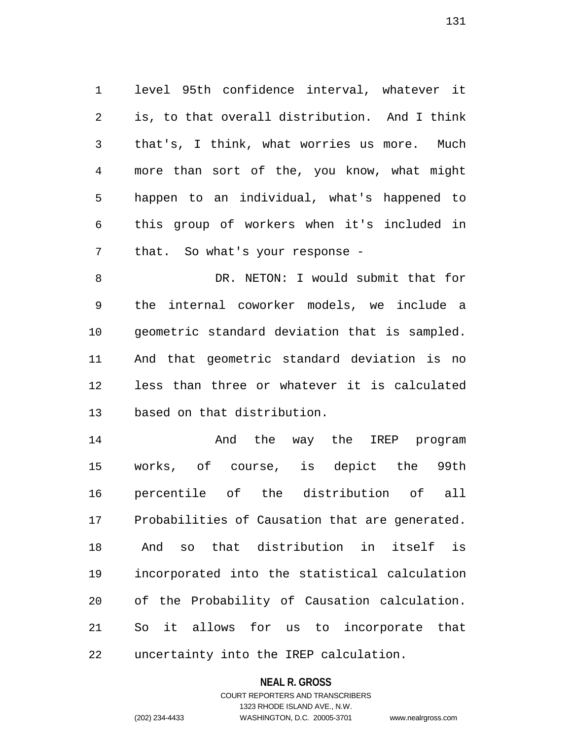level 95th confidence interval, whatever it is, to that overall distribution. And I think that's, I think, what worries us more. Much more than sort of the, you know, what might happen to an individual, what's happened to this group of workers when it's included in that. So what's your response -

DR. NETON: I would submit that for the internal coworker models, we include a geometric standard deviation that is sampled. And that geometric standard deviation is no less than three or whatever it is calculated based on that distribution.

And the way the IREP program works, of course, is depict the 99th percentile of the distribution of all Probabilities of Causation that are generated. And so that distribution in itself is incorporated into the statistical calculation of the Probability of Causation calculation. So it allows for us to incorporate that uncertainty into the IREP calculation.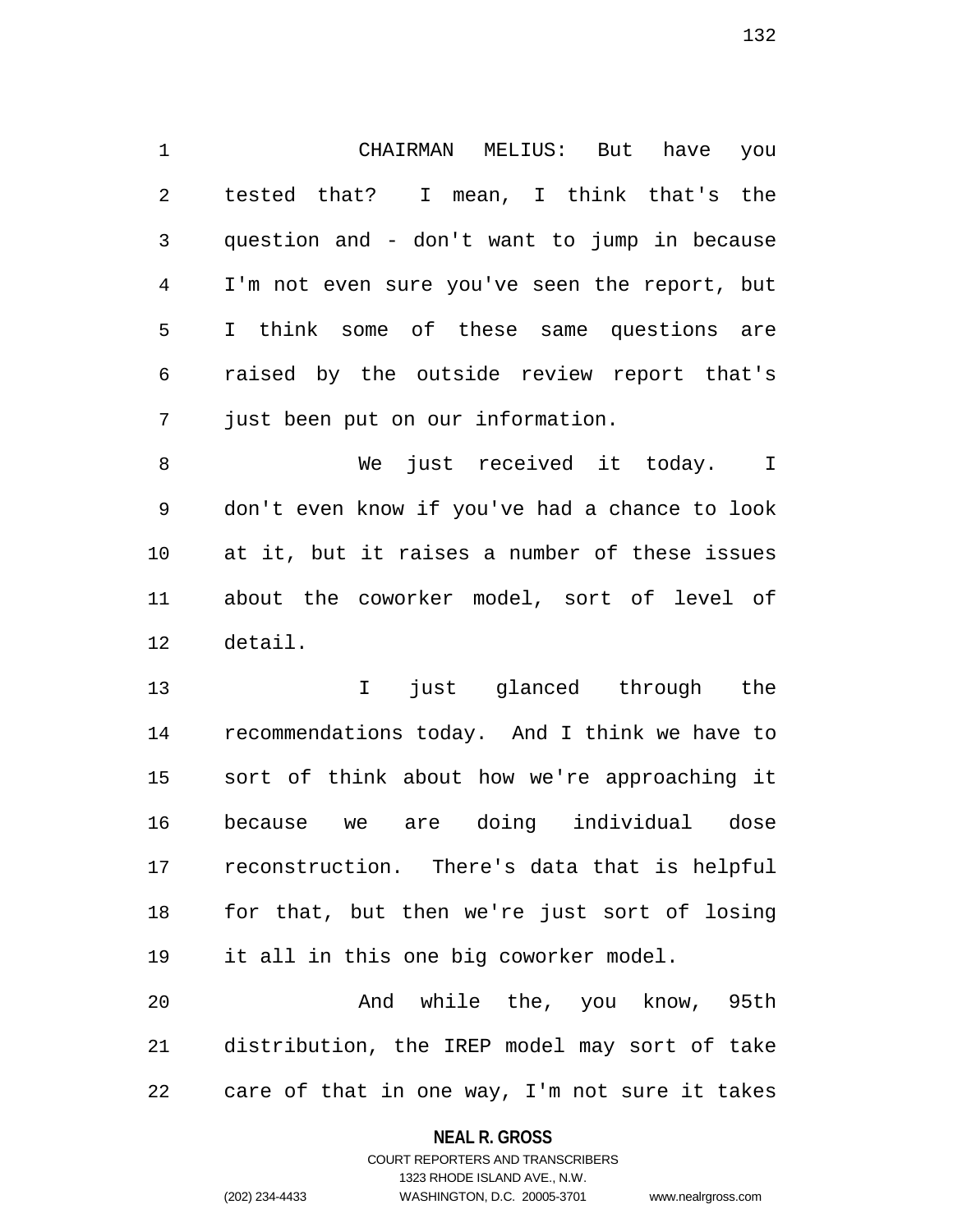CHAIRMAN MELIUS: But have you tested that? I mean, I think that's the question and - don't want to jump in because I'm not even sure you've seen the report, but I think some of these same questions are raised by the outside review report that's just been put on our information.

We just received it today. I don't even know if you've had a chance to look at it, but it raises a number of these issues about the coworker model, sort of level of detail.

I just glanced through the recommendations today. And I think we have to sort of think about how we're approaching it because we are doing individual dose reconstruction. There's data that is helpful for that, but then we're just sort of losing it all in this one big coworker model.

And while the, you know, 95th distribution, the IREP model may sort of take care of that in one way, I'm not sure it takes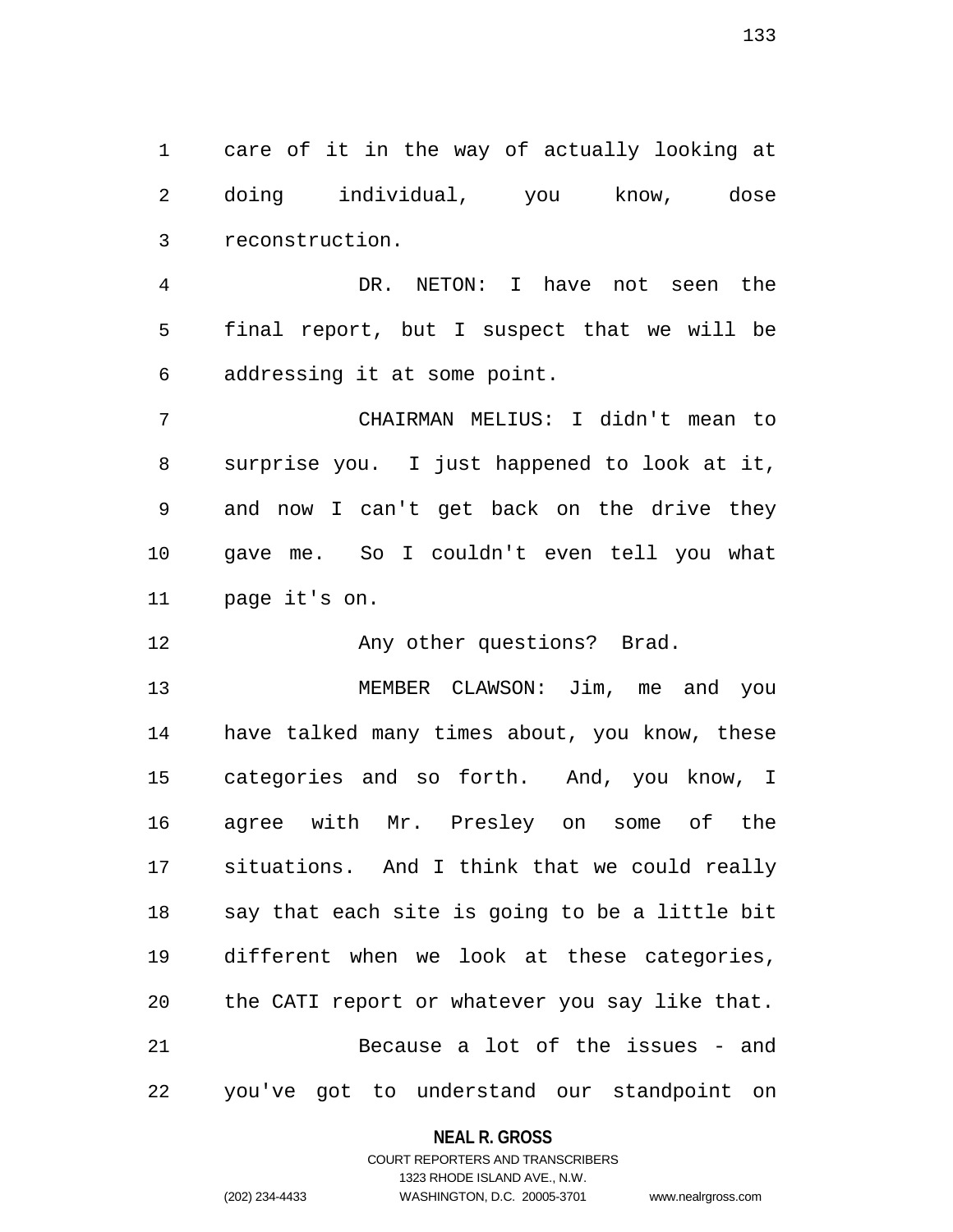care of it in the way of actually looking at doing individual, you know, dose reconstruction.

DR. NETON: I have not seen the final report, but I suspect that we will be addressing it at some point.

CHAIRMAN MELIUS: I didn't mean to surprise you. I just happened to look at it, and now I can't get back on the drive they gave me. So I couldn't even tell you what page it's on.

Any other questions? Brad.

MEMBER CLAWSON: Jim, me and you have talked many times about, you know, these categories and so forth. And, you know, I agree with Mr. Presley on some of the situations. And I think that we could really say that each site is going to be a little bit different when we look at these categories, the CATI report or whatever you say like that.

Because a lot of the issues - and you've got to understand our standpoint on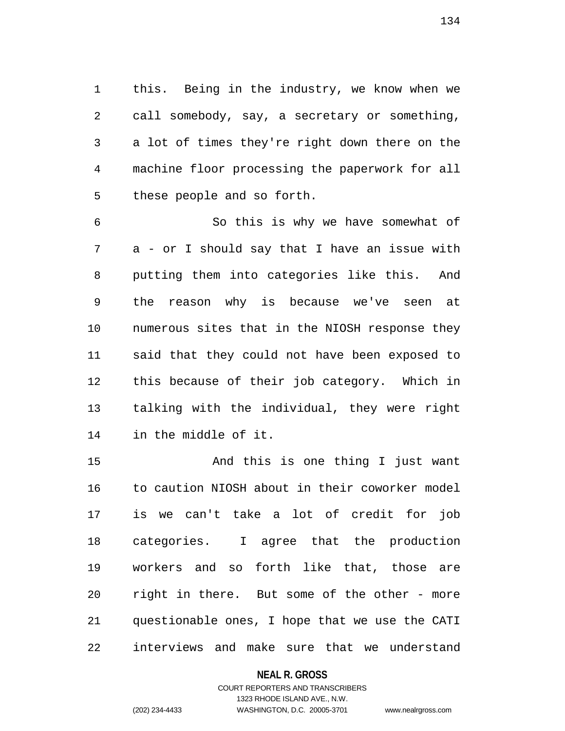this. Being in the industry, we know when we call somebody, say, a secretary or something, a lot of times they're right down there on the machine floor processing the paperwork for all these people and so forth.

So this is why we have somewhat of a - or I should say that I have an issue with putting them into categories like this. And the reason why is because we've seen at numerous sites that in the NIOSH response they said that they could not have been exposed to this because of their job category. Which in talking with the individual, they were right in the middle of it.

And this is one thing I just want to caution NIOSH about in their coworker model is we can't take a lot of credit for job categories. I agree that the production workers and so forth like that, those are right in there. But some of the other - more questionable ones, I hope that we use the CATI interviews and make sure that we understand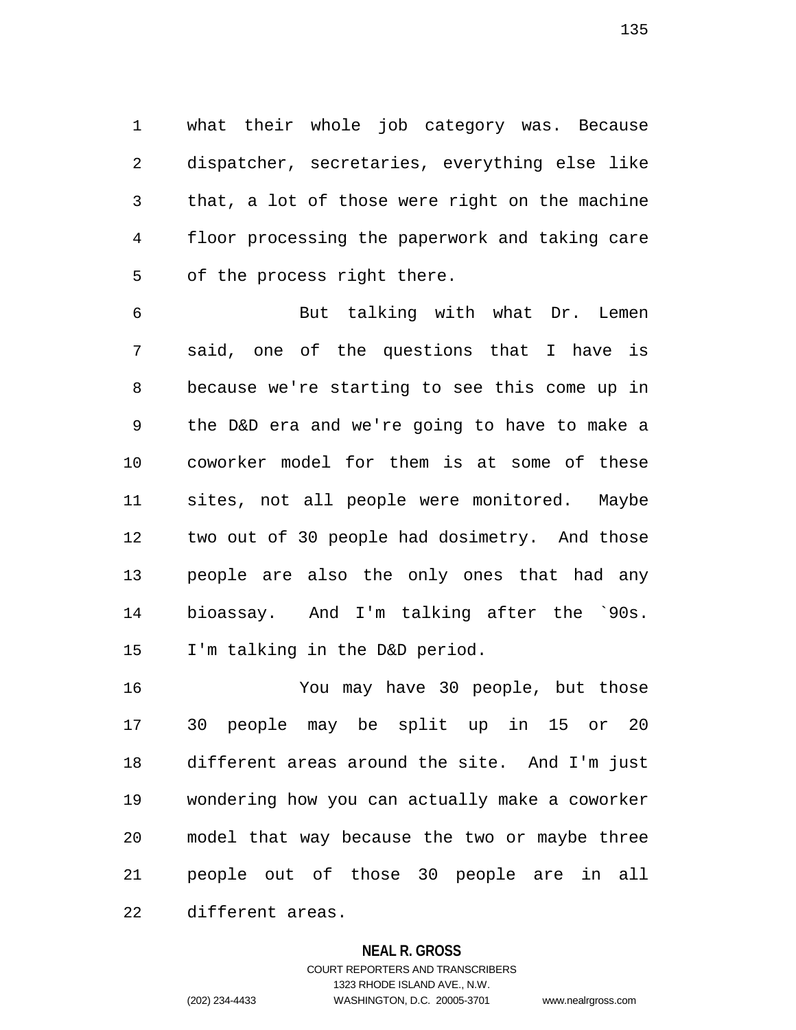what their whole job category was. Because dispatcher, secretaries, everything else like that, a lot of those were right on the machine floor processing the paperwork and taking care of the process right there.

But talking with what Dr. Lemen said, one of the questions that I have is because we're starting to see this come up in the D&D era and we're going to have to make a coworker model for them is at some of these sites, not all people were monitored. Maybe two out of 30 people had dosimetry. And those people are also the only ones that had any bioassay. And I'm talking after the `90s. I'm talking in the D&D period.

You may have 30 people, but those 30 people may be split up in 15 or 20 different areas around the site. And I'm just wondering how you can actually make a coworker model that way because the two or maybe three people out of those 30 people are in all different areas.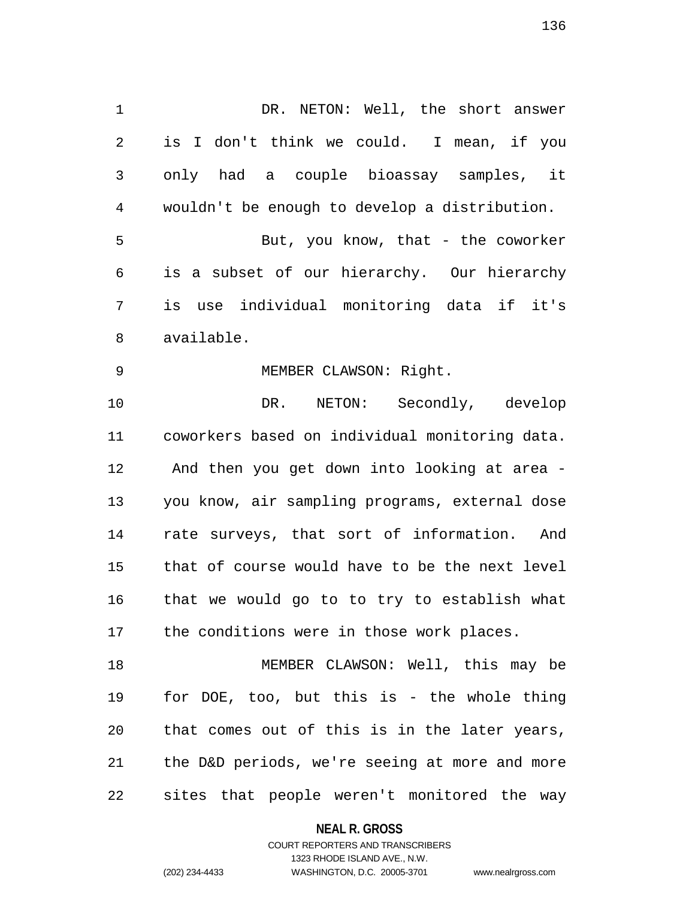DR. NETON: Well, the short answer is I don't think we could. I mean, if you only had a couple bioassay samples, it wouldn't be enough to develop a distribution.

But, you know, that - the coworker is a subset of our hierarchy. Our hierarchy is use individual monitoring data if it's available.

MEMBER CLAWSON: Right.

DR. NETON: Secondly, develop coworkers based on individual monitoring data. And then you get down into looking at area - you know, air sampling programs, external dose rate surveys, that sort of information. And that of course would have to be the next level that we would go to to try to establish what the conditions were in those work places.

MEMBER CLAWSON: Well, this may be for DOE, too, but this is - the whole thing that comes out of this is in the later years, the D&D periods, we're seeing at more and more sites that people weren't monitored the way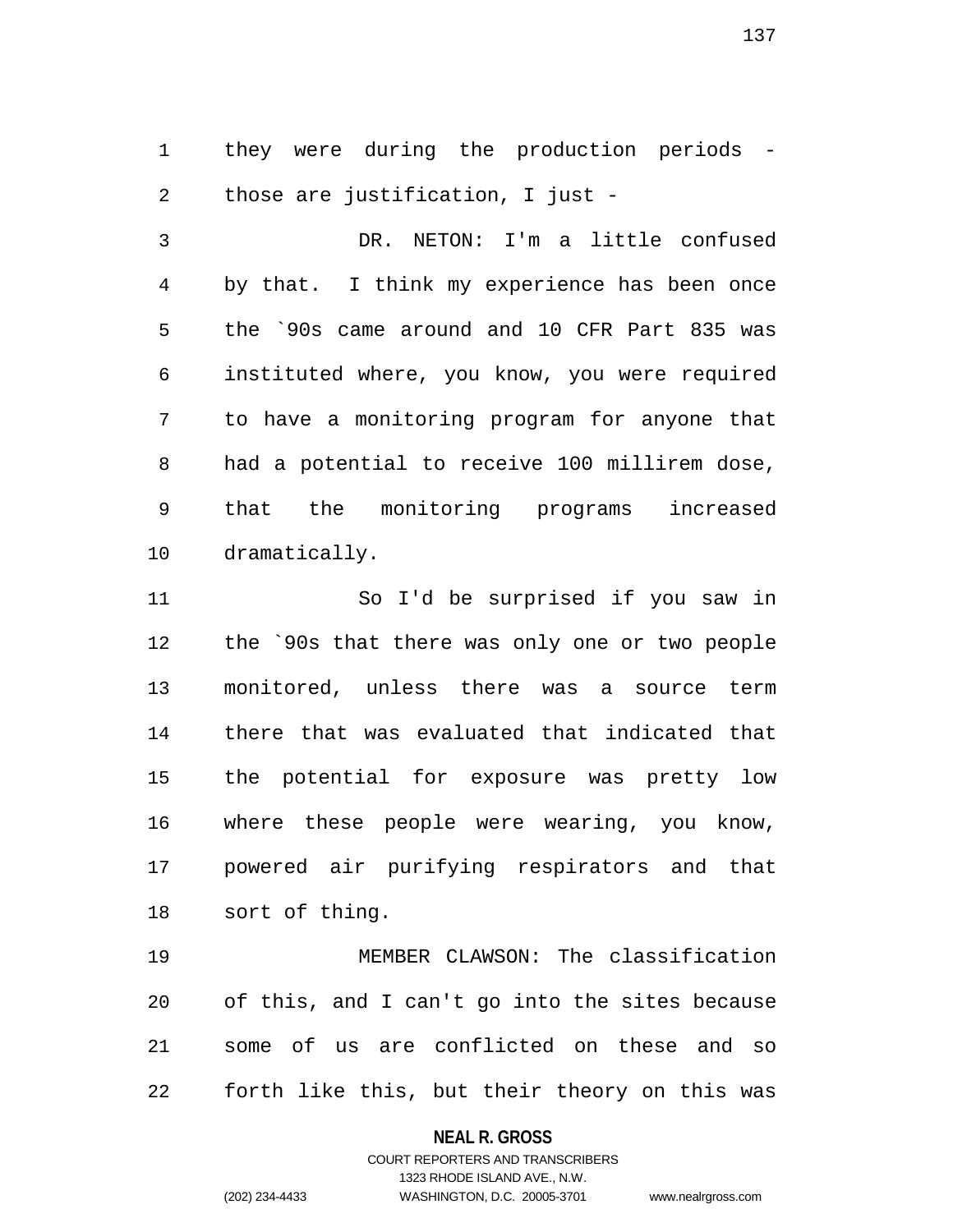they were during the production periods - those are justification, I just -

DR. NETON: I'm a little confused by that. I think my experience has been once the `90s came around and 10 CFR Part 835 was instituted where, you know, you were required to have a monitoring program for anyone that had a potential to receive 100 millirem dose, that the monitoring programs increased dramatically.

So I'd be surprised if you saw in the `90s that there was only one or two people monitored, unless there was a source term there that was evaluated that indicated that the potential for exposure was pretty low where these people were wearing, you know, powered air purifying respirators and that sort of thing.

MEMBER CLAWSON: The classification of this, and I can't go into the sites because some of us are conflicted on these and so forth like this, but their theory on this was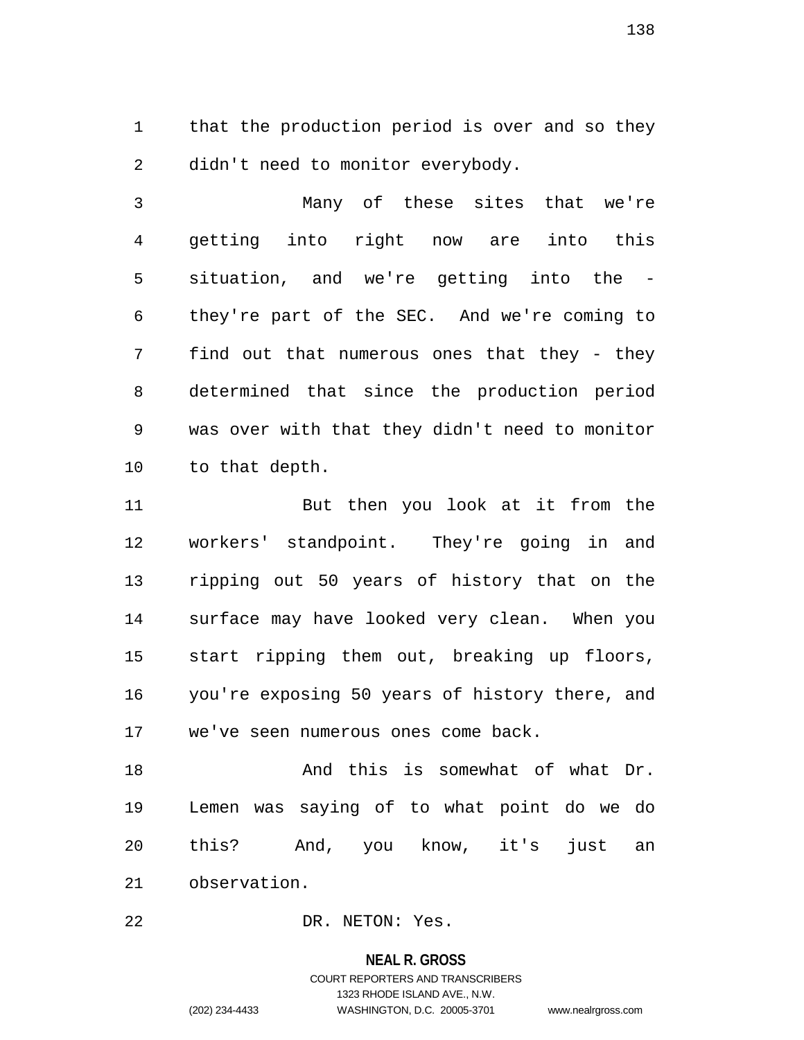that the production period is over and so they didn't need to monitor everybody.

Many of these sites that we're getting into right now are into this situation, and we're getting into the - they're part of the SEC. And we're coming to find out that numerous ones that they - they determined that since the production period was over with that they didn't need to monitor to that depth.

But then you look at it from the workers' standpoint. They're going in and ripping out 50 years of history that on the surface may have looked very clean. When you start ripping them out, breaking up floors, you're exposing 50 years of history there, and we've seen numerous ones come back.

And this is somewhat of what Dr. Lemen was saying of to what point do we do this? And, you know, it's just an observation.

DR. NETON: Yes.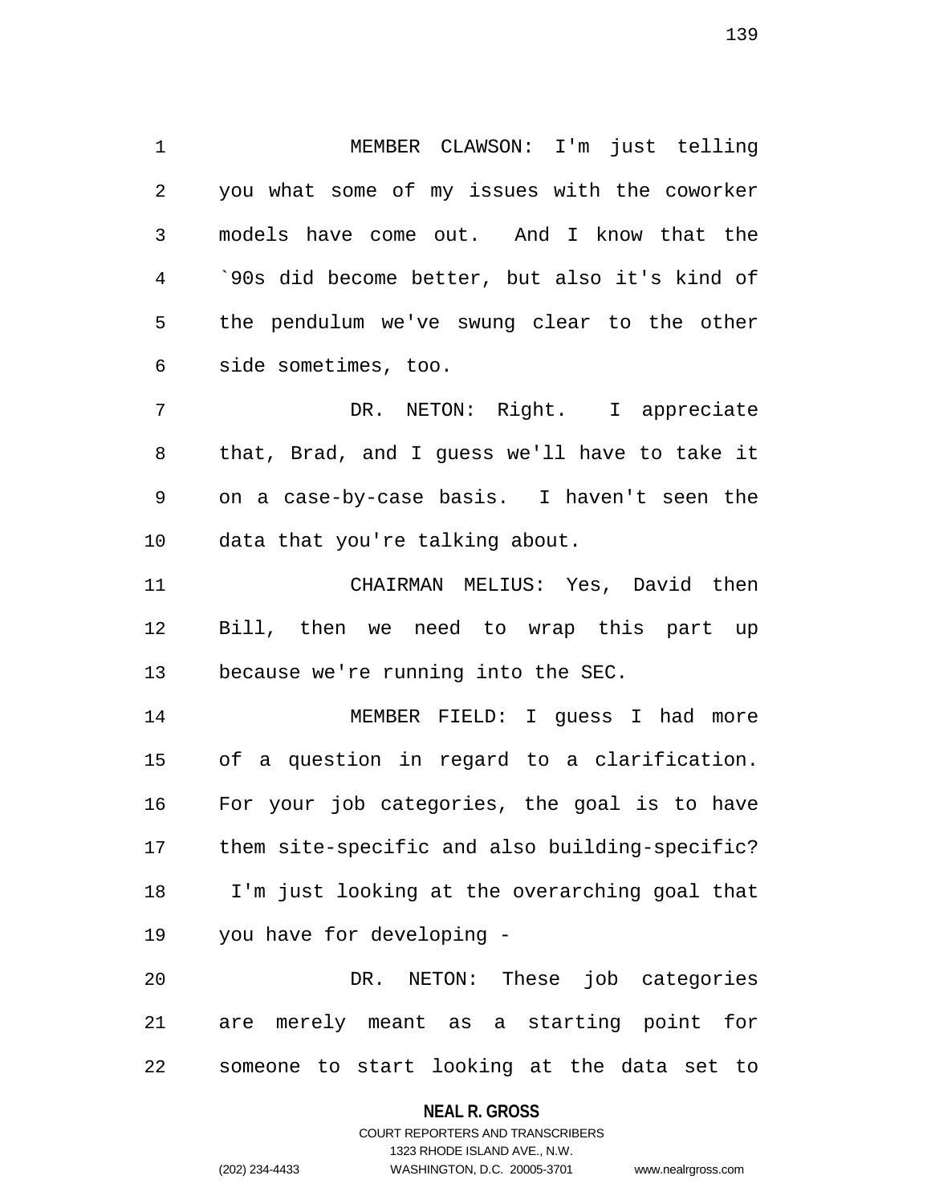MEMBER CLAWSON: I'm just telling you what some of my issues with the coworker models have come out. And I know that the `90s did become better, but also it's kind of the pendulum we've swung clear to the other side sometimes, too.

DR. NETON: Right. I appreciate that, Brad, and I guess we'll have to take it on a case-by-case basis. I haven't seen the data that you're talking about.

CHAIRMAN MELIUS: Yes, David then Bill, then we need to wrap this part up because we're running into the SEC.

MEMBER FIELD: I guess I had more of a question in regard to a clarification. For your job categories, the goal is to have them site-specific and also building-specific? I'm just looking at the overarching goal that you have for developing -

DR. NETON: These job categories are merely meant as a starting point for someone to start looking at the data set to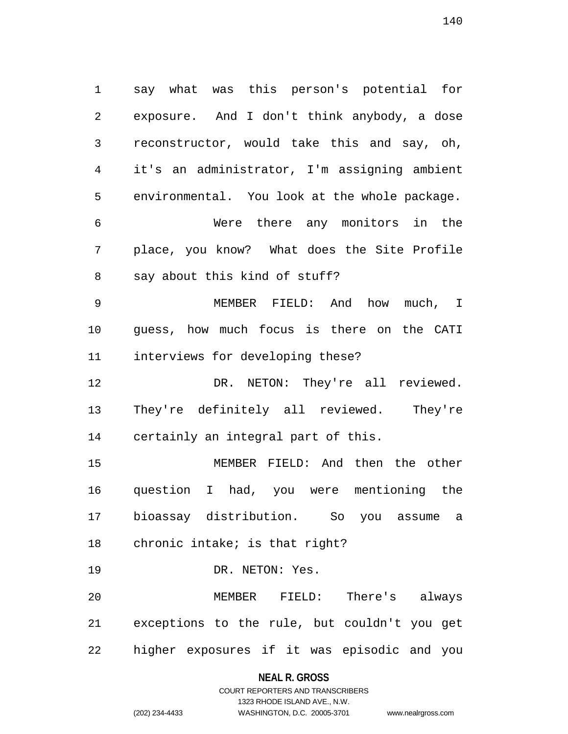say what was this person's potential for exposure. And I don't think anybody, a dose reconstructor, would take this and say, oh, it's an administrator, I'm assigning ambient environmental. You look at the whole package.

Were there any monitors in the place, you know? What does the Site Profile say about this kind of stuff?

MEMBER FIELD: And how much, I guess, how much focus is there on the CATI interviews for developing these?

DR. NETON: They're all reviewed. They're definitely all reviewed. They're certainly an integral part of this.

MEMBER FIELD: And then the other question I had, you were mentioning the bioassay distribution. So you assume a chronic intake; is that right?

DR. NETON: Yes.

MEMBER FIELD: There's always exceptions to the rule, but couldn't you get higher exposures if it was episodic and you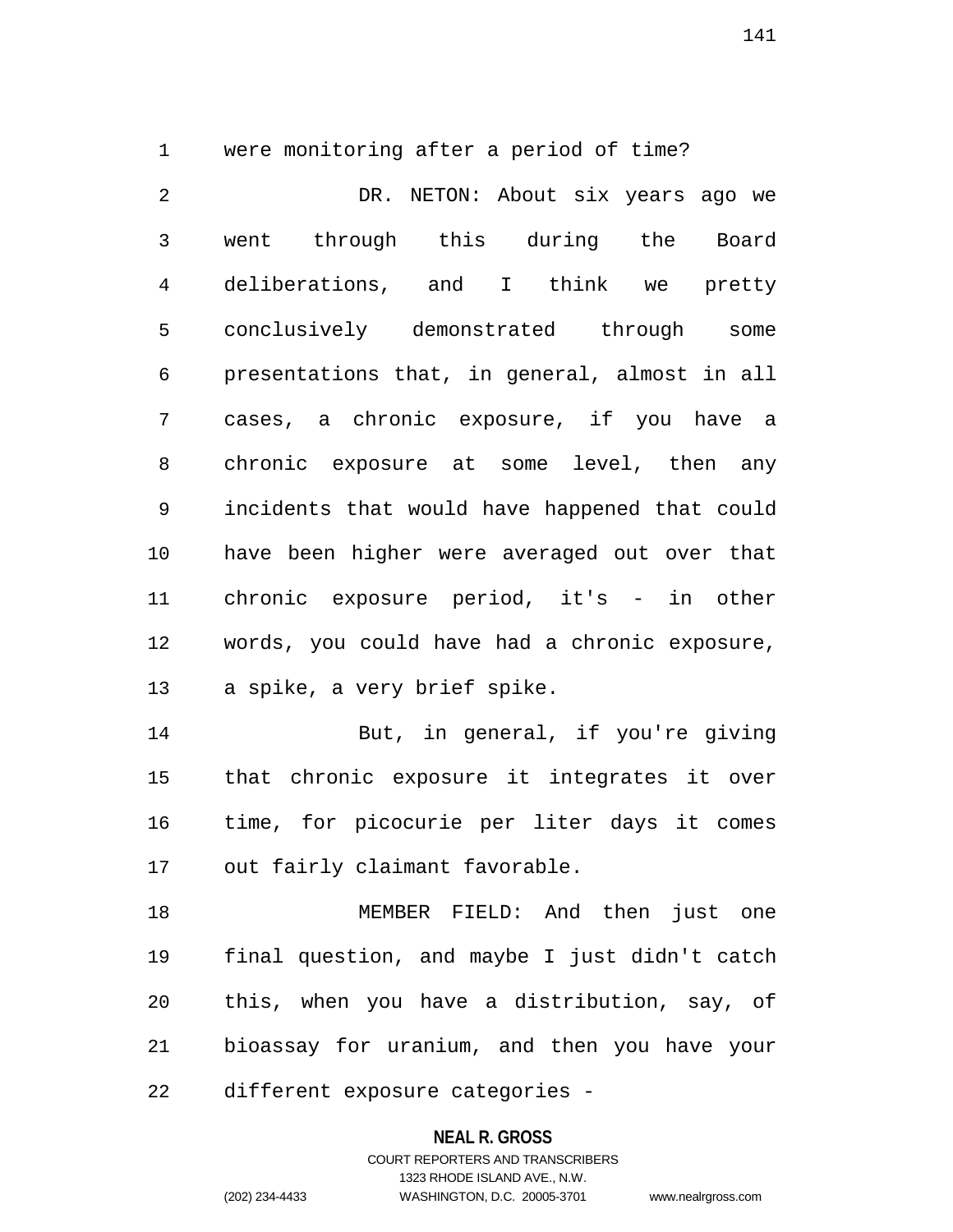were monitoring after a period of time?

DR. NETON: About six years ago we went through this during the Board deliberations, and I think we pretty conclusively demonstrated through some presentations that, in general, almost in all cases, a chronic exposure, if you have a chronic exposure at some level, then any incidents that would have happened that could have been higher were averaged out over that chronic exposure period, it's - in other words, you could have had a chronic exposure, a spike, a very brief spike.

But, in general, if you're giving that chronic exposure it integrates it over time, for picocurie per liter days it comes out fairly claimant favorable.

MEMBER FIELD: And then just one final question, and maybe I just didn't catch this, when you have a distribution, say, of bioassay for uranium, and then you have your different exposure categories -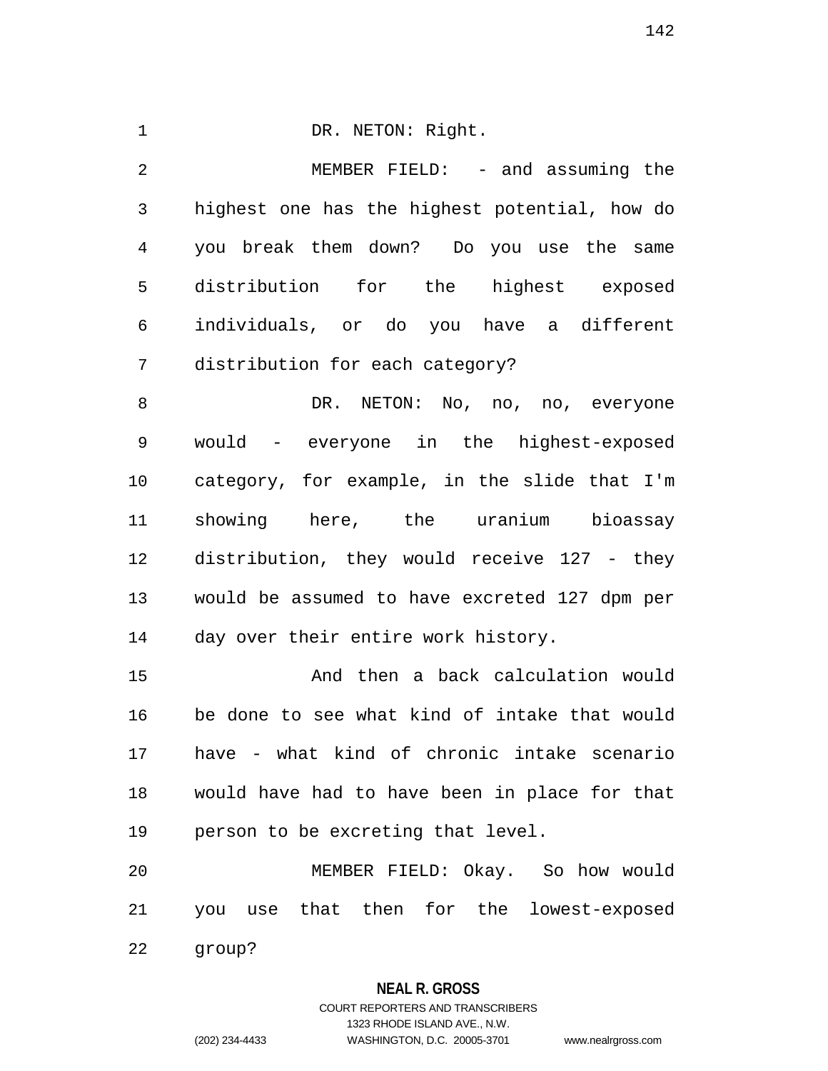DR. NETON: Right.

MEMBER FIELD: - and assuming the highest one has the highest potential, how do you break them down? Do you use the same distribution for the highest exposed individuals, or do you have a different distribution for each category?

DR. NETON: No, no, no, everyone would - everyone in the highest-exposed category, for example, in the slide that I'm showing here, the uranium bioassay distribution, they would receive 127 - they would be assumed to have excreted 127 dpm per day over their entire work history.

And then a back calculation would be done to see what kind of intake that would have - what kind of chronic intake scenario would have had to have been in place for that person to be excreting that level.

MEMBER FIELD: Okay. So how would you use that then for the lowest-exposed group?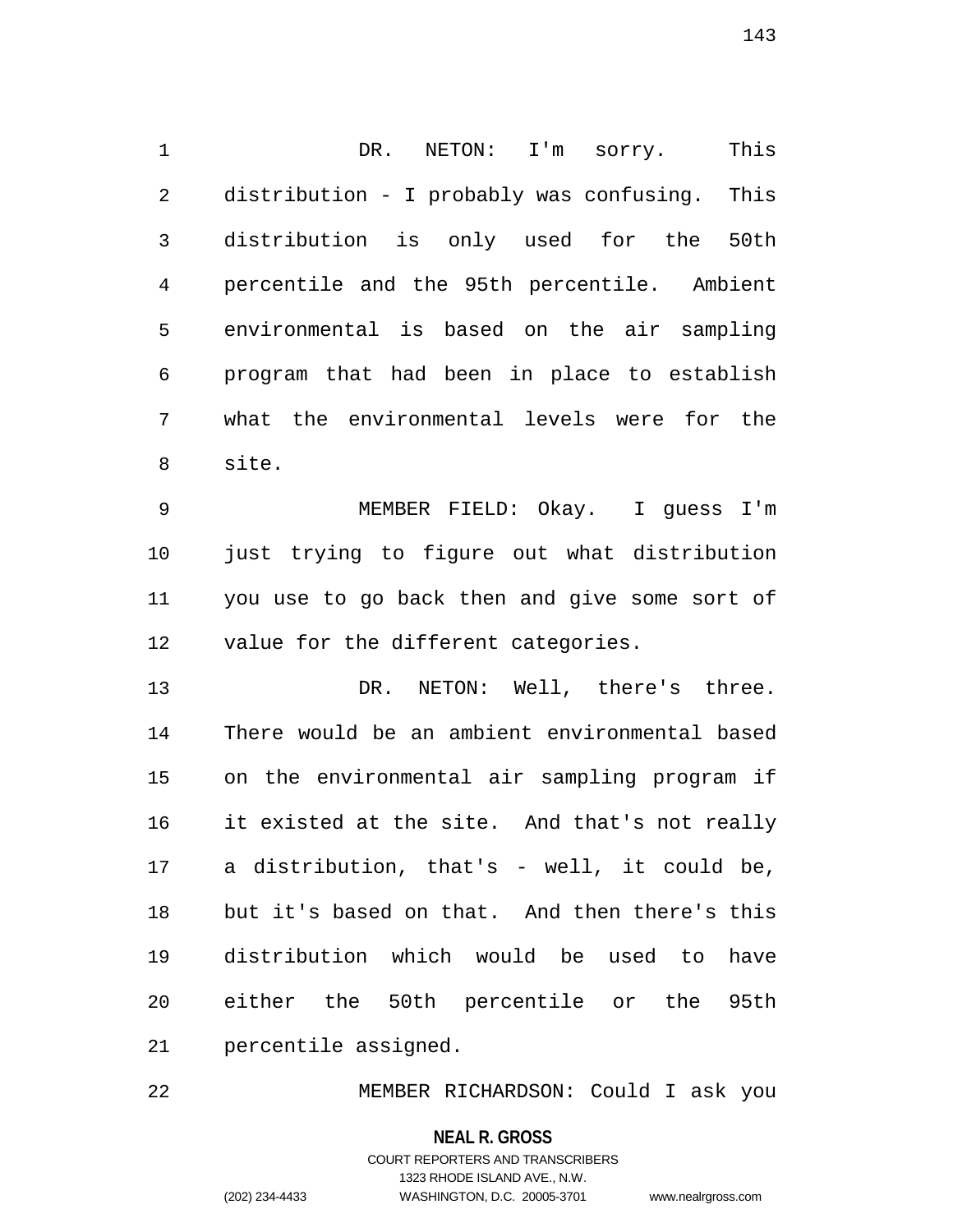DR. NETON: I'm sorry. This distribution - I probably was confusing. This distribution is only used for the 50th percentile and the 95th percentile. Ambient environmental is based on the air sampling program that had been in place to establish what the environmental levels were for the site.

MEMBER FIELD: Okay. I guess I'm just trying to figure out what distribution you use to go back then and give some sort of value for the different categories.

DR. NETON: Well, there's three. There would be an ambient environmental based on the environmental air sampling program if it existed at the site. And that's not really a distribution, that's - well, it could be, but it's based on that. And then there's this distribution which would be used to have either the 50th percentile or the 95th percentile assigned.

MEMBER RICHARDSON: Could I ask you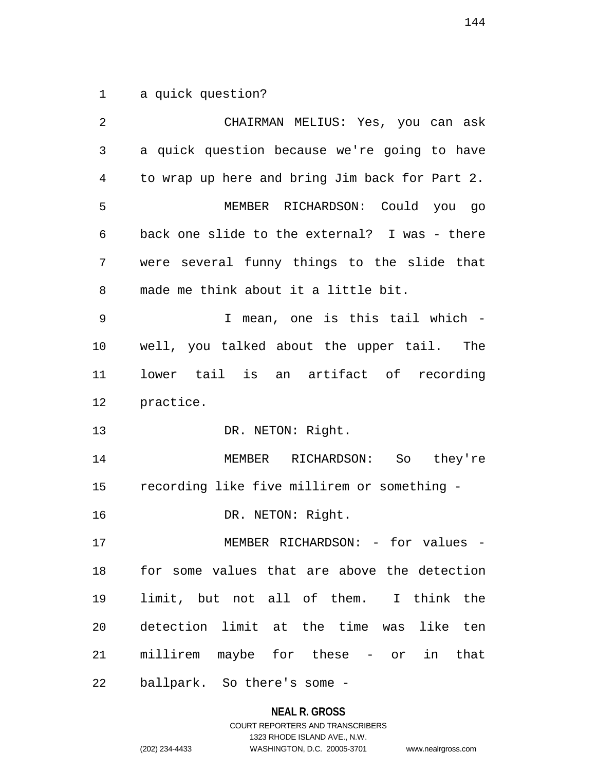a quick question?

CHAIRMAN MELIUS: Yes, you can ask a quick question because we're going to have to wrap up here and bring Jim back for Part 2.

MEMBER RICHARDSON: Could you go back one slide to the external? I was - there were several funny things to the slide that made me think about it a little bit.

I mean, one is this tail which - well, you talked about the upper tail. The lower tail is an artifact of recording practice.

DR. NETON: Right.

MEMBER RICHARDSON: So they're recording like five millirem or something -

DR. NETON: Right.

MEMBER RICHARDSON: - for values - for some values that are above the detection limit, but not all of them. I think the detection limit at the time was like ten millirem maybe for these - or in that ballpark. So there's some -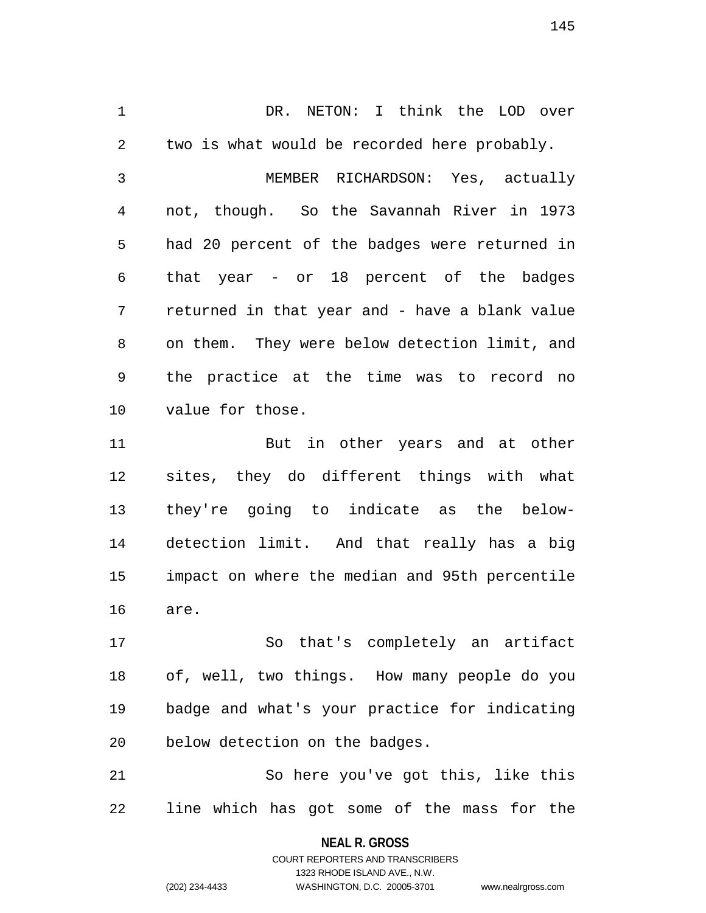DR. NETON: I think the LOD over two is what would be recorded here probably.

MEMBER RICHARDSON: Yes, actually not, though. So the Savannah River in 1973 had 20 percent of the badges were returned in that year - or 18 percent of the badges returned in that year and - have a blank value on them. They were below detection limit, and the practice at the time was to record no value for those.

But in other years and at other sites, they do different things with what they're going to indicate as the below-detection limit. And that really has a big impact on where the median and 95th percentile are.

So that's completely an artifact of, well, two things. How many people do you badge and what's your practice for indicating below detection on the badges.

So here you've got this, like this line which has got some of the mass for the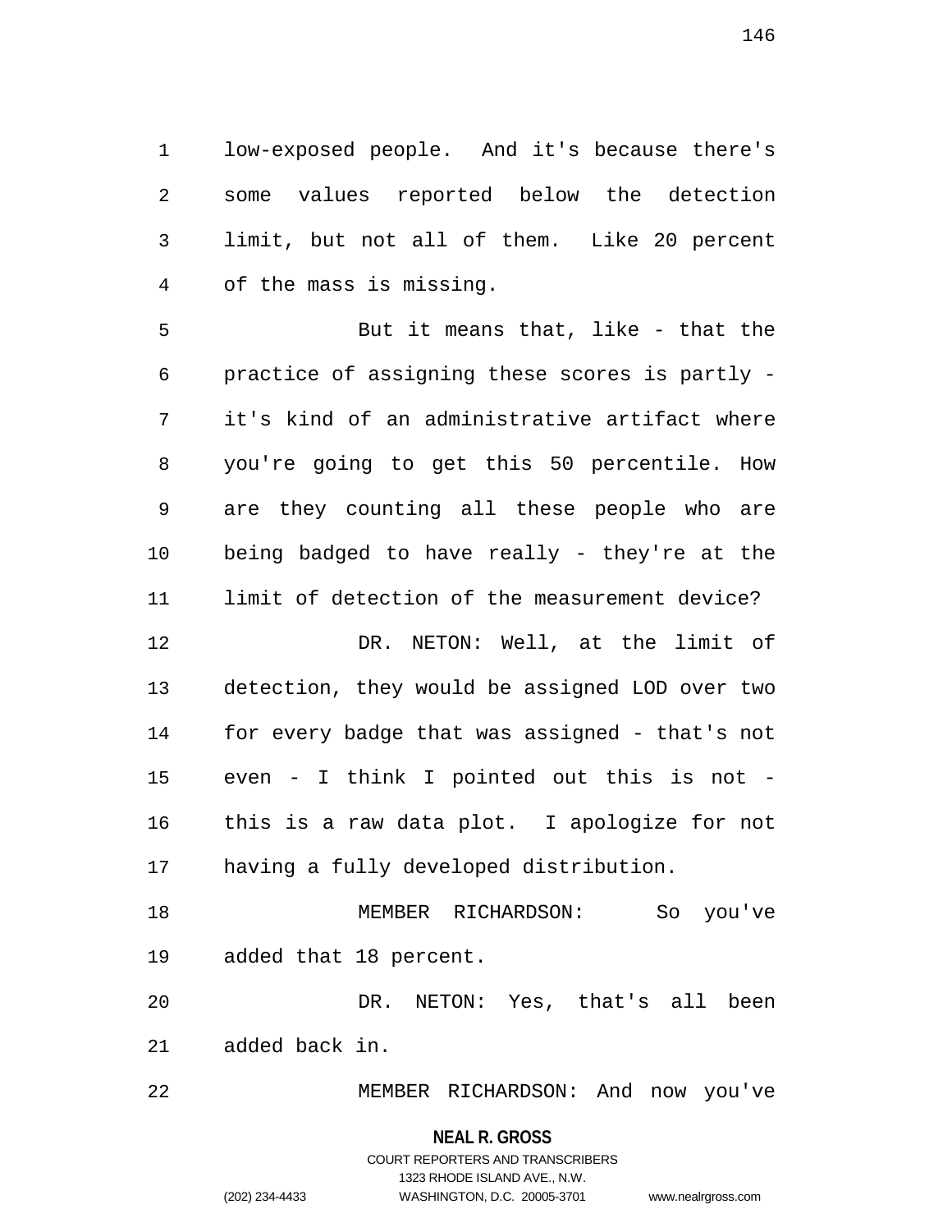low-exposed people. And it's because there's some values reported below the detection limit, but not all of them. Like 20 percent of the mass is missing.

But it means that, like - that the practice of assigning these scores is partly - it's kind of an administrative artifact where you're going to get this 50 percentile. How are they counting all these people who are being badged to have really - they're at the limit of detection of the measurement device?

DR. NETON: Well, at the limit of detection, they would be assigned LOD over two for every badge that was assigned - that's not even - I think I pointed out this is not - this is a raw data plot. I apologize for not having a fully developed distribution.

MEMBER RICHARDSON: So you've added that 18 percent.

DR. NETON: Yes, that's all been added back in.

MEMBER RICHARDSON: And now you've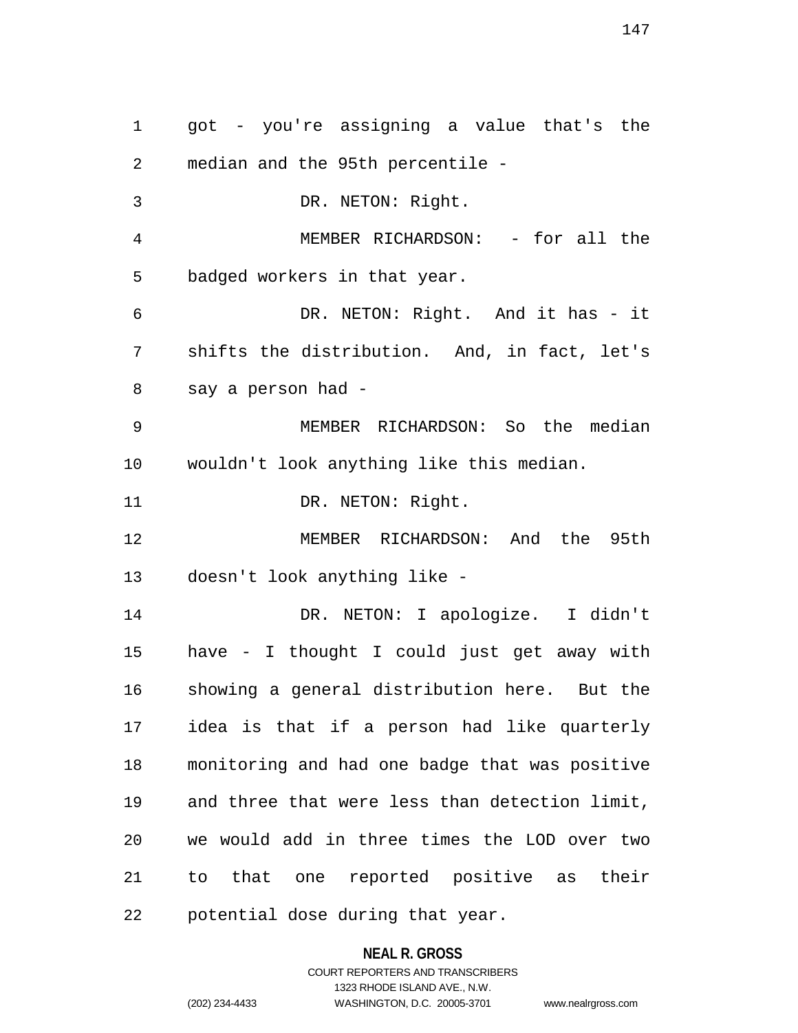got - you're assigning a value that's the median and the 95th percentile -

DR. NETON: Right.

MEMBER RICHARDSON: - for all the badged workers in that year.

DR. NETON: Right. And it has - it shifts the distribution. And, in fact, let's say a person had -

MEMBER RICHARDSON: So the median wouldn't look anything like this median.

DR. NETON: Right.

MEMBER RICHARDSON: And the 95th doesn't look anything like -

DR. NETON: I apologize. I didn't have - I thought I could just get away with showing a general distribution here. But the idea is that if a person had like quarterly monitoring and had one badge that was positive and three that were less than detection limit, we would add in three times the LOD over two to that one reported positive as their potential dose during that year.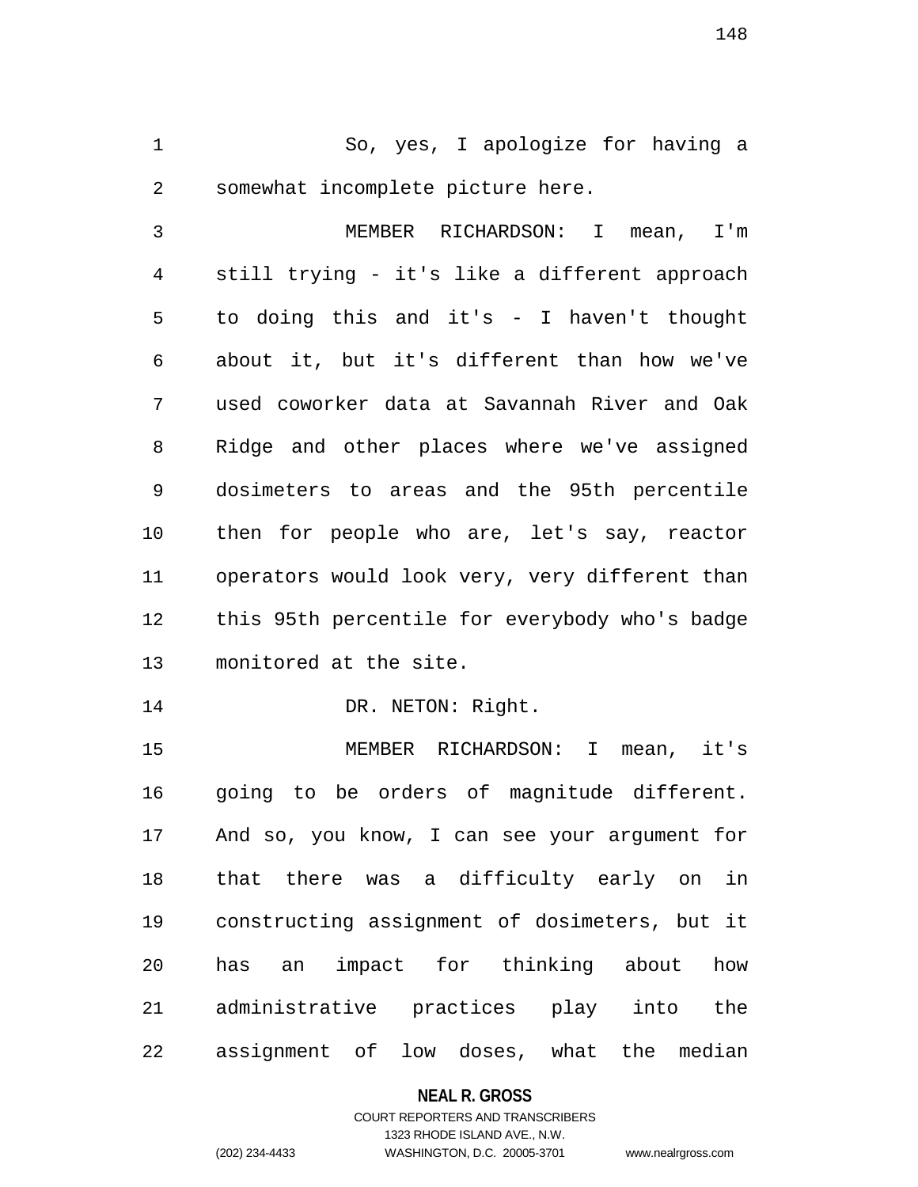So, yes, I apologize for having a somewhat incomplete picture here.

MEMBER RICHARDSON: I mean, I'm still trying - it's like a different approach to doing this and it's - I haven't thought about it, but it's different than how we've used coworker data at Savannah River and Oak Ridge and other places where we've assigned dosimeters to areas and the 95th percentile then for people who are, let's say, reactor operators would look very, very different than this 95th percentile for everybody who's badge monitored at the site.

DR. NETON: Right.

MEMBER RICHARDSON: I mean, it's going to be orders of magnitude different. And so, you know, I can see your argument for that there was a difficulty early on in constructing assignment of dosimeters, but it has an impact for thinking about how administrative practices play into the assignment of low doses, what the median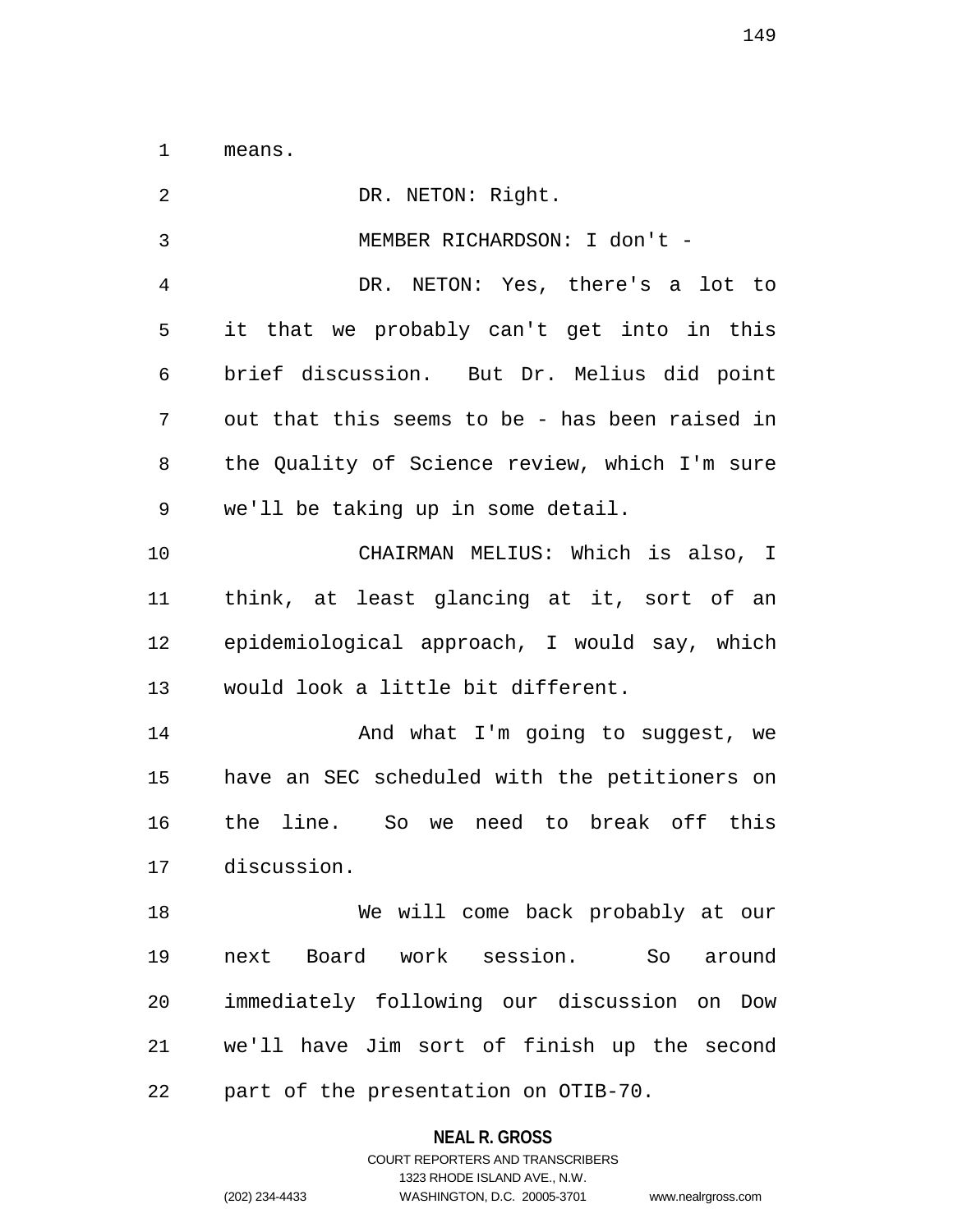means.

DR. NETON: Right.

MEMBER RICHARDSON: I don't -

DR. NETON: Yes, there's a lot to it that we probably can't get into in this brief discussion. But Dr. Melius did point out that this seems to be - has been raised in the Quality of Science review, which I'm sure we'll be taking up in some detail.

CHAIRMAN MELIUS: Which is also, I think, at least glancing at it, sort of an epidemiological approach, I would say, which would look a little bit different.

And what I'm going to suggest, we have an SEC scheduled with the petitioners on the line. So we need to break off this discussion.

We will come back probably at our next Board work session. So around immediately following our discussion on Dow we'll have Jim sort of finish up the second part of the presentation on OTIB-70.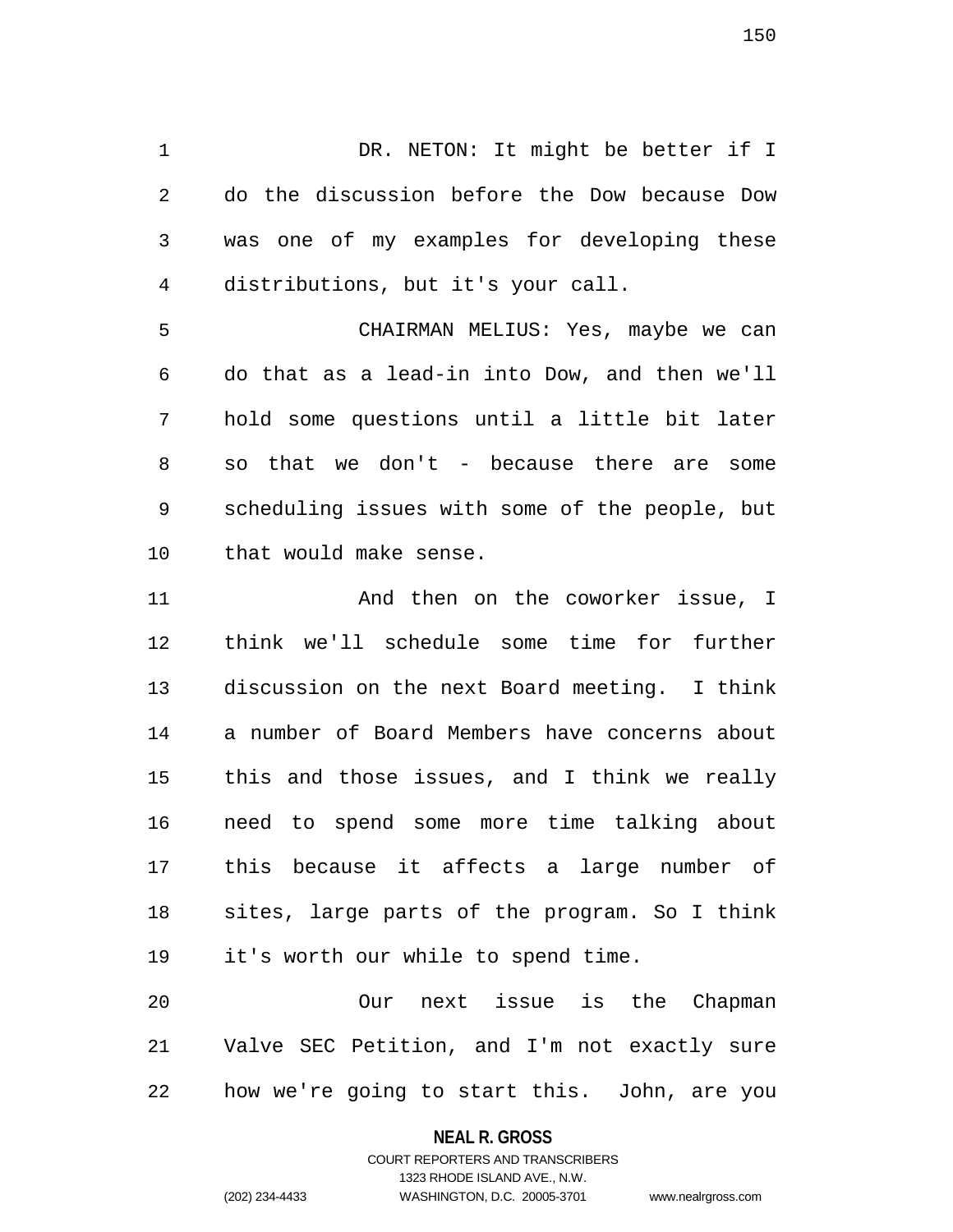DR. NETON: It might be better if I do the discussion before the Dow because Dow was one of my examples for developing these distributions, but it's your call.

CHAIRMAN MELIUS: Yes, maybe we can do that as a lead-in into Dow, and then we'll hold some questions until a little bit later so that we don't - because there are some scheduling issues with some of the people, but that would make sense.

And then on the coworker issue, I think we'll schedule some time for further discussion on the next Board meeting. I think a number of Board Members have concerns about this and those issues, and I think we really need to spend some more time talking about this because it affects a large number of sites, large parts of the program. So I think it's worth our while to spend time.

Our next issue is the Chapman Valve SEC Petition, and I'm not exactly sure how we're going to start this. John, are you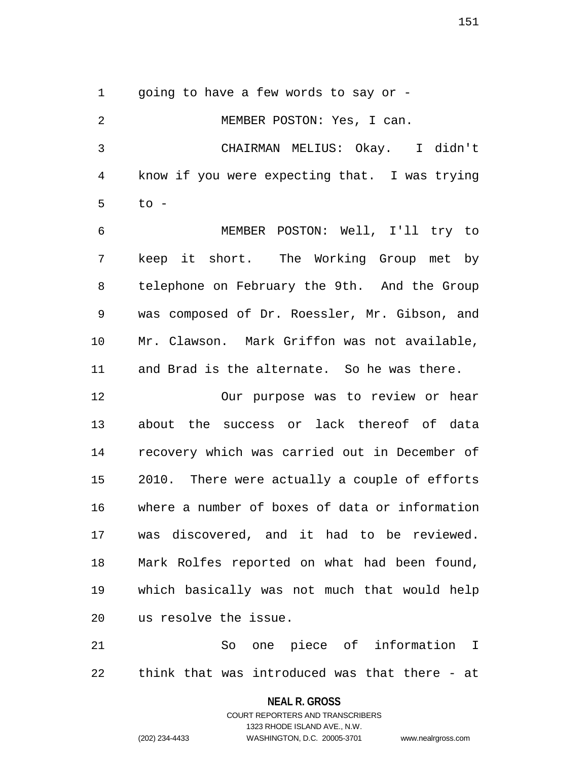going to have a few words to say or -

MEMBER POSTON: Yes, I can.

CHAIRMAN MELIUS: Okay. I didn't know if you were expecting that. I was trying to -

MEMBER POSTON: Well, I'll try to keep it short. The Working Group met by telephone on February the 9th. And the Group was composed of Dr. Roessler, Mr. Gibson, and Mr. Clawson. Mark Griffon was not available, and Brad is the alternate. So he was there.

Our purpose was to review or hear about the success or lack thereof of data recovery which was carried out in December of 2010. There were actually a couple of efforts where a number of boxes of data or information was discovered, and it had to be reviewed. Mark Rolfes reported on what had been found, which basically was not much that would help us resolve the issue.

So one piece of information I think that was introduced was that there - at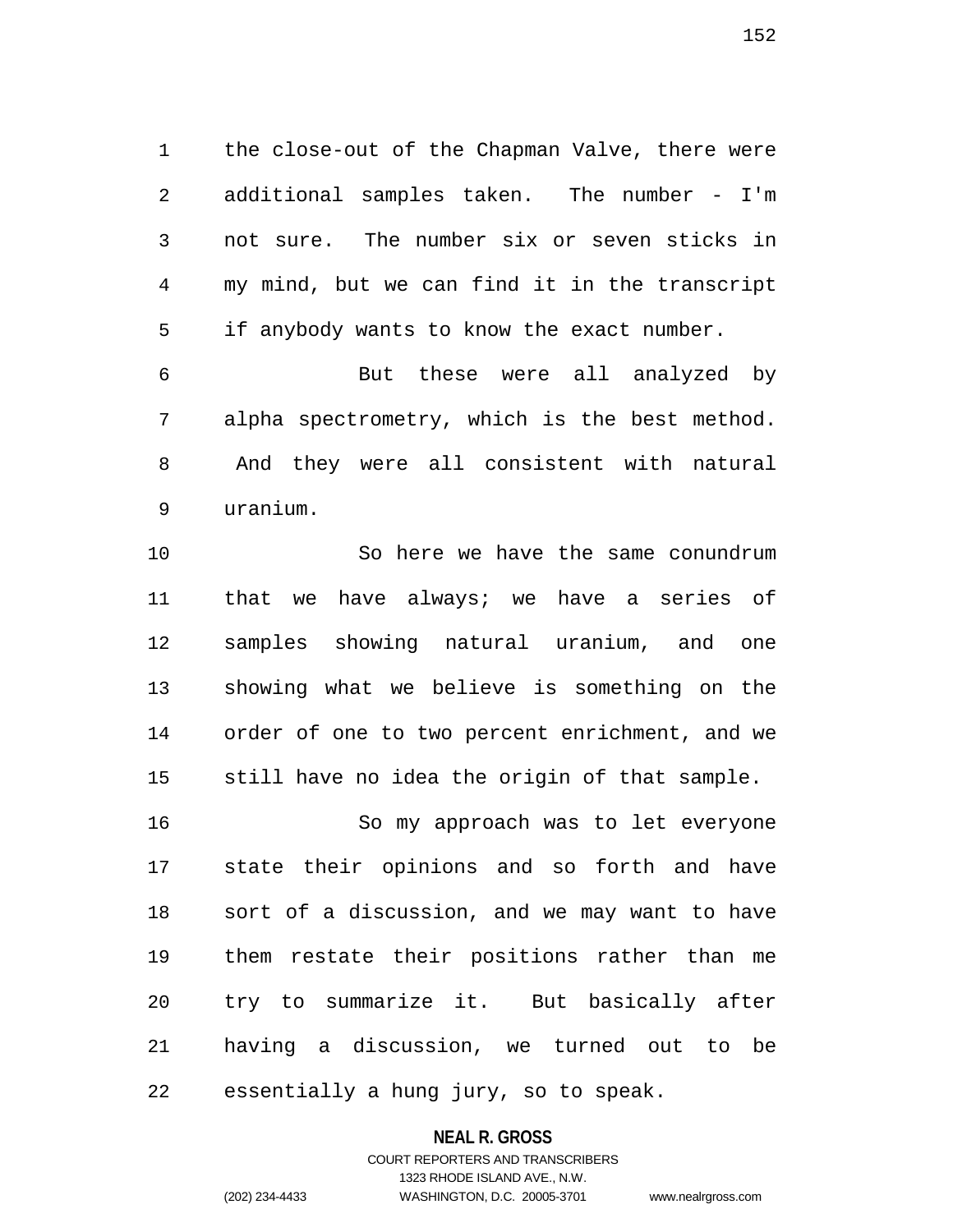the close-out of the Chapman Valve, there were additional samples taken. The number - I'm not sure. The number six or seven sticks in my mind, but we can find it in the transcript if anybody wants to know the exact number.

But these were all analyzed by alpha spectrometry, which is the best method. And they were all consistent with natural uranium.

So here we have the same conundrum that we have always; we have a series of samples showing natural uranium, and one showing what we believe is something on the order of one to two percent enrichment, and we still have no idea the origin of that sample.

So my approach was to let everyone state their opinions and so forth and have sort of a discussion, and we may want to have them restate their positions rather than me try to summarize it. But basically after having a discussion, we turned out to be essentially a hung jury, so to speak.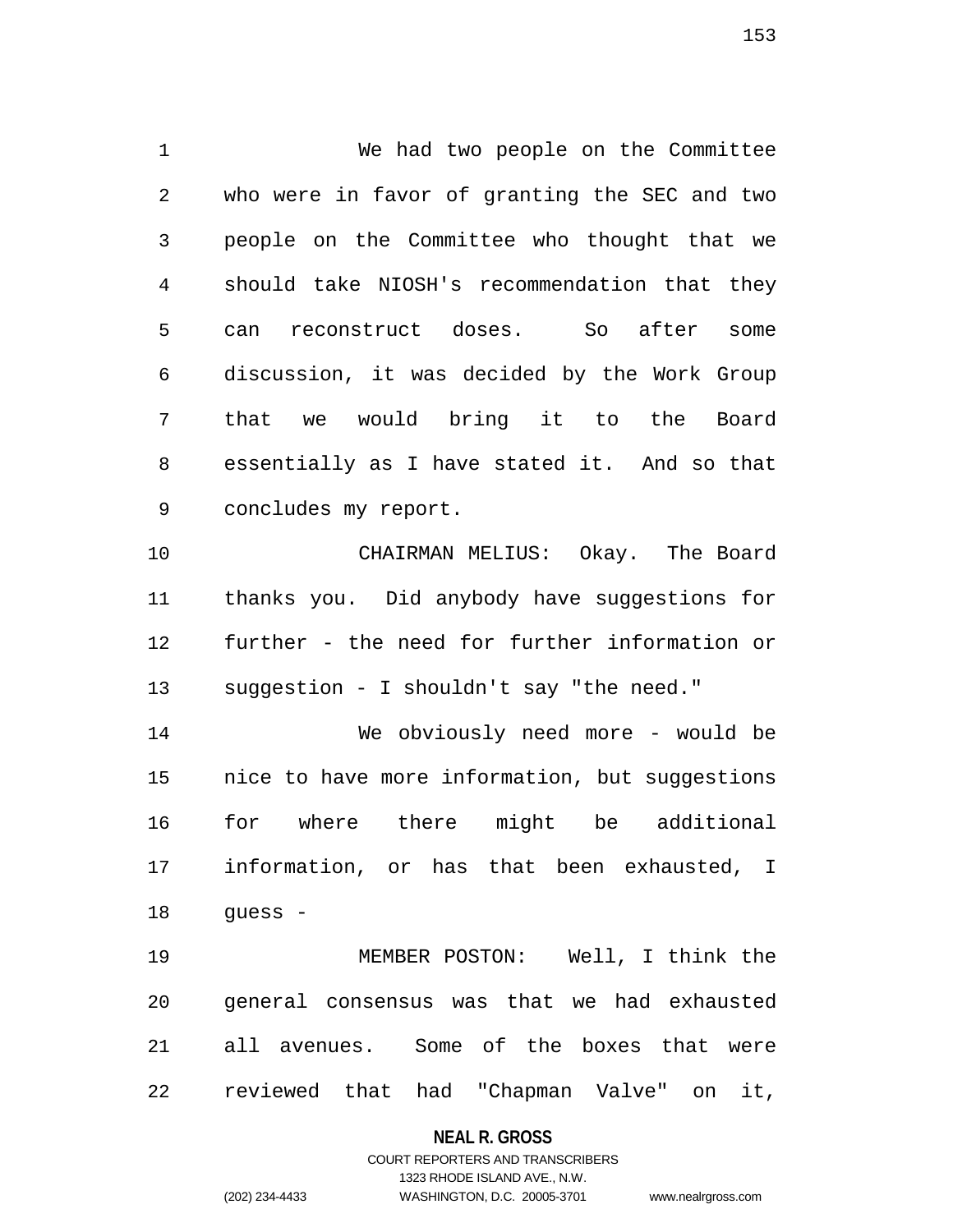We had two people on the Committee who were in favor of granting the SEC and two people on the Committee who thought that we should take NIOSH's recommendation that they can reconstruct doses. So after some discussion, it was decided by the Work Group that we would bring it to the Board essentially as I have stated it. And so that concludes my report.

CHAIRMAN MELIUS: Okay. The Board thanks you. Did anybody have suggestions for further - the need for further information or suggestion - I shouldn't say "the need."

We obviously need more - would be nice to have more information, but suggestions for where there might be additional information, or has that been exhausted, I guess -

MEMBER POSTON: Well, I think the general consensus was that we had exhausted all avenues. Some of the boxes that were reviewed that had "Chapman Valve" on it,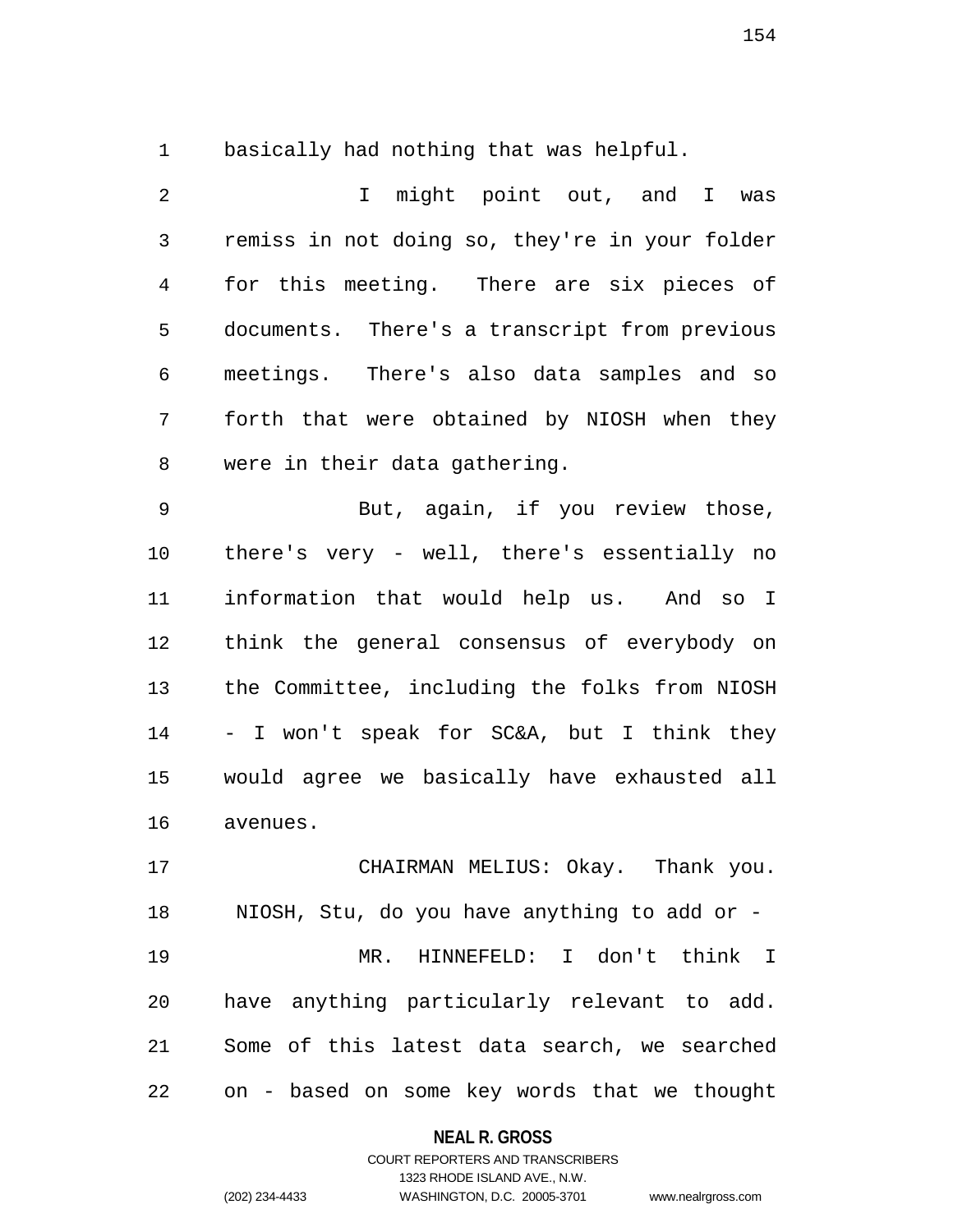basically had nothing that was helpful.

I might point out, and I was remiss in not doing so, they're in your folder for this meeting. There are six pieces of documents. There's a transcript from previous meetings. There's also data samples and so forth that were obtained by NIOSH when they were in their data gathering.

But, again, if you review those, there's very - well, there's essentially no information that would help us. And so I think the general consensus of everybody on the Committee, including the folks from NIOSH - I won't speak for SC&A, but I think they would agree we basically have exhausted all avenues.

CHAIRMAN MELIUS: Okay. Thank you. NIOSH, Stu, do you have anything to add or -

MR. HINNEFELD: I don't think I have anything particularly relevant to add. Some of this latest data search, we searched on - based on some key words that we thought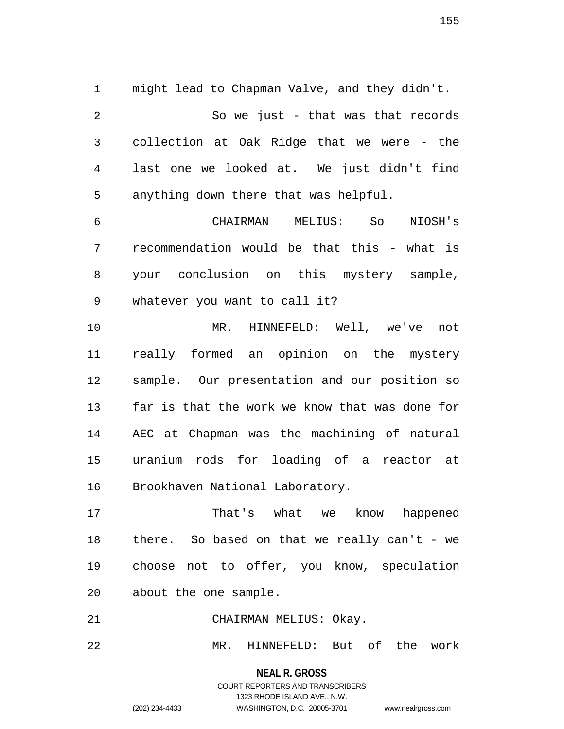might lead to Chapman Valve, and they didn't.

So we just - that was that records collection at Oak Ridge that we were - the last one we looked at. We just didn't find anything down there that was helpful.

CHAIRMAN MELIUS: So NIOSH's recommendation would be that this - what is your conclusion on this mystery sample, whatever you want to call it?

MR. HINNEFELD: Well, we've not really formed an opinion on the mystery sample. Our presentation and our position so far is that the work we know that was done for AEC at Chapman was the machining of natural uranium rods for loading of a reactor at Brookhaven National Laboratory.

That's what we know happened there. So based on that we really can't - we choose not to offer, you know, speculation about the one sample.

CHAIRMAN MELIUS: Okay.

MR. HINNEFELD: But of the work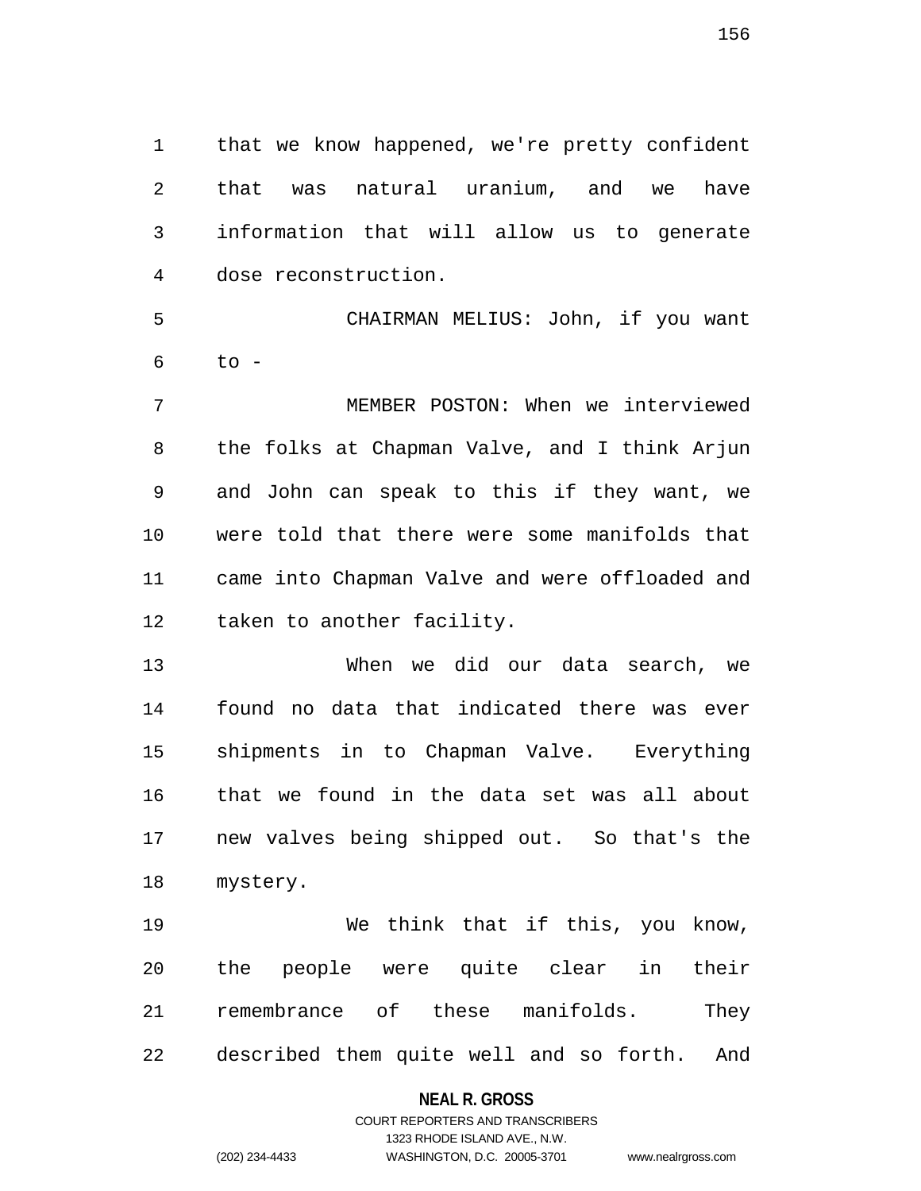that we know happened, we're pretty confident that was natural uranium, and we have information that will allow us to generate dose reconstruction.

CHAIRMAN MELIUS: John, if you want to -

MEMBER POSTON: When we interviewed the folks at Chapman Valve, and I think Arjun and John can speak to this if they want, we were told that there were some manifolds that came into Chapman Valve and were offloaded and taken to another facility.

When we did our data search, we found no data that indicated there was ever shipments in to Chapman Valve. Everything that we found in the data set was all about new valves being shipped out. So that's the mystery.

We think that if this, you know, the people were quite clear in their remembrance of these manifolds. They described them quite well and so forth. And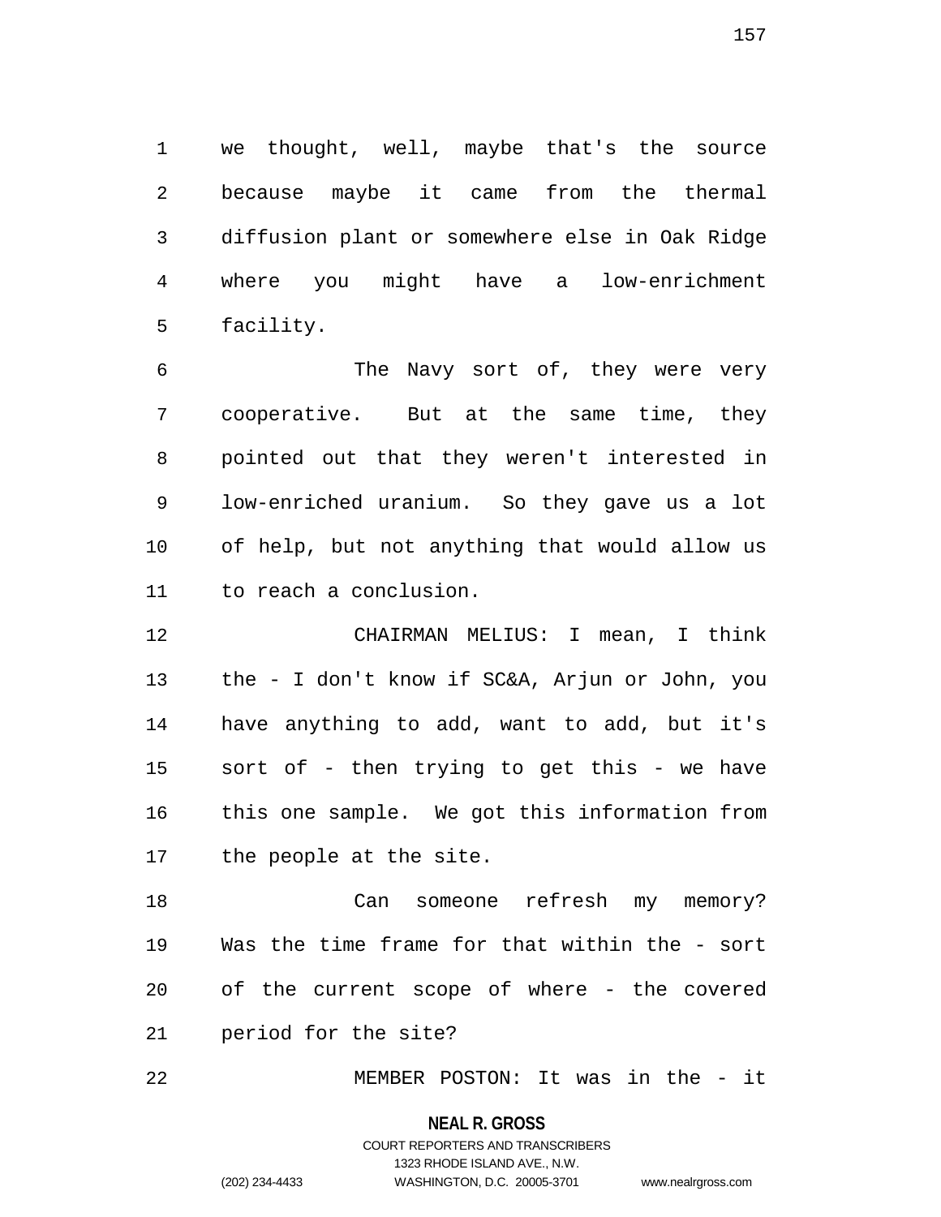we thought, well, maybe that's the source because maybe it came from the thermal diffusion plant or somewhere else in Oak Ridge where you might have a low-enrichment facility.

The Navy sort of, they were very cooperative. But at the same time, they pointed out that they weren't interested in low-enriched uranium. So they gave us a lot of help, but not anything that would allow us to reach a conclusion.

CHAIRMAN MELIUS: I mean, I think the - I don't know if SC&A, Arjun or John, you have anything to add, want to add, but it's sort of - then trying to get this - we have this one sample. We got this information from the people at the site.

Can someone refresh my memory? Was the time frame for that within the - sort of the current scope of where - the covered period for the site?

MEMBER POSTON: It was in the - it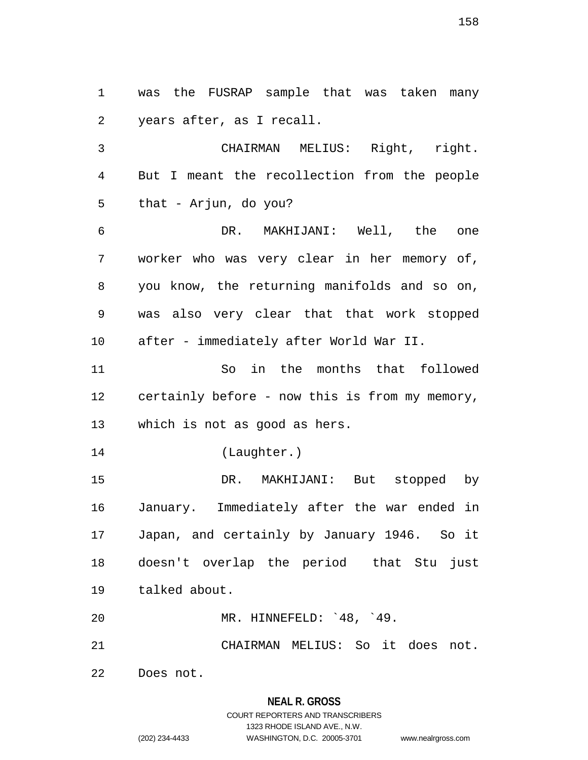was the FUSRAP sample that was taken many years after, as I recall.

CHAIRMAN MELIUS: Right, right. But I meant the recollection from the people that - Arjun, do you?

DR. MAKHIJANI: Well, the one worker who was very clear in her memory of, you know, the returning manifolds and so on, was also very clear that that work stopped after - immediately after World War II.

So in the months that followed certainly before - now this is from my memory, which is not as good as hers.

(Laughter.)

DR. MAKHIJANI: But stopped by January. Immediately after the war ended in Japan, and certainly by January 1946. So it doesn't overlap the period that Stu just talked about.

MR. HINNEFELD: `48, `49.

CHAIRMAN MELIUS: So it does not. Does not.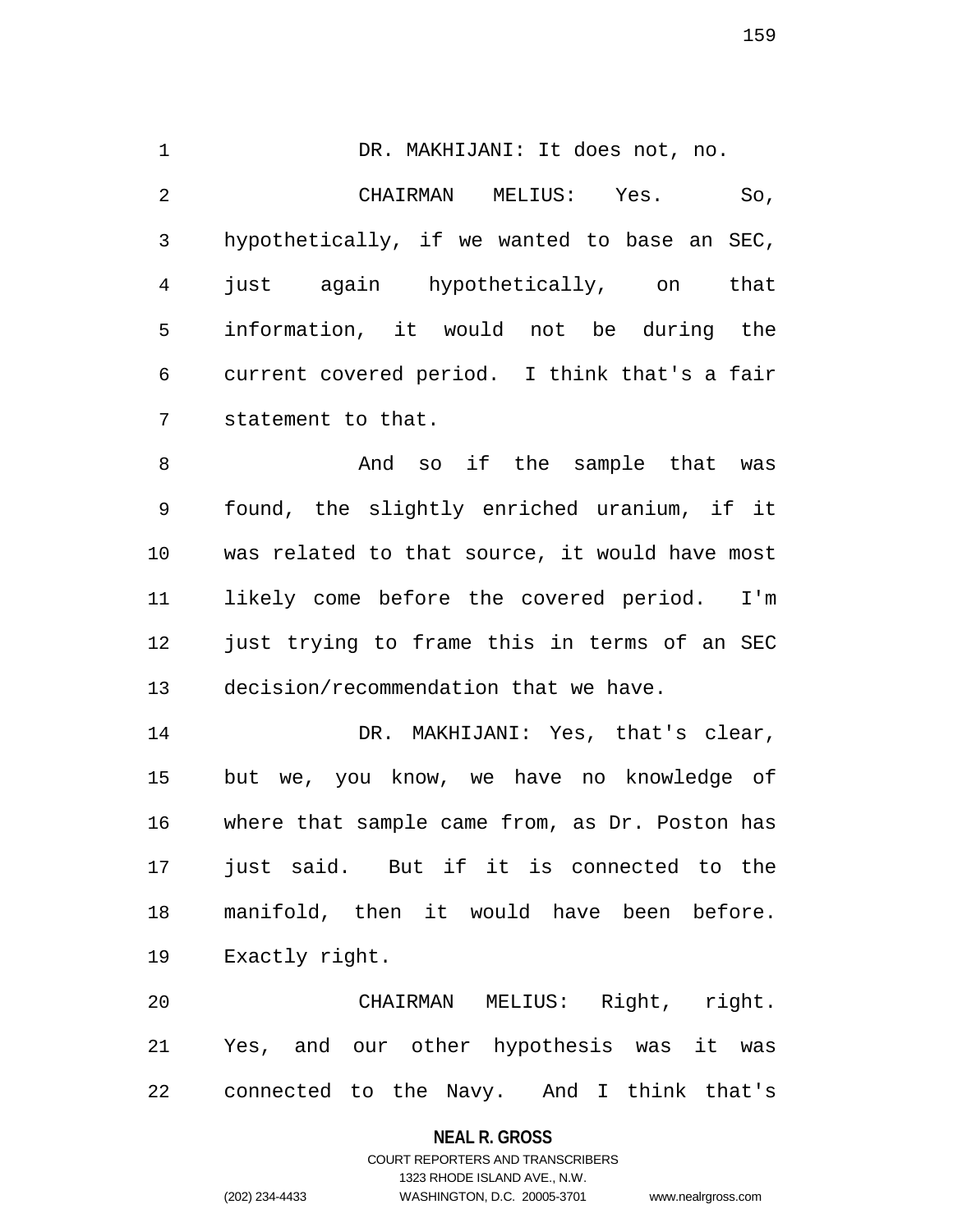DR. MAKHIJANI: It does not, no.

CHAIRMAN MELIUS: Yes. So, hypothetically, if we wanted to base an SEC, just again hypothetically, on that information, it would not be during the current covered period. I think that's a fair statement to that.

And so if the sample that was found, the slightly enriched uranium, if it was related to that source, it would have most likely come before the covered period. I'm just trying to frame this in terms of an SEC decision/recommendation that we have.

DR. MAKHIJANI: Yes, that's clear, but we, you know, we have no knowledge of where that sample came from, as Dr. Poston has just said. But if it is connected to the manifold, then it would have been before. Exactly right.

CHAIRMAN MELIUS: Right, right. Yes, and our other hypothesis was it was connected to the Navy. And I think that's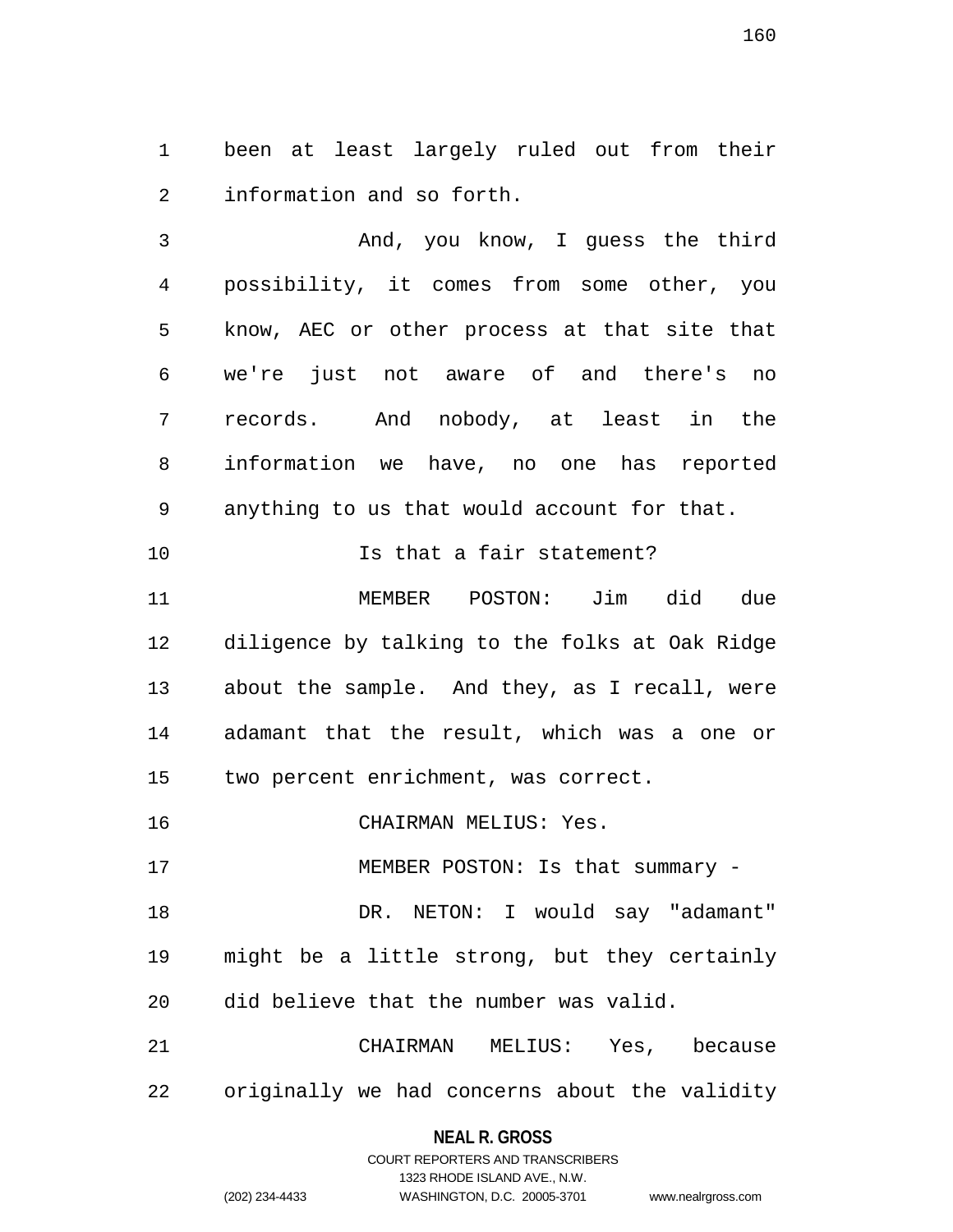been at least largely ruled out from their information and so forth.

And, you know, I guess the third possibility, it comes from some other, you know, AEC or other process at that site that we're just not aware of and there's no records. And nobody, at least in the information we have, no one has reported anything to us that would account for that.

Is that a fair statement?

MEMBER POSTON: Jim did due diligence by talking to the folks at Oak Ridge about the sample. And they, as I recall, were adamant that the result, which was a one or two percent enrichment, was correct.

CHAIRMAN MELIUS: Yes.

MEMBER POSTON: Is that summary -

DR. NETON: I would say "adamant" might be a little strong, but they certainly did believe that the number was valid.

CHAIRMAN MELIUS: Yes, because originally we had concerns about the validity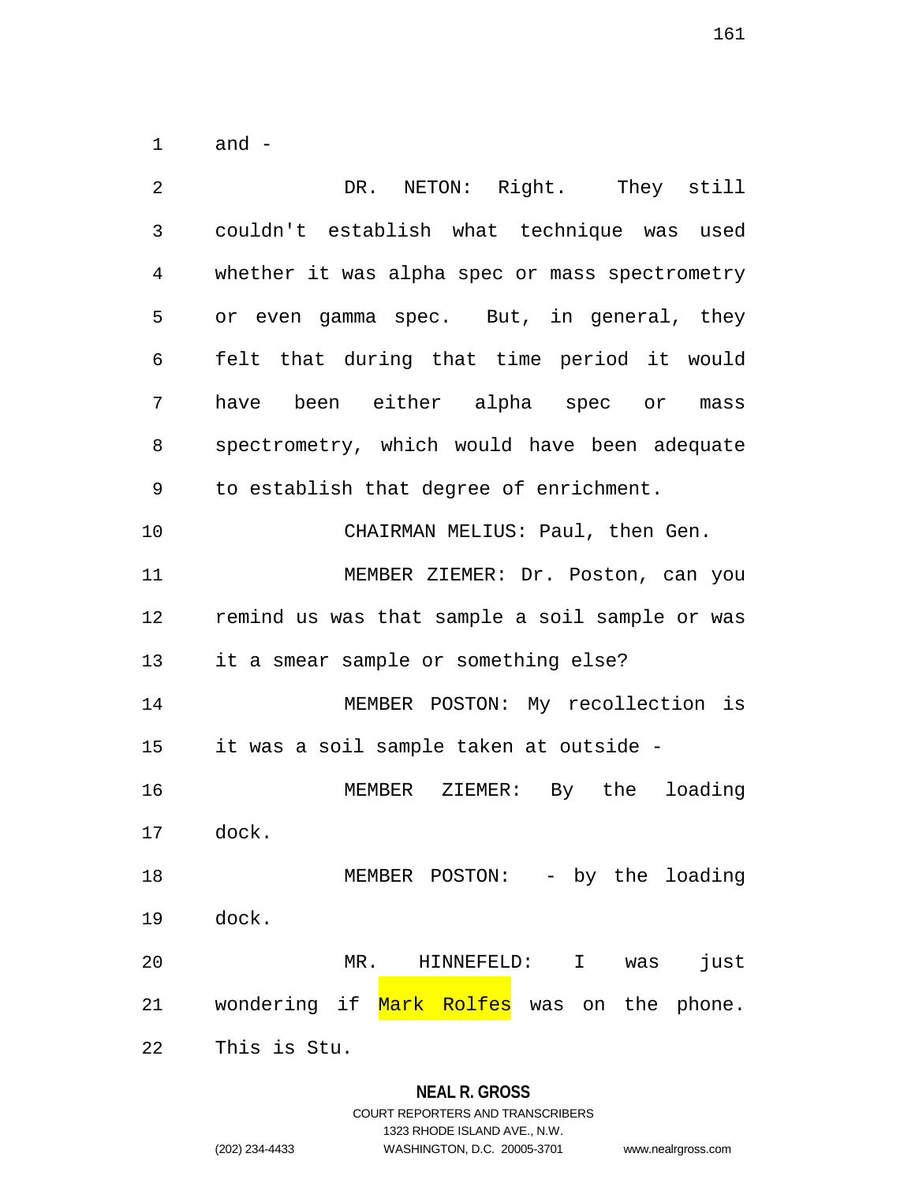and -

DR. NETON: Right. They still couldn't establish what technique was used whether it was alpha spec or mass spectrometry or even gamma spec. But, in general, they felt that during that time period it would have been either alpha spec or mass spectrometry, which would have been adequate to establish that degree of enrichment.

CHAIRMAN MELIUS: Paul, then Gen.

MEMBER ZIEMER: Dr. Poston, can you remind us was that sample a soil sample or was it a smear sample or something else?

MEMBER POSTON: My recollection is it was a soil sample taken at outside -

MEMBER ZIEMER: By the loading dock.

MEMBER POSTON: - by the loading dock.

MR. HINNEFELD: I was just wondering if Mark Rolfes was on the phone. This is Stu.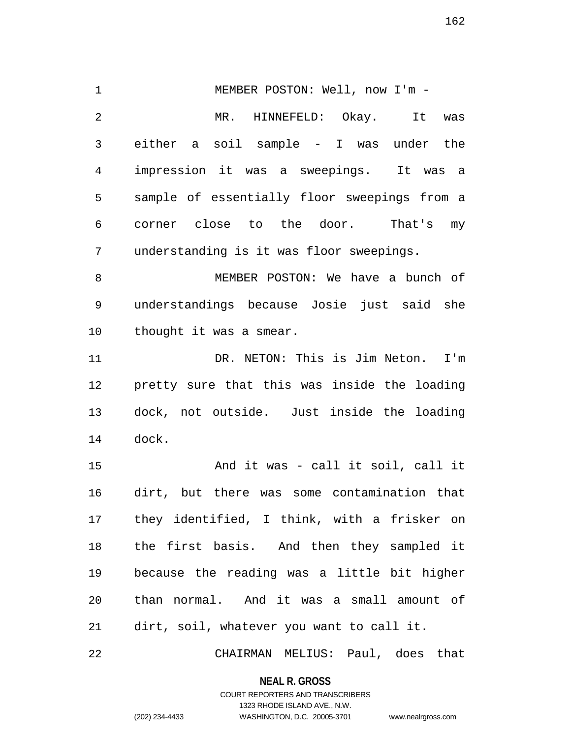MEMBER POSTON: Well, now I'm -

MR. HINNEFELD: Okay. It was either a soil sample - I was under the impression it was a sweepings. It was a sample of essentially floor sweepings from a corner close to the door. That's my understanding is it was floor sweepings.

MEMBER POSTON: We have a bunch of understandings because Josie just said she thought it was a smear.

DR. NETON: This is Jim Neton. I'm pretty sure that this was inside the loading dock, not outside. Just inside the loading dock.

And it was - call it soil, call it dirt, but there was some contamination that they identified, I think, with a frisker on the first basis. And then they sampled it because the reading was a little bit higher than normal. And it was a small amount of dirt, soil, whatever you want to call it.

CHAIRMAN MELIUS: Paul, does that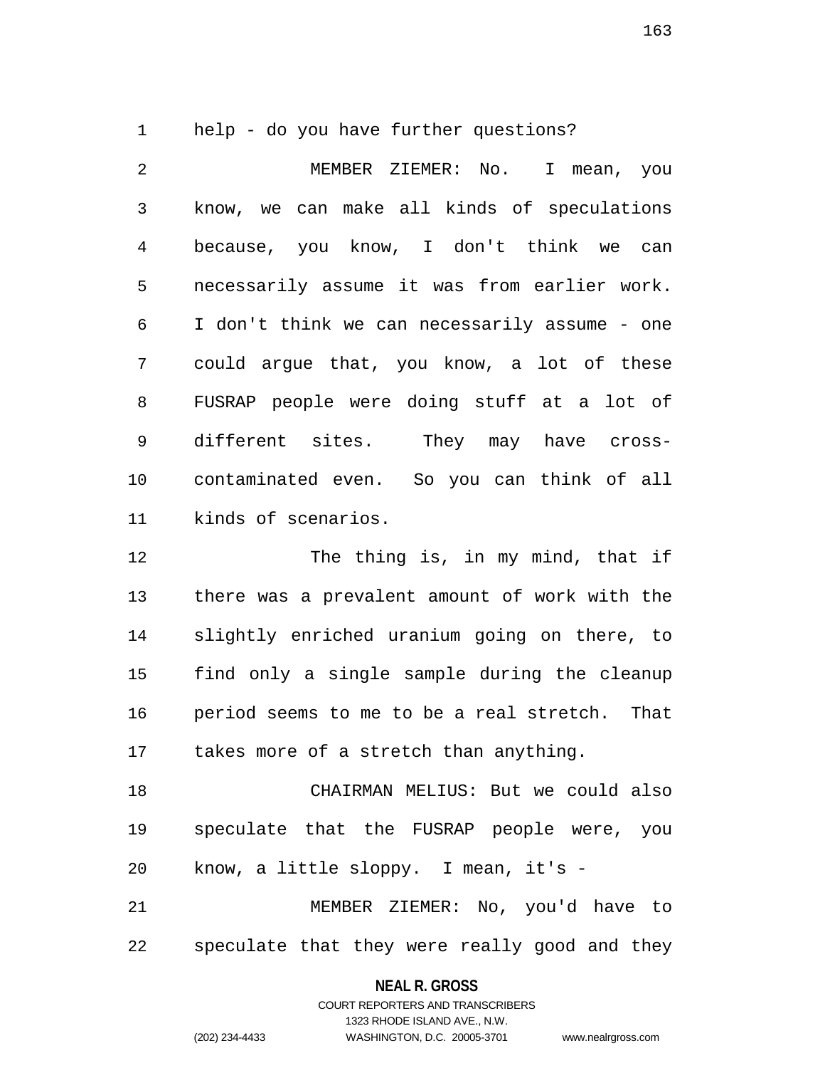help - do you have further questions?

MEMBER ZIEMER: No. I mean, you know, we can make all kinds of speculations because, you know, I don't think we can necessarily assume it was from earlier work. I don't think we can necessarily assume - one could argue that, you know, a lot of these FUSRAP people were doing stuff at a lot of different sites. They may have cross-contaminated even. So you can think of all kinds of scenarios.

The thing is, in my mind, that if there was a prevalent amount of work with the slightly enriched uranium going on there, to find only a single sample during the cleanup period seems to me to be a real stretch. That takes more of a stretch than anything.

CHAIRMAN MELIUS: But we could also speculate that the FUSRAP people were, you know, a little sloppy. I mean, it's -

MEMBER ZIEMER: No, you'd have to speculate that they were really good and they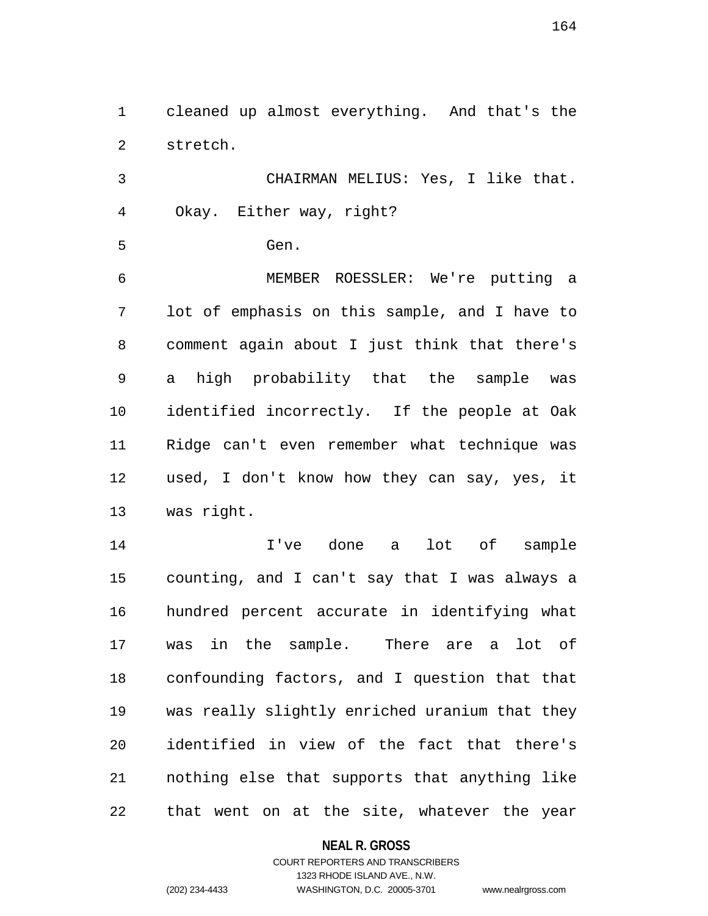cleaned up almost everything. And that's the stretch.

CHAIRMAN MELIUS: Yes, I like that. Okay. Either way, right?

Gen.

MEMBER ROESSLER: We're putting a lot of emphasis on this sample, and I have to comment again about I just think that there's a high probability that the sample was identified incorrectly. If the people at Oak Ridge can't even remember what technique was used, I don't know how they can say, yes, it was right.

I've done a lot of sample counting, and I can't say that I was always a hundred percent accurate in identifying what was in the sample. There are a lot of confounding factors, and I question that that was really slightly enriched uranium that they identified in view of the fact that there's nothing else that supports that anything like that went on at the site, whatever the year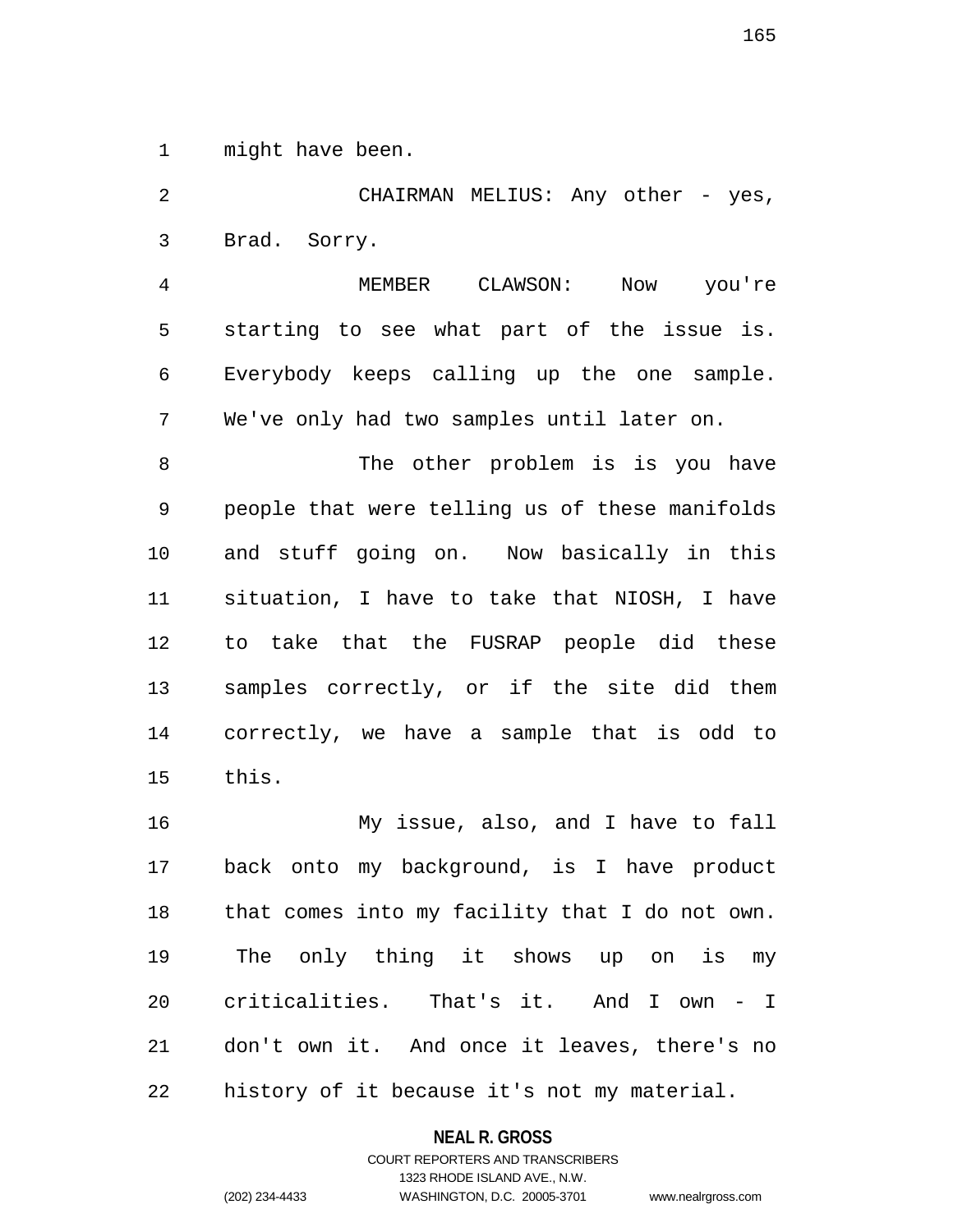might have been.

CHAIRMAN MELIUS: Any other - yes, Brad. Sorry.

MEMBER CLAWSON: Now you're starting to see what part of the issue is. Everybody keeps calling up the one sample. We've only had two samples until later on.

The other problem is is you have people that were telling us of these manifolds and stuff going on. Now basically in this situation, I have to take that NIOSH, I have to take that the FUSRAP people did these samples correctly, or if the site did them correctly, we have a sample that is odd to this.

My issue, also, and I have to fall back onto my background, is I have product that comes into my facility that I do not own. The only thing it shows up on is my criticalities. That's it. And I own - I don't own it. And once it leaves, there's no history of it because it's not my material.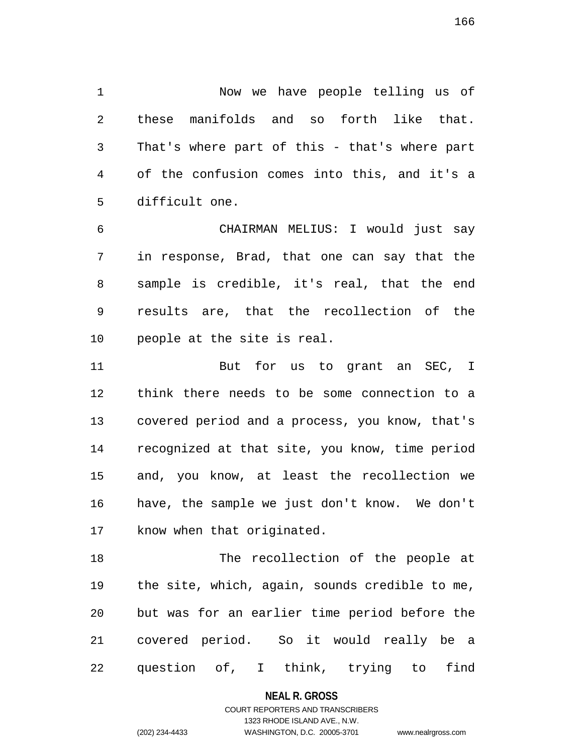Now we have people telling us of these manifolds and so forth like that. That's where part of this - that's where part of the confusion comes into this, and it's a difficult one.

CHAIRMAN MELIUS: I would just say in response, Brad, that one can say that the sample is credible, it's real, that the end results are, that the recollection of the people at the site is real.

But for us to grant an SEC, I think there needs to be some connection to a covered period and a process, you know, that's recognized at that site, you know, time period and, you know, at least the recollection we have, the sample we just don't know. We don't know when that originated.

The recollection of the people at the site, which, again, sounds credible to me, but was for an earlier time period before the covered period. So it would really be a question of, I think, trying to find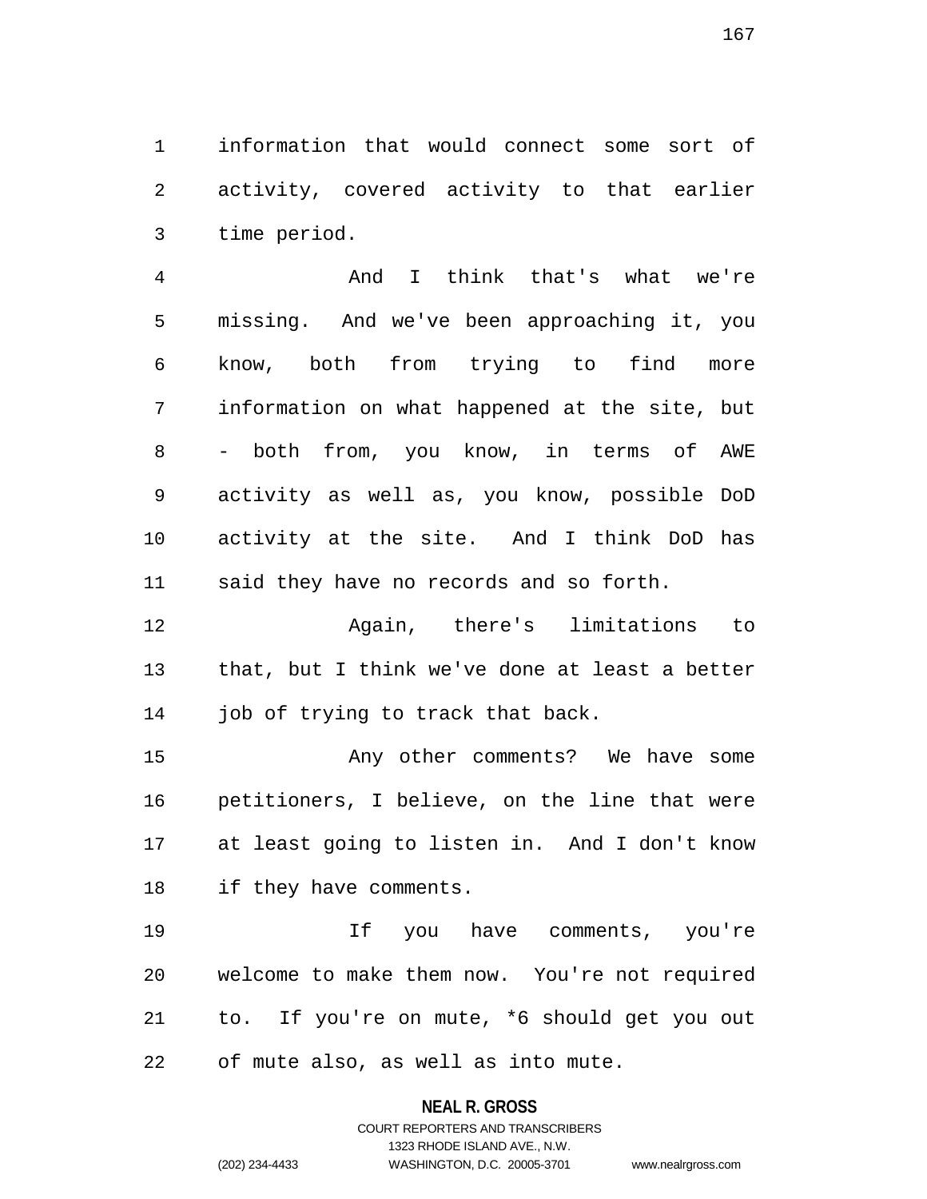information that would connect some sort of activity, covered activity to that earlier time period.

And I think that's what we're missing. And we've been approaching it, you know, both from trying to find more information on what happened at the site, but - both from, you know, in terms of AWE activity as well as, you know, possible DoD activity at the site. And I think DoD has said they have no records and so forth.

Again, there's limitations to that, but I think we've done at least a better job of trying to track that back.

Any other comments? We have some petitioners, I believe, on the line that were at least going to listen in. And I don't know if they have comments.

If you have comments, you're welcome to make them now. You're not required to. If you're on mute, *6 should get you out of mute also, as well as into mute.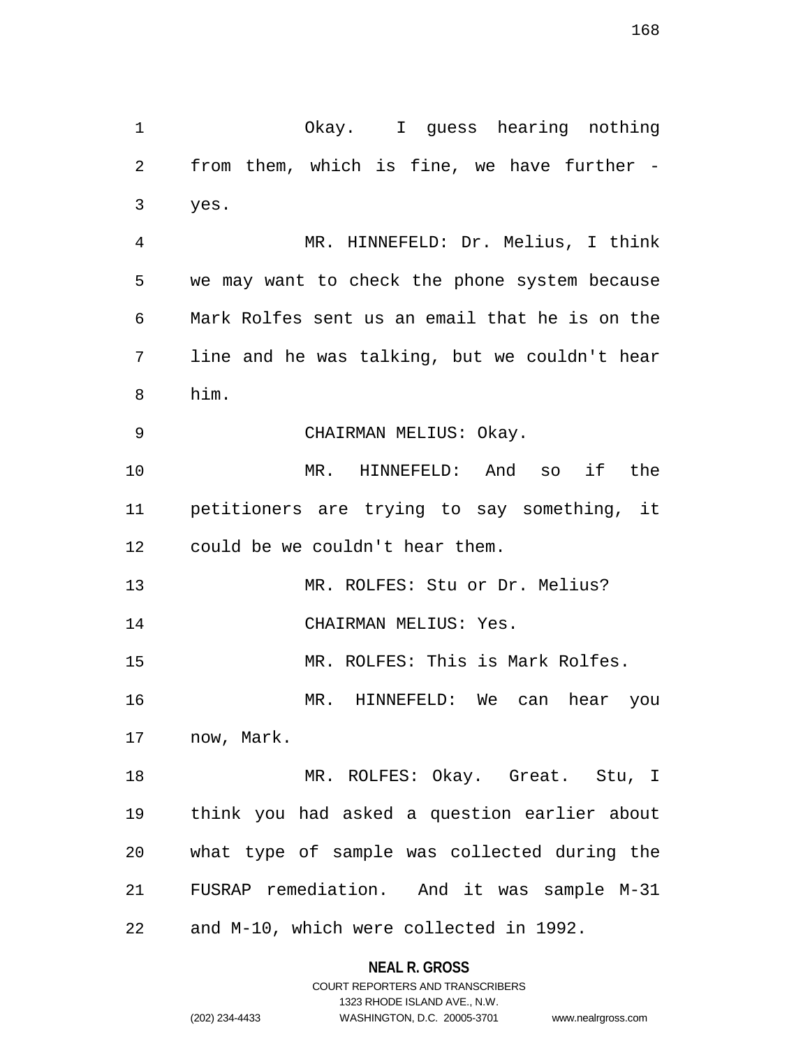Okay. I guess hearing nothing from them, which is fine, we have further - yes.

MR. HINNEFELD: Dr. Melius, I think we may want to check the phone system because Mark Rolfes sent us an email that he is on the line and he was talking, but we couldn't hear him.

CHAIRMAN MELIUS: Okay.

MR. HINNEFELD: And so if the petitioners are trying to say something, it could be we couldn't hear them.

MR. ROLFES: Stu or Dr. Melius?

CHAIRMAN MELIUS: Yes.

MR. ROLFES: This is Mark Rolfes.

MR. HINNEFELD: We can hear you now, Mark.

MR. ROLFES: Okay. Great. Stu, I think you had asked a question earlier about what type of sample was collected during the FUSRAP remediation. And it was sample M-31 and M-10, which were collected in 1992.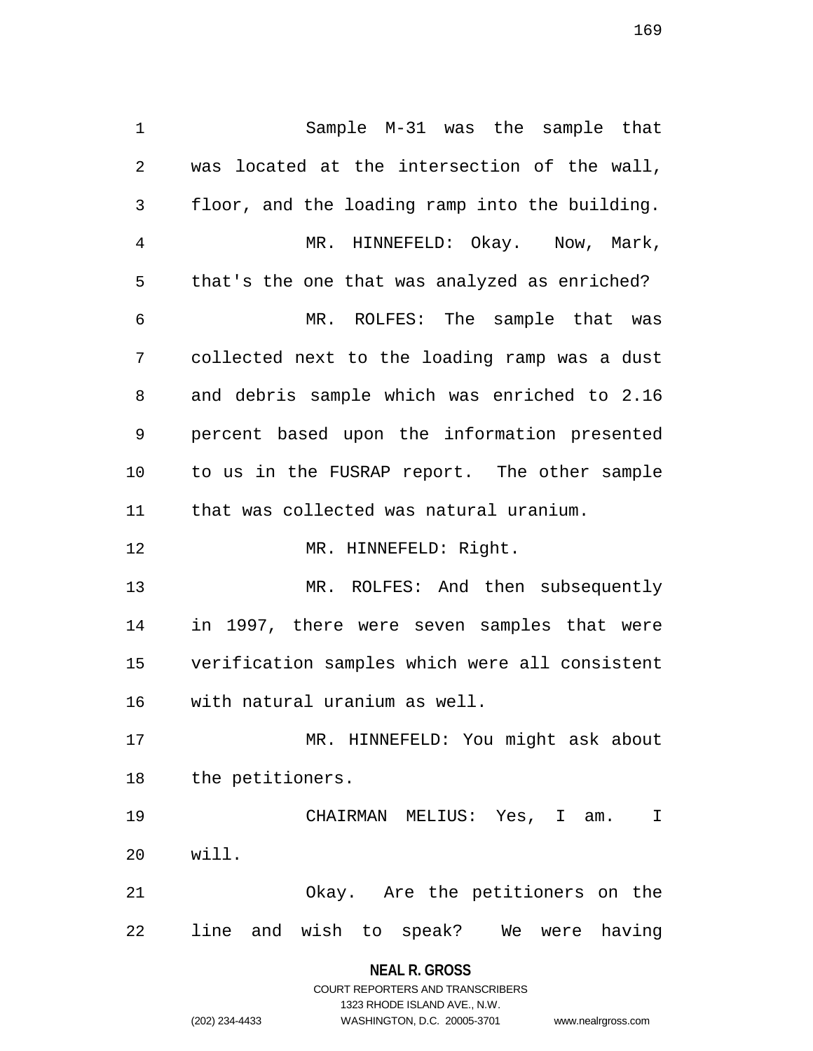Sample M-31 was the sample that was located at the intersection of the wall, floor, and the loading ramp into the building.

MR. HINNEFELD: Okay. Now, Mark, that's the one that was analyzed as enriched?

MR. ROLFES: The sample that was collected next to the loading ramp was a dust and debris sample which was enriched to 2.16 percent based upon the information presented to us in the FUSRAP report. The other sample that was collected was natural uranium.

MR. HINNEFELD: Right.

MR. ROLFES: And then subsequently in 1997, there were seven samples that were verification samples which were all consistent with natural uranium as well.

MR. HINNEFELD: You might ask about the petitioners.

CHAIRMAN MELIUS: Yes, I am. I will.

Okay. Are the petitioners on the line and wish to speak? We were having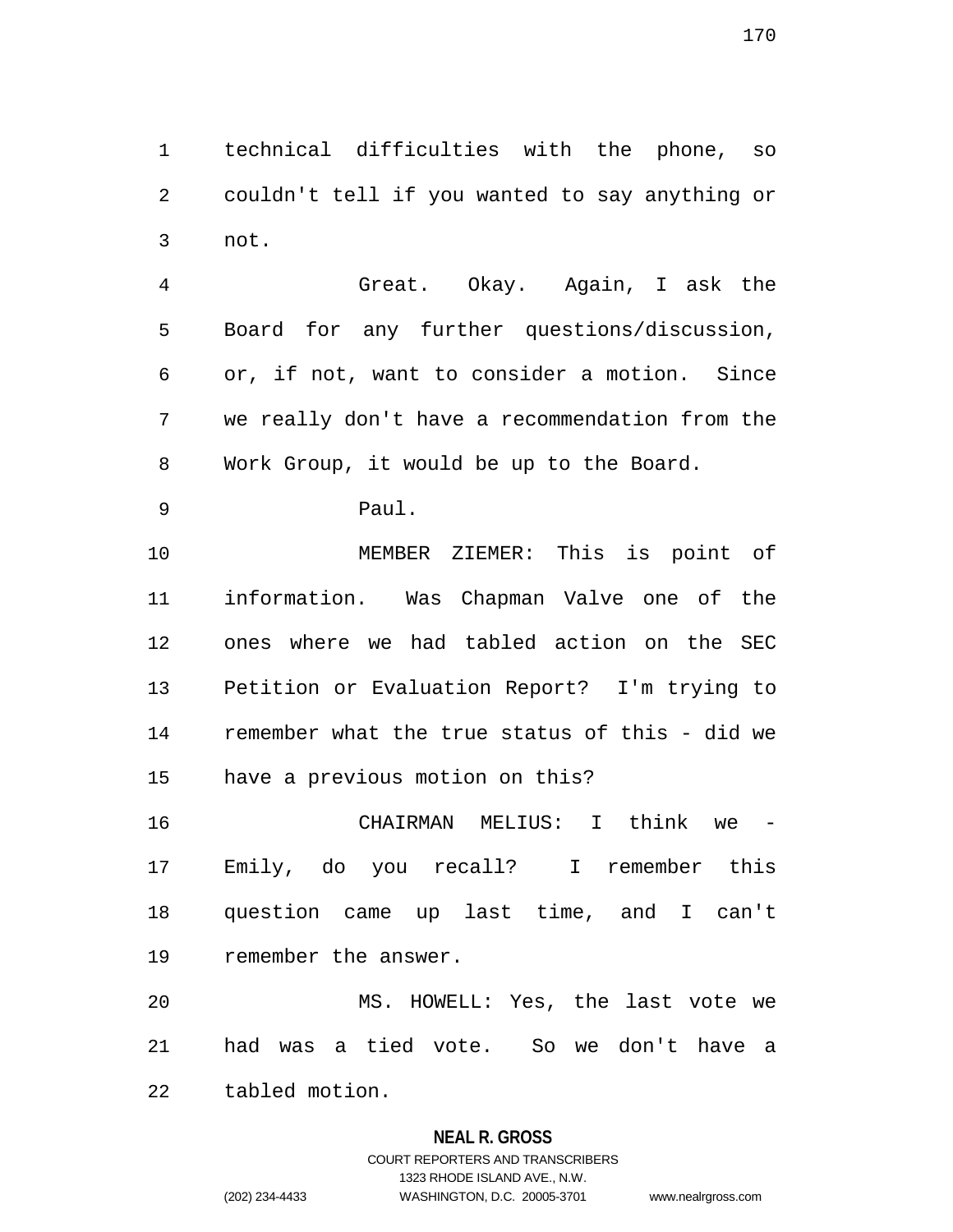technical difficulties with the phone, so couldn't tell if you wanted to say anything or not.

Great. Okay. Again, I ask the Board for any further questions/discussion, or, if not, want to consider a motion. Since we really don't have a recommendation from the Work Group, it would be up to the Board.

Paul.

MEMBER ZIEMER: This is point of information. Was Chapman Valve one of the ones where we had tabled action on the SEC Petition or Evaluation Report? I'm trying to remember what the true status of this - did we have a previous motion on this?

CHAIRMAN MELIUS: I think we - Emily, do you recall? I remember this question came up last time, and I can't remember the answer.

MS. HOWELL: Yes, the last vote we had was a tied vote. So we don't have a tabled motion.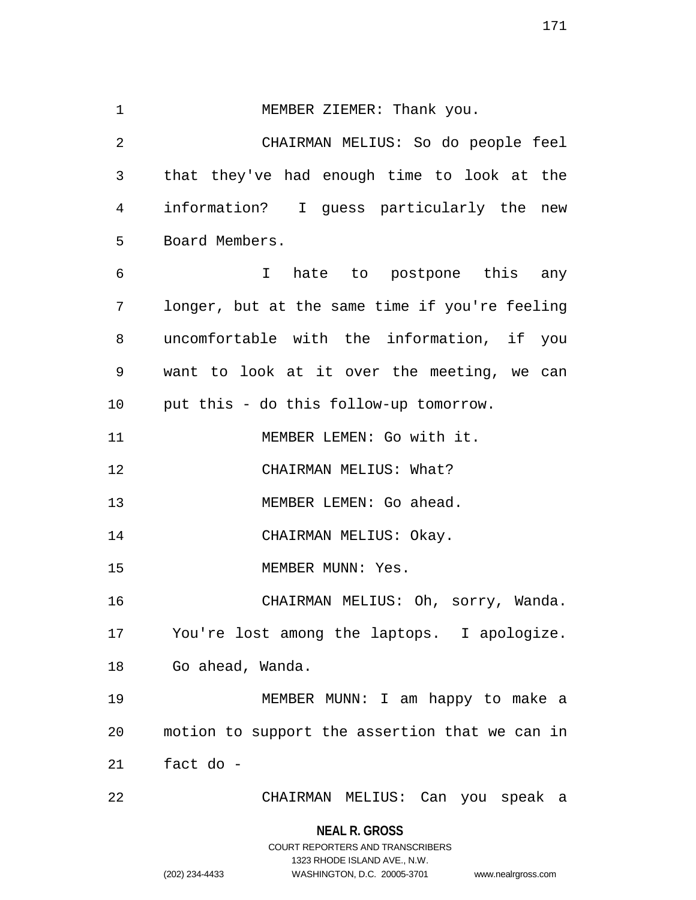MEMBER ZIEMER: Thank you.

CHAIRMAN MELIUS: So do people feel that they've had enough time to look at the information? I guess particularly the new Board Members.

I hate to postpone this any longer, but at the same time if you're feeling uncomfortable with the information, if you want to look at it over the meeting, we can put this - do this follow-up tomorrow.

MEMBER LEMEN: Go with it.

CHAIRMAN MELIUS: What?

MEMBER LEMEN: Go ahead.

CHAIRMAN MELIUS: Okay.

MEMBER MUNN: Yes.

CHAIRMAN MELIUS: Oh, sorry, Wanda. You're lost among the laptops. I apologize. Go ahead, Wanda.

MEMBER MUNN: I am happy to make a motion to support the assertion that we can in fact do -

CHAIRMAN MELIUS: Can you speak a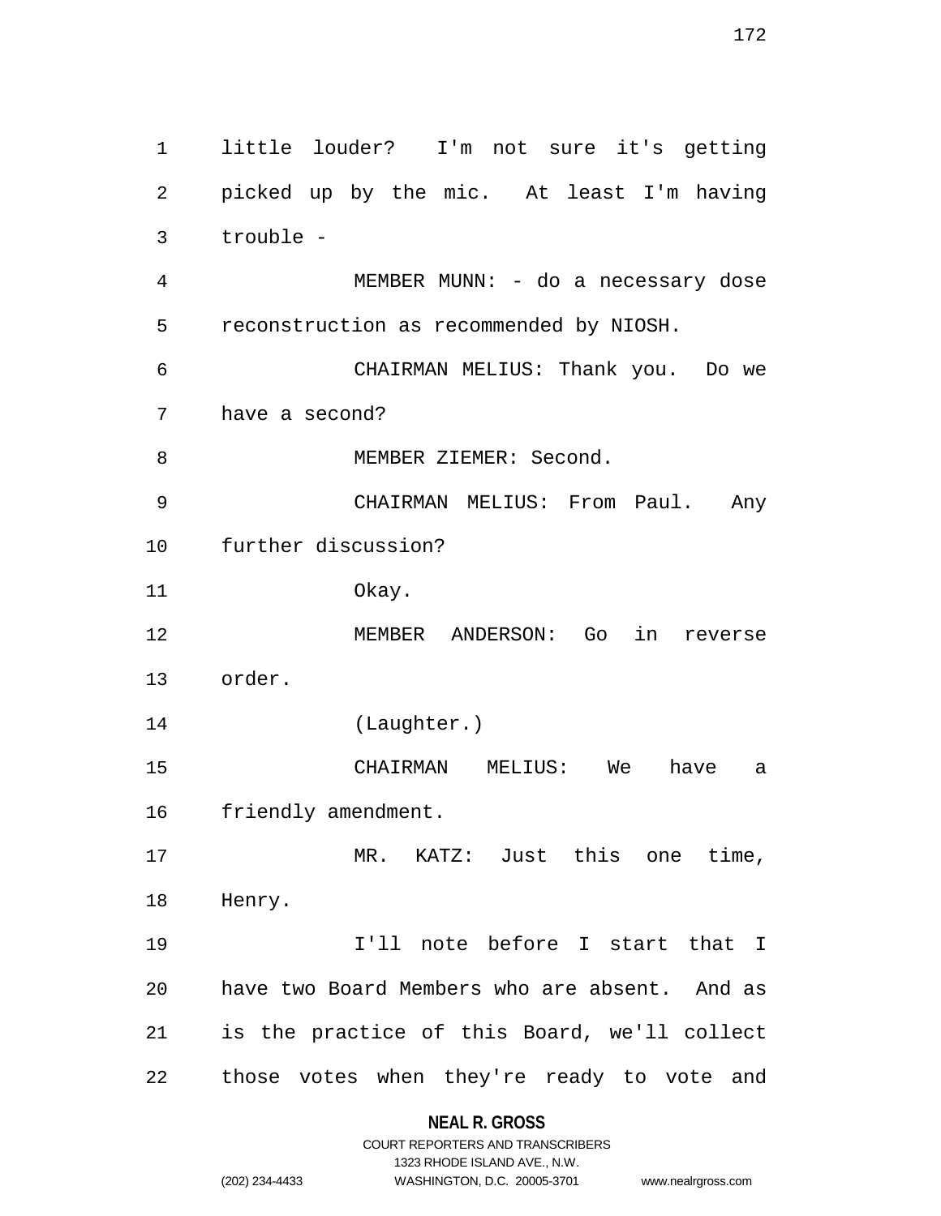little louder? I'm not sure it's getting picked up by the mic. At least I'm having trouble -

MEMBER MUNN: - do a necessary dose reconstruction as recommended by NIOSH.

CHAIRMAN MELIUS: Thank you. Do we have a second?

MEMBER ZIEMER: Second.

CHAIRMAN MELIUS: From Paul. Any further discussion?

Okay.

MEMBER ANDERSON: Go in reverse order.

(Laughter.)

CHAIRMAN MELIUS: We have a friendly amendment.

MR. KATZ: Just this one time, Henry.

I'll note before I start that I have two Board Members who are absent. And as is the practice of this Board, we'll collect those votes when they're ready to vote and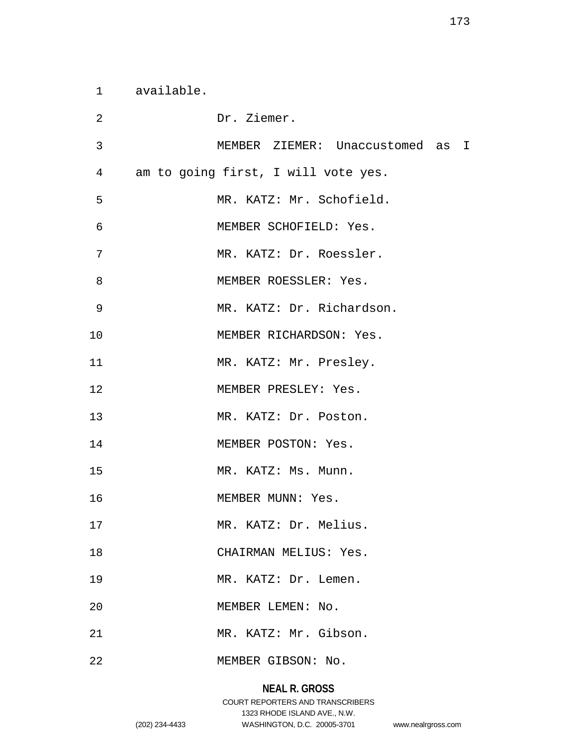available.

Dr. Ziemer.

MEMBER ZIEMER: Unaccustomed as I am to going first, I will vote yes.

MR. KATZ: Mr. Schofield.

MEMBER SCHOFIELD: Yes.

MR. KATZ: Dr. Roessler.

MEMBER ROESSLER: Yes.

MR. KATZ: Dr. Richardson.

MEMBER RICHARDSON: Yes.

MR. KATZ: Mr. Presley.

MEMBER PRESLEY: Yes.

MR. KATZ: Dr. Poston.

MEMBER POSTON: Yes.

MR. KATZ: Ms. Munn.

MEMBER MUNN: Yes.

MR. KATZ: Dr. Melius.

CHAIRMAN MELIUS: Yes.

MR. KATZ: Dr. Lemen.

MEMBER LEMEN: No.

MR. KATZ: Mr. Gibson.

MEMBER GIBSON: No.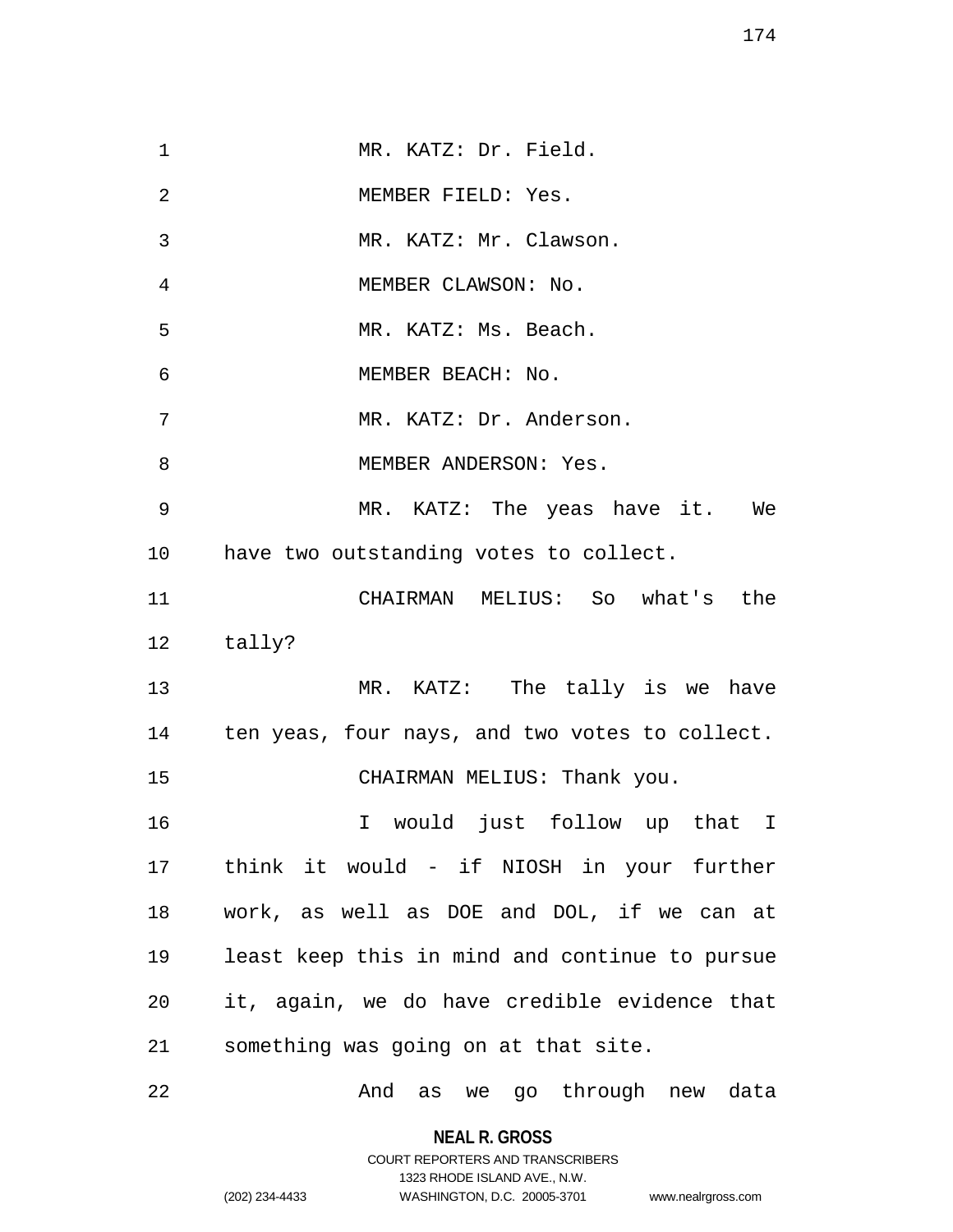MR. KATZ: Dr. Field.

MEMBER FIELD: Yes.

MR. KATZ: Mr. Clawson.

MEMBER CLAWSON: No.

MR. KATZ: Ms. Beach.

MEMBER BEACH: No.

MR. KATZ: Dr. Anderson.

MEMBER ANDERSON: Yes.

MR. KATZ: The yeas have it. We have two outstanding votes to collect.

CHAIRMAN MELIUS: So what's the tally?

MR. KATZ: The tally is we have ten yeas, four nays, and two votes to collect.

CHAIRMAN MELIUS: Thank you.

I would just follow up that I think it would - if NIOSH in your further work, as well as DOE and DOL, if we can at least keep this in mind and continue to pursue it, again, we do have credible evidence that something was going on at that site.

And as we go through new data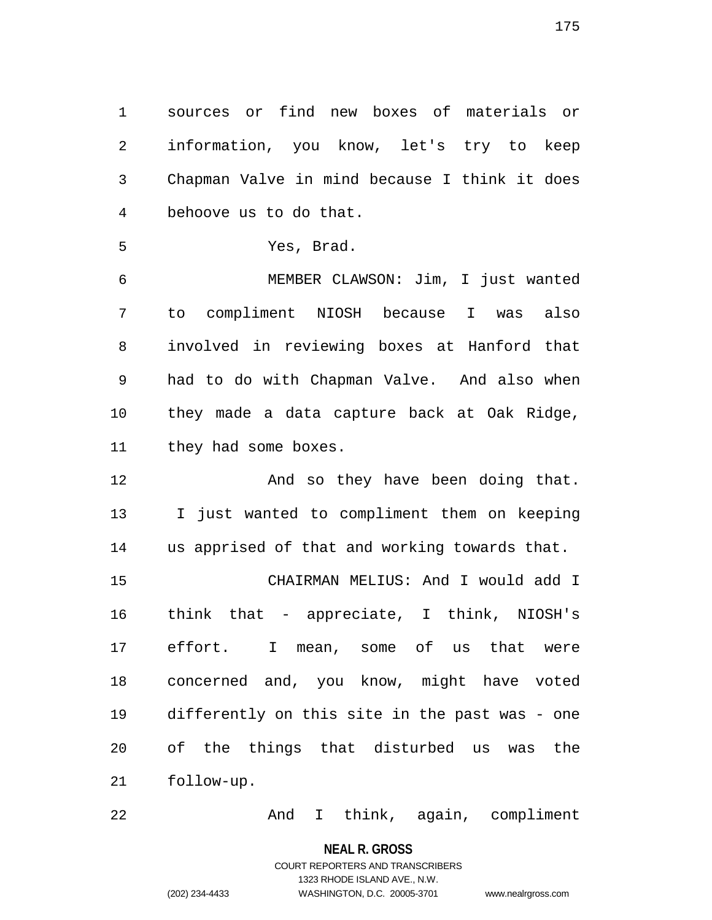sources or find new boxes of materials or information, you know, let's try to keep Chapman Valve in mind because I think it does behoove us to do that.

Yes, Brad.

MEMBER CLAWSON: Jim, I just wanted to compliment NIOSH because I was also involved in reviewing boxes at Hanford that had to do with Chapman Valve. And also when they made a data capture back at Oak Ridge, they had some boxes.

And so they have been doing that. I just wanted to compliment them on keeping us apprised of that and working towards that.

CHAIRMAN MELIUS: And I would add I think that - appreciate, I think, NIOSH's effort. I mean, some of us that were concerned and, you know, might have voted differently on this site in the past was - one of the things that disturbed us was the follow-up.

And I think, again, compliment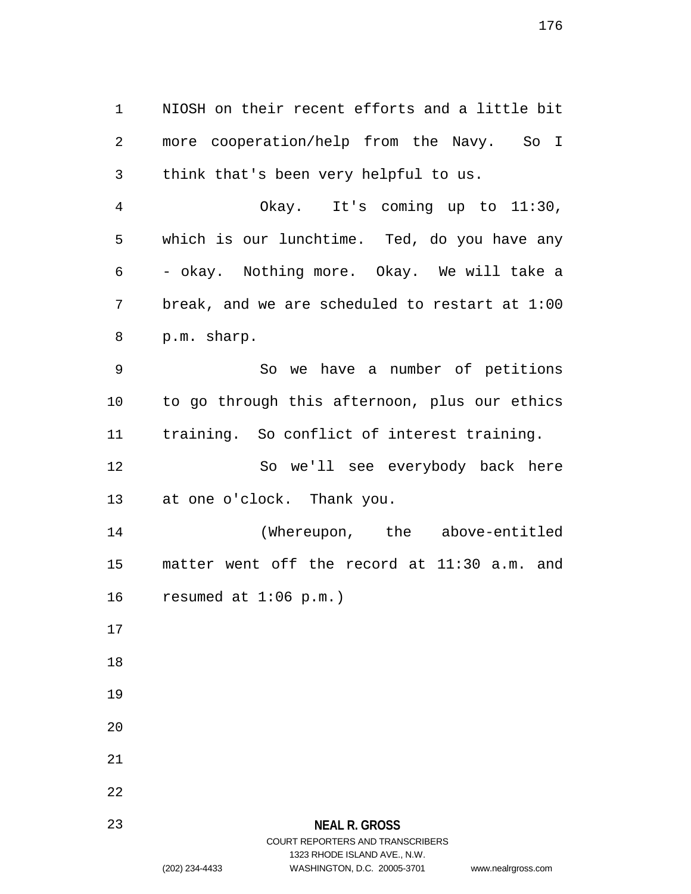NIOSH on their recent efforts and a little bit more cooperation/help from the Navy. So I think that's been very helpful to us.

Okay. It's coming up to 11:30, which is our lunchtime. Ted, do you have any - okay. Nothing more. Okay. We will take a break, and we are scheduled to restart at 1:00 p.m. sharp.

So we have a number of petitions to go through this afternoon, plus our ethics training. So conflict of interest training.

So we'll see everybody back here at one o'clock. Thank you.

(Whereupon, the above-entitled matter went off the record at 11:30 a.m. and resumed at 1:06 p.m.)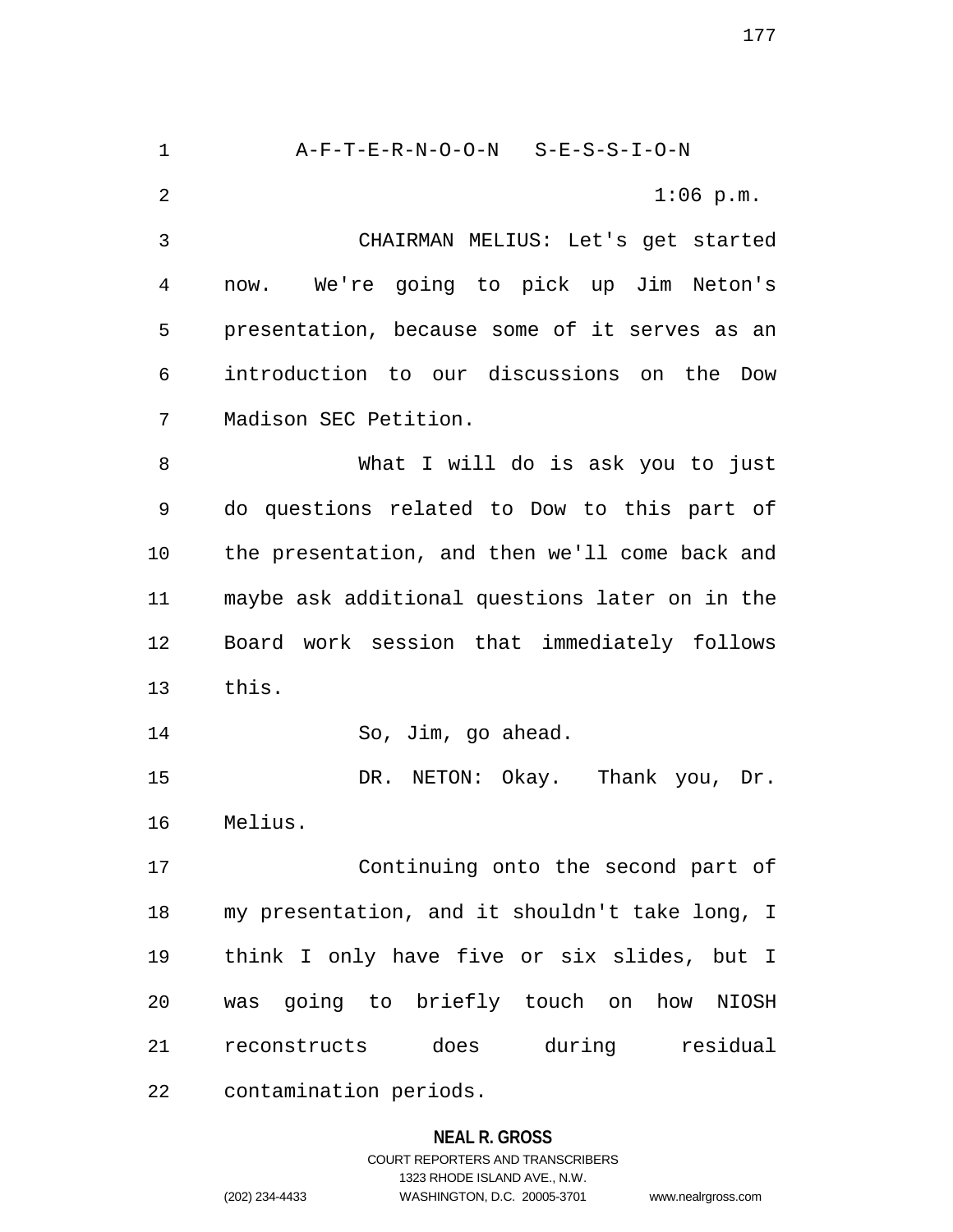A-F-T-E-R-N-O-O-N S-E-S-S-I-O-N

1:06 p.m.

CHAIRMAN MELIUS: Let's get started now. We're going to pick up Jim Neton's presentation, because some of it serves as an introduction to our discussions on the Dow Madison SEC Petition.

What I will do is ask you to just do questions related to Dow to this part of the presentation, and then we'll come back and maybe ask additional questions later on in the Board work session that immediately follows this.

So, Jim, go ahead.

DR. NETON: Okay. Thank you, Dr. Melius.

Continuing onto the second part of my presentation, and it shouldn't take long, I think I only have five or six slides, but I was going to briefly touch on how NIOSH reconstructs does during residual contamination periods.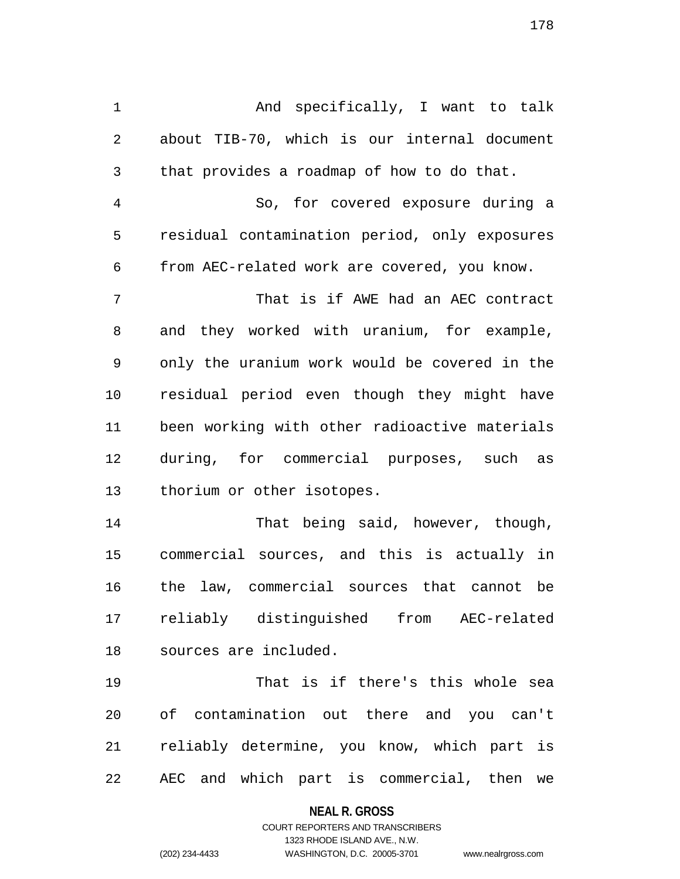And specifically, I want to talk about TIB-70, which is our internal document that provides a roadmap of how to do that.

So, for covered exposure during a residual contamination period, only exposures from AEC-related work are covered, you know.

That is if AWE had an AEC contract and they worked with uranium, for example, only the uranium work would be covered in the residual period even though they might have been working with other radioactive materials during, for commercial purposes, such as thorium or other isotopes.

That being said, however, though, commercial sources, and this is actually in the law, commercial sources that cannot be reliably distinguished from AEC-related sources are included.

That is if there's this whole sea of contamination out there and you can't reliably determine, you know, which part is AEC and which part is commercial, then we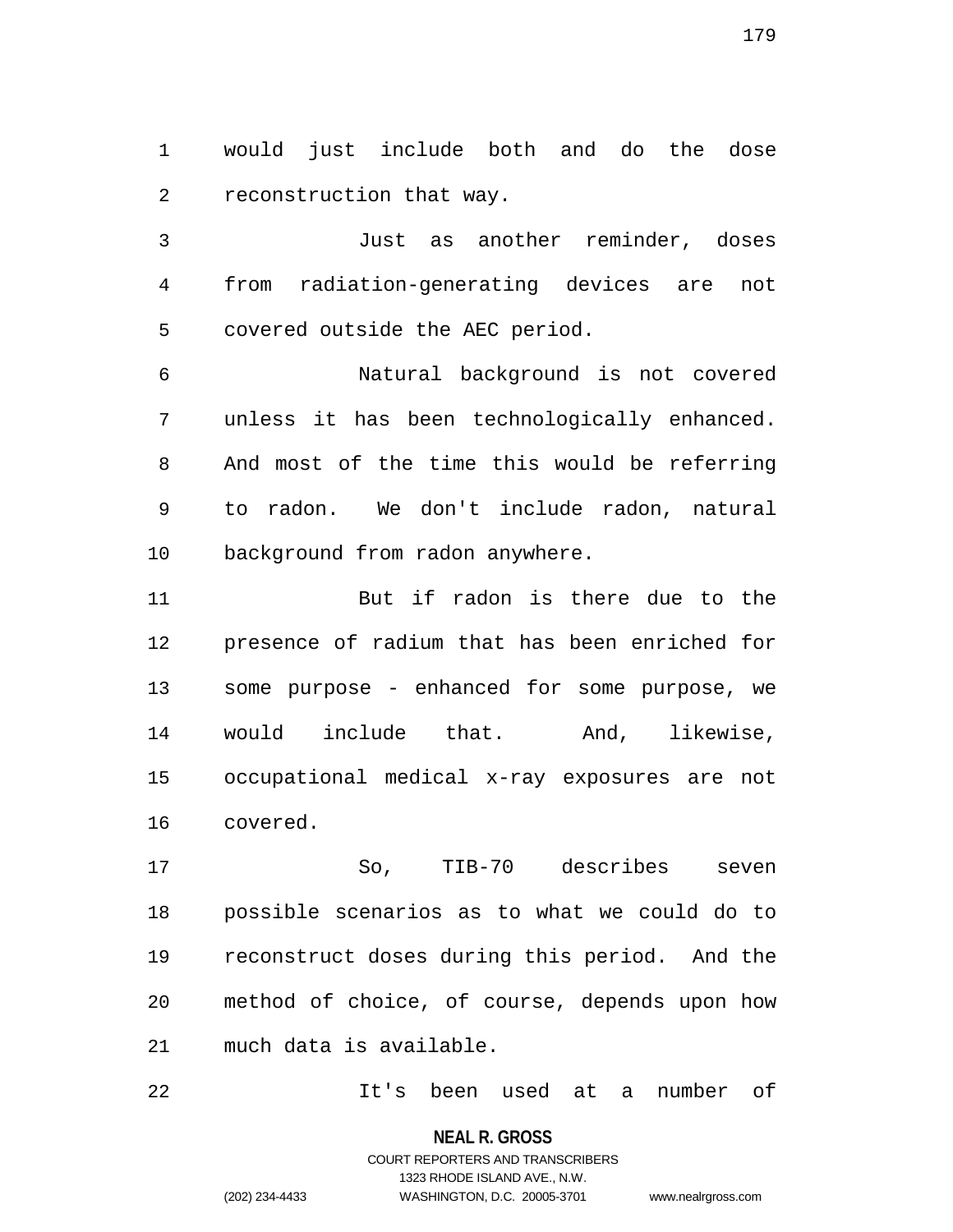would just include both and do the dose reconstruction that way.

Just as another reminder, doses from radiation-generating devices are not covered outside the AEC period.

Natural background is not covered unless it has been technologically enhanced. And most of the time this would be referring to radon. We don't include radon, natural background from radon anywhere.

But if radon is there due to the presence of radium that has been enriched for some purpose - enhanced for some purpose, we would include that. And, likewise, occupational medical x-ray exposures are not covered.

So, TIB-70 describes seven possible scenarios as to what we could do to reconstruct doses during this period. And the method of choice, of course, depends upon how much data is available.

It's been used at a number of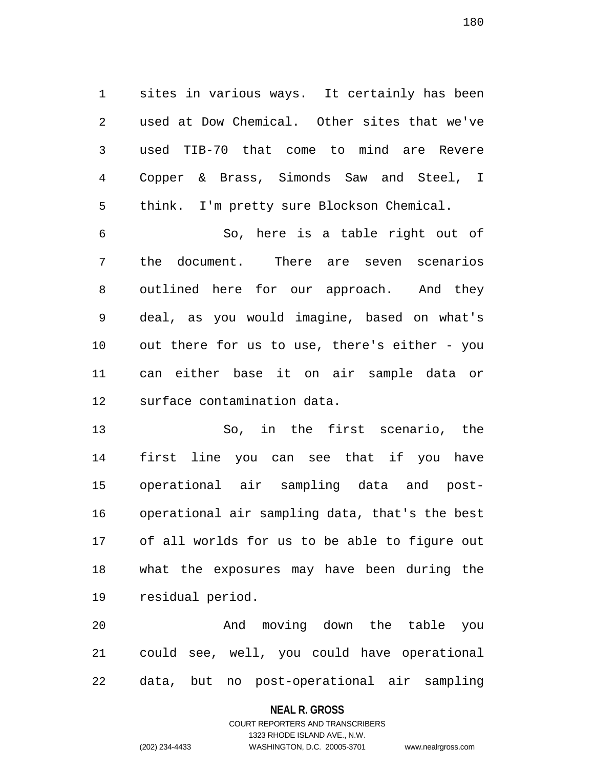sites in various ways. It certainly has been used at Dow Chemical. Other sites that we've used TIB-70 that come to mind are Revere Copper & Brass, Simonds Saw and Steel, I think. I'm pretty sure Blockson Chemical.

So, here is a table right out of the document. There are seven scenarios outlined here for our approach. And they deal, as you would imagine, based on what's out there for us to use, there's either - you can either base it on air sample data or surface contamination data.

So, in the first scenario, the first line you can see that if you have operational air sampling data and post-operational air sampling data, that's the best of all worlds for us to be able to figure out what the exposures may have been during the residual period.

And moving down the table you could see, well, you could have operational data, but no post-operational air sampling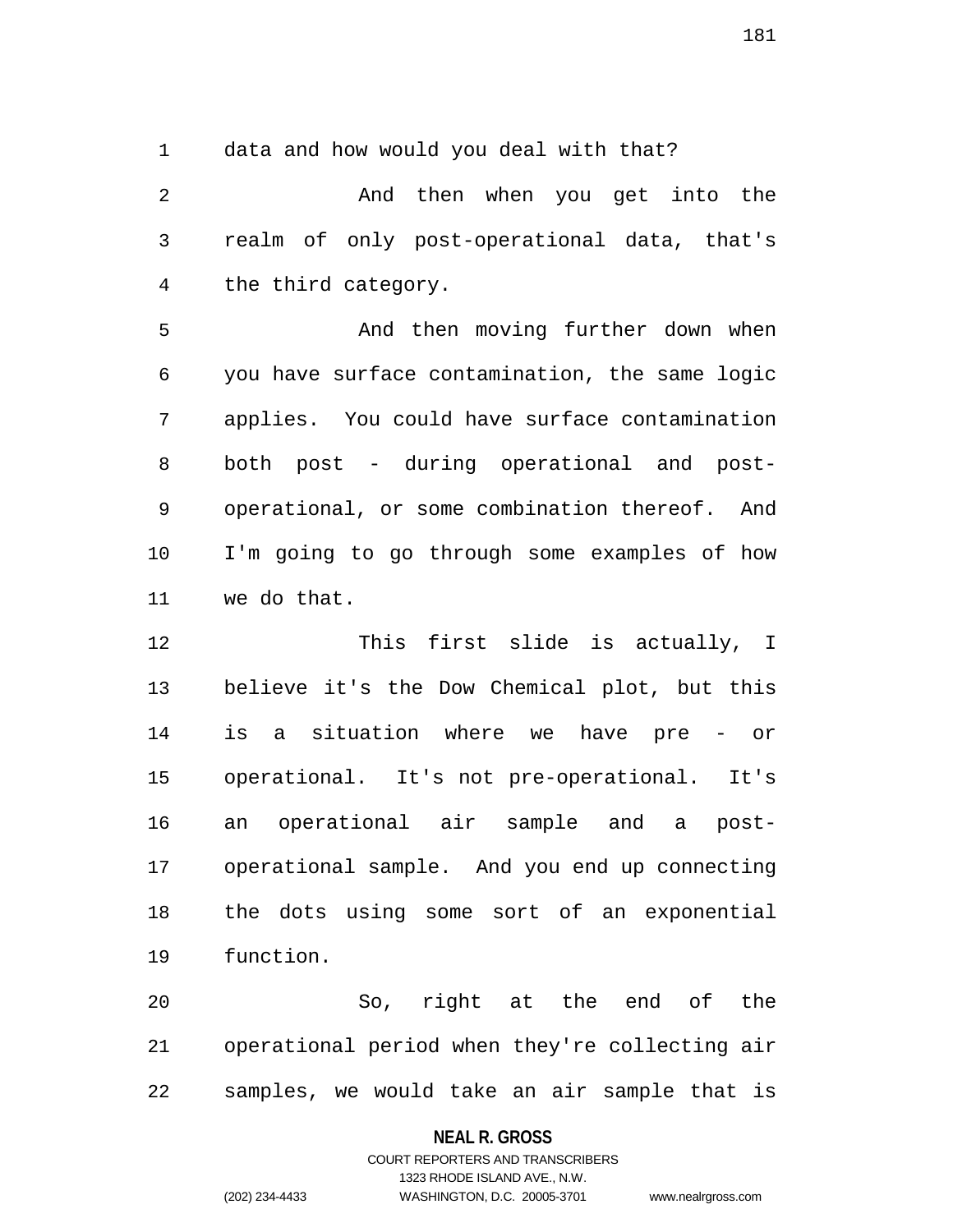data and how would you deal with that?

And then when you get into the realm of only post-operational data, that's the third category.

And then moving further down when you have surface contamination, the same logic applies. You could have surface contamination both post - during operational and post-operational, or some combination thereof. And I'm going to go through some examples of how we do that.

This first slide is actually, I believe it's the Dow Chemical plot, but this is a situation where we have pre - or operational. It's not pre-operational. It's an operational air sample and a post-operational sample. And you end up connecting the dots using some sort of an exponential function.

So, right at the end of the operational period when they're collecting air samples, we would take an air sample that is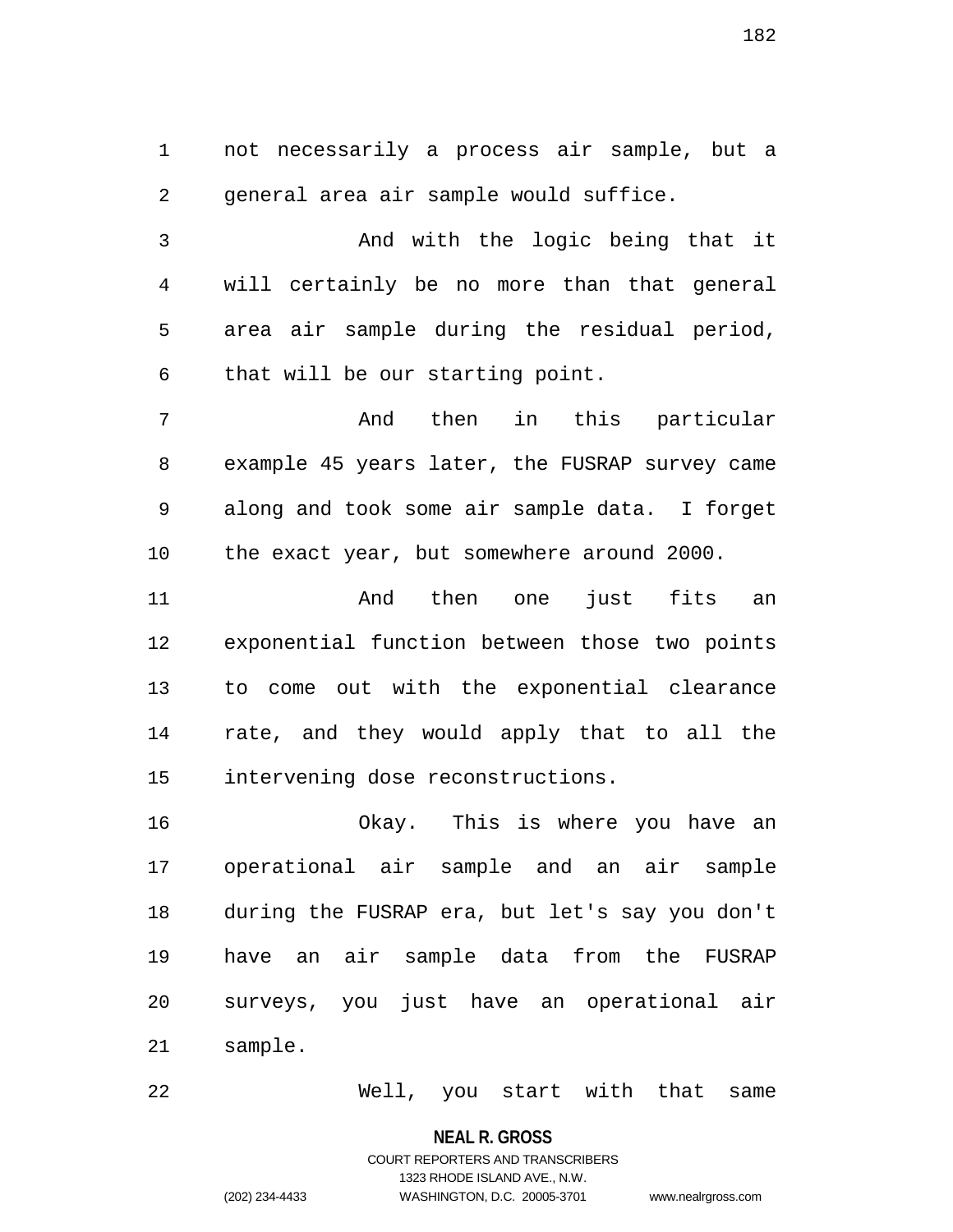not necessarily a process air sample, but a general area air sample would suffice.

And with the logic being that it will certainly be no more than that general area air sample during the residual period, that will be our starting point.

And then in this particular example 45 years later, the FUSRAP survey came along and took some air sample data. I forget the exact year, but somewhere around 2000.

And then one just fits an exponential function between those two points to come out with the exponential clearance rate, and they would apply that to all the intervening dose reconstructions.

Okay. This is where you have an operational air sample and an air sample during the FUSRAP era, but let's say you don't have an air sample data from the FUSRAP surveys, you just have an operational air sample.

Well, you start with that same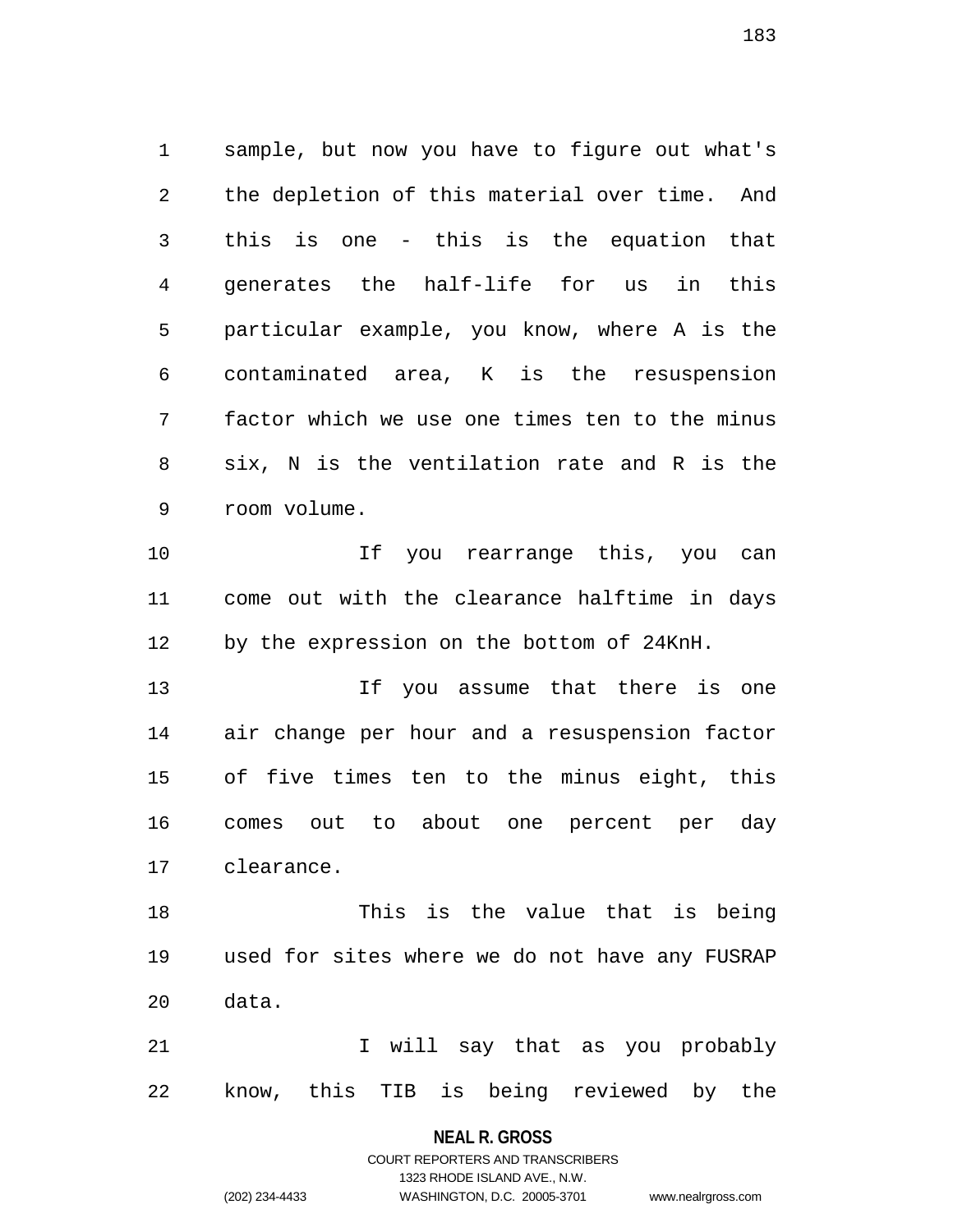sample, but now you have to figure out what's the depletion of this material over time. And this is one - this is the equation that generates the half-life for us in this particular example, you know, where A is the contaminated area, K is the resuspension factor which we use one times ten to the minus six, N is the ventilation rate and R is the room volume.

If you rearrange this, you can come out with the clearance halftime in days by the expression on the bottom of 24KnH.

If you assume that there is one air change per hour and a resuspension factor of five times ten to the minus eight, this comes out to about one percent per day clearance.

This is the value that is being used for sites where we do not have any FUSRAP data.

I will say that as you probably know, this TIB is being reviewed by the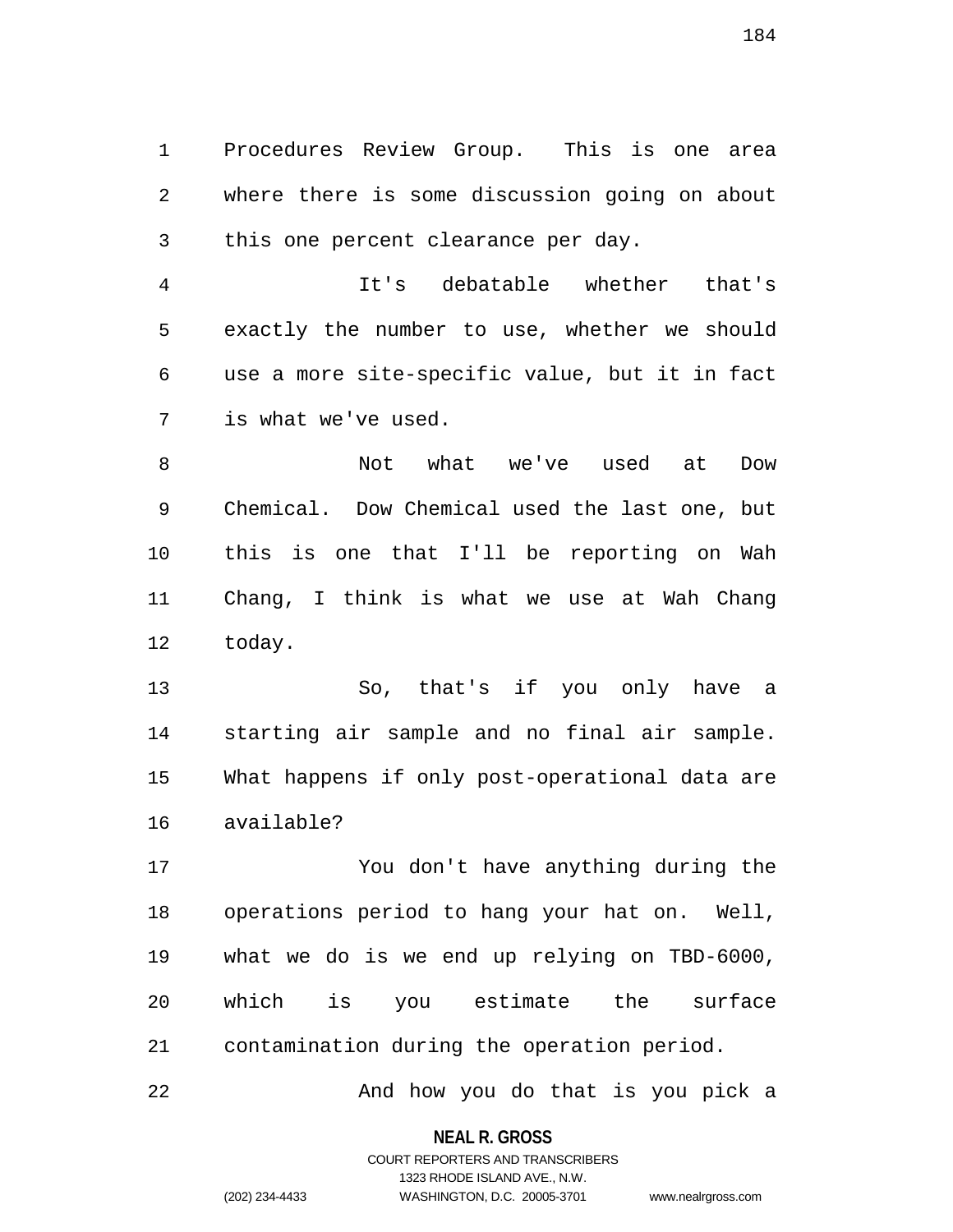Procedures Review Group. This is one area where there is some discussion going on about this one percent clearance per day.

It's debatable whether that's exactly the number to use, whether we should use a more site-specific value, but it in fact is what we've used.

Not what we've used at Dow Chemical. Dow Chemical used the last one, but this is one that I'll be reporting on Wah Chang, I think is what we use at Wah Chang today.

So, that's if you only have a starting air sample and no final air sample. What happens if only post-operational data are available?

You don't have anything during the operations period to hang your hat on. Well, what we do is we end up relying on TBD-6000, which is you estimate the surface contamination during the operation period.

And how you do that is you pick a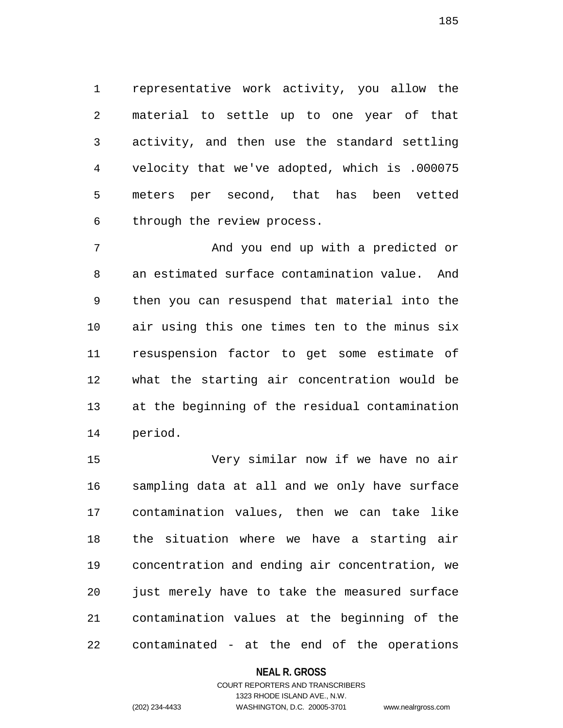representative work activity, you allow the material to settle up to one year of that activity, and then use the standard settling velocity that we've adopted, which is .000075 meters per second, that has been vetted through the review process.

And you end up with a predicted or an estimated surface contamination value. And then you can resuspend that material into the air using this one times ten to the minus six resuspension factor to get some estimate of what the starting air concentration would be at the beginning of the residual contamination period.

Very similar now if we have no air sampling data at all and we only have surface contamination values, then we can take like the situation where we have a starting air concentration and ending air concentration, we just merely have to take the measured surface contamination values at the beginning of the contaminated - at the end of the operations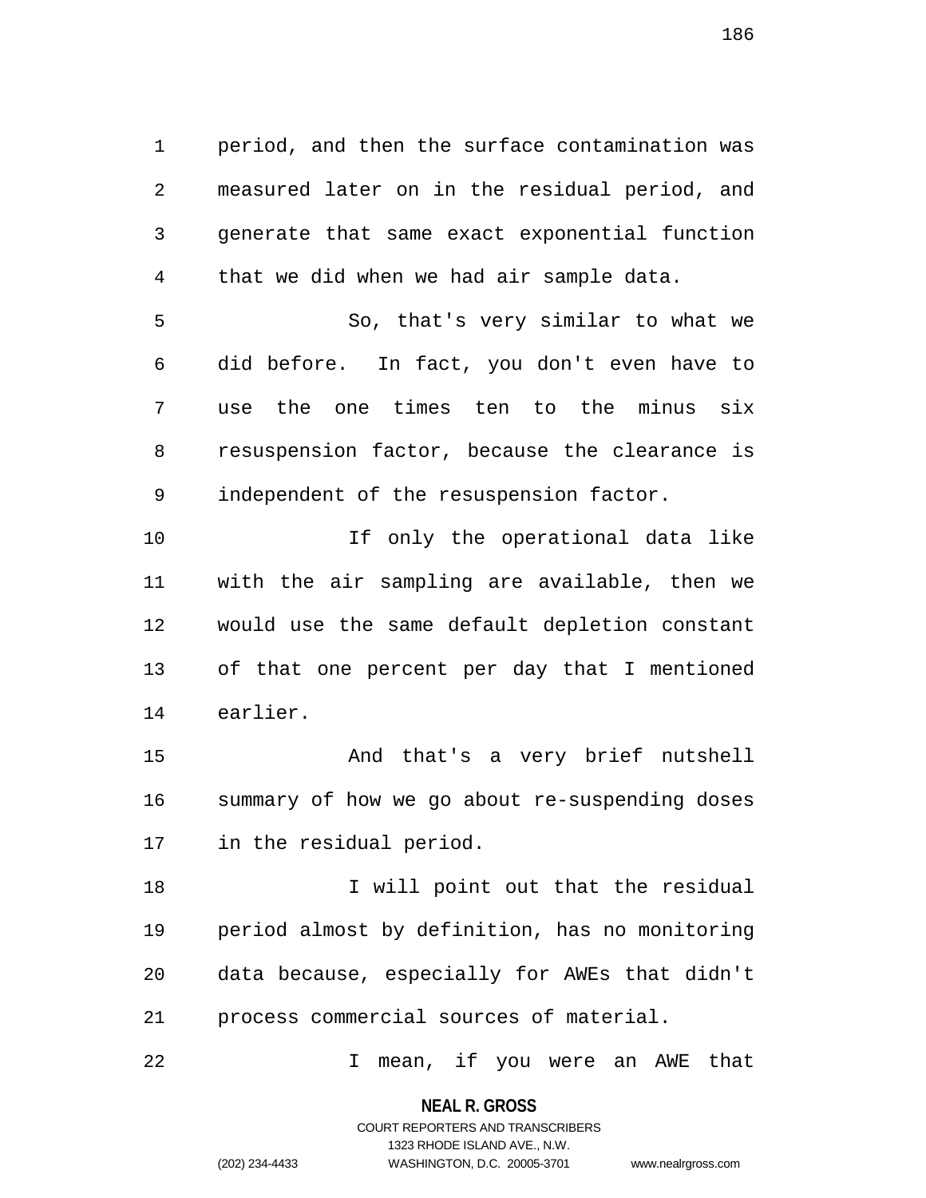period, and then the surface contamination was measured later on in the residual period, and generate that same exact exponential function that we did when we had air sample data.

So, that's very similar to what we did before. In fact, you don't even have to use the one times ten to the minus six resuspension factor, because the clearance is independent of the resuspension factor.

If only the operational data like with the air sampling are available, then we would use the same default depletion constant of that one percent per day that I mentioned earlier.

And that's a very brief nutshell summary of how we go about re-suspending doses in the residual period.

I will point out that the residual period almost by definition, has no monitoring data because, especially for AWEs that didn't process commercial sources of material.

I mean, if you were an AWE that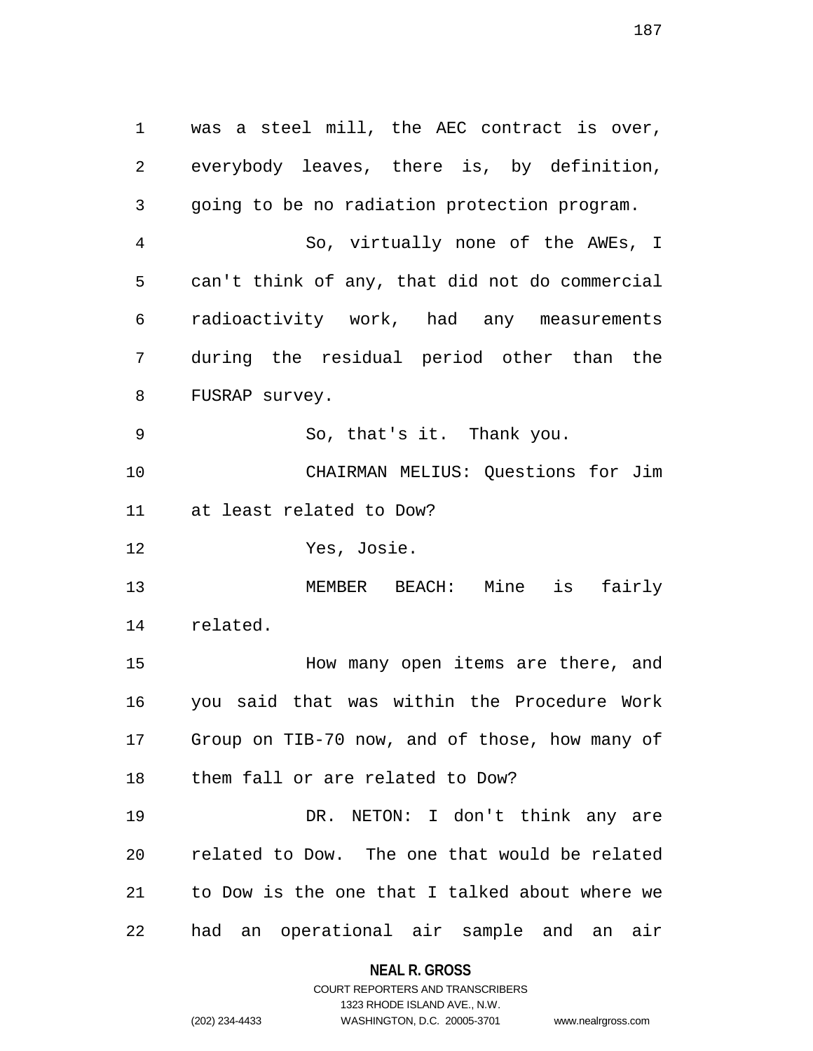was a steel mill, the AEC contract is over, everybody leaves, there is, by definition, going to be no radiation protection program.

So, virtually none of the AWEs, I can't think of any, that did not do commercial radioactivity work, had any measurements during the residual period other than the FUSRAP survey.

So, that's it. Thank you.

CHAIRMAN MELIUS: Questions for Jim at least related to Dow?

Yes, Josie.

MEMBER BEACH: Mine is fairly related.

How many open items are there, and you said that was within the Procedure Work Group on TIB-70 now, and of those, how many of them fall or are related to Dow?

DR. NETON: I don't think any are related to Dow. The one that would be related to Dow is the one that I talked about where we had an operational air sample and an air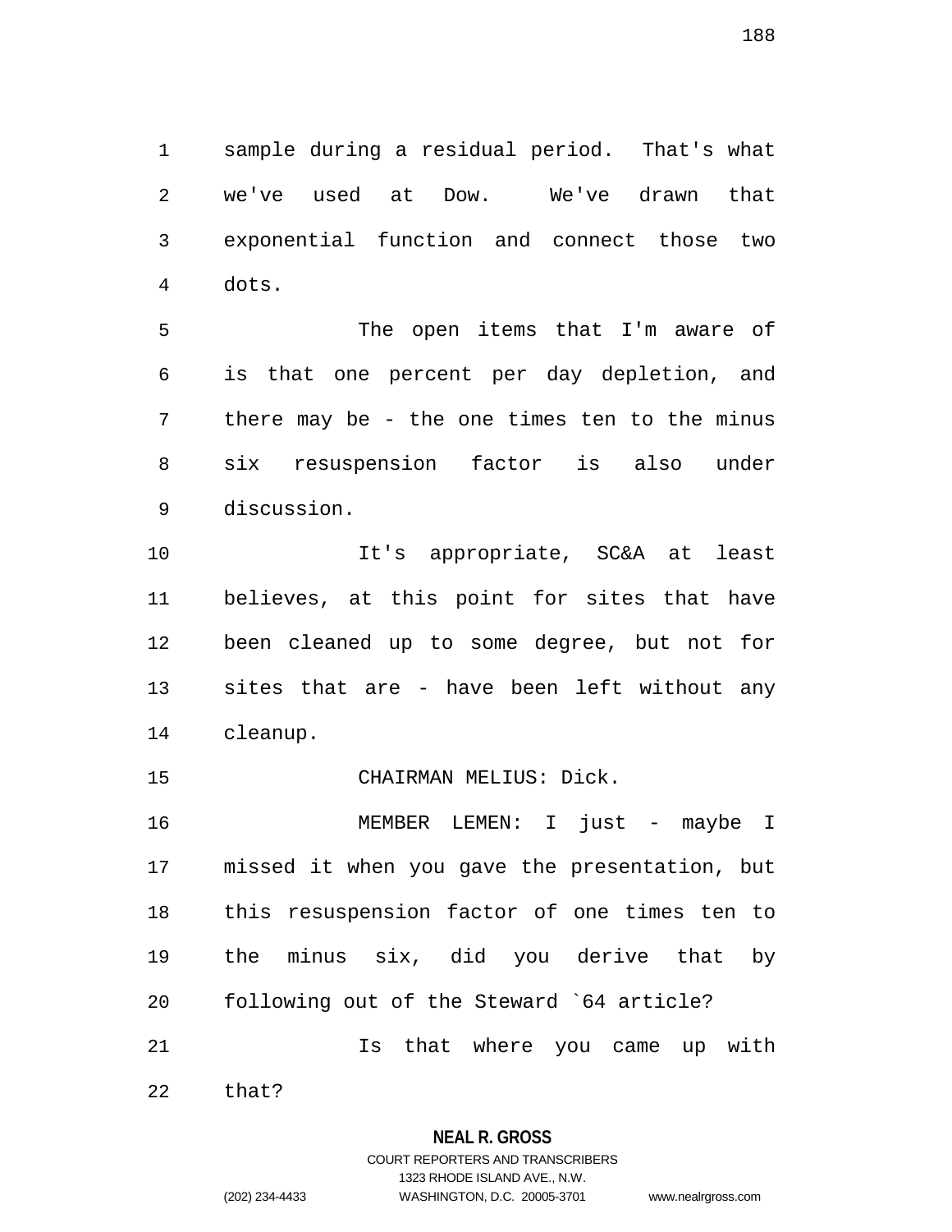sample during a residual period. That's what we've used at Dow. We've drawn that exponential function and connect those two dots.

The open items that I'm aware of is that one percent per day depletion, and there may be - the one times ten to the minus six resuspension factor is also under discussion.

It's appropriate, SC&A at least believes, at this point for sites that have been cleaned up to some degree, but not for sites that are - have been left without any cleanup.

CHAIRMAN MELIUS: Dick.

MEMBER LEMEN: I just - maybe I missed it when you gave the presentation, but this resuspension factor of one times ten to the minus six, did you derive that by following out of the Steward `64 article?

Is that where you came up with that?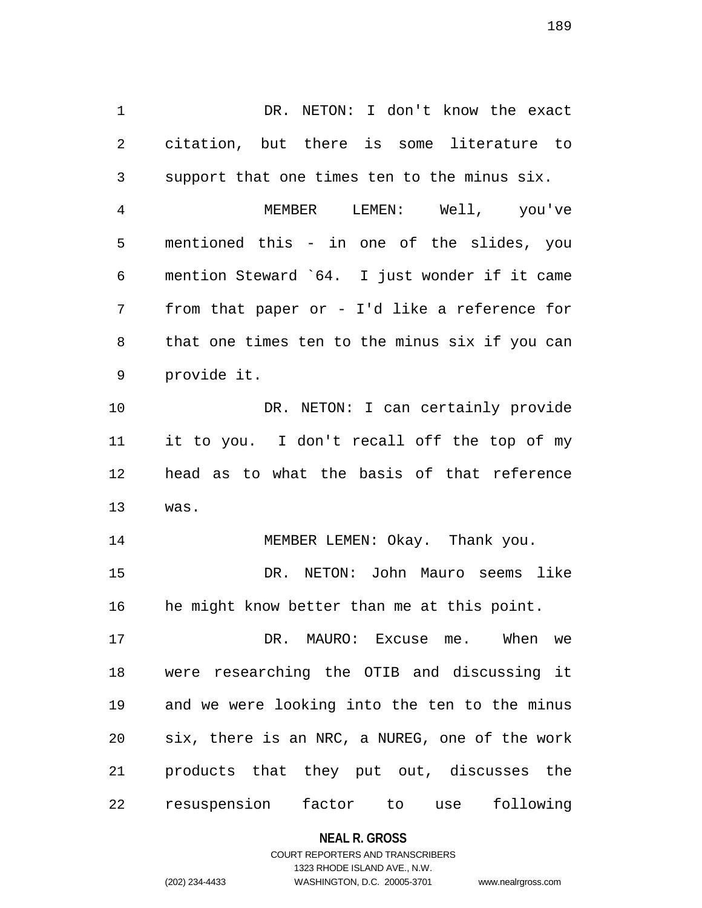DR. NETON: I don't know the exact citation, but there is some literature to support that one times ten to the minus six.

MEMBER LEMEN: Well, you've mentioned this - in one of the slides, you mention Steward `64. I just wonder if it came from that paper or - I'd like a reference for that one times ten to the minus six if you can provide it.

DR. NETON: I can certainly provide it to you. I don't recall off the top of my head as to what the basis of that reference was.

MEMBER LEMEN: Okay. Thank you.

DR. NETON: John Mauro seems like he might know better than me at this point.

DR. MAURO: Excuse me. When we were researching the OTIB and discussing it and we were looking into the ten to the minus six, there is an NRC, a NUREG, one of the work products that they put out, discusses the resuspension factor to use following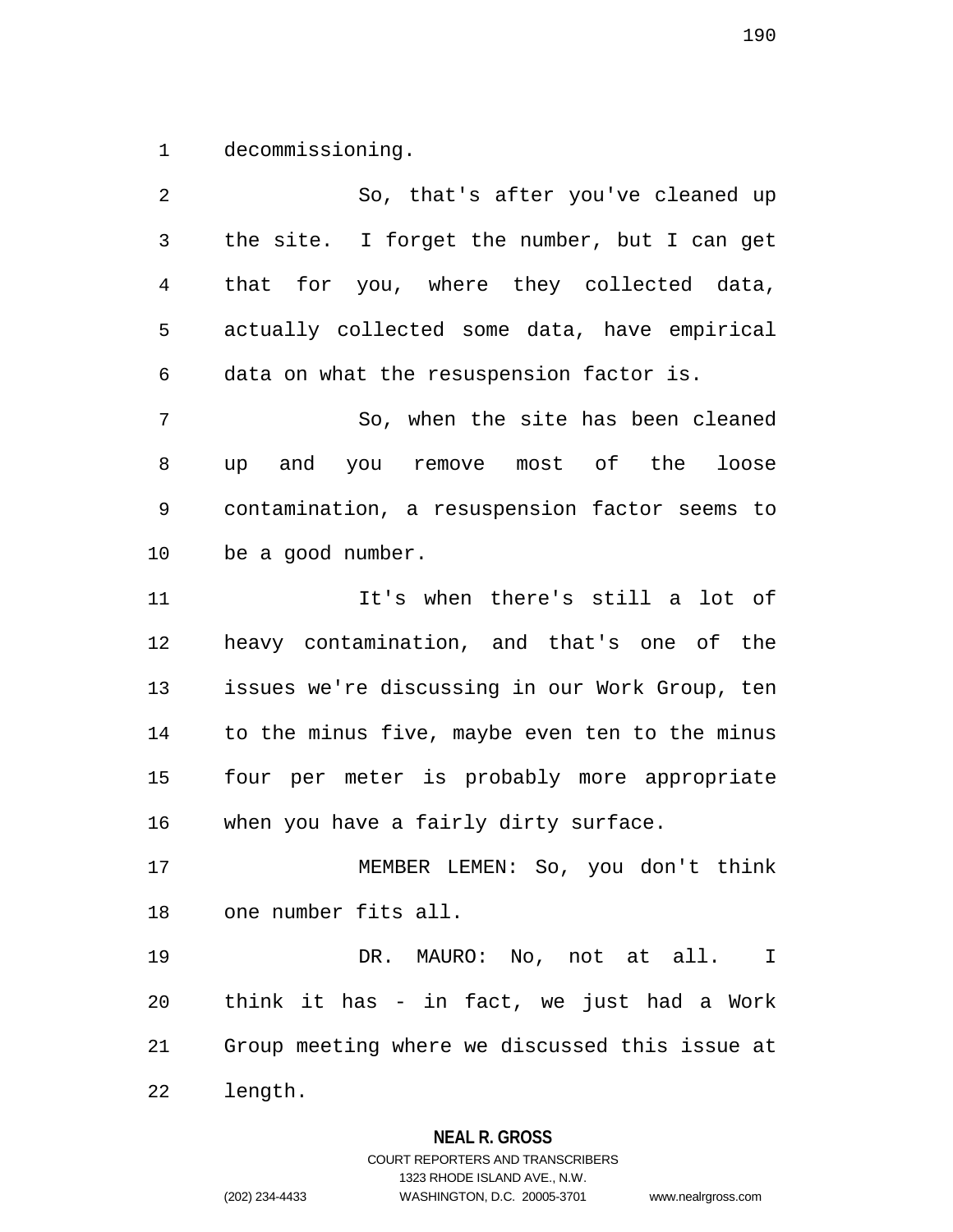decommissioning.

So, that's after you've cleaned up the site. I forget the number, but I can get that for you, where they collected data, actually collected some data, have empirical data on what the resuspension factor is.

So, when the site has been cleaned up and you remove most of the loose contamination, a resuspension factor seems to be a good number.

It's when there's still a lot of heavy contamination, and that's one of the issues we're discussing in our Work Group, ten to the minus five, maybe even ten to the minus four per meter is probably more appropriate when you have a fairly dirty surface.

MEMBER LEMEN: So, you don't think one number fits all.

DR. MAURO: No, not at all. I think it has - in fact, we just had a Work Group meeting where we discussed this issue at length.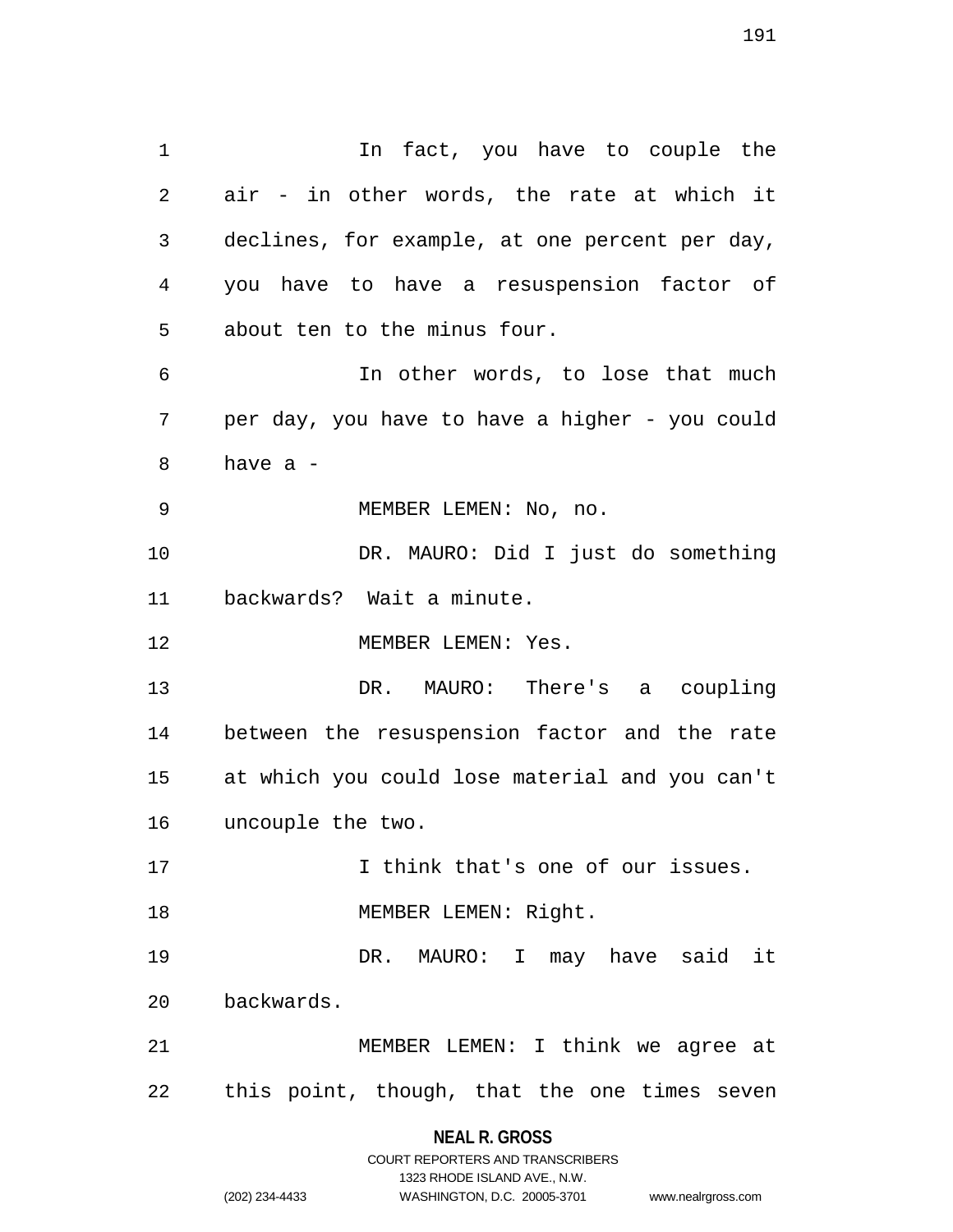In fact, you have to couple the air - in other words, the rate at which it declines, for example, at one percent per day, you have to have a resuspension factor of about ten to the minus four.

In other words, to lose that much per day, you have to have a higher - you could have a -

MEMBER LEMEN: No, no.

DR. MAURO: Did I just do something backwards? Wait a minute.

MEMBER LEMEN: Yes.

DR. MAURO: There's a coupling between the resuspension factor and the rate at which you could lose material and you can't uncouple the two.

I think that's one of our issues.

MEMBER LEMEN: Right.

DR. MAURO: I may have said it backwards.

MEMBER LEMEN: I think we agree at this point, though, that the one times seven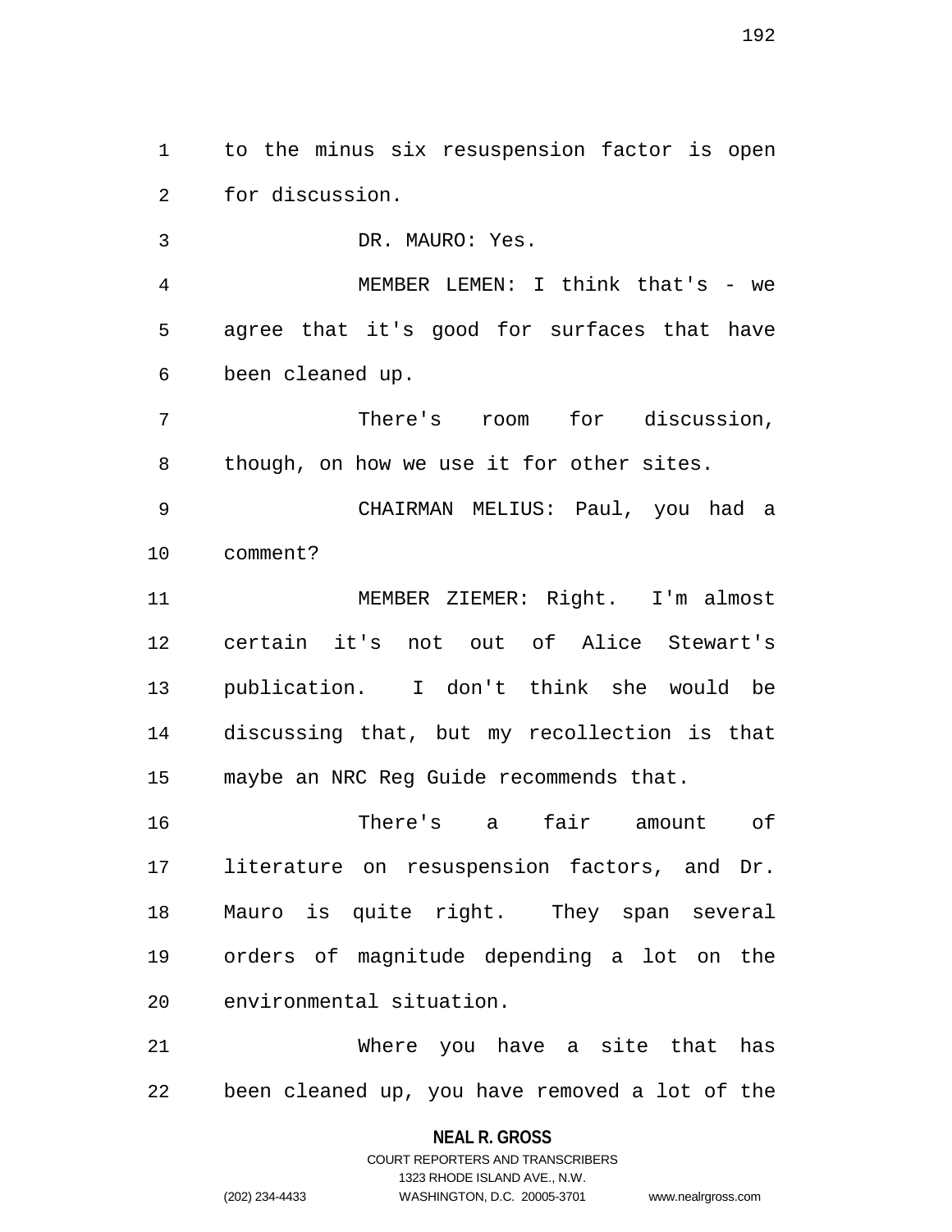to the minus six resuspension factor is open for discussion.

DR. MAURO: Yes.

MEMBER LEMEN: I think that's - we agree that it's good for surfaces that have been cleaned up.

There's room for discussion, though, on how we use it for other sites.

CHAIRMAN MELIUS: Paul, you had a comment?

MEMBER ZIEMER: Right. I'm almost certain it's not out of Alice Stewart's publication. I don't think she would be discussing that, but my recollection is that maybe an NRC Reg Guide recommends that.

There's a fair amount of literature on resuspension factors, and Dr. Mauro is quite right. They span several orders of magnitude depending a lot on the environmental situation.

Where you have a site that has been cleaned up, you have removed a lot of the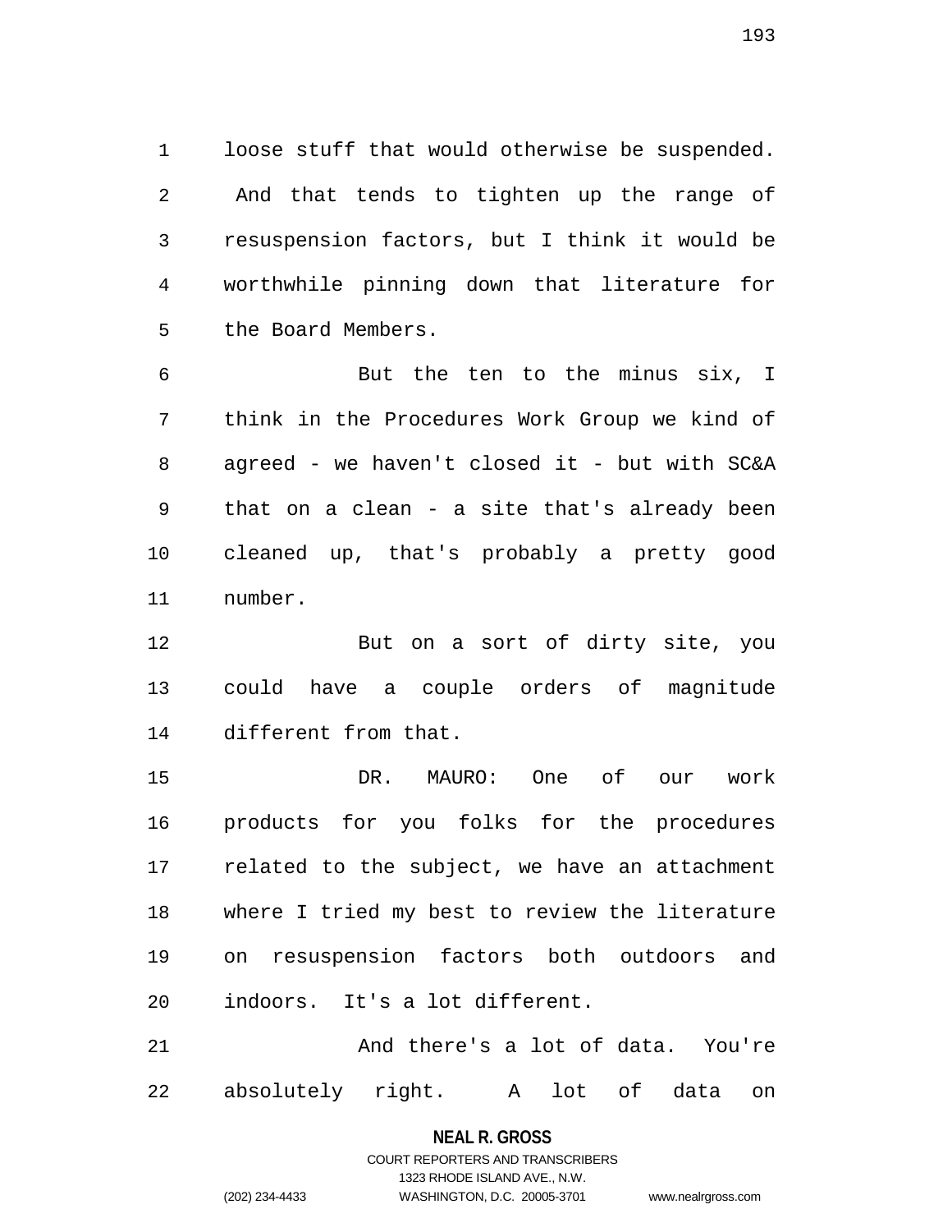loose stuff that would otherwise be suspended. And that tends to tighten up the range of resuspension factors, but I think it would be worthwhile pinning down that literature for the Board Members.

But the ten to the minus six, I think in the Procedures Work Group we kind of agreed - we haven't closed it - but with SC&A that on a clean - a site that's already been cleaned up, that's probably a pretty good number.

But on a sort of dirty site, you could have a couple orders of magnitude different from that.

DR. MAURO: One of our work products for you folks for the procedures related to the subject, we have an attachment where I tried my best to review the literature on resuspension factors both outdoors and indoors. It's a lot different.

And there's a lot of data. You're absolutely right. A lot of data on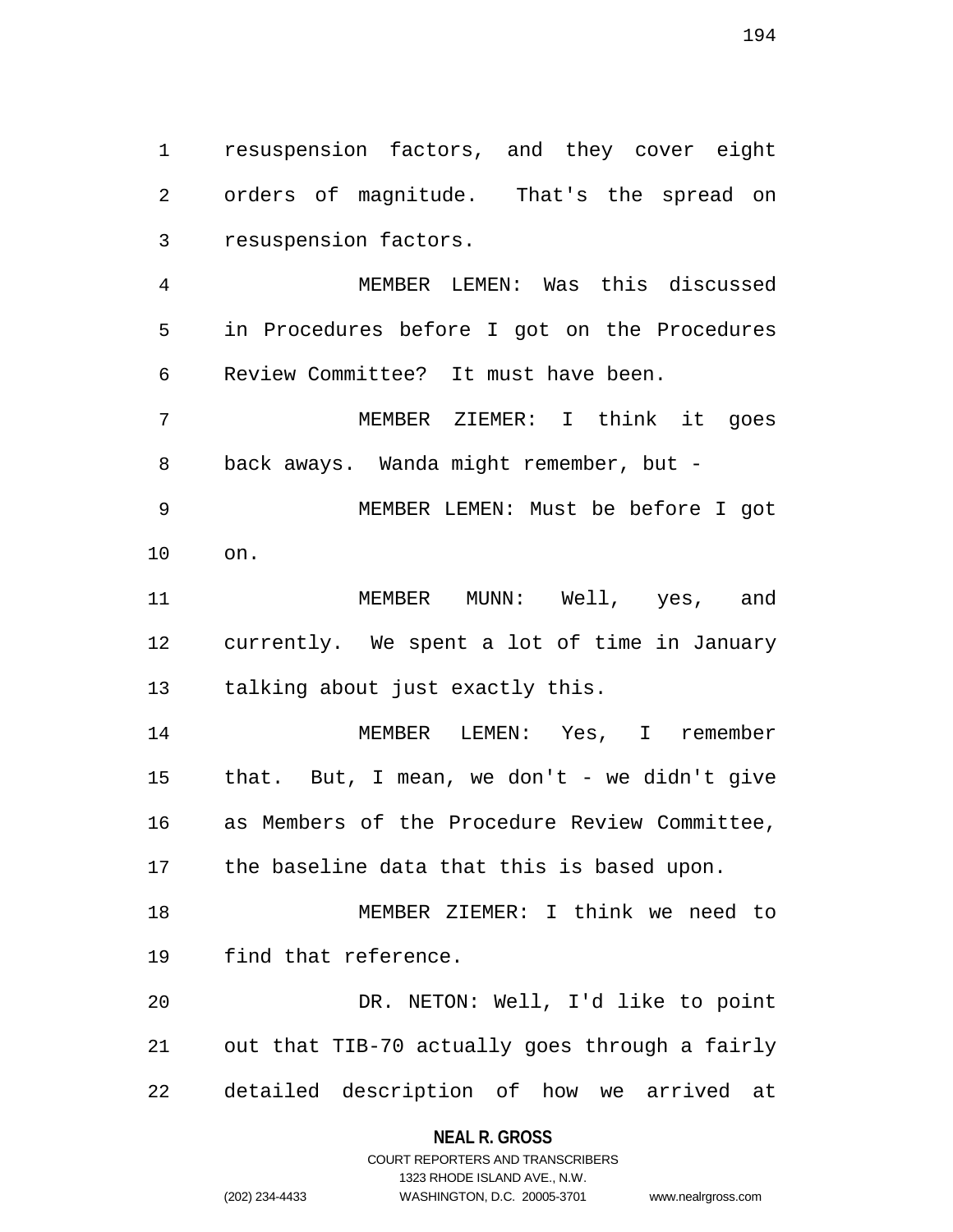resuspension factors, and they cover eight orders of magnitude. That's the spread on resuspension factors.

MEMBER LEMEN: Was this discussed in Procedures before I got on the Procedures Review Committee? It must have been.

MEMBER ZIEMER: I think it goes back aways. Wanda might remember, but -

MEMBER LEMEN: Must be before I got on.

MEMBER MUNN: Well, yes, and currently. We spent a lot of time in January talking about just exactly this.

MEMBER LEMEN: Yes, I remember that. But, I mean, we don't - we didn't give as Members of the Procedure Review Committee, the baseline data that this is based upon.

MEMBER ZIEMER: I think we need to find that reference.

DR. NETON: Well, I'd like to point out that TIB-70 actually goes through a fairly detailed description of how we arrived at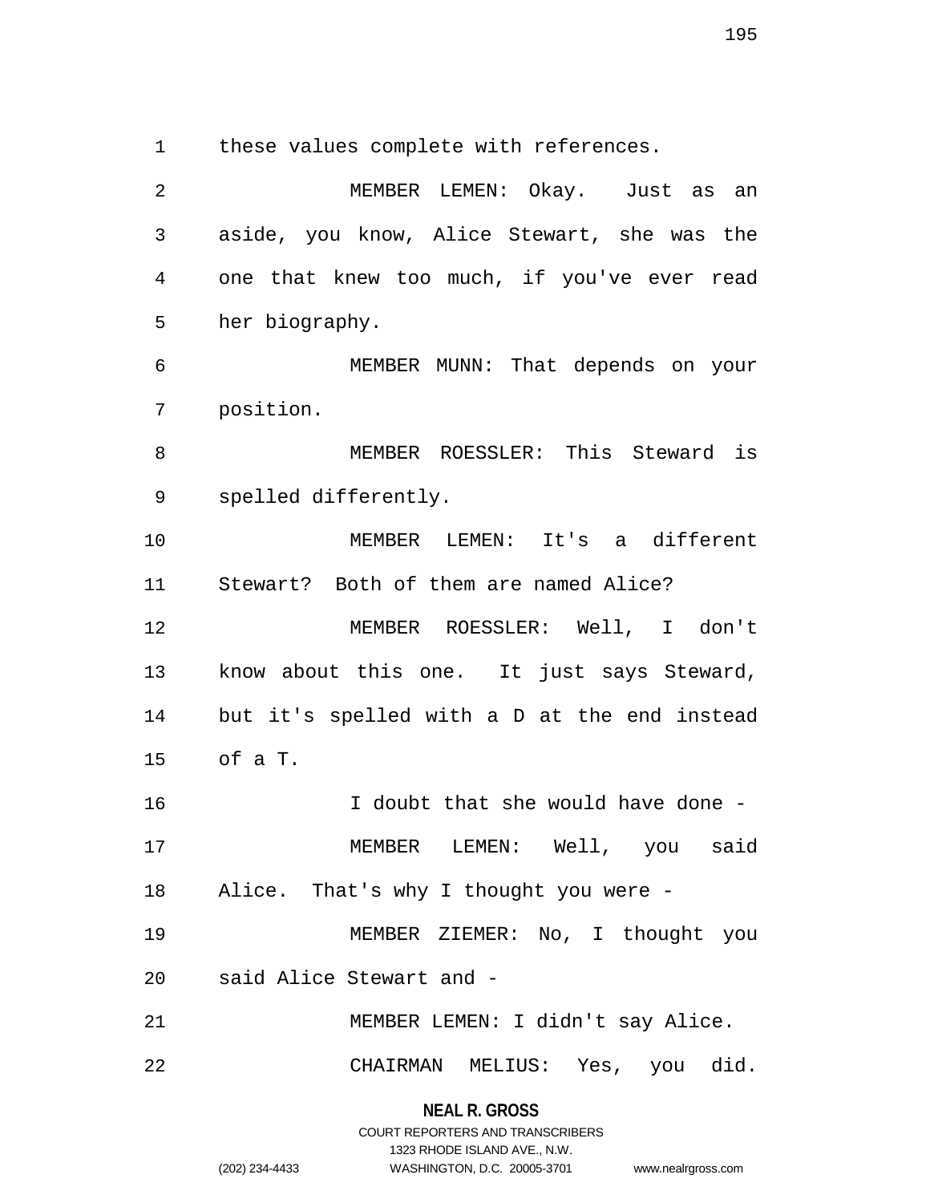these values complete with references.

MEMBER LEMEN: Okay. Just as an aside, you know, Alice Stewart, she was the one that knew too much, if you've ever read her biography.

MEMBER MUNN: That depends on your position.

MEMBER ROESSLER: This Steward is spelled differently.

MEMBER LEMEN: It's a different Stewart? Both of them are named Alice?

MEMBER ROESSLER: Well, I don't know about this one. It just says Steward, but it's spelled with a D at the end instead of a T.

I doubt that she would have done -

MEMBER LEMEN: Well, you said Alice. That's why I thought you were -

MEMBER ZIEMER: No, I thought you said Alice Stewart and -

MEMBER LEMEN: I didn't say Alice.

CHAIRMAN MELIUS: Yes, you did.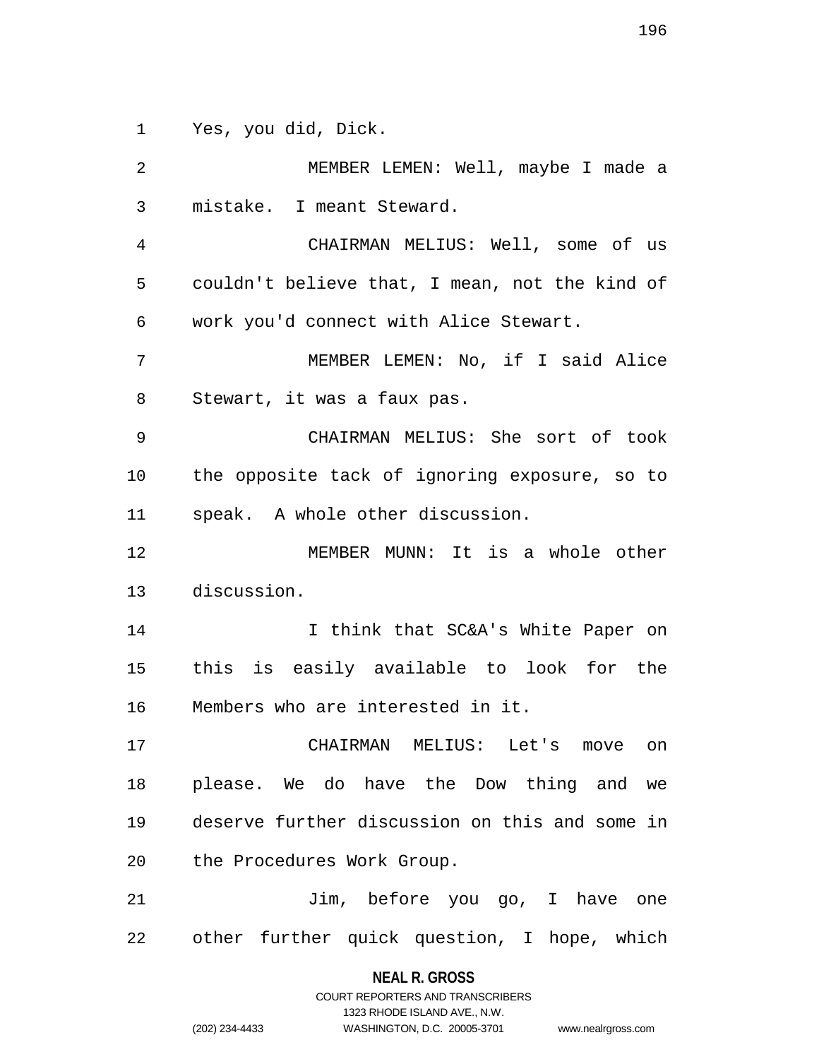Yes, you did, Dick.

MEMBER LEMEN: Well, maybe I made a mistake. I meant Steward.

CHAIRMAN MELIUS: Well, some of us couldn't believe that, I mean, not the kind of work you'd connect with Alice Stewart.

MEMBER LEMEN: No, if I said Alice Stewart, it was a faux pas.

CHAIRMAN MELIUS: She sort of took the opposite tack of ignoring exposure, so to speak. A whole other discussion.

MEMBER MUNN: It is a whole other discussion.

I think that SC&A's White Paper on this is easily available to look for the Members who are interested in it.

CHAIRMAN MELIUS: Let's move on please. We do have the Dow thing and we deserve further discussion on this and some in the Procedures Work Group.

Jim, before you go, I have one other further quick question, I hope, which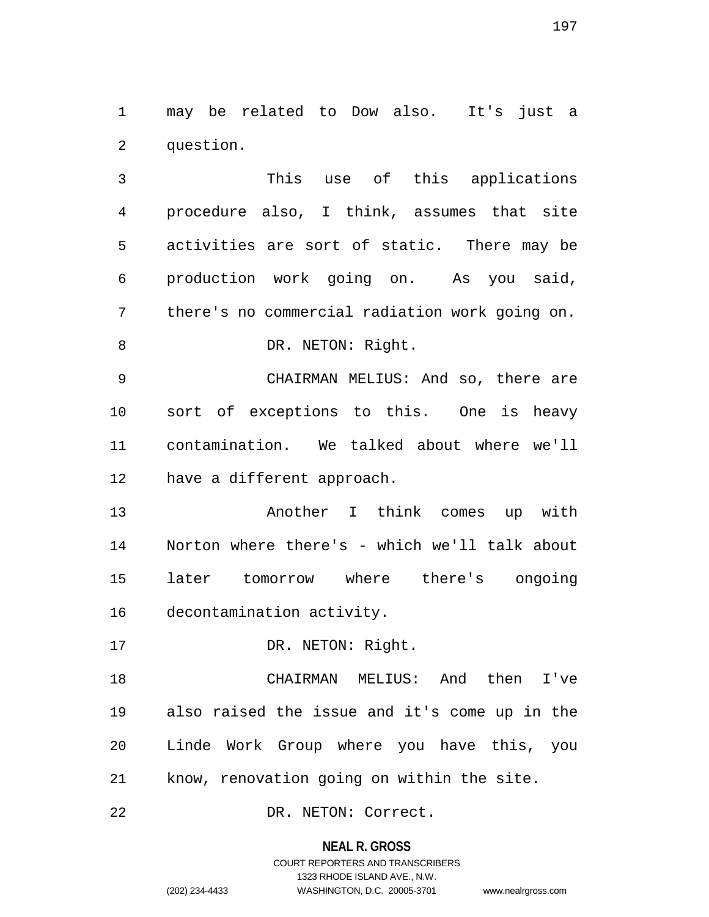may be related to Dow also. It's just a question.

This use of this applications procedure also, I think, assumes that site activities are sort of static. There may be production work going on. As you said, there's no commercial radiation work going on.

DR. NETON: Right.

CHAIRMAN MELIUS: And so, there are sort of exceptions to this. One is heavy contamination. We talked about where we'll have a different approach.

Another I think comes up with Norton where there's - which we'll talk about later tomorrow where there's ongoing decontamination activity.

DR. NETON: Right.

CHAIRMAN MELIUS: And then I've also raised the issue and it's come up in the Linde Work Group where you have this, you know, renovation going on within the site.

DR. NETON: Correct.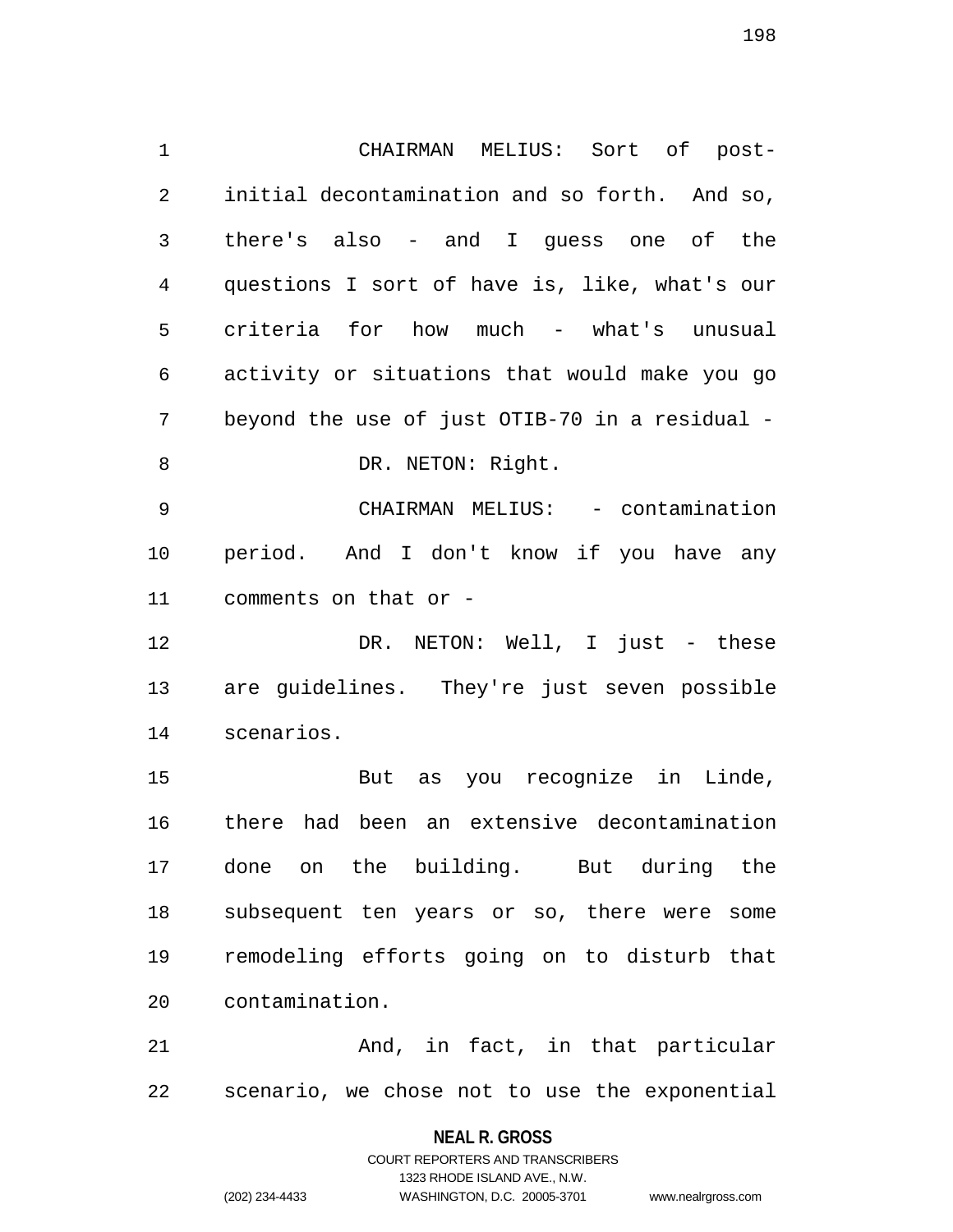CHAIRMAN MELIUS: Sort of post-initial decontamination and so forth. And so, there's also - and I guess one of the questions I sort of have is, like, what's our criteria for how much - what's unusual activity or situations that would make you go beyond the use of just OTIB-70 in a residual -

DR. NETON: Right.

CHAIRMAN MELIUS: - contamination period. And I don't know if you have any comments on that or -

DR. NETON: Well, I just - these are guidelines. They're just seven possible scenarios.

But as you recognize in Linde, there had been an extensive decontamination done on the building. But during the subsequent ten years or so, there were some remodeling efforts going on to disturb that contamination.

And, in fact, in that particular scenario, we chose not to use the exponential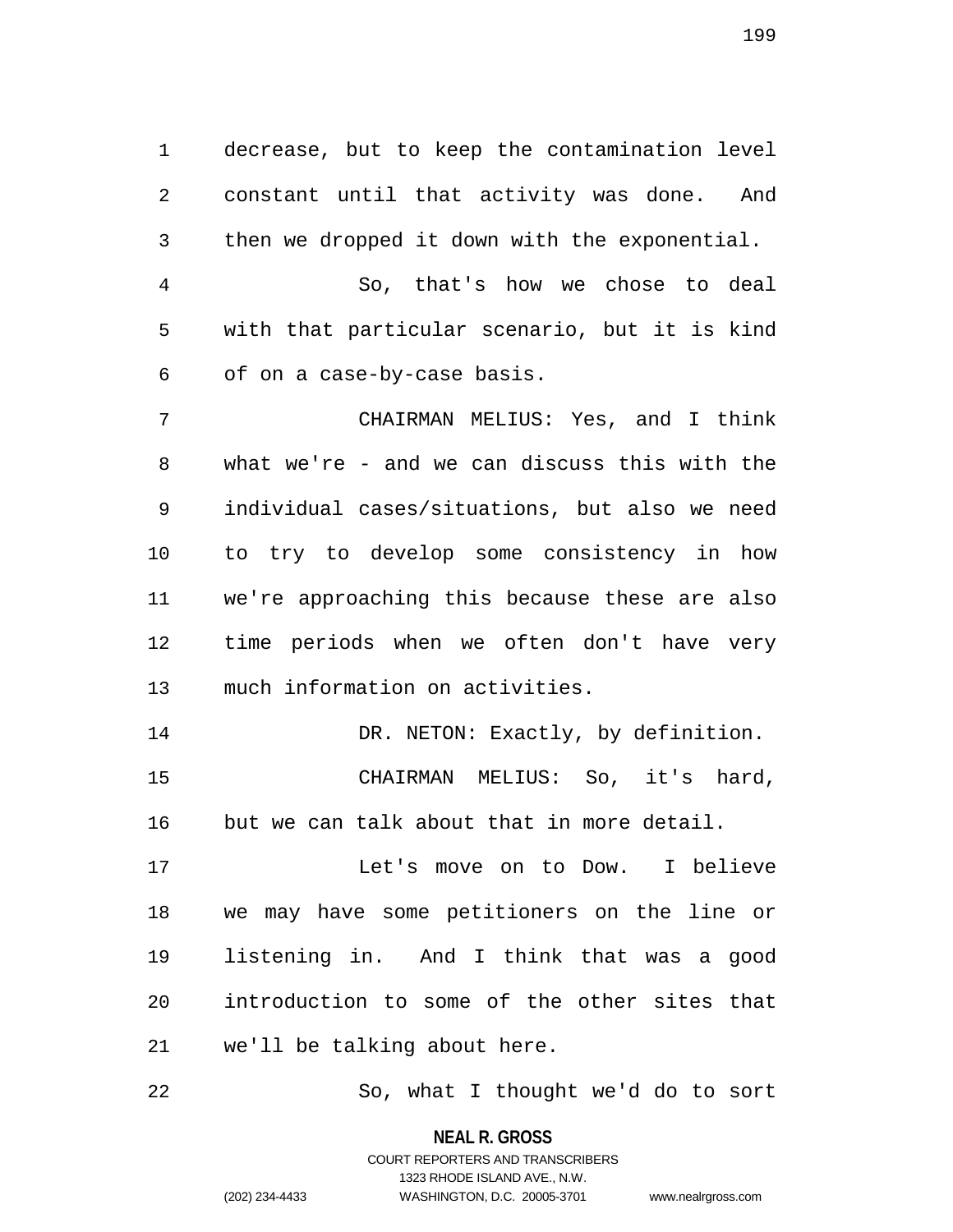decrease, but to keep the contamination level constant until that activity was done. And then we dropped it down with the exponential.

So, that's how we chose to deal with that particular scenario, but it is kind of on a case-by-case basis.

CHAIRMAN MELIUS: Yes, and I think what we're - and we can discuss this with the individual cases/situations, but also we need to try to develop some consistency in how we're approaching this because these are also time periods when we often don't have very much information on activities.

DR. NETON: Exactly, by definition.

CHAIRMAN MELIUS: So, it's hard, but we can talk about that in more detail.

Let's move on to Dow. I believe we may have some petitioners on the line or listening in. And I think that was a good introduction to some of the other sites that we'll be talking about here.

So, what I thought we'd do to sort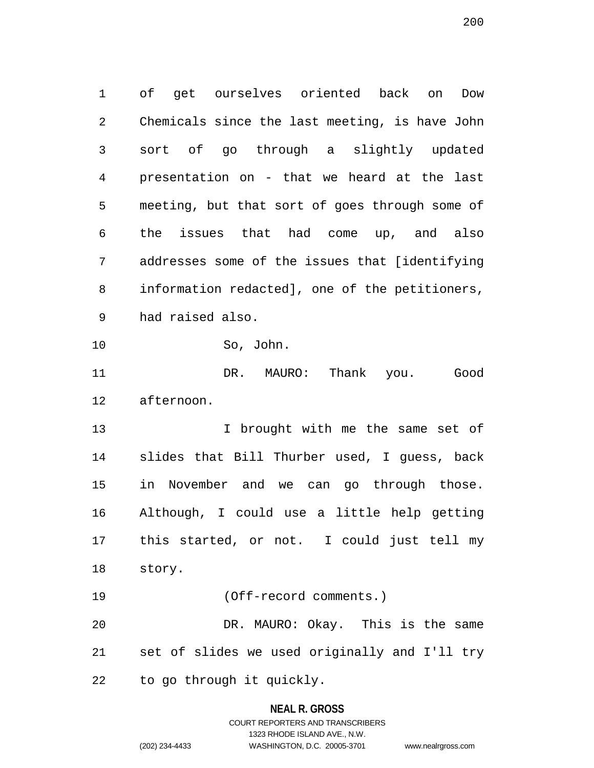of get ourselves oriented back on Dow Chemicals since the last meeting, is have John sort of go through a slightly updated presentation on - that we heard at the last meeting, but that sort of goes through some of the issues that had come up, and also addresses some of the issues that [identifying information redacted], one of the petitioners, had raised also.

So, John.

DR. MAURO: Thank you. Good afternoon.

I brought with me the same set of slides that Bill Thurber used, I guess, back in November and we can go through those. Although, I could use a little help getting this started, or not. I could just tell my story.

(Off-record comments.)

DR. MAURO: Okay. This is the same set of slides we used originally and I'll try to go through it quickly.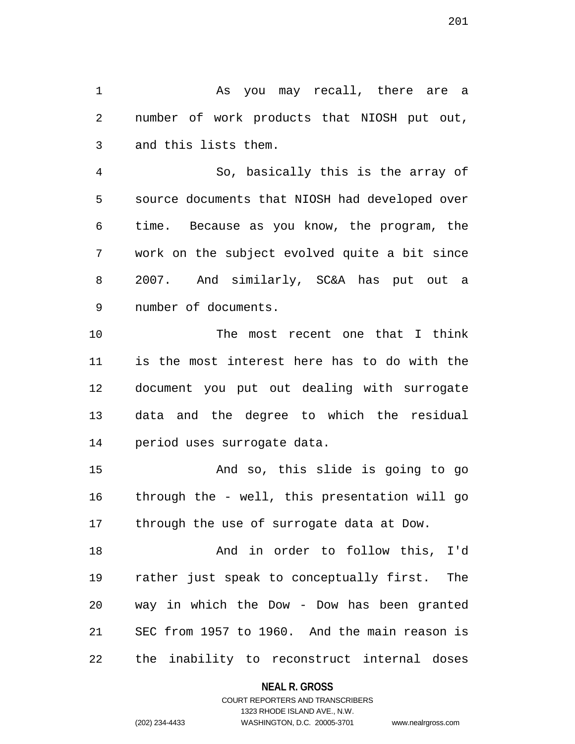As you may recall, there are a number of work products that NIOSH put out, and this lists them.

So, basically this is the array of source documents that NIOSH had developed over time. Because as you know, the program, the work on the subject evolved quite a bit since 2007. And similarly, SC&A has put out a number of documents.

The most recent one that I think is the most interest here has to do with the document you put out dealing with surrogate data and the degree to which the residual period uses surrogate data.

And so, this slide is going to go through the - well, this presentation will go through the use of surrogate data at Dow.

And in order to follow this, I'd rather just speak to conceptually first. The way in which the Dow - Dow has been granted SEC from 1957 to 1960. And the main reason is the inability to reconstruct internal doses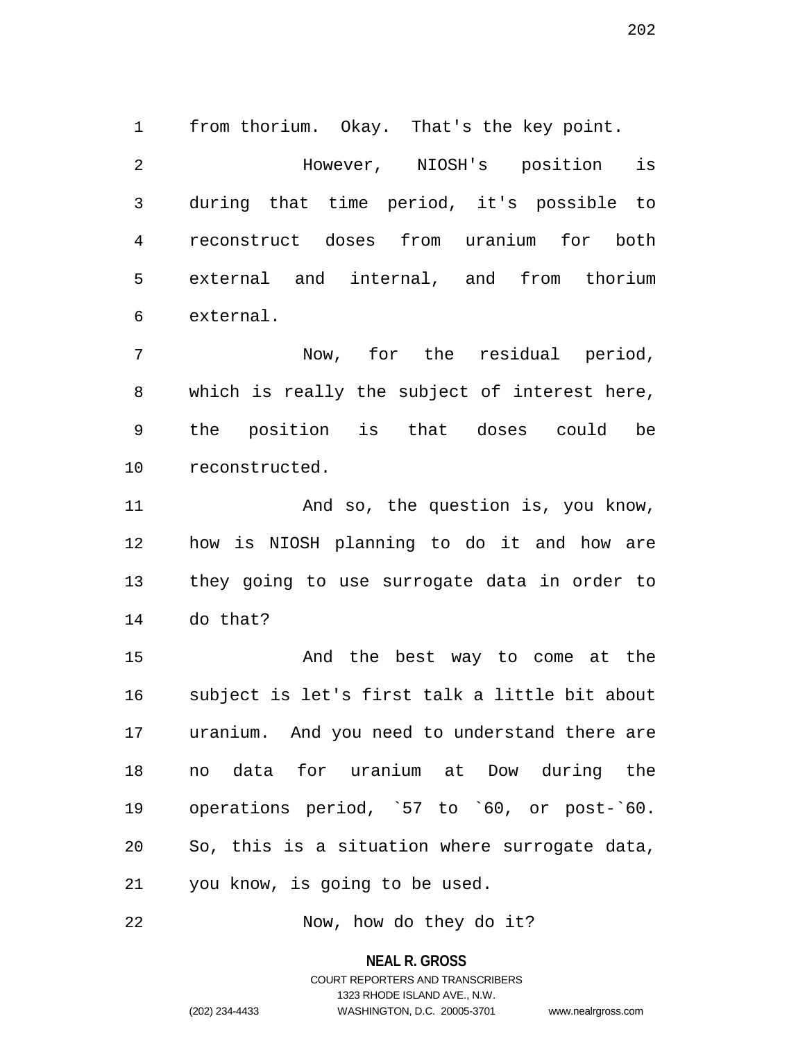from thorium. Okay. That's the key point.

However, NIOSH's position is during that time period, it's possible to reconstruct doses from uranium for both external and internal, and from thorium external.

Now, for the residual period, which is really the subject of interest here, the position is that doses could be reconstructed.

And so, the question is, you know, how is NIOSH planning to do it and how are they going to use surrogate data in order to do that?

And the best way to come at the subject is let's first talk a little bit about uranium. And you need to understand there are no data for uranium at Dow during the operations period, `57 to `60, or post-`60. So, this is a situation where surrogate data, you know, is going to be used.

Now, how do they do it?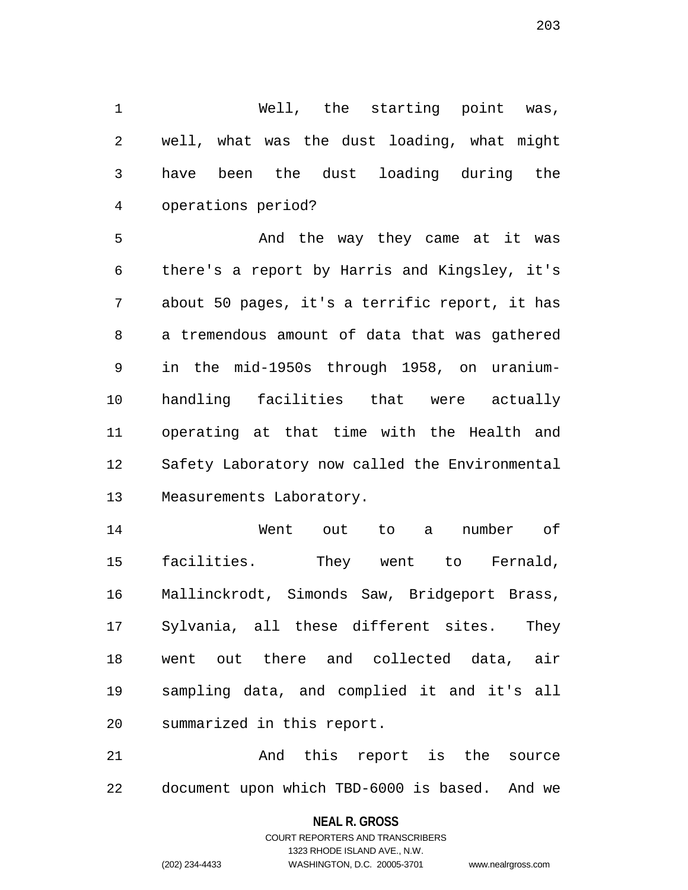Well, the starting point was, well, what was the dust loading, what might have been the dust loading during the operations period?

And the way they came at it was there's a report by Harris and Kingsley, it's about 50 pages, it's a terrific report, it has a tremendous amount of data that was gathered in the mid-1950s through 1958, on uranium-handling facilities that were actually operating at that time with the Health and Safety Laboratory now called the Environmental Measurements Laboratory.

Went out to a number of facilities. They went to Fernald, Mallinckrodt, Simonds Saw, Bridgeport Brass, Sylvania, all these different sites. They went out there and collected data, air sampling data, and complied it and it's all summarized in this report.

And this report is the source document upon which TBD-6000 is based. And we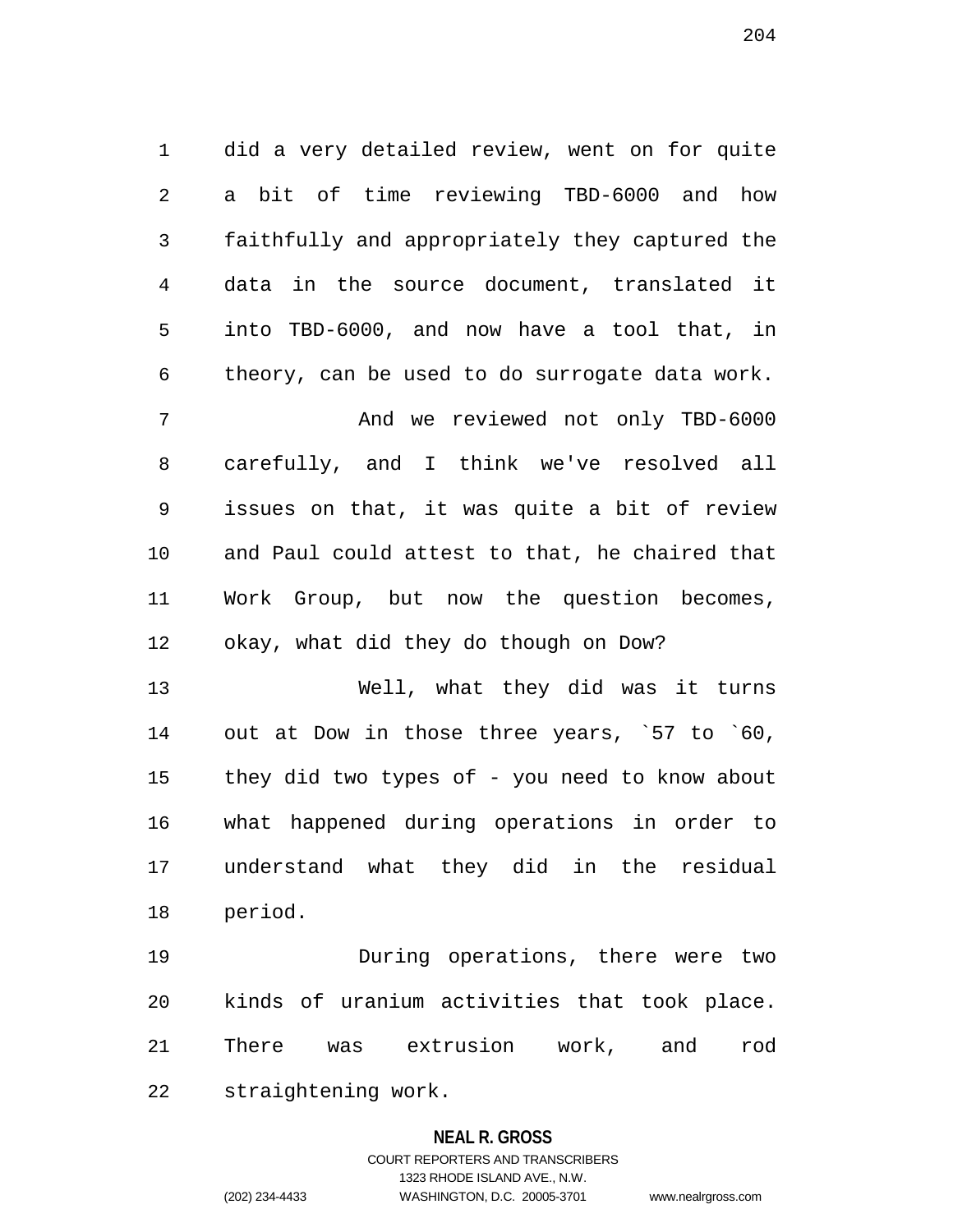did a very detailed review, went on for quite a bit of time reviewing TBD-6000 and how faithfully and appropriately they captured the data in the source document, translated it into TBD-6000, and now have a tool that, in theory, can be used to do surrogate data work.

And we reviewed not only TBD-6000 carefully, and I think we've resolved all issues on that, it was quite a bit of review and Paul could attest to that, he chaired that Work Group, but now the question becomes, okay, what did they do though on Dow?

Well, what they did was it turns out at Dow in those three years, `57 to `60, they did two types of - you need to know about what happened during operations in order to understand what they did in the residual period.

During operations, there were two kinds of uranium activities that took place. There was extrusion work, and rod straightening work.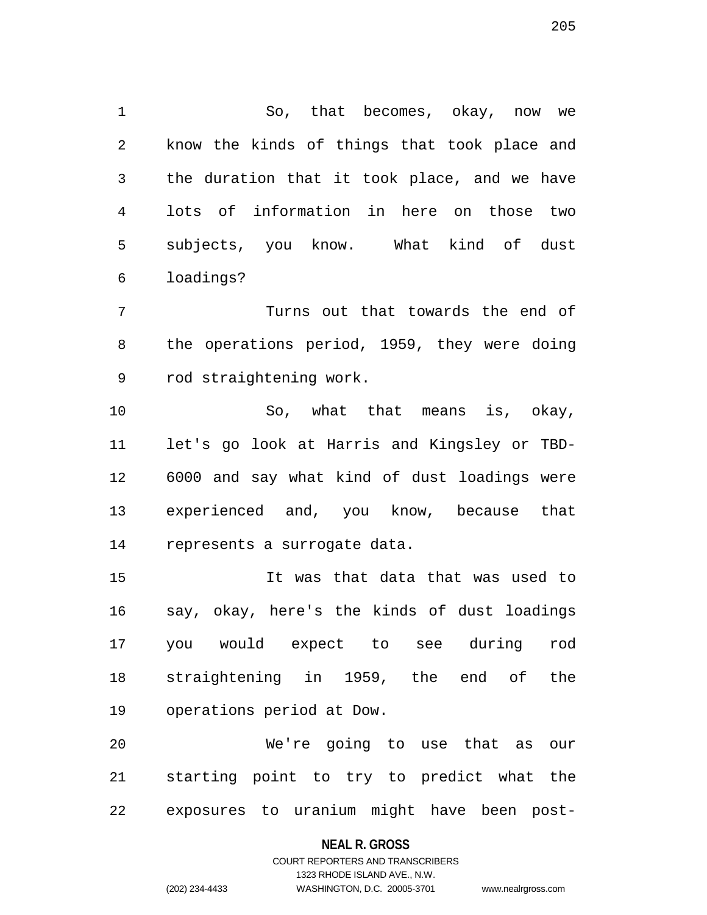So, that becomes, okay, now we know the kinds of things that took place and the duration that it took place, and we have lots of information in here on those two subjects, you know. What kind of dust loadings?

Turns out that towards the end of the operations period, 1959, they were doing rod straightening work.

So, what that means is, okay, let's go look at Harris and Kingsley or TBD-6000 and say what kind of dust loadings were experienced and, you know, because that represents a surrogate data.

It was that data that was used to say, okay, here's the kinds of dust loadings you would expect to see during rod straightening in 1959, the end of the operations period at Dow.

We're going to use that as our starting point to try to predict what the exposures to uranium might have been post-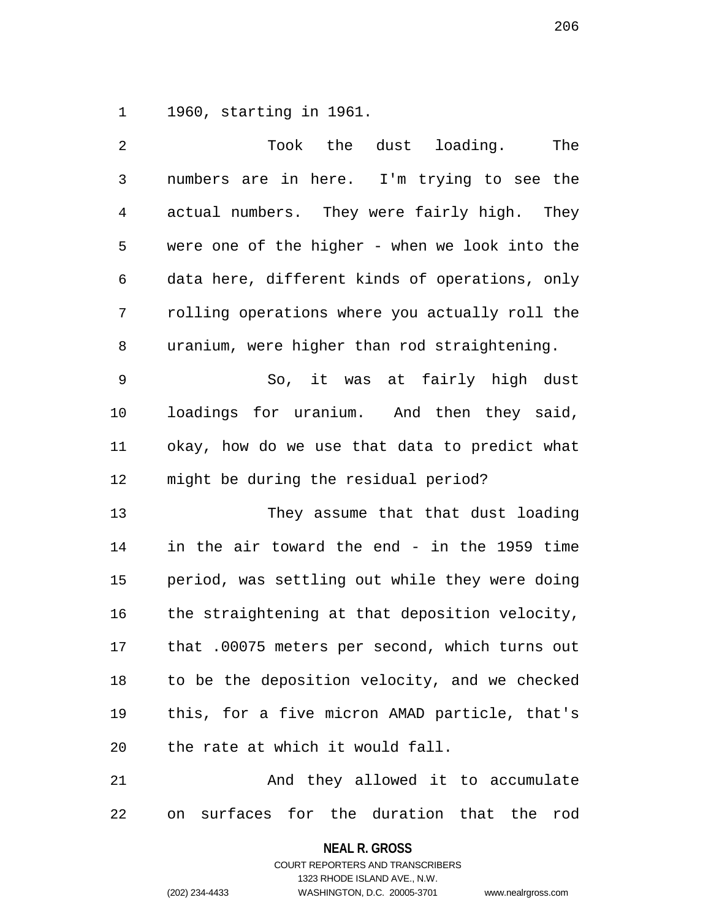1960, starting in 1961.

Took the dust loading. The numbers are in here. I'm trying to see the actual numbers. They were fairly high. They were one of the higher - when we look into the data here, different kinds of operations, only rolling operations where you actually roll the uranium, were higher than rod straightening.

So, it was at fairly high dust loadings for uranium. And then they said, okay, how do we use that data to predict what might be during the residual period?

They assume that that dust loading in the air toward the end - in the 1959 time period, was settling out while they were doing the straightening at that deposition velocity, that .00075 meters per second, which turns out to be the deposition velocity, and we checked this, for a five micron AMAD particle, that's the rate at which it would fall.

And they allowed it to accumulate on surfaces for the duration that the rod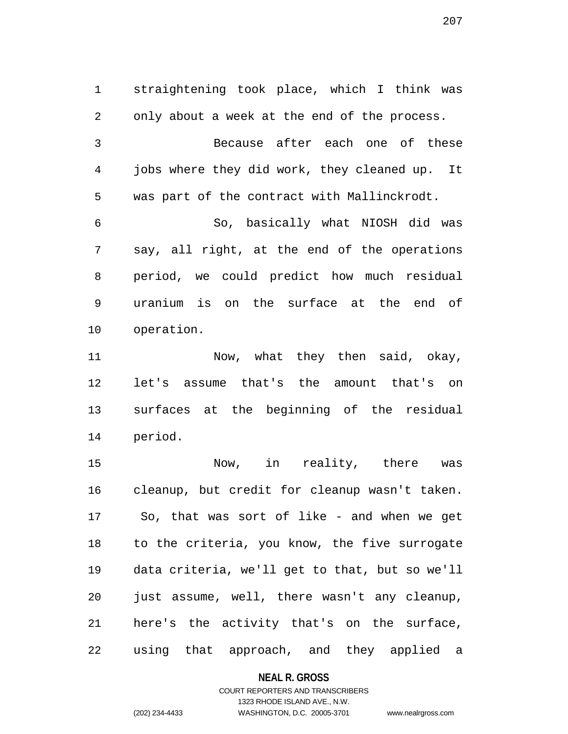straightening took place, which I think was only about a week at the end of the process.

Because after each one of these jobs where they did work, they cleaned up. It was part of the contract with Mallinckrodt.

So, basically what NIOSH did was say, all right, at the end of the operations period, we could predict how much residual uranium is on the surface at the end of operation.

Now, what they then said, okay, let's assume that's the amount that's on surfaces at the beginning of the residual period.

Now, in reality, there was cleanup, but credit for cleanup wasn't taken. So, that was sort of like - and when we get to the criteria, you know, the five surrogate data criteria, we'll get to that, but so we'll just assume, well, there wasn't any cleanup, here's the activity that's on the surface, using that approach, and they applied a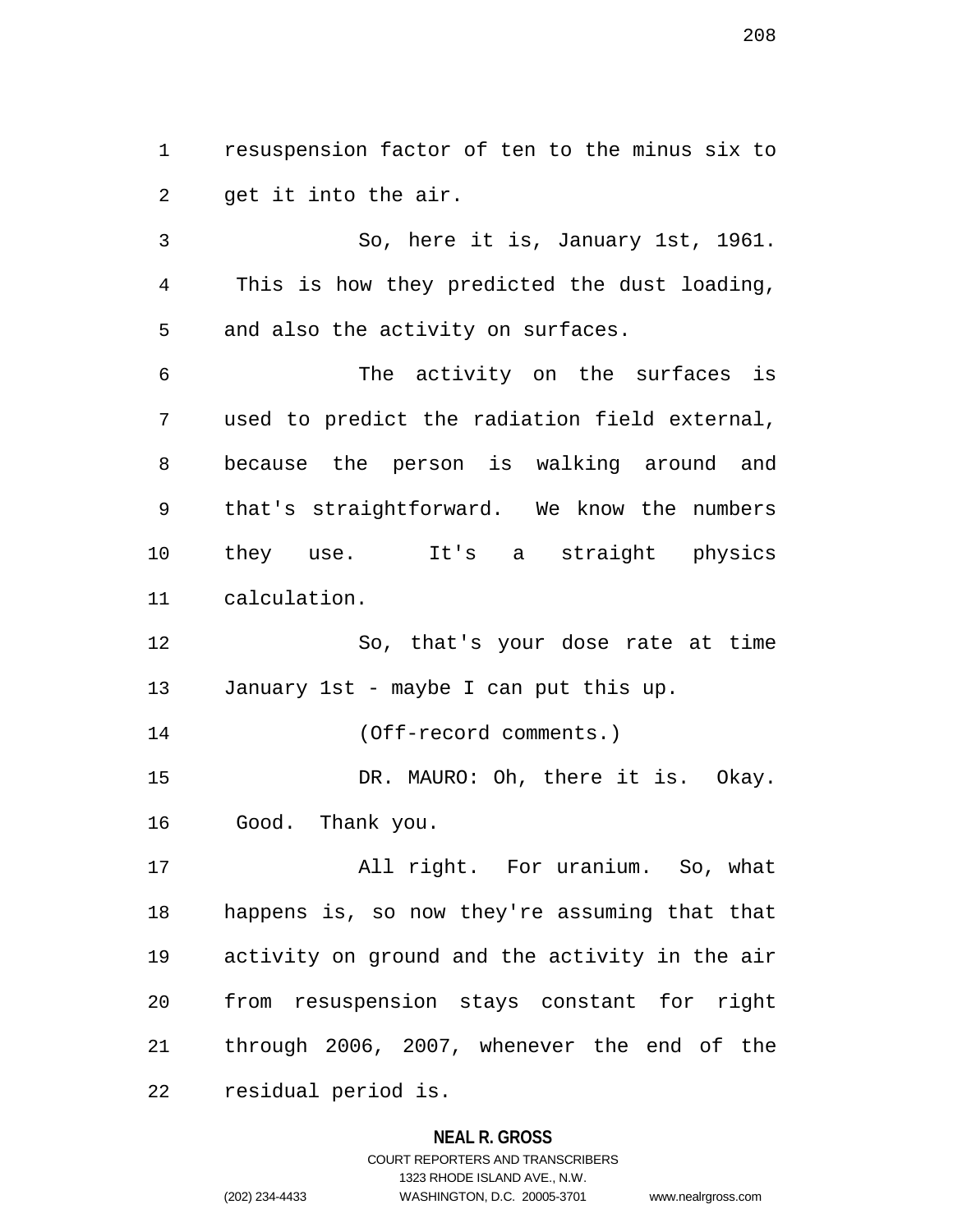resuspension factor of ten to the minus six to get it into the air.

So, here it is, January 1st, 1961. This is how they predicted the dust loading, and also the activity on surfaces.

The activity on the surfaces is used to predict the radiation field external, because the person is walking around and that's straightforward. We know the numbers they use. It's a straight physics calculation.

So, that's your dose rate at time January 1st - maybe I can put this up.

(Off-record comments.)

DR. MAURO: Oh, there it is. Okay. Good. Thank you.

All right. For uranium. So, what happens is, so now they're assuming that that activity on ground and the activity in the air from resuspension stays constant for right through 2006, 2007, whenever the end of the residual period is.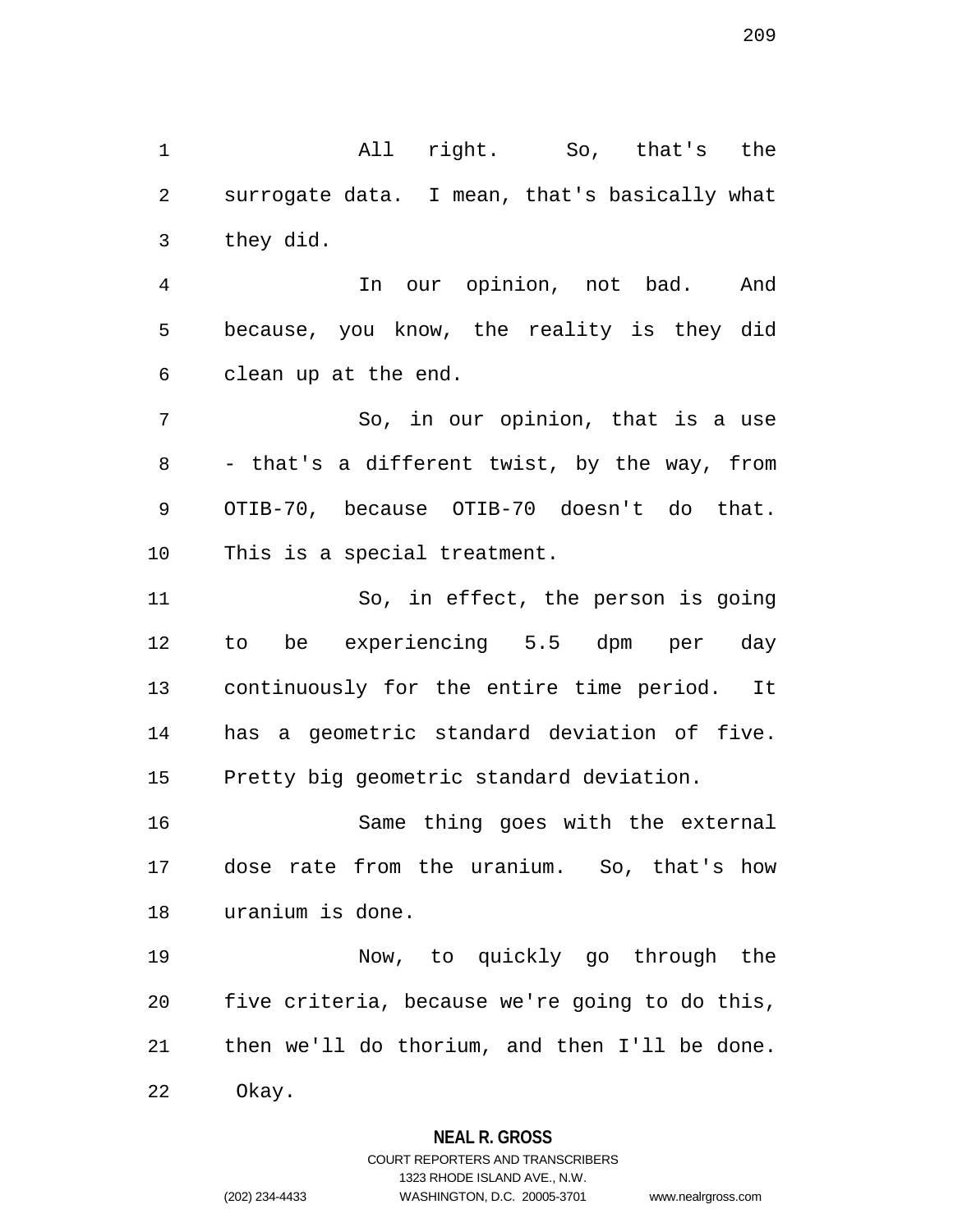All right. So, that's the surrogate data. I mean, that's basically what they did.

In our opinion, not bad. And because, you know, the reality is they did clean up at the end.

So, in our opinion, that is a use - that's a different twist, by the way, from OTIB-70, because OTIB-70 doesn't do that. This is a special treatment.

So, in effect, the person is going to be experiencing 5.5 dpm per day continuously for the entire time period. It has a geometric standard deviation of five. Pretty big geometric standard deviation.

Same thing goes with the external dose rate from the uranium. So, that's how uranium is done.

Now, to quickly go through the five criteria, because we're going to do this, then we'll do thorium, and then I'll be done. Okay.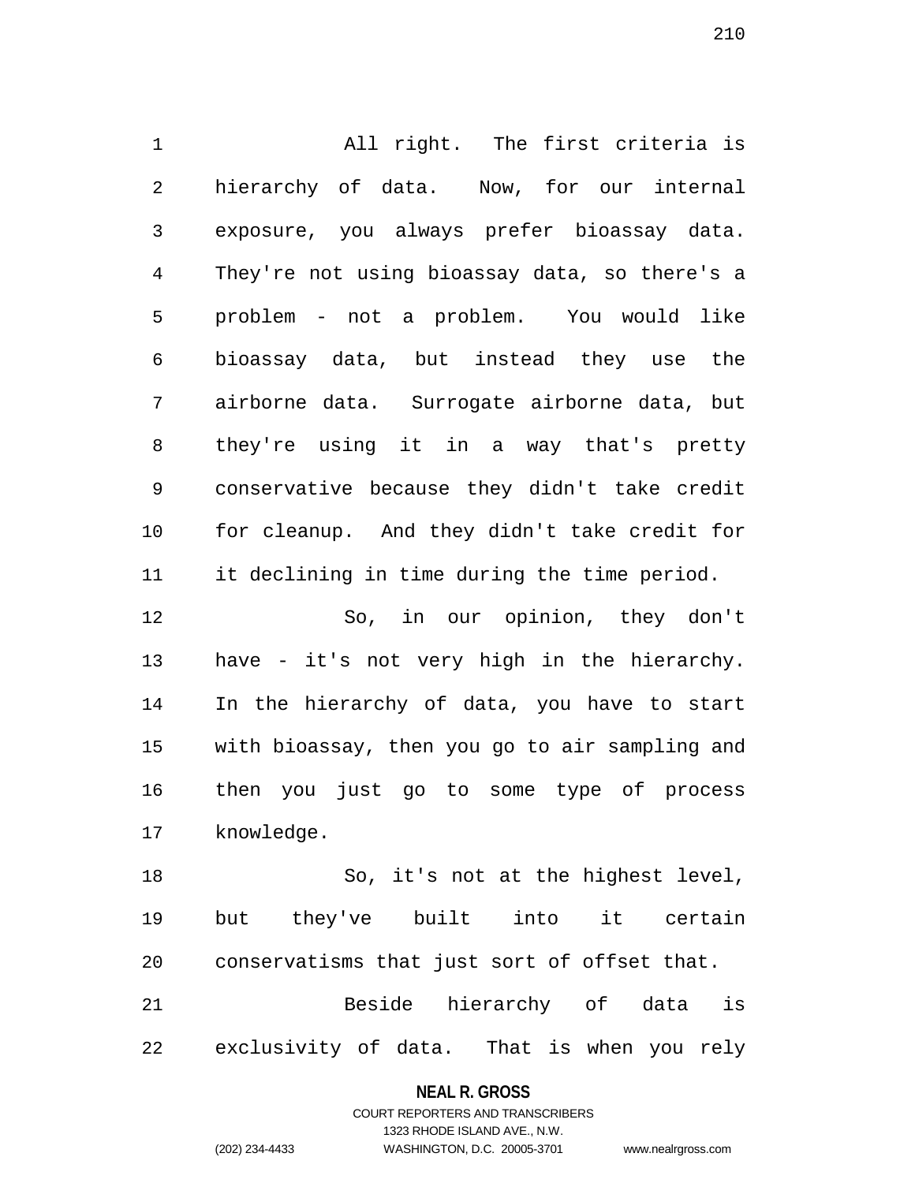All right. The first criteria is hierarchy of data. Now, for our internal exposure, you always prefer bioassay data. They're not using bioassay data, so there's a problem - not a problem. You would like bioassay data, but instead they use the airborne data. Surrogate airborne data, but they're using it in a way that's pretty conservative because they didn't take credit for cleanup. And they didn't take credit for it declining in time during the time period.

So, in our opinion, they don't have - it's not very high in the hierarchy. In the hierarchy of data, you have to start with bioassay, then you go to air sampling and then you just go to some type of process knowledge.

So, it's not at the highest level, but they've built into it certain conservatisms that just sort of offset that.

Beside hierarchy of data is exclusivity of data. That is when you rely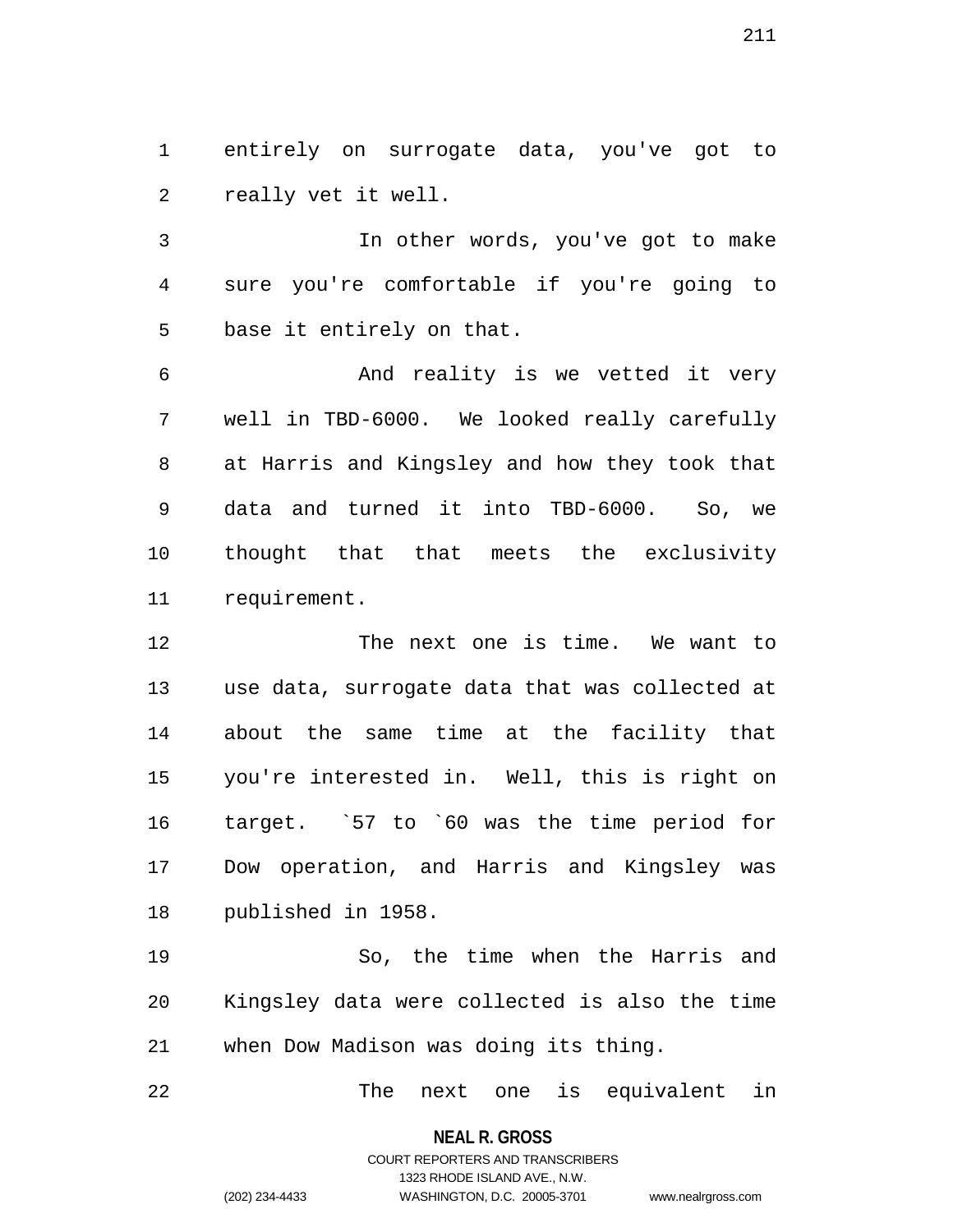entirely on surrogate data, you've got to really vet it well.

In other words, you've got to make sure you're comfortable if you're going to base it entirely on that.

And reality is we vetted it very well in TBD-6000. We looked really carefully at Harris and Kingsley and how they took that data and turned it into TBD-6000. So, we thought that that meets the exclusivity requirement.

The next one is time. We want to use data, surrogate data that was collected at about the same time at the facility that you're interested in. Well, this is right on target. `57 to `60 was the time period for Dow operation, and Harris and Kingsley was published in 1958.

So, the time when the Harris and Kingsley data were collected is also the time when Dow Madison was doing its thing.

The next one is equivalent in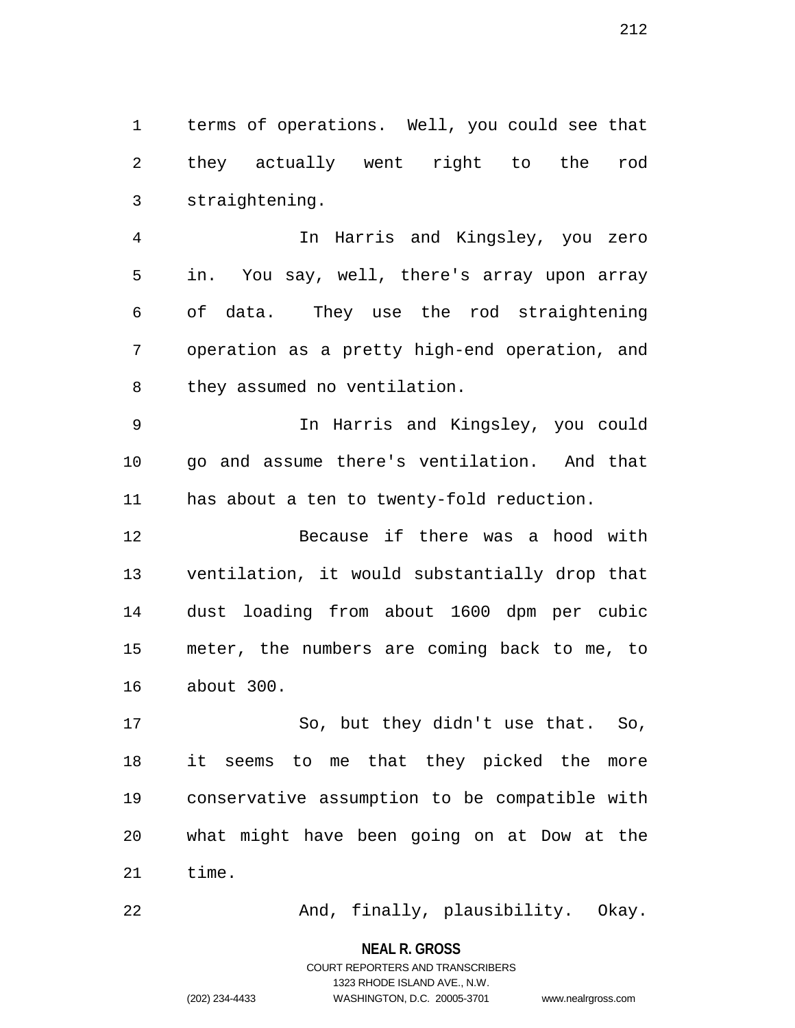terms of operations. Well, you could see that they actually went right to the rod straightening.

In Harris and Kingsley, you zero in. You say, well, there's array upon array of data. They use the rod straightening operation as a pretty high-end operation, and they assumed no ventilation.

In Harris and Kingsley, you could go and assume there's ventilation. And that has about a ten to twenty-fold reduction.

Because if there was a hood with ventilation, it would substantially drop that dust loading from about 1600 dpm per cubic meter, the numbers are coming back to me, to about 300.

So, but they didn't use that. So, it seems to me that they picked the more conservative assumption to be compatible with what might have been going on at Dow at the time.

And, finally, plausibility. Okay.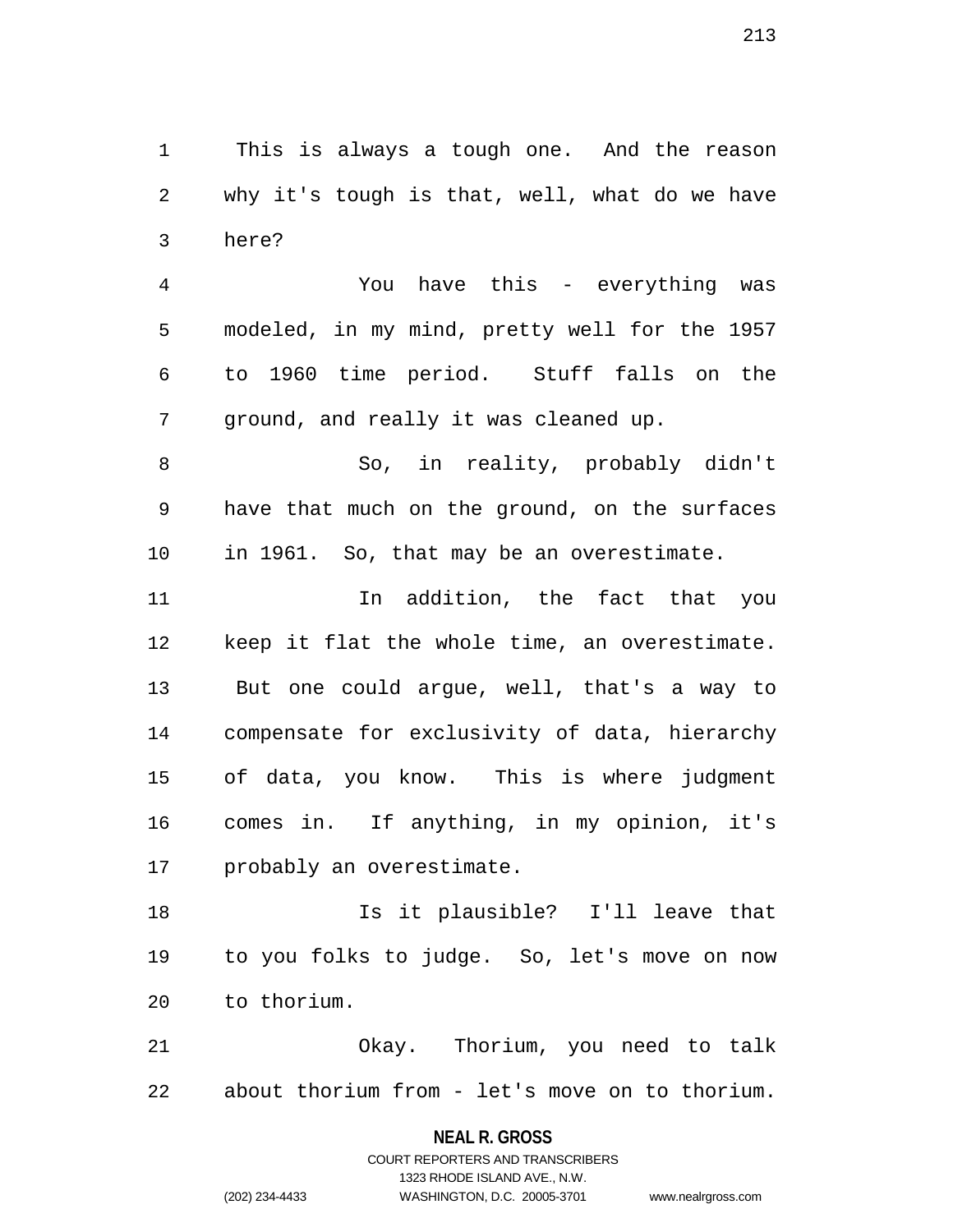This is always a tough one. And the reason why it's tough is that, well, what do we have here?

You have this - everything was modeled, in my mind, pretty well for the 1957 to 1960 time period. Stuff falls on the ground, and really it was cleaned up.

So, in reality, probably didn't have that much on the ground, on the surfaces in 1961. So, that may be an overestimate.

In addition, the fact that you keep it flat the whole time, an overestimate. But one could argue, well, that's a way to compensate for exclusivity of data, hierarchy of data, you know. This is where judgment comes in. If anything, in my opinion, it's probably an overestimate.

Is it plausible? I'll leave that to you folks to judge. So, let's move on now to thorium.

Okay. Thorium, you need to talk about thorium from - let's move on to thorium.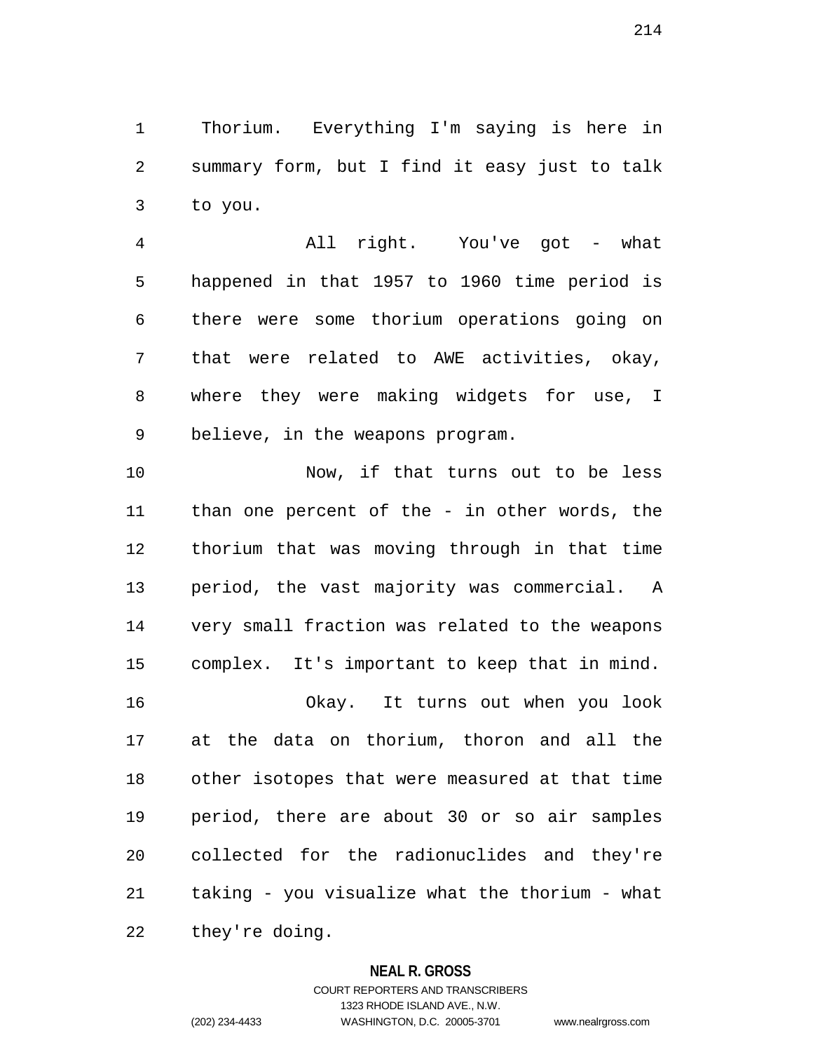Thorium. Everything I'm saying is here in summary form, but I find it easy just to talk to you.

All right. You've got - what happened in that 1957 to 1960 time period is there were some thorium operations going on that were related to AWE activities, okay, where they were making widgets for use, I believe, in the weapons program.

Now, if that turns out to be less than one percent of the - in other words, the thorium that was moving through in that time period, the vast majority was commercial. A very small fraction was related to the weapons complex. It's important to keep that in mind.

Okay. It turns out when you look at the data on thorium, thoron and all the other isotopes that were measured at that time period, there are about 30 or so air samples collected for the radionuclides and they're taking - you visualize what the thorium - what they're doing.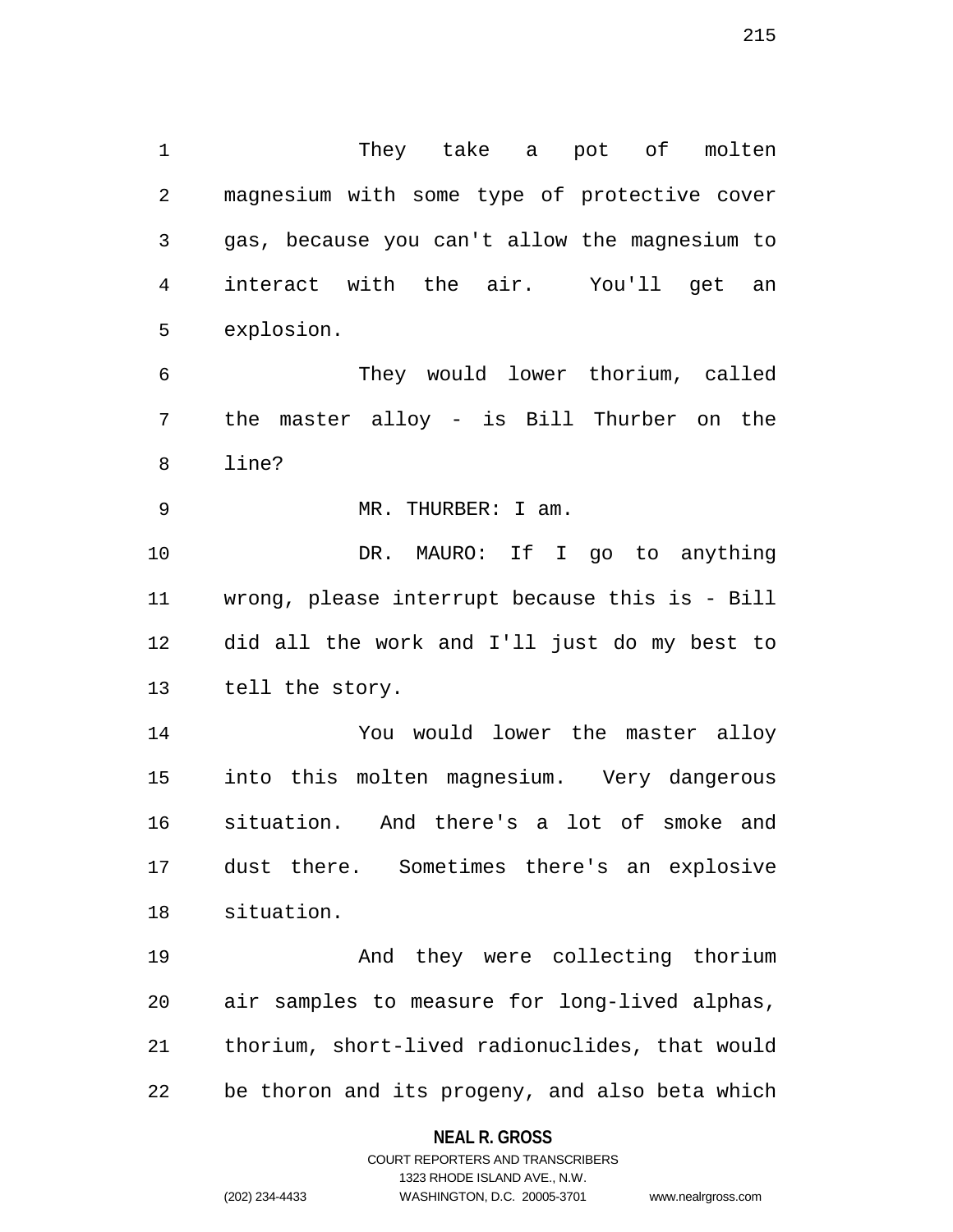They take a pot of molten magnesium with some type of protective cover gas, because you can't allow the magnesium to interact with the air. You'll get an explosion.

They would lower thorium, called the master alloy - is Bill Thurber on the line?

MR. THURBER: I am.

DR. MAURO: If I go to anything wrong, please interrupt because this is - Bill did all the work and I'll just do my best to tell the story.

You would lower the master alloy into this molten magnesium. Very dangerous situation. And there's a lot of smoke and dust there. Sometimes there's an explosive situation.

And they were collecting thorium air samples to measure for long-lived alphas, thorium, short-lived radionuclides, that would be thoron and its progeny, and also beta which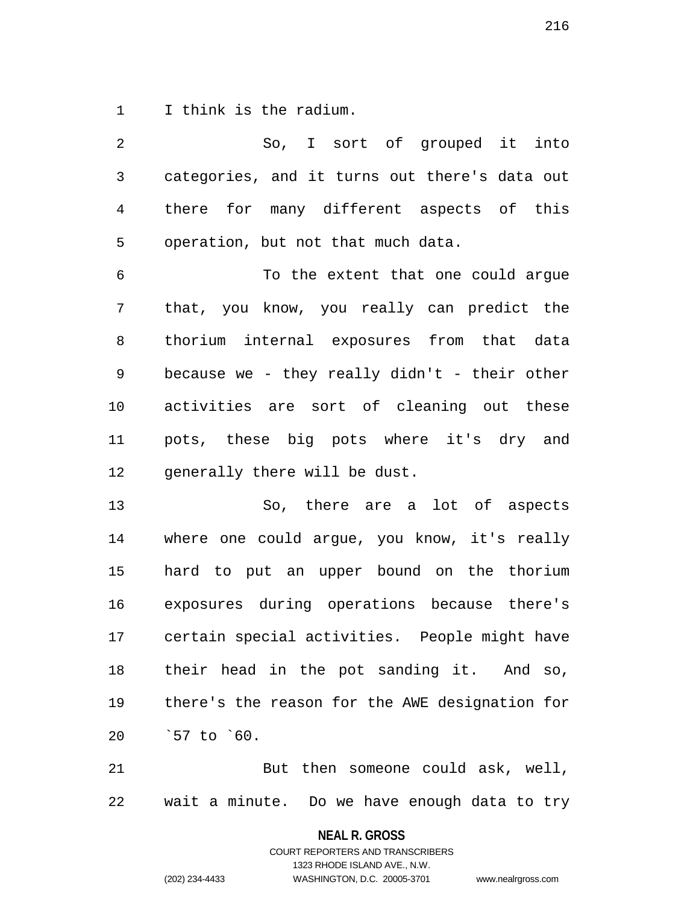I think is the radium.

So, I sort of grouped it into categories, and it turns out there's data out there for many different aspects of this operation, but not that much data.

To the extent that one could argue that, you know, you really can predict the thorium internal exposures from that data because we - they really didn't - their other activities are sort of cleaning out these pots, these big pots where it's dry and generally there will be dust.

So, there are a lot of aspects where one could argue, you know, it's really hard to put an upper bound on the thorium exposures during operations because there's certain special activities. People might have their head in the pot sanding it. And so, there's the reason for the AWE designation for `57 to `60.

But then someone could ask, well, wait a minute. Do we have enough data to try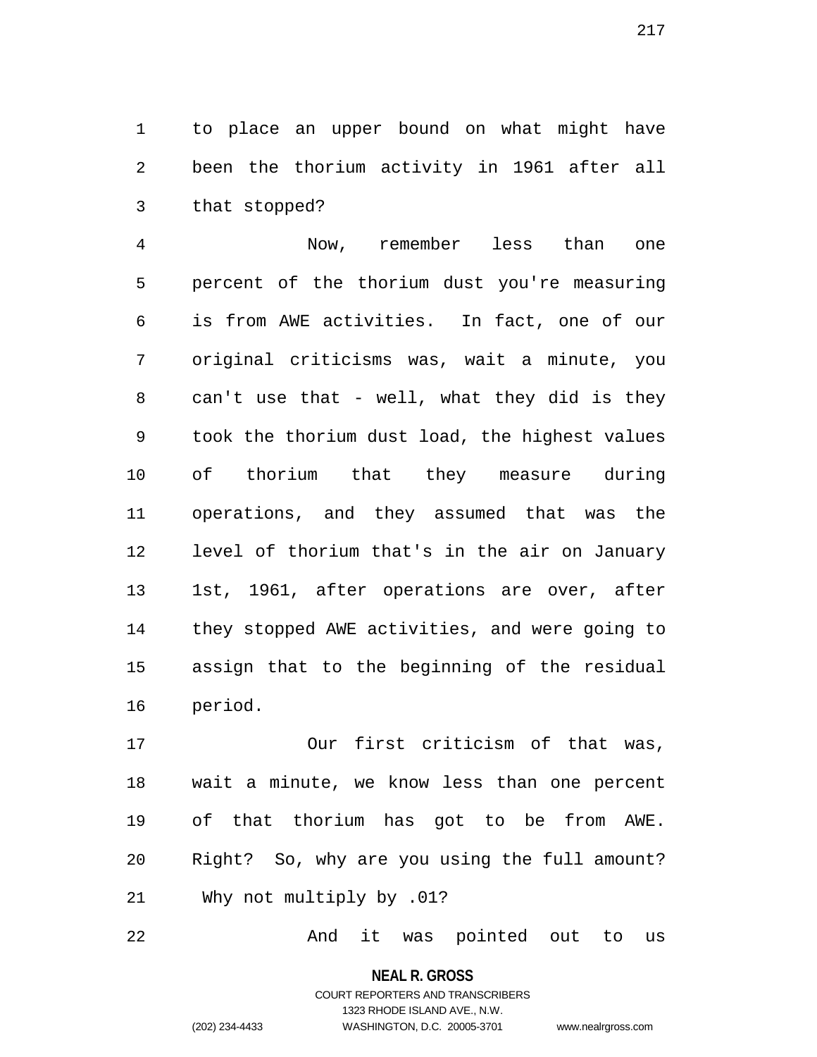to place an upper bound on what might have been the thorium activity in 1961 after all that stopped?

Now, remember less than one percent of the thorium dust you're measuring is from AWE activities. In fact, one of our original criticisms was, wait a minute, you can't use that - well, what they did is they took the thorium dust load, the highest values of thorium that they measure during operations, and they assumed that was the level of thorium that's in the air on January 1st, 1961, after operations are over, after they stopped AWE activities, and were going to assign that to the beginning of the residual period.

Our first criticism of that was, wait a minute, we know less than one percent of that thorium has got to be from AWE. Right? So, why are you using the full amount? Why not multiply by .01?

And it was pointed out to us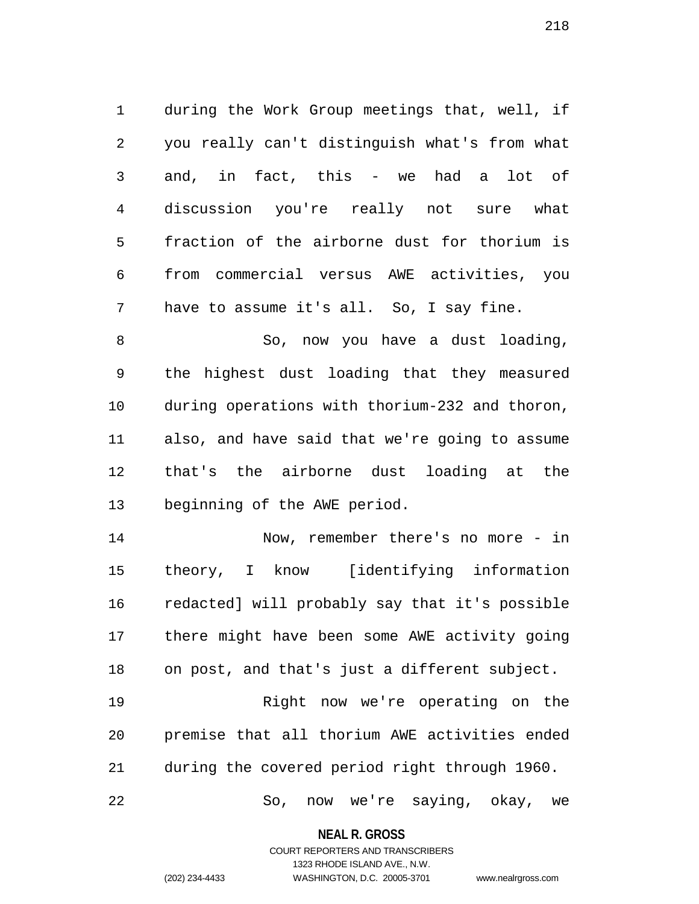during the Work Group meetings that, well, if you really can't distinguish what's from what and, in fact, this - we had a lot of discussion you're really not sure what fraction of the airborne dust for thorium is from commercial versus AWE activities, you have to assume it's all. So, I say fine.

So, now you have a dust loading, the highest dust loading that they measured during operations with thorium-232 and thoron, also, and have said that we're going to assume that's the airborne dust loading at the beginning of the AWE period.

Now, remember there's no more - in theory, I know [identifying information redacted] will probably say that it's possible there might have been some AWE activity going on post, and that's just a different subject.

Right now we're operating on the premise that all thorium AWE activities ended during the covered period right through 1960.

So, now we're saying, okay, we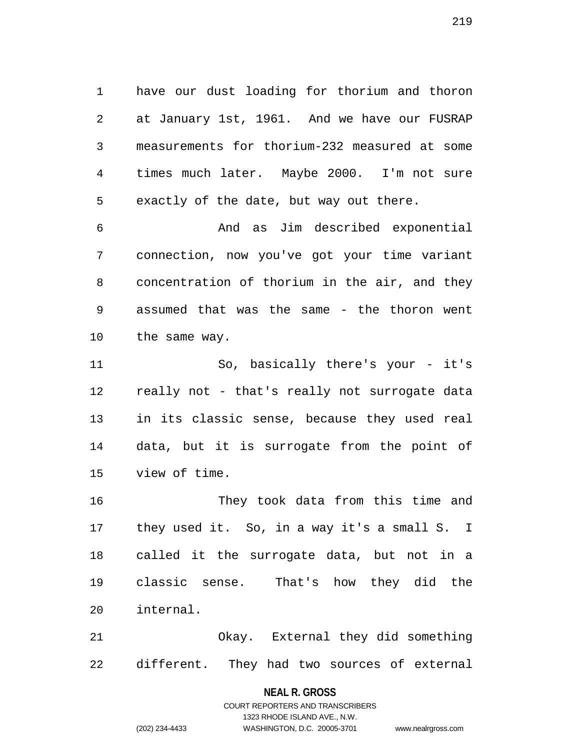have our dust loading for thorium and thoron at January 1st, 1961. And we have our FUSRAP measurements for thorium-232 measured at some times much later. Maybe 2000. I'm not sure exactly of the date, but way out there.

And as Jim described exponential connection, now you've got your time variant concentration of thorium in the air, and they assumed that was the same - the thoron went the same way.

So, basically there's your - it's really not - that's really not surrogate data in its classic sense, because they used real data, but it is surrogate from the point of view of time.

They took data from this time and they used it. So, in a way it's a small S. I called it the surrogate data, but not in a classic sense. That's how they did the internal.

Okay. External they did something different. They had two sources of external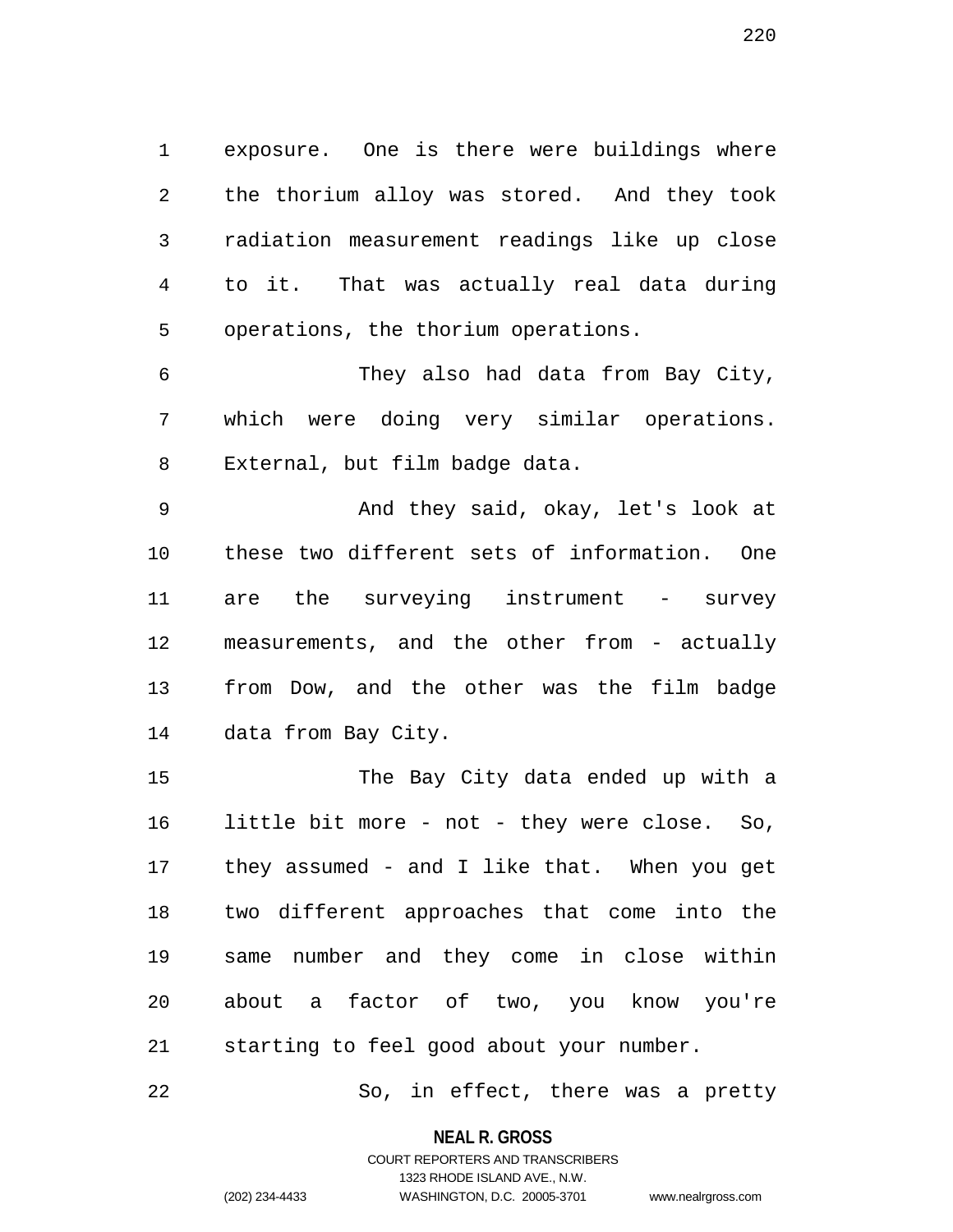exposure. One is there were buildings where the thorium alloy was stored. And they took radiation measurement readings like up close to it. That was actually real data during operations, the thorium operations.

They also had data from Bay City, which were doing very similar operations. External, but film badge data.

And they said, okay, let's look at these two different sets of information. One are the surveying instrument - survey measurements, and the other from - actually from Dow, and the other was the film badge data from Bay City.

The Bay City data ended up with a little bit more - not - they were close. So, they assumed - and I like that. When you get two different approaches that come into the same number and they come in close within about a factor of two, you know you're starting to feel good about your number.

So, in effect, there was a pretty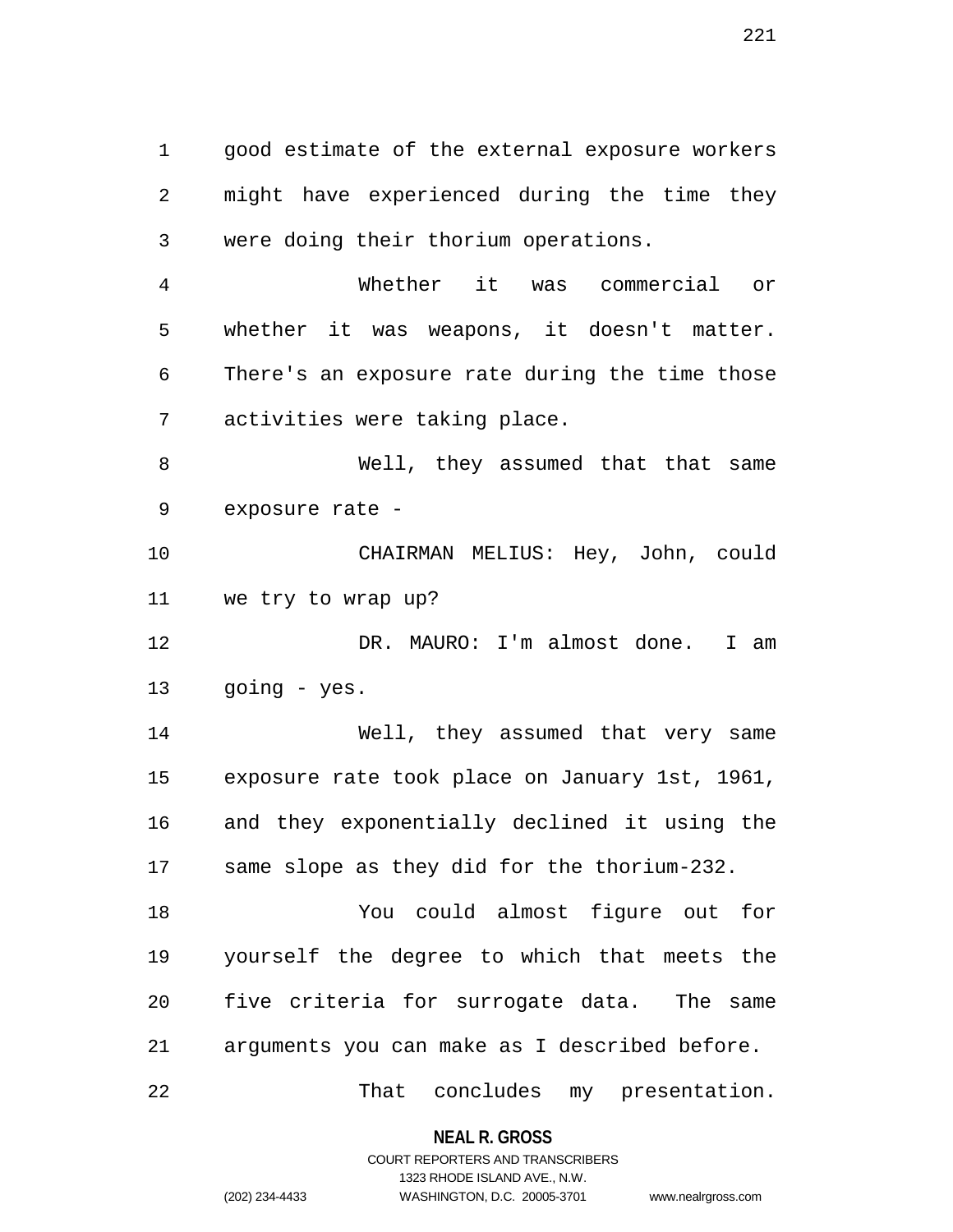good estimate of the external exposure workers might have experienced during the time they were doing their thorium operations.

Whether it was commercial or whether it was weapons, it doesn't matter. There's an exposure rate during the time those activities were taking place.

Well, they assumed that that same exposure rate -

CHAIRMAN MELIUS: Hey, John, could we try to wrap up?

DR. MAURO: I'm almost done. I am going - yes.

Well, they assumed that very same exposure rate took place on January 1st, 1961, and they exponentially declined it using the same slope as they did for the thorium-232.

You could almost figure out for yourself the degree to which that meets the five criteria for surrogate data. The same arguments you can make as I described before.

That concludes my presentation.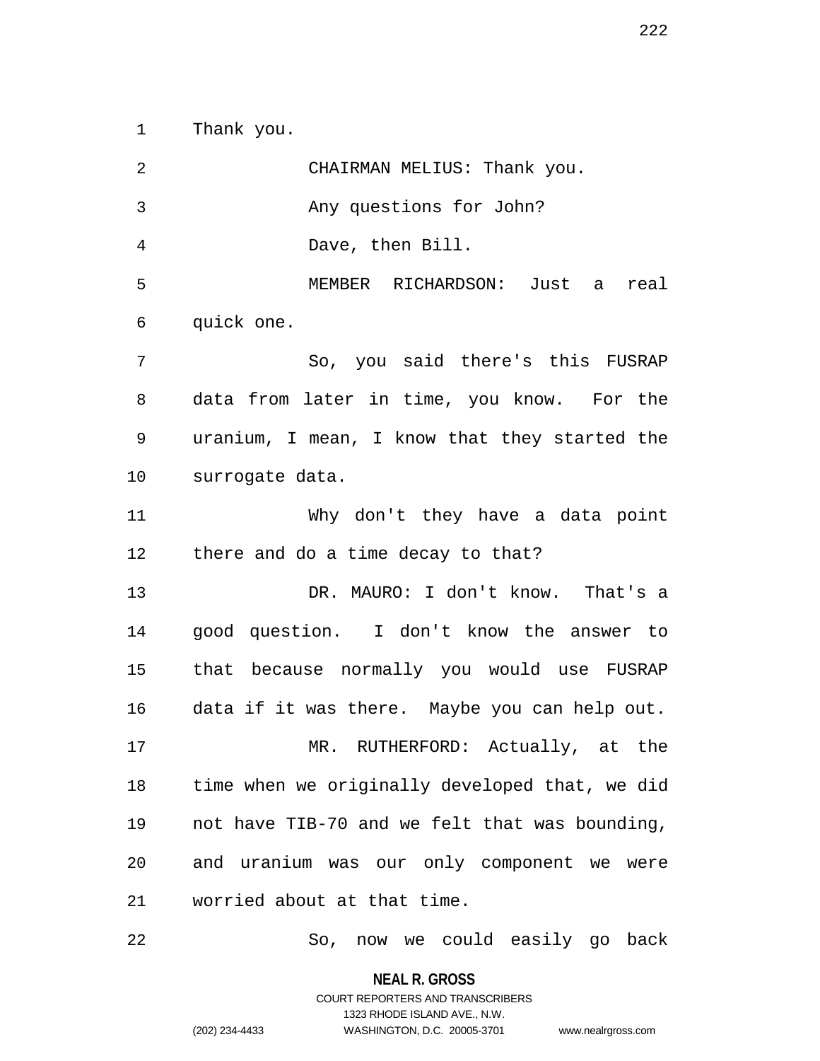Thank you.

CHAIRMAN MELIUS: Thank you.

Any questions for John?

Dave, then Bill.

MEMBER RICHARDSON: Just a real quick one.

So, you said there's this FUSRAP data from later in time, you know. For the uranium, I mean, I know that they started the surrogate data.

Why don't they have a data point there and do a time decay to that?

DR. MAURO: I don't know. That's a good question. I don't know the answer to that because normally you would use FUSRAP data if it was there. Maybe you can help out.

MR. RUTHERFORD: Actually, at the time when we originally developed that, we did not have TIB-70 and we felt that was bounding, and uranium was our only component we were worried about at that time.

So, now we could easily go back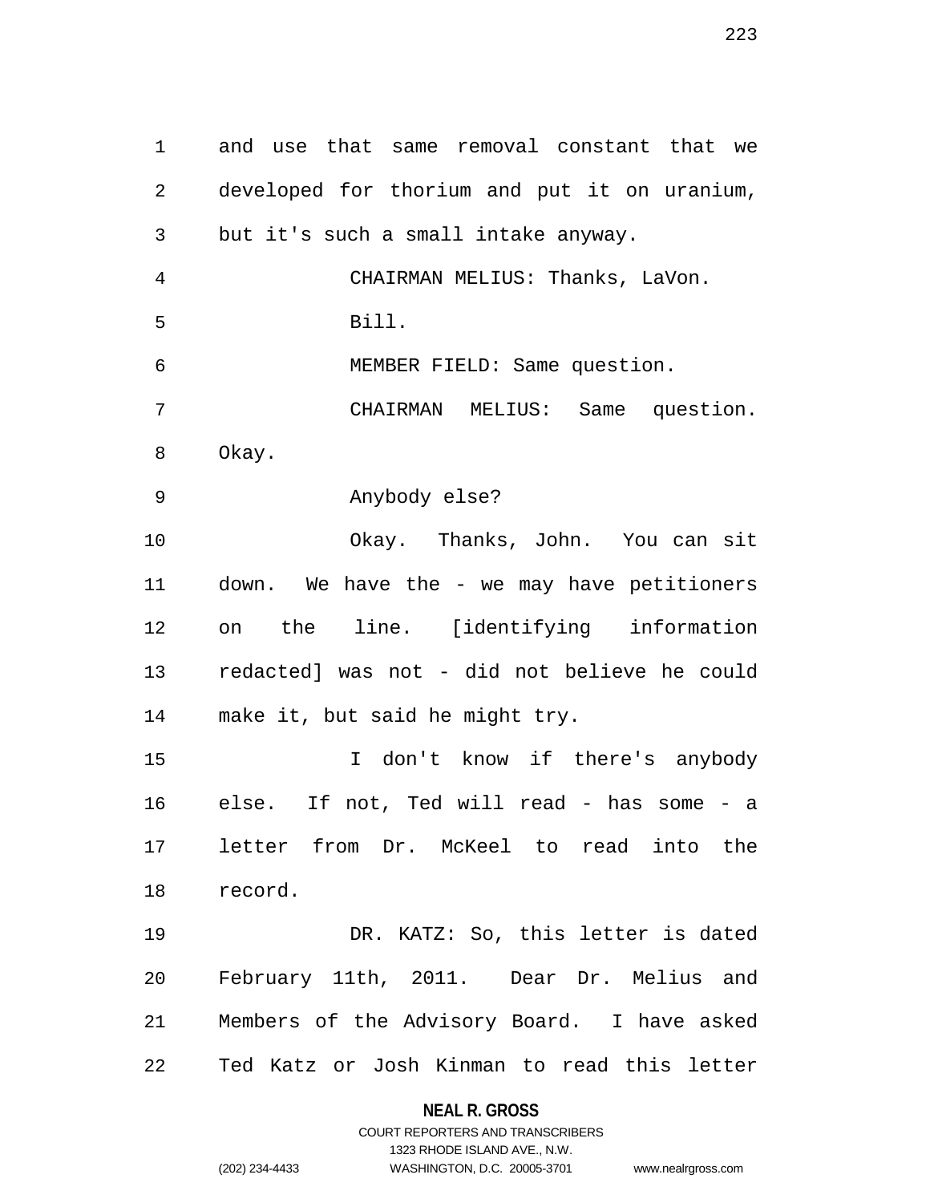and use that same removal constant that we developed for thorium and put it on uranium, but it's such a small intake anyway.

CHAIRMAN MELIUS: Thanks, LaVon.

Bill.

MEMBER FIELD: Same question.

CHAIRMAN MELIUS: Same question. Okay.

Anybody else?

Okay. Thanks, John. You can sit down. We have the - we may have petitioners on the line. [identifying information redacted] was not - did not believe he could make it, but said he might try.

I don't know if there's anybody else. If not, Ted will read - has some - a letter from Dr. McKeel to read into the record.

DR. KATZ: So, this letter is dated February 11th, 2011. Dear Dr. Melius and Members of the Advisory Board. I have asked Ted Katz or Josh Kinman to read this letter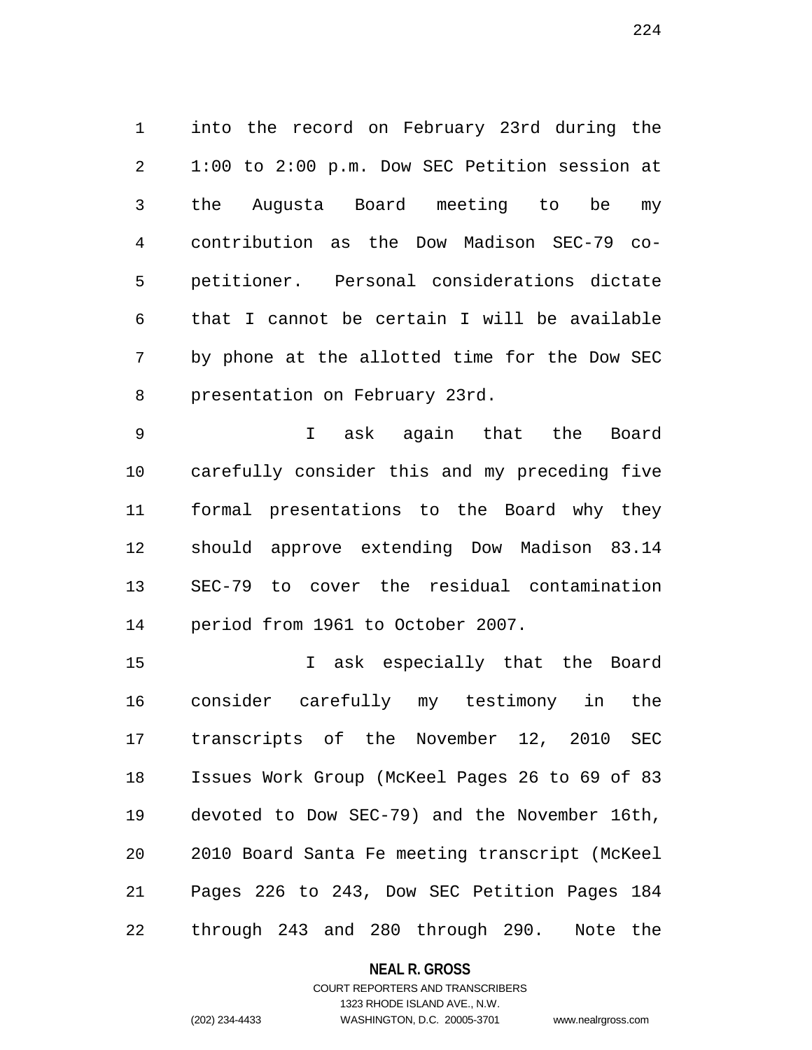into the record on February 23rd during the 1:00 to 2:00 p.m. Dow SEC Petition session at the Augusta Board meeting to be my contribution as the Dow Madison SEC-79 co-petitioner. Personal considerations dictate that I cannot be certain I will be available by phone at the allotted time for the Dow SEC presentation on February 23rd.

I ask again that the Board carefully consider this and my preceding five formal presentations to the Board why they should approve extending Dow Madison 83.14 SEC-79 to cover the residual contamination period from 1961 to October 2007.

I ask especially that the Board consider carefully my testimony in the transcripts of the November 12, 2010 SEC Issues Work Group (McKeel Pages 26 to 69 of 83 devoted to Dow SEC-79) and the November 16th, 2010 Board Santa Fe meeting transcript (McKeel Pages 226 to 243, Dow SEC Petition Pages 184 through 243 and 280 through 290. Note the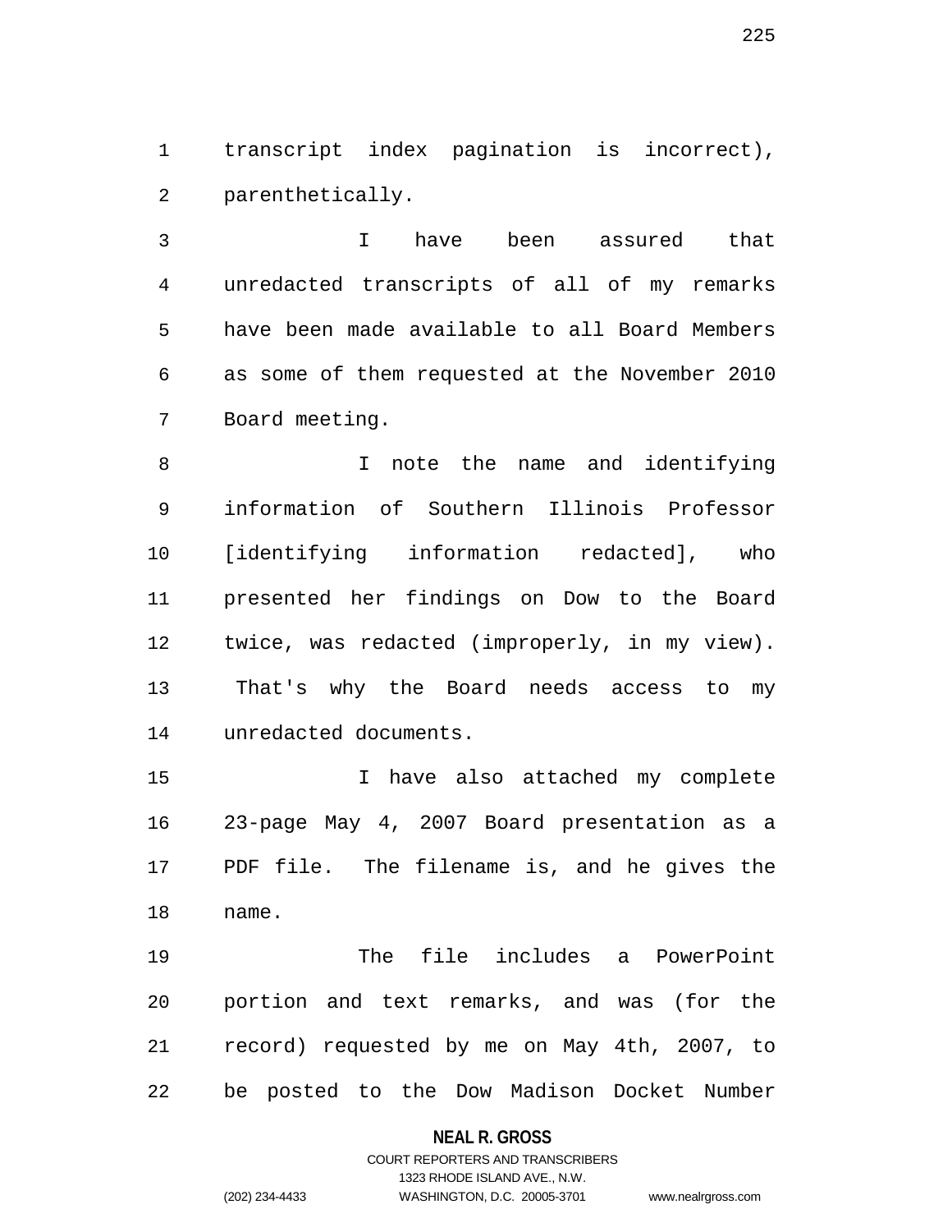transcript index pagination is incorrect), parenthetically.

I have been assured that unredacted transcripts of all of my remarks have been made available to all Board Members as some of them requested at the November 2010 Board meeting.

I note the name and identifying information of Southern Illinois Professor [identifying information redacted], who presented her findings on Dow to the Board twice, was redacted (improperly, in my view). That's why the Board needs access to my unredacted documents.

I have also attached my complete 23-page May 4, 2007 Board presentation as a PDF file. The filename is, and he gives the name.

The file includes a PowerPoint portion and text remarks, and was (for the record) requested by me on May 4th, 2007, to be posted to the Dow Madison Docket Number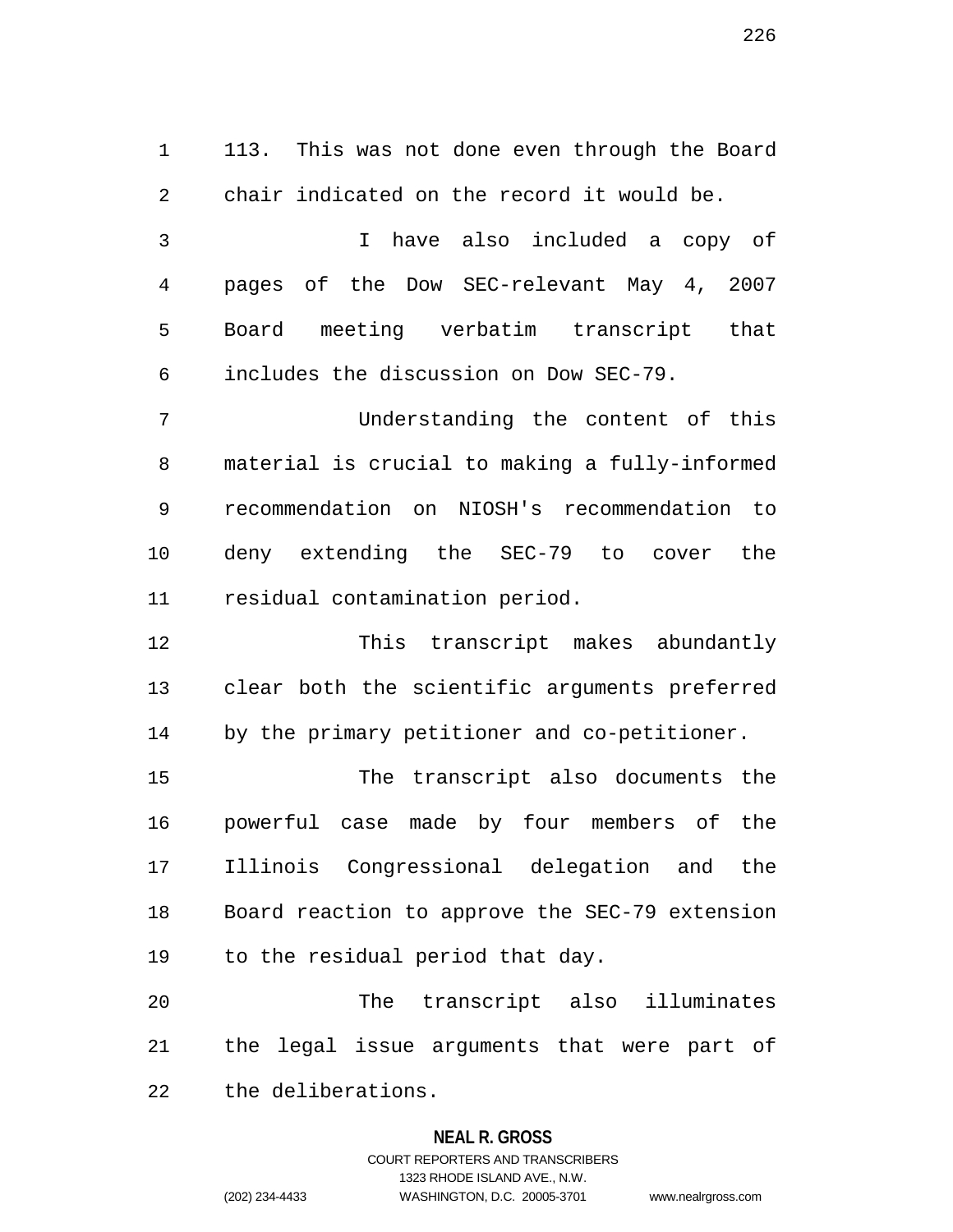113. This was not done even through the Board chair indicated on the record it would be.

I have also included a copy of pages of the Dow SEC-relevant May 4, 2007 Board meeting verbatim transcript that includes the discussion on Dow SEC-79.

Understanding the content of this material is crucial to making a fully-informed recommendation on NIOSH's recommendation to deny extending the SEC-79 to cover the residual contamination period.

This transcript makes abundantly clear both the scientific arguments preferred by the primary petitioner and co-petitioner.

The transcript also documents the powerful case made by four members of the Illinois Congressional delegation and the Board reaction to approve the SEC-79 extension to the residual period that day.

The transcript also illuminates the legal issue arguments that were part of the deliberations.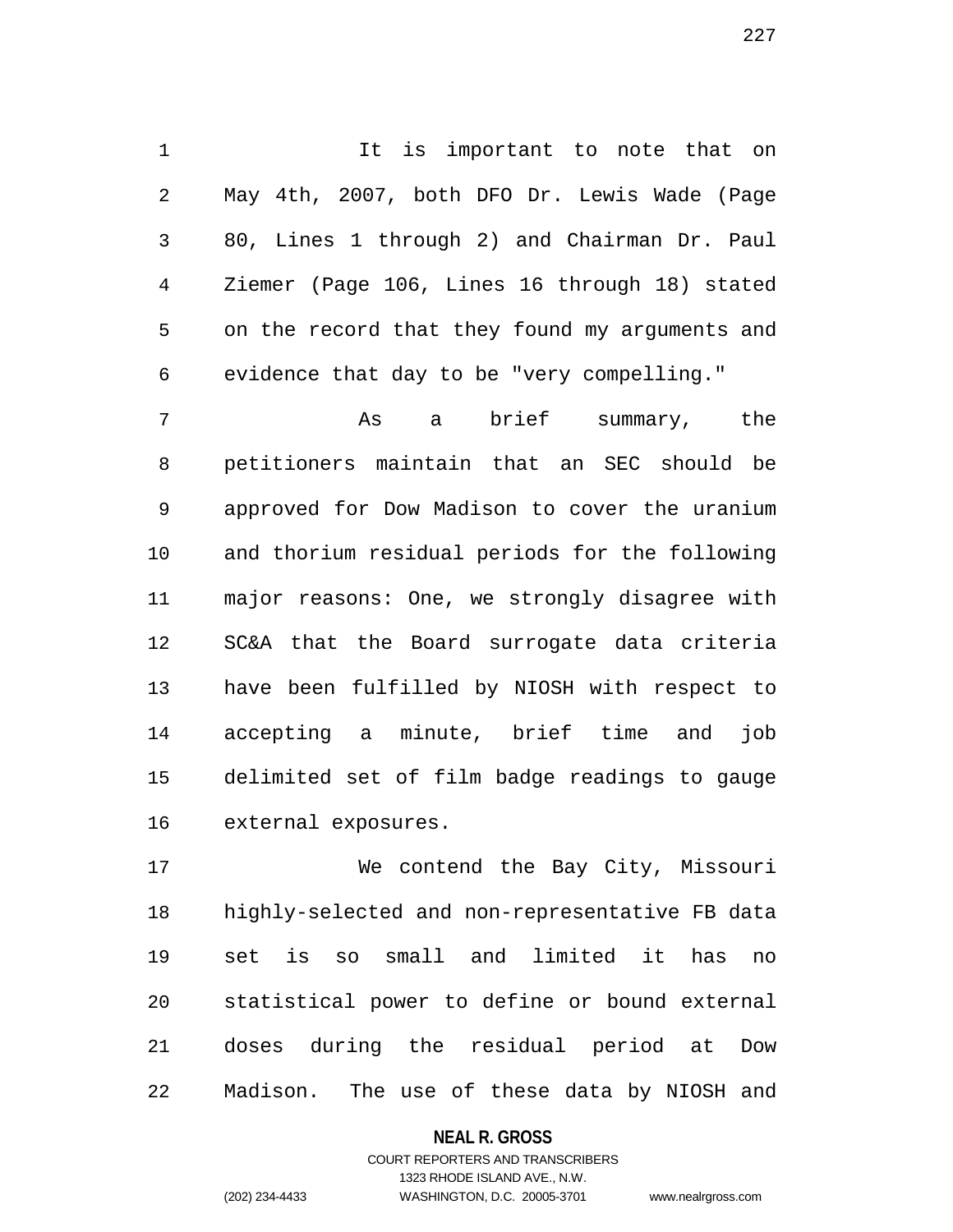It is important to note that on May 4th, 2007, both DFO Dr. Lewis Wade (Page 80, Lines 1 through 2) and Chairman Dr. Paul Ziemer (Page 106, Lines 16 through 18) stated on the record that they found my arguments and evidence that day to be "very compelling."

As a brief summary, the petitioners maintain that an SEC should be approved for Dow Madison to cover the uranium and thorium residual periods for the following major reasons: One, we strongly disagree with SC&A that the Board surrogate data criteria have been fulfilled by NIOSH with respect to accepting a minute, brief time and job delimited set of film badge readings to gauge external exposures.

We contend the Bay City, Missouri highly-selected and non-representative FB data set is so small and limited it has no statistical power to define or bound external doses during the residual period at Dow Madison. The use of these data by NIOSH and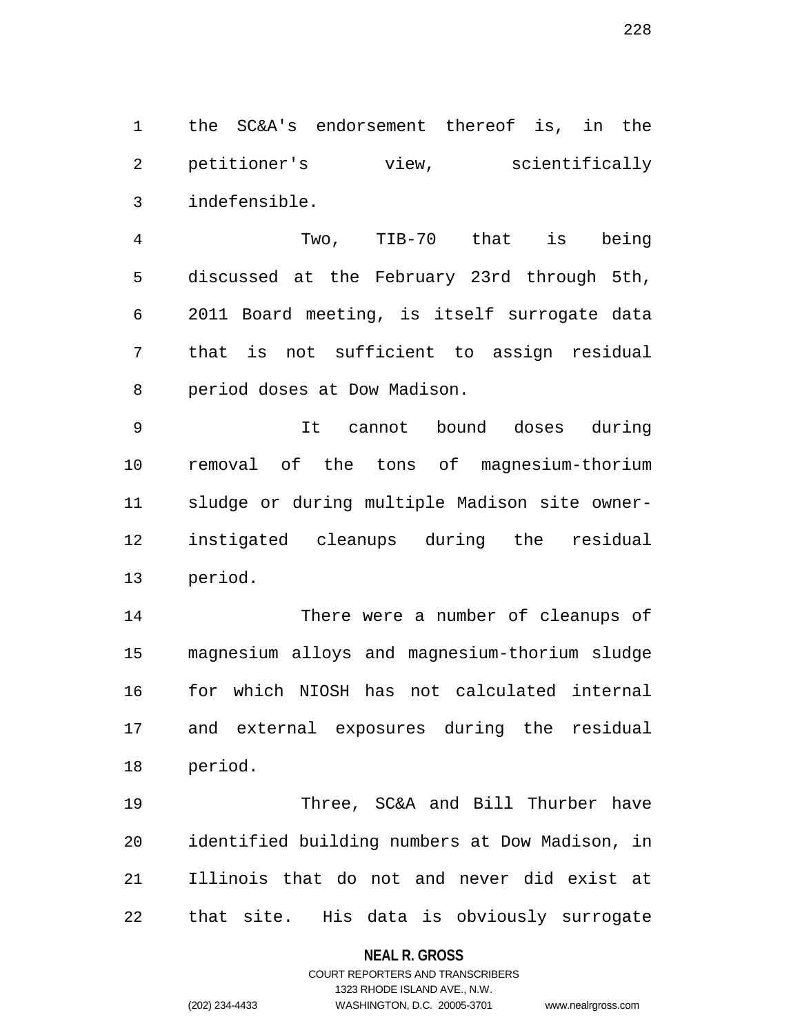the SC&A's endorsement thereof is, in the petitioner's view, scientifically indefensible.

Two, TIB-70 that is being discussed at the February 23rd through 5th, 2011 Board meeting, is itself surrogate data that is not sufficient to assign residual period doses at Dow Madison.

It cannot bound doses during removal of the tons of magnesium-thorium sludge or during multiple Madison site owner-instigated cleanups during the residual period.

There were a number of cleanups of magnesium alloys and magnesium-thorium sludge for which NIOSH has not calculated internal and external exposures during the residual period.

Three, SC&A and Bill Thurber have identified building numbers at Dow Madison, in Illinois that do not and never did exist at that site. His data is obviously surrogate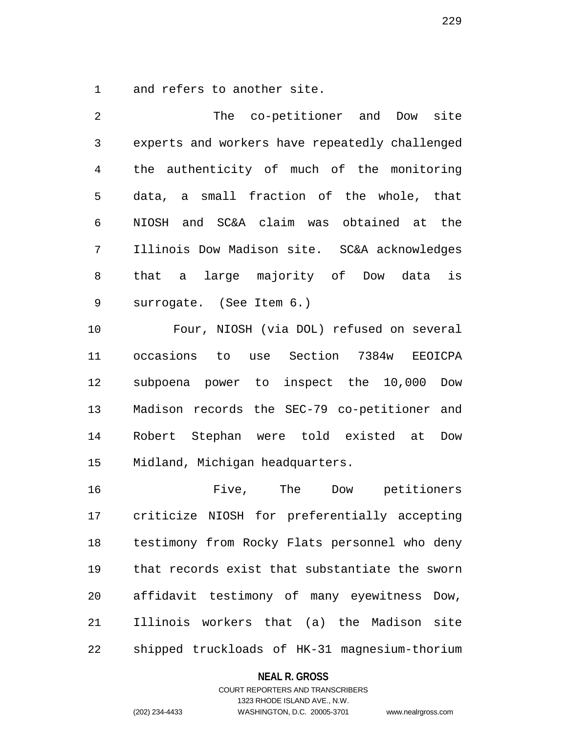and refers to another site.

The co-petitioner and Dow site experts and workers have repeatedly challenged the authenticity of much of the monitoring data, a small fraction of the whole, that NIOSH and SC&A claim was obtained at the Illinois Dow Madison site. SC&A acknowledges that a large majority of Dow data is surrogate. (See Item 6.)

Four, NIOSH (via DOL) refused on several occasions to use Section 7384w EEOICPA subpoena power to inspect the 10,000 Dow Madison records the SEC-79 co-petitioner and Robert Stephan were told existed at Dow Midland, Michigan headquarters.

Five, The Dow petitioners criticize NIOSH for preferentially accepting testimony from Rocky Flats personnel who deny that records exist that substantiate the sworn affidavit testimony of many eyewitness Dow, Illinois workers that (a) the Madison site shipped truckloads of HK-31 magnesium-thorium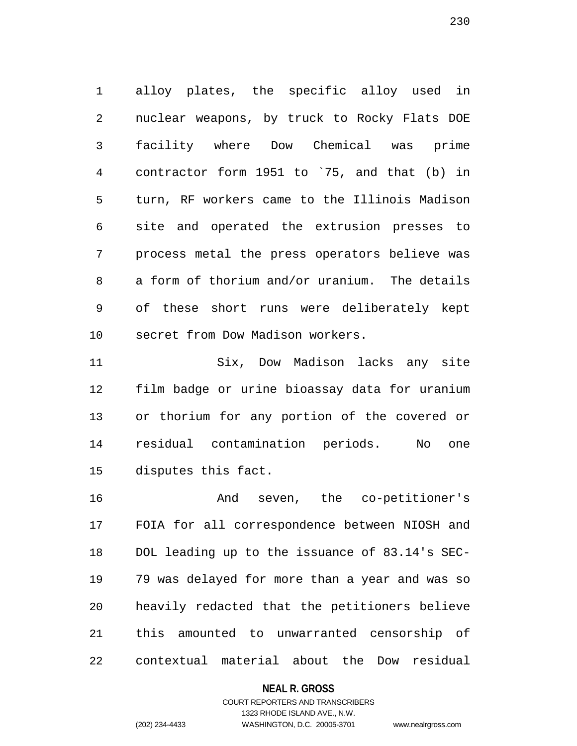alloy plates, the specific alloy used in nuclear weapons, by truck to Rocky Flats DOE facility where Dow Chemical was prime contractor form 1951 to `75, and that (b) in turn, RF workers came to the Illinois Madison site and operated the extrusion presses to process metal the press operators believe was a form of thorium and/or uranium. The details of these short runs were deliberately kept secret from Dow Madison workers.

Six, Dow Madison lacks any site film badge or urine bioassay data for uranium or thorium for any portion of the covered or residual contamination periods. No one disputes this fact.

And seven, the co-petitioner's FOIA for all correspondence between NIOSH and DOL leading up to the issuance of 83.14's SEC-79 was delayed for more than a year and was so heavily redacted that the petitioners believe this amounted to unwarranted censorship of contextual material about the Dow residual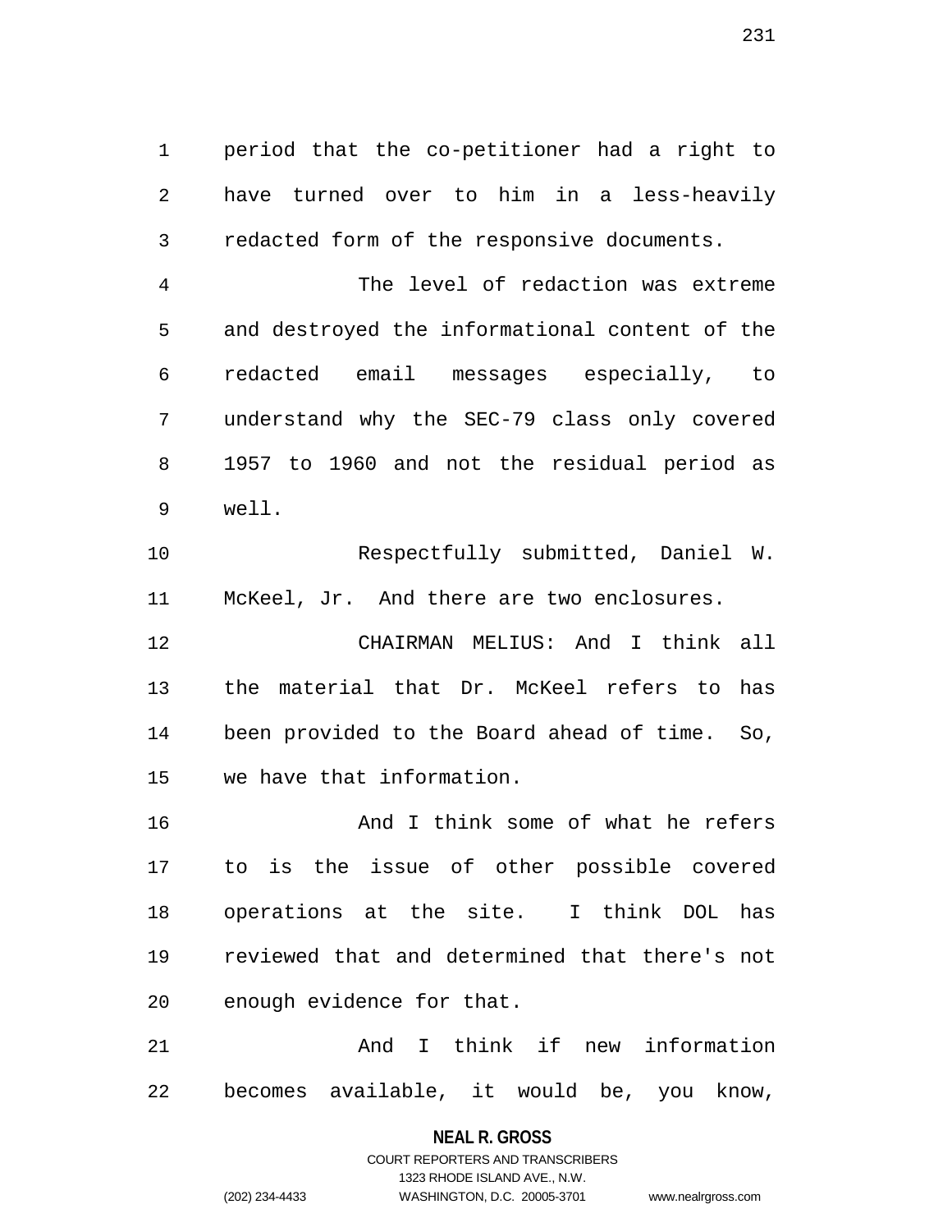period that the co-petitioner had a right to have turned over to him in a less-heavily redacted form of the responsive documents.

The level of redaction was extreme and destroyed the informational content of the redacted email messages especially, to understand why the SEC-79 class only covered 1957 to 1960 and not the residual period as well.

Respectfully submitted, Daniel W. McKeel, Jr. And there are two enclosures.

CHAIRMAN MELIUS: And I think all the material that Dr. McKeel refers to has been provided to the Board ahead of time. So, we have that information.

And I think some of what he refers to is the issue of other possible covered operations at the site. I think DOL has reviewed that and determined that there's not enough evidence for that.

And I think if new information becomes available, it would be, you know,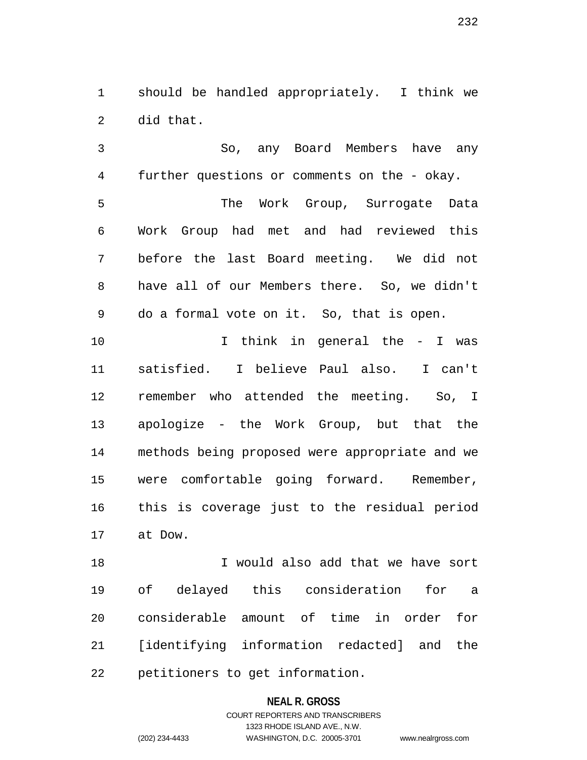should be handled appropriately. I think we did that.

So, any Board Members have any further questions or comments on the - okay.

The Work Group, Surrogate Data Work Group had met and had reviewed this before the last Board meeting. We did not have all of our Members there. So, we didn't do a formal vote on it. So, that is open.

I think in general the - I was satisfied. I believe Paul also. I can't remember who attended the meeting. So, I apologize - the Work Group, but that the methods being proposed were appropriate and we were comfortable going forward. Remember, this is coverage just to the residual period at Dow.

I would also add that we have sort of delayed this consideration for a considerable amount of time in order for [identifying information redacted] and the petitioners to get information.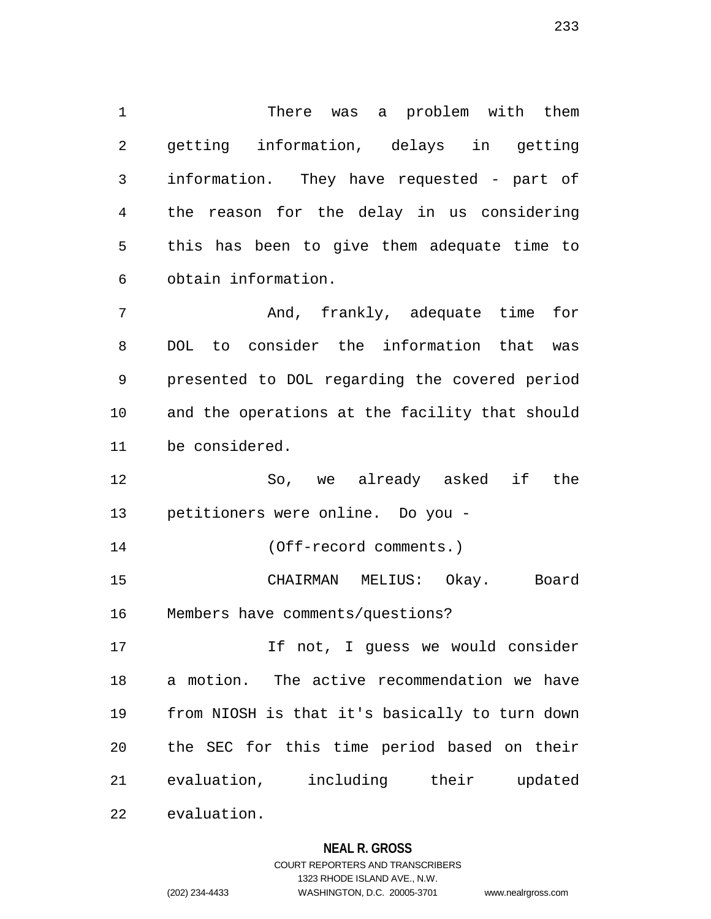There was a problem with them getting information, delays in getting information. They have requested - part of the reason for the delay in us considering this has been to give them adequate time to obtain information.

And, frankly, adequate time for DOL to consider the information that was presented to DOL regarding the covered period and the operations at the facility that should be considered.

So, we already asked if the petitioners were online. Do you -

(Off-record comments.)

CHAIRMAN MELIUS: Okay. Board Members have comments/questions?

If not, I guess we would consider a motion. The active recommendation we have from NIOSH is that it's basically to turn down the SEC for this time period based on their evaluation, including their updated evaluation.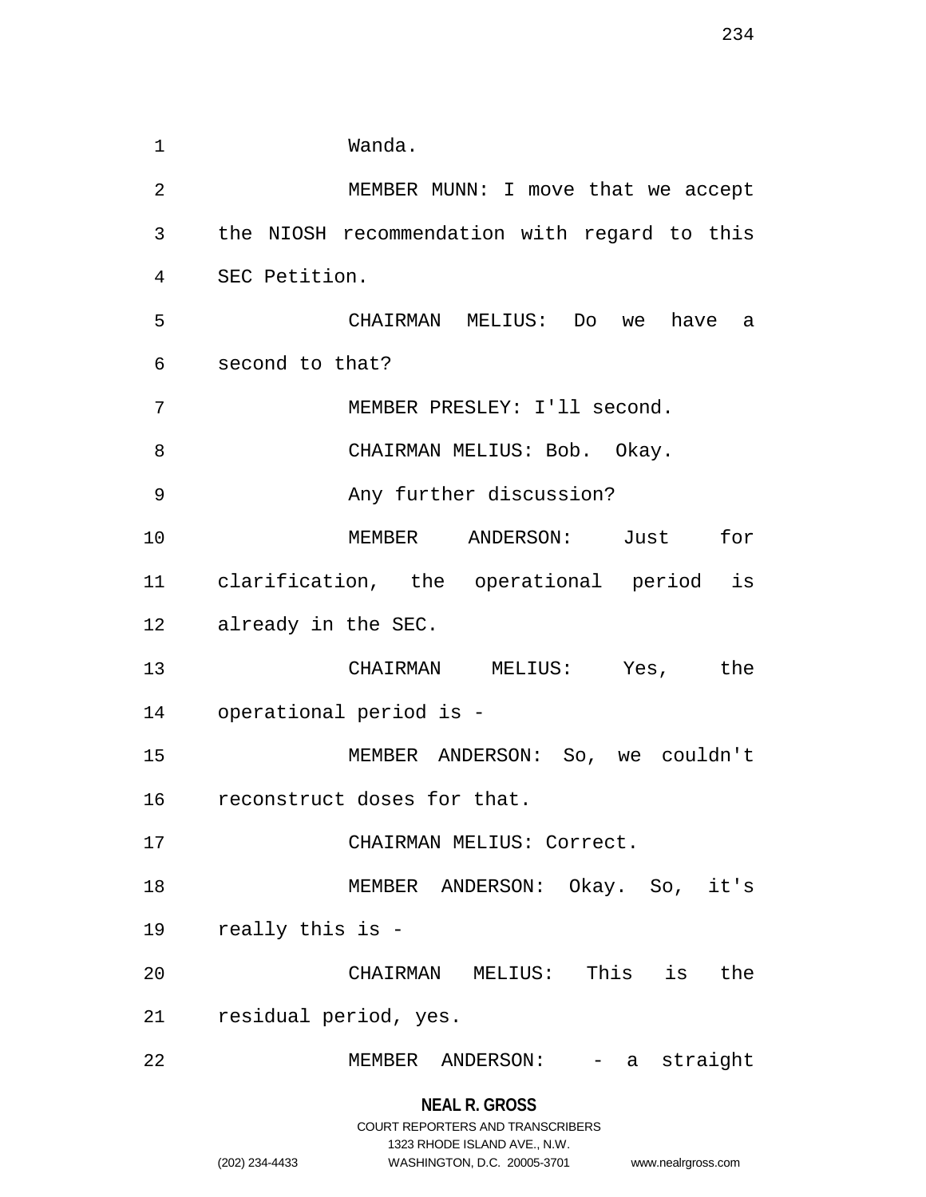Wanda.

MEMBER MUNN: I move that we accept the NIOSH recommendation with regard to this SEC Petition.

CHAIRMAN MELIUS: Do we have a second to that?

MEMBER PRESLEY: I'll second.

CHAIRMAN MELIUS: Bob. Okay.

Any further discussion?

MEMBER ANDERSON: Just for clarification, the operational period is already in the SEC.

CHAIRMAN MELIUS: Yes, the operational period is -

MEMBER ANDERSON: So, we couldn't reconstruct doses for that.

CHAIRMAN MELIUS: Correct.

MEMBER ANDERSON: Okay. So, it's really this is -

CHAIRMAN MELIUS: This is the residual period, yes.

MEMBER ANDERSON: - a straight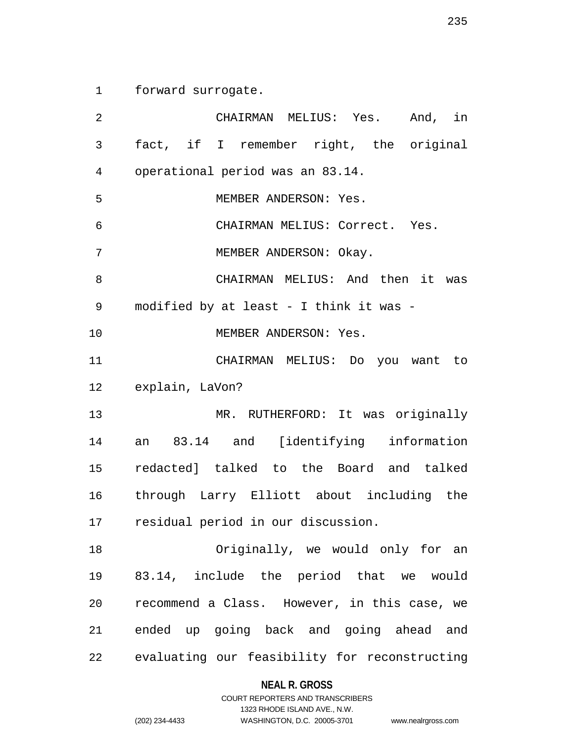forward surrogate.

CHAIRMAN MELIUS: Yes. And, in fact, if I remember right, the original operational period was an 83.14.

MEMBER ANDERSON: Yes.

CHAIRMAN MELIUS: Correct. Yes.

MEMBER ANDERSON: Okay.

CHAIRMAN MELIUS: And then it was modified by at least - I think it was -

MEMBER ANDERSON: Yes.

CHAIRMAN MELIUS: Do you want to explain, LaVon?

MR. RUTHERFORD: It was originally an 83.14 and [identifying information redacted] talked to the Board and talked through Larry Elliott about including the residual period in our discussion.

Originally, we would only for an 83.14, include the period that we would recommend a Class. However, in this case, we ended up going back and going ahead and evaluating our feasibility for reconstructing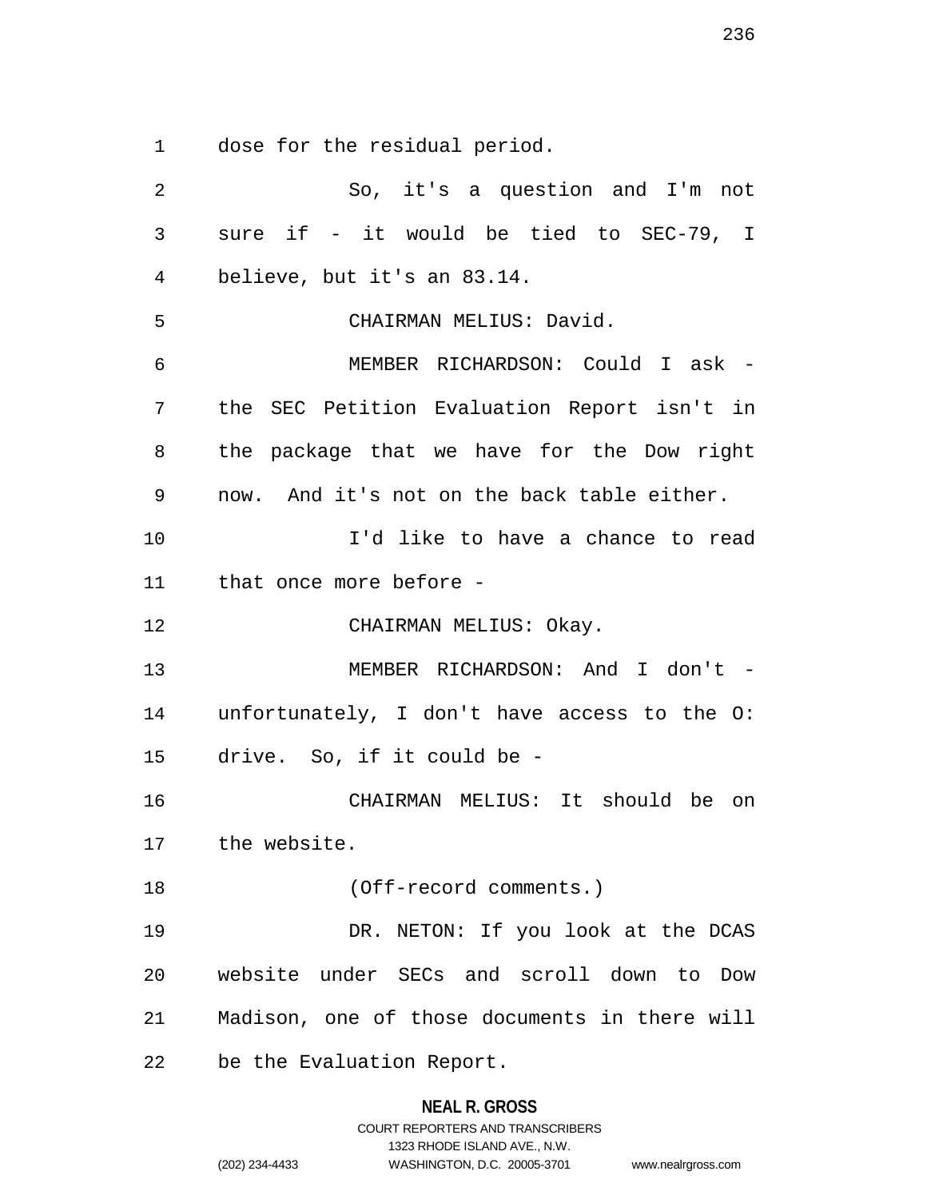dose for the residual period.

So, it's a question and I'm not sure if - it would be tied to SEC-79, I believe, but it's an 83.14.

CHAIRMAN MELIUS: David.

MEMBER RICHARDSON: Could I ask - the SEC Petition Evaluation Report isn't in the package that we have for the Dow right now. And it's not on the back table either.

I'd like to have a chance to read that once more before -

CHAIRMAN MELIUS: Okay.

MEMBER RICHARDSON: And I don't - unfortunately, I don't have access to the O: drive. So, if it could be -

CHAIRMAN MELIUS: It should be on the website.

(Off-record comments.)

DR. NETON: If you look at the DCAS website under SECs and scroll down to Dow Madison, one of those documents in there will be the Evaluation Report.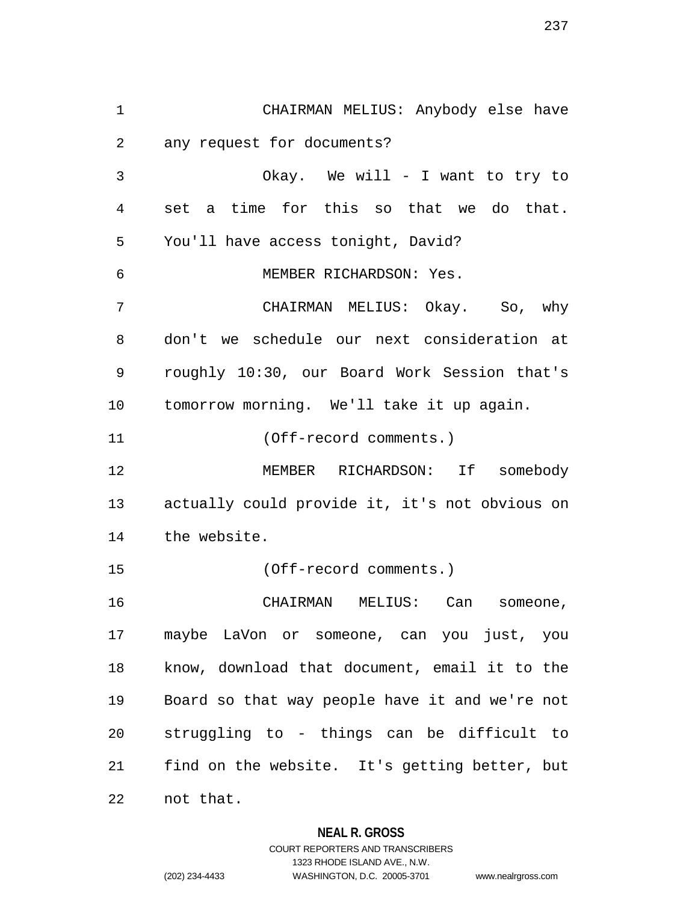CHAIRMAN MELIUS: Anybody else have any request for documents?

Okay. We will - I want to try to set a time for this so that we do that. You'll have access tonight, David?

MEMBER RICHARDSON: Yes.

CHAIRMAN MELIUS: Okay. So, why don't we schedule our next consideration at roughly 10:30, our Board Work Session that's tomorrow morning. We'll take it up again.

(Off-record comments.)

MEMBER RICHARDSON: If somebody actually could provide it, it's not obvious on the website.

(Off-record comments.)

CHAIRMAN MELIUS: Can someone, maybe LaVon or someone, can you just, you know, download that document, email it to the Board so that way people have it and we're not struggling to - things can be difficult to find on the website. It's getting better, but not that.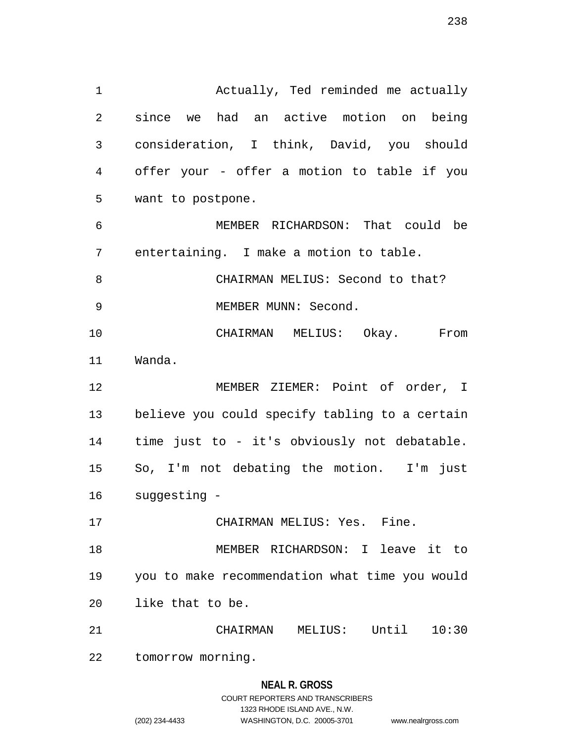Actually, Ted reminded me actually since we had an active motion on being consideration, I think, David, you should offer your - offer a motion to table if you want to postpone.

MEMBER RICHARDSON: That could be entertaining. I make a motion to table.

CHAIRMAN MELIUS: Second to that?

MEMBER MUNN: Second.

CHAIRMAN MELIUS: Okay. From Wanda.

MEMBER ZIEMER: Point of order, I believe you could specify tabling to a certain time just to - it's obviously not debatable. So, I'm not debating the motion. I'm just suggesting -

CHAIRMAN MELIUS: Yes. Fine.

MEMBER RICHARDSON: I leave it to you to make recommendation what time you would like that to be.

CHAIRMAN MELIUS: Until 10:30 tomorrow morning.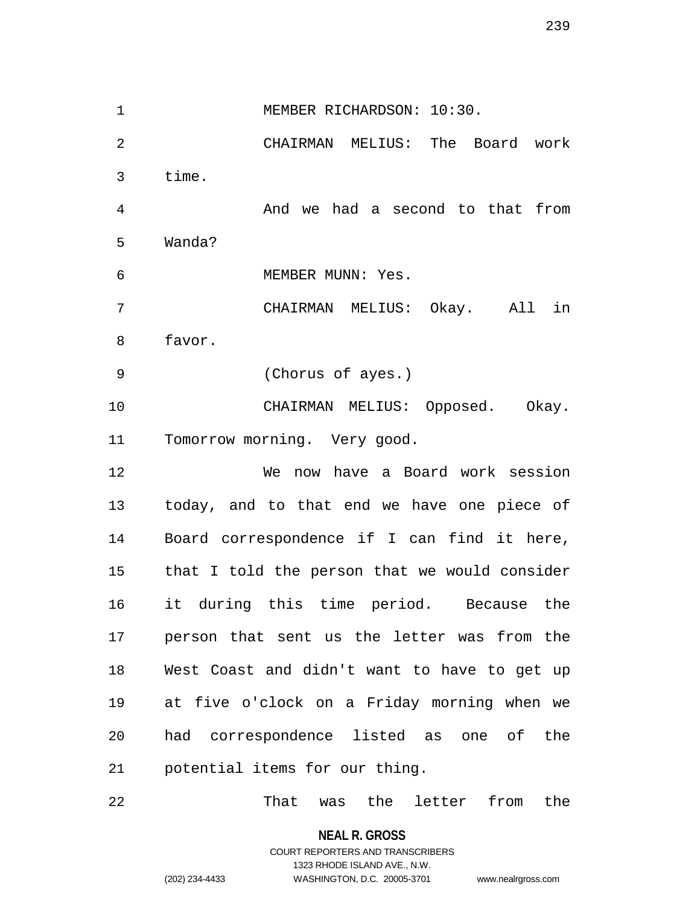MEMBER RICHARDSON: 10:30.

CHAIRMAN MELIUS: The Board work time.

And we had a second to that from Wanda?

MEMBER MUNN: Yes.

CHAIRMAN MELIUS: Okay. All in favor.

(Chorus of ayes.)

CHAIRMAN MELIUS: Opposed. Okay. Tomorrow morning. Very good.

We now have a Board work session today, and to that end we have one piece of Board correspondence if I can find it here, that I told the person that we would consider it during this time period. Because the person that sent us the letter was from the West Coast and didn't want to have to get up at five o'clock on a Friday morning when we had correspondence listed as one of the potential items for our thing.

That was the letter from the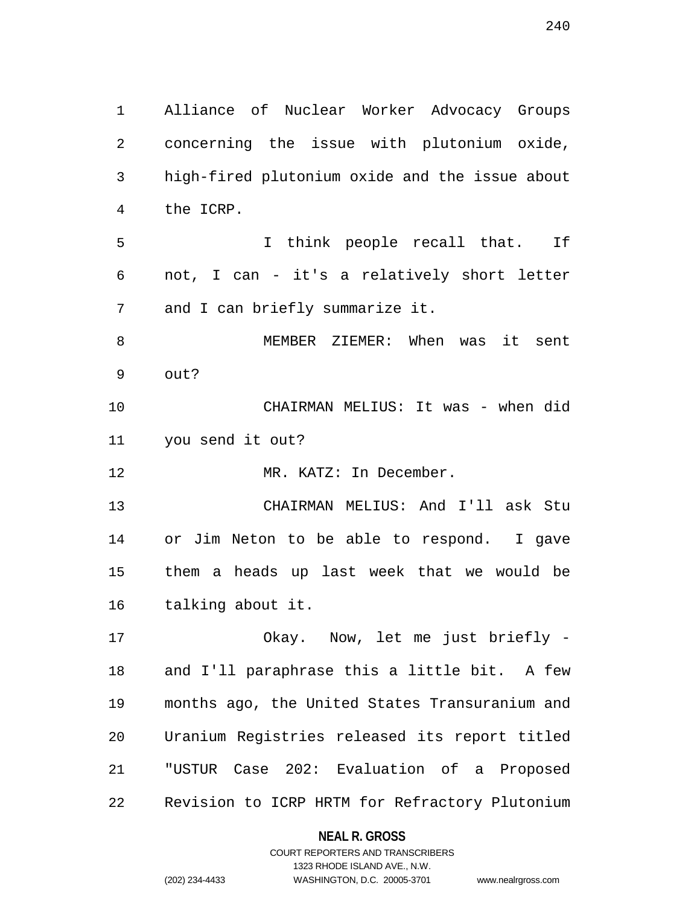Alliance of Nuclear Worker Advocacy Groups concerning the issue with plutonium oxide, high-fired plutonium oxide and the issue about the ICRP.

I think people recall that. If not, I can - it's a relatively short letter and I can briefly summarize it.

MEMBER ZIEMER: When was it sent out?

CHAIRMAN MELIUS: It was - when did you send it out?

MR. KATZ: In December.

CHAIRMAN MELIUS: And I'll ask Stu or Jim Neton to be able to respond. I gave them a heads up last week that we would be talking about it.

Okay. Now, let me just briefly - and I'll paraphrase this a little bit. A few months ago, the United States Transuranium and Uranium Registries released its report titled "USTUR Case 202: Evaluation of a Proposed Revision to ICRP HRTM for Refractory Plutonium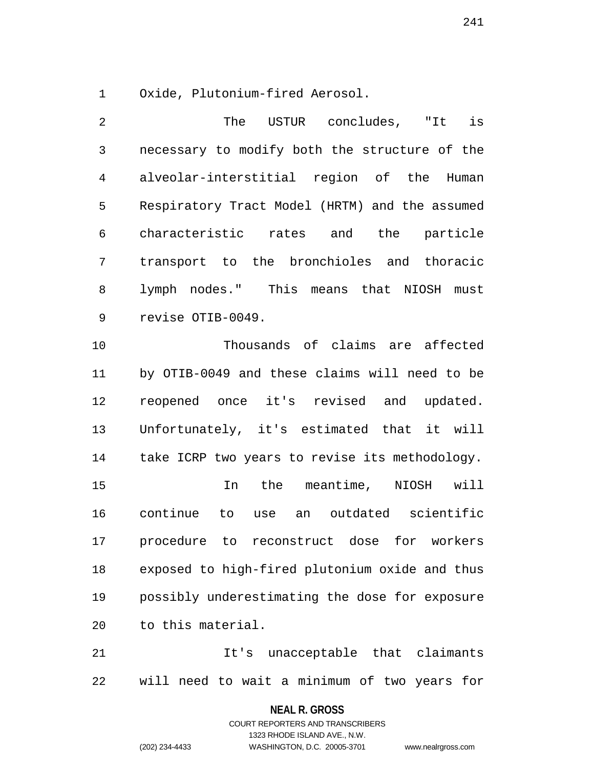Oxide, Plutonium-fired Aerosol.

The USTUR concludes, "It is necessary to modify both the structure of the alveolar-interstitial region of the Human Respiratory Tract Model (HRTM) and the assumed characteristic rates and the particle transport to the bronchioles and thoracic lymph nodes." This means that NIOSH must revise OTIB-0049.

Thousands of claims are affected by OTIB-0049 and these claims will need to be reopened once it's revised and updated. Unfortunately, it's estimated that it will take ICRP two years to revise its methodology.

In the meantime, NIOSH will continue to use an outdated scientific procedure to reconstruct dose for workers exposed to high-fired plutonium oxide and thus possibly underestimating the dose for exposure to this material.

It's unacceptable that claimants will need to wait a minimum of two years for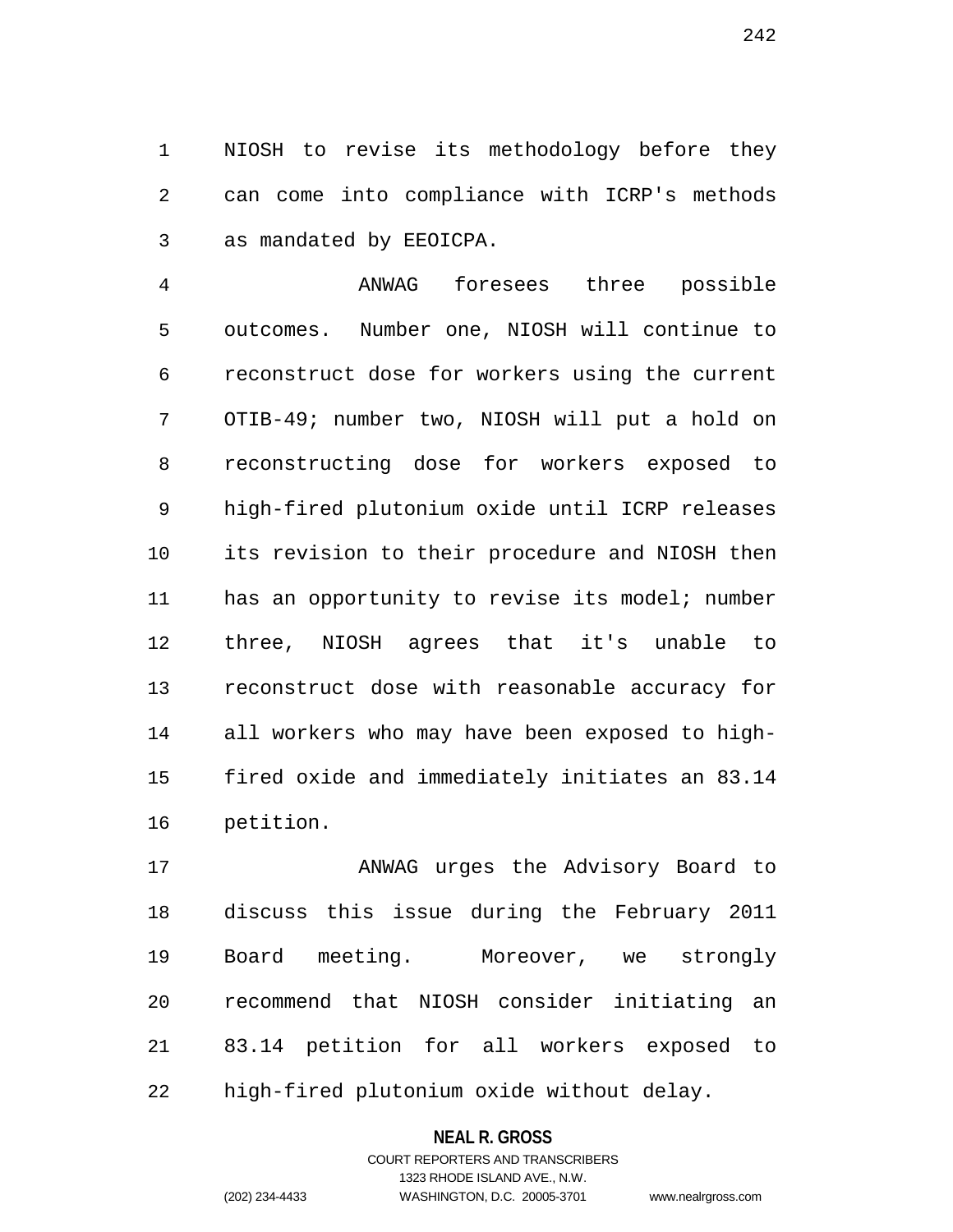NIOSH to revise its methodology before they can come into compliance with ICRP's methods as mandated by EEOICPA.

ANWAG foresees three possible outcomes. Number one, NIOSH will continue to reconstruct dose for workers using the current OTIB-49; number two, NIOSH will put a hold on reconstructing dose for workers exposed to high-fired plutonium oxide until ICRP releases its revision to their procedure and NIOSH then has an opportunity to revise its model; number three, NIOSH agrees that it's unable to reconstruct dose with reasonable accuracy for all workers who may have been exposed to high-fired oxide and immediately initiates an 83.14 petition.

ANWAG urges the Advisory Board to discuss this issue during the February 2011 Board meeting. Moreover, we strongly recommend that NIOSH consider initiating an 83.14 petition for all workers exposed to high-fired plutonium oxide without delay.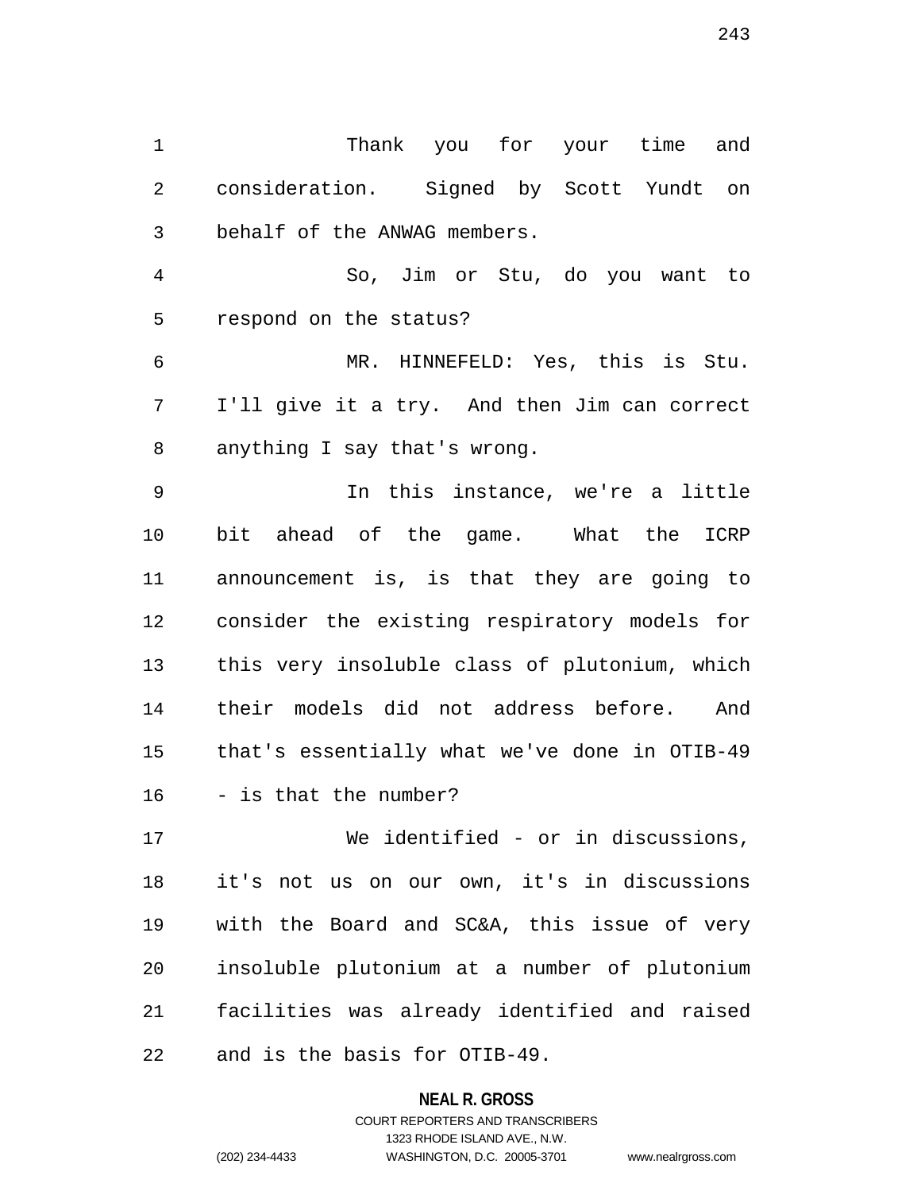Thank you for your time and consideration. Signed by Scott Yundt on behalf of the ANWAG members.

So, Jim or Stu, do you want to respond on the status?

MR. HINNEFELD: Yes, this is Stu. I'll give it a try. And then Jim can correct anything I say that's wrong.

In this instance, we're a little bit ahead of the game. What the ICRP announcement is, is that they are going to consider the existing respiratory models for this very insoluble class of plutonium, which their models did not address before. And that's essentially what we've done in OTIB-49 - is that the number?

We identified - or in discussions, it's not us on our own, it's in discussions with the Board and SC&A, this issue of very insoluble plutonium at a number of plutonium facilities was already identified and raised and is the basis for OTIB-49.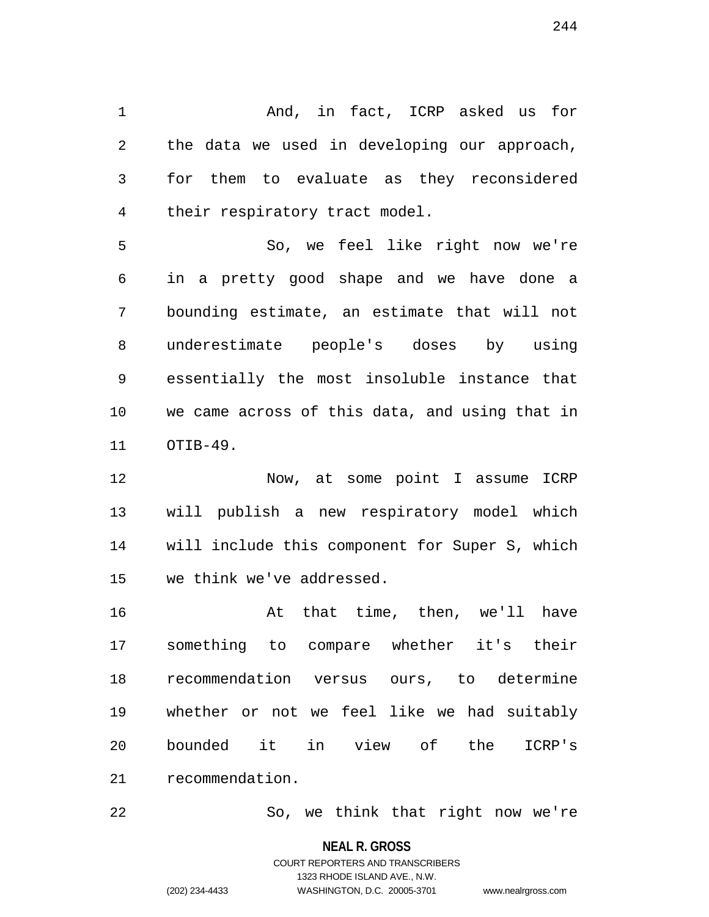And, in fact, ICRP asked us for the data we used in developing our approach, for them to evaluate as they reconsidered their respiratory tract model.

So, we feel like right now we're in a pretty good shape and we have done a bounding estimate, an estimate that will not underestimate people's doses by using essentially the most insoluble instance that we came across of this data, and using that in OTIB-49.

Now, at some point I assume ICRP will publish a new respiratory model which will include this component for Super S, which we think we've addressed.

At that time, then, we'll have something to compare whether it's their recommendation versus ours, to determine whether or not we feel like we had suitably bounded it in view of the ICRP's recommendation.

So, we think that right now we're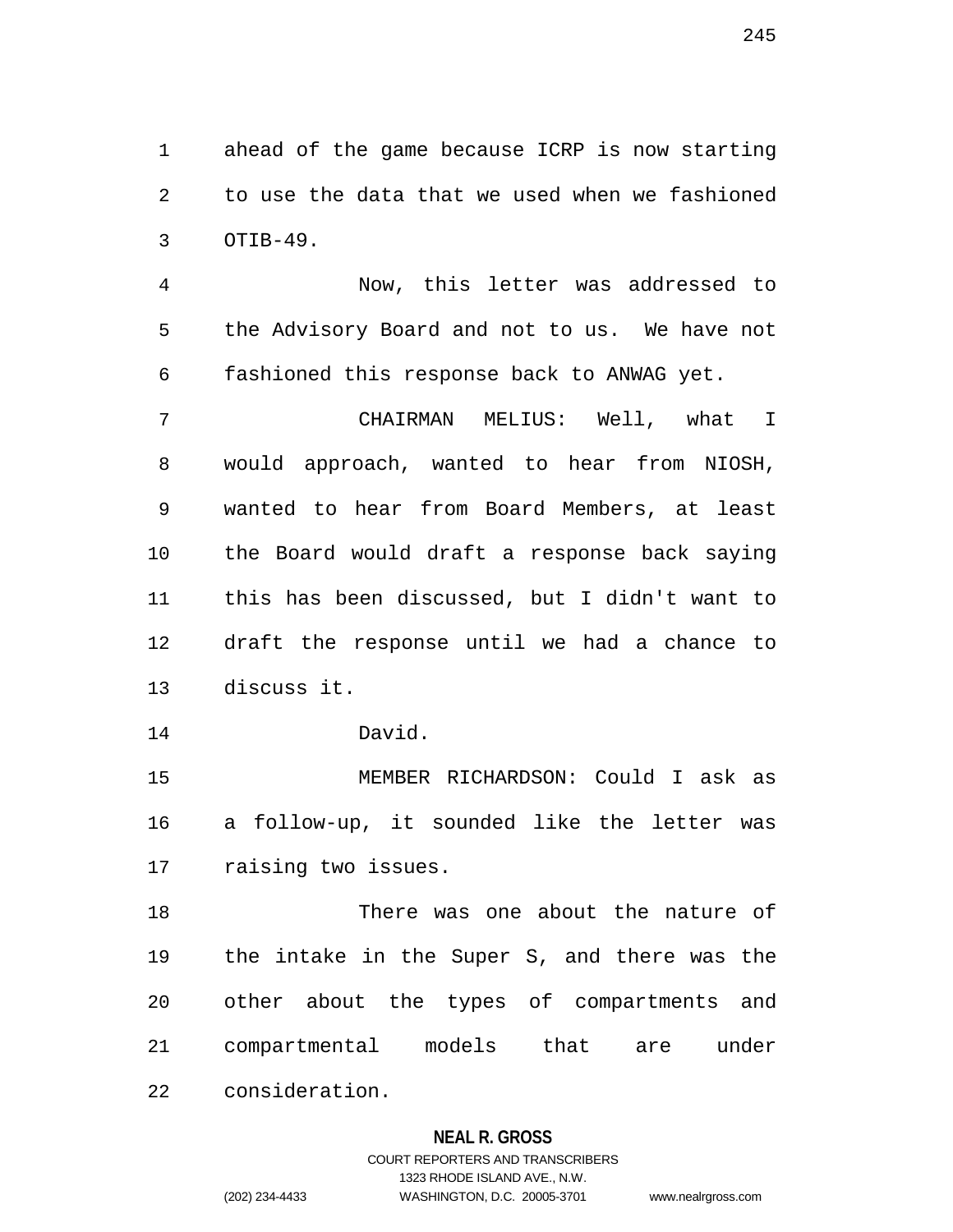ahead of the game because ICRP is now starting to use the data that we used when we fashioned OTIB-49.

Now, this letter was addressed to the Advisory Board and not to us. We have not fashioned this response back to ANWAG yet.

CHAIRMAN MELIUS: Well, what I would approach, wanted to hear from NIOSH, wanted to hear from Board Members, at least the Board would draft a response back saying this has been discussed, but I didn't want to draft the response until we had a chance to discuss it.

David.

MEMBER RICHARDSON: Could I ask as a follow-up, it sounded like the letter was raising two issues.

There was one about the nature of the intake in the Super S, and there was the other about the types of compartments and compartmental models that are under consideration.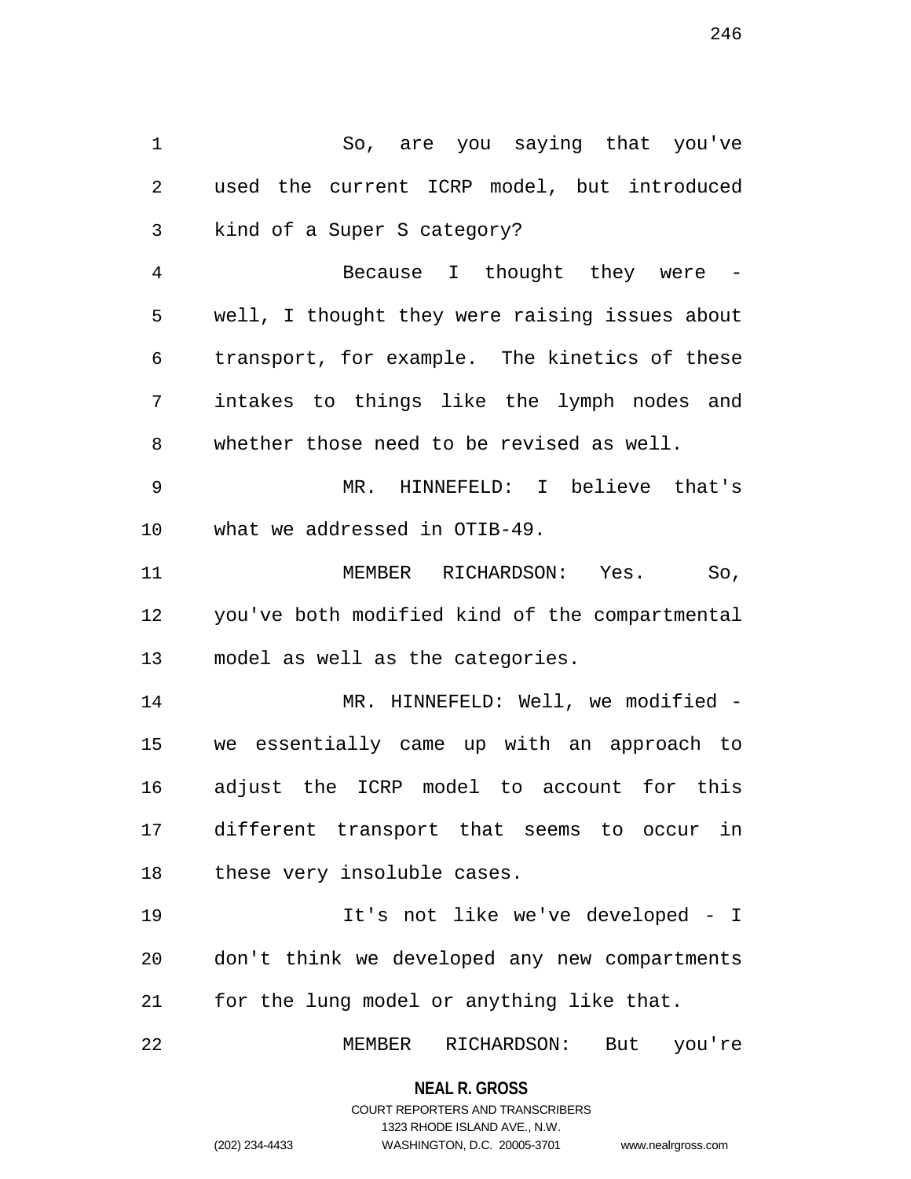So, are you saying that you've used the current ICRP model, but introduced kind of a Super S category?

Because I thought they were - well, I thought they were raising issues about transport, for example. The kinetics of these intakes to things like the lymph nodes and whether those need to be revised as well.

MR. HINNEFELD: I believe that's what we addressed in OTIB-49.

MEMBER RICHARDSON: Yes. So, you've both modified kind of the compartmental model as well as the categories.

MR. HINNEFELD: Well, we modified - we essentially came up with an approach to adjust the ICRP model to account for this different transport that seems to occur in these very insoluble cases.

It's not like we've developed - I don't think we developed any new compartments for the lung model or anything like that.

MEMBER RICHARDSON: But you're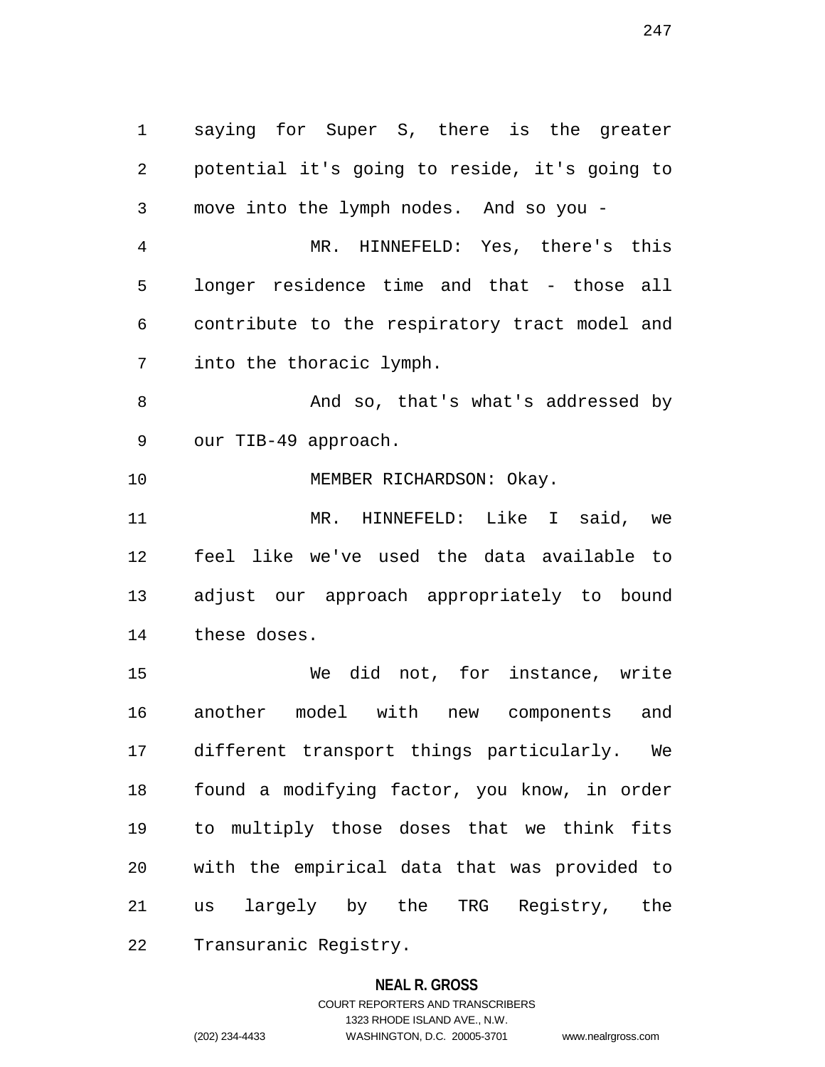saying for Super S, there is the greater potential it's going to reside, it's going to move into the lymph nodes. And so you -

MR. HINNEFELD: Yes, there's this longer residence time and that - those all contribute to the respiratory tract model and into the thoracic lymph.

And so, that's what's addressed by our TIB-49 approach.

MEMBER RICHARDSON: Okay.

MR. HINNEFELD: Like I said, we feel like we've used the data available to adjust our approach appropriately to bound these doses.

We did not, for instance, write another model with new components and different transport things particularly. We found a modifying factor, you know, in order to multiply those doses that we think fits with the empirical data that was provided to us largely by the TRG Registry, the Transuranic Registry.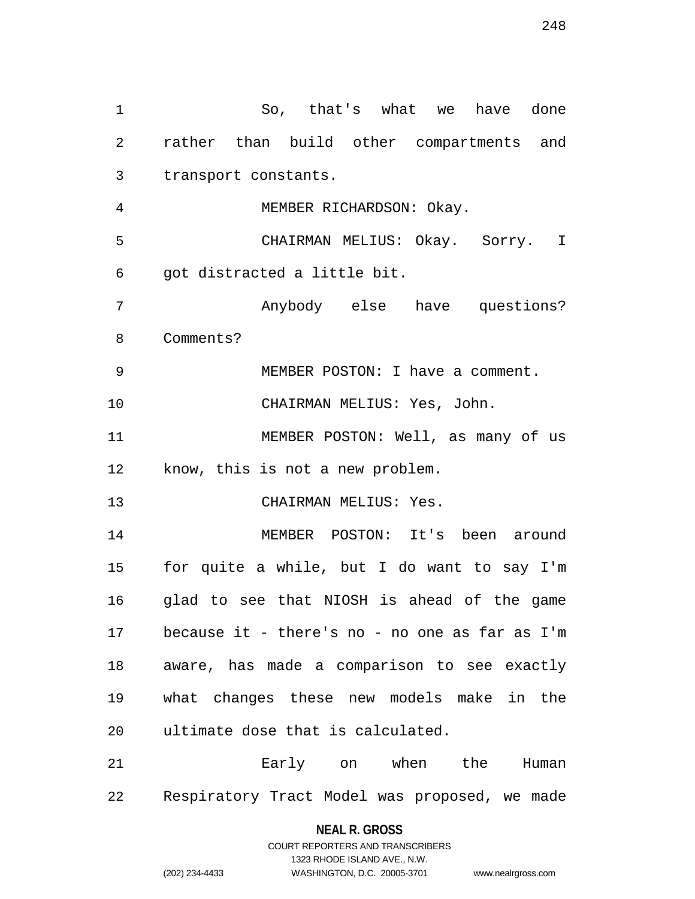So, that's what we have done rather than build other compartments and transport constants.

MEMBER RICHARDSON: Okay.

CHAIRMAN MELIUS: Okay. Sorry. I got distracted a little bit.

Anybody else have questions? Comments?

MEMBER POSTON: I have a comment.

CHAIRMAN MELIUS: Yes, John.

MEMBER POSTON: Well, as many of us know, this is not a new problem.

CHAIRMAN MELIUS: Yes.

MEMBER POSTON: It's been around for quite a while, but I do want to say I'm glad to see that NIOSH is ahead of the game because it - there's no - no one as far as I'm aware, has made a comparison to see exactly what changes these new models make in the ultimate dose that is calculated.

Early on when the Human Respiratory Tract Model was proposed, we made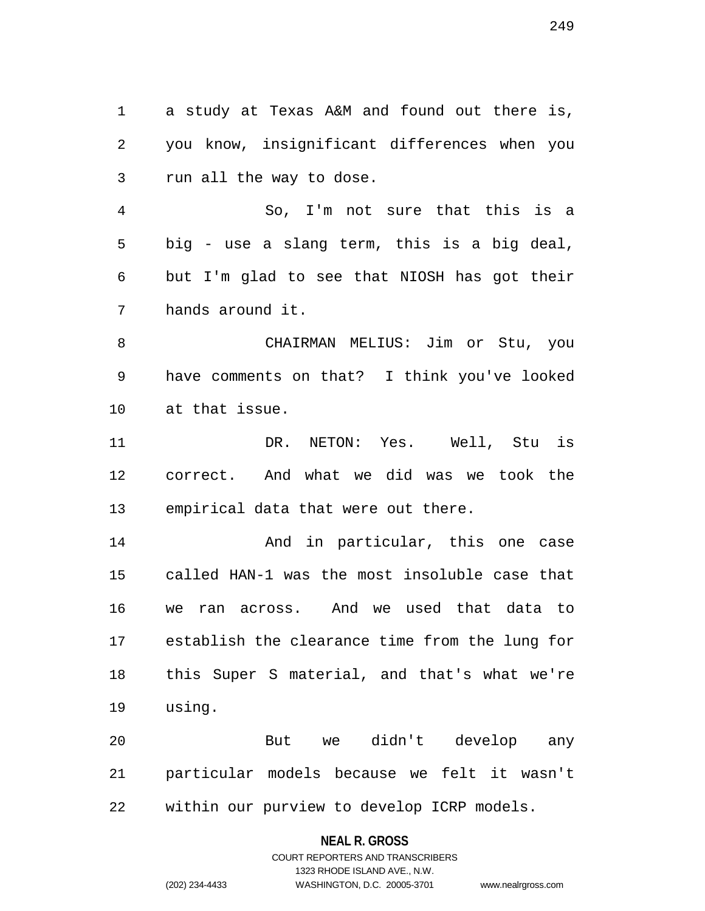a study at Texas A&M and found out there is, you know, insignificant differences when you run all the way to dose.

So, I'm not sure that this is a big - use a slang term, this is a big deal, but I'm glad to see that NIOSH has got their hands around it.

CHAIRMAN MELIUS: Jim or Stu, you have comments on that? I think you've looked at that issue.

DR. NETON: Yes. Well, Stu is correct. And what we did was we took the empirical data that were out there.

And in particular, this one case called HAN-1 was the most insoluble case that we ran across. And we used that data to establish the clearance time from the lung for this Super S material, and that's what we're using.

But we didn't develop any particular models because we felt it wasn't within our purview to develop ICRP models.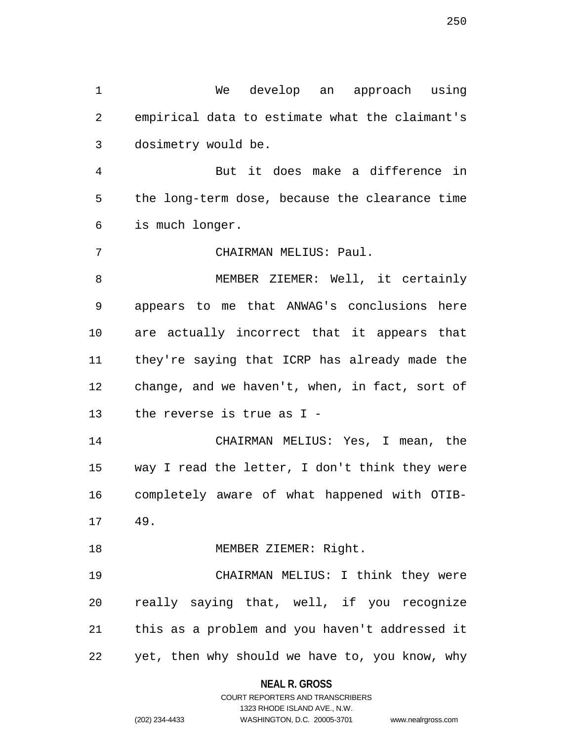We develop an approach using empirical data to estimate what the claimant's dosimetry would be.

But it does make a difference in the long-term dose, because the clearance time is much longer.

CHAIRMAN MELIUS: Paul.

MEMBER ZIEMER: Well, it certainly appears to me that ANWAG's conclusions here are actually incorrect that it appears that they're saying that ICRP has already made the change, and we haven't, when, in fact, sort of the reverse is true as I -

CHAIRMAN MELIUS: Yes, I mean, the way I read the letter, I don't think they were completely aware of what happened with OTIB-49.

MEMBER ZIEMER: Right.

CHAIRMAN MELIUS: I think they were really saying that, well, if you recognize this as a problem and you haven't addressed it yet, then why should we have to, you know, why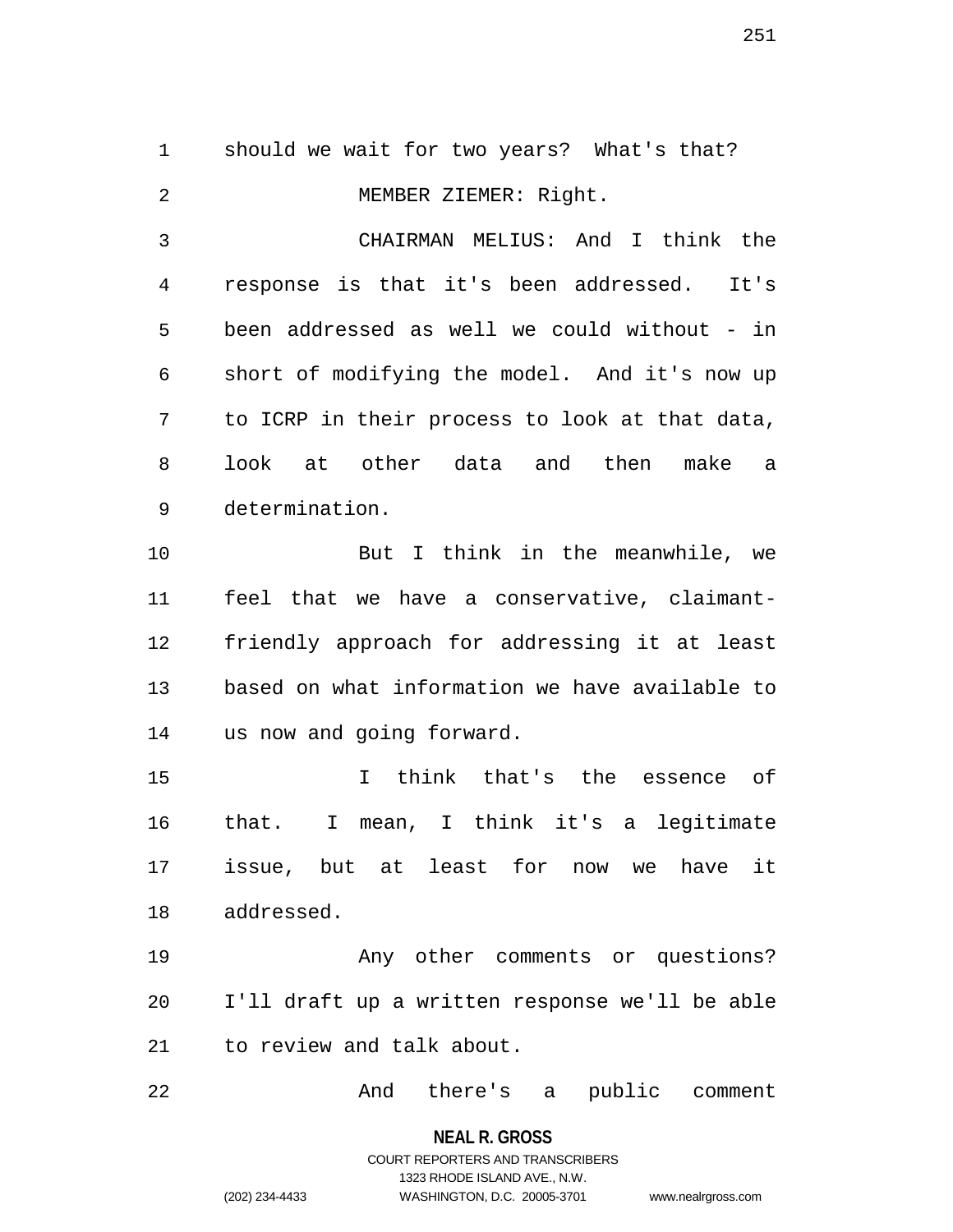should we wait for two years? What's that?

MEMBER ZIEMER: Right.

CHAIRMAN MELIUS: And I think the response is that it's been addressed. It's been addressed as well we could without - in short of modifying the model. And it's now up to ICRP in their process to look at that data, look at other data and then make a determination.

But I think in the meanwhile, we feel that we have a conservative, claimant-friendly approach for addressing it at least based on what information we have available to us now and going forward.

I think that's the essence of that. I mean, I think it's a legitimate issue, but at least for now we have it addressed.

Any other comments or questions? I'll draft up a written response we'll be able to review and talk about.

And there's a public comment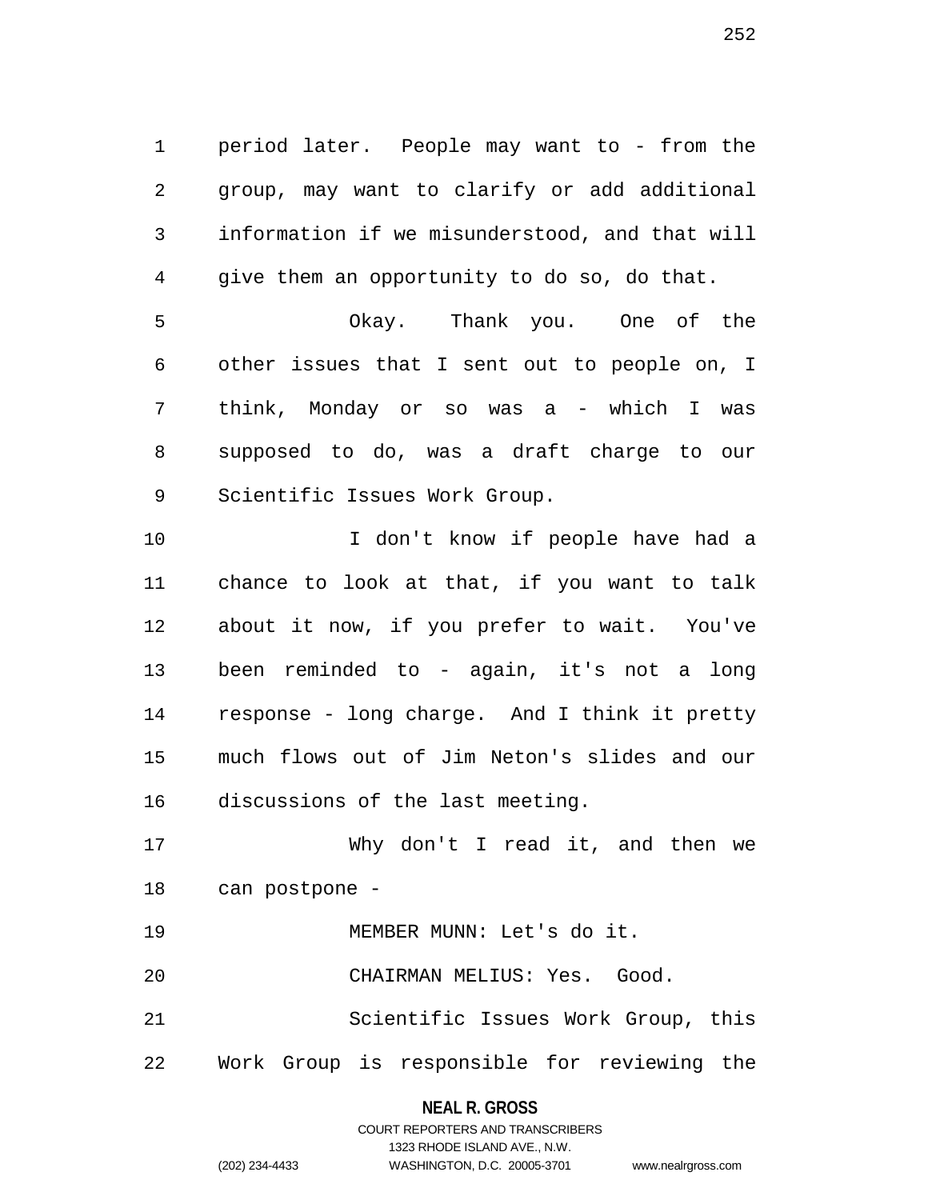period later. People may want to - from the group, may want to clarify or add additional information if we misunderstood, and that will give them an opportunity to do so, do that.

Okay. Thank you. One of the other issues that I sent out to people on, I think, Monday or so was a - which I was supposed to do, was a draft charge to our Scientific Issues Work Group.

I don't know if people have had a chance to look at that, if you want to talk about it now, if you prefer to wait. You've been reminded to - again, it's not a long response - long charge. And I think it pretty much flows out of Jim Neton's slides and our discussions of the last meeting.

Why don't I read it, and then we can postpone -

MEMBER MUNN: Let's do it.

CHAIRMAN MELIUS: Yes. Good.

Scientific Issues Work Group, this Work Group is responsible for reviewing the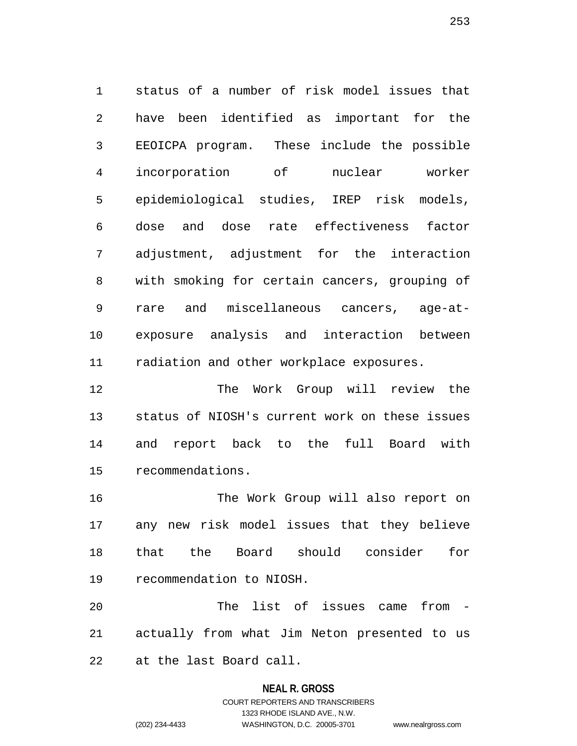status of a number of risk model issues that have been identified as important for the EEOICPA program. These include the possible incorporation of nuclear worker epidemiological studies, IREP risk models, dose and dose rate effectiveness factor adjustment, adjustment for the interaction with smoking for certain cancers, grouping of rare and miscellaneous cancers, age-at-exposure analysis and interaction between radiation and other workplace exposures.

The Work Group will review the status of NIOSH's current work on these issues and report back to the full Board with recommendations.

The Work Group will also report on any new risk model issues that they believe that the Board should consider for recommendation to NIOSH.

The list of issues came from - actually from what Jim Neton presented to us at the last Board call.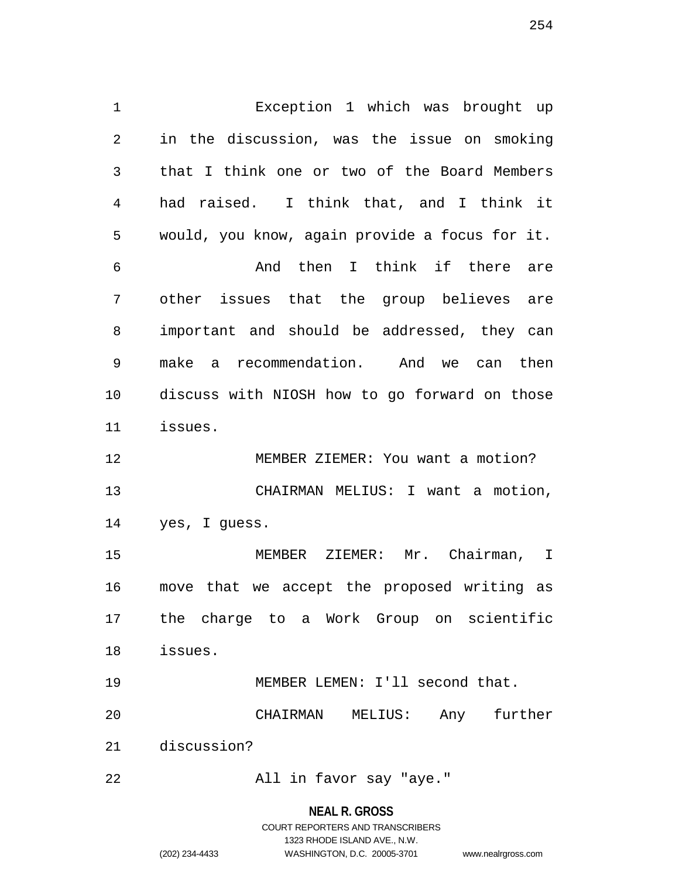Exception 1 which was brought up in the discussion, was the issue on smoking that I think one or two of the Board Members had raised. I think that, and I think it would, you know, again provide a focus for it.

And then I think if there are other issues that the group believes are important and should be addressed, they can make a recommendation. And we can then discuss with NIOSH how to go forward on those issues.

MEMBER ZIEMER: You want a motion?

CHAIRMAN MELIUS: I want a motion, yes, I guess.

MEMBER ZIEMER: Mr. Chairman, I move that we accept the proposed writing as the charge to a Work Group on scientific issues.

MEMBER LEMEN: I'll second that.

CHAIRMAN MELIUS: Any further discussion?

All in favor say "aye."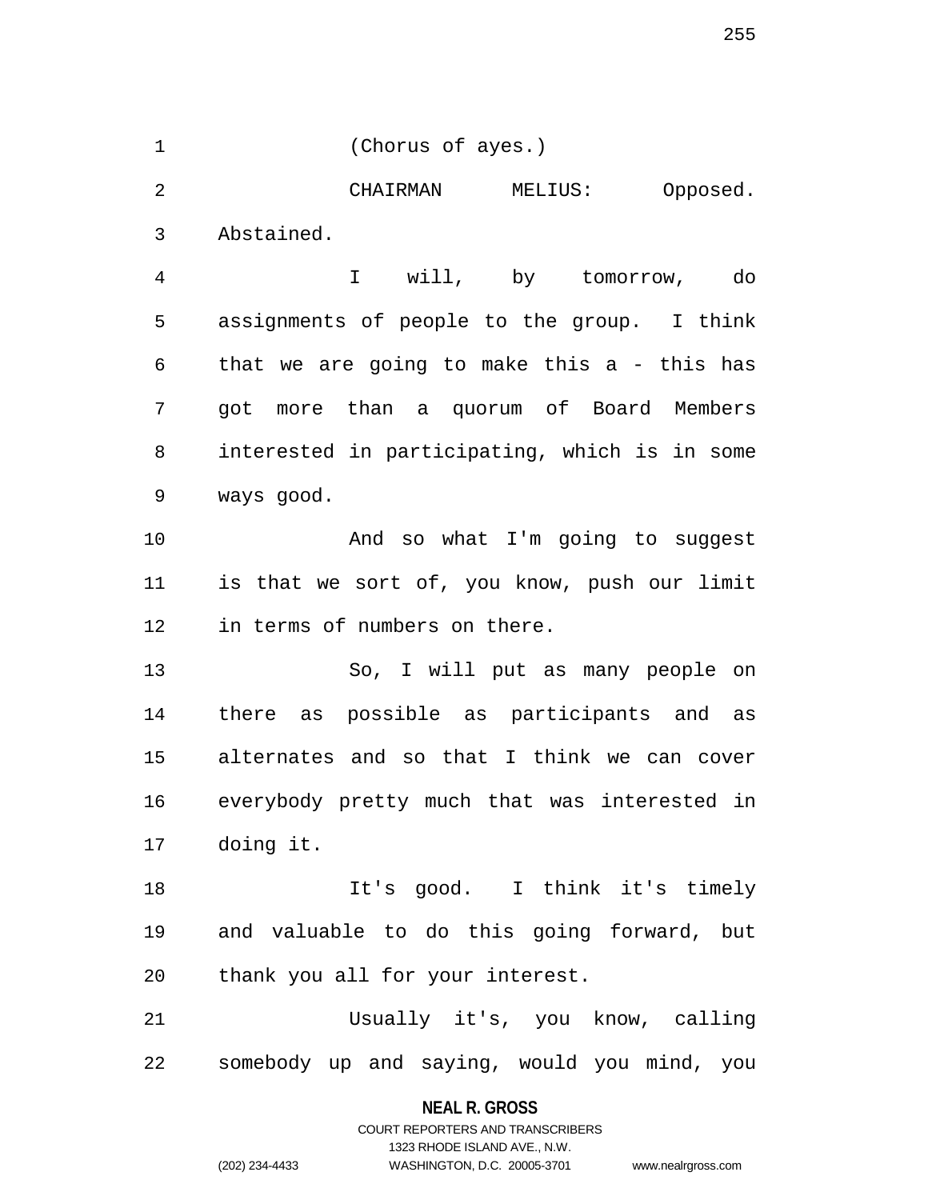(Chorus of ayes.)

CHAIRMAN MELIUS: Opposed. Abstained.

I will, by tomorrow, do assignments of people to the group. I think that we are going to make this a - this has got more than a quorum of Board Members interested in participating, which is in some ways good.

And so what I'm going to suggest is that we sort of, you know, push our limit in terms of numbers on there.

So, I will put as many people on there as possible as participants and as alternates and so that I think we can cover everybody pretty much that was interested in doing it.

It's good. I think it's timely and valuable to do this going forward, but thank you all for your interest.

Usually it's, you know, calling somebody up and saying, would you mind, you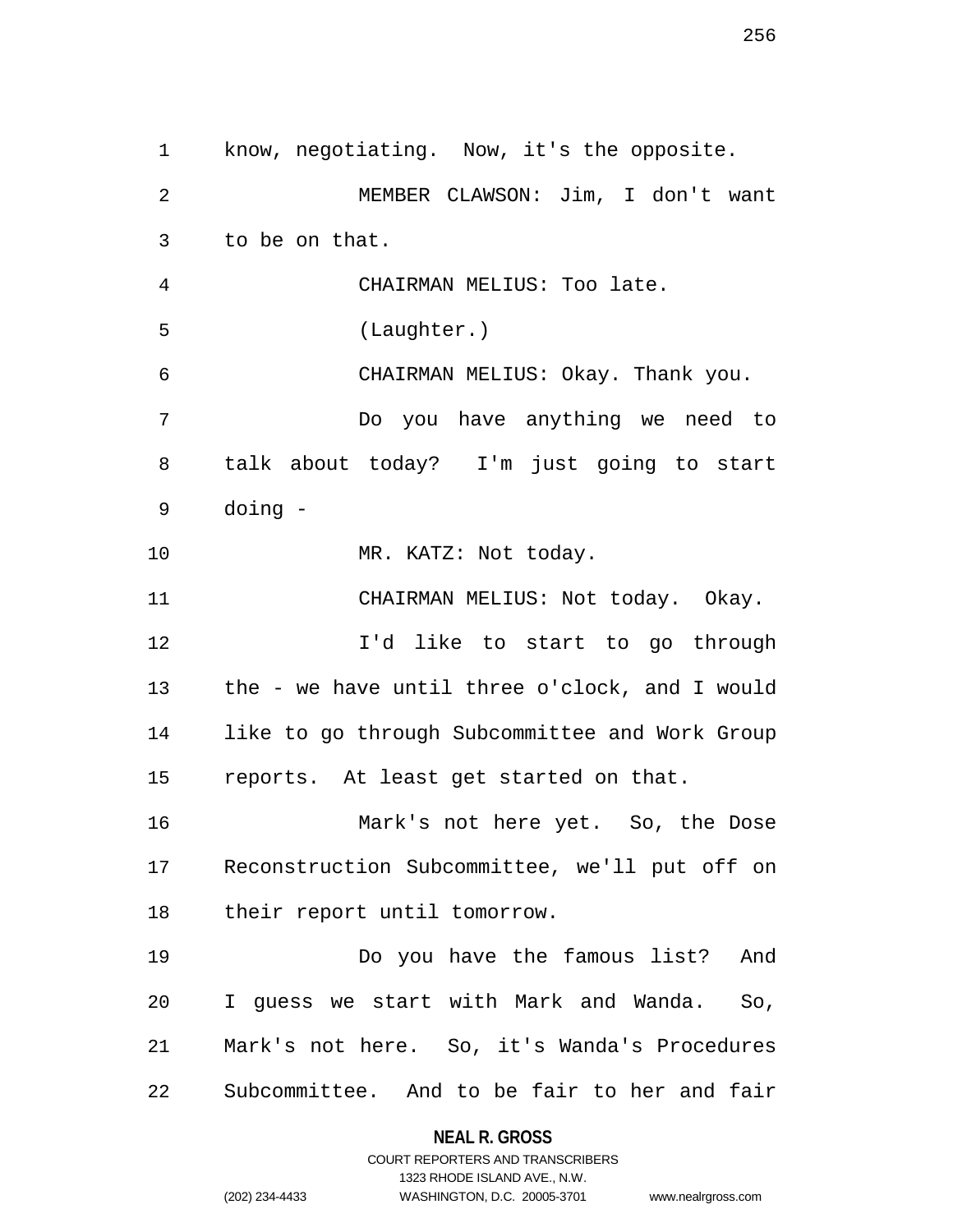know, negotiating. Now, it's the opposite.

MEMBER CLAWSON: Jim, I don't want to be on that.

CHAIRMAN MELIUS: Too late.

(Laughter.)

CHAIRMAN MELIUS: Okay. Thank you.

Do you have anything we need to talk about today? I'm just going to start doing -

MR. KATZ: Not today.

CHAIRMAN MELIUS: Not today. Okay.

I'd like to start to go through the - we have until three o'clock, and I would like to go through Subcommittee and Work Group reports. At least get started on that.

Mark's not here yet. So, the Dose Reconstruction Subcommittee, we'll put off on their report until tomorrow.

Do you have the famous list? And I guess we start with Mark and Wanda. So, Mark's not here. So, it's Wanda's Procedures Subcommittee. And to be fair to her and fair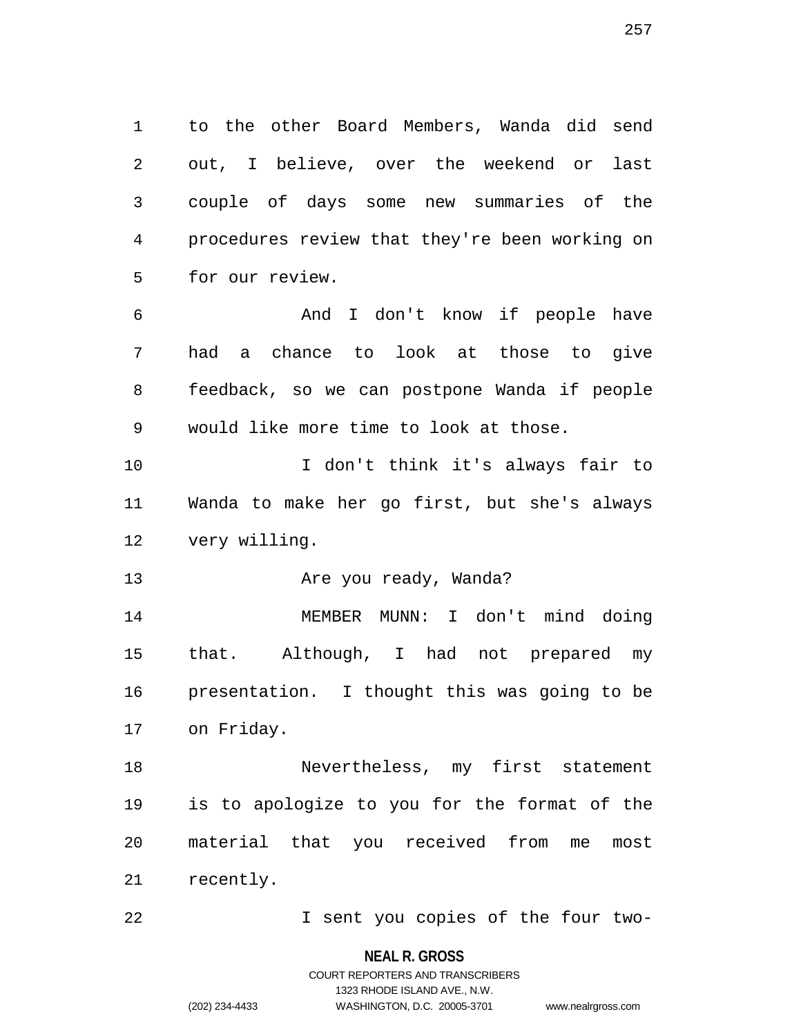to the other Board Members, Wanda did send out, I believe, over the weekend or last couple of days some new summaries of the procedures review that they're been working on for our review.

And I don't know if people have had a chance to look at those to give feedback, so we can postpone Wanda if people would like more time to look at those.

I don't think it's always fair to Wanda to make her go first, but she's always very willing.

Are you ready, Wanda?

MEMBER MUNN: I don't mind doing that. Although, I had not prepared my presentation. I thought this was going to be on Friday.

Nevertheless, my first statement is to apologize to you for the format of the material that you received from me most recently.

I sent you copies of the four two-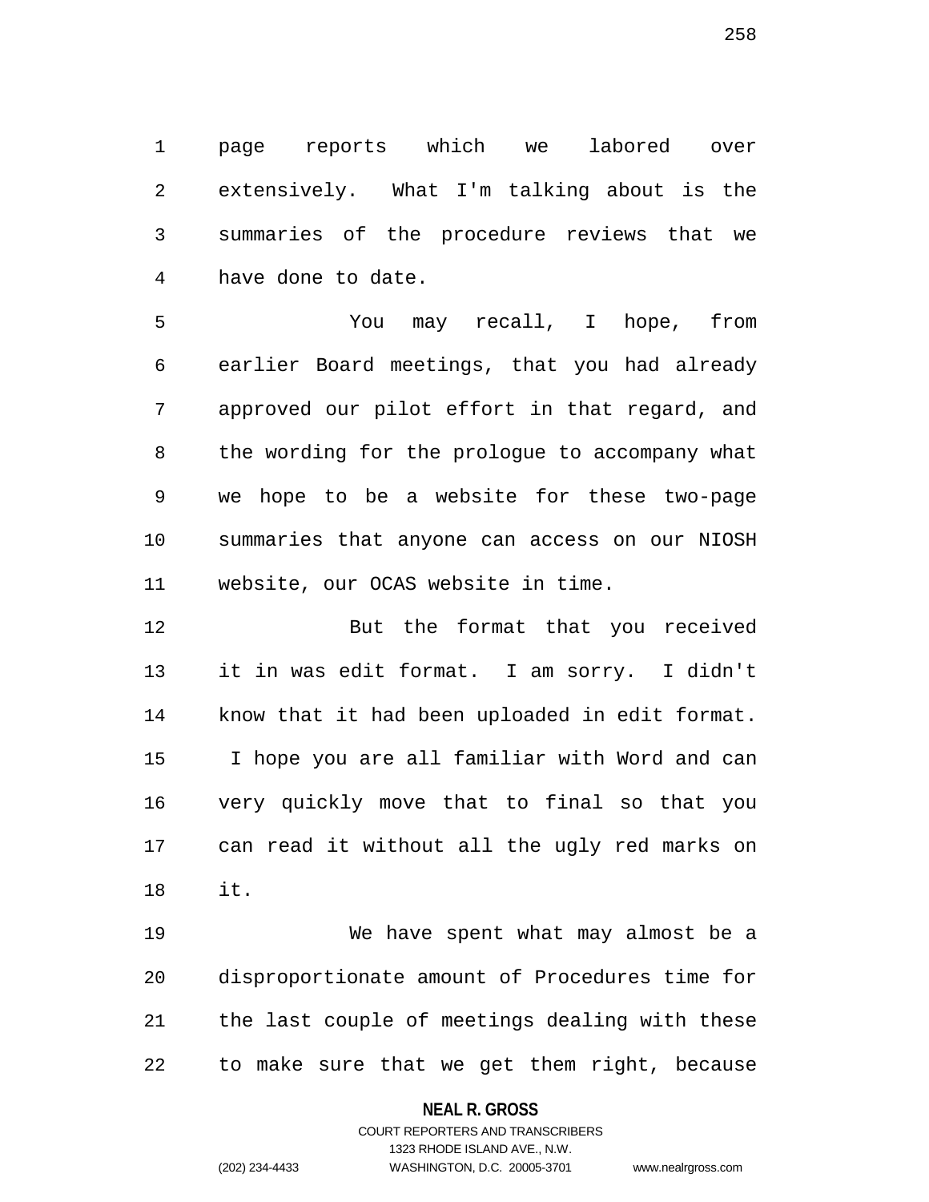page reports which we labored over extensively. What I'm talking about is the summaries of the procedure reviews that we have done to date.

You may recall, I hope, from earlier Board meetings, that you had already approved our pilot effort in that regard, and the wording for the prologue to accompany what we hope to be a website for these two-page summaries that anyone can access on our NIOSH website, our OCAS website in time.

But the format that you received it in was edit format. I am sorry. I didn't know that it had been uploaded in edit format. I hope you are all familiar with Word and can very quickly move that to final so that you can read it without all the ugly red marks on it.

We have spent what may almost be a disproportionate amount of Procedures time for the last couple of meetings dealing with these to make sure that we get them right, because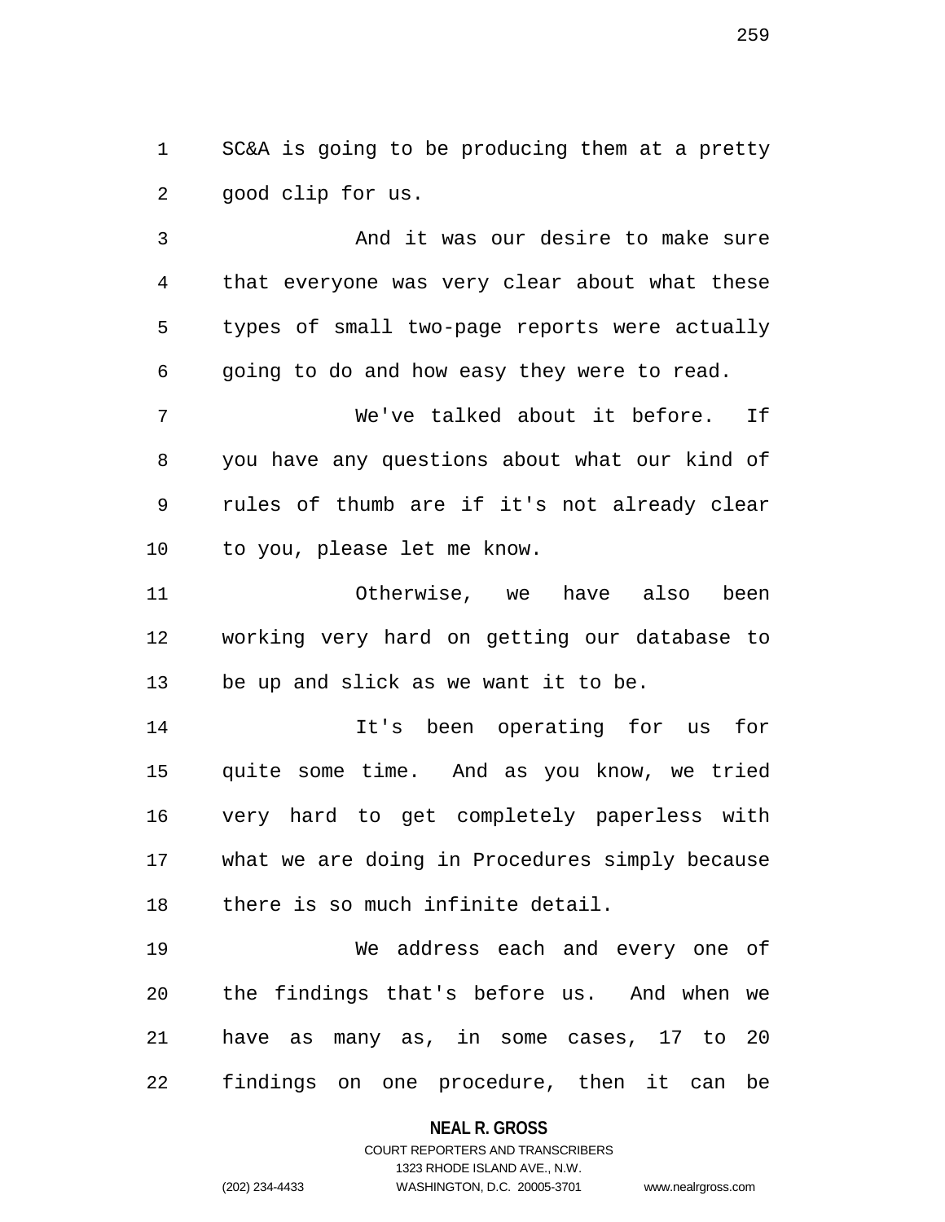SC&A is going to be producing them at a pretty good clip for us.

And it was our desire to make sure that everyone was very clear about what these types of small two-page reports were actually going to do and how easy they were to read.

We've talked about it before. If you have any questions about what our kind of rules of thumb are if it's not already clear to you, please let me know.

Otherwise, we have also been working very hard on getting our database to be up and slick as we want it to be.

It's been operating for us for quite some time. And as you know, we tried very hard to get completely paperless with what we are doing in Procedures simply because there is so much infinite detail.

We address each and every one of the findings that's before us. And when we have as many as, in some cases, 17 to 20 findings on one procedure, then it can be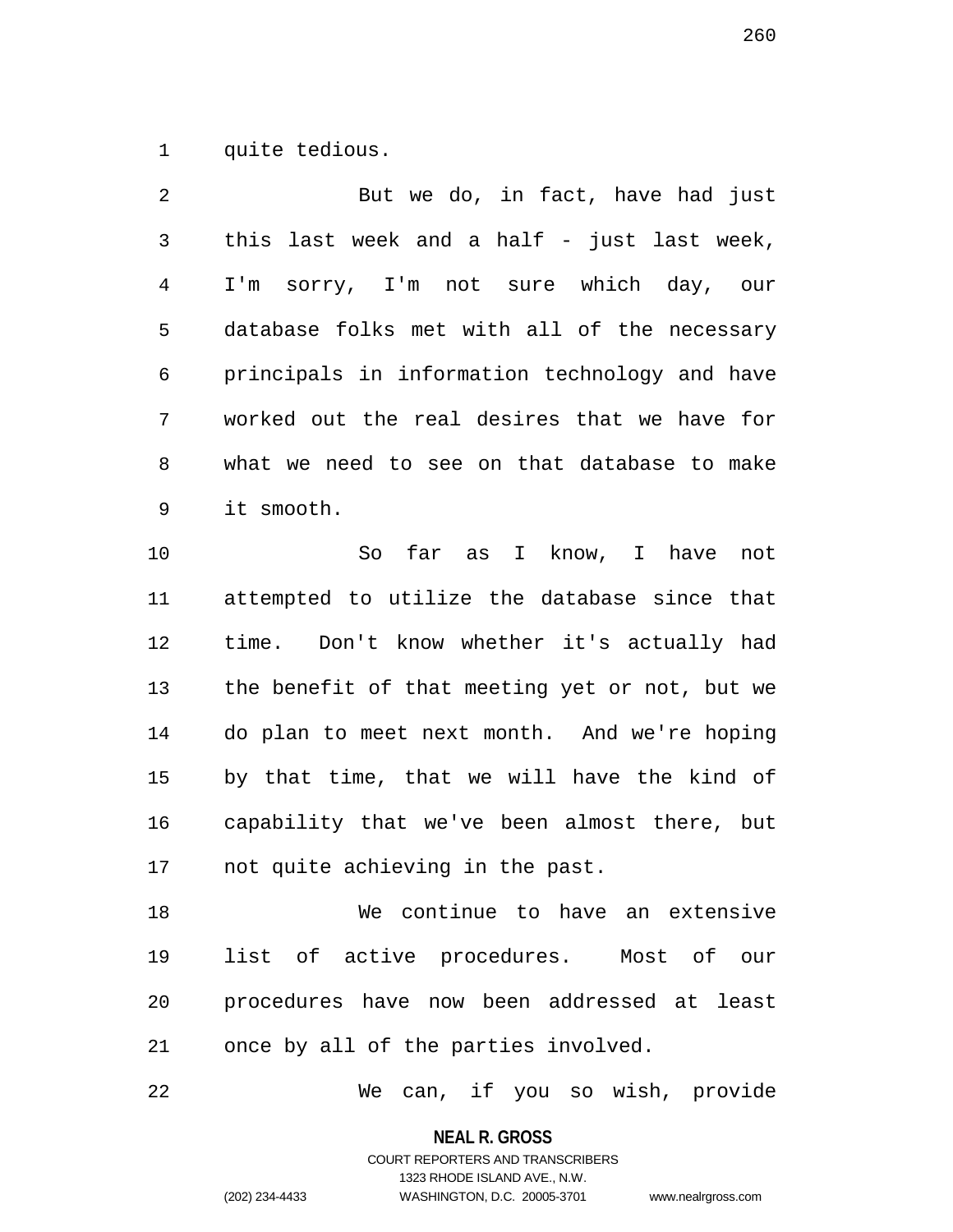quite tedious.

But we do, in fact, have had just this last week and a half - just last week, I'm sorry, I'm not sure which day, our database folks met with all of the necessary principals in information technology and have worked out the real desires that we have for what we need to see on that database to make it smooth.

So far as I know, I have not attempted to utilize the database since that time. Don't know whether it's actually had the benefit of that meeting yet or not, but we do plan to meet next month. And we're hoping by that time, that we will have the kind of capability that we've been almost there, but not quite achieving in the past.

We continue to have an extensive list of active procedures. Most of our procedures have now been addressed at least once by all of the parties involved.

We can, if you so wish, provide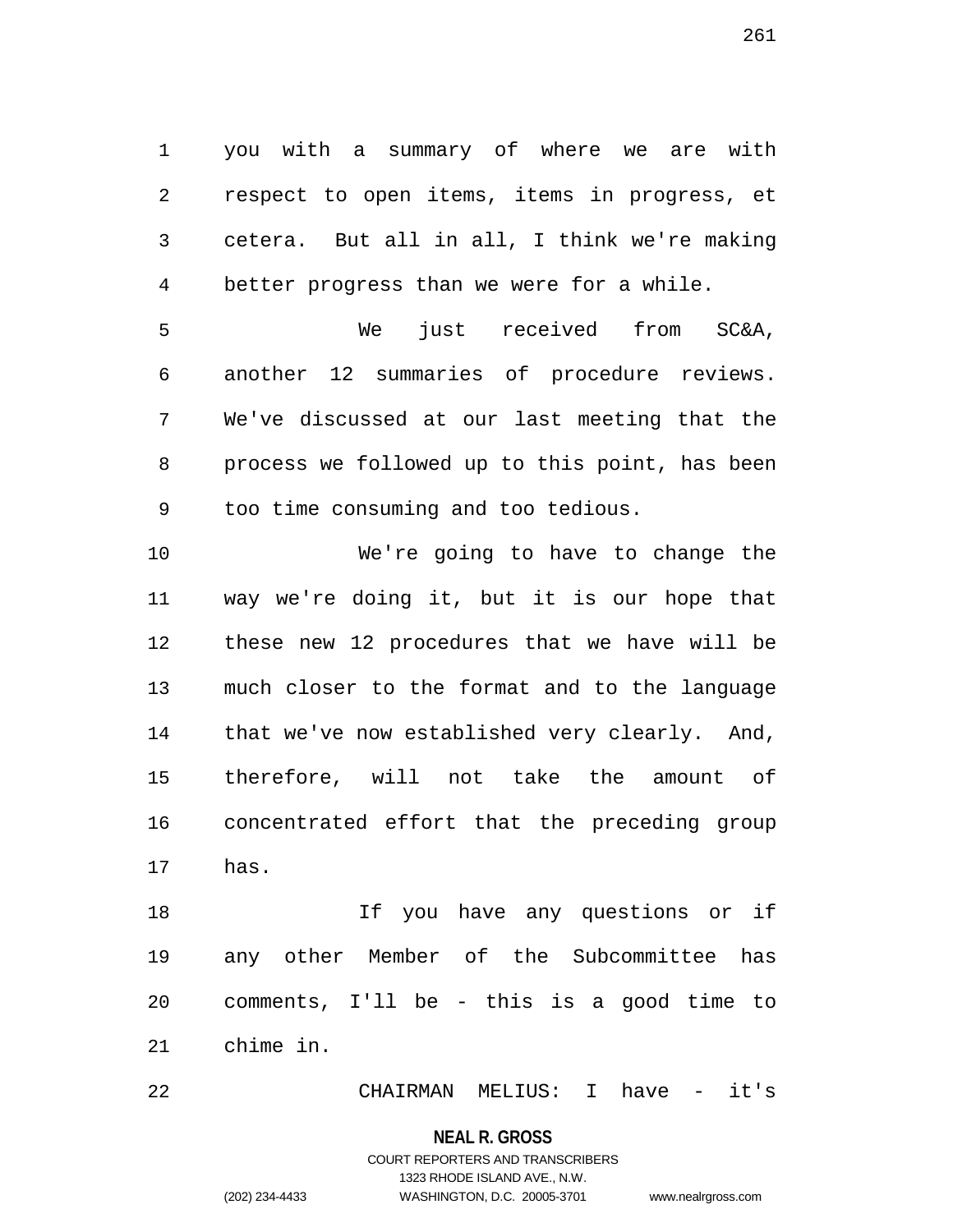you with a summary of where we are with respect to open items, items in progress, et cetera. But all in all, I think we're making better progress than we were for a while.

We just received from SC&A, another 12 summaries of procedure reviews. We've discussed at our last meeting that the process we followed up to this point, has been too time consuming and too tedious.

We're going to have to change the way we're doing it, but it is our hope that these new 12 procedures that we have will be much closer to the format and to the language that we've now established very clearly. And, therefore, will not take the amount of concentrated effort that the preceding group has.

If you have any questions or if any other Member of the Subcommittee has comments, I'll be - this is a good time to chime in.

CHAIRMAN MELIUS: I have - it's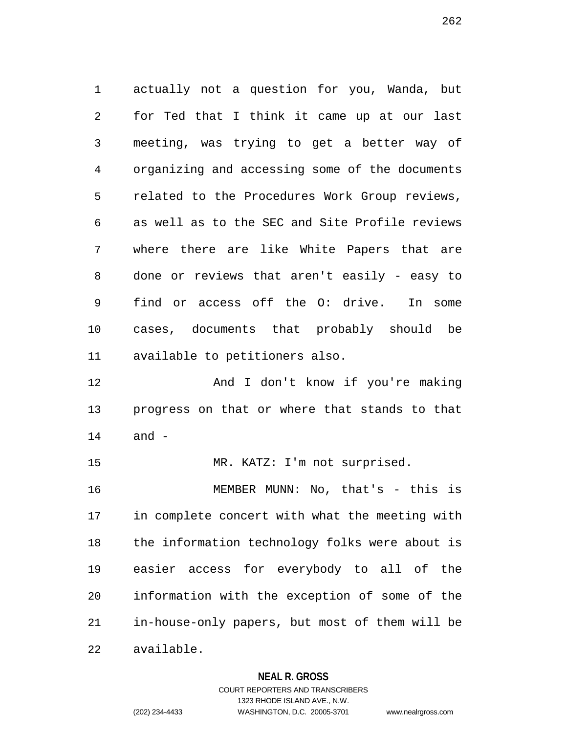actually not a question for you, Wanda, but for Ted that I think it came up at our last meeting, was trying to get a better way of organizing and accessing some of the documents related to the Procedures Work Group reviews, as well as to the SEC and Site Profile reviews where there are like White Papers that are done or reviews that aren't easily - easy to find or access off the O: drive. In some cases, documents that probably should be available to petitioners also.

And I don't know if you're making progress on that or where that stands to that and -

MR. KATZ: I'm not surprised.

MEMBER MUNN: No, that's - this is in complete concert with what the meeting with the information technology folks were about is easier access for everybody to all of the information with the exception of some of the in-house-only papers, but most of them will be available.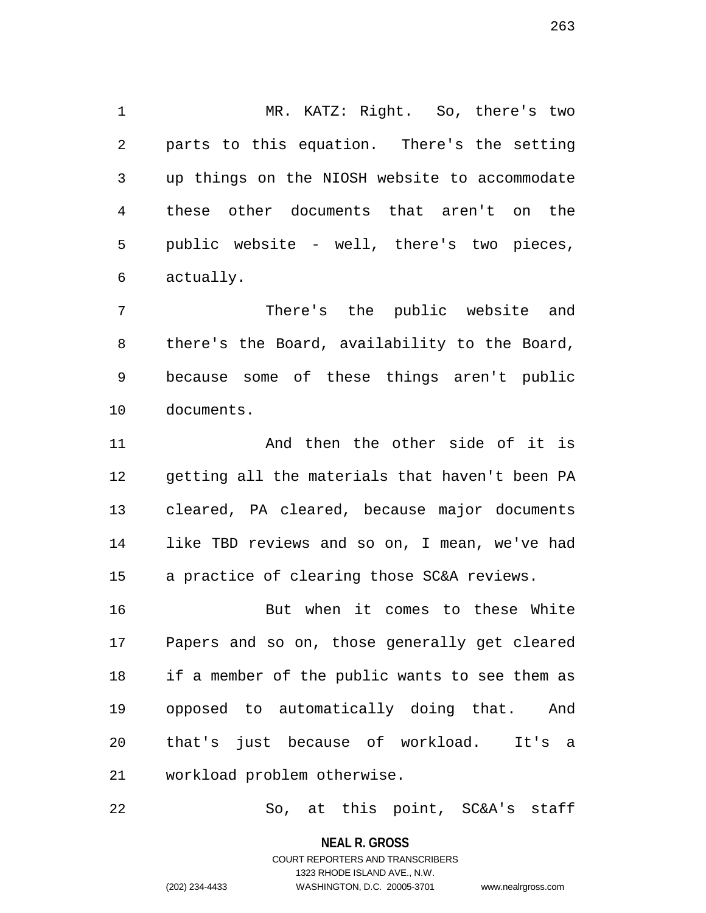MR. KATZ: Right. So, there's two parts to this equation. There's the setting up things on the NIOSH website to accommodate these other documents that aren't on the public website - well, there's two pieces, actually.

There's the public website and there's the Board, availability to the Board, because some of these things aren't public documents.

And then the other side of it is getting all the materials that haven't been PA cleared, PA cleared, because major documents like TBD reviews and so on, I mean, we've had a practice of clearing those SC&A reviews.

But when it comes to these White Papers and so on, those generally get cleared if a member of the public wants to see them as opposed to automatically doing that. And that's just because of workload. It's a workload problem otherwise.

So, at this point, SC&A's staff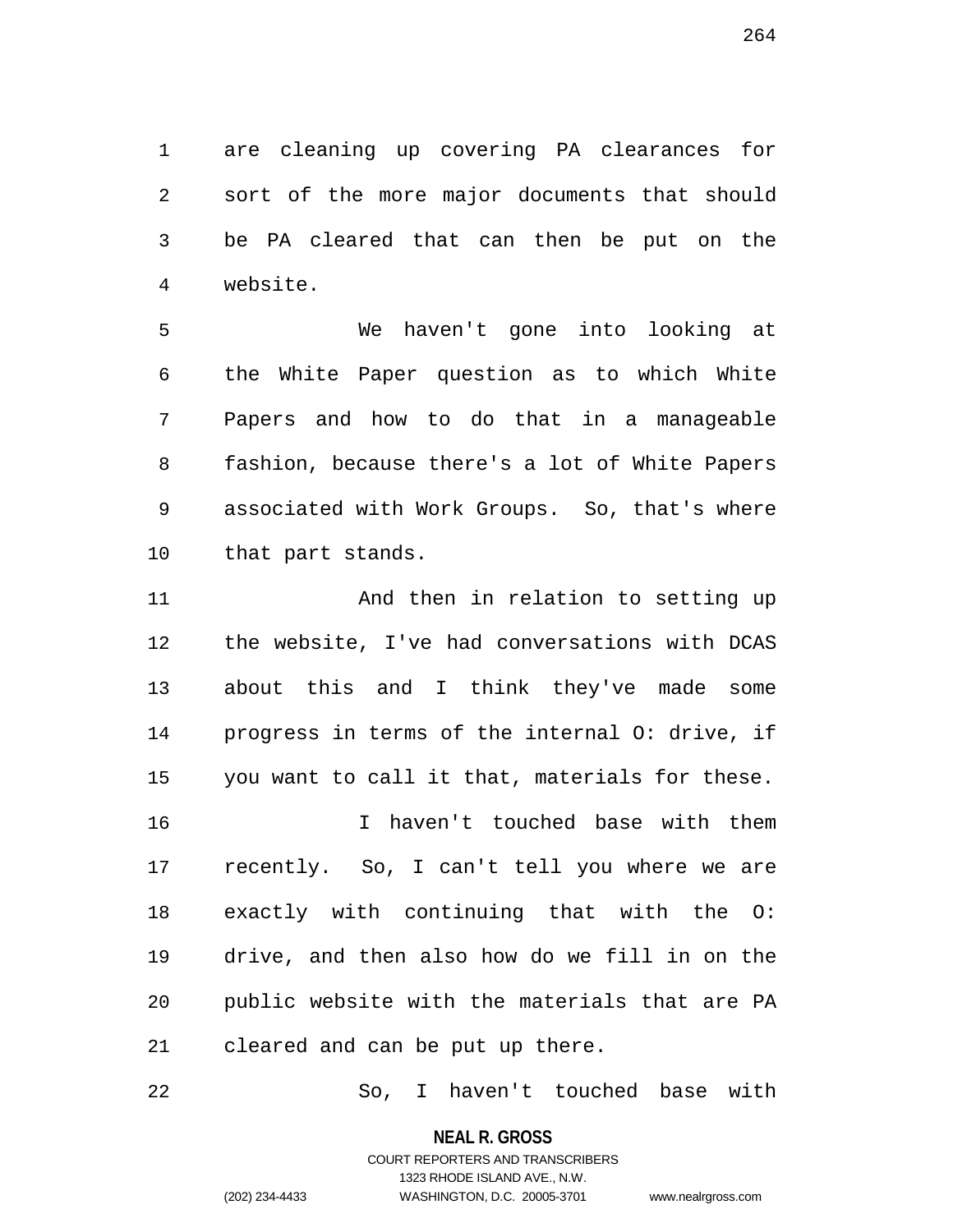are cleaning up covering PA clearances for sort of the more major documents that should be PA cleared that can then be put on the website.

We haven't gone into looking at the White Paper question as to which White Papers and how to do that in a manageable fashion, because there's a lot of White Papers associated with Work Groups. So, that's where that part stands.

And then in relation to setting up the website, I've had conversations with DCAS about this and I think they've made some progress in terms of the internal O: drive, if you want to call it that, materials for these.

I haven't touched base with them recently. So, I can't tell you where we are exactly with continuing that with the O: drive, and then also how do we fill in on the public website with the materials that are PA cleared and can be put up there.

So, I haven't touched base with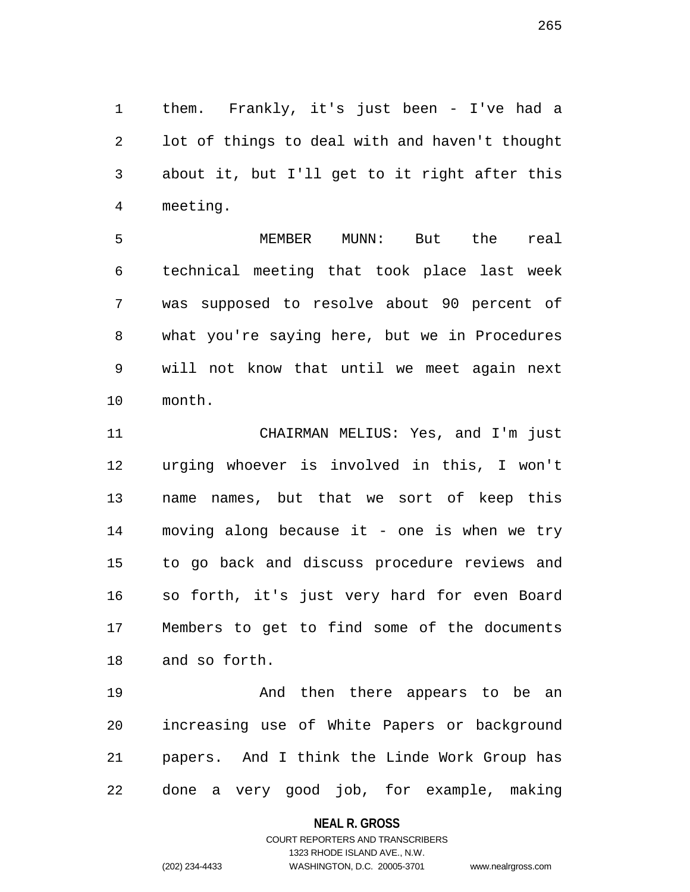them. Frankly, it's just been - I've had a lot of things to deal with and haven't thought about it, but I'll get to it right after this meeting.

MEMBER MUNN: But the real technical meeting that took place last week was supposed to resolve about 90 percent of what you're saying here, but we in Procedures will not know that until we meet again next month.

CHAIRMAN MELIUS: Yes, and I'm just urging whoever is involved in this, I won't name names, but that we sort of keep this moving along because it - one is when we try to go back and discuss procedure reviews and so forth, it's just very hard for even Board Members to get to find some of the documents and so forth.

And then there appears to be an increasing use of White Papers or background papers. And I think the Linde Work Group has done a very good job, for example, making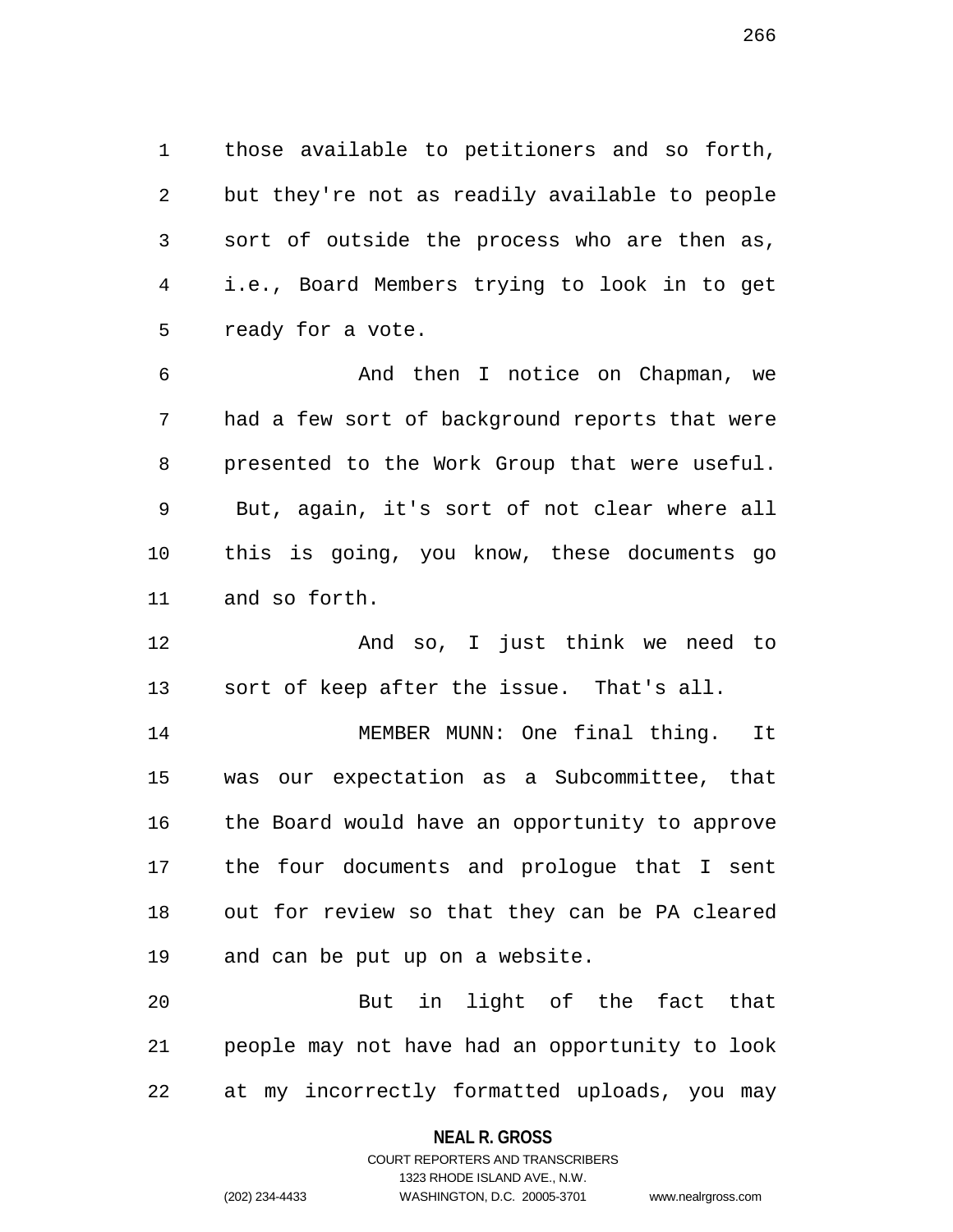those available to petitioners and so forth, but they're not as readily available to people sort of outside the process who are then as, i.e., Board Members trying to look in to get ready for a vote.

And then I notice on Chapman, we had a few sort of background reports that were presented to the Work Group that were useful. But, again, it's sort of not clear where all this is going, you know, these documents go and so forth.

And so, I just think we need to sort of keep after the issue. That's all.

MEMBER MUNN: One final thing. It was our expectation as a Subcommittee, that the Board would have an opportunity to approve the four documents and prologue that I sent out for review so that they can be PA cleared and can be put up on a website.

But in light of the fact that people may not have had an opportunity to look at my incorrectly formatted uploads, you may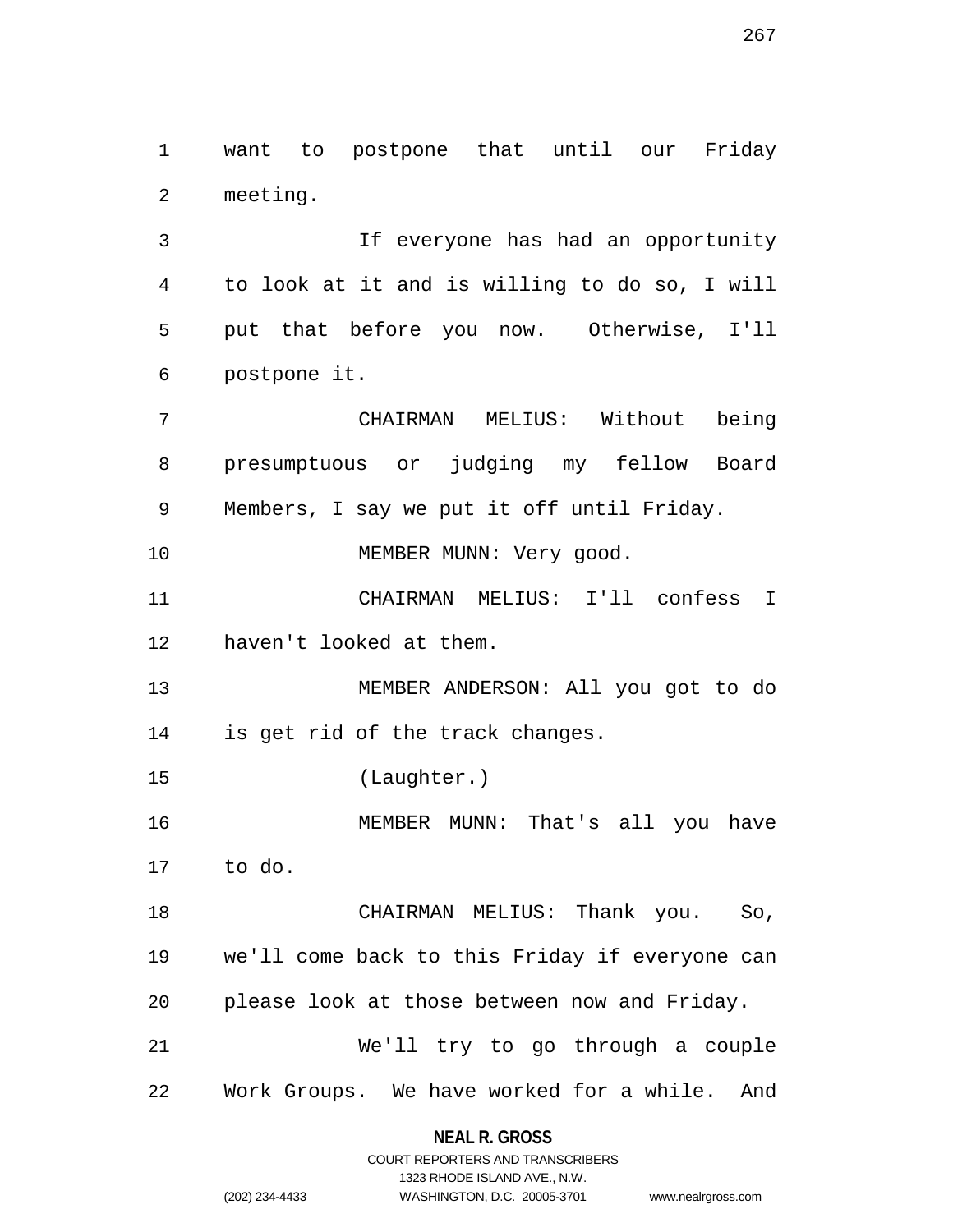want to postpone that until our Friday meeting.

If everyone has had an opportunity to look at it and is willing to do so, I will put that before you now. Otherwise, I'll postpone it.

CHAIRMAN MELIUS: Without being presumptuous or judging my fellow Board Members, I say we put it off until Friday.

MEMBER MUNN: Very good.

CHAIRMAN MELIUS: I'll confess I haven't looked at them.

MEMBER ANDERSON: All you got to do is get rid of the track changes.

(Laughter.)

MEMBER MUNN: That's all you have to do.

CHAIRMAN MELIUS: Thank you. So, we'll come back to this Friday if everyone can please look at those between now and Friday.

We'll try to go through a couple Work Groups. We have worked for a while. And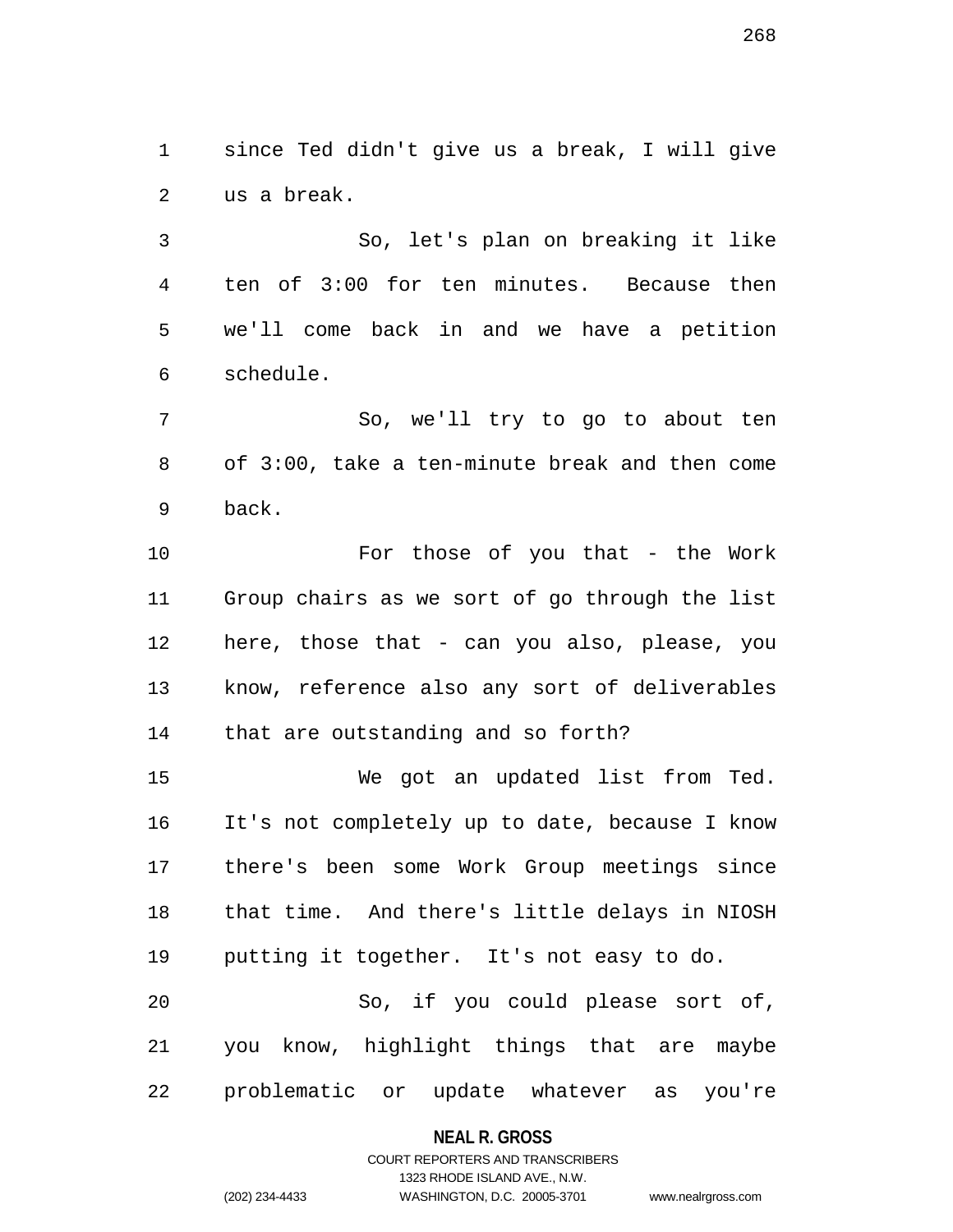since Ted didn't give us a break, I will give us a break.

So, let's plan on breaking it like ten of 3:00 for ten minutes. Because then we'll come back in and we have a petition schedule.

So, we'll try to go to about ten of 3:00, take a ten-minute break and then come back.

For those of you that - the Work Group chairs as we sort of go through the list here, those that - can you also, please, you know, reference also any sort of deliverables that are outstanding and so forth?

We got an updated list from Ted. It's not completely up to date, because I know there's been some Work Group meetings since that time. And there's little delays in NIOSH putting it together. It's not easy to do.

So, if you could please sort of, you know, highlight things that are maybe problematic or update whatever as you're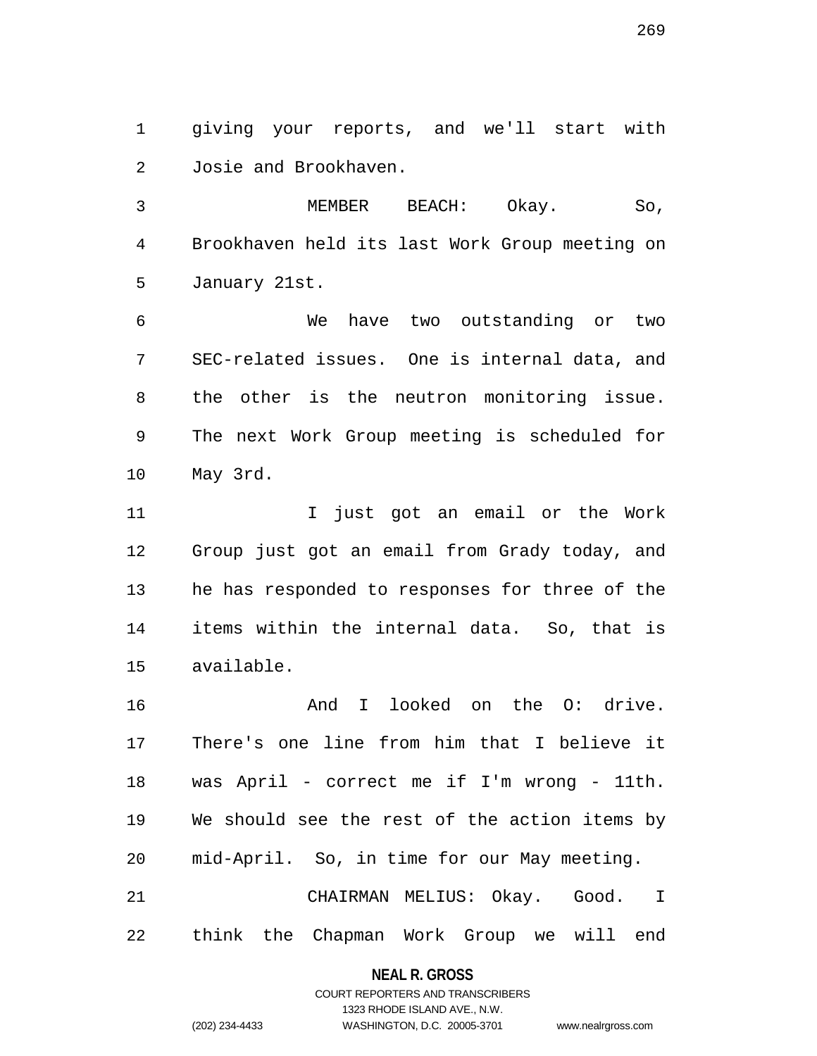giving your reports, and we'll start with Josie and Brookhaven.

MEMBER BEACH: Okay. So, Brookhaven held its last Work Group meeting on January 21st.

We have two outstanding or two SEC-related issues. One is internal data, and the other is the neutron monitoring issue. The next Work Group meeting is scheduled for May 3rd.

I just got an email or the Work Group just got an email from Grady today, and he has responded to responses for three of the items within the internal data. So, that is available.

And I looked on the O: drive. There's one line from him that I believe it was April - correct me if I'm wrong - 11th. We should see the rest of the action items by mid-April. So, in time for our May meeting.

CHAIRMAN MELIUS: Okay. Good. I think the Chapman Work Group we will end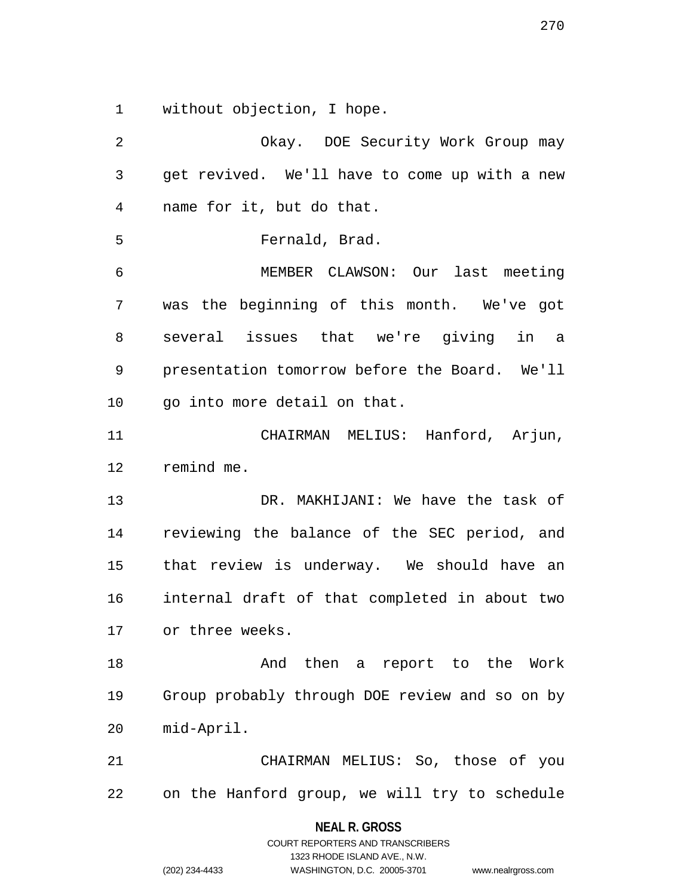without objection, I hope.

Okay. DOE Security Work Group may get revived. We'll have to come up with a new name for it, but do that.

Fernald, Brad.

MEMBER CLAWSON: Our last meeting was the beginning of this month. We've got several issues that we're giving in a presentation tomorrow before the Board. We'll go into more detail on that.

CHAIRMAN MELIUS: Hanford, Arjun, remind me.

DR. MAKHIJANI: We have the task of reviewing the balance of the SEC period, and that review is underway. We should have an internal draft of that completed in about two or three weeks.

And then a report to the Work Group probably through DOE review and so on by mid-April.

CHAIRMAN MELIUS: So, those of you on the Hanford group, we will try to schedule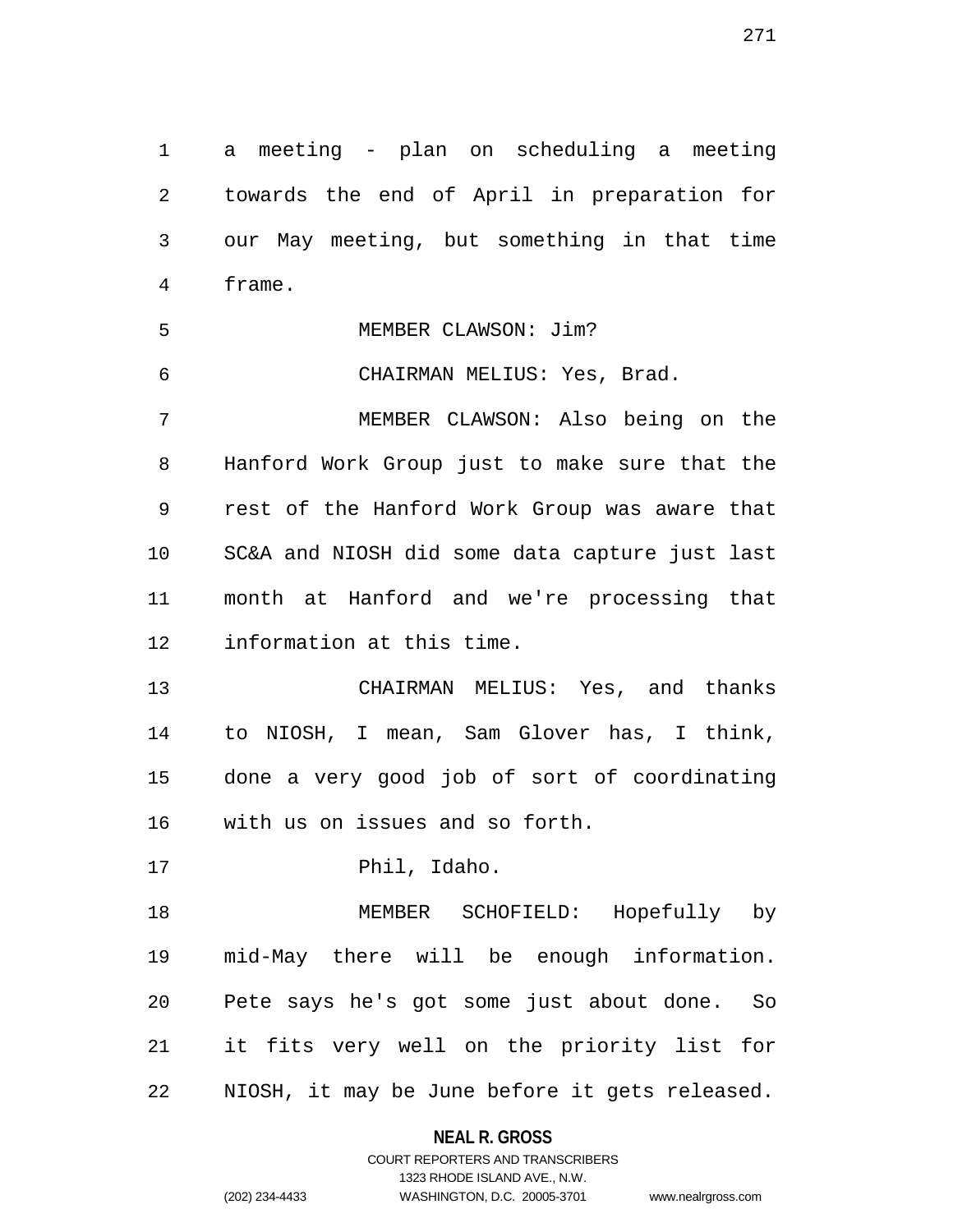a meeting - plan on scheduling a meeting towards the end of April in preparation for our May meeting, but something in that time frame.

MEMBER CLAWSON: Jim?

CHAIRMAN MELIUS: Yes, Brad.

MEMBER CLAWSON: Also being on the Hanford Work Group just to make sure that the rest of the Hanford Work Group was aware that SC&A and NIOSH did some data capture just last month at Hanford and we're processing that information at this time.

CHAIRMAN MELIUS: Yes, and thanks to NIOSH, I mean, Sam Glover has, I think, done a very good job of sort of coordinating with us on issues and so forth.

Phil, Idaho.

MEMBER SCHOFIELD: Hopefully by mid-May there will be enough information. Pete says he's got some just about done. So it fits very well on the priority list for NIOSH, it may be June before it gets released.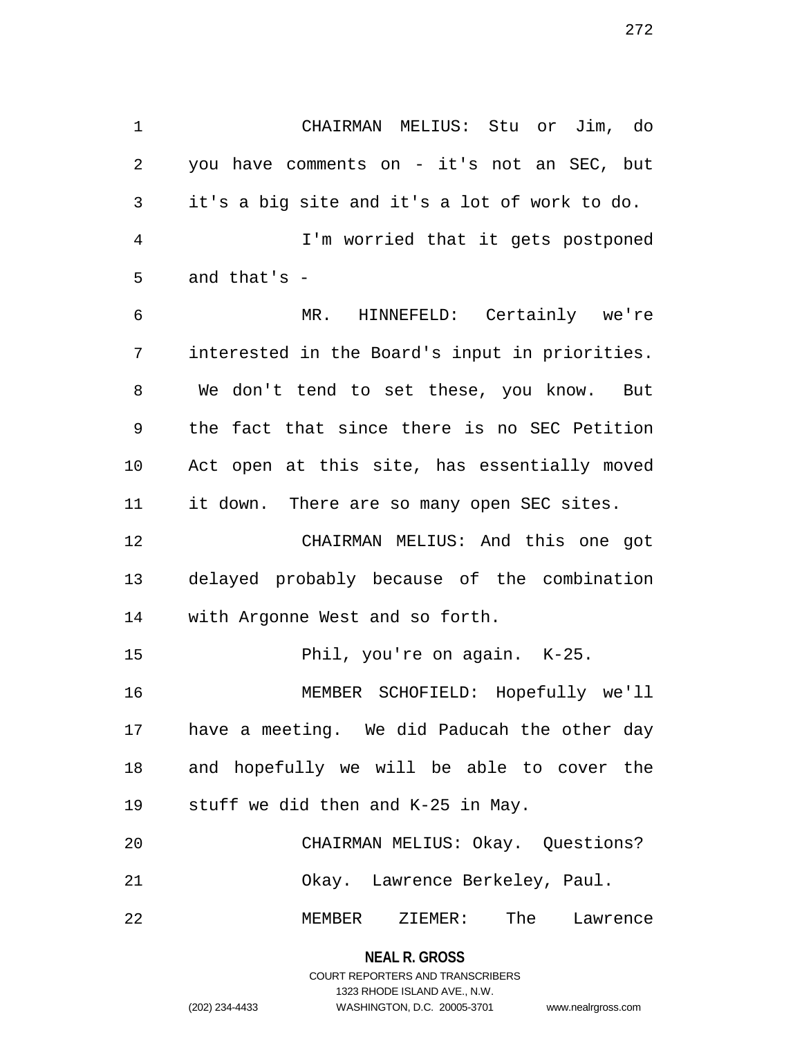CHAIRMAN MELIUS: Stu or Jim, do you have comments on - it's not an SEC, but it's a big site and it's a lot of work to do.

I'm worried that it gets postponed and that's -

MR. HINNEFELD: Certainly we're interested in the Board's input in priorities. We don't tend to set these, you know. But the fact that since there is no SEC Petition Act open at this site, has essentially moved it down. There are so many open SEC sites.

CHAIRMAN MELIUS: And this one got delayed probably because of the combination with Argonne West and so forth.

Phil, you're on again. K-25.

MEMBER SCHOFIELD: Hopefully we'll have a meeting. We did Paducah the other day and hopefully we will be able to cover the stuff we did then and K-25 in May.

CHAIRMAN MELIUS: Okay. Questions?

Okay. Lawrence Berkeley, Paul.

MEMBER ZIEMER: The Lawrence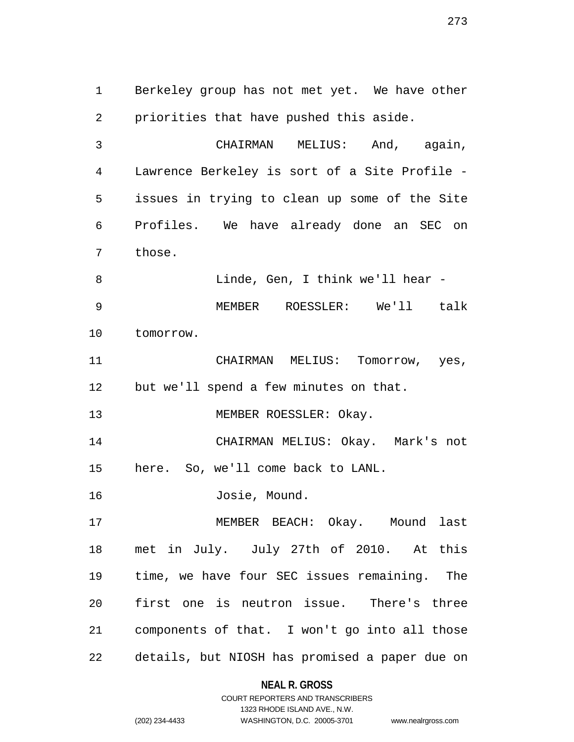Berkeley group has not met yet. We have other priorities that have pushed this aside.

CHAIRMAN MELIUS: And, again, Lawrence Berkeley is sort of a Site Profile - issues in trying to clean up some of the Site Profiles. We have already done an SEC on those.

Linde, Gen, I think we'll hear -

MEMBER ROESSLER: We'll talk tomorrow.

CHAIRMAN MELIUS: Tomorrow, yes, but we'll spend a few minutes on that.

MEMBER ROESSLER: Okay.

CHAIRMAN MELIUS: Okay. Mark's not here. So, we'll come back to LANL.

Josie, Mound.

MEMBER BEACH: Okay. Mound last met in July. July 27th of 2010. At this time, we have four SEC issues remaining. The first one is neutron issue. There's three components of that. I won't go into all those details, but NIOSH has promised a paper due on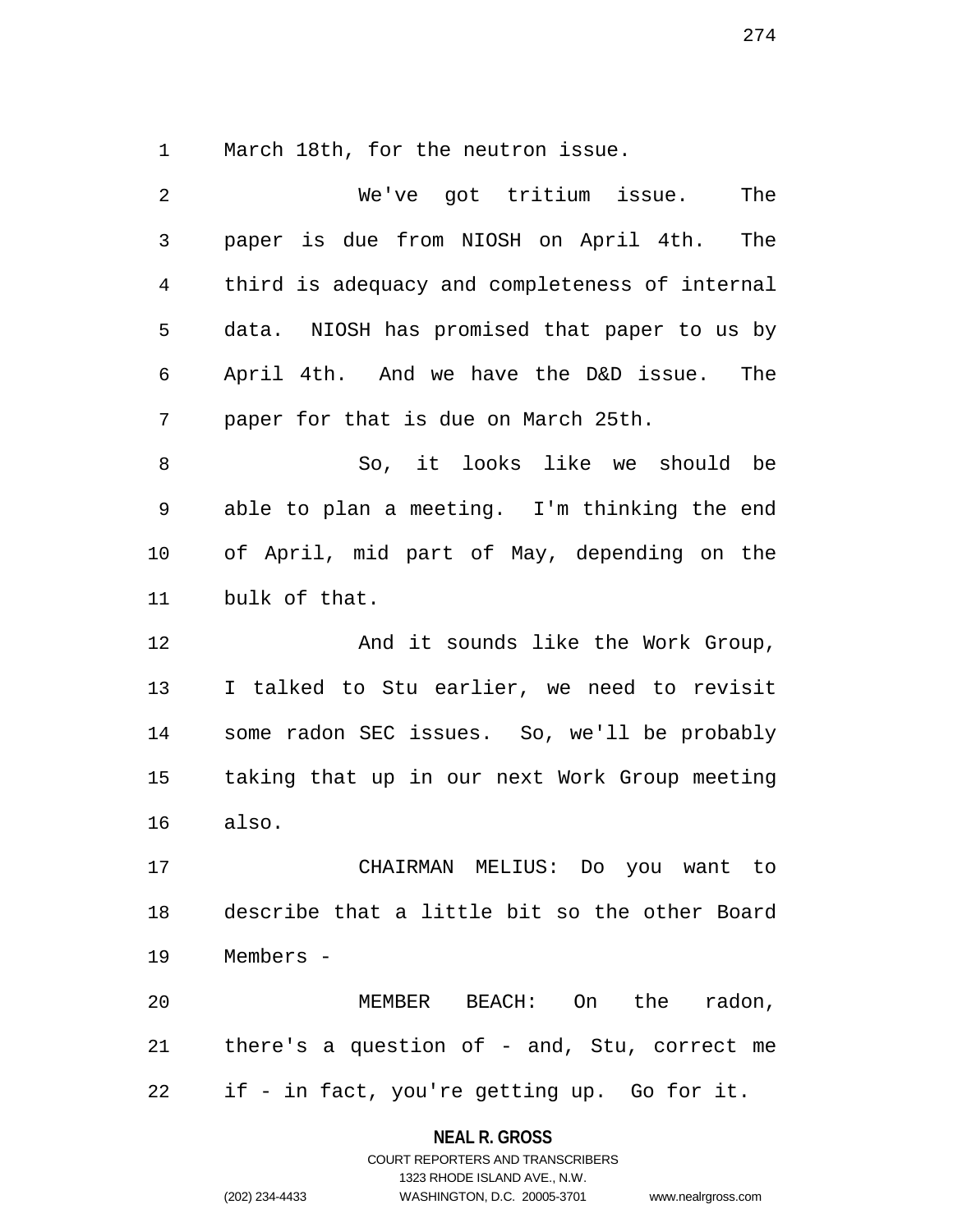March 18th, for the neutron issue.

We've got tritium issue. The paper is due from NIOSH on April 4th. The third is adequacy and completeness of internal data. NIOSH has promised that paper to us by April 4th. And we have the D&D issue. The paper for that is due on March 25th.

So, it looks like we should be able to plan a meeting. I'm thinking the end of April, mid part of May, depending on the bulk of that.

And it sounds like the Work Group, I talked to Stu earlier, we need to revisit some radon SEC issues. So, we'll be probably taking that up in our next Work Group meeting also.

CHAIRMAN MELIUS: Do you want to describe that a little bit so the other Board Members -

MEMBER BEACH: On the radon, there's a question of - and, Stu, correct me if - in fact, you're getting up. Go for it.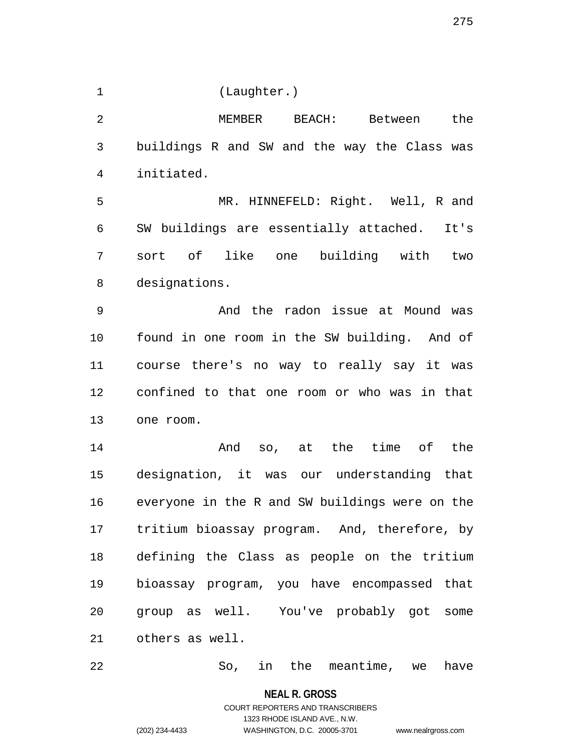(Laughter.)

MEMBER BEACH: Between the buildings R and SW and the way the Class was initiated.

MR. HINNEFELD: Right. Well, R and SW buildings are essentially attached. It's sort of like one building with two designations.

And the radon issue at Mound was found in one room in the SW building. And of course there's no way to really say it was confined to that one room or who was in that one room.

And so, at the time of the designation, it was our understanding that everyone in the R and SW buildings were on the tritium bioassay program. And, therefore, by defining the Class as people on the tritium bioassay program, you have encompassed that group as well. You've probably got some others as well.

So, in the meantime, we have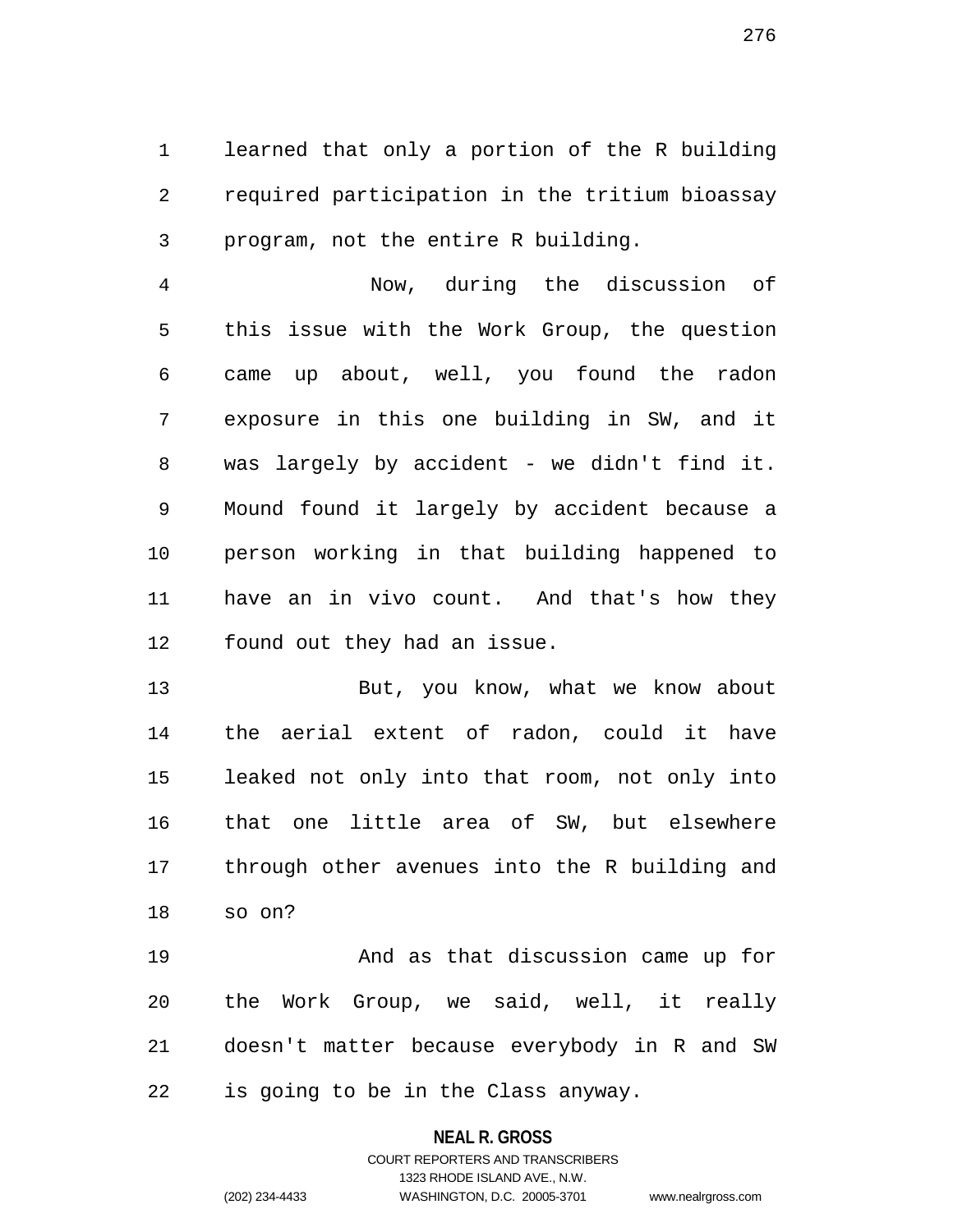learned that only a portion of the R building required participation in the tritium bioassay program, not the entire R building.

Now, during the discussion of this issue with the Work Group, the question came up about, well, you found the radon exposure in this one building in SW, and it was largely by accident - we didn't find it. Mound found it largely by accident because a person working in that building happened to have an in vivo count. And that's how they found out they had an issue.

But, you know, what we know about the aerial extent of radon, could it have leaked not only into that room, not only into that one little area of SW, but elsewhere through other avenues into the R building and so on?

And as that discussion came up for the Work Group, we said, well, it really doesn't matter because everybody in R and SW is going to be in the Class anyway.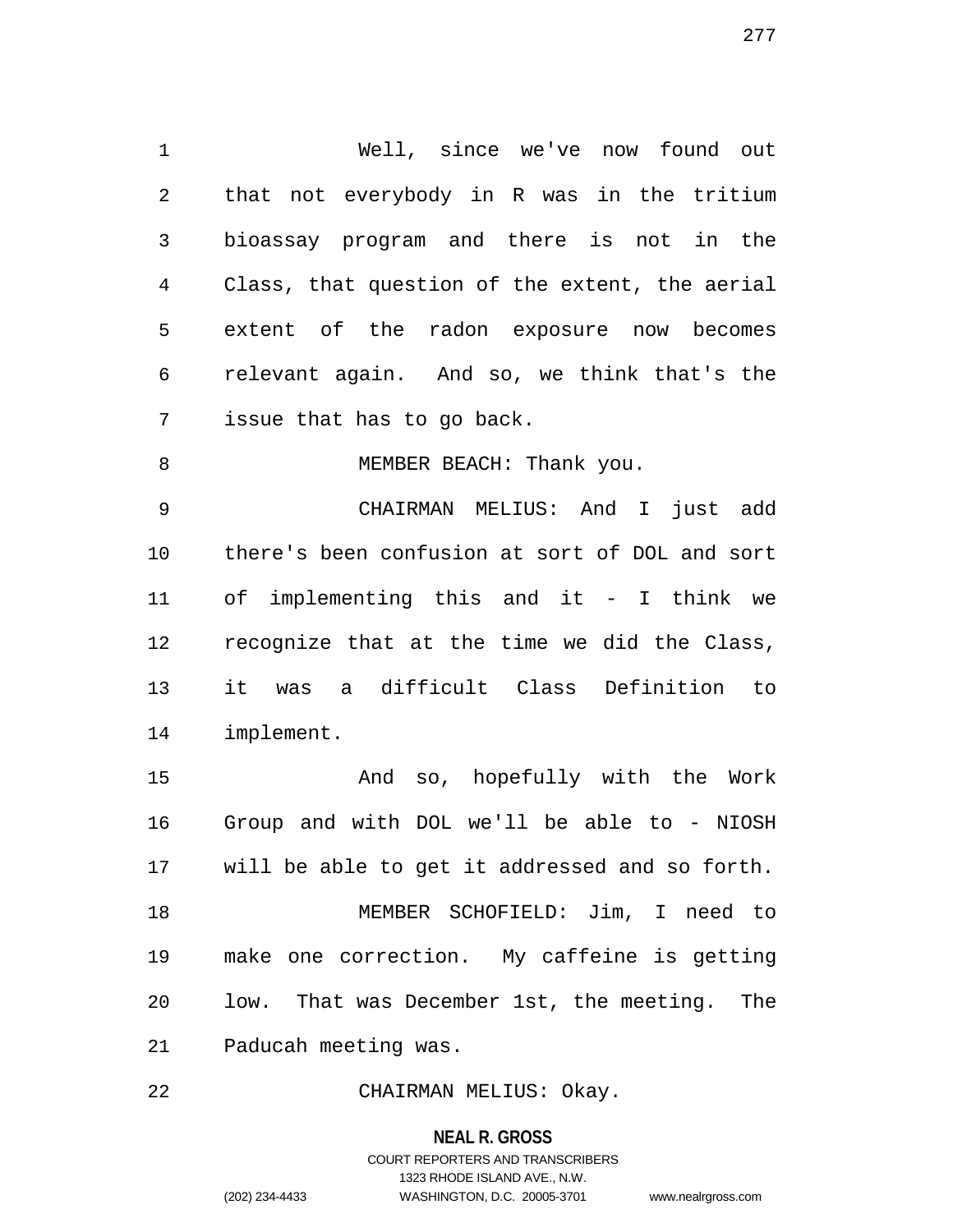Well, since we've now found out that not everybody in R was in the tritium bioassay program and there is not in the Class, that question of the extent, the aerial extent of the radon exposure now becomes relevant again. And so, we think that's the issue that has to go back.

MEMBER BEACH: Thank you.

CHAIRMAN MELIUS: And I just add there's been confusion at sort of DOL and sort of implementing this and it - I think we recognize that at the time we did the Class, it was a difficult Class Definition to implement.

And so, hopefully with the Work Group and with DOL we'll be able to - NIOSH will be able to get it addressed and so forth.

MEMBER SCHOFIELD: Jim, I need to make one correction. My caffeine is getting low. That was December 1st, the meeting. The Paducah meeting was.

CHAIRMAN MELIUS: Okay.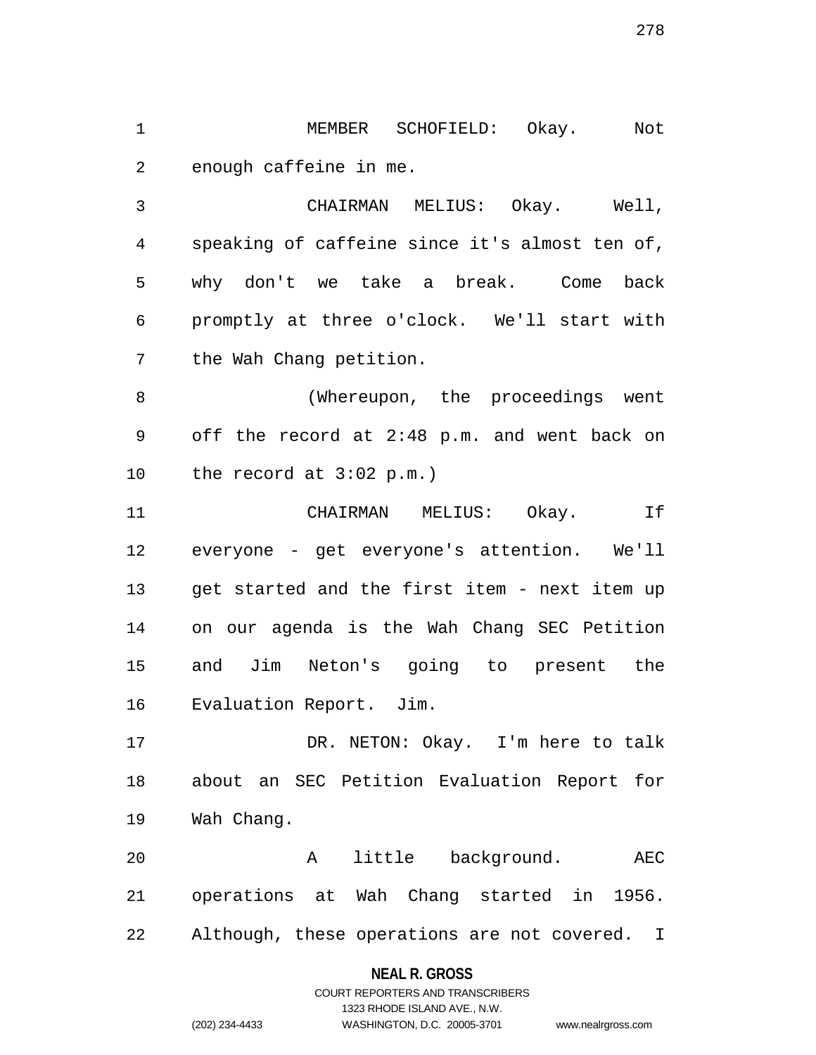MEMBER SCHOFIELD: Okay. Not enough caffeine in me.

CHAIRMAN MELIUS: Okay. Well, speaking of caffeine since it's almost ten of, why don't we take a break. Come back promptly at three o'clock. We'll start with the Wah Chang petition.

(Whereupon, the proceedings went off the record at 2:48 p.m. and went back on the record at 3:02 p.m.)

CHAIRMAN MELIUS: Okay. If everyone - get everyone's attention. We'll get started and the first item - next item up on our agenda is the Wah Chang SEC Petition and Jim Neton's going to present the Evaluation Report. Jim.

DR. NETON: Okay. I'm here to talk about an SEC Petition Evaluation Report for Wah Chang.

A little background. AEC operations at Wah Chang started in 1956. Although, these operations are not covered. I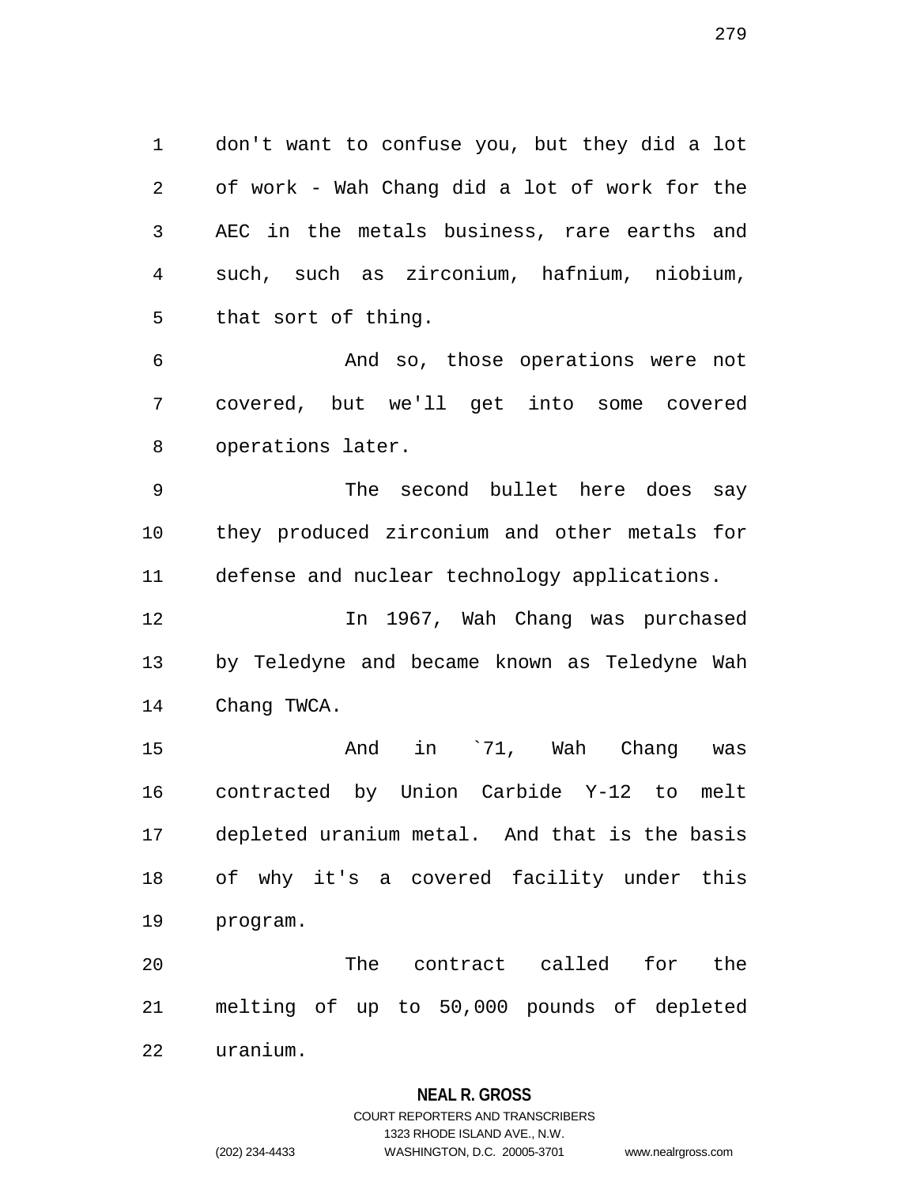don't want to confuse you, but they did a lot of work - Wah Chang did a lot of work for the AEC in the metals business, rare earths and such, such as zirconium, hafnium, niobium, that sort of thing.

And so, those operations were not covered, but we'll get into some covered operations later.

The second bullet here does say they produced zirconium and other metals for defense and nuclear technology applications.

In 1967, Wah Chang was purchased by Teledyne and became known as Teledyne Wah Chang TWCA.

And in `71, Wah Chang was contracted by Union Carbide Y-12 to melt depleted uranium metal. And that is the basis of why it's a covered facility under this program.

The contract called for the melting of up to 50,000 pounds of depleted uranium.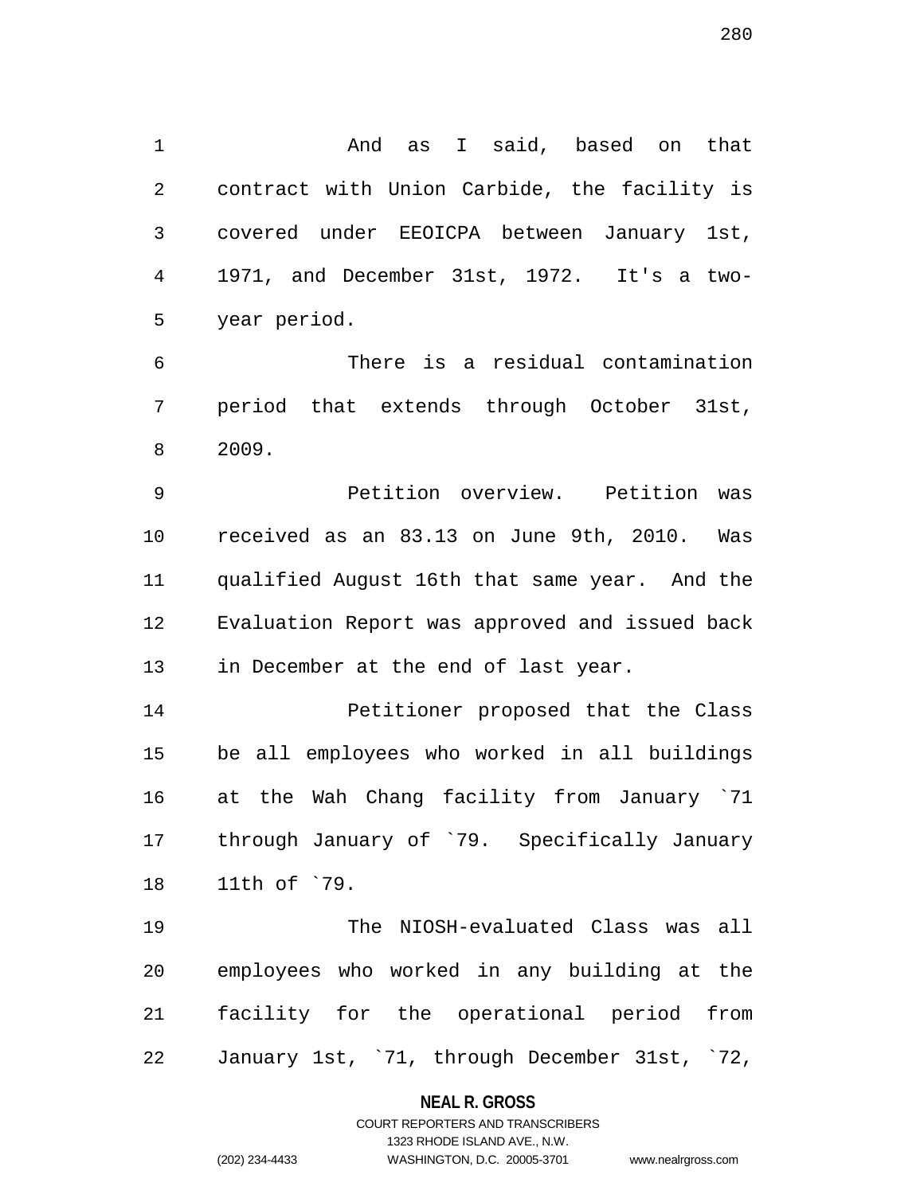And as I said, based on that contract with Union Carbide, the facility is covered under EEOICPA between January 1st, 1971, and December 31st, 1972. It's a two-year period.

There is a residual contamination period that extends through October 31st, 2009.

Petition overview. Petition was received as an 83.13 on June 9th, 2010. Was qualified August 16th that same year. And the Evaluation Report was approved and issued back in December at the end of last year.

Petitioner proposed that the Class be all employees who worked in all buildings at the Wah Chang facility from January `71 through January of `79. Specifically January 11th of `79.

The NIOSH-evaluated Class was all employees who worked in any building at the facility for the operational period from January 1st, `71, through December 31st, `72,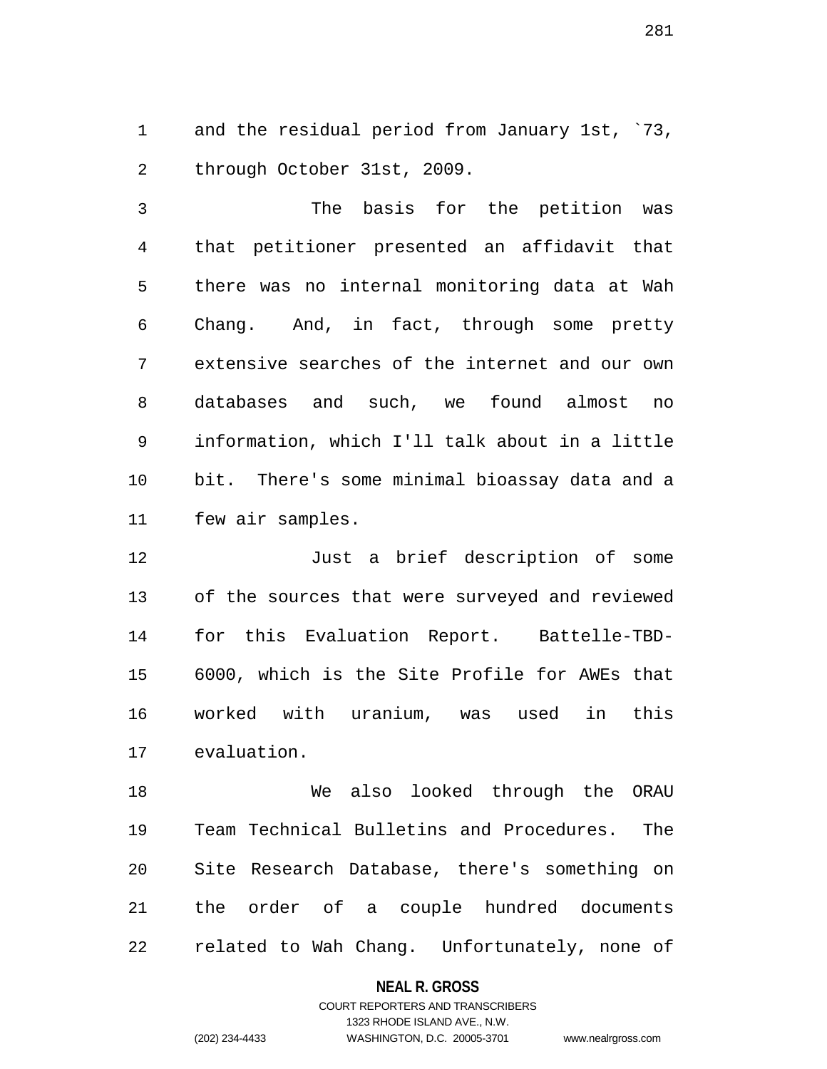and the residual period from January 1st, `73, through October 31st, 2009.

The basis for the petition was that petitioner presented an affidavit that there was no internal monitoring data at Wah Chang. And, in fact, through some pretty extensive searches of the internet and our own databases and such, we found almost no information, which I'll talk about in a little bit. There's some minimal bioassay data and a few air samples.

Just a brief description of some of the sources that were surveyed and reviewed for this Evaluation Report. Battelle-TBD-6000, which is the Site Profile for AWEs that worked with uranium, was used in this evaluation.

We also looked through the ORAU Team Technical Bulletins and Procedures. The Site Research Database, there's something on the order of a couple hundred documents related to Wah Chang. Unfortunately, none of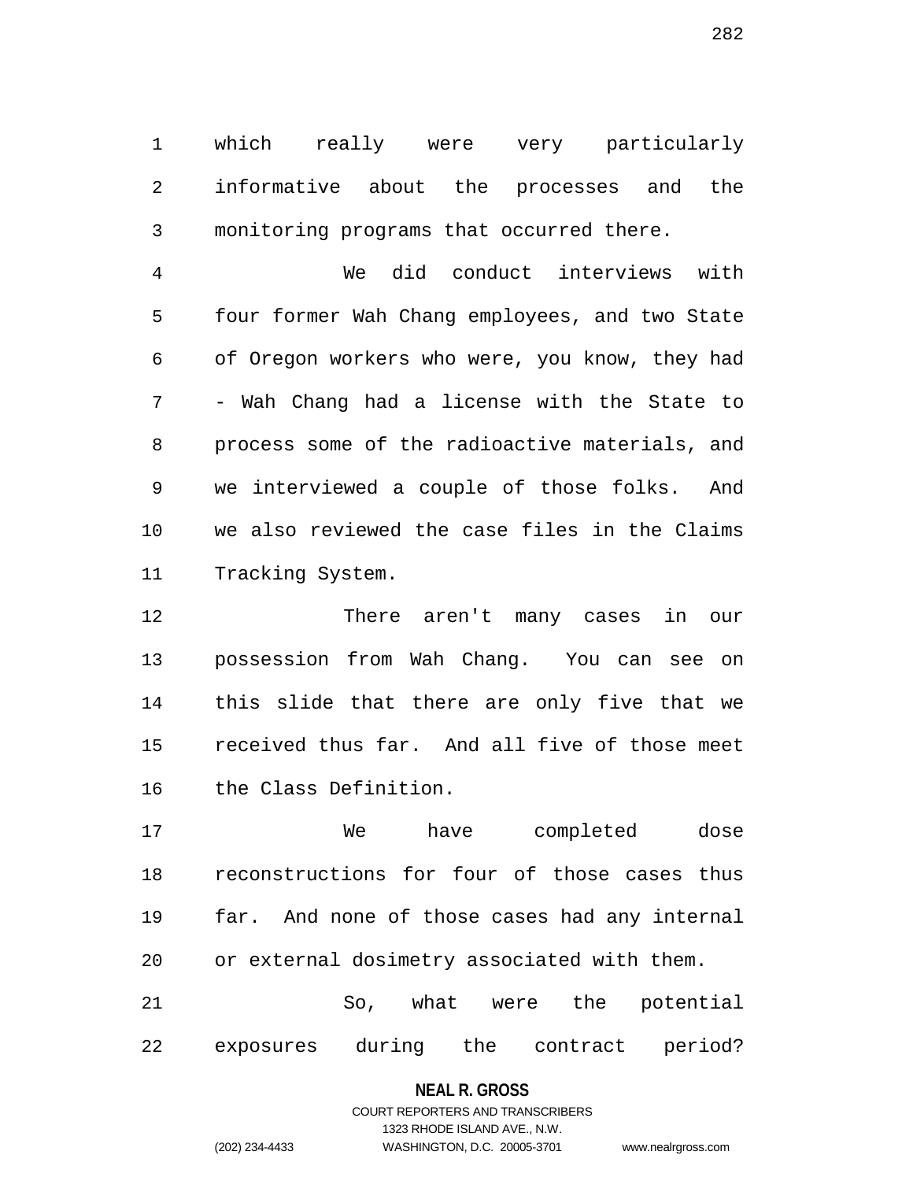which really were very particularly informative about the processes and the monitoring programs that occurred there.

We did conduct interviews with four former Wah Chang employees, and two State of Oregon workers who were, you know, they had - Wah Chang had a license with the State to process some of the radioactive materials, and we interviewed a couple of those folks. And we also reviewed the case files in the Claims Tracking System.

There aren't many cases in our possession from Wah Chang. You can see on this slide that there are only five that we received thus far. And all five of those meet the Class Definition.

We have completed dose reconstructions for four of those cases thus far. And none of those cases had any internal or external dosimetry associated with them.

So, what were the potential exposures during the contract period?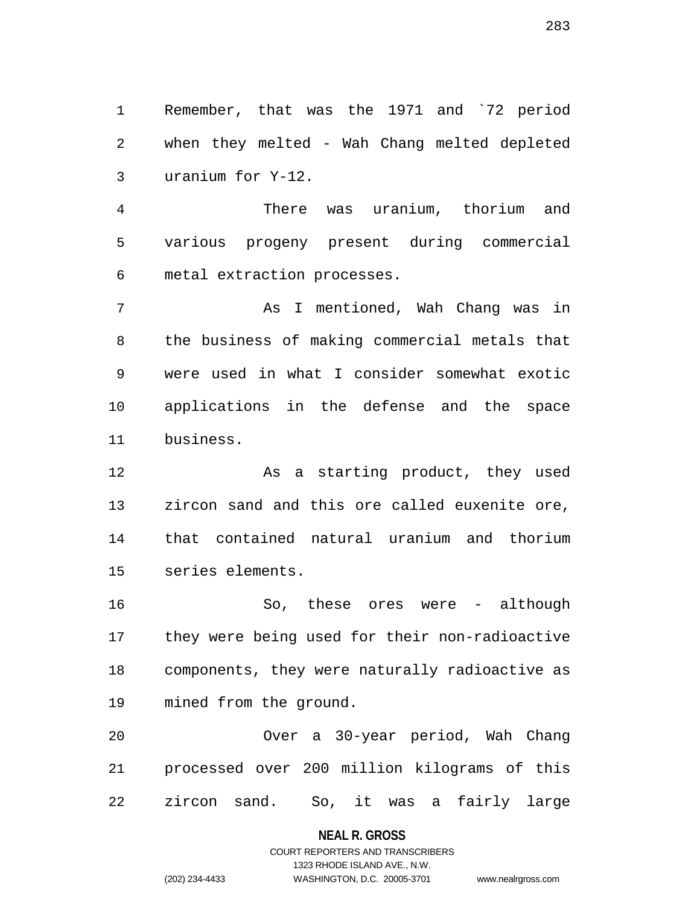Remember, that was the 1971 and `72 period when they melted - Wah Chang melted depleted uranium for Y-12.

There was uranium, thorium and various progeny present during commercial metal extraction processes.

As I mentioned, Wah Chang was in the business of making commercial metals that were used in what I consider somewhat exotic applications in the defense and the space business.

As a starting product, they used zircon sand and this ore called euxenite ore, that contained natural uranium and thorium series elements.

So, these ores were - although they were being used for their non-radioactive components, they were naturally radioactive as mined from the ground.

Over a 30-year period, Wah Chang processed over 200 million kilograms of this zircon sand. So, it was a fairly large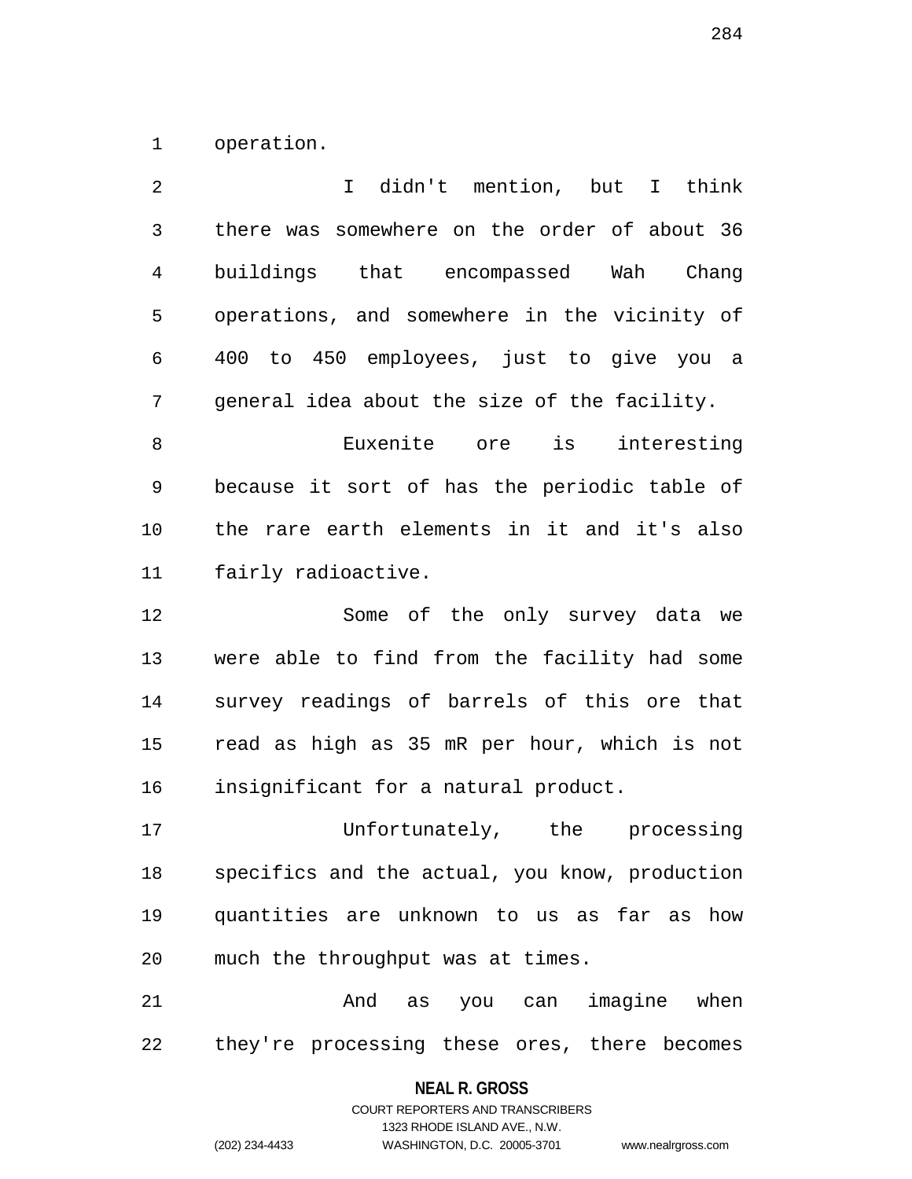operation.

I didn't mention, but I think there was somewhere on the order of about 36 buildings that encompassed Wah Chang operations, and somewhere in the vicinity of 400 to 450 employees, just to give you a general idea about the size of the facility.

Euxenite ore is interesting because it sort of has the periodic table of the rare earth elements in it and it's also fairly radioactive.

Some of the only survey data we were able to find from the facility had some survey readings of barrels of this ore that read as high as 35 mR per hour, which is not insignificant for a natural product.

Unfortunately, the processing specifics and the actual, you know, production quantities are unknown to us as far as how much the throughput was at times.

And as you can imagine when they're processing these ores, there becomes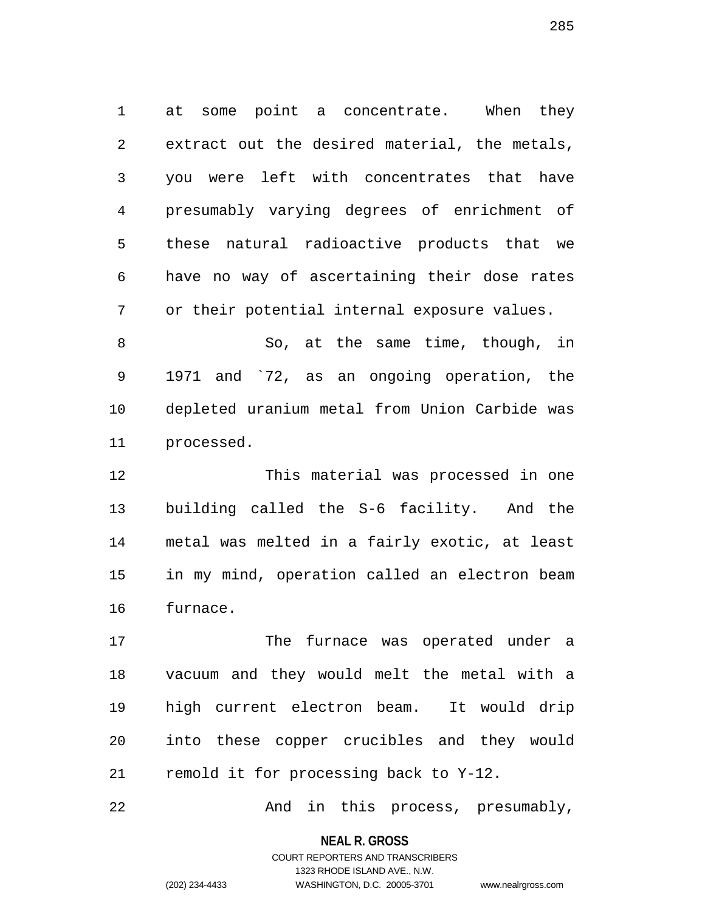at some point a concentrate. When they extract out the desired material, the metals, you were left with concentrates that have presumably varying degrees of enrichment of these natural radioactive products that we have no way of ascertaining their dose rates or their potential internal exposure values.

So, at the same time, though, in 1971 and `72, as an ongoing operation, the depleted uranium metal from Union Carbide was processed.

This material was processed in one building called the S-6 facility. And the metal was melted in a fairly exotic, at least in my mind, operation called an electron beam furnace.

The furnace was operated under a vacuum and they would melt the metal with a high current electron beam. It would drip into these copper crucibles and they would remold it for processing back to Y-12.

And in this process, presumably,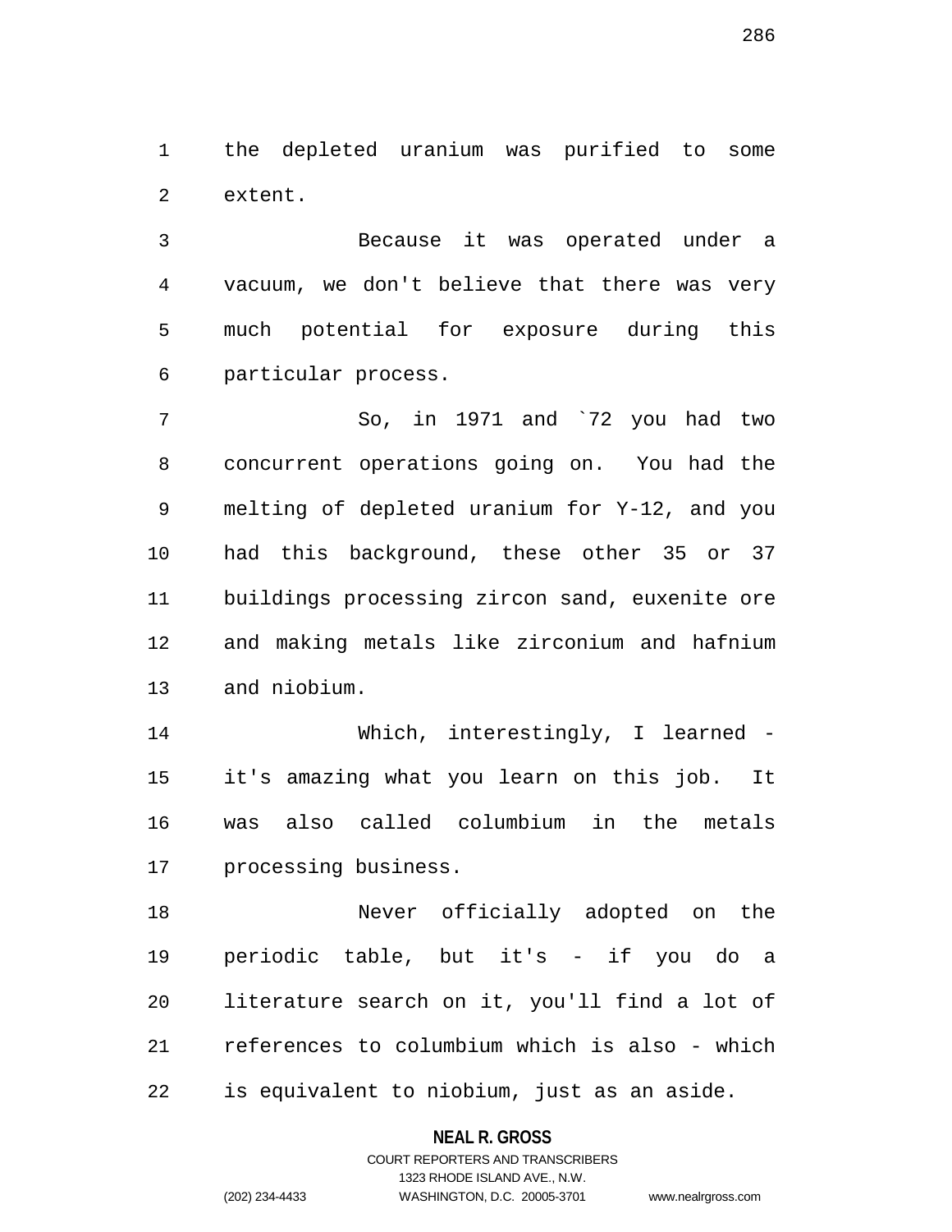the depleted uranium was purified to some extent.

Because it was operated under a vacuum, we don't believe that there was very much potential for exposure during this particular process.

So, in 1971 and `72 you had two concurrent operations going on. You had the melting of depleted uranium for Y-12, and you had this background, these other 35 or 37 buildings processing zircon sand, euxenite ore and making metals like zirconium and hafnium and niobium.

Which, interestingly, I learned - it's amazing what you learn on this job. It was also called columbium in the metals processing business.

Never officially adopted on the periodic table, but it's - if you do a literature search on it, you'll find a lot of references to columbium which is also - which is equivalent to niobium, just as an aside.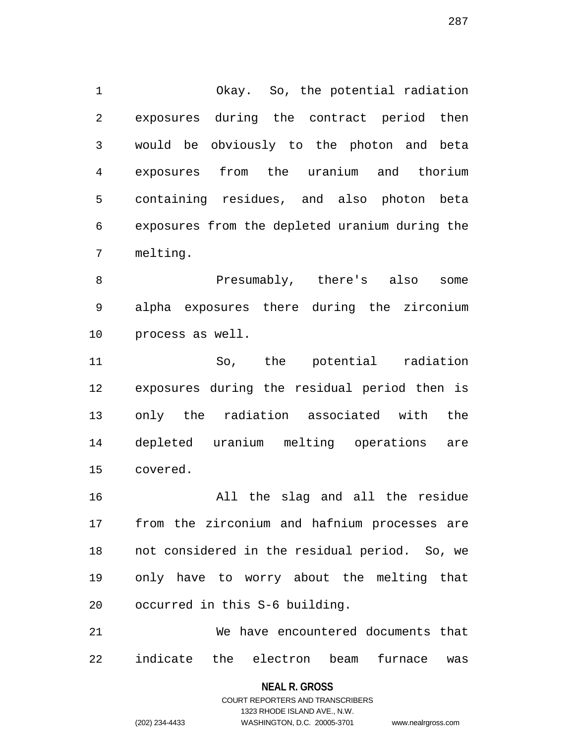Okay. So, the potential radiation exposures during the contract period then would be obviously to the photon and beta exposures from the uranium and thorium containing residues, and also photon beta exposures from the depleted uranium during the melting.

Presumably, there's also some alpha exposures there during the zirconium process as well.

So, the potential radiation exposures during the residual period then is only the radiation associated with the depleted uranium melting operations are covered.

All the slag and all the residue from the zirconium and hafnium processes are not considered in the residual period. So, we only have to worry about the melting that occurred in this S-6 building.

We have encountered documents that indicate the electron beam furnace was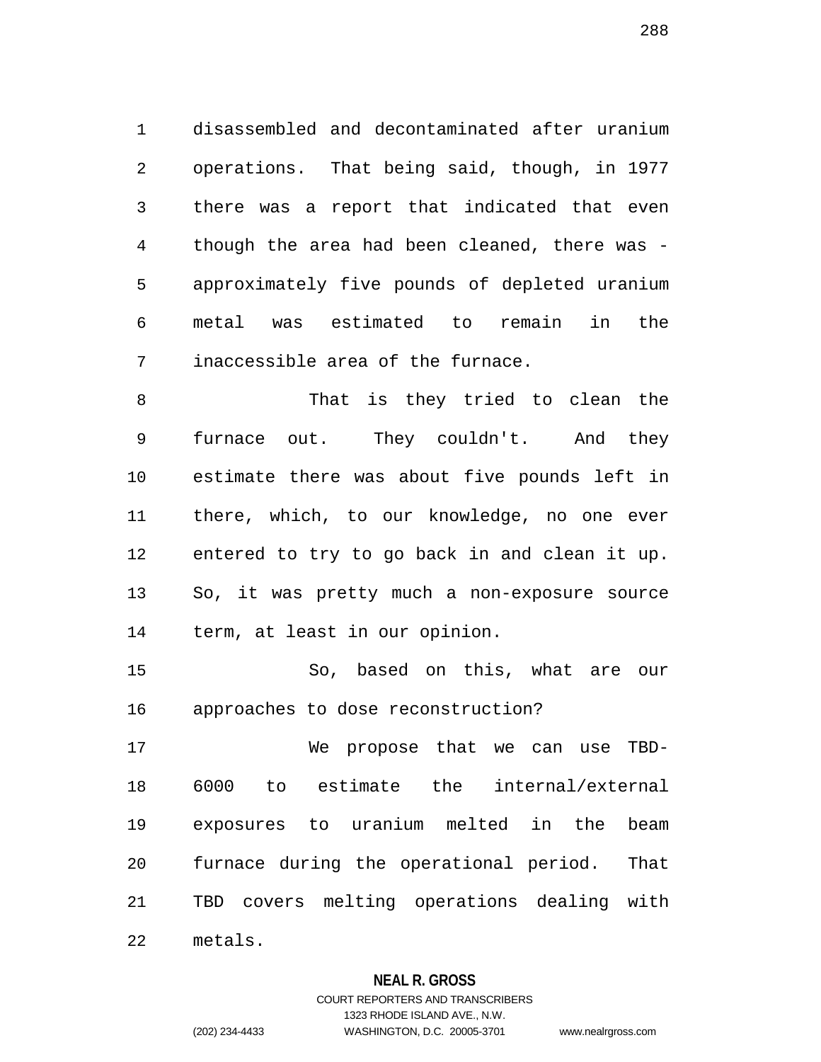disassembled and decontaminated after uranium operations. That being said, though, in 1977 there was a report that indicated that even though the area had been cleaned, there was - approximately five pounds of depleted uranium metal was estimated to remain in the inaccessible area of the furnace.

That is they tried to clean the furnace out. They couldn't. And they estimate there was about five pounds left in there, which, to our knowledge, no one ever entered to try to go back in and clean it up. So, it was pretty much a non-exposure source term, at least in our opinion.

So, based on this, what are our approaches to dose reconstruction?

We propose that we can use TBD-6000 to estimate the internal/external exposures to uranium melted in the beam furnace during the operational period. That TBD covers melting operations dealing with metals.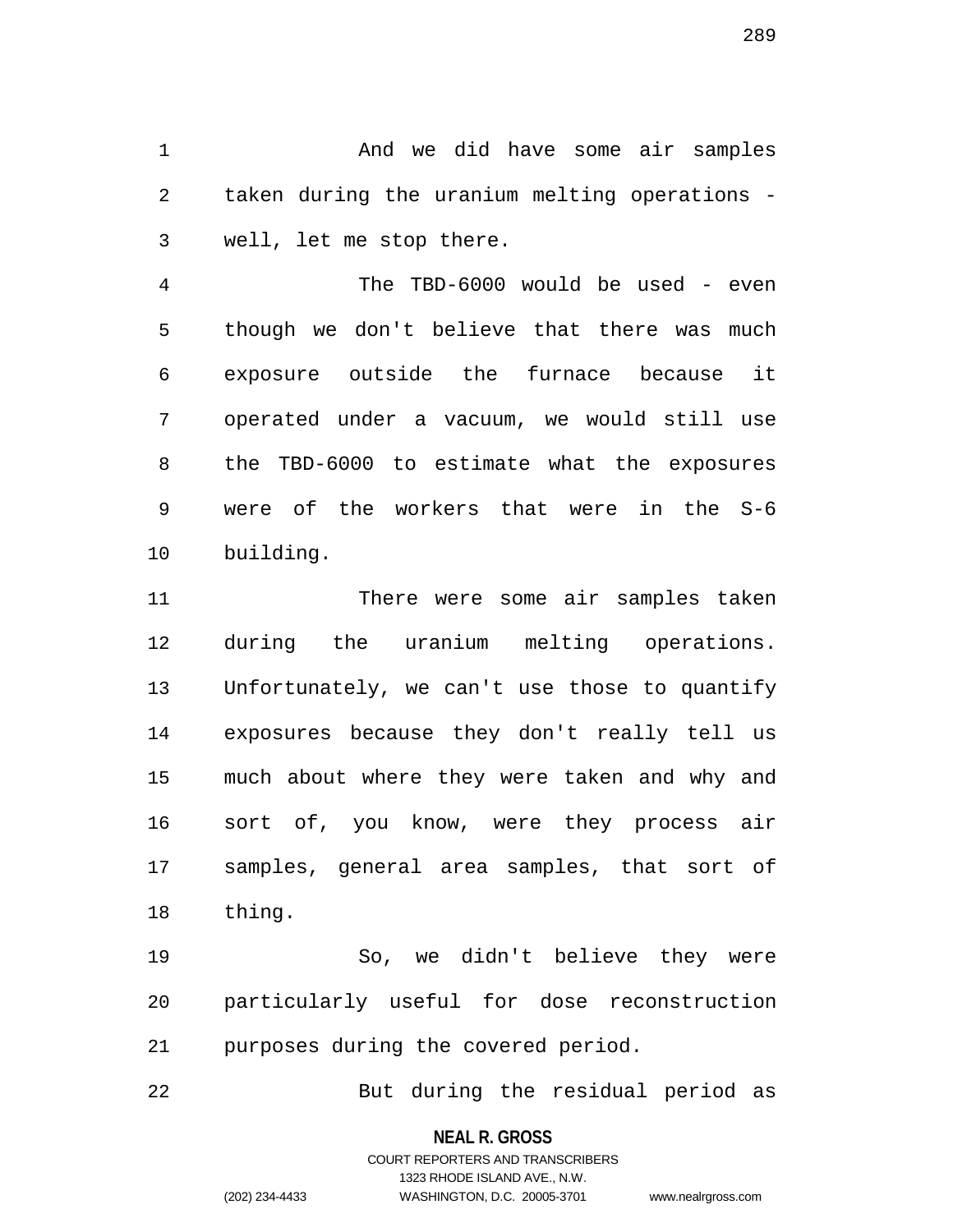And we did have some air samples taken during the uranium melting operations - well, let me stop there.

The TBD-6000 would be used - even though we don't believe that there was much exposure outside the furnace because it operated under a vacuum, we would still use the TBD-6000 to estimate what the exposures were of the workers that were in the S-6 building.

There were some air samples taken during the uranium melting operations. Unfortunately, we can't use those to quantify exposures because they don't really tell us much about where they were taken and why and sort of, you know, were they process air samples, general area samples, that sort of thing.

So, we didn't believe they were particularly useful for dose reconstruction purposes during the covered period.

But during the residual period as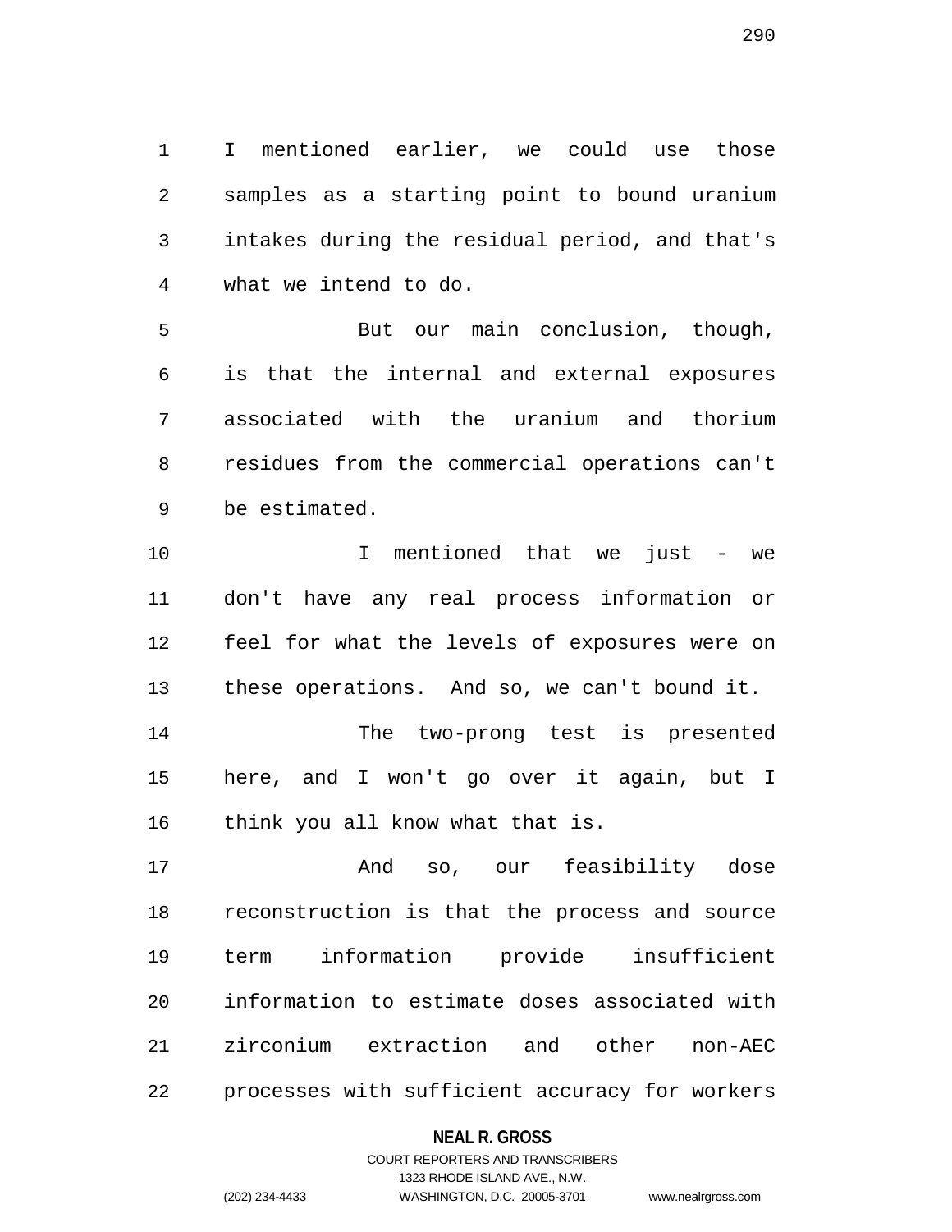I mentioned earlier, we could use those samples as a starting point to bound uranium intakes during the residual period, and that's what we intend to do.

But our main conclusion, though, is that the internal and external exposures associated with the uranium and thorium residues from the commercial operations can't be estimated.

I mentioned that we just - we don't have any real process information or feel for what the levels of exposures were on these operations. And so, we can't bound it.

The two-prong test is presented here, and I won't go over it again, but I think you all know what that is.

And so, our feasibility dose reconstruction is that the process and source term information provide insufficient information to estimate doses associated with zirconium extraction and other non-AEC processes with sufficient accuracy for workers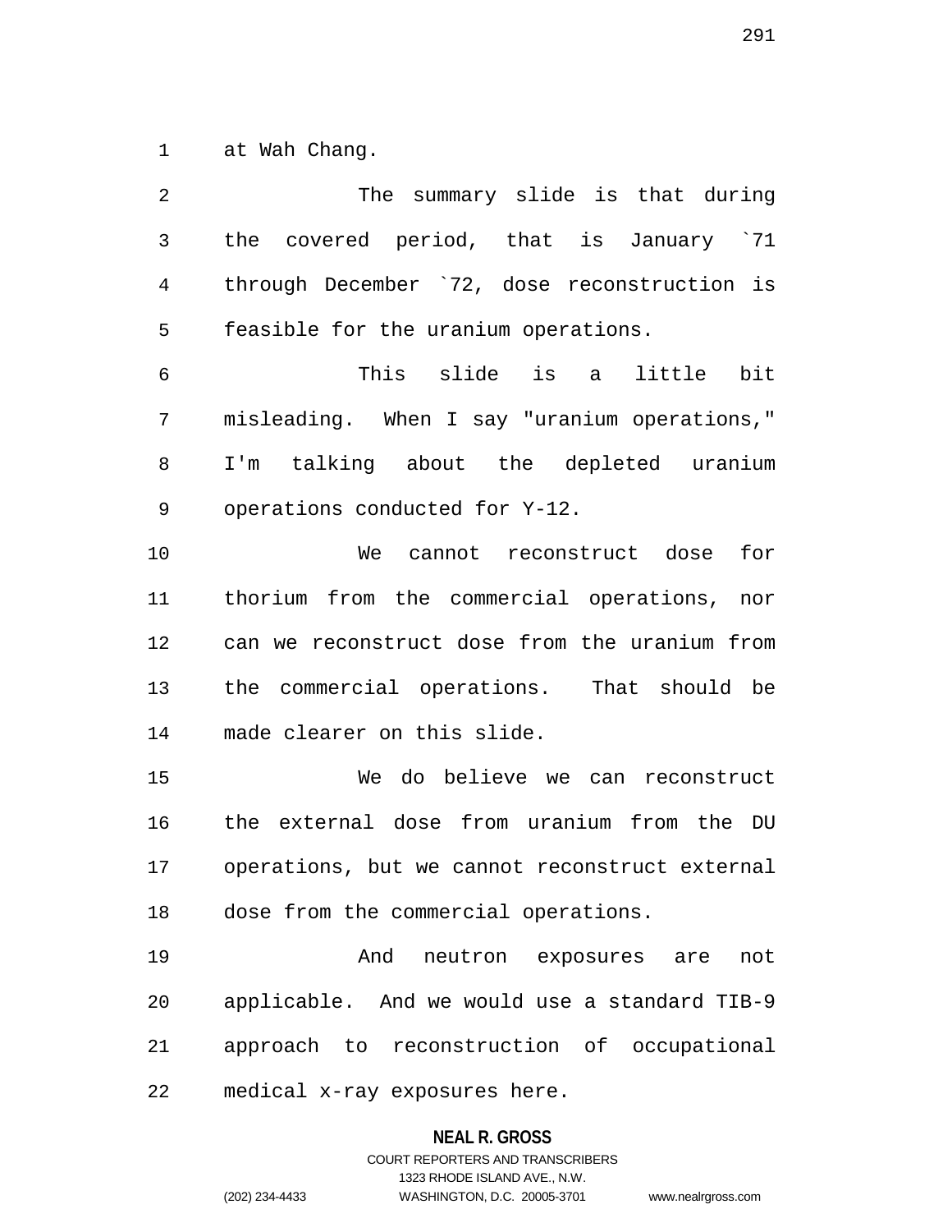at Wah Chang.

The summary slide is that during the covered period, that is January `71 through December `72, dose reconstruction is feasible for the uranium operations.

This slide is a little bit misleading. When I say "uranium operations," I'm talking about the depleted uranium operations conducted for Y-12.

We cannot reconstruct dose for thorium from the commercial operations, nor can we reconstruct dose from the uranium from the commercial operations. That should be made clearer on this slide.

We do believe we can reconstruct the external dose from uranium from the DU operations, but we cannot reconstruct external dose from the commercial operations.

And neutron exposures are not applicable. And we would use a standard TIB-9 approach to reconstruction of occupational medical x-ray exposures here.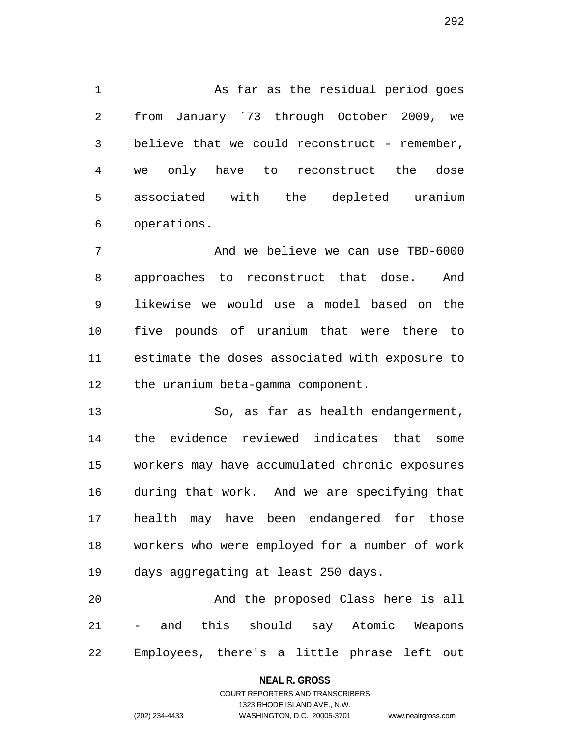As far as the residual period goes from January `73 through October 2009, we believe that we could reconstruct - remember, we only have to reconstruct the dose associated with the depleted uranium operations.

And we believe we can use TBD-6000 approaches to reconstruct that dose. And likewise we would use a model based on the five pounds of uranium that were there to estimate the doses associated with exposure to the uranium beta-gamma component.

So, as far as health endangerment, the evidence reviewed indicates that some workers may have accumulated chronic exposures during that work. And we are specifying that health may have been endangered for those workers who were employed for a number of work days aggregating at least 250 days.

And the proposed Class here is all - and this should say Atomic Weapons Employees, there's a little phrase left out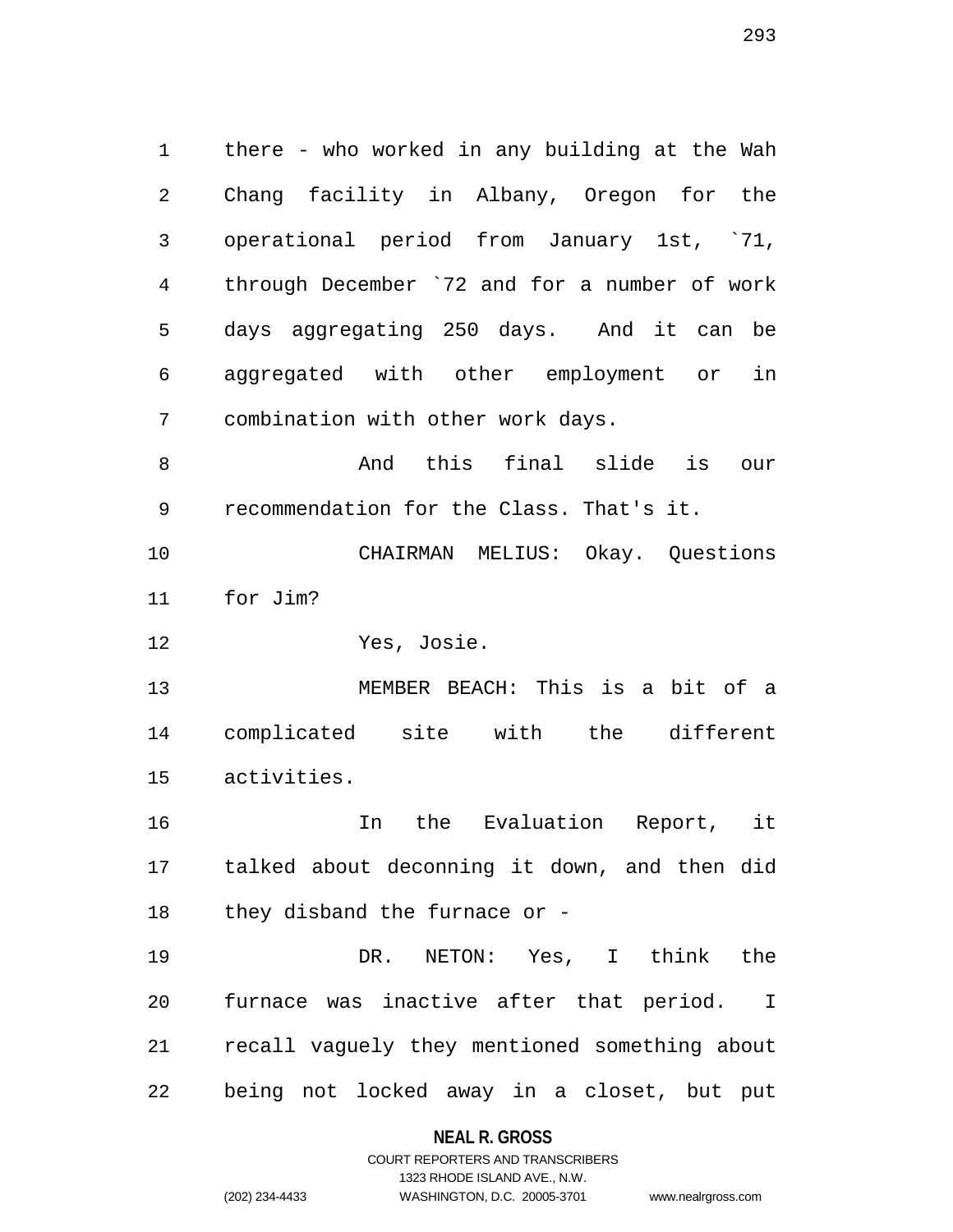there - who worked in any building at the Wah Chang facility in Albany, Oregon for the operational period from January 1st, `71, through December `72 and for a number of work days aggregating 250 days. And it can be aggregated with other employment or in combination with other work days.

And this final slide is our recommendation for the Class. That's it.

CHAIRMAN MELIUS: Okay. Questions for Jim?

Yes, Josie.

MEMBER BEACH: This is a bit of a complicated site with the different activities.

In the Evaluation Report, it talked about deconning it down, and then did they disband the furnace or -

DR. NETON: Yes, I think the furnace was inactive after that period. I recall vaguely they mentioned something about being not locked away in a closet, but put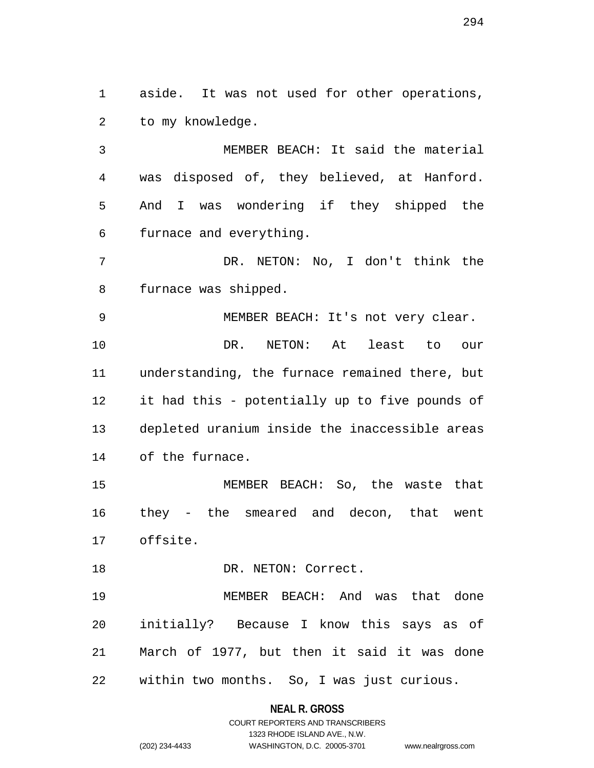aside. It was not used for other operations, to my knowledge.

MEMBER BEACH: It said the material was disposed of, they believed, at Hanford. And I was wondering if they shipped the furnace and everything.

DR. NETON: No, I don't think the furnace was shipped.

MEMBER BEACH: It's not very clear.

DR. NETON: At least to our understanding, the furnace remained there, but it had this - potentially up to five pounds of depleted uranium inside the inaccessible areas of the furnace.

MEMBER BEACH: So, the waste that they - the smeared and decon, that went offsite.

DR. NETON: Correct.

MEMBER BEACH: And was that done initially? Because I know this says as of March of 1977, but then it said it was done within two months. So, I was just curious.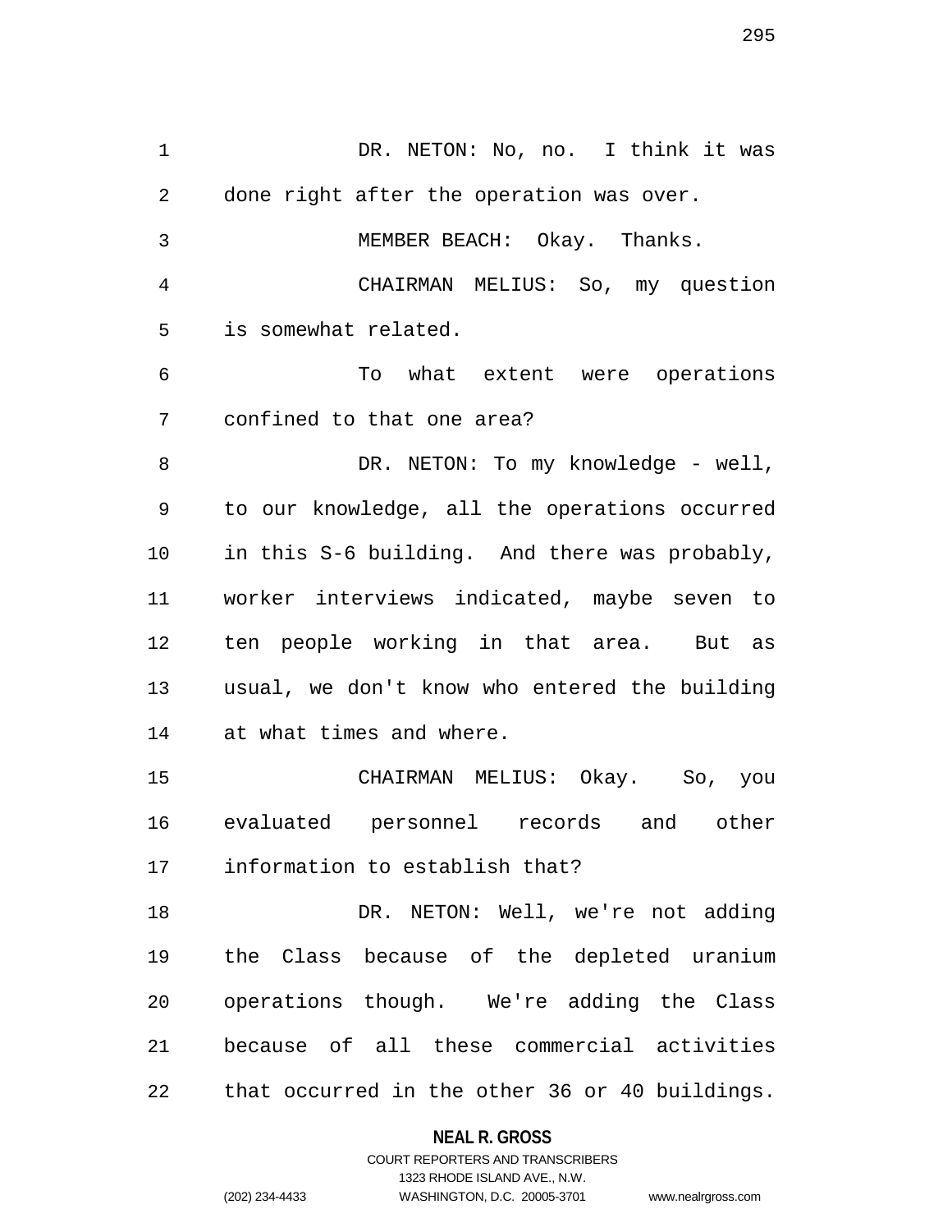DR. NETON: No, no. I think it was done right after the operation was over.

MEMBER BEACH: Okay. Thanks.

CHAIRMAN MELIUS: So, my question is somewhat related.

To what extent were operations confined to that one area?

DR. NETON: To my knowledge - well, to our knowledge, all the operations occurred in this S-6 building. And there was probably, worker interviews indicated, maybe seven to ten people working in that area. But as usual, we don't know who entered the building at what times and where.

CHAIRMAN MELIUS: Okay. So, you evaluated personnel records and other information to establish that?

DR. NETON: Well, we're not adding the Class because of the depleted uranium operations though. We're adding the Class because of all these commercial activities that occurred in the other 36 or 40 buildings.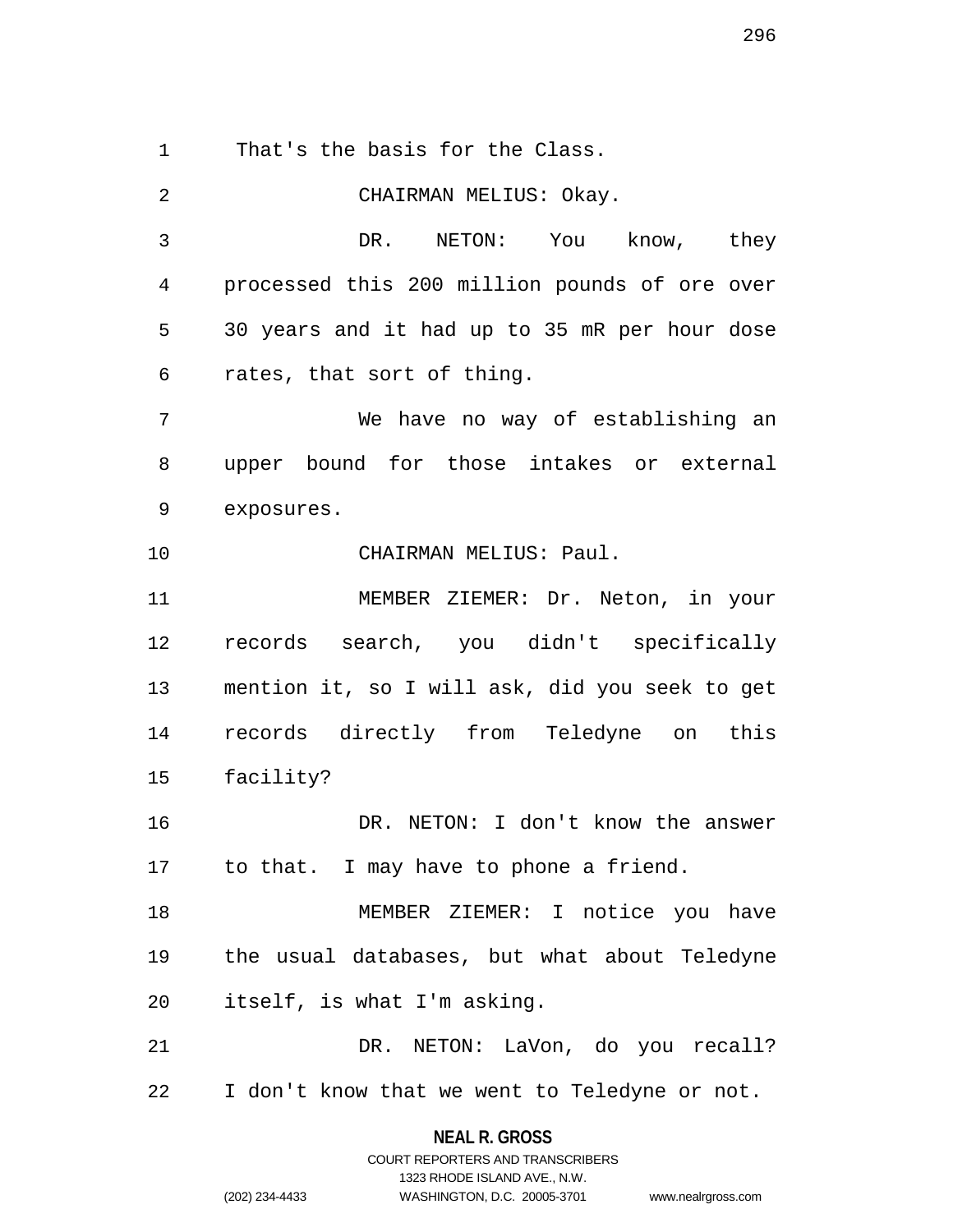That's the basis for the Class.

CHAIRMAN MELIUS: Okay.

DR. NETON: You know, they processed this 200 million pounds of ore over 30 years and it had up to 35 mR per hour dose rates, that sort of thing.

We have no way of establishing an upper bound for those intakes or external exposures.

CHAIRMAN MELIUS: Paul.

MEMBER ZIEMER: Dr. Neton, in your records search, you didn't specifically mention it, so I will ask, did you seek to get records directly from Teledyne on this facility?

DR. NETON: I don't know the answer to that. I may have to phone a friend.

MEMBER ZIEMER: I notice you have the usual databases, but what about Teledyne itself, is what I'm asking.

DR. NETON: LaVon, do you recall? I don't know that we went to Teledyne or not.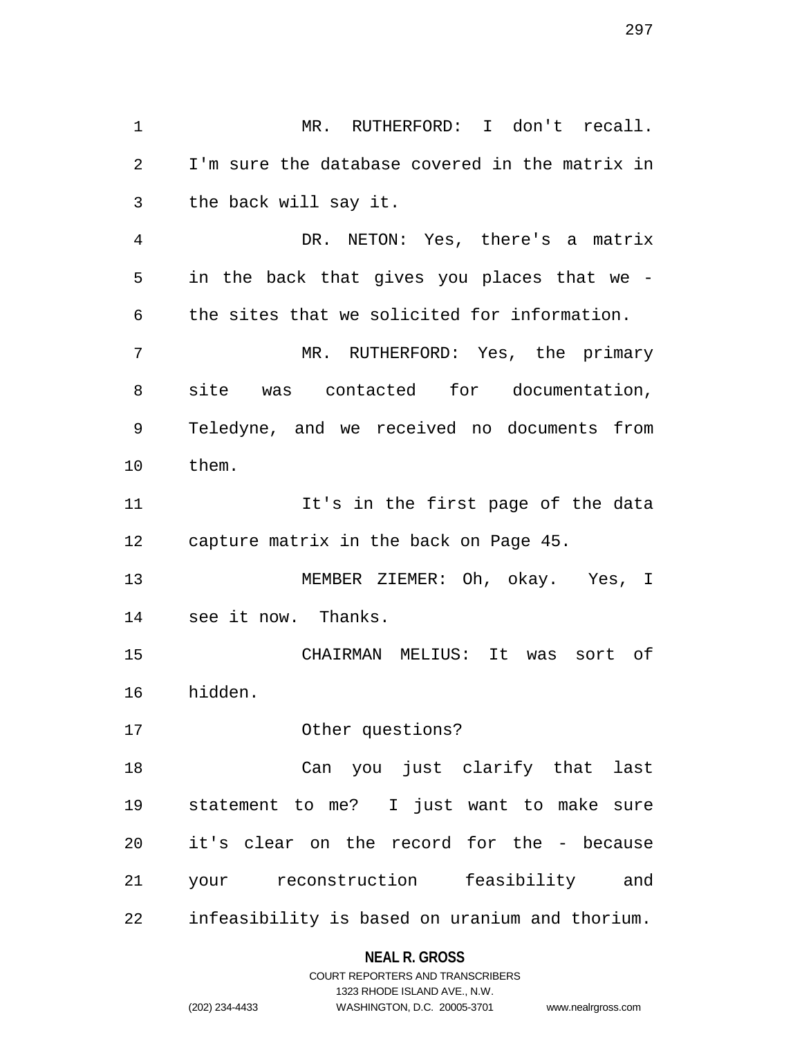MR. RUTHERFORD: I don't recall. I'm sure the database covered in the matrix in the back will say it.

DR. NETON: Yes, there's a matrix in the back that gives you places that we - the sites that we solicited for information.

MR. RUTHERFORD: Yes, the primary site was contacted for documentation, Teledyne, and we received no documents from them.

It's in the first page of the data capture matrix in the back on Page 45.

MEMBER ZIEMER: Oh, okay. Yes, I see it now. Thanks.

CHAIRMAN MELIUS: It was sort of hidden.

Other questions?

Can you just clarify that last statement to me? I just want to make sure it's clear on the record for the - because your reconstruction feasibility and infeasibility is based on uranium and thorium.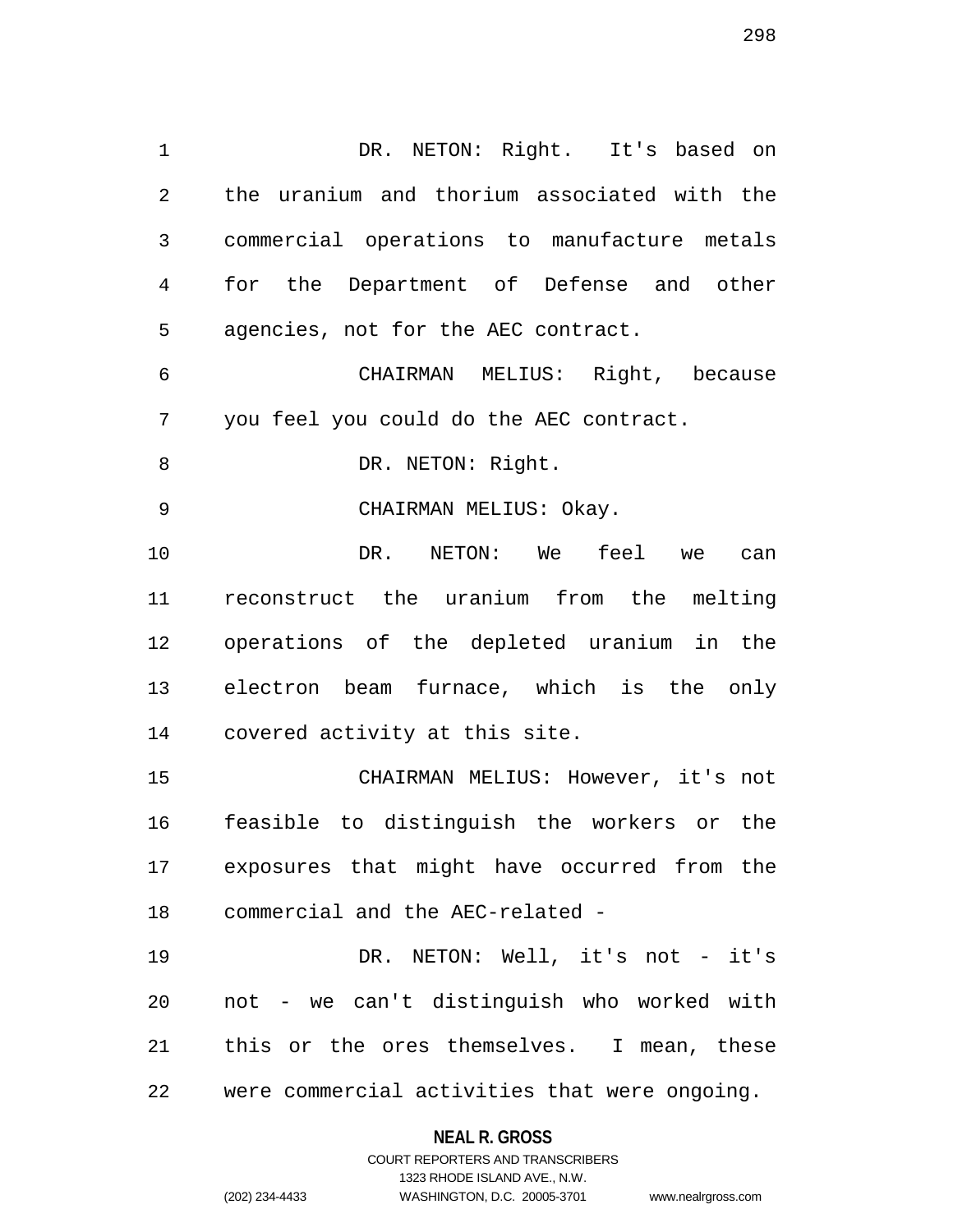DR. NETON: Right. It's based on the uranium and thorium associated with the commercial operations to manufacture metals for the Department of Defense and other agencies, not for the AEC contract.

CHAIRMAN MELIUS: Right, because you feel you could do the AEC contract.

DR. NETON: Right.

CHAIRMAN MELIUS: Okay.

DR. NETON: We feel we can reconstruct the uranium from the melting operations of the depleted uranium in the electron beam furnace, which is the only covered activity at this site.

CHAIRMAN MELIUS: However, it's not feasible to distinguish the workers or the exposures that might have occurred from the commercial and the AEC-related -

DR. NETON: Well, it's not - it's not - we can't distinguish who worked with this or the ores themselves. I mean, these were commercial activities that were ongoing.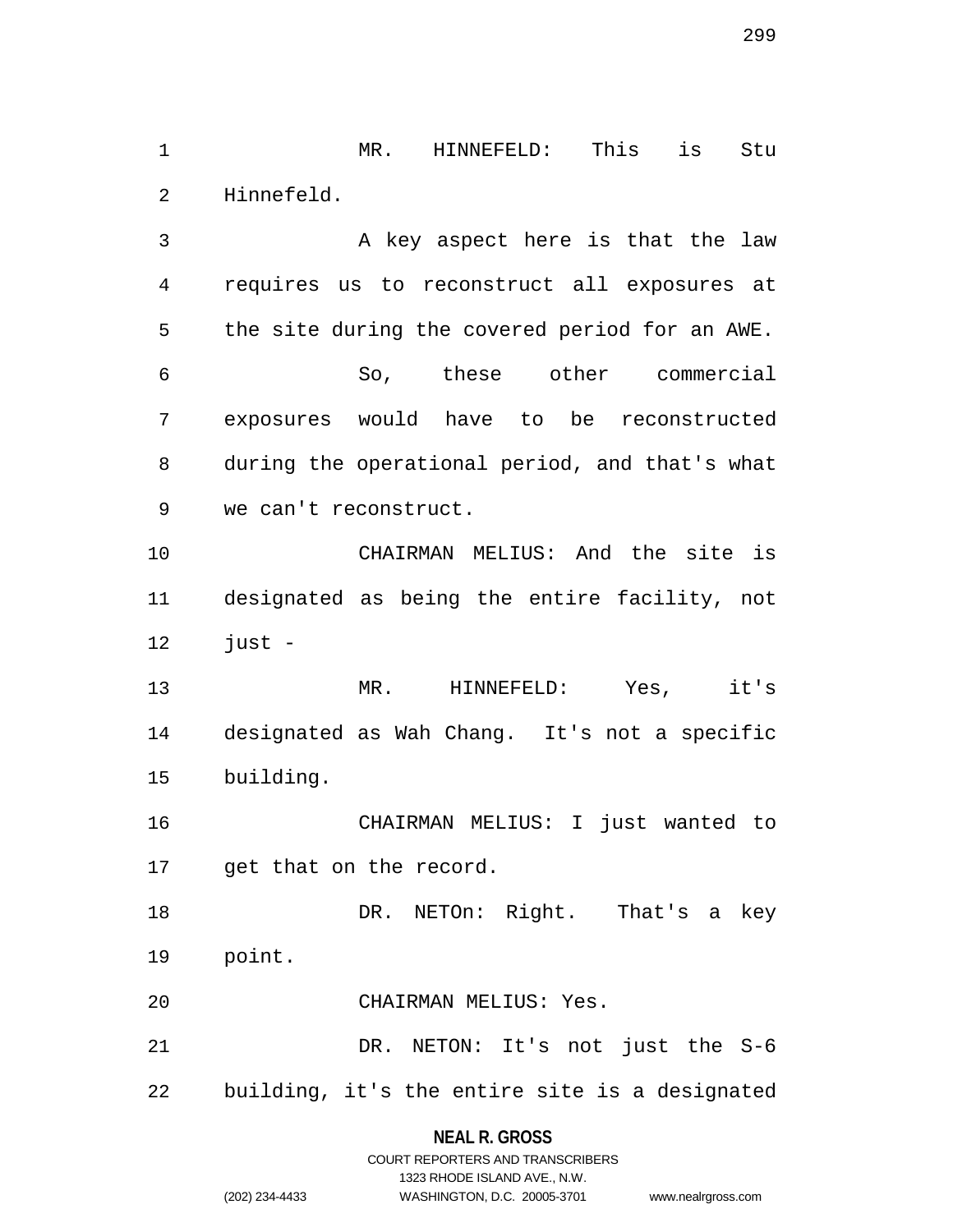MR. HINNEFELD: This is Stu Hinnefeld.

A key aspect here is that the law requires us to reconstruct all exposures at the site during the covered period for an AWE.

So, these other commercial exposures would have to be reconstructed during the operational period, and that's what we can't reconstruct.

CHAIRMAN MELIUS: And the site is designated as being the entire facility, not just -

MR. HINNEFELD: Yes, it's designated as Wah Chang. It's not a specific building.

CHAIRMAN MELIUS: I just wanted to get that on the record.

DR. NETOn: Right. That's a key point.

CHAIRMAN MELIUS: Yes.

DR. NETON: It's not just the S-6 building, it's the entire site is a designated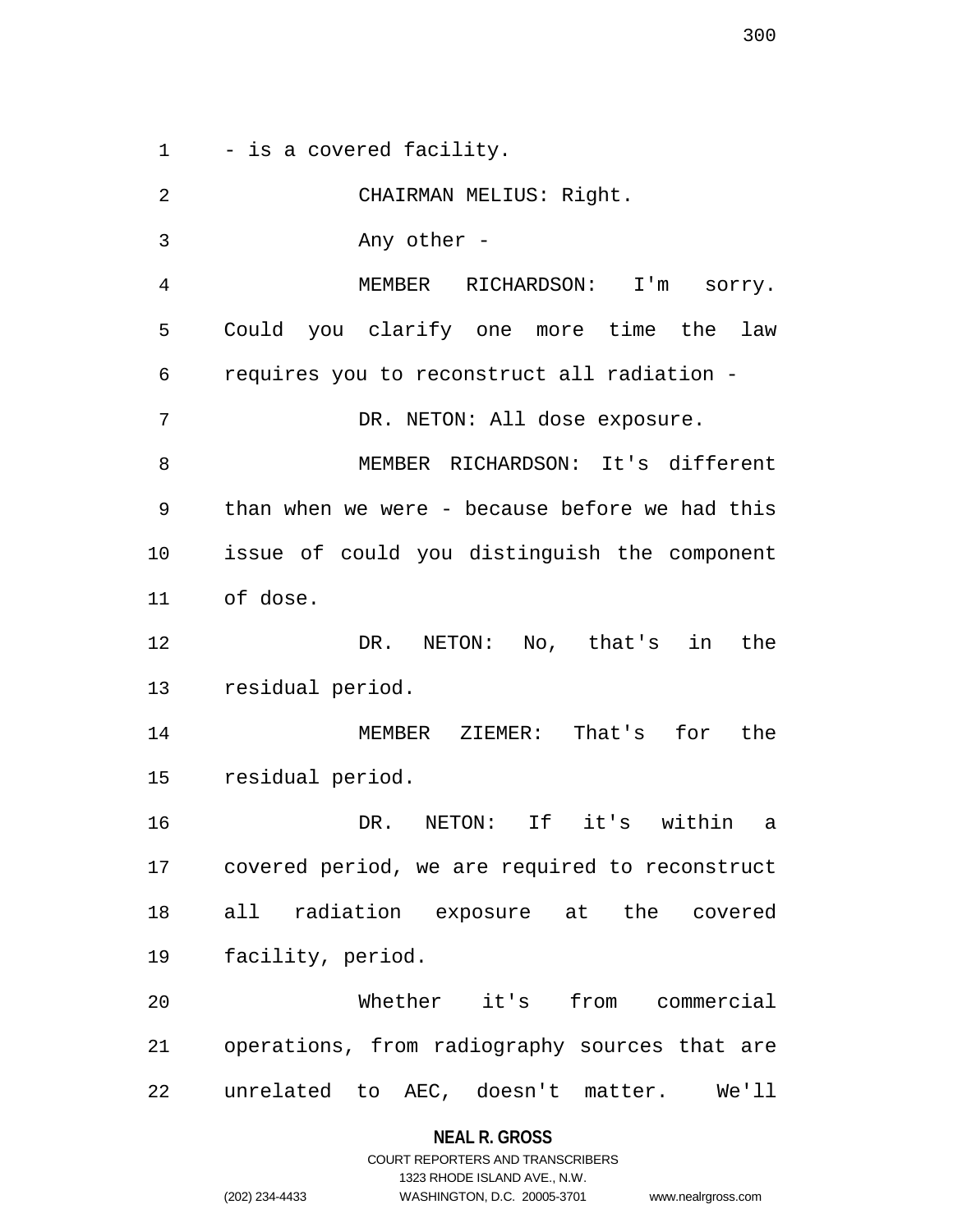- is a covered facility.

CHAIRMAN MELIUS: Right.

Any other -

MEMBER RICHARDSON: I'm sorry. Could you clarify one more time the law requires you to reconstruct all radiation -

DR. NETON: All dose exposure.

MEMBER RICHARDSON: It's different than when we were - because before we had this issue of could you distinguish the component of dose.

DR. NETON: No, that's in the residual period.

MEMBER ZIEMER: That's for the residual period.

DR. NETON: If it's within a covered period, we are required to reconstruct all radiation exposure at the covered facility, period.

Whether it's from commercial operations, from radiography sources that are unrelated to AEC, doesn't matter. We'll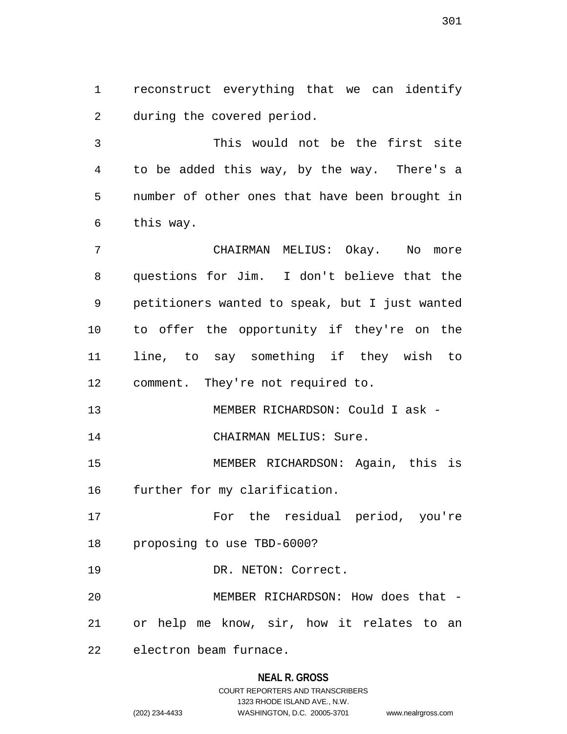reconstruct everything that we can identify during the covered period.

This would not be the first site to be added this way, by the way. There's a number of other ones that have been brought in this way.

CHAIRMAN MELIUS: Okay. No more questions for Jim. I don't believe that the petitioners wanted to speak, but I just wanted to offer the opportunity if they're on the line, to say something if they wish to comment. They're not required to.

MEMBER RICHARDSON: Could I ask -

CHAIRMAN MELIUS: Sure.

MEMBER RICHARDSON: Again, this is further for my clarification.

For the residual period, you're proposing to use TBD-6000?

DR. NETON: Correct.

MEMBER RICHARDSON: How does that - or help me know, sir, how it relates to an electron beam furnace.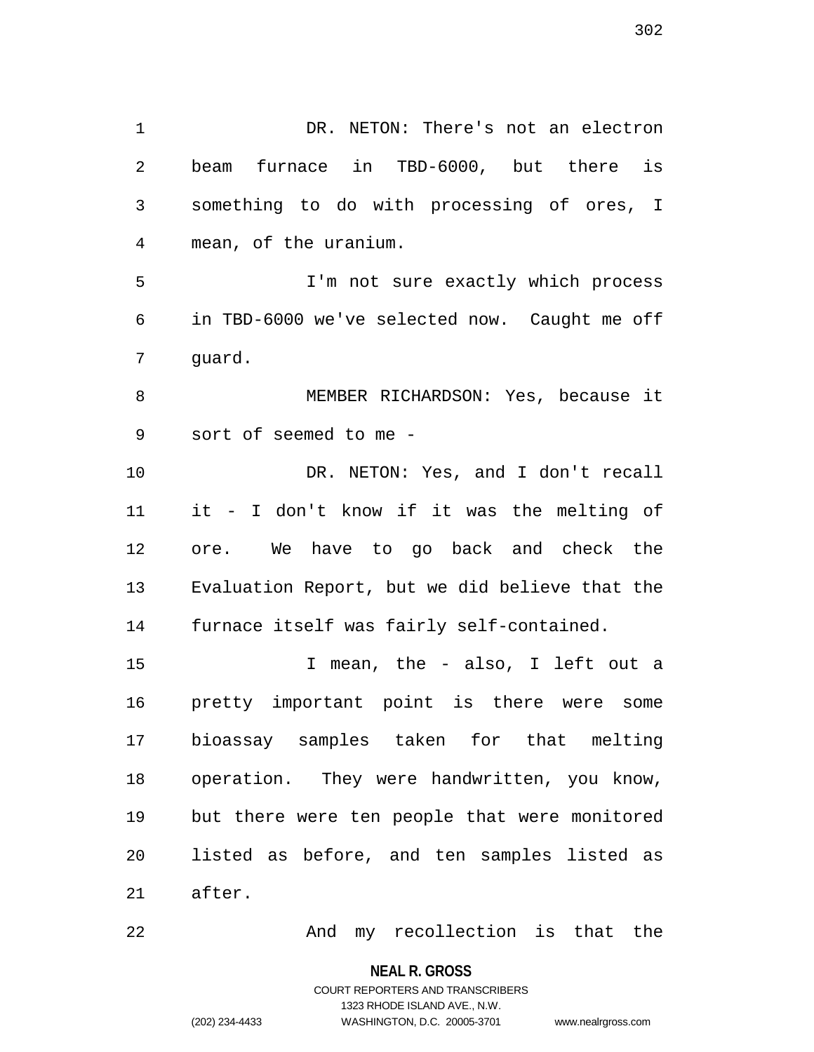DR. NETON: There's not an electron beam furnace in TBD-6000, but there is something to do with processing of ores, I mean, of the uranium.

I'm not sure exactly which process in TBD-6000 we've selected now. Caught me off guard.

MEMBER RICHARDSON: Yes, because it sort of seemed to me -

DR. NETON: Yes, and I don't recall it - I don't know if it was the melting of ore. We have to go back and check the Evaluation Report, but we did believe that the furnace itself was fairly self-contained.

I mean, the - also, I left out a pretty important point is there were some bioassay samples taken for that melting operation. They were handwritten, you know, but there were ten people that were monitored listed as before, and ten samples listed as after.

And my recollection is that the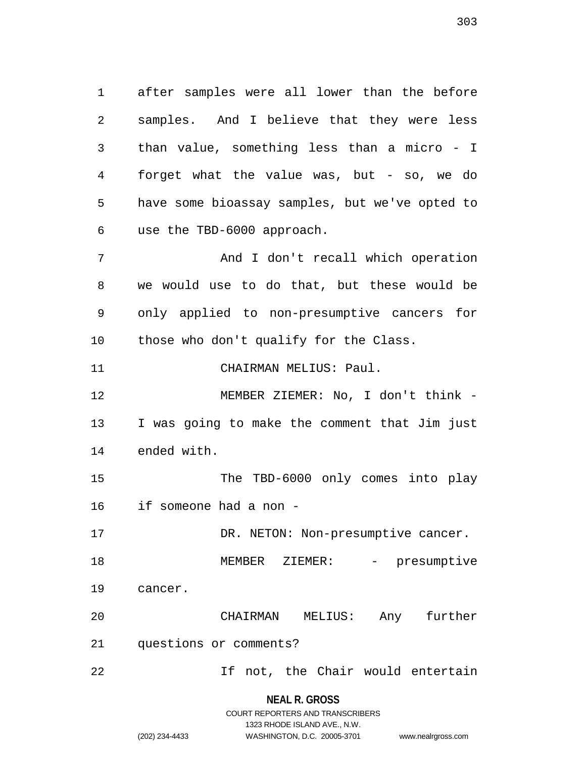after samples were all lower than the before samples. And I believe that they were less than value, something less than a micro - I forget what the value was, but - so, we do have some bioassay samples, but we've opted to use the TBD-6000 approach.

And I don't recall which operation we would use to do that, but these would be only applied to non-presumptive cancers for those who don't qualify for the Class.

CHAIRMAN MELIUS: Paul.

MEMBER ZIEMER: No, I don't think - I was going to make the comment that Jim just ended with.

The TBD-6000 only comes into play if someone had a non -

DR. NETON: Non-presumptive cancer.

MEMBER ZIEMER: - presumptive cancer.

CHAIRMAN MELIUS: Any further questions or comments?

If not, the Chair would entertain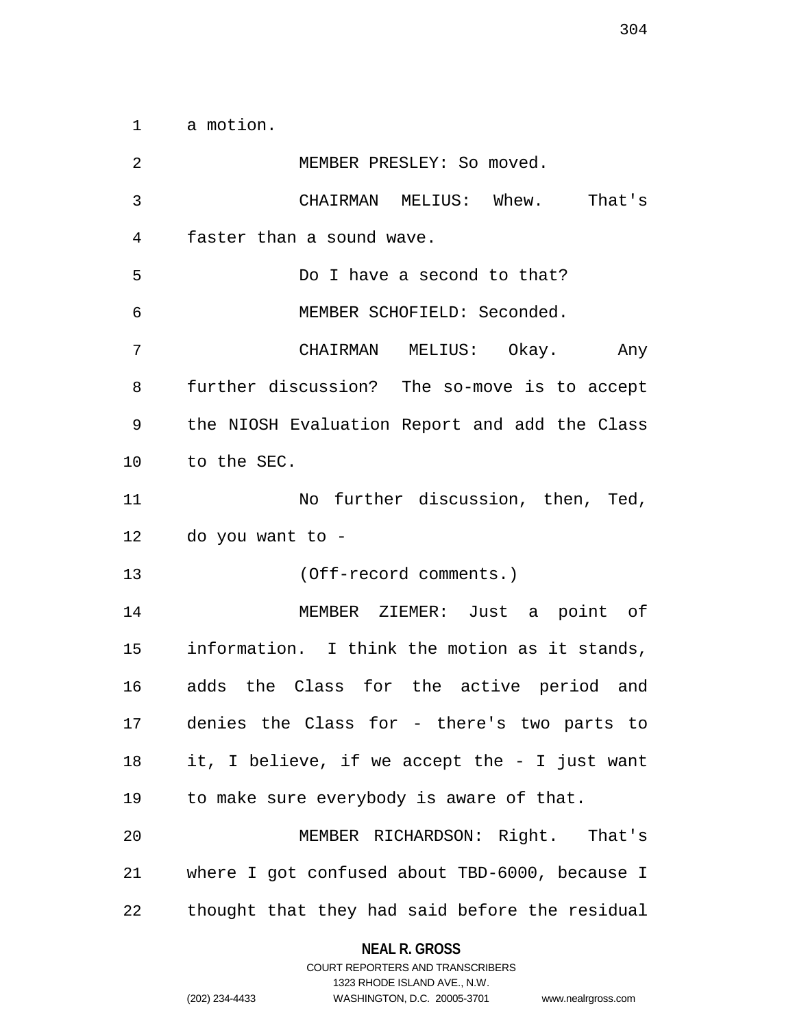a motion.

MEMBER PRESLEY: So moved.

CHAIRMAN MELIUS: Whew. That's faster than a sound wave.

Do I have a second to that?

MEMBER SCHOFIELD: Seconded.

CHAIRMAN MELIUS: Okay. Any further discussion? The so-move is to accept the NIOSH Evaluation Report and add the Class to the SEC.

No further discussion, then, Ted, do you want to -

(Off-record comments.)

MEMBER ZIEMER: Just a point of information. I think the motion as it stands, adds the Class for the active period and denies the Class for - there's two parts to it, I believe, if we accept the - I just want to make sure everybody is aware of that.

MEMBER RICHARDSON: Right. That's where I got confused about TBD-6000, because I thought that they had said before the residual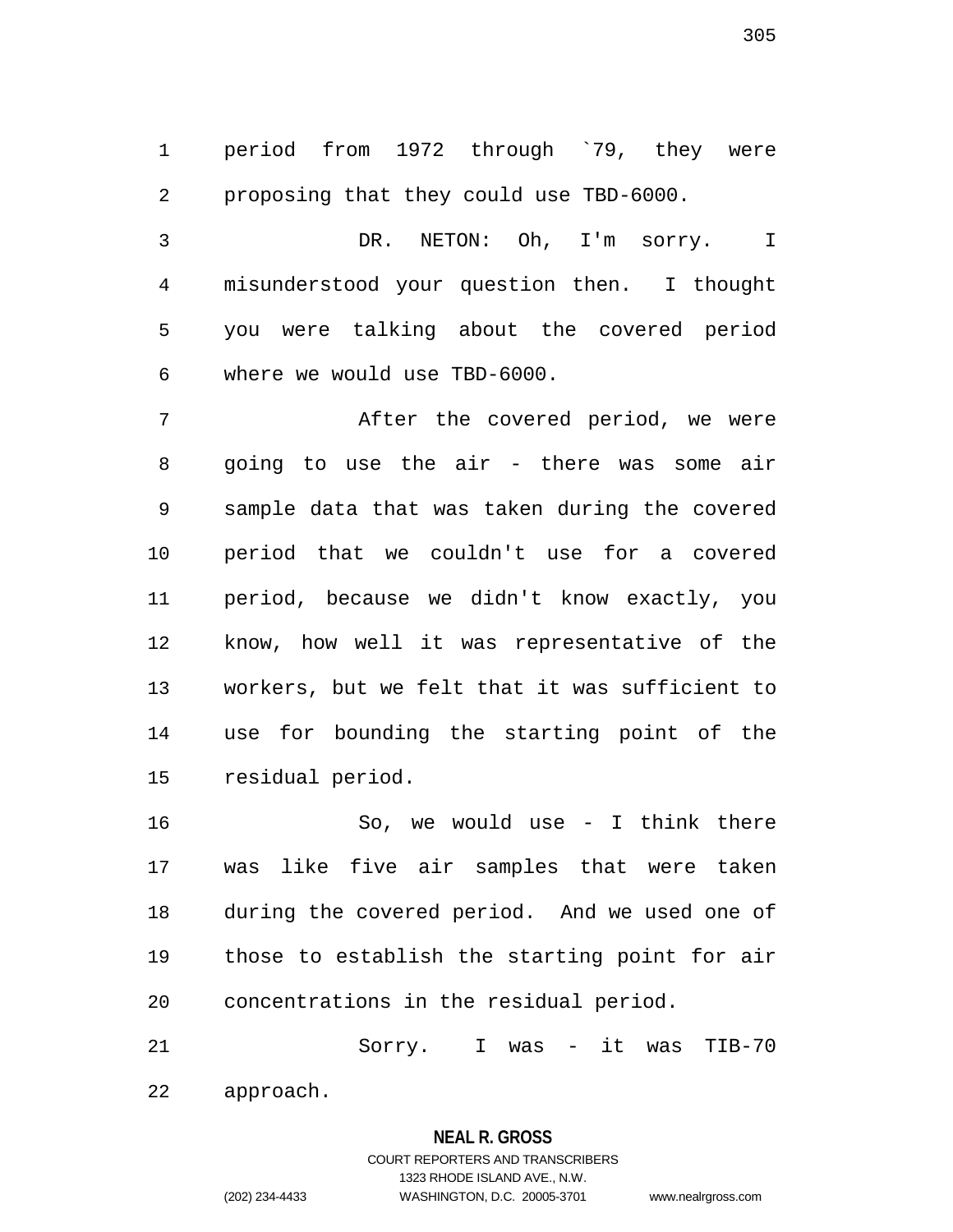period from 1972 through `79, they were proposing that they could use TBD-6000.

DR. NETON: Oh, I'm sorry. I misunderstood your question then. I thought you were talking about the covered period where we would use TBD-6000.

After the covered period, we were going to use the air - there was some air sample data that was taken during the covered period that we couldn't use for a covered period, because we didn't know exactly, you know, how well it was representative of the workers, but we felt that it was sufficient to use for bounding the starting point of the residual period.

So, we would use - I think there was like five air samples that were taken during the covered period. And we used one of those to establish the starting point for air concentrations in the residual period.

Sorry. I was - it was TIB-70 approach.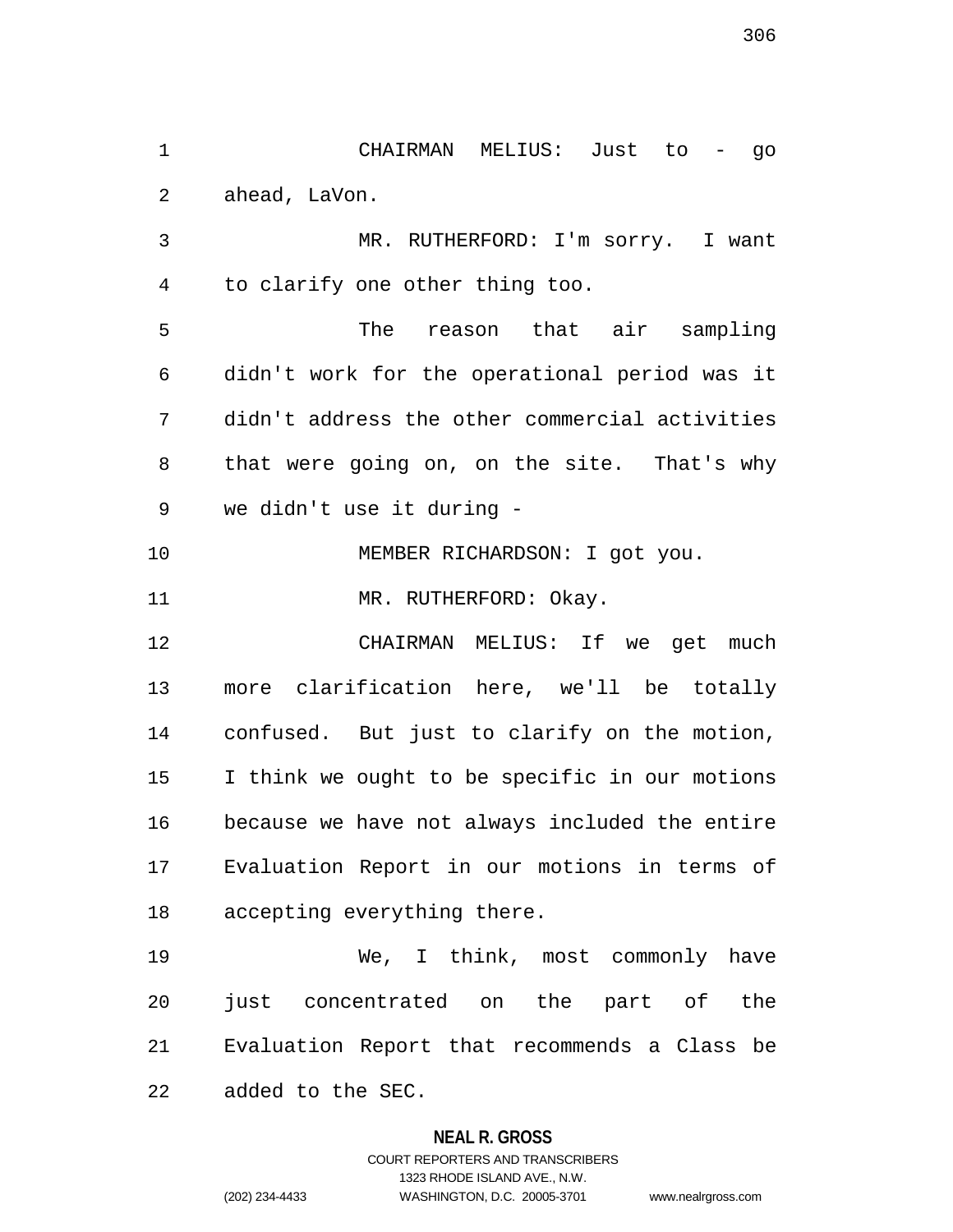CHAIRMAN MELIUS: Just to - go ahead, LaVon.

MR. RUTHERFORD: I'm sorry. I want to clarify one other thing too.

The reason that air sampling didn't work for the operational period was it didn't address the other commercial activities that were going on, on the site. That's why we didn't use it during -

MEMBER RICHARDSON: I got you.

MR. RUTHERFORD: Okay.

CHAIRMAN MELIUS: If we get much more clarification here, we'll be totally confused. But just to clarify on the motion, I think we ought to be specific in our motions because we have not always included the entire Evaluation Report in our motions in terms of accepting everything there.

We, I think, most commonly have just concentrated on the part of the Evaluation Report that recommends a Class be added to the SEC.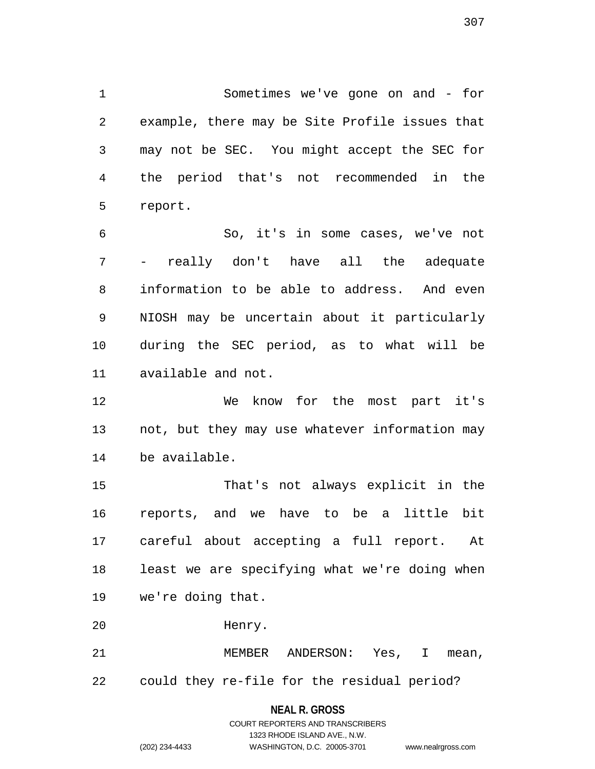Sometimes we've gone on and - for example, there may be Site Profile issues that may not be SEC. You might accept the SEC for the period that's not recommended in the report.

So, it's in some cases, we've not - really don't have all the adequate information to be able to address. And even NIOSH may be uncertain about it particularly during the SEC period, as to what will be available and not.

We know for the most part it's not, but they may use whatever information may be available.

That's not always explicit in the reports, and we have to be a little bit careful about accepting a full report. At least we are specifying what we're doing when we're doing that.

Henry.

MEMBER ANDERSON: Yes, I mean, could they re-file for the residual period?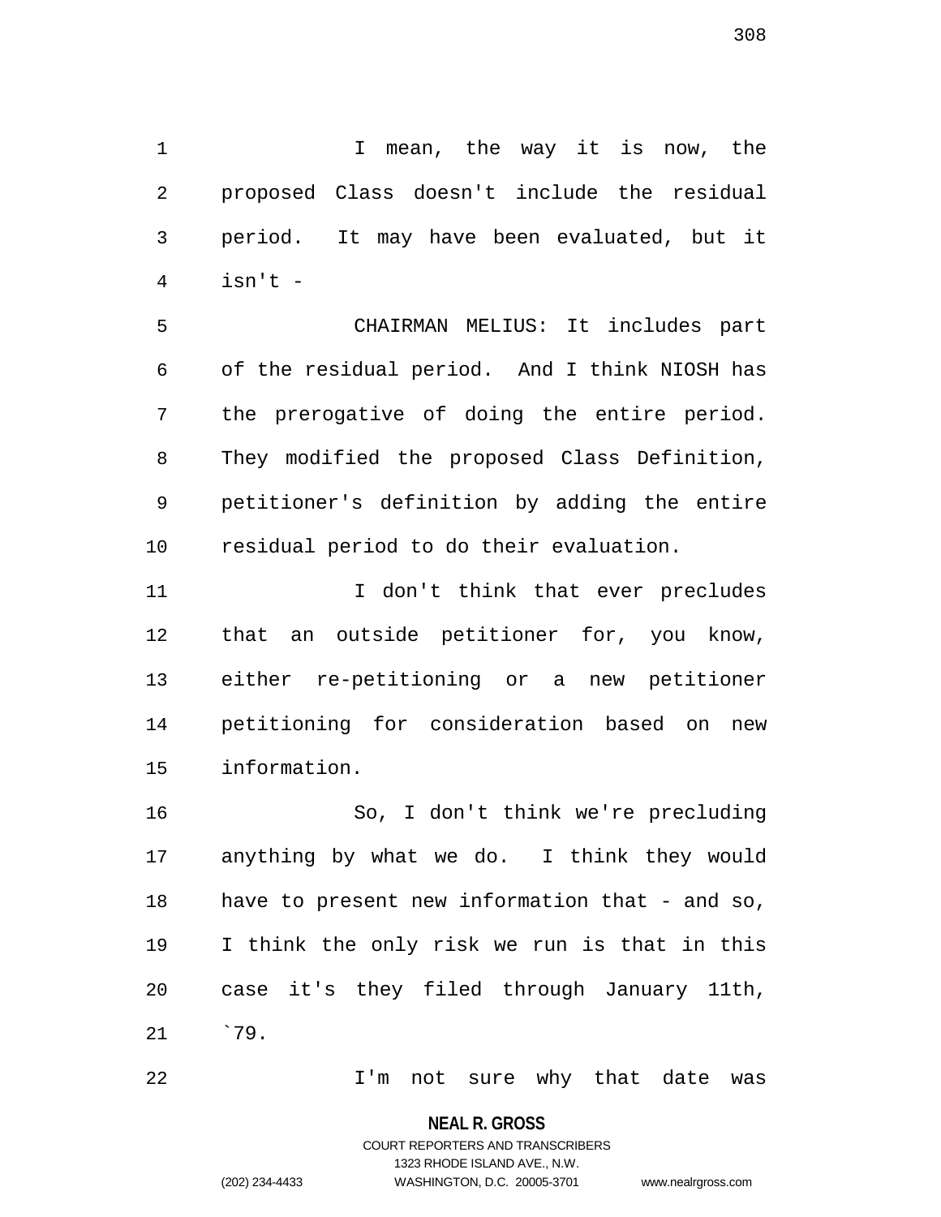I mean, the way it is now, the proposed Class doesn't include the residual period. It may have been evaluated, but it isn't -

CHAIRMAN MELIUS: It includes part of the residual period. And I think NIOSH has the prerogative of doing the entire period. They modified the proposed Class Definition, petitioner's definition by adding the entire residual period to do their evaluation.

I don't think that ever precludes that an outside petitioner for, you know, either re-petitioning or a new petitioner petitioning for consideration based on new information.

So, I don't think we're precluding anything by what we do. I think they would have to present new information that - and so, I think the only risk we run is that in this case it's they filed through January 11th, `79.

I'm not sure why that date was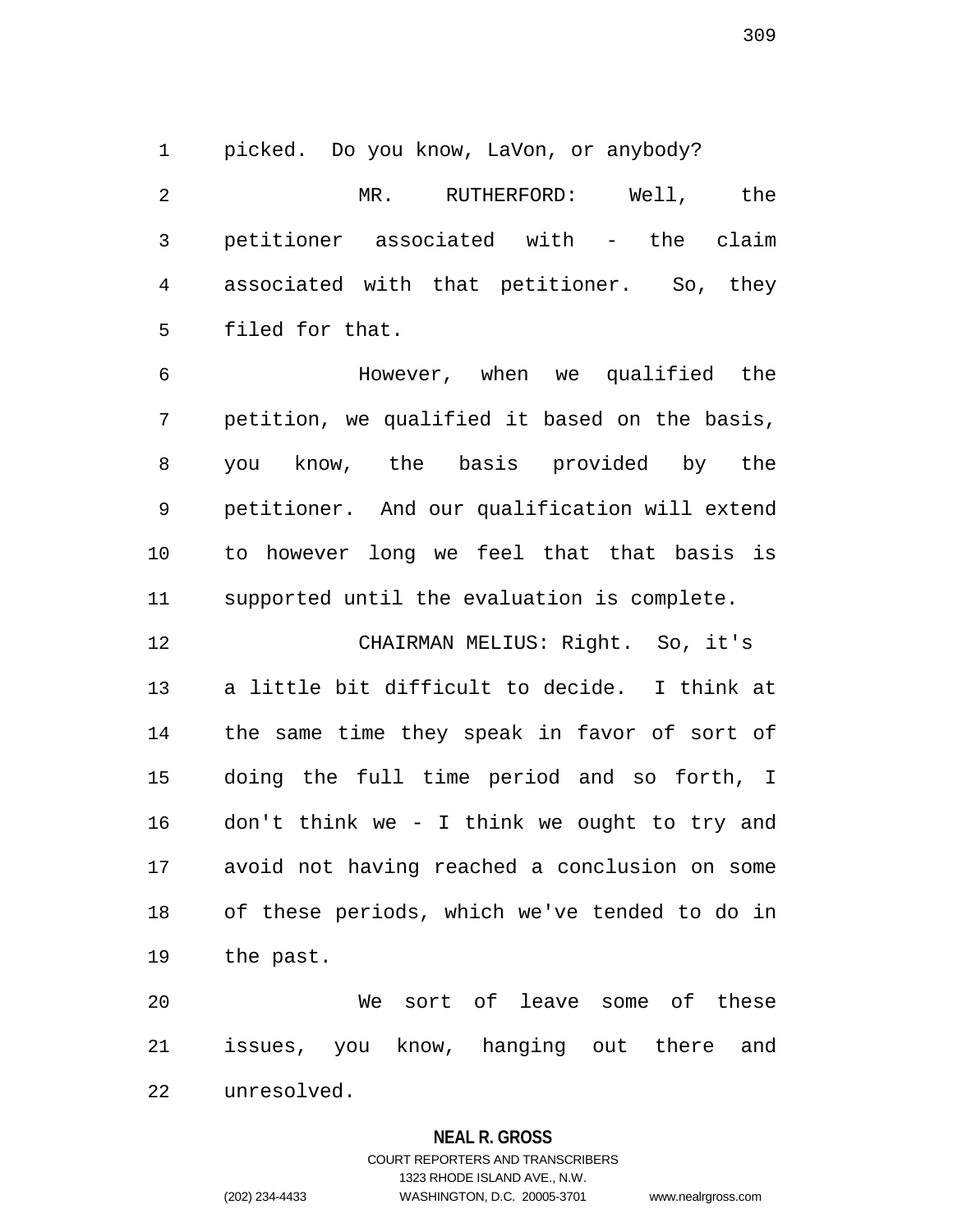picked. Do you know, LaVon, or anybody?

MR. RUTHERFORD: Well, the petitioner associated with - the claim associated with that petitioner. So, they filed for that.

However, when we qualified the petition, we qualified it based on the basis, you know, the basis provided by the petitioner. And our qualification will extend to however long we feel that that basis is supported until the evaluation is complete.

CHAIRMAN MELIUS: Right. So, it's a little bit difficult to decide. I think at the same time they speak in favor of sort of doing the full time period and so forth, I don't think we - I think we ought to try and avoid not having reached a conclusion on some of these periods, which we've tended to do in the past.

We sort of leave some of these issues, you know, hanging out there and unresolved.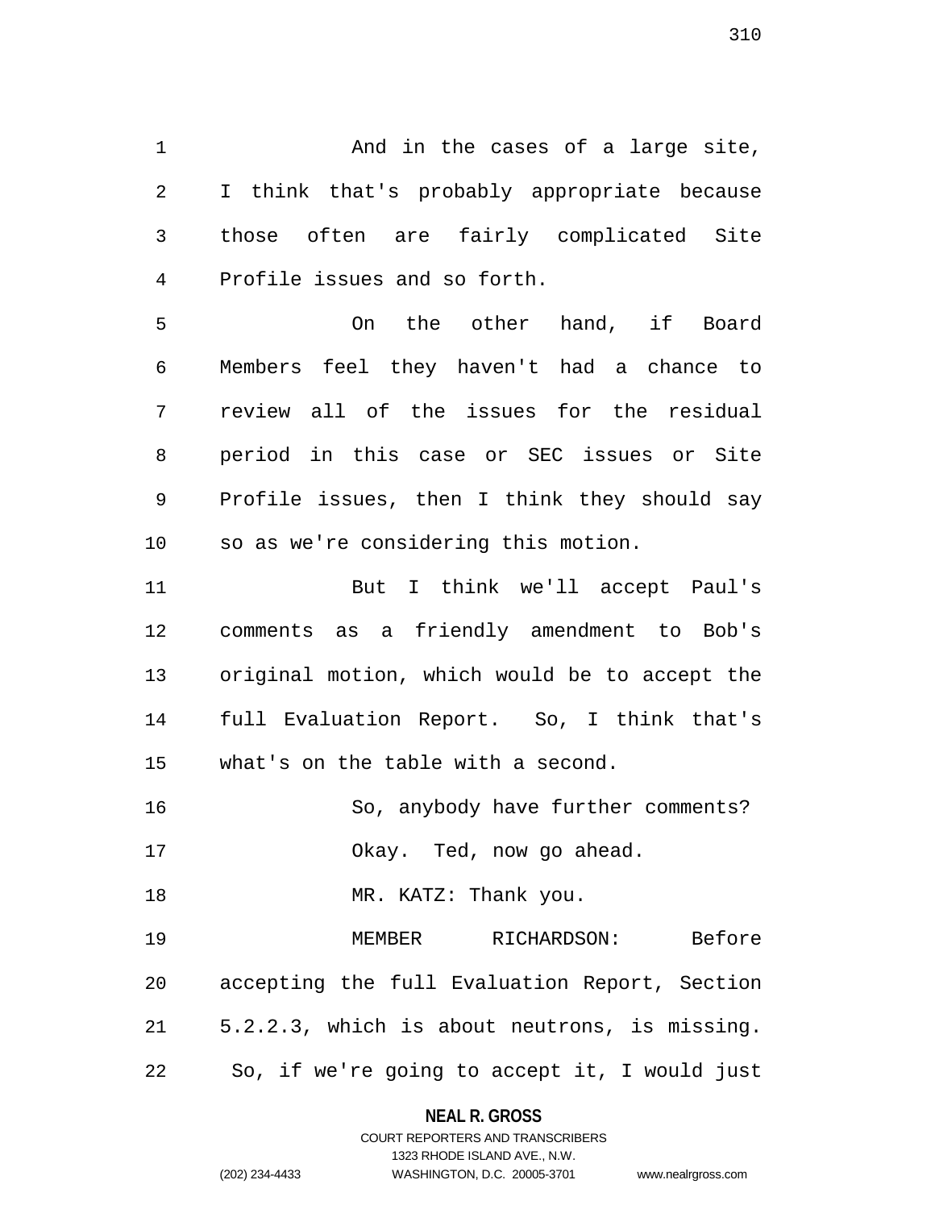And in the cases of a large site, I think that's probably appropriate because those often are fairly complicated Site Profile issues and so forth.

On the other hand, if Board Members feel they haven't had a chance to review all of the issues for the residual period in this case or SEC issues or Site Profile issues, then I think they should say so as we're considering this motion.

But I think we'll accept Paul's comments as a friendly amendment to Bob's original motion, which would be to accept the full Evaluation Report. So, I think that's what's on the table with a second.

So, anybody have further comments?

Okay. Ted, now go ahead.

MR. KATZ: Thank you.

MEMBER RICHARDSON: Before accepting the full Evaluation Report, Section 5.2.2.3, which is about neutrons, is missing. So, if we're going to accept it, I would just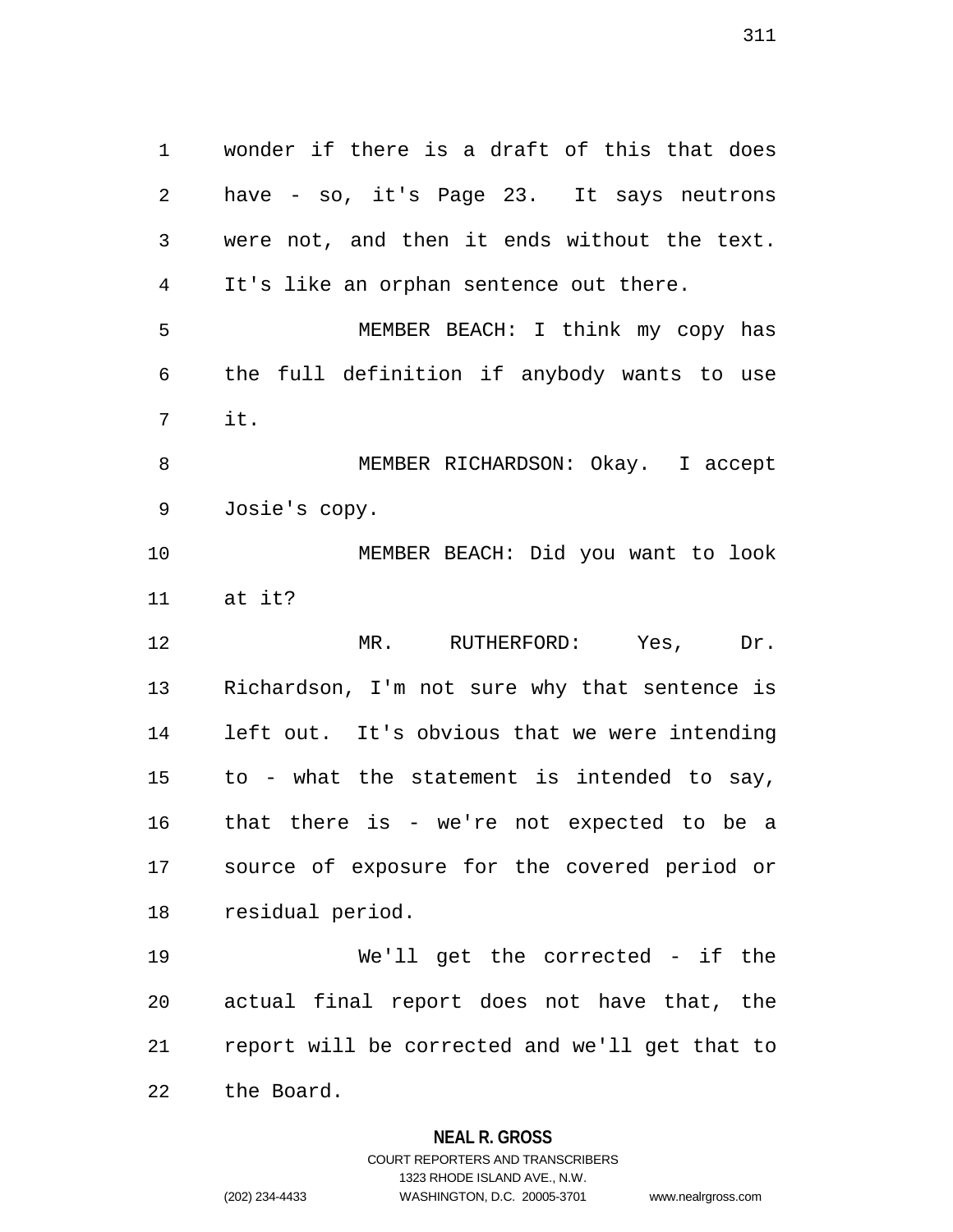wonder if there is a draft of this that does have - so, it's Page 23. It says neutrons were not, and then it ends without the text. It's like an orphan sentence out there.

MEMBER BEACH: I think my copy has the full definition if anybody wants to use it.

MEMBER RICHARDSON: Okay. I accept Josie's copy.

MEMBER BEACH: Did you want to look at it?

MR. RUTHERFORD: Yes, Dr. Richardson, I'm not sure why that sentence is left out. It's obvious that we were intending to - what the statement is intended to say, that there is - we're not expected to be a source of exposure for the covered period or residual period.

We'll get the corrected - if the actual final report does not have that, the report will be corrected and we'll get that to the Board.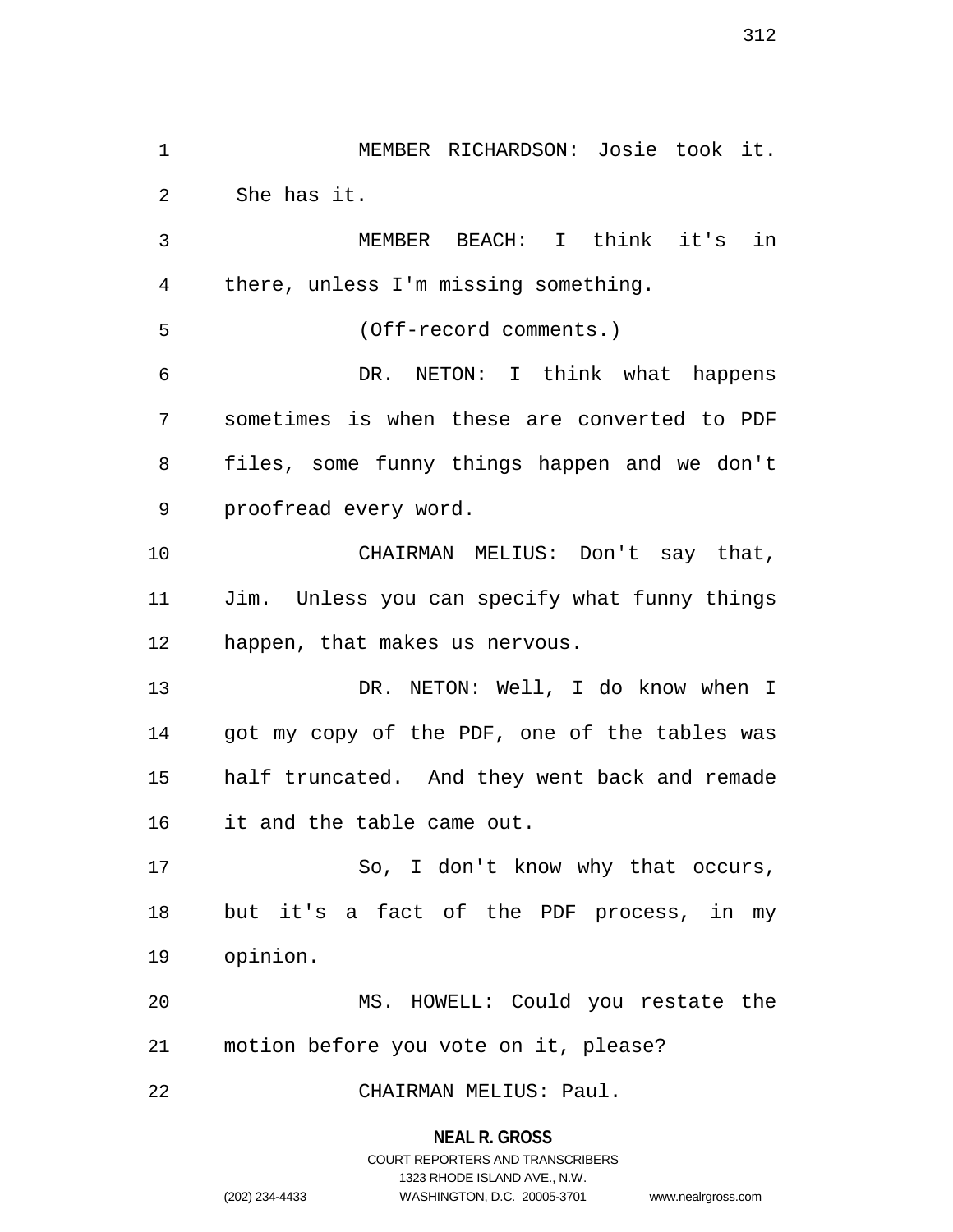MEMBER RICHARDSON: Josie took it. She has it.

MEMBER BEACH: I think it's in there, unless I'm missing something.

(Off-record comments.)

DR. NETON: I think what happens sometimes is when these are converted to PDF files, some funny things happen and we don't proofread every word.

CHAIRMAN MELIUS: Don't say that, Jim. Unless you can specify what funny things happen, that makes us nervous.

DR. NETON: Well, I do know when I got my copy of the PDF, one of the tables was half truncated. And they went back and remade it and the table came out.

So, I don't know why that occurs, but it's a fact of the PDF process, in my opinion.

MS. HOWELL: Could you restate the motion before you vote on it, please?

CHAIRMAN MELIUS: Paul.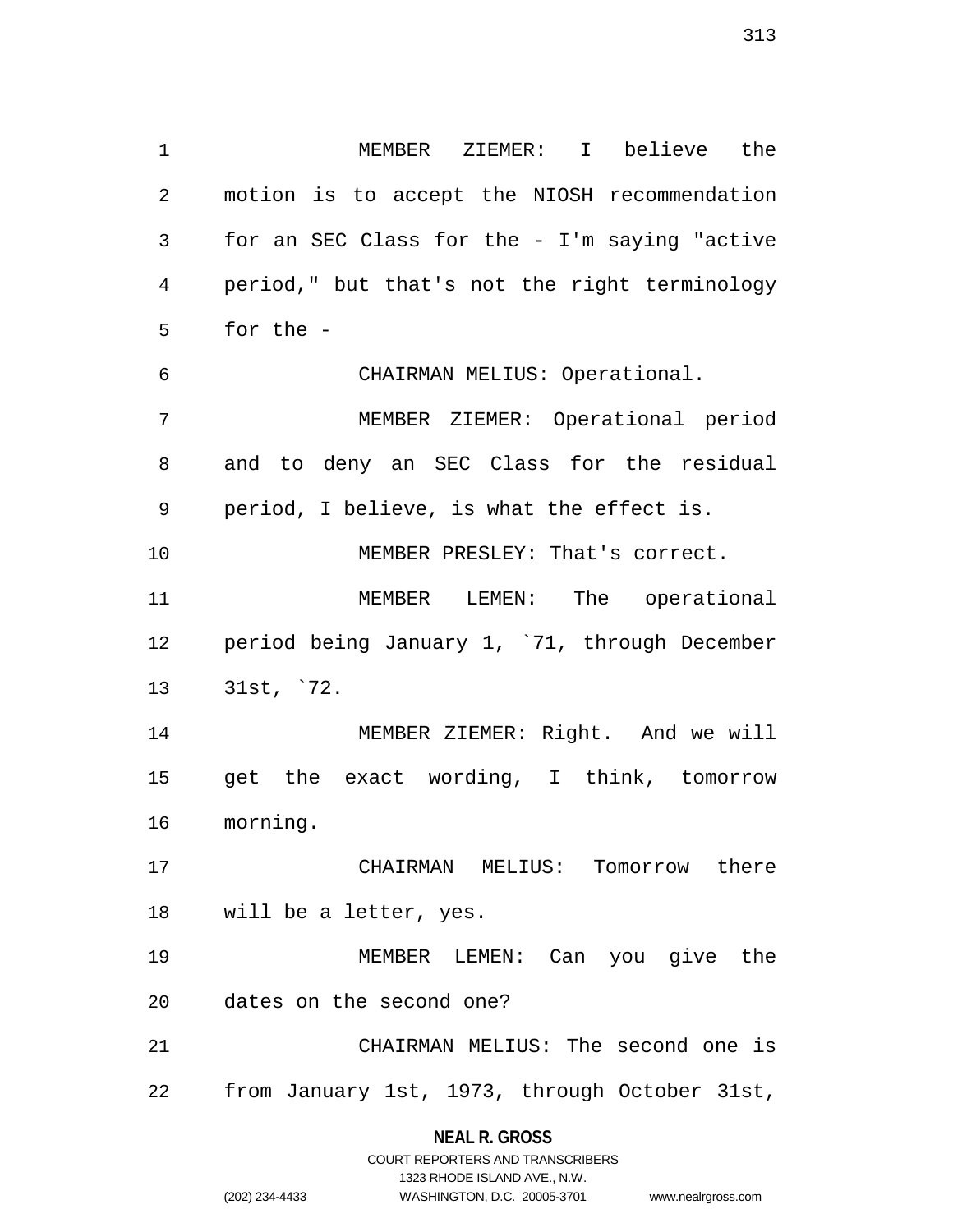MEMBER ZIEMER: I believe the motion is to accept the NIOSH recommendation for an SEC Class for the - I'm saying "active period," but that's not the right terminology for the -

CHAIRMAN MELIUS: Operational.

MEMBER ZIEMER: Operational period and to deny an SEC Class for the residual period, I believe, is what the effect is.

MEMBER PRESLEY: That's correct.

MEMBER LEMEN: The operational period being January 1, `71, through December 31st, `72.

MEMBER ZIEMER: Right. And we will get the exact wording, I think, tomorrow morning.

CHAIRMAN MELIUS: Tomorrow there will be a letter, yes.

MEMBER LEMEN: Can you give the dates on the second one?

CHAIRMAN MELIUS: The second one is from January 1st, 1973, through October 31st,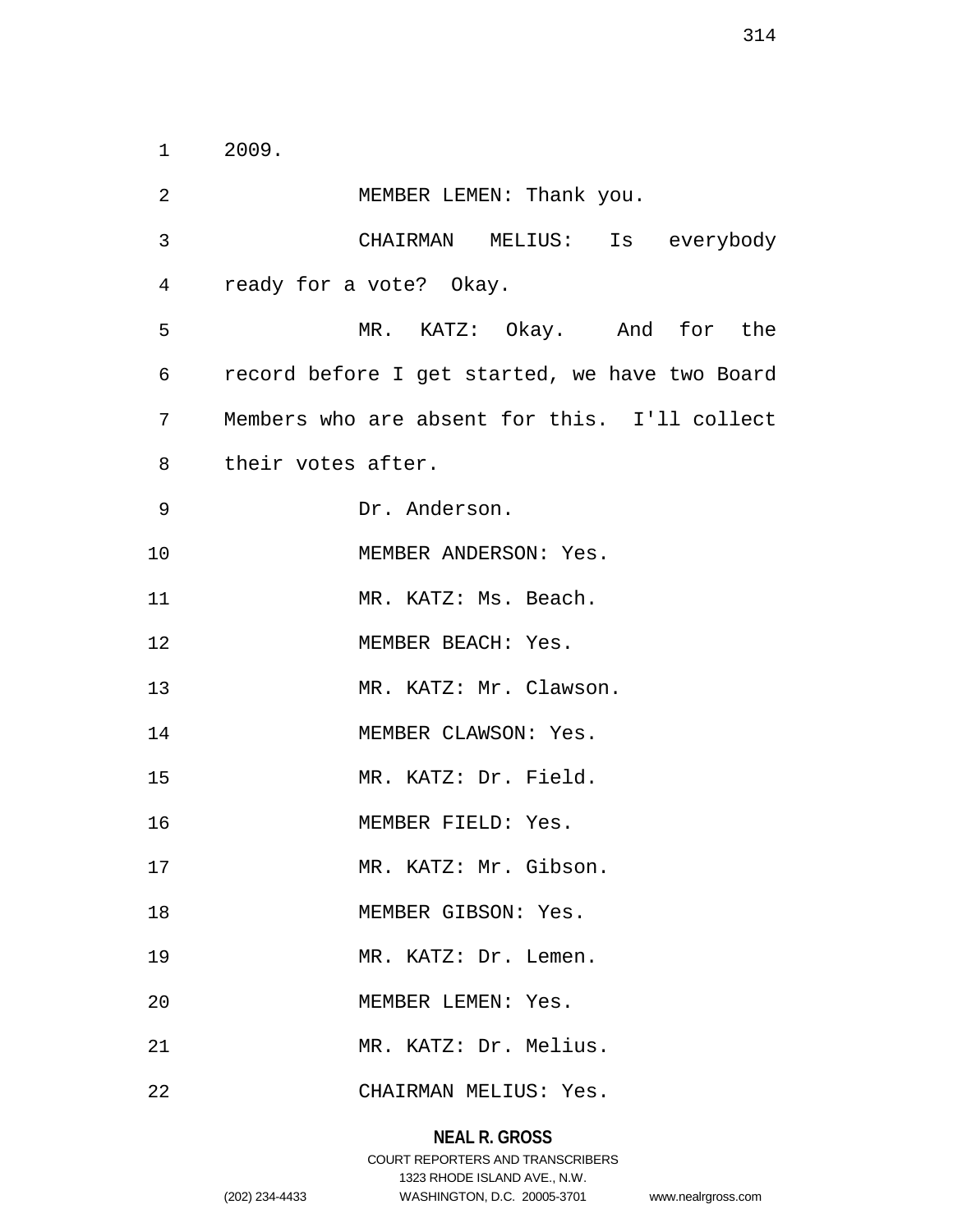2009.

MEMBER LEMEN: Thank you.

CHAIRMAN MELIUS: Is everybody ready for a vote? Okay.

MR. KATZ: Okay. And for the record before I get started, we have two Board Members who are absent for this. I'll collect their votes after.

Dr. Anderson.

MEMBER ANDERSON: Yes.

MR. KATZ: Ms. Beach.

MEMBER BEACH: Yes.

MR. KATZ: Mr. Clawson.

MEMBER CLAWSON: Yes.

MR. KATZ: Dr. Field.

MEMBER FIELD: Yes.

MR. KATZ: Mr. Gibson.

MEMBER GIBSON: Yes.

MR. KATZ: Dr. Lemen.

MEMBER LEMEN: Yes.

MR. KATZ: Dr. Melius.

CHAIRMAN MELIUS: Yes.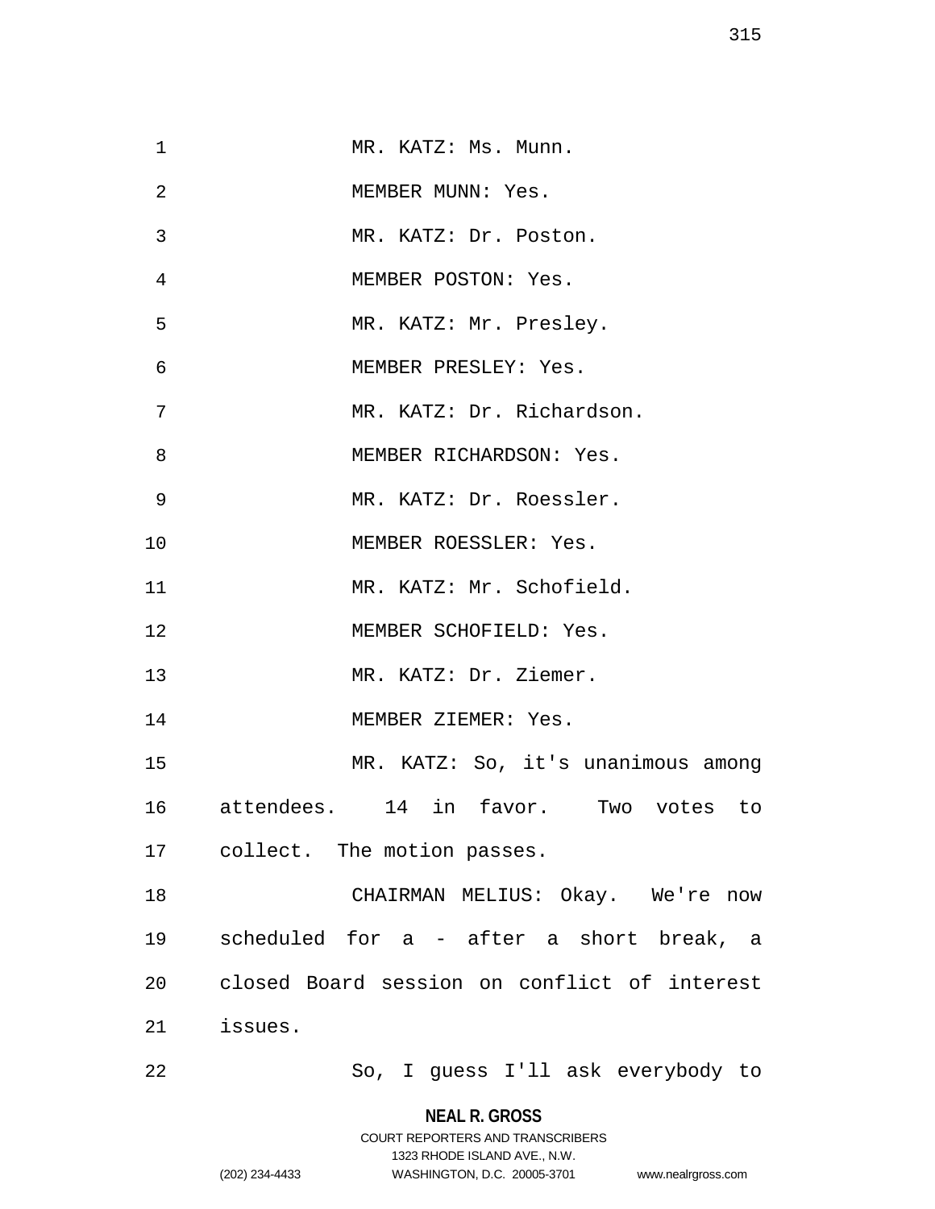MR. KATZ: Ms. Munn.

MEMBER MUNN: Yes.

MR. KATZ: Dr. Poston.

MEMBER POSTON: Yes.

MR. KATZ: Mr. Presley.

MEMBER PRESLEY: Yes.

MR. KATZ: Dr. Richardson.

MEMBER RICHARDSON: Yes.

MR. KATZ: Dr. Roessler.

MEMBER ROESSLER: Yes.

MR. KATZ: Mr. Schofield.

MEMBER SCHOFIELD: Yes.

MR. KATZ: Dr. Ziemer.

MEMBER ZIEMER: Yes.

MR. KATZ: So, it's unanimous among attendees. 14 in favor. Two votes to collect. The motion passes.

CHAIRMAN MELIUS: Okay. We're now scheduled for a - after a short break, a closed Board session on conflict of interest issues.

So, I guess I'll ask everybody to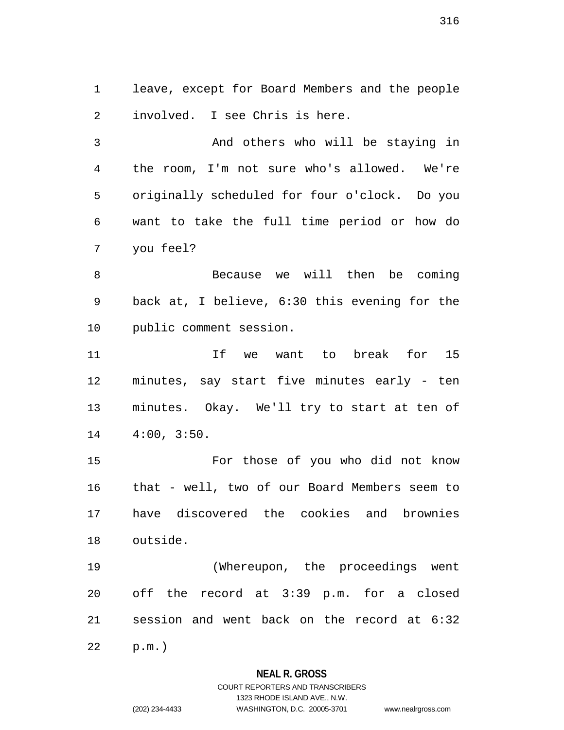leave, except for Board Members and the people involved. I see Chris is here.

And others who will be staying in the room, I'm not sure who's allowed. We're originally scheduled for four o'clock. Do you want to take the full time period or how do you feel?

Because we will then be coming back at, I believe, 6:30 this evening for the public comment session.

If we want to break for 15 minutes, say start five minutes early - ten minutes. Okay. We'll try to start at ten of 4:00, 3:50.

For those of you who did not know that - well, two of our Board Members seem to have discovered the cookies and brownies outside.

(Whereupon, the proceedings went off the record at 3:39 p.m. for a closed session and went back on the record at 6:32 p.m.)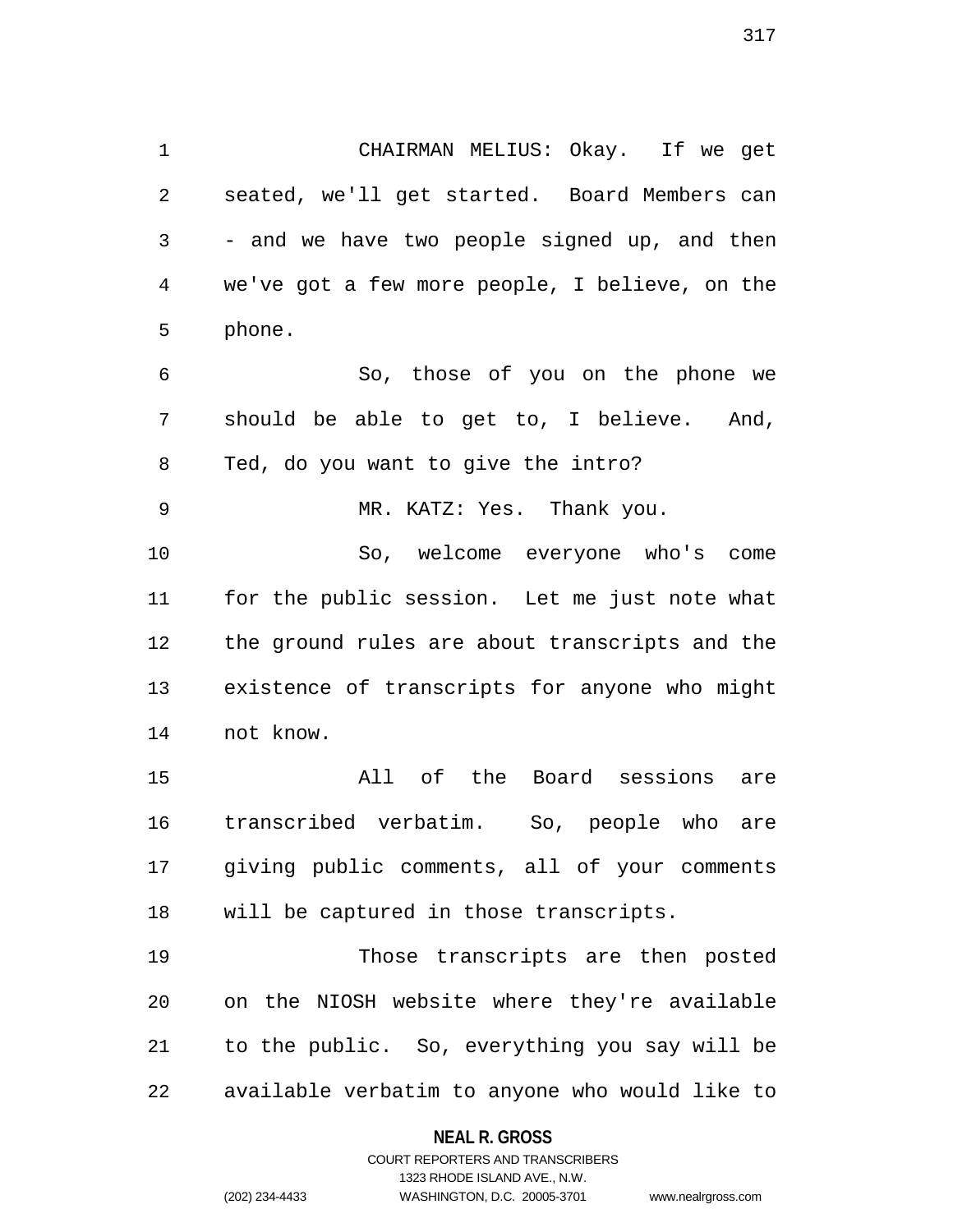CHAIRMAN MELIUS: Okay. If we get seated, we'll get started. Board Members can - and we have two people signed up, and then we've got a few more people, I believe, on the phone.

So, those of you on the phone we should be able to get to, I believe. And, Ted, do you want to give the intro?

MR. KATZ: Yes. Thank you.

So, welcome everyone who's come for the public session. Let me just note what the ground rules are about transcripts and the existence of transcripts for anyone who might not know.

All of the Board sessions are transcribed verbatim. So, people who are giving public comments, all of your comments will be captured in those transcripts.

Those transcripts are then posted on the NIOSH website where they're available to the public. So, everything you say will be available verbatim to anyone who would like to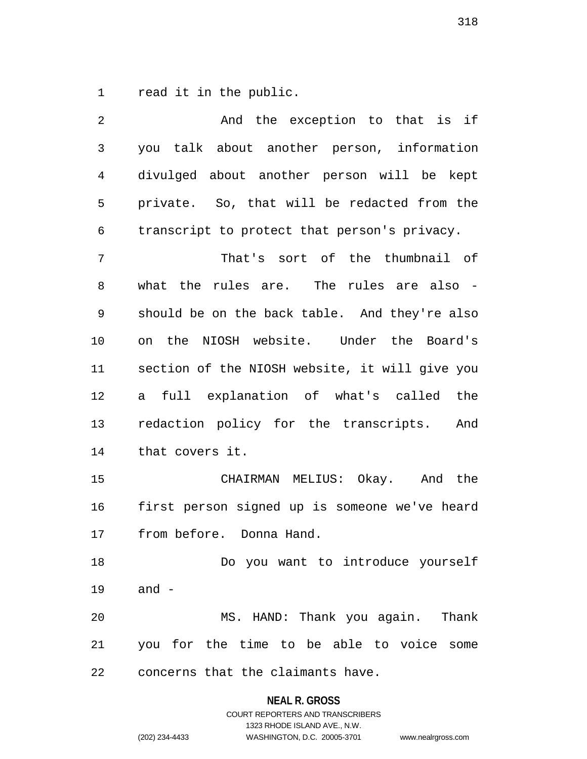read it in the public.

And the exception to that is if you talk about another person, information divulged about another person will be kept private. So, that will be redacted from the transcript to protect that person's privacy.

That's sort of the thumbnail of what the rules are. The rules are also - should be on the back table. And they're also on the NIOSH website. Under the Board's section of the NIOSH website, it will give you a full explanation of what's called the redaction policy for the transcripts. And that covers it.

CHAIRMAN MELIUS: Okay. And the first person signed up is someone we've heard from before. Donna Hand.

Do you want to introduce yourself and -

MS. HAND: Thank you again. Thank you for the time to be able to voice some concerns that the claimants have.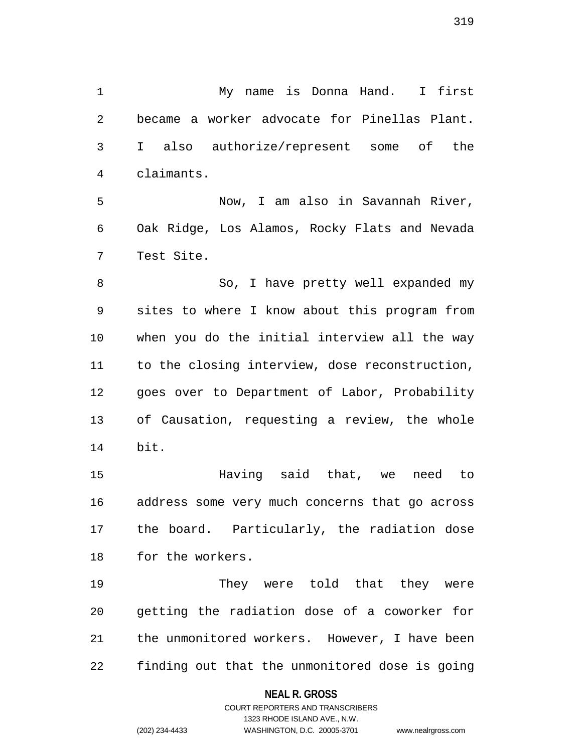My name is Donna Hand. I first became a worker advocate for Pinellas Plant. I also authorize/represent some of the claimants.

Now, I am also in Savannah River, Oak Ridge, Los Alamos, Rocky Flats and Nevada Test Site.

So, I have pretty well expanded my sites to where I know about this program from when you do the initial interview all the way to the closing interview, dose reconstruction, goes over to Department of Labor, Probability of Causation, requesting a review, the whole bit.

Having said that, we need to address some very much concerns that go across the board. Particularly, the radiation dose for the workers.

They were told that they were getting the radiation dose of a coworker for the unmonitored workers. However, I have been finding out that the unmonitored dose is going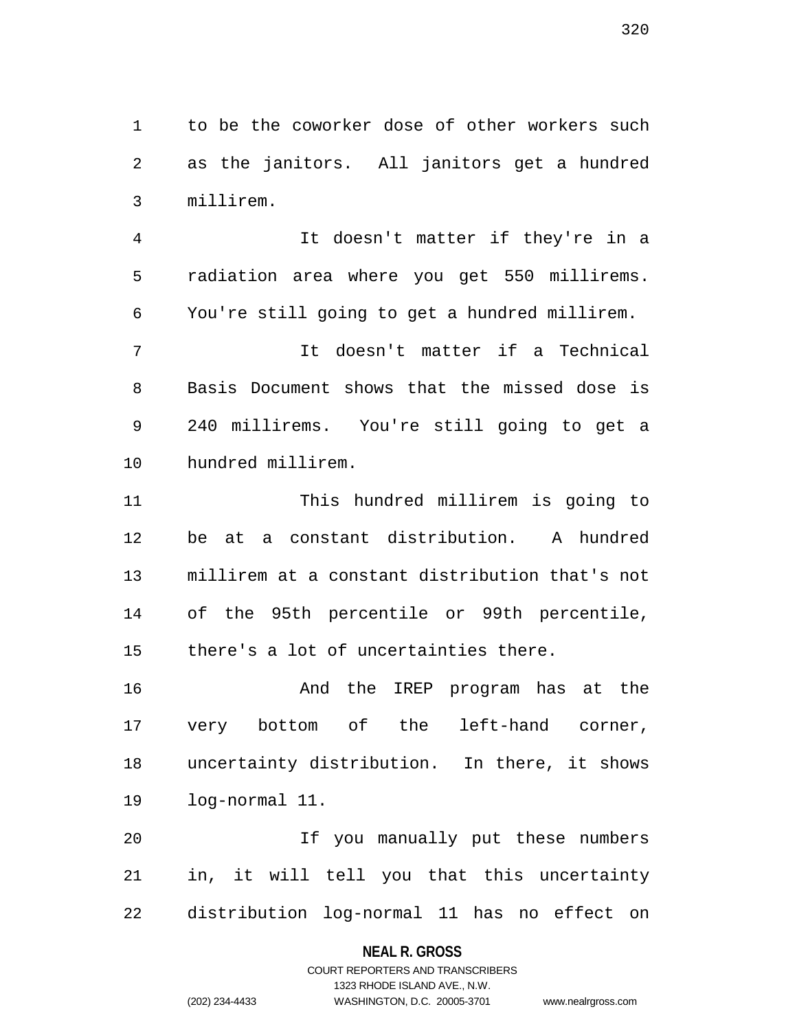to be the coworker dose of other workers such as the janitors. All janitors get a hundred millirem.

It doesn't matter if they're in a radiation area where you get 550 millirems. You're still going to get a hundred millirem.

It doesn't matter if a Technical Basis Document shows that the missed dose is 240 millirems. You're still going to get a hundred millirem.

This hundred millirem is going to be at a constant distribution. A hundred millirem at a constant distribution that's not of the 95th percentile or 99th percentile, there's a lot of uncertainties there.

And the IREP program has at the very bottom of the left-hand corner, uncertainty distribution. In there, it shows log-normal 11.

If you manually put these numbers in, it will tell you that this uncertainty distribution log-normal 11 has no effect on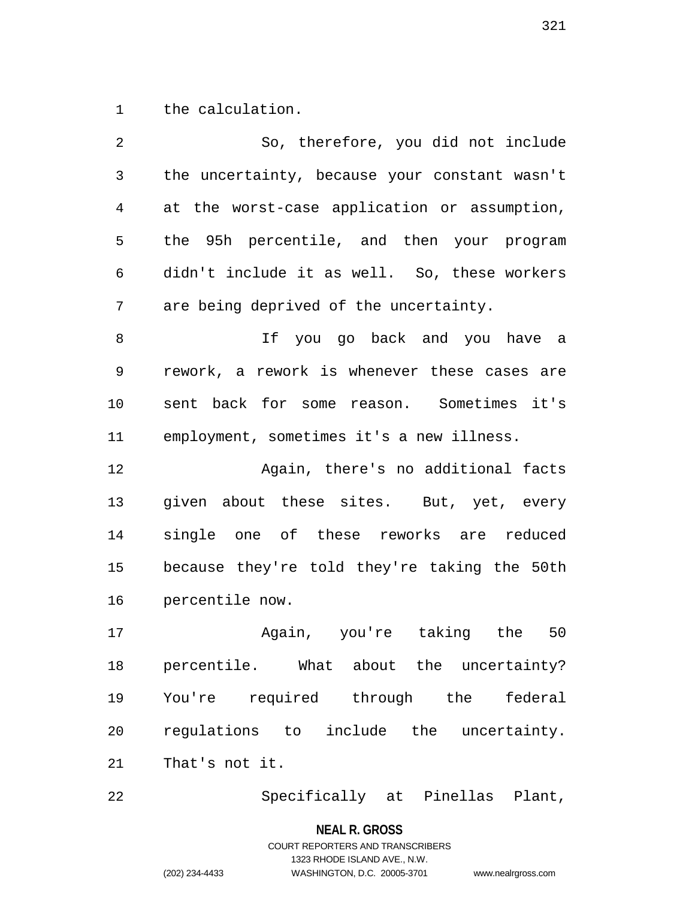the calculation.

So, therefore, you did not include the uncertainty, because your constant wasn't at the worst-case application or assumption, the 95h percentile, and then your program didn't include it as well. So, these workers are being deprived of the uncertainty.

If you go back and you have a rework, a rework is whenever these cases are sent back for some reason. Sometimes it's employment, sometimes it's a new illness.

Again, there's no additional facts given about these sites. But, yet, every single one of these reworks are reduced because they're told they're taking the 50th percentile now.

Again, you're taking the 50 percentile. What about the uncertainty? You're required through the federal regulations to include the uncertainty. That's not it.

Specifically at Pinellas Plant,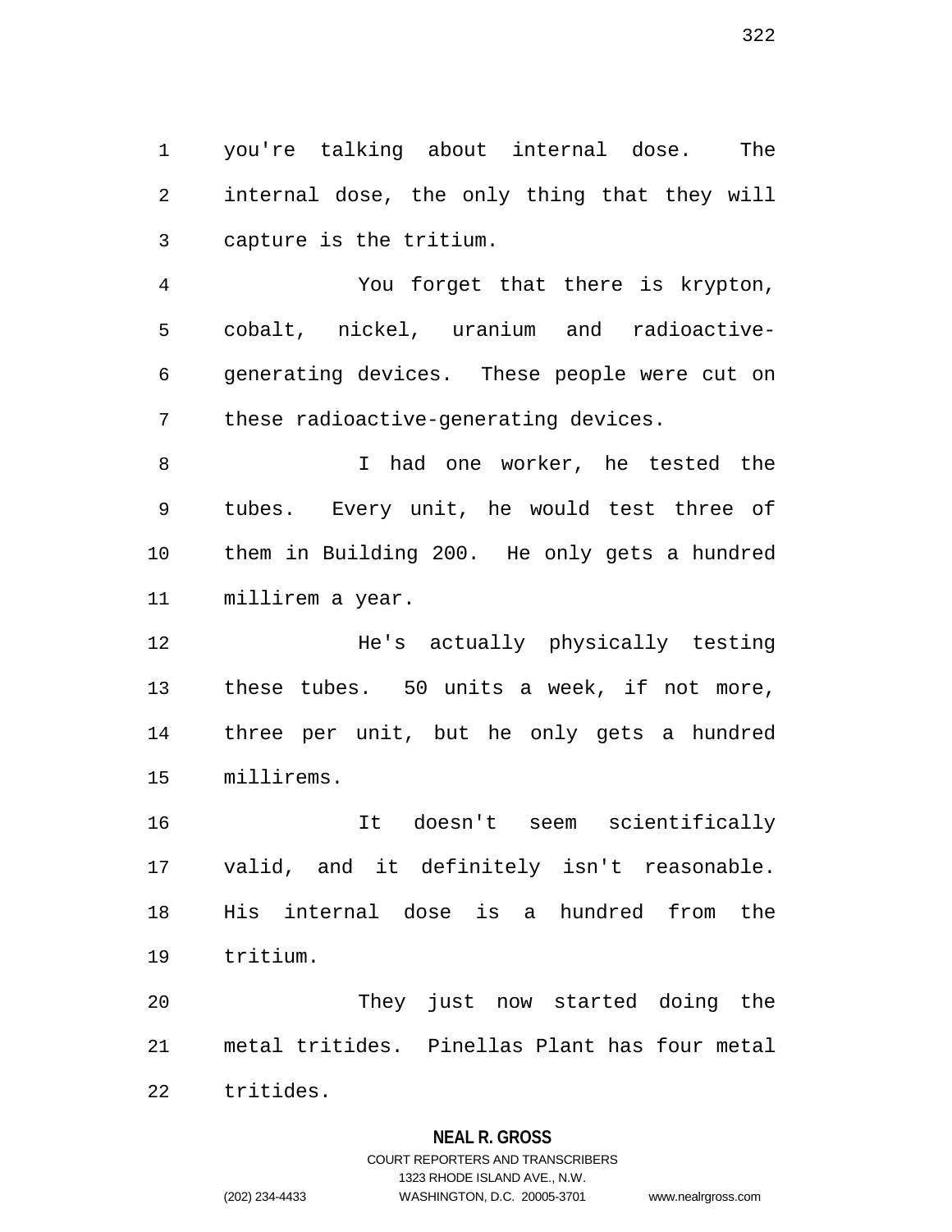you're talking about internal dose. The internal dose, the only thing that they will capture is the tritium.

You forget that there is krypton, cobalt, nickel, uranium and radioactive-generating devices. These people were cut on these radioactive-generating devices.

I had one worker, he tested the tubes. Every unit, he would test three of them in Building 200. He only gets a hundred millirem a year.

He's actually physically testing these tubes. 50 units a week, if not more, three per unit, but he only gets a hundred millirems.

It doesn't seem scientifically valid, and it definitely isn't reasonable. His internal dose is a hundred from the tritium.

They just now started doing the metal tritides. Pinellas Plant has four metal tritides.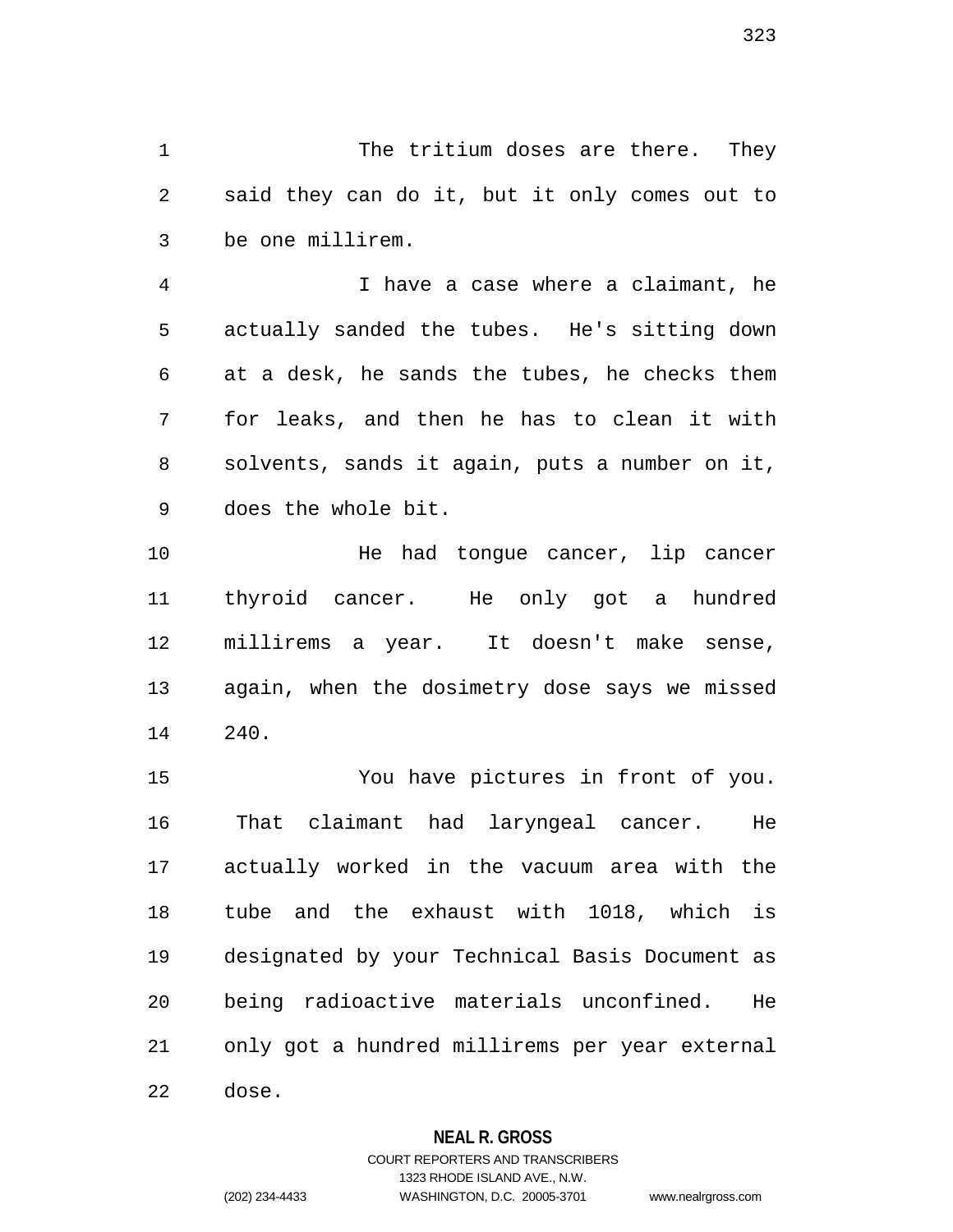The tritium doses are there. They said they can do it, but it only comes out to be one millirem.

I have a case where a claimant, he actually sanded the tubes. He's sitting down at a desk, he sands the tubes, he checks them for leaks, and then he has to clean it with solvents, sands it again, puts a number on it, does the whole bit.

He had tongue cancer, lip cancer thyroid cancer. He only got a hundred millirems a year. It doesn't make sense, again, when the dosimetry dose says we missed 240.

You have pictures in front of you. That claimant had laryngeal cancer. He actually worked in the vacuum area with the tube and the exhaust with 1018, which is designated by your Technical Basis Document as being radioactive materials unconfined. He only got a hundred millirems per year external dose.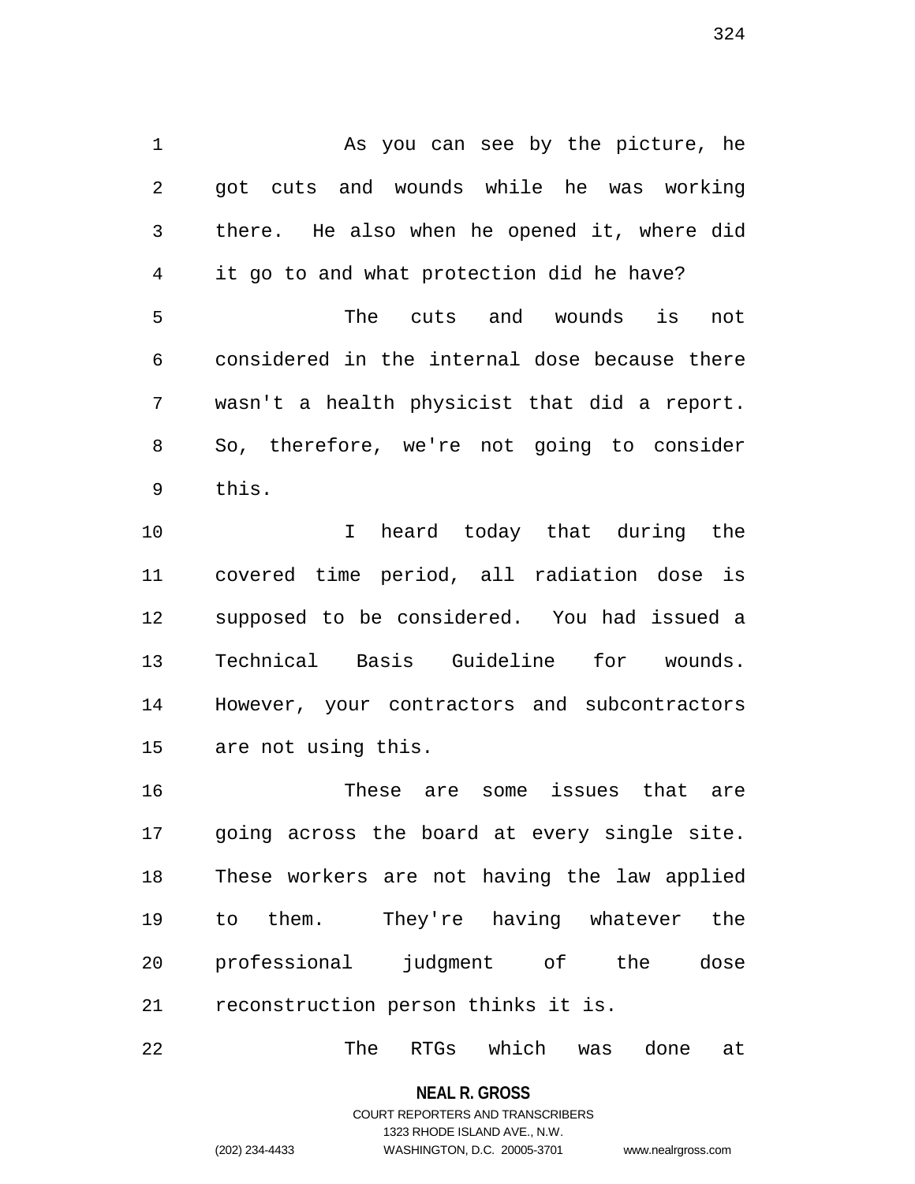As you can see by the picture, he got cuts and wounds while he was working there. He also when he opened it, where did it go to and what protection did he have?

The cuts and wounds is not considered in the internal dose because there wasn't a health physicist that did a report. So, therefore, we're not going to consider this.

I heard today that during the covered time period, all radiation dose is supposed to be considered. You had issued a Technical Basis Guideline for wounds. However, your contractors and subcontractors are not using this.

These are some issues that are going across the board at every single site. These workers are not having the law applied to them. They're having whatever the professional judgment of the dose reconstruction person thinks it is.

The RTGs which was done at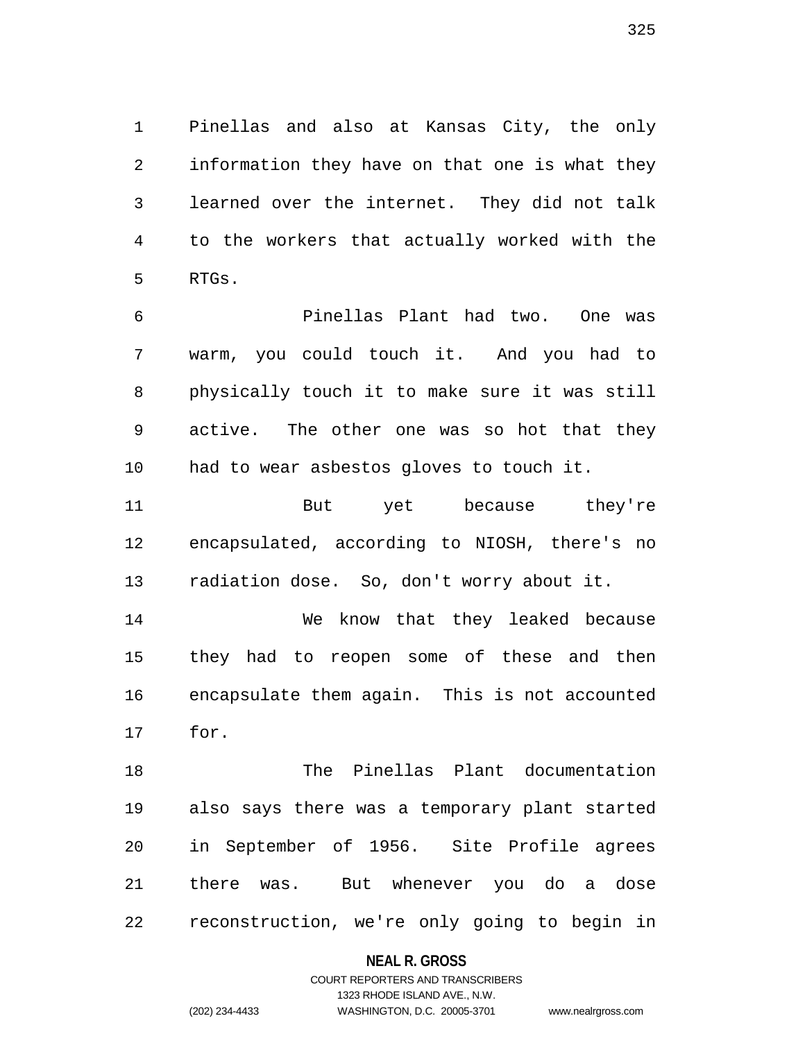Pinellas and also at Kansas City, the only information they have on that one is what they learned over the internet. They did not talk to the workers that actually worked with the RTGs.

Pinellas Plant had two. One was warm, you could touch it. And you had to physically touch it to make sure it was still active. The other one was so hot that they had to wear asbestos gloves to touch it.

But yet because they're encapsulated, according to NIOSH, there's no radiation dose. So, don't worry about it.

We know that they leaked because they had to reopen some of these and then encapsulate them again. This is not accounted for.

The Pinellas Plant documentation also says there was a temporary plant started in September of 1956. Site Profile agrees there was. But whenever you do a dose reconstruction, we're only going to begin in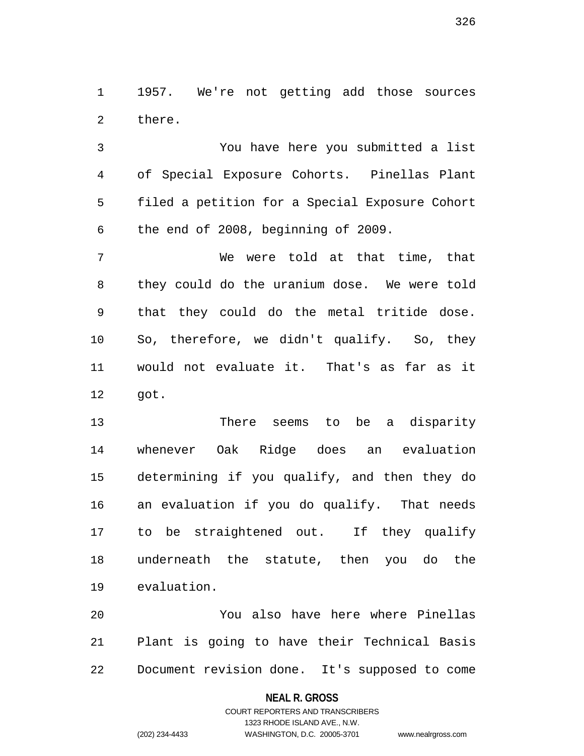1957. We're not getting add those sources there.

You have here you submitted a list of Special Exposure Cohorts. Pinellas Plant filed a petition for a Special Exposure Cohort the end of 2008, beginning of 2009.

We were told at that time, that they could do the uranium dose. We were told that they could do the metal tritide dose. So, therefore, we didn't qualify. So, they would not evaluate it. That's as far as it got.

There seems to be a disparity whenever Oak Ridge does an evaluation determining if you qualify, and then they do an evaluation if you do qualify. That needs to be straightened out. If they qualify underneath the statute, then you do the evaluation.

You also have here where Pinellas Plant is going to have their Technical Basis Document revision done. It's supposed to come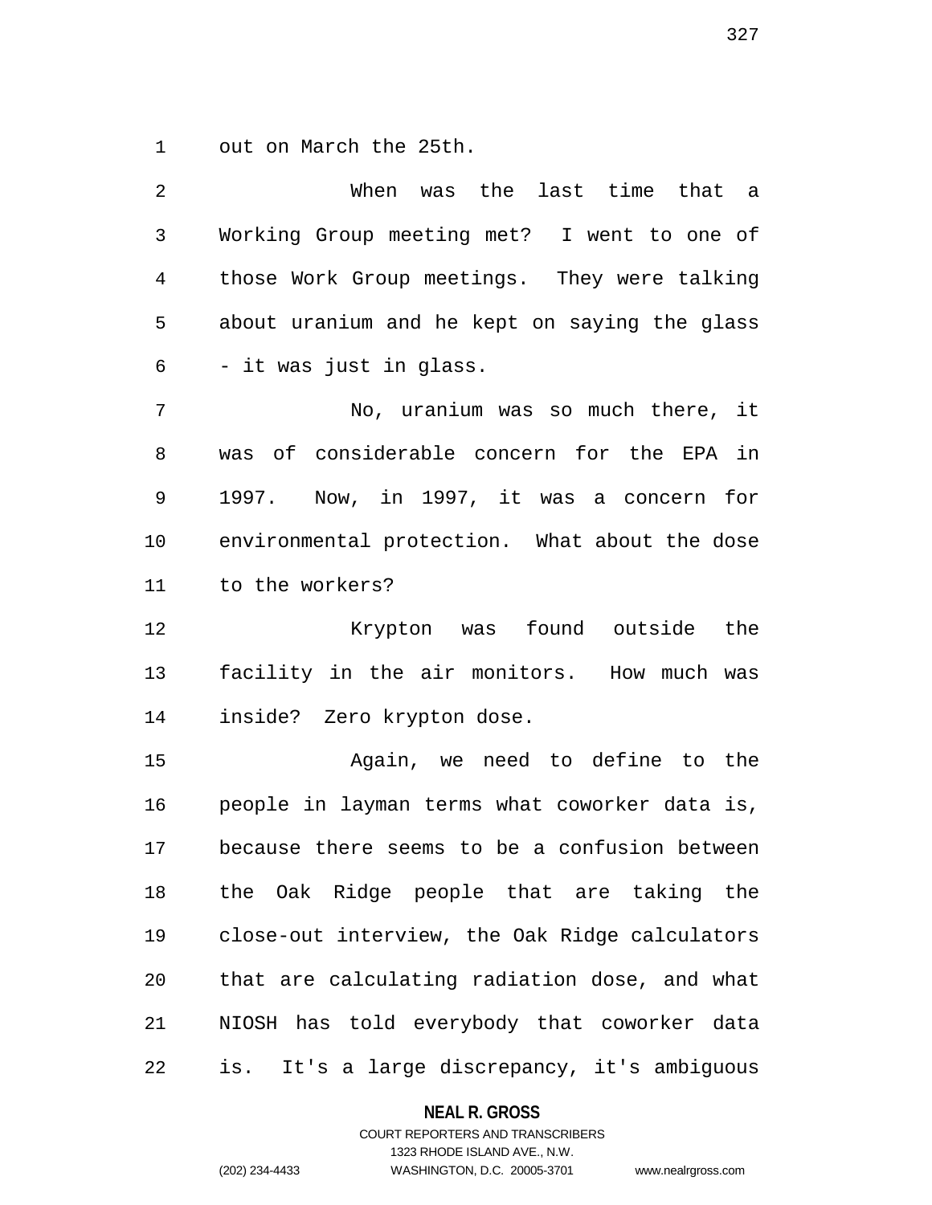out on March the 25th.

When was the last time that a Working Group meeting met? I went to one of those Work Group meetings. They were talking about uranium and he kept on saying the glass - it was just in glass.

No, uranium was so much there, it was of considerable concern for the EPA in 1997. Now, in 1997, it was a concern for environmental protection. What about the dose to the workers?

Krypton was found outside the facility in the air monitors. How much was inside? Zero krypton dose.

Again, we need to define to the people in layman terms what coworker data is, because there seems to be a confusion between the Oak Ridge people that are taking the close-out interview, the Oak Ridge calculators that are calculating radiation dose, and what NIOSH has told everybody that coworker data is. It's a large discrepancy, it's ambiguous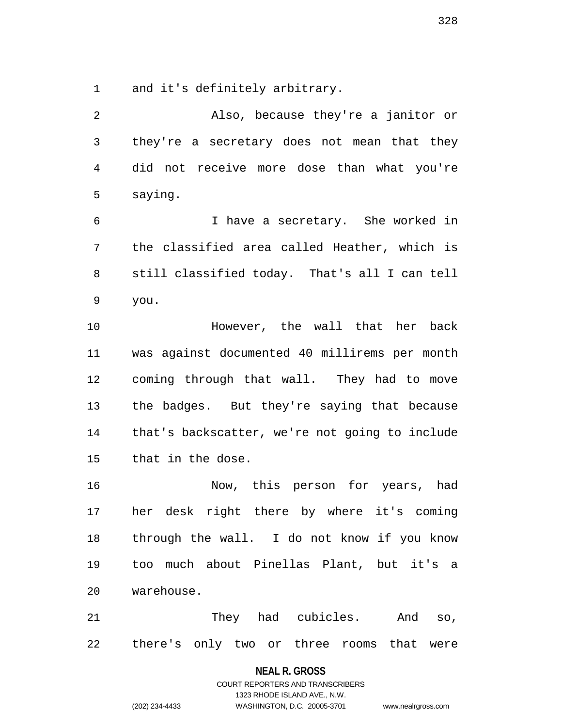and it's definitely arbitrary.

Also, because they're a janitor or they're a secretary does not mean that they did not receive more dose than what you're saying.

I have a secretary. She worked in the classified area called Heather, which is still classified today. That's all I can tell you.

However, the wall that her back was against documented 40 millirems per month coming through that wall. They had to move the badges. But they're saying that because that's backscatter, we're not going to include that in the dose.

Now, this person for years, had her desk right there by where it's coming through the wall. I do not know if you know too much about Pinellas Plant, but it's a warehouse.

They had cubicles. And so, there's only two or three rooms that were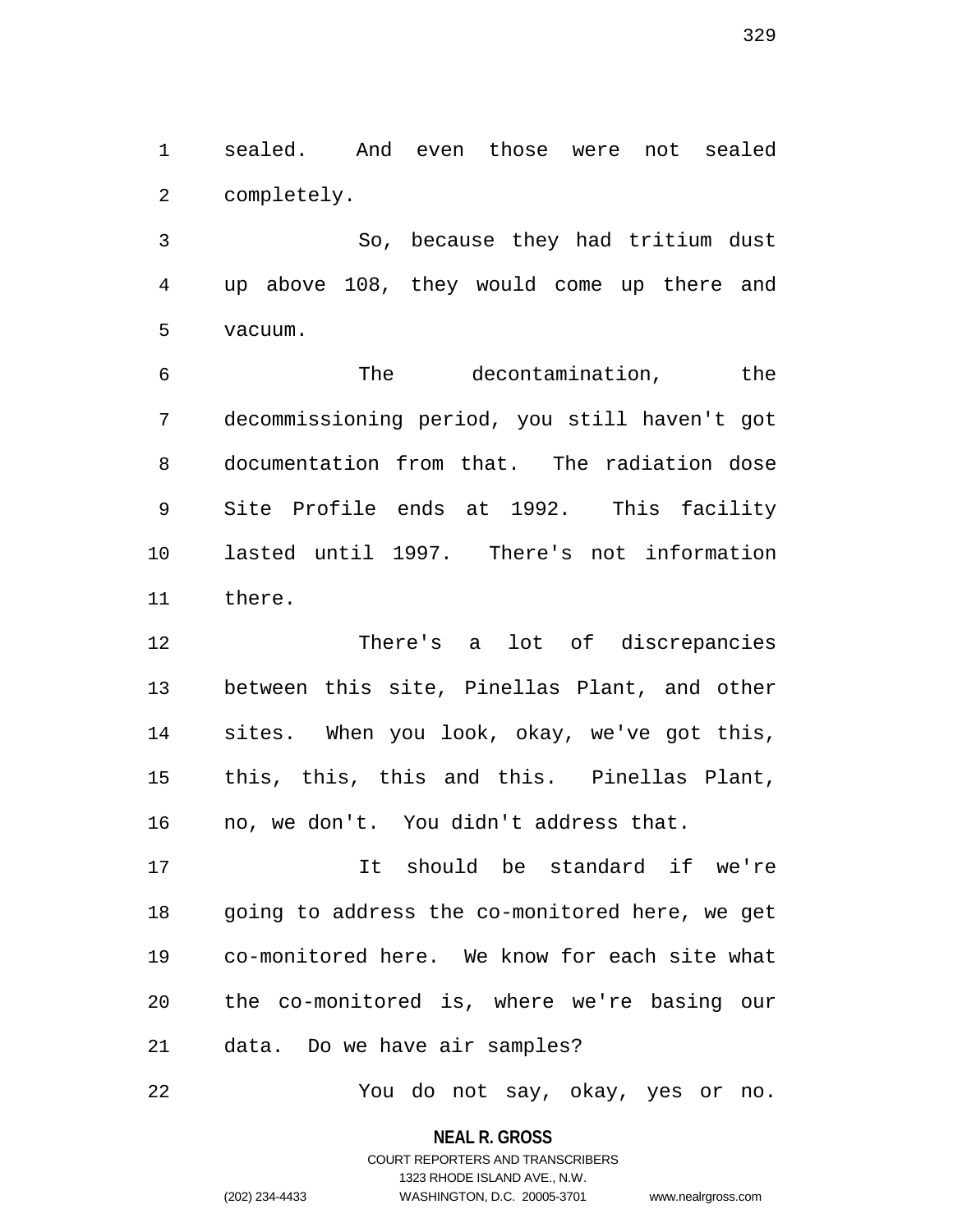sealed. And even those were not sealed completely.

So, because they had tritium dust up above 108, they would come up there and vacuum.

The decontamination, the decommissioning period, you still haven't got documentation from that. The radiation dose Site Profile ends at 1992. This facility lasted until 1997. There's not information there.

There's a lot of discrepancies between this site, Pinellas Plant, and other sites. When you look, okay, we've got this, this, this, this and this. Pinellas Plant, no, we don't. You didn't address that.

It should be standard if we're going to address the co-monitored here, we get co-monitored here. We know for each site what the co-monitored is, where we're basing our data. Do we have air samples?

You do not say, okay, yes or no.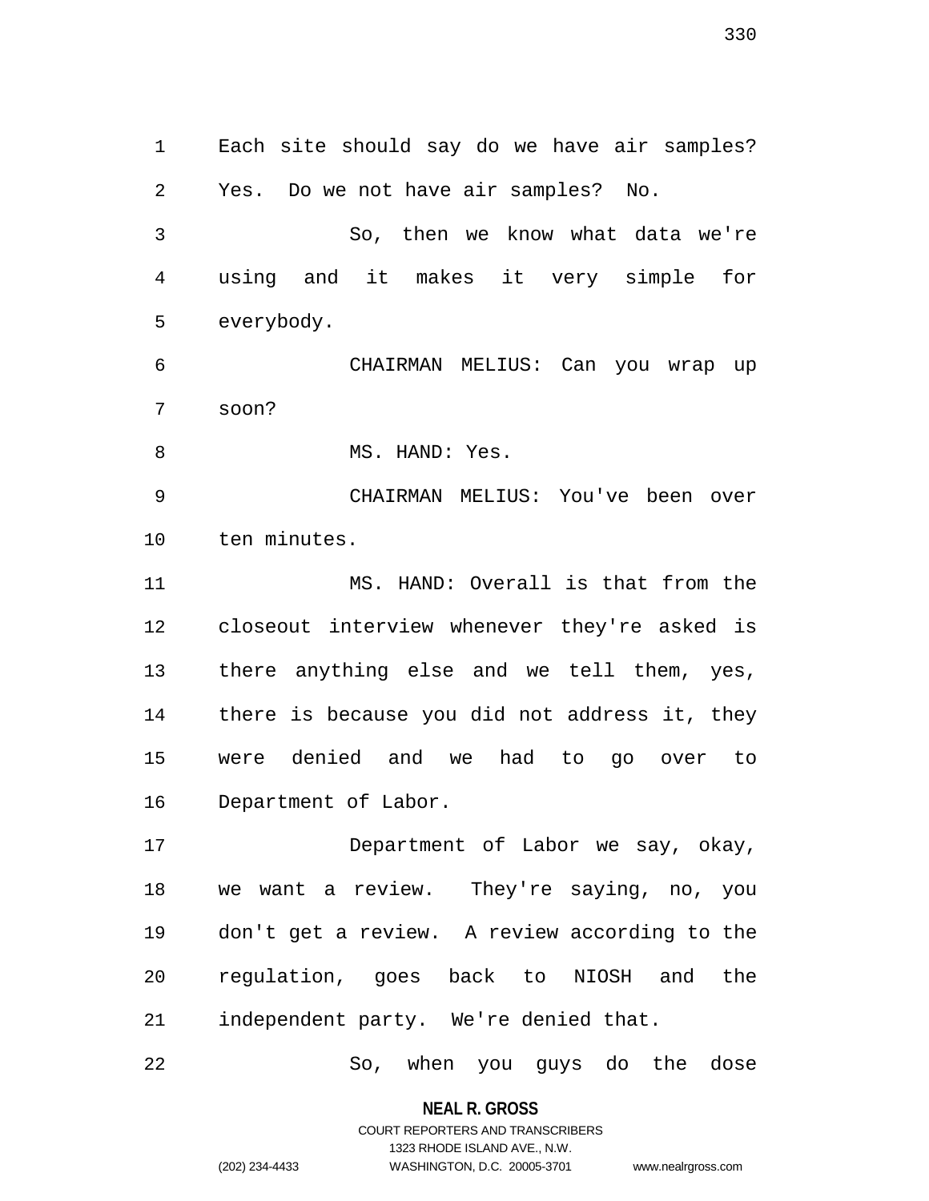Each site should say do we have air samples? Yes. Do we not have air samples? No.

So, then we know what data we're using and it makes it very simple for everybody.

CHAIRMAN MELIUS: Can you wrap up soon?

MS. HAND: Yes.

CHAIRMAN MELIUS: You've been over ten minutes.

MS. HAND: Overall is that from the closeout interview whenever they're asked is there anything else and we tell them, yes, there is because you did not address it, they were denied and we had to go over to Department of Labor.

Department of Labor we say, okay, we want a review. They're saying, no, you don't get a review. A review according to the regulation, goes back to NIOSH and the independent party. We're denied that.

So, when you guys do the dose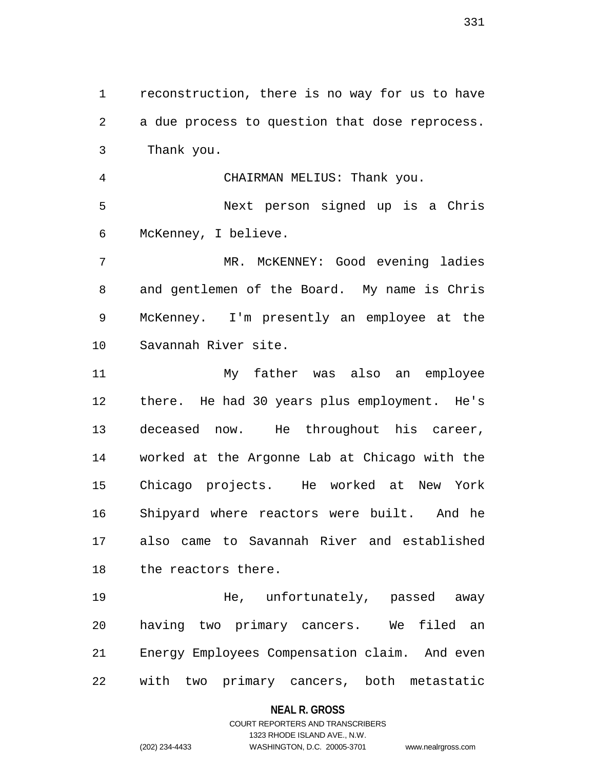reconstruction, there is no way for us to have a due process to question that dose reprocess. Thank you.

CHAIRMAN MELIUS: Thank you.

Next person signed up is a Chris McKenney, I believe.

MR. McKENNEY: Good evening ladies and gentlemen of the Board. My name is Chris McKenney. I'm presently an employee at the Savannah River site.

My father was also an employee there. He had 30 years plus employment. He's deceased now. He throughout his career, worked at the Argonne Lab at Chicago with the Chicago projects. He worked at New York Shipyard where reactors were built. And he also came to Savannah River and established the reactors there.

He, unfortunately, passed away having two primary cancers. We filed an Energy Employees Compensation claim. And even with two primary cancers, both metastatic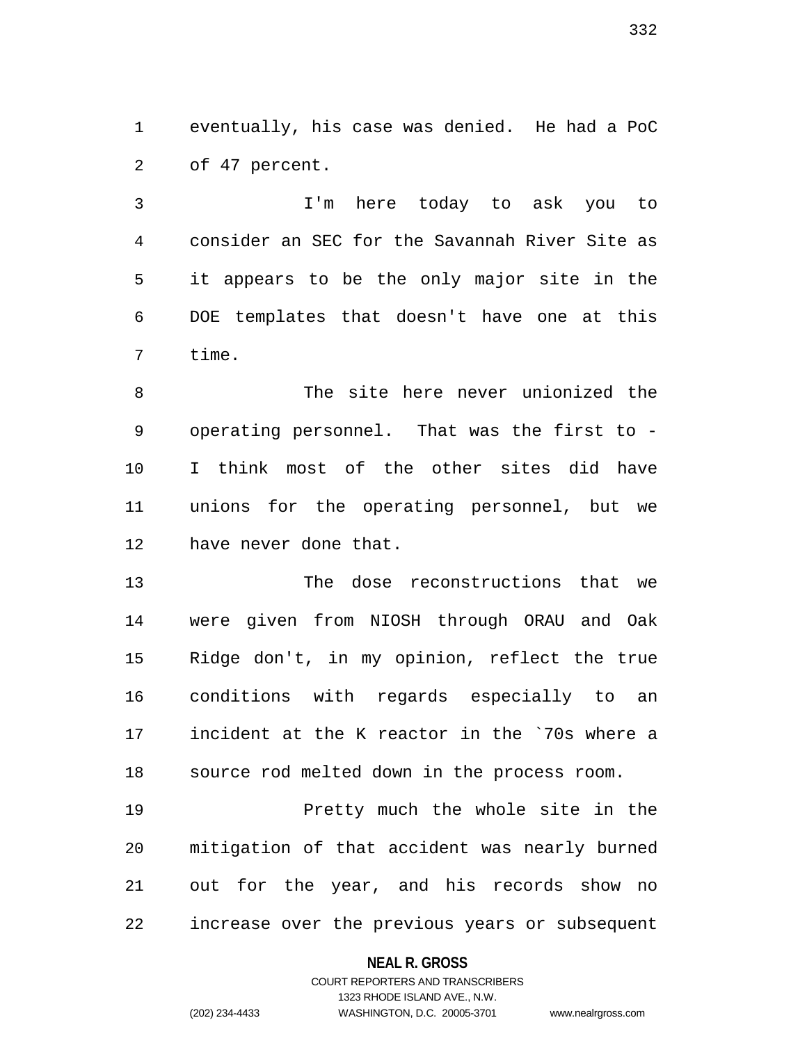eventually, his case was denied. He had a PoC of 47 percent.

I'm here today to ask you to consider an SEC for the Savannah River Site as it appears to be the only major site in the DOE templates that doesn't have one at this time.

The site here never unionized the operating personnel. That was the first to - I think most of the other sites did have unions for the operating personnel, but we have never done that.

The dose reconstructions that we were given from NIOSH through ORAU and Oak Ridge don't, in my opinion, reflect the true conditions with regards especially to an incident at the K reactor in the `70s where a source rod melted down in the process room.

Pretty much the whole site in the mitigation of that accident was nearly burned out for the year, and his records show no increase over the previous years or subsequent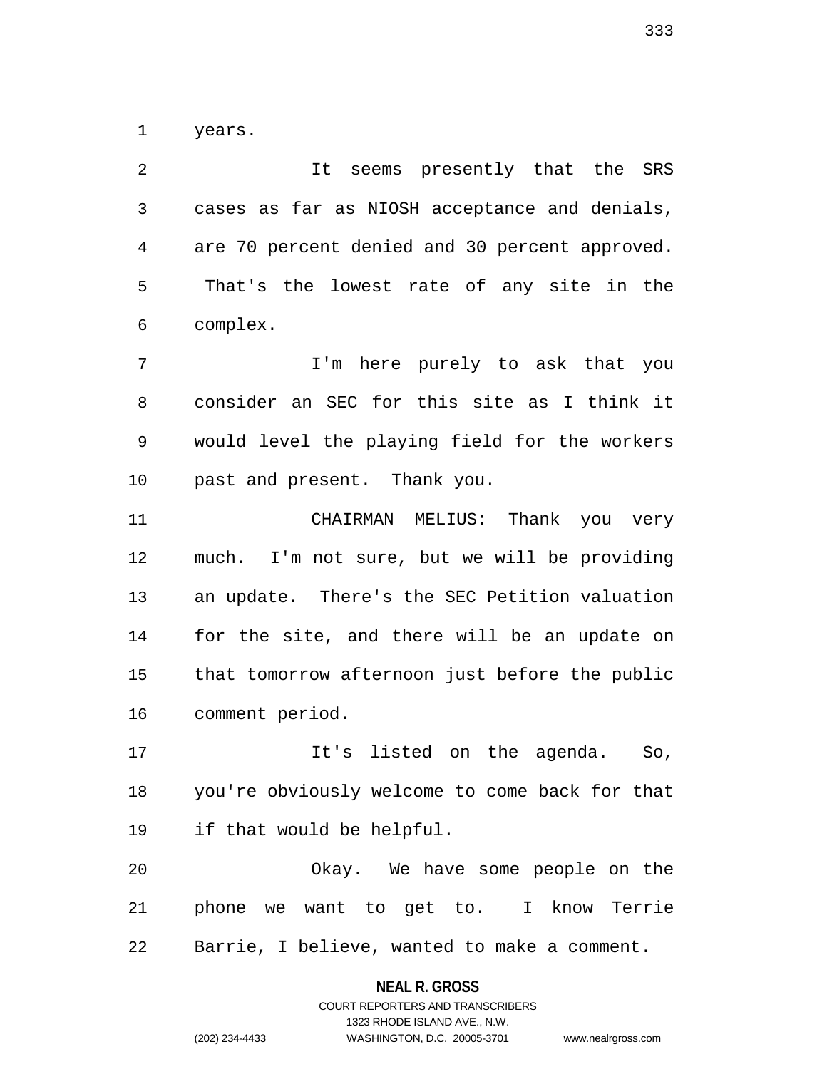years.

It seems presently that the SRS cases as far as NIOSH acceptance and denials, are 70 percent denied and 30 percent approved. That's the lowest rate of any site in the complex.

I'm here purely to ask that you consider an SEC for this site as I think it would level the playing field for the workers past and present. Thank you.

CHAIRMAN MELIUS: Thank you very much. I'm not sure, but we will be providing an update. There's the SEC Petition valuation for the site, and there will be an update on that tomorrow afternoon just before the public comment period.

It's listed on the agenda. So, you're obviously welcome to come back for that if that would be helpful.

Okay. We have some people on the phone we want to get to. I know Terrie Barrie, I believe, wanted to make a comment.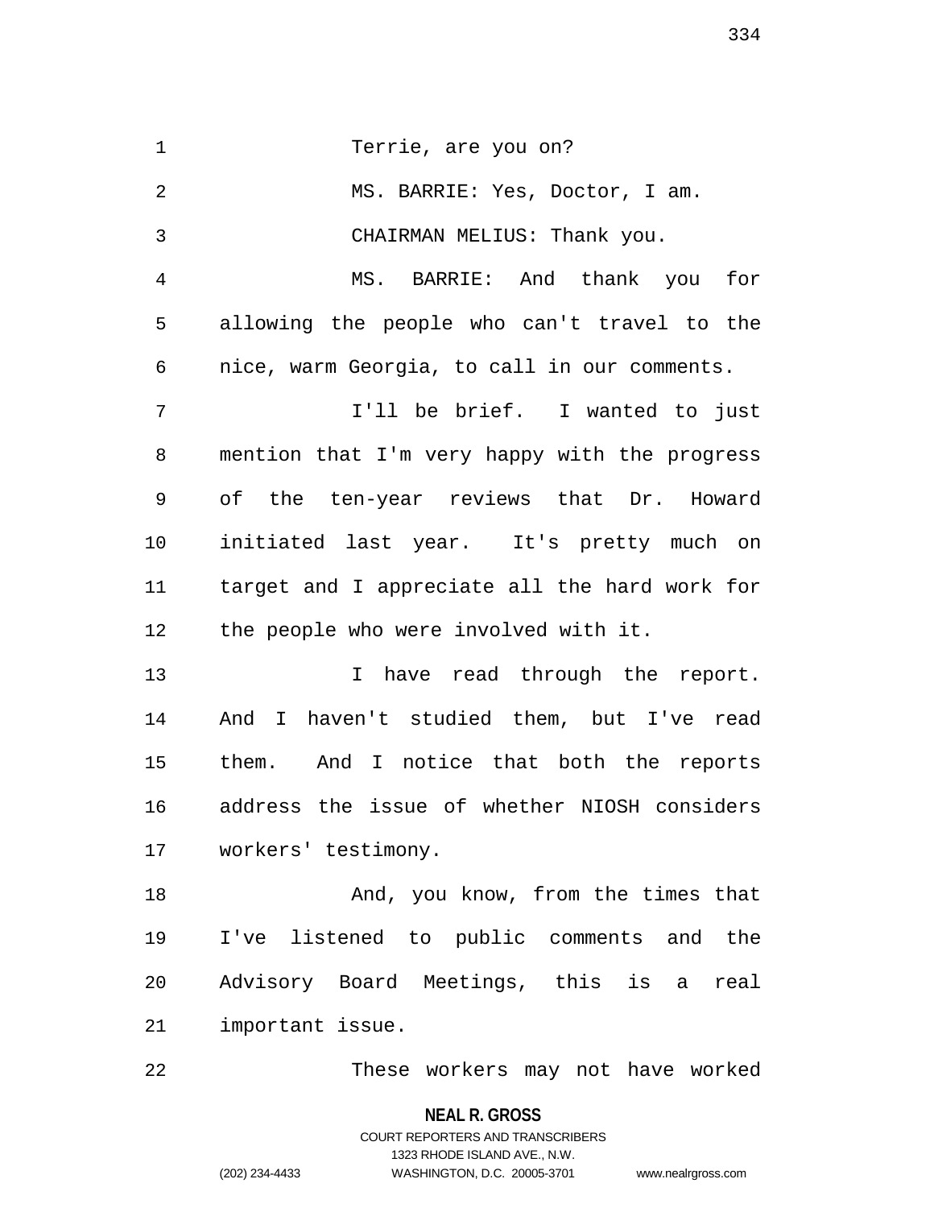Terrie, are you on?

MS. BARRIE: Yes, Doctor, I am.

CHAIRMAN MELIUS: Thank you.

MS. BARRIE: And thank you for allowing the people who can't travel to the nice, warm Georgia, to call in our comments.

I'll be brief. I wanted to just mention that I'm very happy with the progress of the ten-year reviews that Dr. Howard initiated last year. It's pretty much on target and I appreciate all the hard work for the people who were involved with it.

I have read through the report. And I haven't studied them, but I've read them. And I notice that both the reports address the issue of whether NIOSH considers workers' testimony.

And, you know, from the times that I've listened to public comments and the Advisory Board Meetings, this is a real important issue.

These workers may not have worked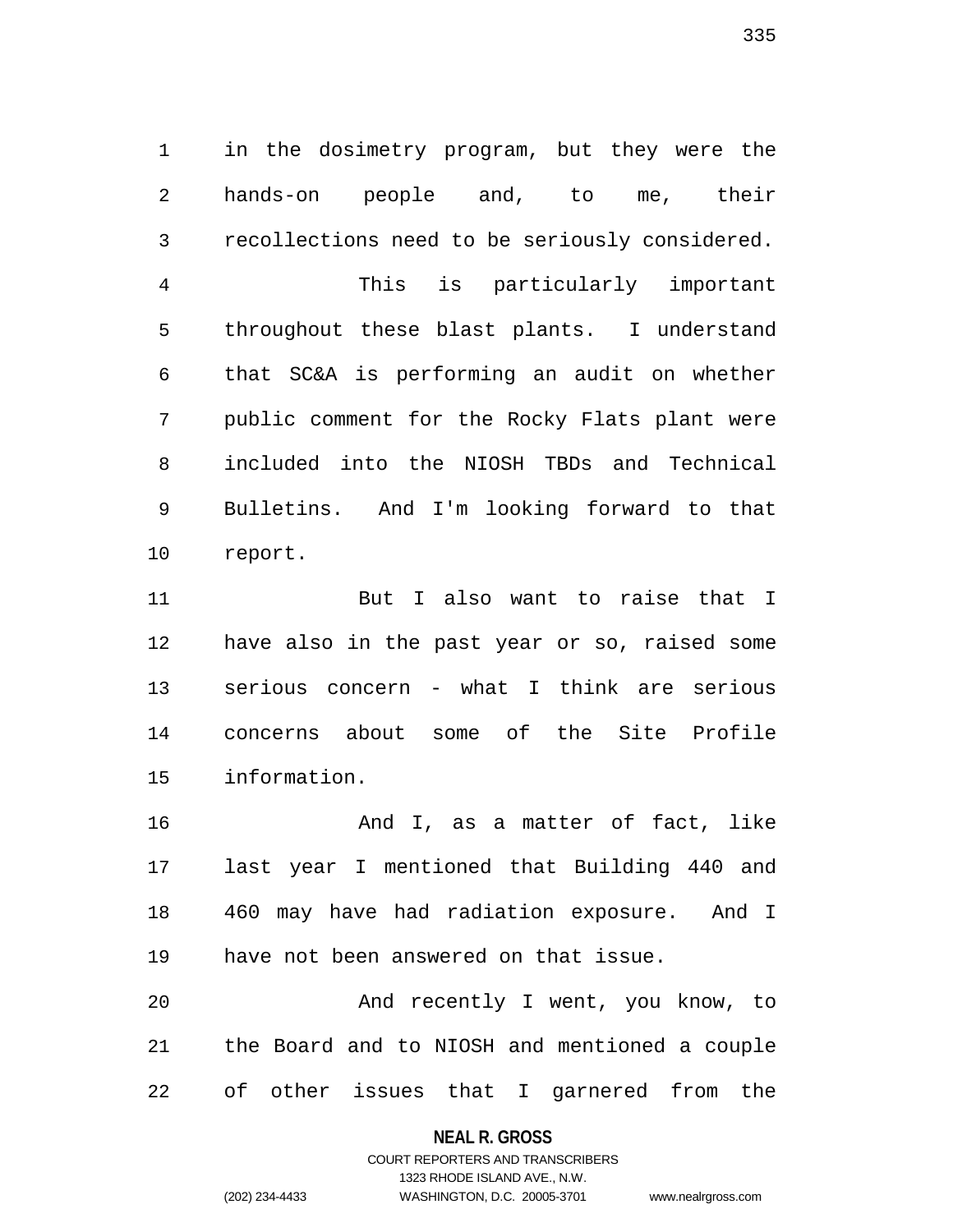in the dosimetry program, but they were the hands-on people and, to me, their recollections need to be seriously considered.

This is particularly important throughout these blast plants. I understand that SC&A is performing an audit on whether public comment for the Rocky Flats plant were included into the NIOSH TBDs and Technical Bulletins. And I'm looking forward to that report.

But I also want to raise that I have also in the past year or so, raised some serious concern - what I think are serious concerns about some of the Site Profile information.

And I, as a matter of fact, like last year I mentioned that Building 440 and 460 may have had radiation exposure. And I have not been answered on that issue.

And recently I went, you know, to the Board and to NIOSH and mentioned a couple of other issues that I garnered from the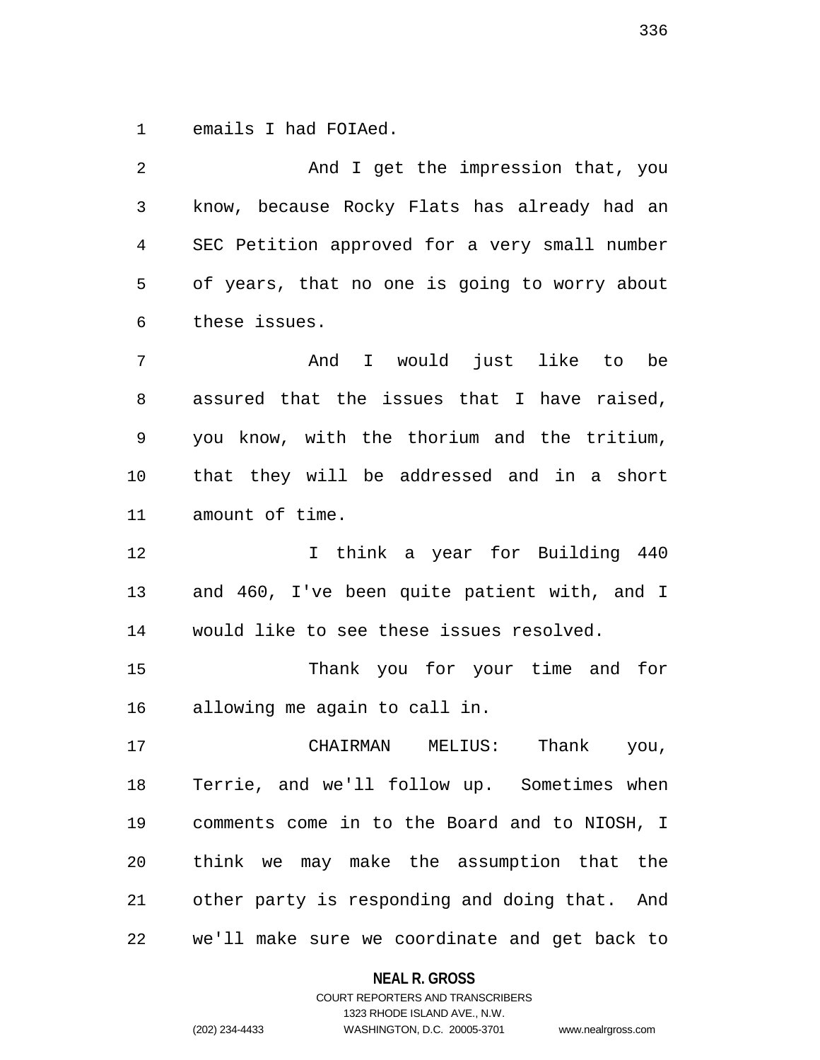emails I had FOIAed.

And I get the impression that, you know, because Rocky Flats has already had an SEC Petition approved for a very small number of years, that no one is going to worry about these issues.

And I would just like to be assured that the issues that I have raised, you know, with the thorium and the tritium, that they will be addressed and in a short amount of time.

I think a year for Building 440 and 460, I've been quite patient with, and I would like to see these issues resolved.

Thank you for your time and for allowing me again to call in.

CHAIRMAN MELIUS: Thank you, Terrie, and we'll follow up. Sometimes when comments come in to the Board and to NIOSH, I think we may make the assumption that the other party is responding and doing that. And we'll make sure we coordinate and get back to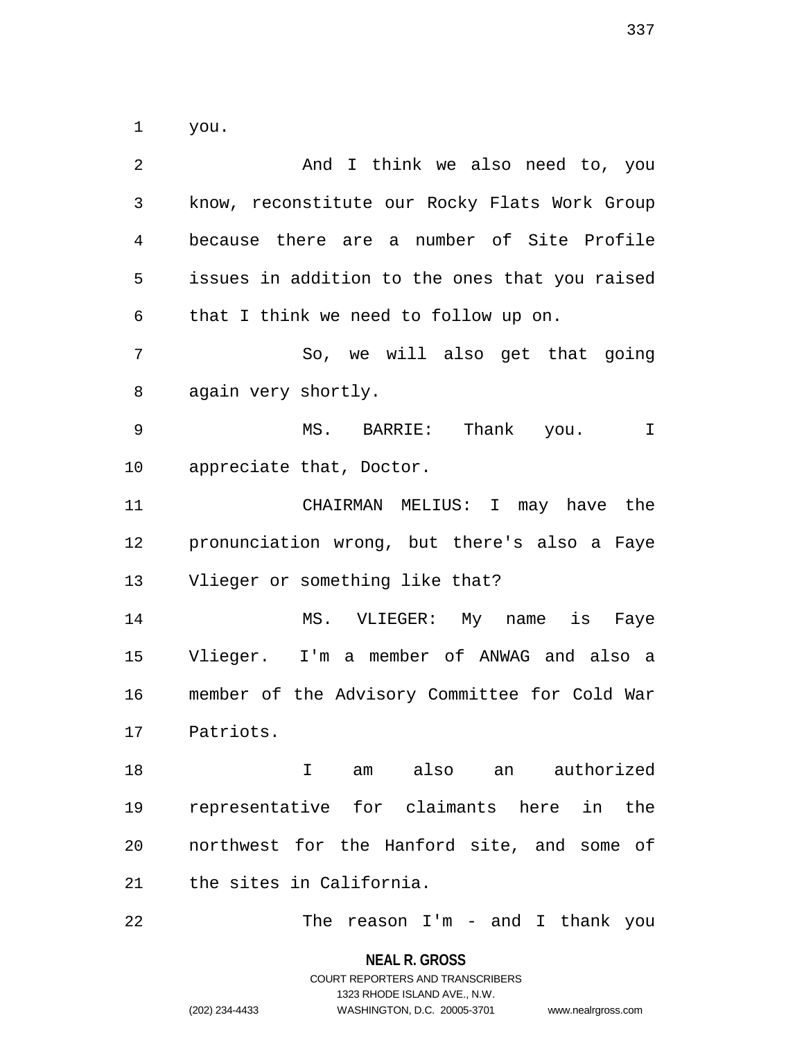you.

And I think we also need to, you know, reconstitute our Rocky Flats Work Group because there are a number of Site Profile issues in addition to the ones that you raised that I think we need to follow up on.

So, we will also get that going again very shortly.

MS. BARRIE: Thank you. I appreciate that, Doctor.

CHAIRMAN MELIUS: I may have the pronunciation wrong, but there's also a Faye Vlieger or something like that?

MS. VLIEGER: My name is Faye Vlieger. I'm a member of ANWAG and also a member of the Advisory Committee for Cold War Patriots.

I am also an authorized representative for claimants here in the northwest for the Hanford site, and some of the sites in California.

The reason I'm - and I thank you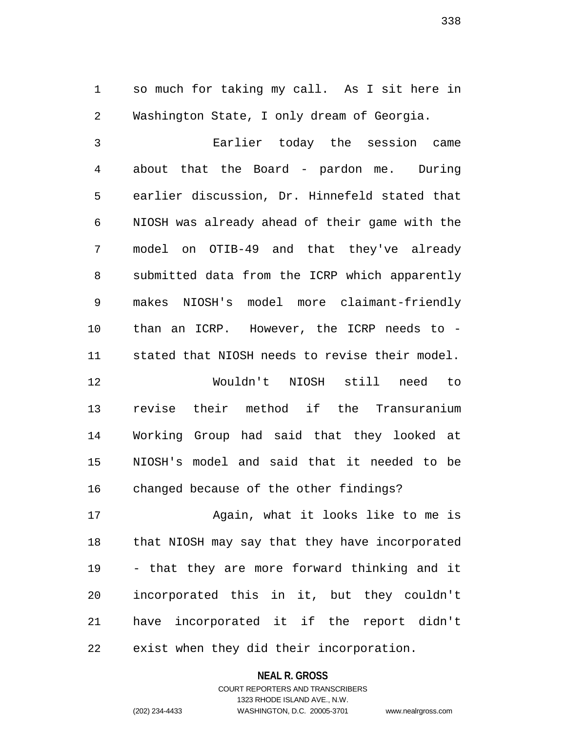so much for taking my call. As I sit here in Washington State, I only dream of Georgia.

Earlier today the session came about that the Board - pardon me. During earlier discussion, Dr. Hinnefeld stated that NIOSH was already ahead of their game with the model on OTIB-49 and that they've already submitted data from the ICRP which apparently makes NIOSH's model more claimant-friendly than an ICRP. However, the ICRP needs to - stated that NIOSH needs to revise their model.

Wouldn't NIOSH still need to revise their method if the Transuranium Working Group had said that they looked at NIOSH's model and said that it needed to be changed because of the other findings?

Again, what it looks like to me is that NIOSH may say that they have incorporated - that they are more forward thinking and it incorporated this in it, but they couldn't have incorporated it if the report didn't exist when they did their incorporation.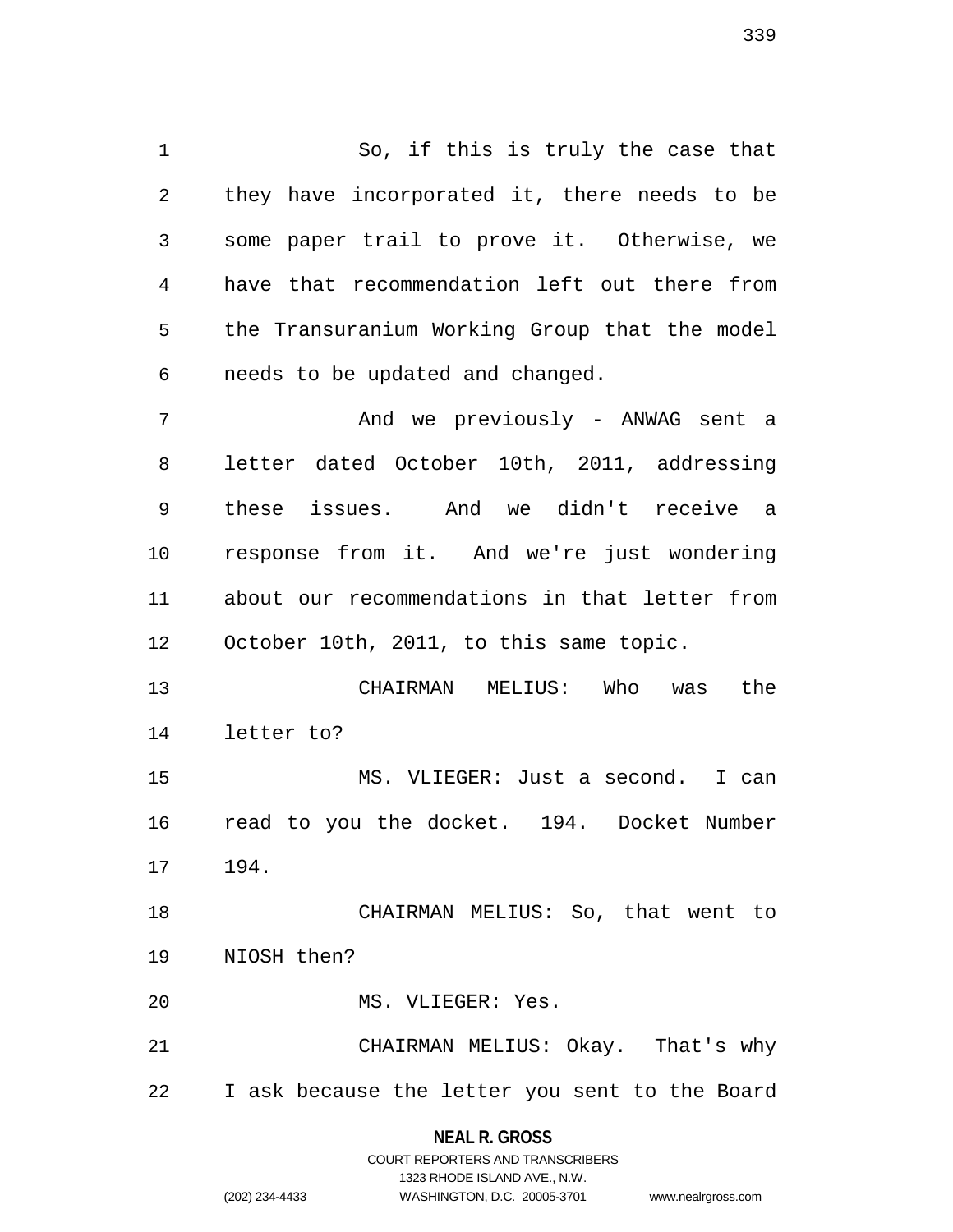So, if this is truly the case that they have incorporated it, there needs to be some paper trail to prove it. Otherwise, we have that recommendation left out there from the Transuranium Working Group that the model needs to be updated and changed.

And we previously - ANWAG sent a letter dated October 10th, 2011, addressing these issues. And we didn't receive a response from it. And we're just wondering about our recommendations in that letter from October 10th, 2011, to this same topic.

CHAIRMAN MELIUS: Who was the letter to?

MS. VLIEGER: Just a second. I can read to you the docket. 194. Docket Number 194.

CHAIRMAN MELIUS: So, that went to NIOSH then?

MS. VLIEGER: Yes.

CHAIRMAN MELIUS: Okay. That's why I ask because the letter you sent to the Board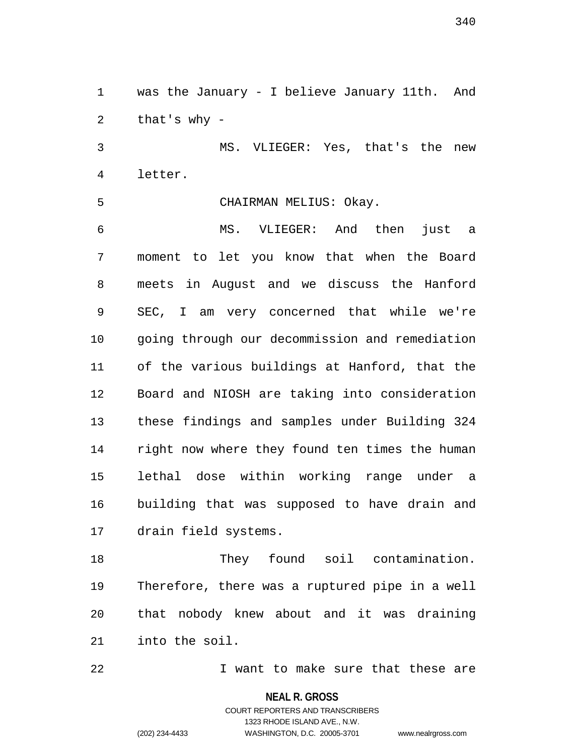was the January - I believe January 11th. And that's why -

MS. VLIEGER: Yes, that's the new letter.

CHAIRMAN MELIUS: Okay.

MS. VLIEGER: And then just a moment to let you know that when the Board meets in August and we discuss the Hanford SEC, I am very concerned that while we're going through our decommission and remediation of the various buildings at Hanford, that the Board and NIOSH are taking into consideration these findings and samples under Building 324 right now where they found ten times the human lethal dose within working range under a building that was supposed to have drain and drain field systems.

They found soil contamination. Therefore, there was a ruptured pipe in a well that nobody knew about and it was draining into the soil.

I want to make sure that these are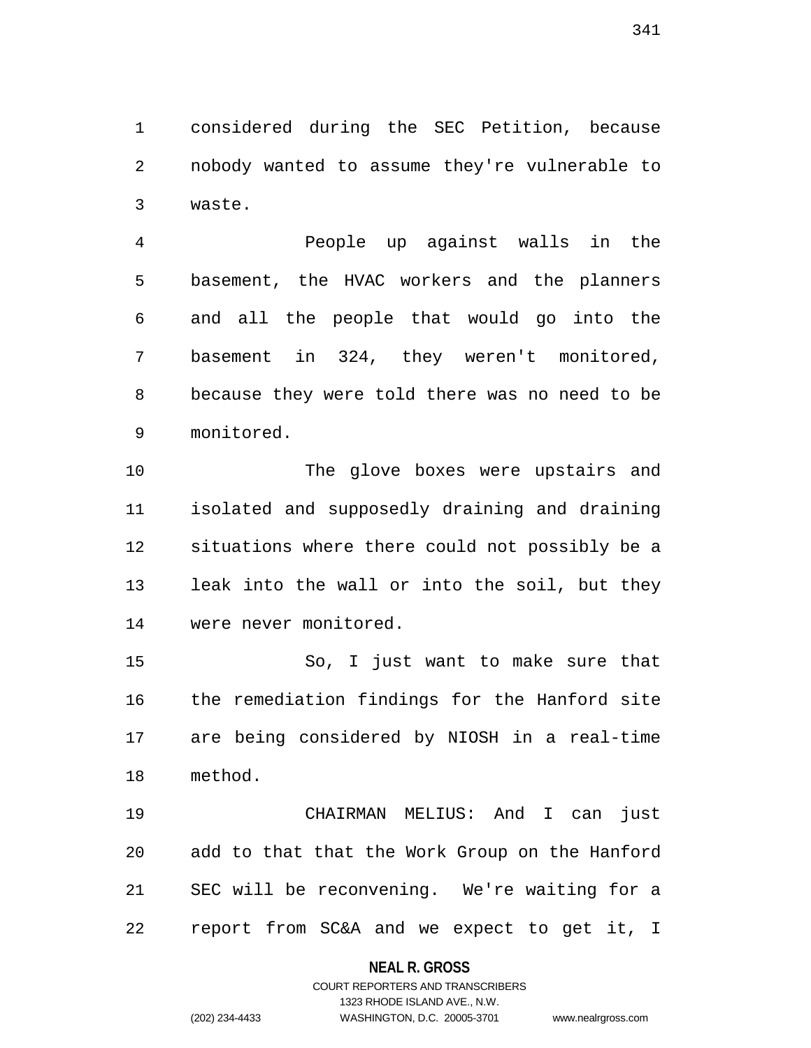considered during the SEC Petition, because nobody wanted to assume they're vulnerable to waste.

People up against walls in the basement, the HVAC workers and the planners and all the people that would go into the basement in 324, they weren't monitored, because they were told there was no need to be monitored.

The glove boxes were upstairs and isolated and supposedly draining and draining situations where there could not possibly be a leak into the wall or into the soil, but they were never monitored.

So, I just want to make sure that the remediation findings for the Hanford site are being considered by NIOSH in a real-time method.

CHAIRMAN MELIUS: And I can just add to that that the Work Group on the Hanford SEC will be reconvening. We're waiting for a report from SC&A and we expect to get it, I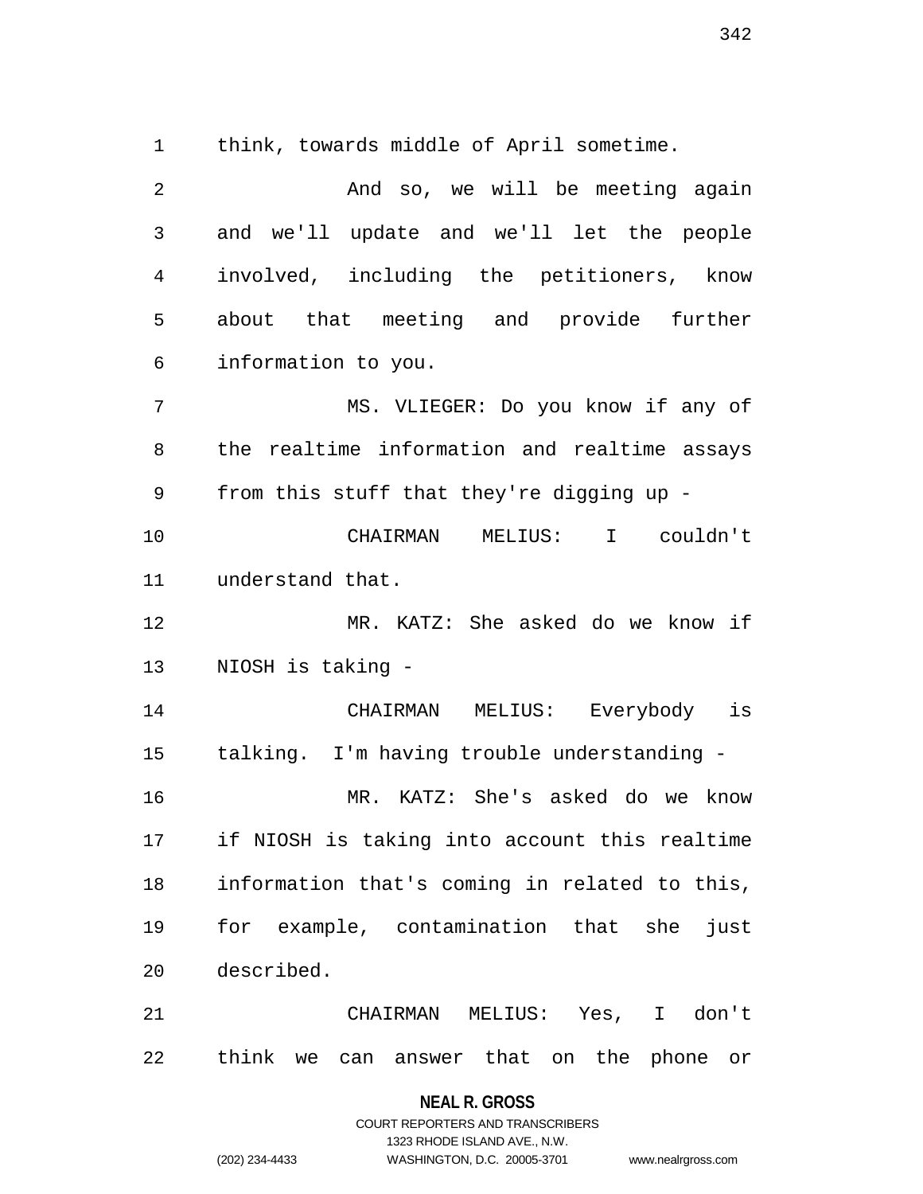think, towards middle of April sometime.

And so, we will be meeting again and we'll update and we'll let the people involved, including the petitioners, know about that meeting and provide further information to you.

MS. VLIEGER: Do you know if any of the realtime information and realtime assays from this stuff that they're digging up -

CHAIRMAN MELIUS: I couldn't understand that.

MR. KATZ: She asked do we know if NIOSH is taking -

CHAIRMAN MELIUS: Everybody is talking. I'm having trouble understanding -

MR. KATZ: She's asked do we know if NIOSH is taking into account this realtime information that's coming in related to this, for example, contamination that she just described.

CHAIRMAN MELIUS: Yes, I don't think we can answer that on the phone or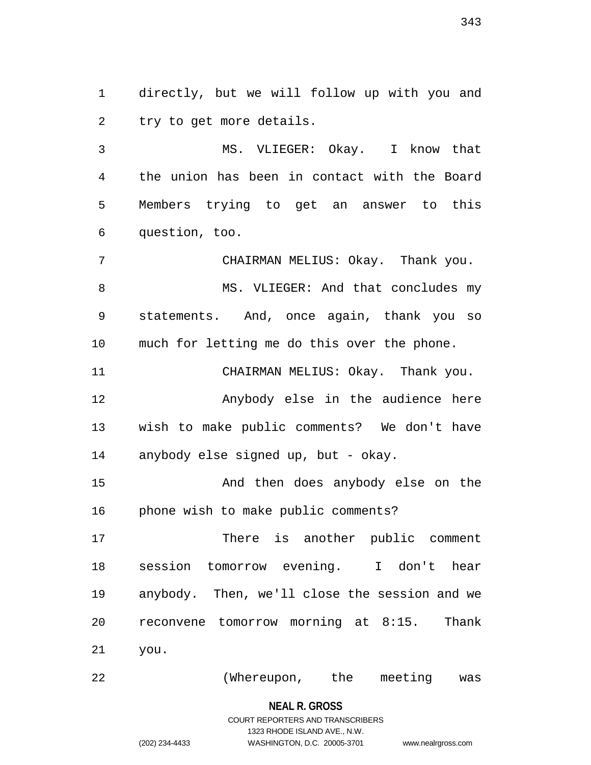directly, but we will follow up with you and try to get more details.

MS. VLIEGER: Okay. I know that the union has been in contact with the Board Members trying to get an answer to this question, too.

CHAIRMAN MELIUS: Okay. Thank you.

MS. VLIEGER: And that concludes my statements. And, once again, thank you so much for letting me do this over the phone.

CHAIRMAN MELIUS: Okay. Thank you.

Anybody else in the audience here wish to make public comments? We don't have anybody else signed up, but - okay.

And then does anybody else on the phone wish to make public comments?

There is another public comment session tomorrow evening. I don't hear anybody. Then, we'll close the session and we reconvene tomorrow morning at 8:15. Thank you.

(Whereupon, the meeting was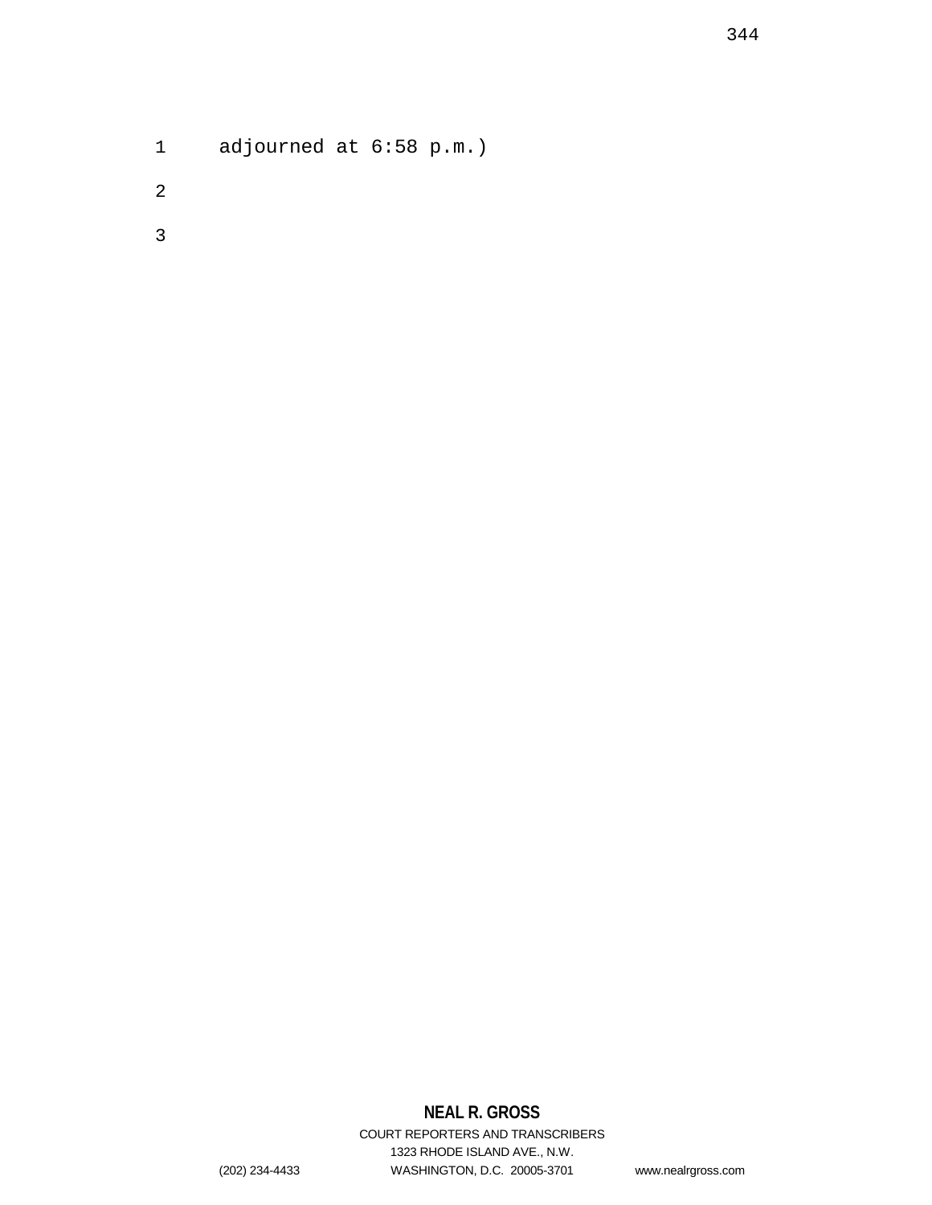adjourned at 6:58 p.m.)